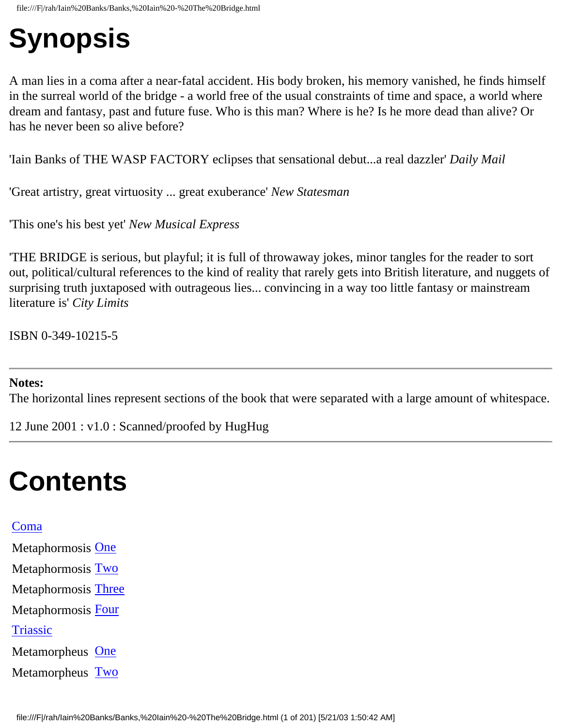# Synopsis

A man lies in a coma after a near-fatal accident. His body broken, his memory vanished, he finds himself in the surreal world of the bridge - a world free of the usual constraints of time and space, a world where dream and fantasy, past and future fuse. Who is this man? Where is he? Is he more dead than alive? Or has he never been so alive before?

'Iain Banks of THE WASP FACTORY eclipses that sensational debut...a real dazzler' *Daily Mail*

'Great artistry, great virtuosity ... great exuberance' *New Statesman*

'This one's his best yet' *New Musical Express*

'THE BRIDGE is serious, but playful; it is full of throwaway jokes, minor tangles for the reader to sort out, political/cultural references to the kind of reality that rarely gets into British literature, and nuggets of surprising truth juxtaposed with outrageous lies... convincing in a way too little fantasy or mainstream literature is' *City Limits*

ISBN 0-349-10215-5

---

**Notes:**
The horizontal lines represent sections of the book that were separated with a large amount of whitespace.

12 June 2001 : v1.0 : Scanned/proofed by HugHug

---

# Contents

Coma

Metaphormosis One

Metaphormosis Two

Metaphormosis Three

Metaphormosis Four

Triassic

Metamorpheus One

Metamorpheus Two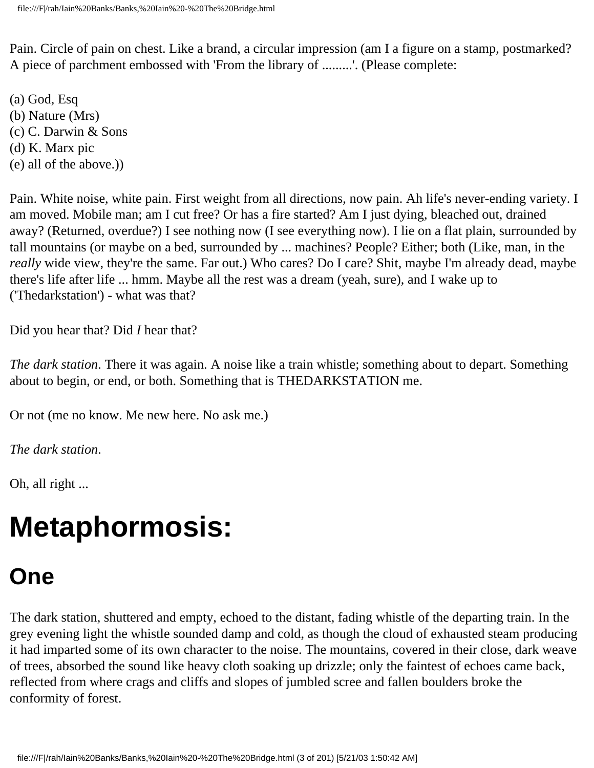Pain. Circle of pain on chest. Like a brand, a circular impression (am I a figure on a stamp, postmarked? A piece of parchment embossed with 'From the library of .........'. (Please complete:

(a) God, Esq
(b) Nature (Mrs)
(c) C. Darwin & Sons
(d) K. Marx pic
(e) all of the above.))

Pain. White noise, white pain. First weight from all directions, now pain. Ah life's never-ending variety. I am moved. Mobile man; am I cut free? Or has a fire started? Am I just dying, bleached out, drained away? (Returned, overdue?) I see nothing now (I see everything now). I lie on a flat plain, surrounded by tall mountains (or maybe on a bed, surrounded by ... machines? People? Either; both (Like, man, in the *really* wide view, they're the same. Far out.) Who cares? Do I care? Shit, maybe I'm already dead, maybe there's life after life ... hmm. Maybe all the rest was a dream (yeah, sure), and I wake up to ('Thedarkstation') - what was that?

Did you hear that? Did *I* hear that?

*The dark station*. There it was again. A noise like a train whistle; something about to depart. Something about to begin, or end, or both. Something that is THEDARKSTATION me.

Or not (me no know. Me new here. No ask me.)

*The dark station*.

Oh, all right ...

# Metaphormosis:

## One

The dark station, shuttered and empty, echoed to the distant, fading whistle of the departing train. In the grey evening light the whistle sounded damp and cold, as though the cloud of exhausted steam producing it had imparted some of its own character to the noise. The mountains, covered in their close, dark weave of trees, absorbed the sound like heavy cloth soaking up drizzle; only the faintest of echoes came back, reflected from where crags and cliffs and slopes of jumbled scree and fallen boulders broke the conformity of forest.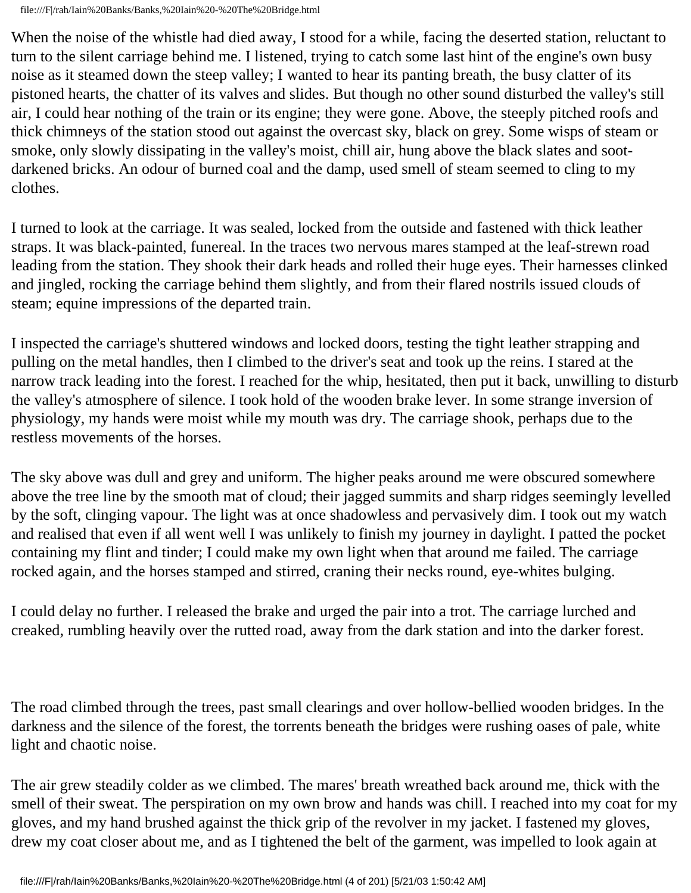When the noise of the whistle had died away, I stood for a while, facing the deserted station, reluctant to turn to the silent carriage behind me. I listened, trying to catch some last hint of the engine's own busy noise as it steamed down the steep valley; I wanted to hear its panting breath, the busy clatter of its pistoned hearts, the chatter of its valves and slides. But though no other sound disturbed the valley's still air, I could hear nothing of the train or its engine; they were gone. Above, the steeply pitched roofs and thick chimneys of the station stood out against the overcast sky, black on grey. Some wisps of steam or smoke, only slowly dissipating in the valley's moist, chill air, hung above the black slates and soot-darkened bricks. An odour of burned coal and the damp, used smell of steam seemed to cling to my clothes.

I turned to look at the carriage. It was sealed, locked from the outside and fastened with thick leather straps. It was black-painted, funereal. In the traces two nervous mares stamped at the leaf-strewn road leading from the station. They shook their dark heads and rolled their huge eyes. Their harnesses clinked and jingled, rocking the carriage behind them slightly, and from their flared nostrils issued clouds of steam; equine impressions of the departed train.

I inspected the carriage's shuttered windows and locked doors, testing the tight leather strapping and pulling on the metal handles, then I climbed to the driver's seat and took up the reins. I stared at the narrow track leading into the forest. I reached for the whip, hesitated, then put it back, unwilling to disturb the valley's atmosphere of silence. I took hold of the wooden brake lever. In some strange inversion of physiology, my hands were moist while my mouth was dry. The carriage shook, perhaps due to the restless movements of the horses.

The sky above was dull and grey and uniform. The higher peaks around me were obscured somewhere above the tree line by the smooth mat of cloud; their jagged summits and sharp ridges seemingly levelled by the soft, clinging vapour. The light was at once shadowless and pervasively dim. I took out my watch and realised that even if all went well I was unlikely to finish my journey in daylight. I patted the pocket containing my flint and tinder; I could make my own light when that around me failed. The carriage rocked again, and the horses stamped and stirred, craning their necks round, eye-whites bulging.

I could delay no further. I released the brake and urged the pair into a trot. The carriage lurched and creaked, rumbling heavily over the rutted road, away from the dark station and into the darker forest.

The road climbed through the trees, past small clearings and over hollow-bellied wooden bridges. In the darkness and the silence of the forest, the torrents beneath the bridges were rushing oases of pale, white light and chaotic noise.

The air grew steadily colder as we climbed. The mares' breath wreathed back around me, thick with the smell of their sweat. The perspiration on my own brow and hands was chill. I reached into my coat for my gloves, and my hand brushed against the thick grip of the revolver in my jacket. I fastened my gloves, drew my coat closer about me, and as I tightened the belt of the garment, was impelled to look again at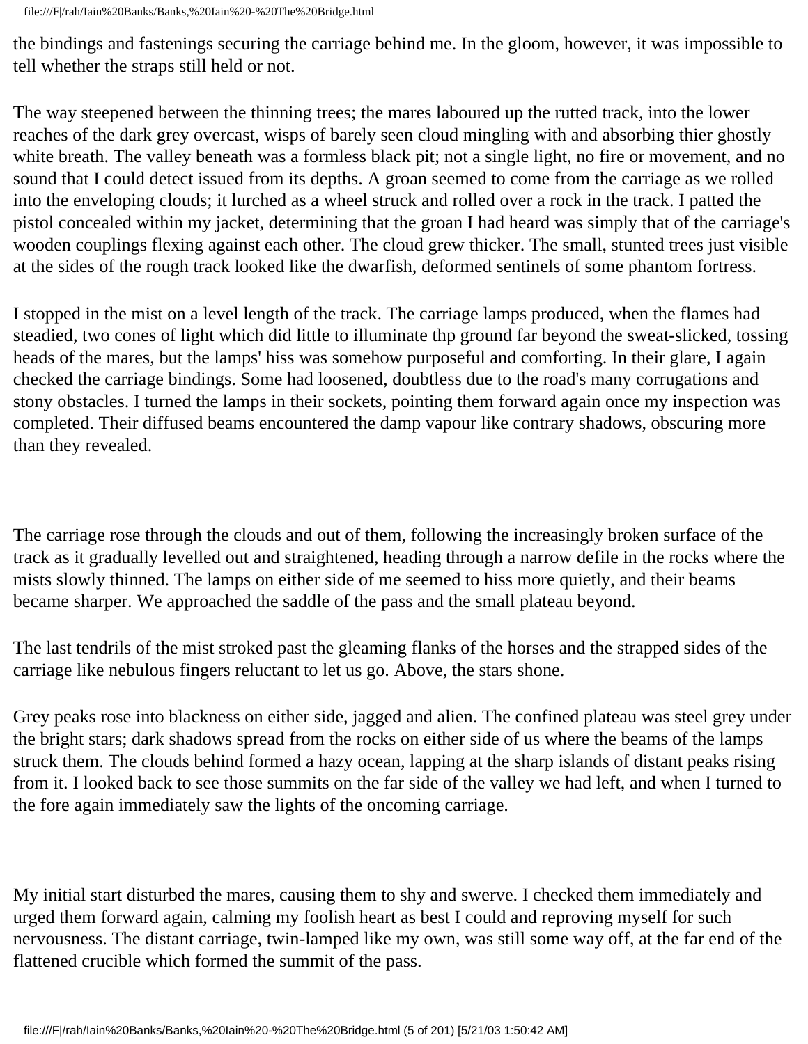the bindings and fastenings securing the carriage behind me. In the gloom, however, it was impossible to tell whether the straps still held or not.

The way steepened between the thinning trees; the mares laboured up the rutted track, into the lower reaches of the dark grey overcast, wisps of barely seen cloud mingling with and absorbing thier ghostly white breath. The valley beneath was a formless black pit; not a single light, no fire or movement, and no sound that I could detect issued from its depths. A groan seemed to come from the carriage as we rolled into the enveloping clouds; it lurched as a wheel struck and rolled over a rock in the track. I patted the pistol concealed within my jacket, determining that the groan I had heard was simply that of the carriage's wooden couplings flexing against each other. The cloud grew thicker. The small, stunted trees just visible at the sides of the rough track looked like the dwarfish, deformed sentinels of some phantom fortress.

I stopped in the mist on a level length of the track. The carriage lamps produced, when the flames had steadied, two cones of light which did little to illuminate thp ground far beyond the sweat-slicked, tossing heads of the mares, but the lamps' hiss was somehow purposeful and comforting. In their glare, I again checked the carriage bindings. Some had loosened, doubtless due to the road's many corrugations and stony obstacles. I turned the lamps in their sockets, pointing them forward again once my inspection was completed. Their diffused beams encountered the damp vapour like contrary shadows, obscuring more than they revealed.

The carriage rose through the clouds and out of them, following the increasingly broken surface of the track as it gradually levelled out and straightened, heading through a narrow defile in the rocks where the mists slowly thinned. The lamps on either side of me seemed to hiss more quietly, and their beams became sharper. We approached the saddle of the pass and the small plateau beyond.

The last tendrils of the mist stroked past the gleaming flanks of the horses and the strapped sides of the carriage like nebulous fingers reluctant to let us go. Above, the stars shone.

Grey peaks rose into blackness on either side, jagged and alien. The confined plateau was steel grey under the bright stars; dark shadows spread from the rocks on either side of us where the beams of the lamps struck them. The clouds behind formed a hazy ocean, lapping at the sharp islands of distant peaks rising from it. I looked back to see those summits on the far side of the valley we had left, and when I turned to the fore again immediately saw the lights of the oncoming carriage.

My initial start disturbed the mares, causing them to shy and swerve. I checked them immediately and urged them forward again, calming my foolish heart as best I could and reproving myself for such nervousness. The distant carriage, twin-lamped like my own, was still some way off, at the far end of the flattened crucible which formed the summit of the pass.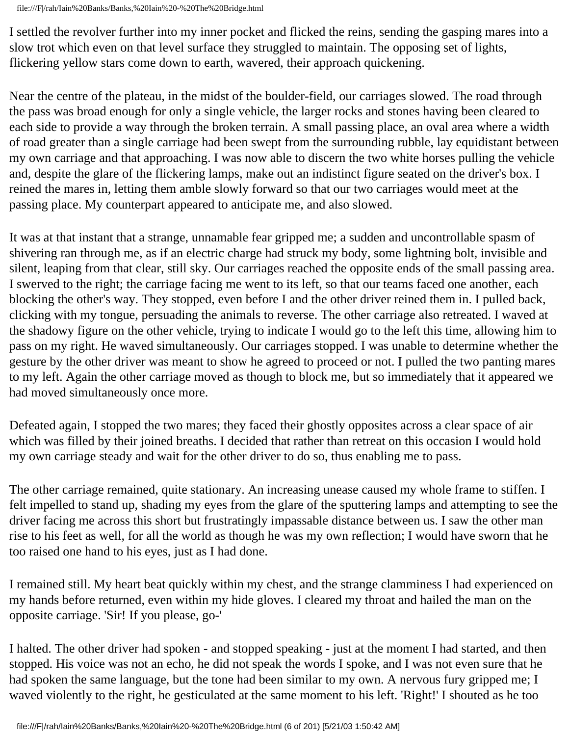I settled the revolver further into my inner pocket and flicked the reins, sending the gasping mares into a slow trot which even on that level surface they struggled to maintain. The opposing set of lights, flickering yellow stars come down to earth, wavered, their approach quickening.

Near the centre of the plateau, in the midst of the boulder-field, our carriages slowed. The road through the pass was broad enough for only a single vehicle, the larger rocks and stones having been cleared to each side to provide a way through the broken terrain. A small passing place, an oval area where a width of road greater than a single carriage had been swept from the surrounding rubble, lay equidistant between my own carriage and that approaching. I was now able to discern the two white horses pulling the vehicle and, despite the glare of the flickering lamps, make out an indistinct figure seated on the driver's box. I reined the mares in, letting them amble slowly forward so that our two carriages would meet at the passing place. My counterpart appeared to anticipate me, and also slowed.

It was at that instant that a strange, unnamable fear gripped me; a sudden and uncontrollable spasm of shivering ran through me, as if an electric charge had struck my body, some lightning bolt, invisible and silent, leaping from that clear, still sky. Our carriages reached the opposite ends of the small passing area. I swerved to the right; the carriage facing me went to its left, so that our teams faced one another, each blocking the other's way. They stopped, even before I and the other driver reined them in. I pulled back, clicking with my tongue, persuading the animals to reverse. The other carriage also retreated. I waved at the shadowy figure on the other vehicle, trying to indicate I would go to the left this time, allowing him to pass on my right. He waved simultaneously. Our carriages stopped. I was unable to determine whether the gesture by the other driver was meant to show he agreed to proceed or not. I pulled the two panting mares to my left. Again the other carriage moved as though to block me, but so immediately that it appeared we had moved simultaneously once more.

Defeated again, I stopped the two mares; they faced their ghostly opposites across a clear space of air which was filled by their joined breaths. I decided that rather than retreat on this occasion I would hold my own carriage steady and wait for the other driver to do so, thus enabling me to pass.

The other carriage remained, quite stationary. An increasing unease caused my whole frame to stiffen. I felt impelled to stand up, shading my eyes from the glare of the sputtering lamps and attempting to see the driver facing me across this short but frustratingly impassable distance between us. I saw the other man rise to his feet as well, for all the world as though he was my own reflection; I would have sworn that he too raised one hand to his eyes, just as I had done.

I remained still. My heart beat quickly within my chest, and the strange clamminess I had experienced on my hands before returned, even within my hide gloves. I cleared my throat and hailed the man on the opposite carriage. 'Sir! If you please, go-'

I halted. The other driver had spoken - and stopped speaking - just at the moment I had started, and then stopped. His voice was not an echo, he did not speak the words I spoke, and I was not even sure that he had spoken the same language, but the tone had been similar to my own. A nervous fury gripped me; I waved violently to the right, he gesticulated at the same moment to his left. 'Right!' I shouted as he too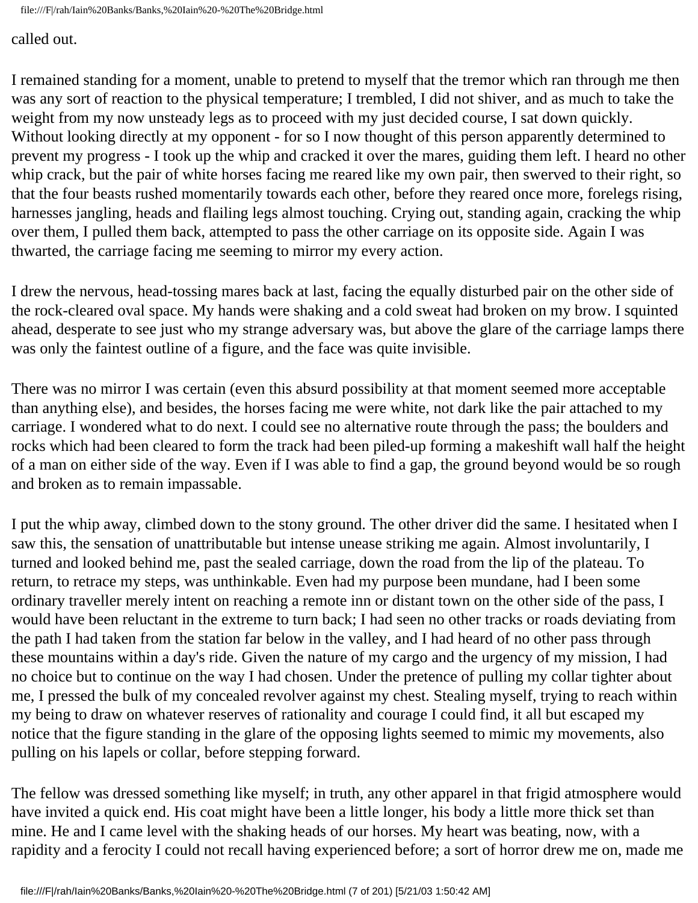called out.

I remained standing for a moment, unable to pretend to myself that the tremor which ran through me then was any sort of reaction to the physical temperature; I trembled, I did not shiver, and as much to take the weight from my now unsteady legs as to proceed with my just decided course, I sat down quickly. Without looking directly at my opponent - for so I now thought of this person apparently determined to prevent my progress - I took up the whip and cracked it over the mares, guiding them left. I heard no other whip crack, but the pair of white horses facing me reared like my own pair, then swerved to their right, so that the four beasts rushed momentarily towards each other, before they reared once more, forelegs rising, harnesses jangling, heads and flailing legs almost touching. Crying out, standing again, cracking the whip over them, I pulled them back, attempted to pass the other carriage on its opposite side. Again I was thwarted, the carriage facing me seeming to mirror my every action.

I drew the nervous, head-tossing mares back at last, facing the equally disturbed pair on the other side of the rock-cleared oval space. My hands were shaking and a cold sweat had broken on my brow. I squinted ahead, desperate to see just who my strange adversary was, but above the glare of the carriage lamps there was only the faintest outline of a figure, and the face was quite invisible.

There was no mirror I was certain (even this absurd possibility at that moment seemed more acceptable than anything else), and besides, the horses facing me were white, not dark like the pair attached to my carriage. I wondered what to do next. I could see no alternative route through the pass; the boulders and rocks which had been cleared to form the track had been piled-up forming a makeshift wall half the height of a man on either side of the way. Even if I was able to find a gap, the ground beyond would be so rough and broken as to remain impassable.

I put the whip away, climbed down to the stony ground. The other driver did the same. I hesitated when I saw this, the sensation of unattributable but intense unease striking me again. Almost involuntarily, I turned and looked behind me, past the sealed carriage, down the road from the lip of the plateau. To return, to retrace my steps, was unthinkable. Even had my purpose been mundane, had I been some ordinary traveller merely intent on reaching a remote inn or distant town on the other side of the pass, I would have been reluctant in the extreme to turn back; I had seen no other tracks or roads deviating from the path I had taken from the station far below in the valley, and I had heard of no other pass through these mountains within a day's ride. Given the nature of my cargo and the urgency of my mission, I had no choice but to continue on the way I had chosen. Under the pretence of pulling my collar tighter about me, I pressed the bulk of my concealed revolver against my chest. Stealing myself, trying to reach within my being to draw on whatever reserves of rationality and courage I could find, it all but escaped my notice that the figure standing in the glare of the opposing lights seemed to mimic my movements, also pulling on his lapels or collar, before stepping forward.

The fellow was dressed something like myself; in truth, any other apparel in that frigid atmosphere would have invited a quick end. His coat might have been a little longer, his body a little more thick set than mine. He and I came level with the shaking heads of our horses. My heart was beating, now, with a rapidity and a ferocity I could not recall having experienced before; a sort of horror drew me on, made me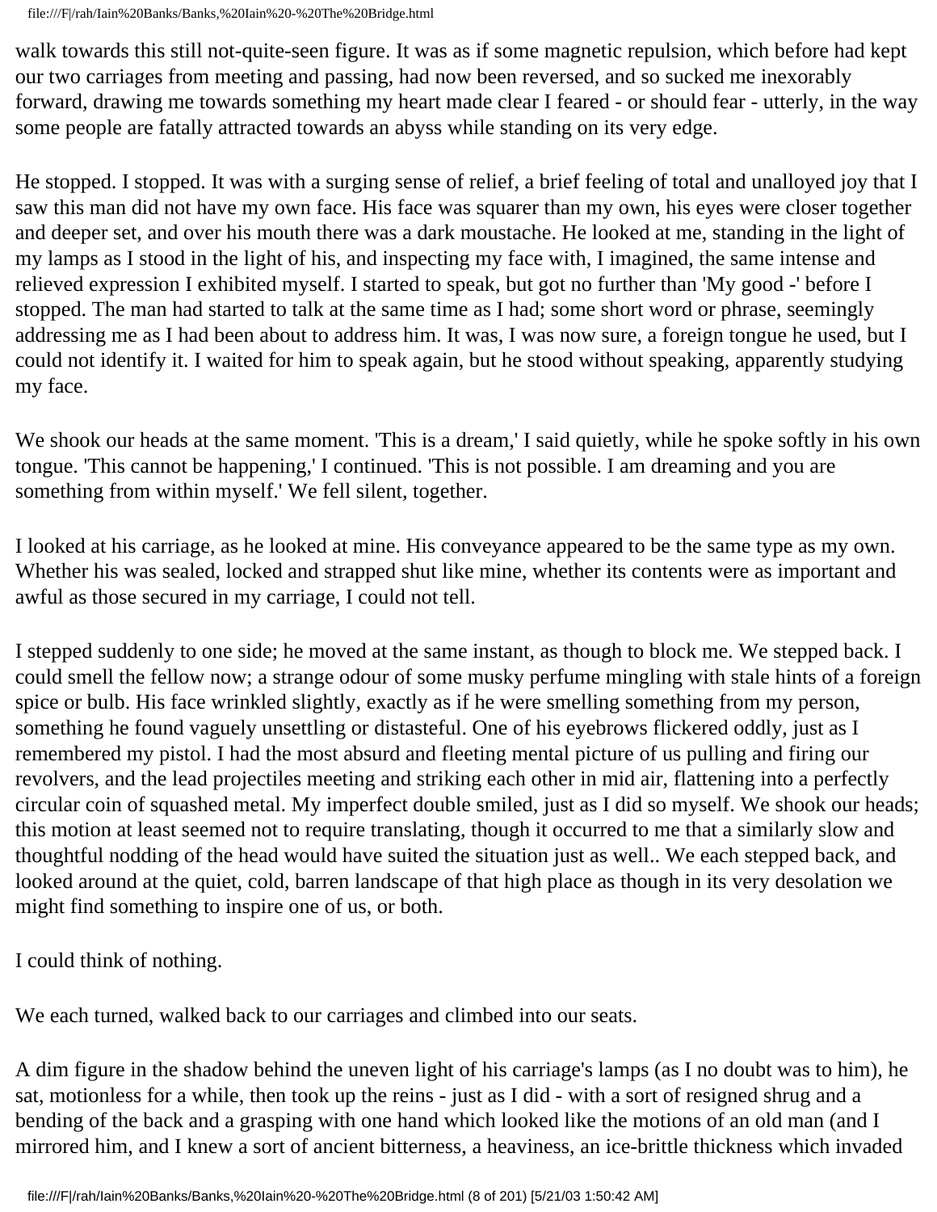walk towards this still not-quite-seen figure. It was as if some magnetic repulsion, which before had kept our two carriages from meeting and passing, had now been reversed, and so sucked me inexorably forward, drawing me towards something my heart made clear I feared - or should fear - utterly, in the way some people are fatally attracted towards an abyss while standing on its very edge.

He stopped. I stopped. It was with a surging sense of relief, a brief feeling of total and unalloyed joy that I saw this man did not have my own face. His face was squarer than my own, his eyes were closer together and deeper set, and over his mouth there was a dark moustache. He looked at me, standing in the light of my lamps as I stood in the light of his, and inspecting my face with, I imagined, the same intense and relieved expression I exhibited myself. I started to speak, but got no further than 'My good -' before I stopped. The man had started to talk at the same time as I had; some short word or phrase, seemingly addressing me as I had been about to address him. It was, I was now sure, a foreign tongue he used, but I could not identify it. I waited for him to speak again, but he stood without speaking, apparently studying my face.

We shook our heads at the same moment. 'This is a dream,' I said quietly, while he spoke softly in his own tongue. 'This cannot be happening,' I continued. 'This is not possible. I am dreaming and you are something from within myself.' We fell silent, together.

I looked at his carriage, as he looked at mine. His conveyance appeared to be the same type as my own. Whether his was sealed, locked and strapped shut like mine, whether its contents were as important and awful as those secured in my carriage, I could not tell.

I stepped suddenly to one side; he moved at the same instant, as though to block me. We stepped back. I could smell the fellow now; a strange odour of some musky perfume mingling with stale hints of a foreign spice or bulb. His face wrinkled slightly, exactly as if he were smelling something from my person, something he found vaguely unsettling or distasteful. One of his eyebrows flickered oddly, just as I remembered my pistol. I had the most absurd and fleeting mental picture of us pulling and firing our revolvers, and the lead projectiles meeting and striking each other in mid air, flattening into a perfectly circular coin of squashed metal. My imperfect double smiled, just as I did so myself. We shook our heads; this motion at least seemed not to require translating, though it occurred to me that a similarly slow and thoughtful nodding of the head would have suited the situation just as well.. We each stepped back, and looked around at the quiet, cold, barren landscape of that high place as though in its very desolation we might find something to inspire one of us, or both.

I could think of nothing.

We each turned, walked back to our carriages and climbed into our seats.

A dim figure in the shadow behind the uneven light of his carriage's lamps (as I no doubt was to him), he sat, motionless for a while, then took up the reins - just as I did - with a sort of resigned shrug and a bending of the back and a grasping with one hand which looked like the motions of an old man (and I mirrored him, and I knew a sort of ancient bitterness, a heaviness, an ice-brittle thickness which invaded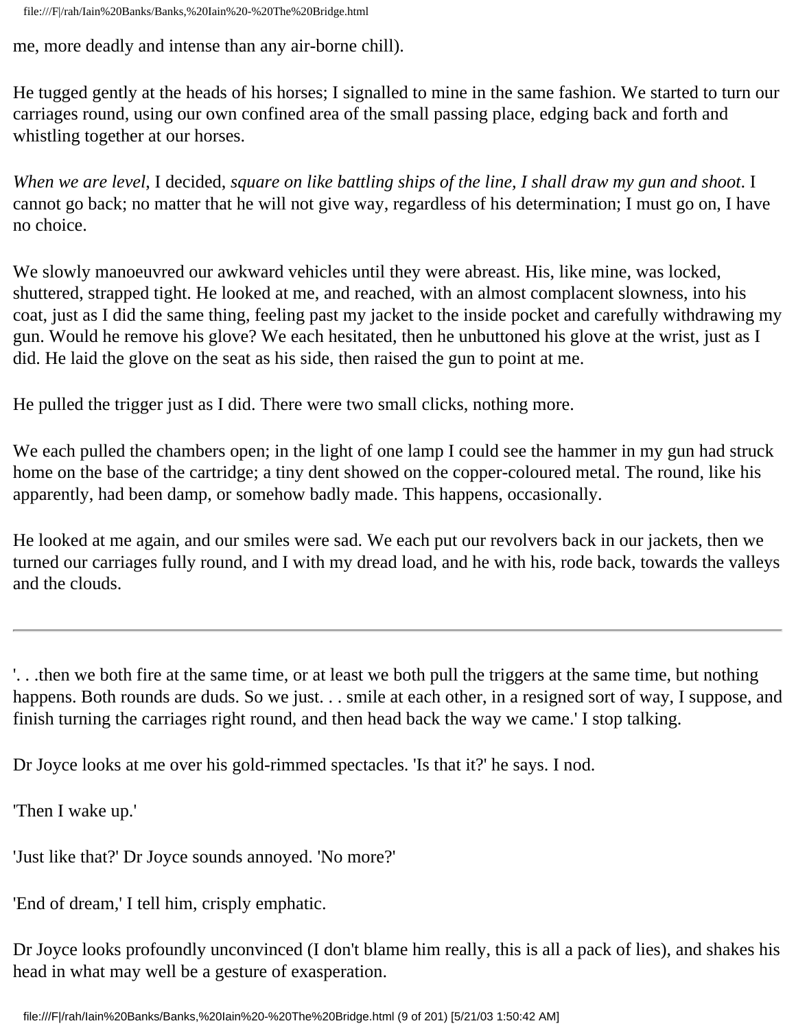me, more deadly and intense than any air-borne chill).

He tugged gently at the heads of his horses; I signalled to mine in the same fashion. We started to turn our carriages round, using our own confined area of the small passing place, edging back and forth and whistling together at our horses.

*When we are level*, I decided, *square on like battling ships of the line, I shall draw my gun and shoot*. I cannot go back; no matter that he will not give way, regardless of his determination; I must go on, I have no choice.

We slowly manoeuvred our awkward vehicles until they were abreast. His, like mine, was locked, shuttered, strapped tight. He looked at me, and reached, with an almost complacent slowness, into his coat, just as I did the same thing, feeling past my jacket to the inside pocket and carefully withdrawing my gun. Would he remove his glove? We each hesitated, then he unbuttoned his glove at the wrist, just as I did. He laid the glove on the seat as his side, then raised the gun to point at me.

He pulled the trigger just as I did. There were two small clicks, nothing more.

We each pulled the chambers open; in the light of one lamp I could see the hammer in my gun had struck home on the base of the cartridge; a tiny dent showed on the copper-coloured metal. The round, like his apparently, had been damp, or somehow badly made. This happens, occasionally.

He looked at me again, and our smiles were sad. We each put our revolvers back in our jackets, then we turned our carriages fully round, and I with my dread load, and he with his, rode back, towards the valleys and the clouds.

---

'. . .then we both fire at the same time, or at least we both pull the triggers at the same time, but nothing happens. Both rounds are duds. So we just. . . smile at each other, in a resigned sort of way, I suppose, and finish turning the carriages right round, and then head back the way we came.' I stop talking.

Dr Joyce looks at me over his gold-rimmed spectacles. 'Is that it?' he says. I nod.

'Then I wake up.'

'Just like that?' Dr Joyce sounds annoyed. 'No more?'

'End of dream,' I tell him, crisply emphatic.

Dr Joyce looks profoundly unconvinced (I don't blame him really, this is all a pack of lies), and shakes his head in what may well be a gesture of exasperation.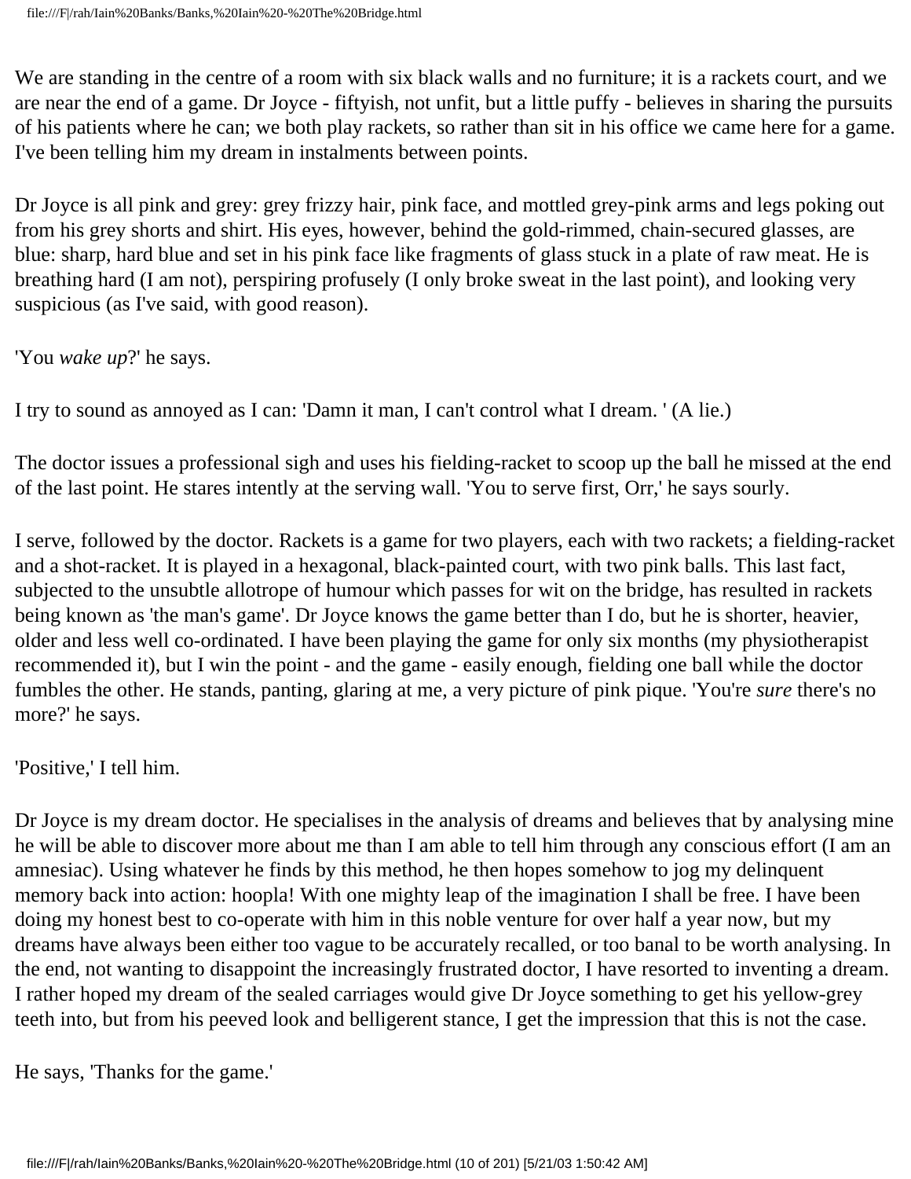We are standing in the centre of a room with six black walls and no furniture; it is a rackets court, and we are near the end of a game. Dr Joyce - fiftyish, not unfit, but a little puffy - believes in sharing the pursuits of his patients where he can; we both play rackets, so rather than sit in his office we came here for a game. I've been telling him my dream in instalments between points.

Dr Joyce is all pink and grey: grey frizzy hair, pink face, and mottled grey-pink arms and legs poking out from his grey shorts and shirt. His eyes, however, behind the gold-rimmed, chain-secured glasses, are blue: sharp, hard blue and set in his pink face like fragments of glass stuck in a plate of raw meat. He is breathing hard (I am not), perspiring profusely (I only broke sweat in the last point), and looking very suspicious (as I've said, with good reason).

'You *wake up*?' he says.

I try to sound as annoyed as I can: 'Damn it man, I can't control what I dream. ' (A lie.)

The doctor issues a professional sigh and uses his fielding-racket to scoop up the ball he missed at the end of the last point. He stares intently at the serving wall. 'You to serve first, Orr,' he says sourly.

I serve, followed by the doctor. Rackets is a game for two players, each with two rackets; a fielding-racket and a shot-racket. It is played in a hexagonal, black-painted court, with two pink balls. This last fact, subjected to the unsubtle allotrope of humour which passes for wit on the bridge, has resulted in rackets being known as 'the man's game'. Dr Joyce knows the game better than I do, but he is shorter, heavier, older and less well co-ordinated. I have been playing the game for only six months (my physiotherapist recommended it), but I win the point - and the game - easily enough, fielding one ball while the doctor fumbles the other. He stands, panting, glaring at me, a very picture of pink pique. 'You're *sure* there's no more?' he says.

'Positive,' I tell him.

Dr Joyce is my dream doctor. He specialises in the analysis of dreams and believes that by analysing mine he will be able to discover more about me than I am able to tell him through any conscious effort (I am an amnesiac). Using whatever he finds by this method, he then hopes somehow to jog my delinquent memory back into action: hoopla! With one mighty leap of the imagination I shall be free. I have been doing my honest best to co-operate with him in this noble venture for over half a year now, but my dreams have always been either too vague to be accurately recalled, or too banal to be worth analysing. In the end, not wanting to disappoint the increasingly frustrated doctor, I have resorted to inventing a dream. I rather hoped my dream of the sealed carriages would give Dr Joyce something to get his yellow-grey teeth into, but from his peeved look and belligerent stance, I get the impression that this is not the case.

He says, 'Thanks for the game.'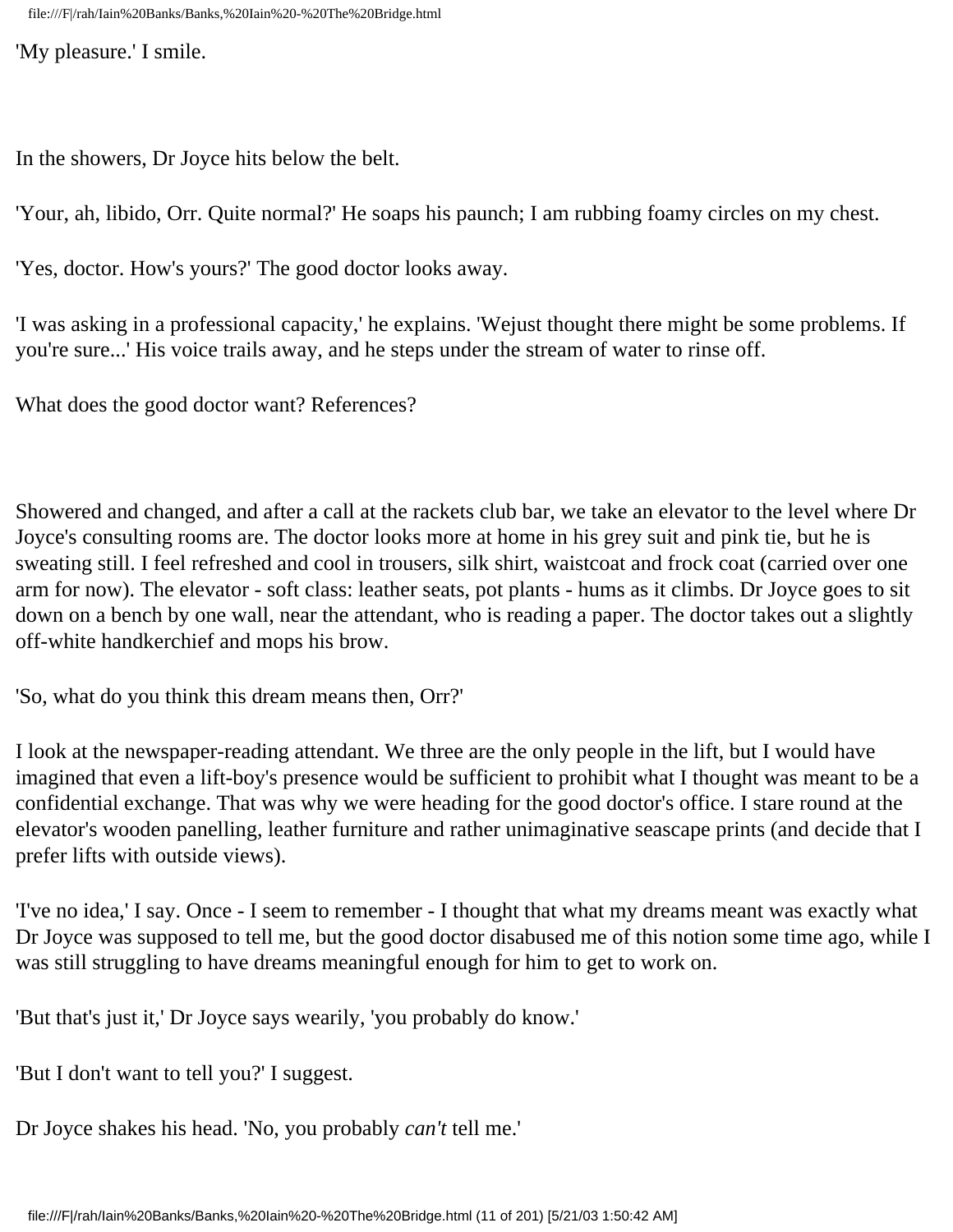'My pleasure.' I smile.

In the showers, Dr Joyce hits below the belt.

'Your, ah, libido, Orr. Quite normal?' He soaps his paunch; I am rubbing foamy circles on my chest.

'Yes, doctor. How's yours?' The good doctor looks away.

'I was asking in a professional capacity,' he explains. 'Wejust thought there might be some problems. If you're sure...' His voice trails away, and he steps under the stream of water to rinse off.

What does the good doctor want? References?

Showered and changed, and after a call at the rackets club bar, we take an elevator to the level where Dr Joyce's consulting rooms are. The doctor looks more at home in his grey suit and pink tie, but he is sweating still. I feel refreshed and cool in trousers, silk shirt, waistcoat and frock coat (carried over one arm for now). The elevator - soft class: leather seats, pot plants - hums as it climbs. Dr Joyce goes to sit down on a bench by one wall, near the attendant, who is reading a paper. The doctor takes out a slightly off-white handkerchief and mops his brow.

'So, what do you think this dream means then, Orr?'

I look at the newspaper-reading attendant. We three are the only people in the lift, but I would have imagined that even a lift-boy's presence would be sufficient to prohibit what I thought was meant to be a confidential exchange. That was why we were heading for the good doctor's office. I stare round at the elevator's wooden panelling, leather furniture and rather unimaginative seascape prints (and decide that I prefer lifts with outside views).

'I've no idea,' I say. Once - I seem to remember - I thought that what my dreams meant was exactly what Dr Joyce was supposed to tell me, but the good doctor disabused me of this notion some time ago, while I was still struggling to have dreams meaningful enough for him to get to work on.

'But that's just it,' Dr Joyce says wearily, 'you probably do know.'

'But I don't want to tell you?' I suggest.

Dr Joyce shakes his head. 'No, you probably *can't* tell me.'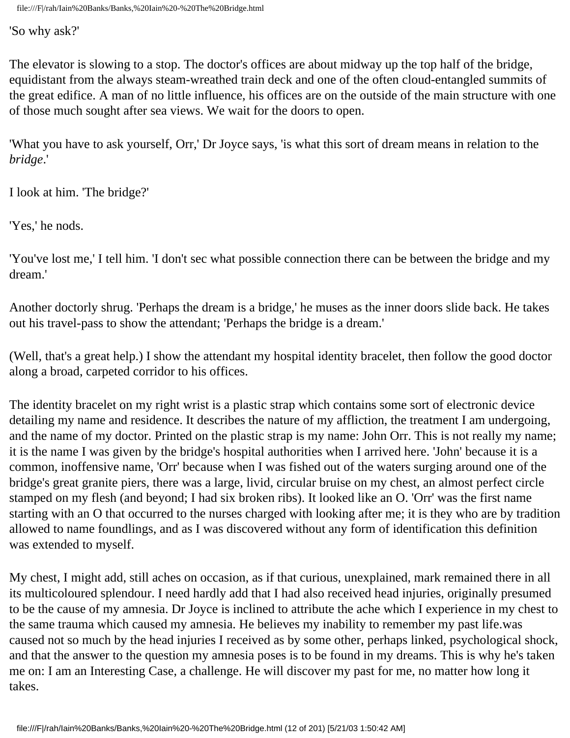'So why ask?'

The elevator is slowing to a stop. The doctor's offices are about midway up the top half of the bridge, equidistant from the always steam-wreathed train deck and one of the often cloud-entangled summits of the great edifice. A man of no little influence, his offices are on the outside of the main structure with one of those much sought after sea views. We wait for the doors to open.

'What you have to ask yourself, Orr,' Dr Joyce says, 'is what this sort of dream means in relation to the *bridge*.'

I look at him. 'The bridge?'

'Yes,' he nods.

'You've lost me,' I tell him. 'I don't sec what possible connection there can be between the bridge and my dream.'

Another doctorly shrug. 'Perhaps the dream is a bridge,' he muses as the inner doors slide back. He takes out his travel-pass to show the attendant; 'Perhaps the bridge is a dream.'

(Well, that's a great help.) I show the attendant my hospital identity bracelet, then follow the good doctor along a broad, carpeted corridor to his offices.

The identity bracelet on my right wrist is a plastic strap which contains some sort of electronic device detailing my name and residence. It describes the nature of my affliction, the treatment I am undergoing, and the name of my doctor. Printed on the plastic strap is my name: John Orr. This is not really my name; it is the name I was given by the bridge's hospital authorities when I arrived here. 'John' because it is a common, inoffensive name, 'Orr' because when I was fished out of the waters surging around one of the bridge's great granite piers, there was a large, livid, circular bruise on my chest, an almost perfect circle stamped on my flesh (and beyond; I had six broken ribs). It looked like an O. 'Orr' was the first name starting with an O that occurred to the nurses charged with looking after me; it is they who are by tradition allowed to name foundlings, and as I was discovered without any form of identification this definition was extended to myself.

My chest, I might add, still aches on occasion, as if that curious, unexplained, mark remained there in all its multicoloured splendour. I need hardly add that I had also received head injuries, originally presumed to be the cause of my amnesia. Dr Joyce is inclined to attribute the ache which I experience in my chest to the same trauma which caused my amnesia. He believes my inability to remember my past life.was caused not so much by the head injuries I received as by some other, perhaps linked, psychological shock, and that the answer to the question my amnesia poses is to be found in my dreams. This is why he's taken me on: I am an Interesting Case, a challenge. He will discover my past for me, no matter how long it takes.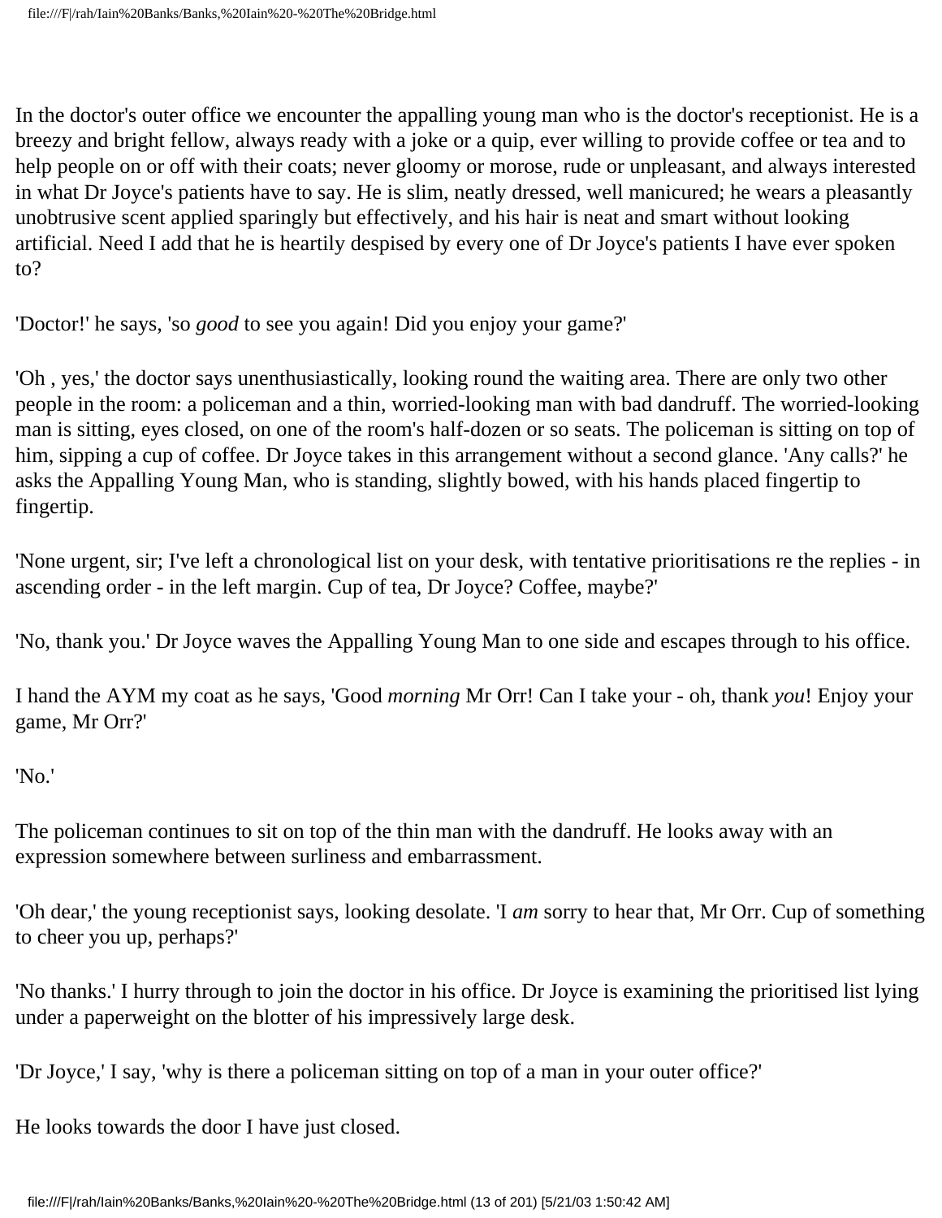In the doctor's outer office we encounter the appalling young man who is the doctor's receptionist. He is a breezy and bright fellow, always ready with a joke or a quip, ever willing to provide coffee or tea and to help people on or off with their coats; never gloomy or morose, rude or unpleasant, and always interested in what Dr Joyce's patients have to say. He is slim, neatly dressed, well manicured; he wears a pleasantly unobtrusive scent applied sparingly but effectively, and his hair is neat and smart without looking artificial. Need I add that he is heartily despised by every one of Dr Joyce's patients I have ever spoken to?

'Doctor!' he says, 'so *good* to see you again! Did you enjoy your game?'

'Oh , yes,' the doctor says unenthusiastically, looking round the waiting area. There are only two other people in the room: a policeman and a thin, worried-looking man with bad dandruff. The worried-looking man is sitting, eyes closed, on one of the room's half-dozen or so seats. The policeman is sitting on top of him, sipping a cup of coffee. Dr Joyce takes in this arrangement without a second glance. 'Any calls?' he asks the Appalling Young Man, who is standing, slightly bowed, with his hands placed fingertip to fingertip.

'None urgent, sir; I've left a chronological list on your desk, with tentative prioritisations re the replies - in ascending order - in the left margin. Cup of tea, Dr Joyce? Coffee, maybe?'

'No, thank you.' Dr Joyce waves the Appalling Young Man to one side and escapes through to his office.

I hand the AYM my coat as he says, 'Good *morning* Mr Orr! Can I take your - oh, thank *you*! Enjoy your game, Mr Orr?'

'No.'

The policeman continues to sit on top of the thin man with the dandruff. He looks away with an expression somewhere between surliness and embarrassment.

'Oh dear,' the young receptionist says, looking desolate. 'I *am* sorry to hear that, Mr Orr. Cup of something to cheer you up, perhaps?'

'No thanks.' I hurry through to join the doctor in his office. Dr Joyce is examining the prioritised list lying under a paperweight on the blotter of his impressively large desk.

'Dr Joyce,' I say, 'why is there a policeman sitting on top of a man in your outer office?'

He looks towards the door I have just closed.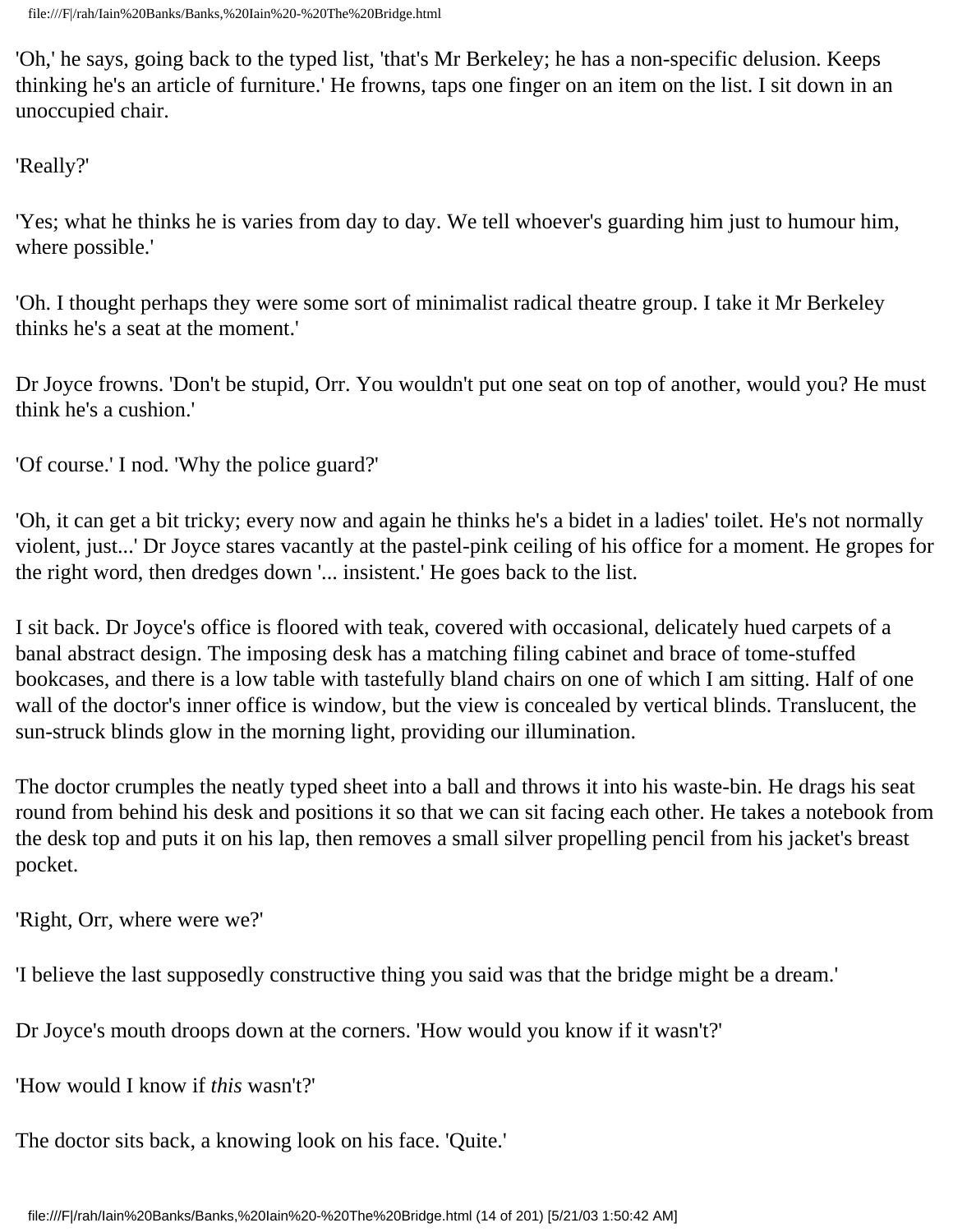'Oh,' he says, going back to the typed list, 'that's Mr Berkeley; he has a non-specific delusion. Keeps thinking he's an article of furniture.' He frowns, taps one finger on an item on the list. I sit down in an unoccupied chair.

'Really?'

'Yes; what he thinks he is varies from day to day. We tell whoever's guarding him just to humour him, where possible.'

'Oh. I thought perhaps they were some sort of minimalist radical theatre group. I take it Mr Berkeley thinks he's a seat at the moment.'

Dr Joyce frowns. 'Don't be stupid, Orr. You wouldn't put one seat on top of another, would you? He must think he's a cushion.'

'Of course.' I nod. 'Why the police guard?'

'Oh, it can get a bit tricky; every now and again he thinks he's a bidet in a ladies' toilet. He's not normally violent, just...' Dr Joyce stares vacantly at the pastel-pink ceiling of his office for a moment. He gropes for the right word, then dredges down '... insistent.' He goes back to the list.

I sit back. Dr Joyce's office is floored with teak, covered with occasional, delicately hued carpets of a banal abstract design. The imposing desk has a matching filing cabinet and brace of tome-stuffed bookcases, and there is a low table with tastefully bland chairs on one of which I am sitting. Half of one wall of the doctor's inner office is window, but the view is concealed by vertical blinds. Translucent, the sun-struck blinds glow in the morning light, providing our illumination.

The doctor crumples the neatly typed sheet into a ball and throws it into his waste-bin. He drags his seat round from behind his desk and positions it so that we can sit facing each other. He takes a notebook from the desk top and puts it on his lap, then removes a small silver propelling pencil from his jacket's breast pocket.

'Right, Orr, where were we?'

'I believe the last supposedly constructive thing you said was that the bridge might be a dream.'

Dr Joyce's mouth droops down at the corners. 'How would you know if it wasn't?'

'How would I know if *this* wasn't?'

The doctor sits back, a knowing look on his face. 'Quite.'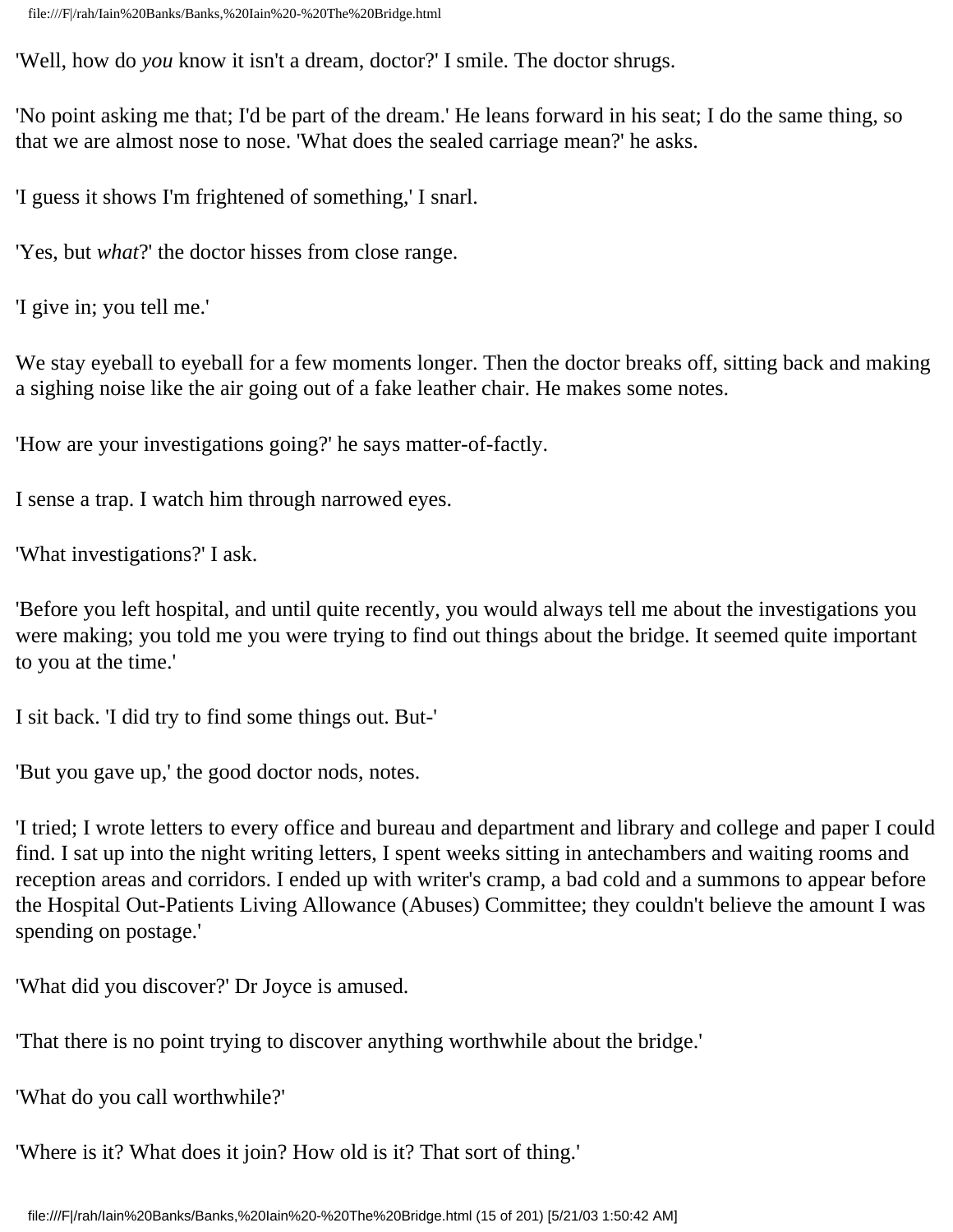'Well, how do *you* know it isn't a dream, doctor?' I smile. The doctor shrugs.

'No point asking me that; I'd be part of the dream.' He leans forward in his seat; I do the same thing, so that we are almost nose to nose. 'What does the sealed carriage mean?' he asks.

'I guess it shows I'm frightened of something,' I snarl.

'Yes, but *what*?' the doctor hisses from close range.

'I give in; you tell me.'

We stay eyeball to eyeball for a few moments longer. Then the doctor breaks off, sitting back and making a sighing noise like the air going out of a fake leather chair. He makes some notes.

'How are your investigations going?' he says matter-of-factly.

I sense a trap. I watch him through narrowed eyes.

'What investigations?' I ask.

'Before you left hospital, and until quite recently, you would always tell me about the investigations you were making; you told me you were trying to find out things about the bridge. It seemed quite important to you at the time.'

I sit back. 'I did try to find some things out. But-'

'But you gave up,' the good doctor nods, notes.

'I tried; I wrote letters to every office and bureau and department and library and college and paper I could find. I sat up into the night writing letters, I spent weeks sitting in antechambers and waiting rooms and reception areas and corridors. I ended up with writer's cramp, a bad cold and a summons to appear before the Hospital Out-Patients Living Allowance (Abuses) Committee; they couldn't believe the amount I was spending on postage.'

'What did you discover?' Dr Joyce is amused.

'That there is no point trying to discover anything worthwhile about the bridge.'

'What do you call worthwhile?'

'Where is it? What does it join? How old is it? That sort of thing.'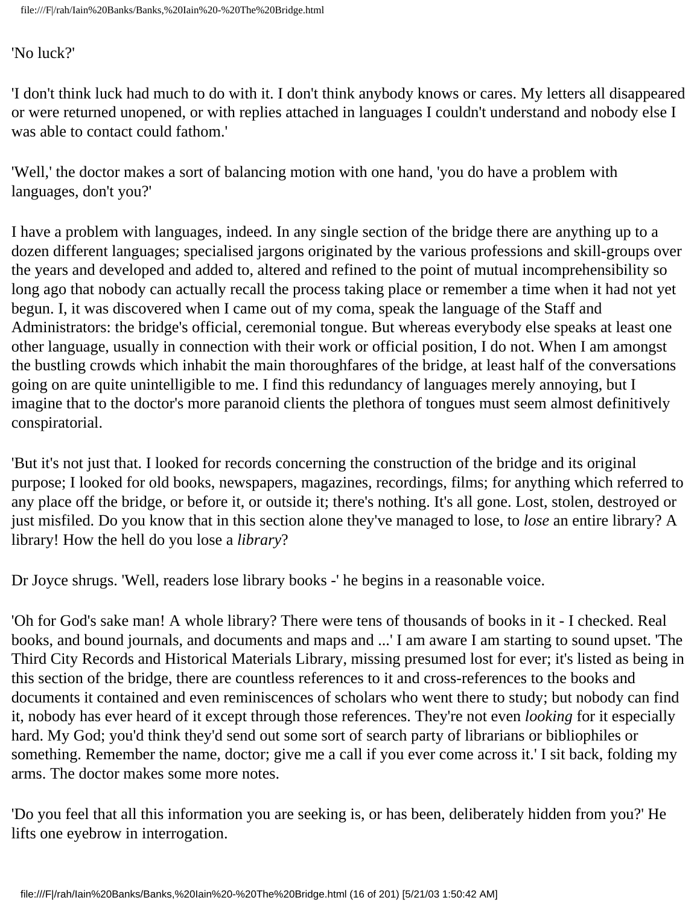'No luck?'

'I don't think luck had much to do with it. I don't think anybody knows or cares. My letters all disappeared or were returned unopened, or with replies attached in languages I couldn't understand and nobody else I was able to contact could fathom.'

'Well,' the doctor makes a sort of balancing motion with one hand, 'you do have a problem with languages, don't you?'

I have a problem with languages, indeed. In any single section of the bridge there are anything up to a dozen different languages; specialised jargons originated by the various professions and skill-groups over the years and developed and added to, altered and refined to the point of mutual incomprehensibility so long ago that nobody can actually recall the process taking place or remember a time when it had not yet begun. I, it was discovered when I came out of my coma, speak the language of the Staff and Administrators: the bridge's official, ceremonial tongue. But whereas everybody else speaks at least one other language, usually in connection with their work or official position, I do not. When I am amongst the bustling crowds which inhabit the main thoroughfares of the bridge, at least half of the conversations going on are quite unintelligible to me. I find this redundancy of languages merely annoying, but I imagine that to the doctor's more paranoid clients the plethora of tongues must seem almost definitively conspiratorial.

'But it's not just that. I looked for records concerning the construction of the bridge and its original purpose; I looked for old books, newspapers, magazines, recordings, films; for anything which referred to any place off the bridge, or before it, or outside it; there's nothing. It's all gone. Lost, stolen, destroyed or just misfiled. Do you know that in this section alone they've managed to lose, to *lose* an entire library? A library! How the hell do you lose a *library*?

Dr Joyce shrugs. 'Well, readers lose library books -' he begins in a reasonable voice.

'Oh for God's sake man! A whole library? There were tens of thousands of books in it - I checked. Real books, and bound journals, and documents and maps and ...' I am aware I am starting to sound upset. 'The Third City Records and Historical Materials Library, missing presumed lost for ever; it's listed as being in this section of the bridge, there are countless references to it and cross-references to the books and documents it contained and even reminiscences of scholars who went there to study; but nobody can find it, nobody has ever heard of it except through those references. They're not even *looking* for it especially hard. My God; you'd think they'd send out some sort of search party of librarians or bibliophiles or something. Remember the name, doctor; give me a call if you ever come across it.' I sit back, folding my arms. The doctor makes some more notes.

'Do you feel that all this information you are seeking is, or has been, deliberately hidden from you?' He lifts one eyebrow in interrogation.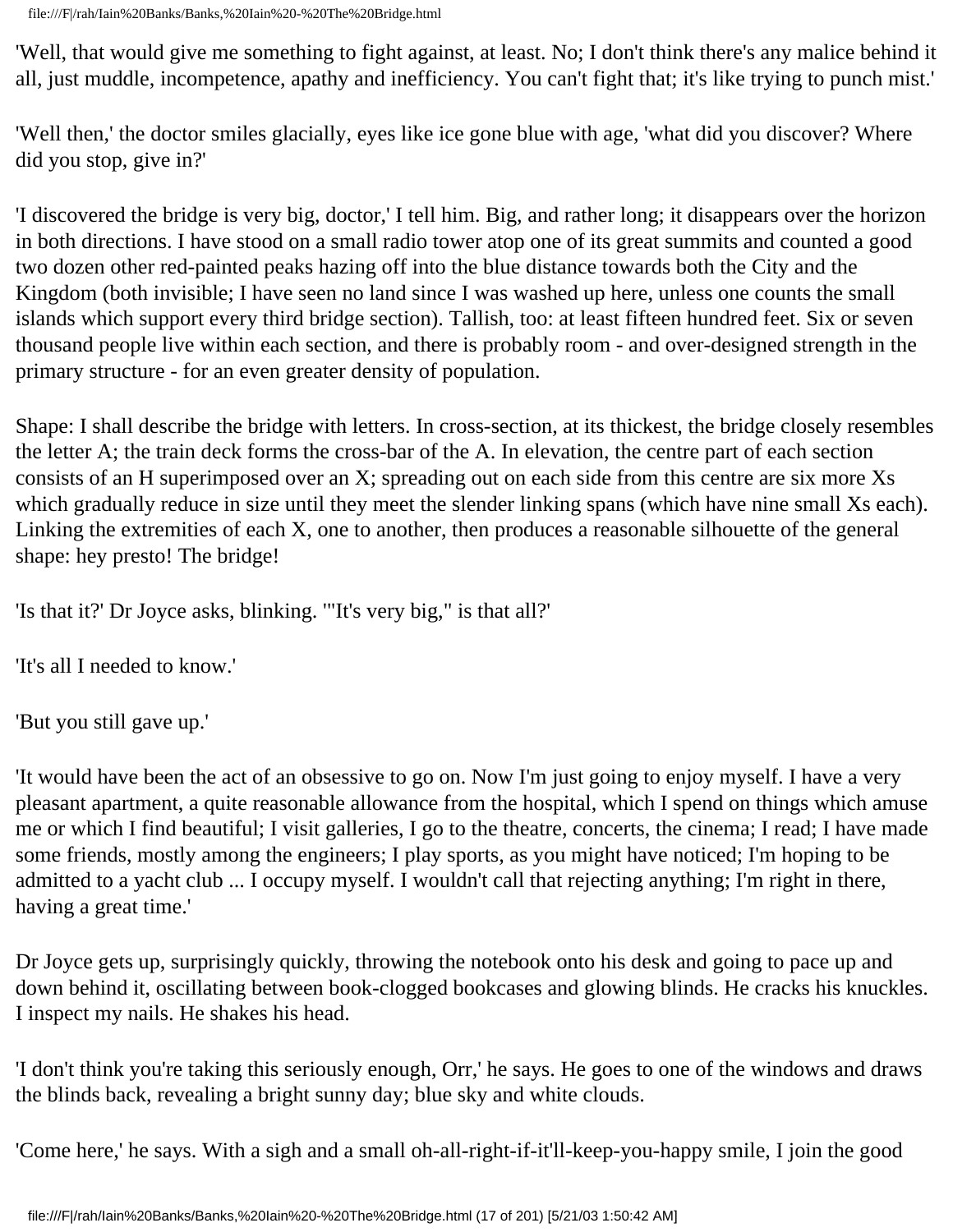'Well, that would give me something to fight against, at least. No; I don't think there's any malice behind it all, just muddle, incompetence, apathy and inefficiency. You can't fight that; it's like trying to punch mist.'

'Well then,' the doctor smiles glacially, eyes like ice gone blue with age, 'what did you discover? Where did you stop, give in?'

'I discovered the bridge is very big, doctor,' I tell him. Big, and rather long; it disappears over the horizon in both directions. I have stood on a small radio tower atop one of its great summits and counted a good two dozen other red-painted peaks hazing off into the blue distance towards both the City and the Kingdom (both invisible; I have seen no land since I was washed up here, unless one counts the small islands which support every third bridge section). Tallish, too: at least fifteen hundred feet. Six or seven thousand people live within each section, and there is probably room - and over-designed strength in the primary structure - for an even greater density of population.

Shape: I shall describe the bridge with letters. In cross-section, at its thickest, the bridge closely resembles the letter A; the train deck forms the cross-bar of the A. In elevation, the centre part of each section consists of an H superimposed over an X; spreading out on each side from this centre are six more Xs which gradually reduce in size until they meet the slender linking spans (which have nine small Xs each). Linking the extremities of each X, one to another, then produces a reasonable silhouette of the general shape: hey presto! The bridge!

'Is that it?' Dr Joyce asks, blinking. '"It's very big," is that all?'

'It's all I needed to know.'

'But you still gave up.'

'It would have been the act of an obsessive to go on. Now I'm just going to enjoy myself. I have a very pleasant apartment, a quite reasonable allowance from the hospital, which I spend on things which amuse me or which I find beautiful; I visit galleries, I go to the theatre, concerts, the cinema; I read; I have made some friends, mostly among the engineers; I play sports, as you might have noticed; I'm hoping to be admitted to a yacht club ... I occupy myself. I wouldn't call that rejecting anything; I'm right in there, having a great time.'

Dr Joyce gets up, surprisingly quickly, throwing the notebook onto his desk and going to pace up and down behind it, oscillating between book-clogged bookcases and glowing blinds. He cracks his knuckles. I inspect my nails. He shakes his head.

'I don't think you're taking this seriously enough, Orr,' he says. He goes to one of the windows and draws the blinds back, revealing a bright sunny day; blue sky and white clouds.

'Come here,' he says. With a sigh and a small oh-all-right-if-it'll-keep-you-happy smile, I join the good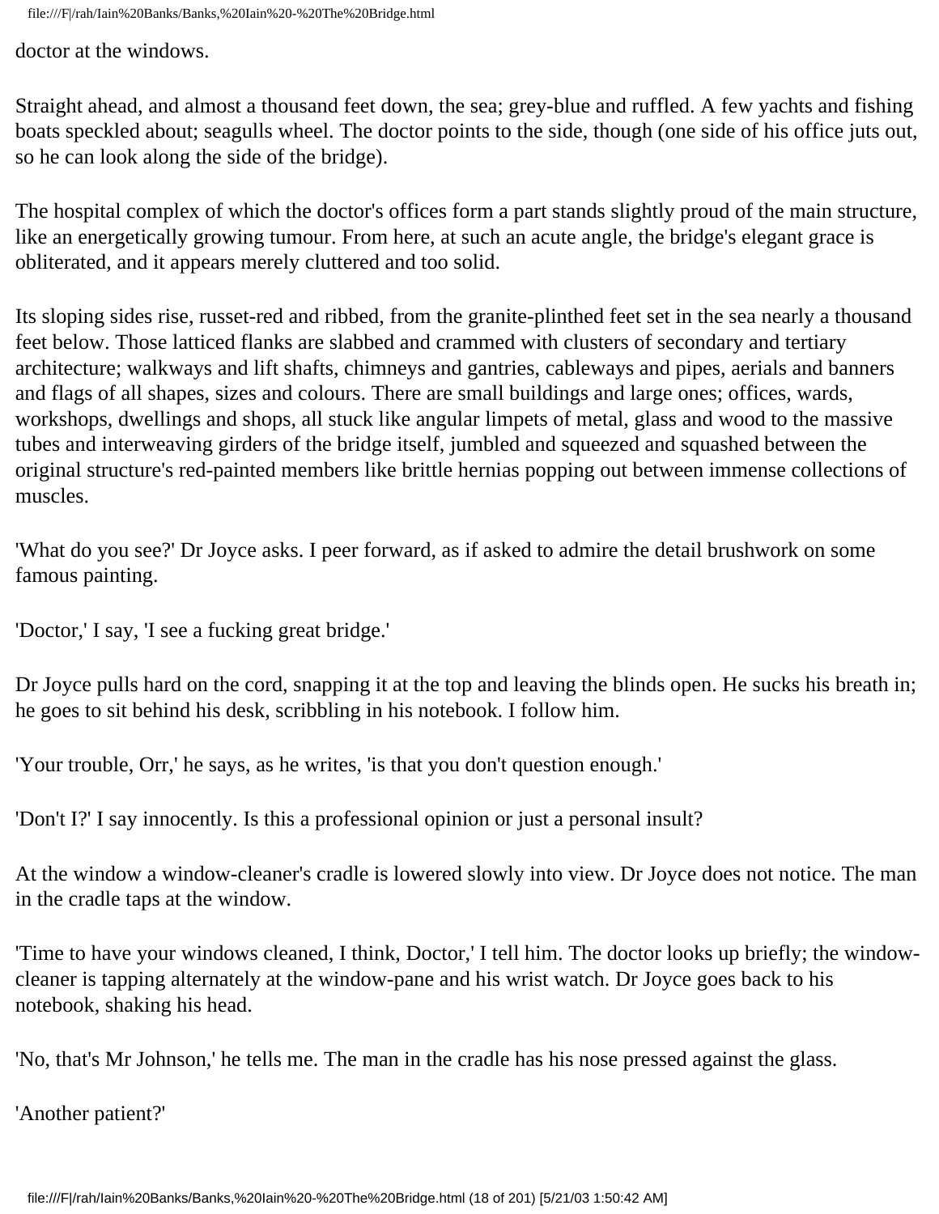doctor at the windows.

Straight ahead, and almost a thousand feet down, the sea; grey-blue and ruffled. A few yachts and fishing boats speckled about; seagulls wheel. The doctor points to the side, though (one side of his office juts out, so he can look along the side of the bridge).

The hospital complex of which the doctor's offices form a part stands slightly proud of the main structure, like an energetically growing tumour. From here, at such an acute angle, the bridge's elegant grace is obliterated, and it appears merely cluttered and too solid.

Its sloping sides rise, russet-red and ribbed, from the granite-plinthed feet set in the sea nearly a thousand feet below. Those latticed flanks are slabbed and crammed with clusters of secondary and tertiary architecture; walkways and lift shafts, chimneys and gantries, cableways and pipes, aerials and banners and flags of all shapes, sizes and colours. There are small buildings and large ones; offices, wards, workshops, dwellings and shops, all stuck like angular limpets of metal, glass and wood to the massive tubes and interweaving girders of the bridge itself, jumbled and squeezed and squashed between the original structure's red-painted members like brittle hernias popping out between immense collections of muscles.

'What do you see?' Dr Joyce asks. I peer forward, as if asked to admire the detail brushwork on some famous painting.

'Doctor,' I say, 'I see a fucking great bridge.'

Dr Joyce pulls hard on the cord, snapping it at the top and leaving the blinds open. He sucks his breath in; he goes to sit behind his desk, scribbling in his notebook. I follow him.

'Your trouble, Orr,' he says, as he writes, 'is that you don't question enough.'

'Don't I?' I say innocently. Is this a professional opinion or just a personal insult?

At the window a window-cleaner's cradle is lowered slowly into view. Dr Joyce does not notice. The man in the cradle taps at the window.

'Time to have your windows cleaned, I think, Doctor,' I tell him. The doctor looks up briefly; the window-cleaner is tapping alternately at the window-pane and his wrist watch. Dr Joyce goes back to his notebook, shaking his head.

'No, that's Mr Johnson,' he tells me. The man in the cradle has his nose pressed against the glass.

'Another patient?'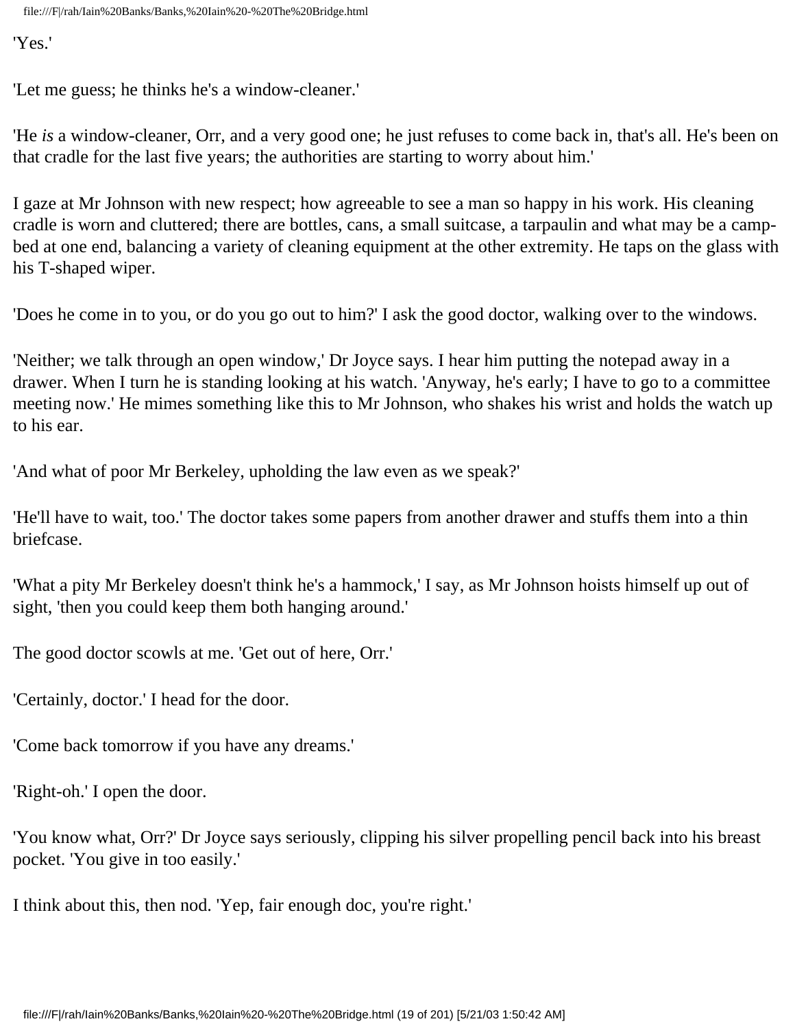'Yes.'

'Let me guess; he thinks he's a window-cleaner.'

'He *is* a window-cleaner, Orr, and a very good one; he just refuses to come back in, that's all. He's been on that cradle for the last five years; the authorities are starting to worry about him.'

I gaze at Mr Johnson with new respect; how agreeable to see a man so happy in his work. His cleaning cradle is worn and cluttered; there are bottles, cans, a small suitcase, a tarpaulin and what may be a camp-bed at one end, balancing a variety of cleaning equipment at the other extremity. He taps on the glass with his T-shaped wiper.

'Does he come in to you, or do you go out to him?' I ask the good doctor, walking over to the windows.

'Neither; we talk through an open window,' Dr Joyce says. I hear him putting the notepad away in a drawer. When I turn he is standing looking at his watch. 'Anyway, he's early; I have to go to a committee meeting now.' He mimes something like this to Mr Johnson, who shakes his wrist and holds the watch up to his ear.

'And what of poor Mr Berkeley, upholding the law even as we speak?'

'He'll have to wait, too.' The doctor takes some papers from another drawer and stuffs them into a thin briefcase.

'What a pity Mr Berkeley doesn't think he's a hammock,' I say, as Mr Johnson hoists himself up out of sight, 'then you could keep them both hanging around.'

The good doctor scowls at me. 'Get out of here, Orr.'

'Certainly, doctor.' I head for the door.

'Come back tomorrow if you have any dreams.'

'Right-oh.' I open the door.

'You know what, Orr?' Dr Joyce says seriously, clipping his silver propelling pencil back into his breast pocket. 'You give in too easily.'

I think about this, then nod. 'Yep, fair enough doc, you're right.'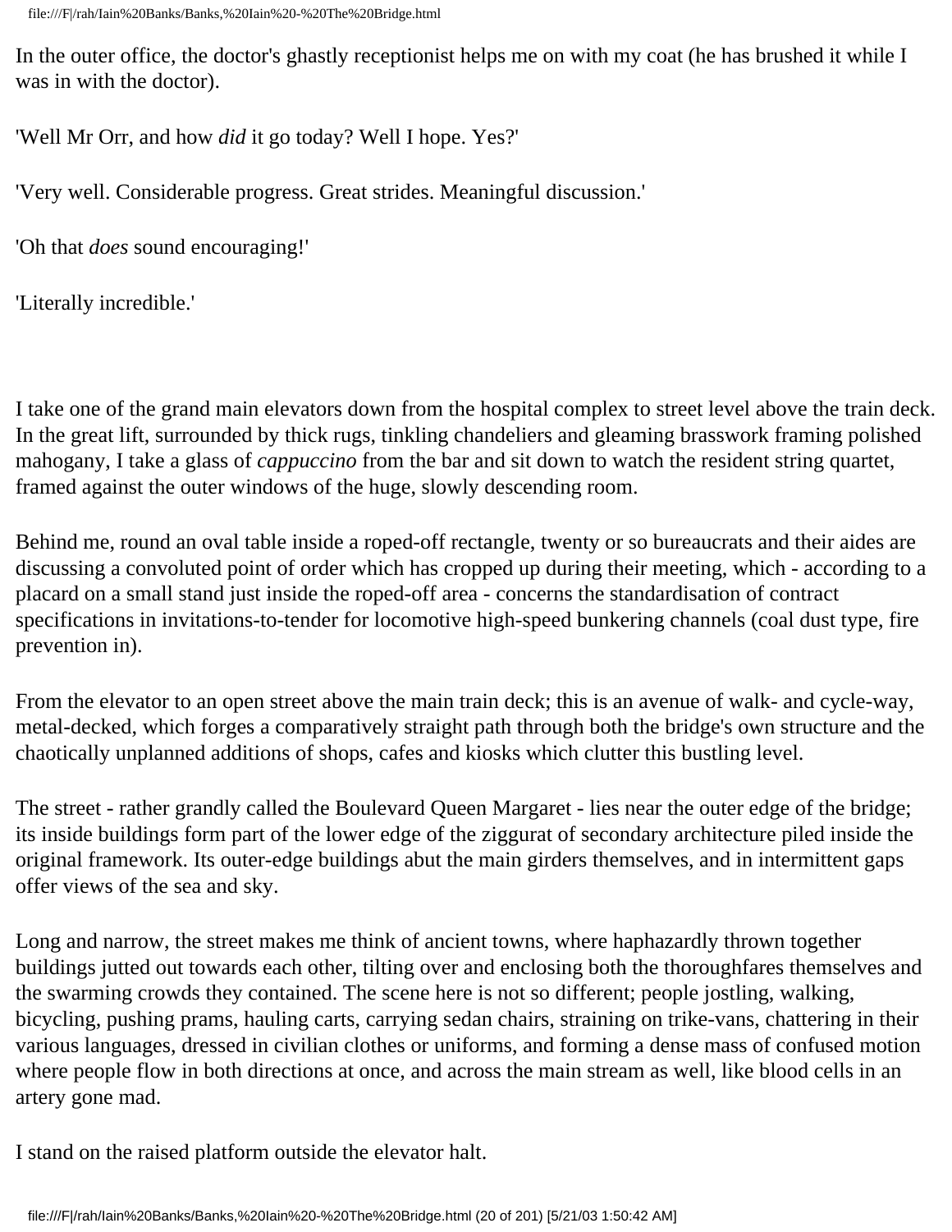In the outer office, the doctor's ghastly receptionist helps me on with my coat (he has brushed it while I was in with the doctor).

'Well Mr Orr, and how *did* it go today? Well I hope. Yes?'

'Very well. Considerable progress. Great strides. Meaningful discussion.'

'Oh that *does* sound encouraging!'

'Literally incredible.'

I take one of the grand main elevators down from the hospital complex to street level above the train deck. In the great lift, surrounded by thick rugs, tinkling chandeliers and gleaming brasswork framing polished mahogany, I take a glass of *cappuccino* from the bar and sit down to watch the resident string quartet, framed against the outer windows of the huge, slowly descending room.

Behind me, round an oval table inside a roped-off rectangle, twenty or so bureaucrats and their aides are discussing a convoluted point of order which has cropped up during their meeting, which - according to a placard on a small stand just inside the roped-off area - concerns the standardisation of contract specifications in invitations-to-tender for locomotive high-speed bunkering channels (coal dust type, fire prevention in).

From the elevator to an open street above the main train deck; this is an avenue of walk- and cycle-way, metal-decked, which forges a comparatively straight path through both the bridge's own structure and the chaotically unplanned additions of shops, cafes and kiosks which clutter this bustling level.

The street - rather grandly called the Boulevard Queen Margaret - lies near the outer edge of the bridge; its inside buildings form part of the lower edge of the ziggurat of secondary architecture piled inside the original framework. Its outer-edge buildings abut the main girders themselves, and in intermittent gaps offer views of the sea and sky.

Long and narrow, the street makes me think of ancient towns, where haphazardly thrown together buildings jutted out towards each other, tilting over and enclosing both the thoroughfares themselves and the swarming crowds they contained. The scene here is not so different; people jostling, walking, bicycling, pushing prams, hauling carts, carrying sedan chairs, straining on trike-vans, chattering in their various languages, dressed in civilian clothes or uniforms, and forming a dense mass of confused motion where people flow in both directions at once, and across the main stream as well, like blood cells in an artery gone mad.

I stand on the raised platform outside the elevator halt.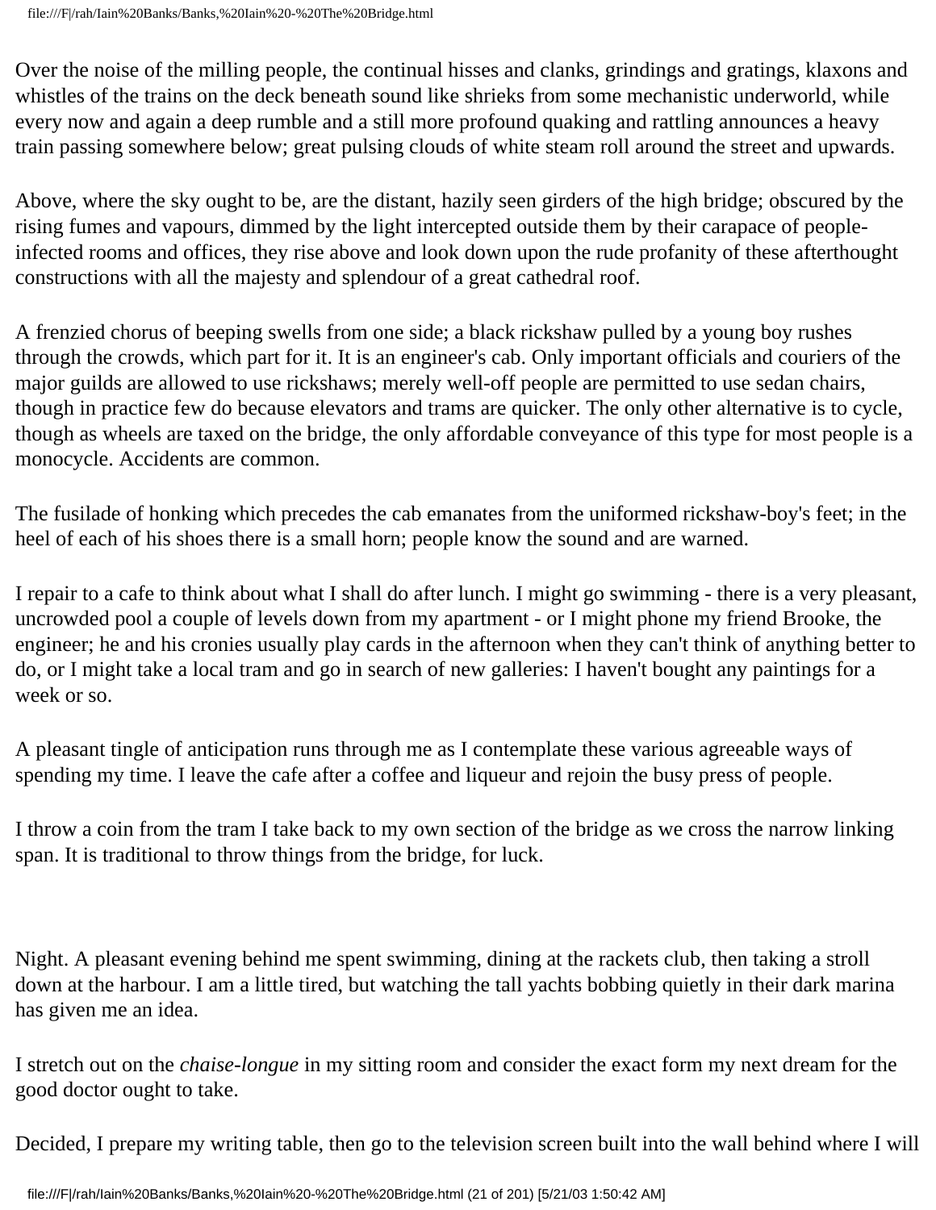Over the noise of the milling people, the continual hisses and clanks, grindings and gratings, klaxons and whistles of the trains on the deck beneath sound like shrieks from some mechanistic underworld, while every now and again a deep rumble and a still more profound quaking and rattling announces a heavy train passing somewhere below; great pulsing clouds of white steam roll around the street and upwards.

Above, where the sky ought to be, are the distant, hazily seen girders of the high bridge; obscured by the rising fumes and vapours, dimmed by the light intercepted outside them by their carapace of people-infected rooms and offices, they rise above and look down upon the rude profanity of these afterthought constructions with all the majesty and splendour of a great cathedral roof.

A frenzied chorus of beeping swells from one side; a black rickshaw pulled by a young boy rushes through the crowds, which part for it. It is an engineer's cab. Only important officials and couriers of the major guilds are allowed to use rickshaws; merely well-off people are permitted to use sedan chairs, though in practice few do because elevators and trams are quicker. The only other alternative is to cycle, though as wheels are taxed on the bridge, the only affordable conveyance of this type for most people is a monocycle. Accidents are common.

The fusilade of honking which precedes the cab emanates from the uniformed rickshaw-boy's feet; in the heel of each of his shoes there is a small horn; people know the sound and are warned.

I repair to a cafe to think about what I shall do after lunch. I might go swimming - there is a very pleasant, uncrowded pool a couple of levels down from my apartment - or I might phone my friend Brooke, the engineer; he and his cronies usually play cards in the afternoon when they can't think of anything better to do, or I might take a local tram and go in search of new galleries: I haven't bought any paintings for a week or so.

A pleasant tingle of anticipation runs through me as I contemplate these various agreeable ways of spending my time. I leave the cafe after a coffee and liqueur and rejoin the busy press of people.

I throw a coin from the tram I take back to my own section of the bridge as we cross the narrow linking span. It is traditional to throw things from the bridge, for luck.

Night. A pleasant evening behind me spent swimming, dining at the rackets club, then taking a stroll down at the harbour. I am a little tired, but watching the tall yachts bobbing quietly in their dark marina has given me an idea.

I stretch out on the *chaise-longue* in my sitting room and consider the exact form my next dream for the good doctor ought to take.

Decided, I prepare my writing table, then go to the television screen built into the wall behind where I will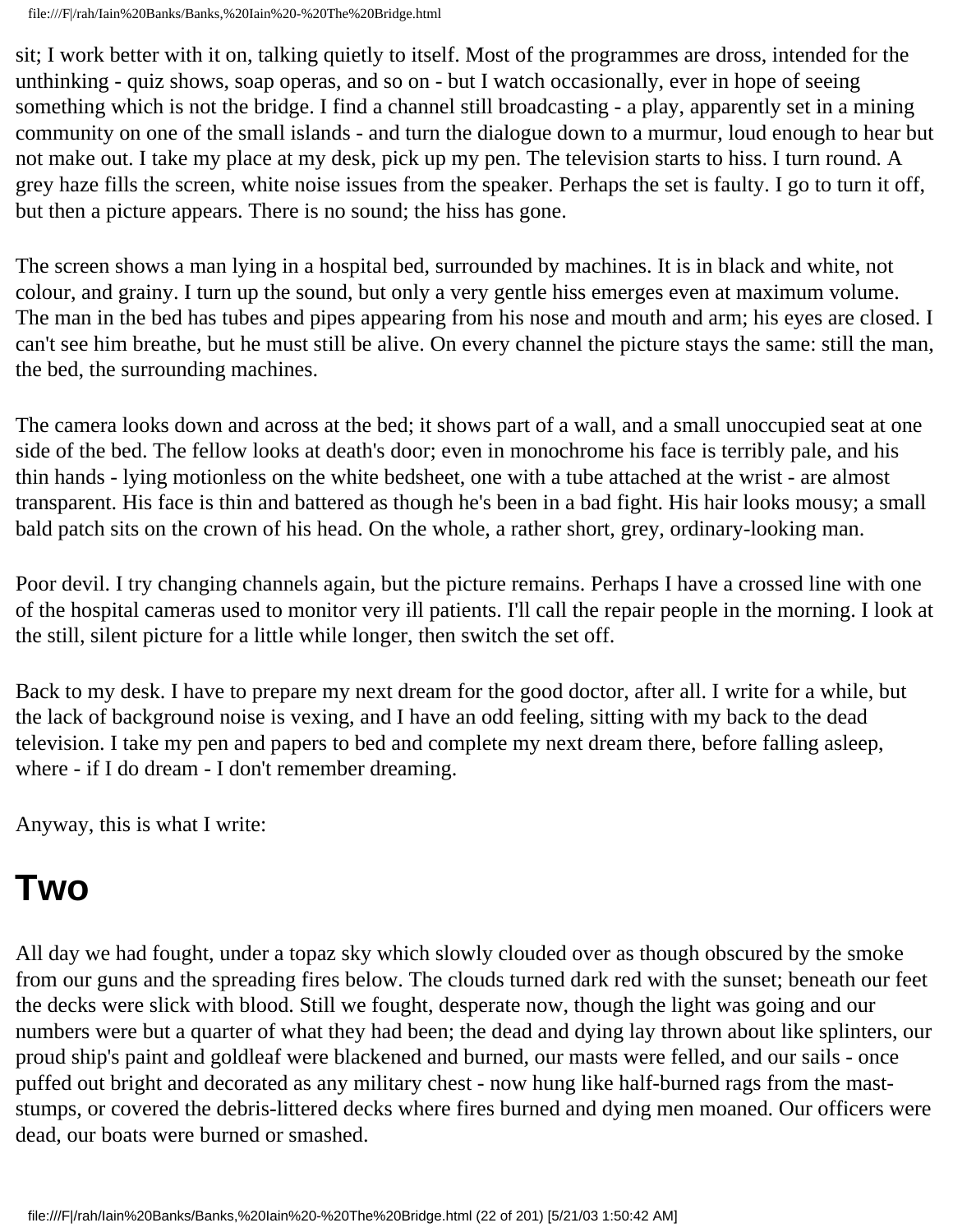sit; I work better with it on, talking quietly to itself. Most of the programmes are dross, intended for the unthinking - quiz shows, soap operas, and so on - but I watch occasionally, ever in hope of seeing something which is not the bridge. I find a channel still broadcasting - a play, apparently set in a mining community on one of the small islands - and turn the dialogue down to a murmur, loud enough to hear but not make out. I take my place at my desk, pick up my pen. The television starts to hiss. I turn round. A grey haze fills the screen, white noise issues from the speaker. Perhaps the set is faulty. I go to turn it off, but then a picture appears. There is no sound; the hiss has gone.

The screen shows a man lying in a hospital bed, surrounded by machines. It is in black and white, not colour, and grainy. I turn up the sound, but only a very gentle hiss emerges even at maximum volume. The man in the bed has tubes and pipes appearing from his nose and mouth and arm; his eyes are closed. I can't see him breathe, but he must still be alive. On every channel the picture stays the same: still the man, the bed, the surrounding machines.

The camera looks down and across at the bed; it shows part of a wall, and a small unoccupied seat at one side of the bed. The fellow looks at death's door; even in monochrome his face is terribly pale, and his thin hands - lying motionless on the white bedsheet, one with a tube attached at the wrist - are almost transparent. His face is thin and battered as though he's been in a bad fight. His hair looks mousy; a small bald patch sits on the crown of his head. On the whole, a rather short, grey, ordinary-looking man.

Poor devil. I try changing channels again, but the picture remains. Perhaps I have a crossed line with one of the hospital cameras used to monitor very ill patients. I'll call the repair people in the morning. I look at the still, silent picture for a little while longer, then switch the set off.

Back to my desk. I have to prepare my next dream for the good doctor, after all. I write for a while, but the lack of background noise is vexing, and I have an odd feeling, sitting with my back to the dead television. I take my pen and papers to bed and complete my next dream there, before falling asleep, where - if I do dream - I don't remember dreaming.

Anyway, this is what I write:

# Two

All day we had fought, under a topaz sky which slowly clouded over as though obscured by the smoke from our guns and the spreading fires below. The clouds turned dark red with the sunset; beneath our feet the decks were slick with blood. Still we fought, desperate now, though the light was going and our numbers were but a quarter of what they had been; the dead and dying lay thrown about like splinters, our proud ship's paint and goldleaf were blackened and burned, our masts were felled, and our sails - once puffed out bright and decorated as any military chest - now hung like half-burned rags from the mast-stumps, or covered the debris-littered decks where fires burned and dying men moaned. Our officers were dead, our boats were burned or smashed.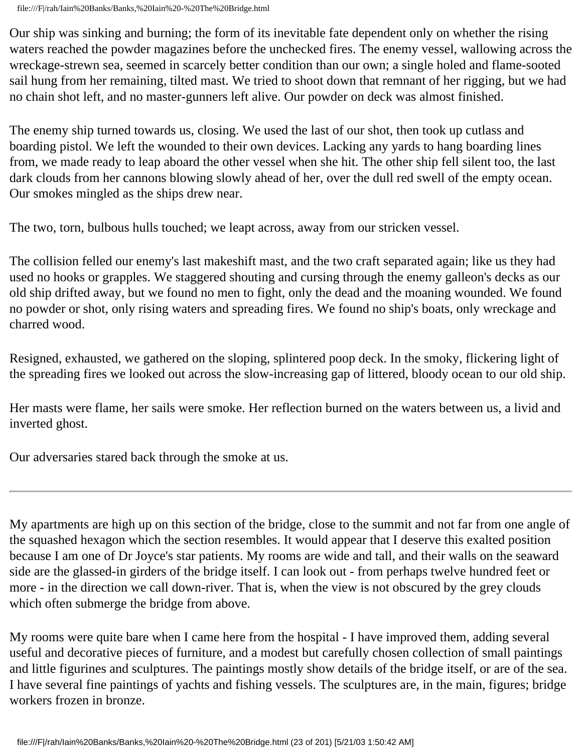Our ship was sinking and burning; the form of its inevitable fate dependent only on whether the rising waters reached the powder magazines before the unchecked fires. The enemy vessel, wallowing across the wreckage-strewn sea, seemed in scarcely better condition than our own; a single holed and flame-sooted sail hung from her remaining, tilted mast. We tried to shoot down that remnant of her rigging, but we had no chain shot left, and no master-gunners left alive. Our powder on deck was almost finished.

The enemy ship turned towards us, closing. We used the last of our shot, then took up cutlass and boarding pistol. We left the wounded to their own devices. Lacking any yards to hang boarding lines from, we made ready to leap aboard the other vessel when she hit. The other ship fell silent too, the last dark clouds from her cannons blowing slowly ahead of her, over the dull red swell of the empty ocean. Our smokes mingled as the ships drew near.

The two, torn, bulbous hulls touched; we leapt across, away from our stricken vessel.

The collision felled our enemy's last makeshift mast, and the two craft separated again; like us they had used no hooks or grapples. We staggered shouting and cursing through the enemy galleon's decks as our old ship drifted away, but we found no men to fight, only the dead and the moaning wounded. We found no powder or shot, only rising waters and spreading fires. We found no ship's boats, only wreckage and charred wood.

Resigned, exhausted, we gathered on the sloping, splintered poop deck. In the smoky, flickering light of the spreading fires we looked out across the slow-increasing gap of littered, bloody ocean to our old ship.

Her masts were flame, her sails were smoke. Her reflection burned on the waters between us, a livid and inverted ghost.

Our adversaries stared back through the smoke at us.

---

My apartments are high up on this section of the bridge, close to the summit and not far from one angle of the squashed hexagon which the section resembles. It would appear that I deserve this exalted position because I am one of Dr Joyce's star patients. My rooms are wide and tall, and their walls on the seaward side are the glassed-in girders of the bridge itself. I can look out - from perhaps twelve hundred feet or more - in the direction we call down-river. That is, when the view is not obscured by the grey clouds which often submerge the bridge from above.

My rooms were quite bare when I came here from the hospital - I have improved them, adding several useful and decorative pieces of furniture, and a modest but carefully chosen collection of small paintings and little figurines and sculptures. The paintings mostly show details of the bridge itself, or are of the sea. I have several fine paintings of yachts and fishing vessels. The sculptures are, in the main, figures; bridge workers frozen in bronze.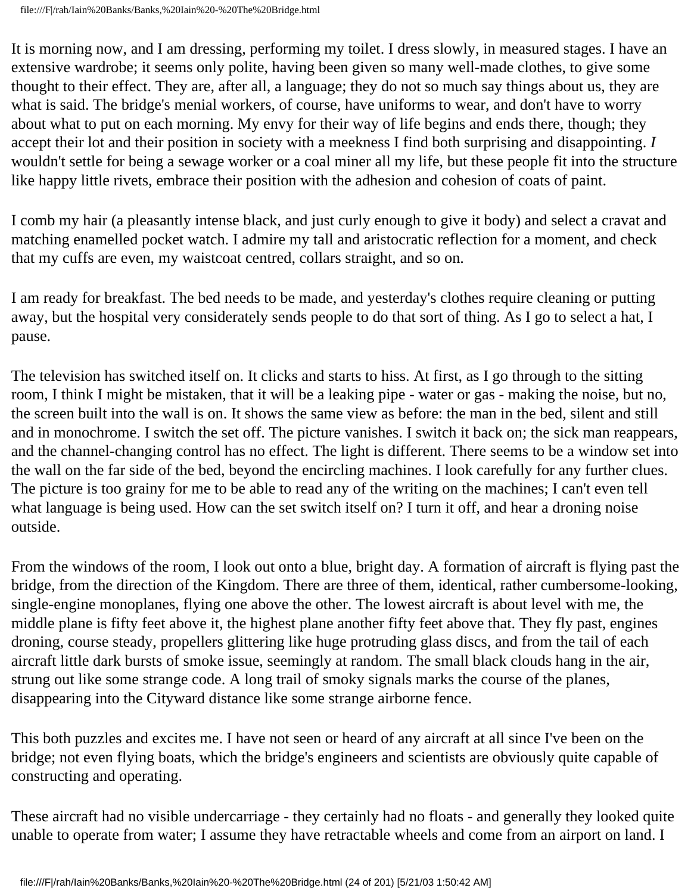It is morning now, and I am dressing, performing my toilet. I dress slowly, in measured stages. I have an extensive wardrobe; it seems only polite, having been given so many well-made clothes, to give some thought to their effect. They are, after all, a language; they do not so much say things about us, they are what is said. The bridge's menial workers, of course, have uniforms to wear, and don't have to worry about what to put on each morning. My envy for their way of life begins and ends there, though; they accept their lot and their position in society with a meekness I find both surprising and disappointing. *I* wouldn't settle for being a sewage worker or a coal miner all my life, but these people fit into the structure like happy little rivets, embrace their position with the adhesion and cohesion of coats of paint.

I comb my hair (a pleasantly intense black, and just curly enough to give it body) and select a cravat and matching enamelled pocket watch. I admire my tall and aristocratic reflection for a moment, and check that my cuffs are even, my waistcoat centred, collars straight, and so on.

I am ready for breakfast. The bed needs to be made, and yesterday's clothes require cleaning or putting away, but the hospital very considerately sends people to do that sort of thing. As I go to select a hat, I pause.

The television has switched itself on. It clicks and starts to hiss. At first, as I go through to the sitting room, I think I might be mistaken, that it will be a leaking pipe - water or gas - making the noise, but no, the screen built into the wall is on. It shows the same view as before: the man in the bed, silent and still and in monochrome. I switch the set off. The picture vanishes. I switch it back on; the sick man reappears, and the channel-changing control has no effect. The light is different. There seems to be a window set into the wall on the far side of the bed, beyond the encircling machines. I look carefully for any further clues. The picture is too grainy for me to be able to read any of the writing on the machines; I can't even tell what language is being used. How can the set switch itself on? I turn it off, and hear a droning noise outside.

From the windows of the room, I look out onto a blue, bright day. A formation of aircraft is flying past the bridge, from the direction of the Kingdom. There are three of them, identical, rather cumbersome-looking, single-engine monoplanes, flying one above the other. The lowest aircraft is about level with me, the middle plane is fifty feet above it, the highest plane another fifty feet above that. They fly past, engines droning, course steady, propellers glittering like huge protruding glass discs, and from the tail of each aircraft little dark bursts of smoke issue, seemingly at random. The small black clouds hang in the air, strung out like some strange code. A long trail of smoky signals marks the course of the planes, disappearing into the Cityward distance like some strange airborne fence.

This both puzzles and excites me. I have not seen or heard of any aircraft at all since I've been on the bridge; not even flying boats, which the bridge's engineers and scientists are obviously quite capable of constructing and operating.

These aircraft had no visible undercarriage - they certainly had no floats - and generally they looked quite unable to operate from water; I assume they have retractable wheels and come from an airport on land. I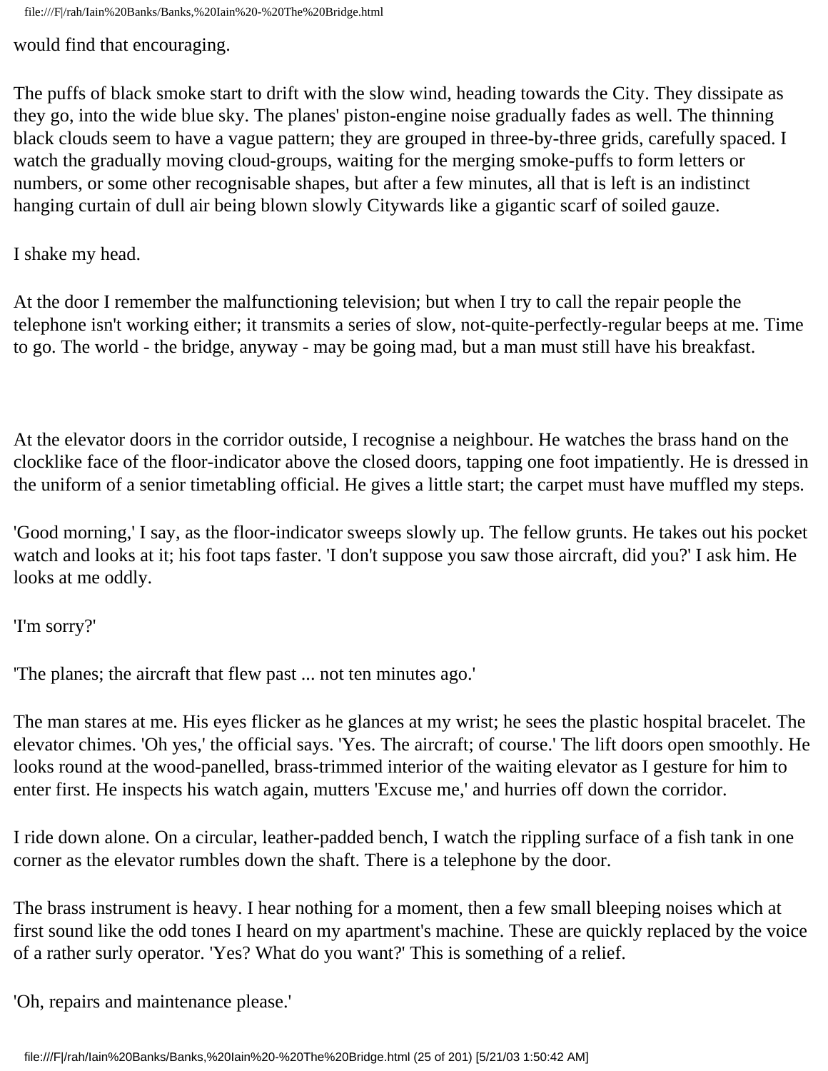would find that encouraging.

The puffs of black smoke start to drift with the slow wind, heading towards the City. They dissipate as they go, into the wide blue sky. The planes' piston-engine noise gradually fades as well. The thinning black clouds seem to have a vague pattern; they are grouped in three-by-three grids, carefully spaced. I watch the gradually moving cloud-groups, waiting for the merging smoke-puffs to form letters or numbers, or some other recognisable shapes, but after a few minutes, all that is left is an indistinct hanging curtain of dull air being blown slowly Citywards like a gigantic scarf of soiled gauze.

I shake my head.

At the door I remember the malfunctioning television; but when I try to call the repair people the telephone isn't working either; it transmits a series of slow, not-quite-perfectly-regular beeps at me. Time to go. The world - the bridge, anyway - may be going mad, but a man must still have his breakfast.

At the elevator doors in the corridor outside, I recognise a neighbour. He watches the brass hand on the clocklike face of the floor-indicator above the closed doors, tapping one foot impatiently. He is dressed in the uniform of a senior timetabling official. He gives a little start; the carpet must have muffled my steps.

'Good morning,' I say, as the floor-indicator sweeps slowly up. The fellow grunts. He takes out his pocket watch and looks at it; his foot taps faster. 'I don't suppose you saw those aircraft, did you?' I ask him. He looks at me oddly.

'I'm sorry?'

'The planes; the aircraft that flew past ... not ten minutes ago.'

The man stares at me. His eyes flicker as he glances at my wrist; he sees the plastic hospital bracelet. The elevator chimes. 'Oh yes,' the official says. 'Yes. The aircraft; of course.' The lift doors open smoothly. He looks round at the wood-panelled, brass-trimmed interior of the waiting elevator as I gesture for him to enter first. He inspects his watch again, mutters 'Excuse me,' and hurries off down the corridor.

I ride down alone. On a circular, leather-padded bench, I watch the rippling surface of a fish tank in one corner as the elevator rumbles down the shaft. There is a telephone by the door.

The brass instrument is heavy. I hear nothing for a moment, then a few small bleeping noises which at first sound like the odd tones I heard on my apartment's machine. These are quickly replaced by the voice of a rather surly operator. 'Yes? What do you want?' This is something of a relief.

'Oh, repairs and maintenance please.'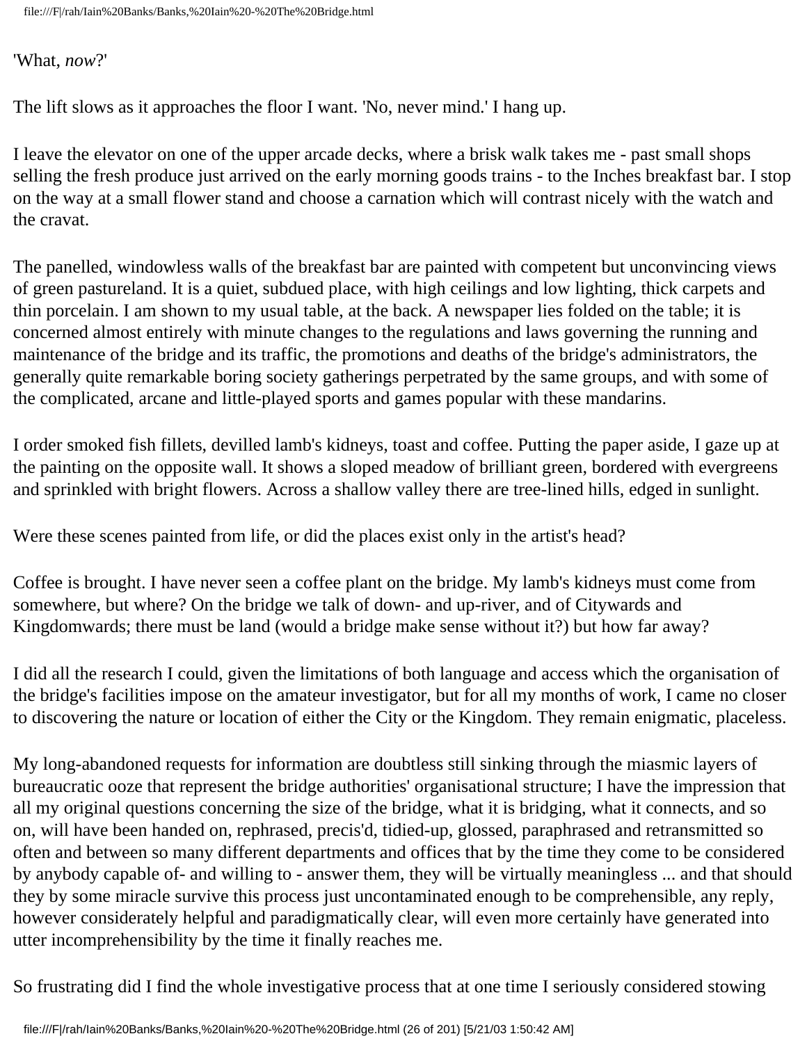'What, *now*?'

The lift slows as it approaches the floor I want. 'No, never mind.' I hang up.

I leave the elevator on one of the upper arcade decks, where a brisk walk takes me - past small shops selling the fresh produce just arrived on the early morning goods trains - to the Inches breakfast bar. I stop on the way at a small flower stand and choose a carnation which will contrast nicely with the watch and the cravat.

The panelled, windowless walls of the breakfast bar are painted with competent but unconvincing views of green pastureland. It is a quiet, subdued place, with high ceilings and low lighting, thick carpets and thin porcelain. I am shown to my usual table, at the back. A newspaper lies folded on the table; it is concerned almost entirely with minute changes to the regulations and laws governing the running and maintenance of the bridge and its traffic, the promotions and deaths of the bridge's administrators, the generally quite remarkable boring society gatherings perpetrated by the same groups, and with some of the complicated, arcane and little-played sports and games popular with these mandarins.

I order smoked fish fillets, devilled lamb's kidneys, toast and coffee. Putting the paper aside, I gaze up at the painting on the opposite wall. It shows a sloped meadow of brilliant green, bordered with evergreens and sprinkled with bright flowers. Across a shallow valley there are tree-lined hills, edged in sunlight.

Were these scenes painted from life, or did the places exist only in the artist's head?

Coffee is brought. I have never seen a coffee plant on the bridge. My lamb's kidneys must come from somewhere, but where? On the bridge we talk of down- and up-river, and of Citywards and Kingdomwards; there must be land (would a bridge make sense without it?) but how far away?

I did all the research I could, given the limitations of both language and access which the organisation of the bridge's facilities impose on the amateur investigator, but for all my months of work, I came no closer to discovering the nature or location of either the City or the Kingdom. They remain enigmatic, placeless.

My long-abandoned requests for information are doubtless still sinking through the miasmic layers of bureaucratic ooze that represent the bridge authorities' organisational structure; I have the impression that all my original questions concerning the size of the bridge, what it is bridging, what it connects, and so on, will have been handed on, rephrased, precis'd, tidied-up, glossed, paraphrased and retransmitted so often and between so many different departments and offices that by the time they come to be considered by anybody capable of- and willing to - answer them, they will be virtually meaningless ... and that should they by some miracle survive this process just uncontaminated enough to be comprehensible, any reply, however considerately helpful and paradigmatically clear, will even more certainly have generated into utter incomprehensibility by the time it finally reaches me.

So frustrating did I find the whole investigative process that at one time I seriously considered stowing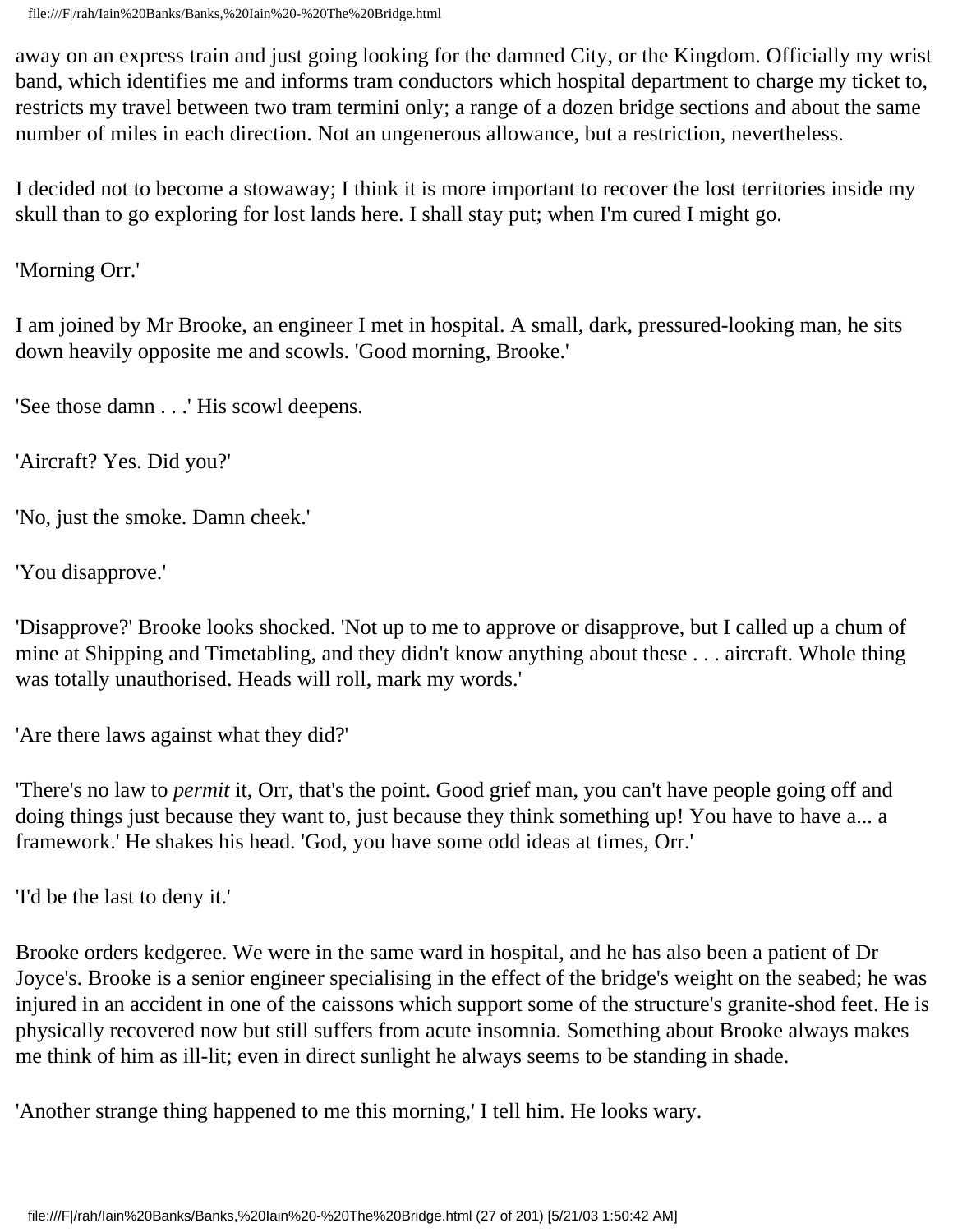away on an express train and just going looking for the damned City, or the Kingdom. Officially my wrist band, which identifies me and informs tram conductors which hospital department to charge my ticket to, restricts my travel between two tram termini only; a range of a dozen bridge sections and about the same number of miles in each direction. Not an ungenerous allowance, but a restriction, nevertheless.

I decided not to become a stowaway; I think it is more important to recover the lost territories inside my skull than to go exploring for lost lands here. I shall stay put; when I'm cured I might go.

'Morning Orr.'

I am joined by Mr Brooke, an engineer I met in hospital. A small, dark, pressured-looking man, he sits down heavily opposite me and scowls. 'Good morning, Brooke.'

'See those damn . . .' His scowl deepens.

'Aircraft? Yes. Did you?'

'No, just the smoke. Damn cheek.'

'You disapprove.'

'Disapprove?' Brooke looks shocked. 'Not up to me to approve or disapprove, but I called up a chum of mine at Shipping and Timetabling, and they didn't know anything about these . . . aircraft. Whole thing was totally unauthorised. Heads will roll, mark my words.'

'Are there laws against what they did?'

'There's no law to *permit* it, Orr, that's the point. Good grief man, you can't have people going off and doing things just because they want to, just because they think something up! You have to have a... a framework.' He shakes his head. 'God, you have some odd ideas at times, Orr.'

'I'd be the last to deny it.'

Brooke orders kedgeree. We were in the same ward in hospital, and he has also been a patient of Dr Joyce's. Brooke is a senior engineer specialising in the effect of the bridge's weight on the seabed; he was injured in an accident in one of the caissons which support some of the structure's granite-shod feet. He is physically recovered now but still suffers from acute insomnia. Something about Brooke always makes me think of him as ill-lit; even in direct sunlight he always seems to be standing in shade.

'Another strange thing happened to me this morning,' I tell him. He looks wary.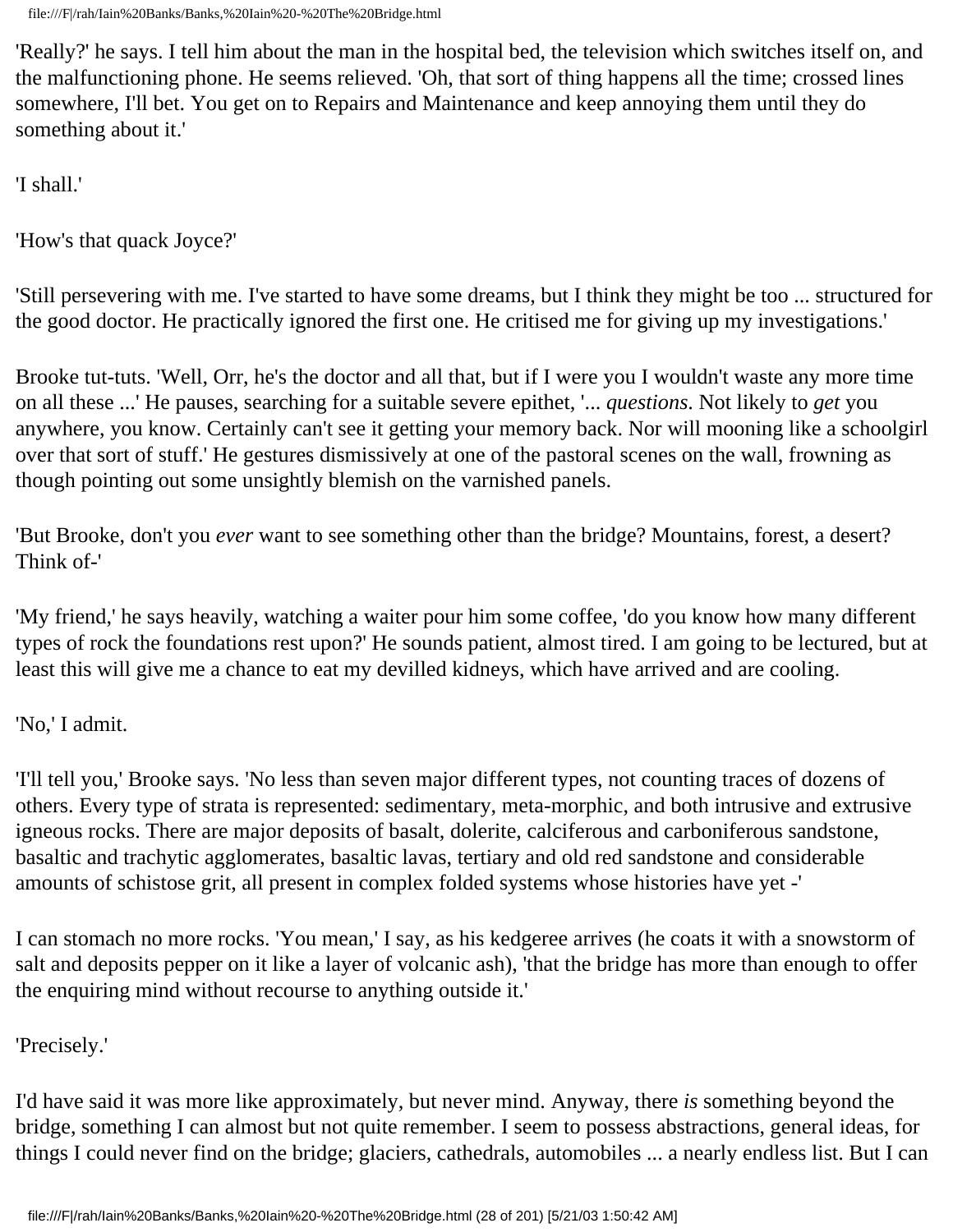'Really?' he says. I tell him about the man in the hospital bed, the television which switches itself on, and the malfunctioning phone. He seems relieved. 'Oh, that sort of thing happens all the time; crossed lines somewhere, I'll bet. You get on to Repairs and Maintenance and keep annoying them until they do something about it.'

'I shall.'

'How's that quack Joyce?'

'Still persevering with me. I've started to have some dreams, but I think they might be too ... structured for the good doctor. He practically ignored the first one. He critised me for giving up my investigations.'

Brooke tut-tuts. 'Well, Orr, he's the doctor and all that, but if I were you I wouldn't waste any more time on all these ...' He pauses, searching for a suitable severe epithet, '... *questions*. Not likely to *get* you anywhere, you know. Certainly can't see it getting your memory back. Nor will mooning like a schoolgirl over that sort of stuff.' He gestures dismissively at one of the pastoral scenes on the wall, frowning as though pointing out some unsightly blemish on the varnished panels.

'But Brooke, don't you *ever* want to see something other than the bridge? Mountains, forest, a desert? Think of-'

'My friend,' he says heavily, watching a waiter pour him some coffee, 'do you know how many different types of rock the foundations rest upon?' He sounds patient, almost tired. I am going to be lectured, but at least this will give me a chance to eat my devilled kidneys, which have arrived and are cooling.

'No,' I admit.

'I'll tell you,' Brooke says. 'No less than seven major different types, not counting traces of dozens of others. Every type of strata is represented: sedimentary, meta-morphic, and both intrusive and extrusive igneous rocks. There are major deposits of basalt, dolerite, calciferous and carboniferous sandstone, basaltic and trachytic agglomerates, basaltic lavas, tertiary and old red sandstone and considerable amounts of schistose grit, all present in complex folded systems whose histories have yet -'

I can stomach no more rocks. 'You mean,' I say, as his kedgeree arrives (he coats it with a snowstorm of salt and deposits pepper on it like a layer of volcanic ash), 'that the bridge has more than enough to offer the enquiring mind without recourse to anything outside it.'

'Precisely.'

I'd have said it was more like approximately, but never mind. Anyway, there *is* something beyond the bridge, something I can almost but not quite remember. I seem to possess abstractions, general ideas, for things I could never find on the bridge; glaciers, cathedrals, automobiles ... a nearly endless list. But I can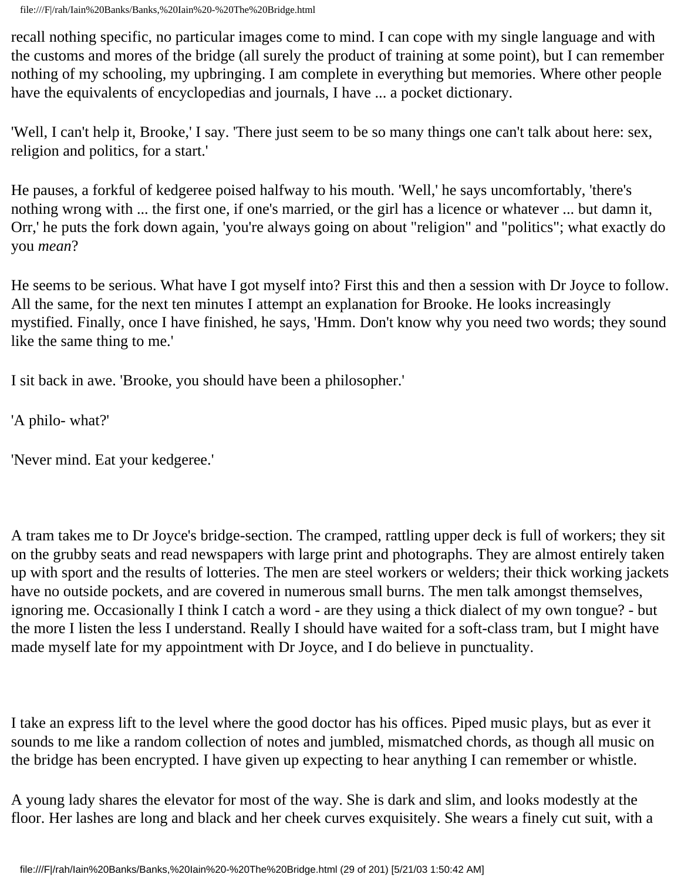recall nothing specific, no particular images come to mind. I can cope with my single language and with the customs and mores of the bridge (all surely the product of training at some point), but I can remember nothing of my schooling, my upbringing. I am complete in everything but memories. Where other people have the equivalents of encyclopedias and journals, I have ... a pocket dictionary.

'Well, I can't help it, Brooke,' I say. 'There just seem to be so many things one can't talk about here: sex, religion and politics, for a start.'

He pauses, a forkful of kedgeree poised halfway to his mouth. 'Well,' he says uncomfortably, 'there's nothing wrong with ... the first one, if one's married, or the girl has a licence or whatever ... but damn it, Orr,' he puts the fork down again, 'you're always going on about "religion" and "politics"; what exactly do you *mean*?

He seems to be serious. What have I got myself into? First this and then a session with Dr Joyce to follow. All the same, for the next ten minutes I attempt an explanation for Brooke. He looks increasingly mystified. Finally, once I have finished, he says, 'Hmm. Don't know why you need two words; they sound like the same thing to me.'

I sit back in awe. 'Brooke, you should have been a philosopher.'

'A philo- what?'

'Never mind. Eat your kedgeree.'

A tram takes me to Dr Joyce's bridge-section. The cramped, rattling upper deck is full of workers; they sit on the grubby seats and read newspapers with large print and photographs. They are almost entirely taken up with sport and the results of lotteries. The men are steel workers or welders; their thick working jackets have no outside pockets, and are covered in numerous small burns. The men talk amongst themselves, ignoring me. Occasionally I think I catch a word - are they using a thick dialect of my own tongue? - but the more I listen the less I understand. Really I should have waited for a soft-class tram, but I might have made myself late for my appointment with Dr Joyce, and I do believe in punctuality.

I take an express lift to the level where the good doctor has his offices. Piped music plays, but as ever it sounds to me like a random collection of notes and jumbled, mismatched chords, as though all music on the bridge has been encrypted. I have given up expecting to hear anything I can remember or whistle.

A young lady shares the elevator for most of the way. She is dark and slim, and looks modestly at the floor. Her lashes are long and black and her cheek curves exquisitely. She wears a finely cut suit, with a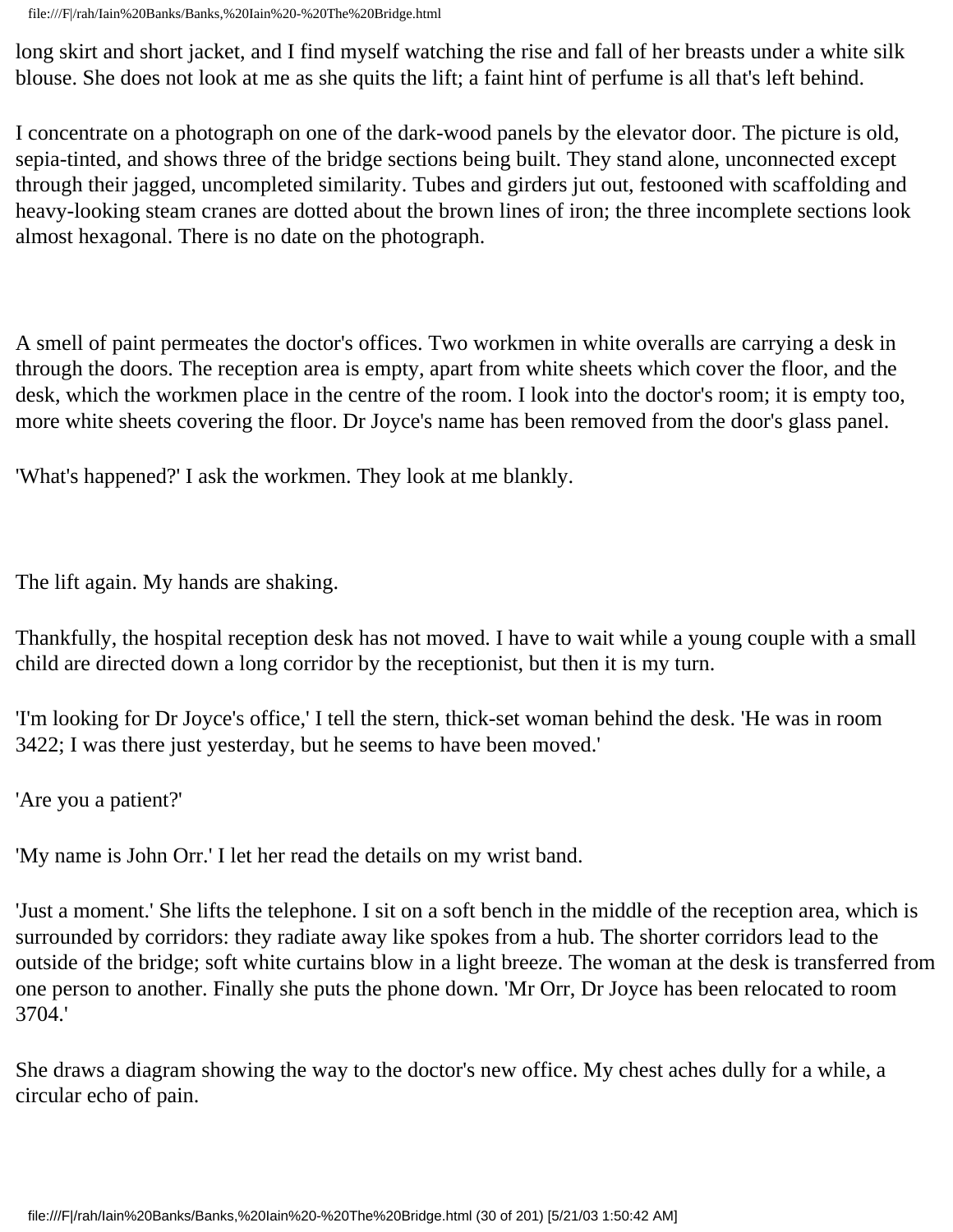long skirt and short jacket, and I find myself watching the rise and fall of her breasts under a white silk blouse. She does not look at me as she quits the lift; a faint hint of perfume is all that's left behind.

I concentrate on a photograph on one of the dark-wood panels by the elevator door. The picture is old, sepia-tinted, and shows three of the bridge sections being built. They stand alone, unconnected except through their jagged, uncompleted similarity. Tubes and girders jut out, festooned with scaffolding and heavy-looking steam cranes are dotted about the brown lines of iron; the three incomplete sections look almost hexagonal. There is no date on the photograph.

A smell of paint permeates the doctor's offices. Two workmen in white overalls are carrying a desk in through the doors. The reception area is empty, apart from white sheets which cover the floor, and the desk, which the workmen place in the centre of the room. I look into the doctor's room; it is empty too, more white sheets covering the floor. Dr Joyce's name has been removed from the door's glass panel.

'What's happened?' I ask the workmen. They look at me blankly.

The lift again. My hands are shaking.

Thankfully, the hospital reception desk has not moved. I have to wait while a young couple with a small child are directed down a long corridor by the receptionist, but then it is my turn.

'I'm looking for Dr Joyce's office,' I tell the stern, thick-set woman behind the desk. 'He was in room 3422; I was there just yesterday, but he seems to have been moved.'

'Are you a patient?'

'My name is John Orr.' I let her read the details on my wrist band.

'Just a moment.' She lifts the telephone. I sit on a soft bench in the middle of the reception area, which is surrounded by corridors: they radiate away like spokes from a hub. The shorter corridors lead to the outside of the bridge; soft white curtains blow in a light breeze. The woman at the desk is transferred from one person to another. Finally she puts the phone down. 'Mr Orr, Dr Joyce has been relocated to room 3704.'

She draws a diagram showing the way to the doctor's new office. My chest aches dully for a while, a circular echo of pain.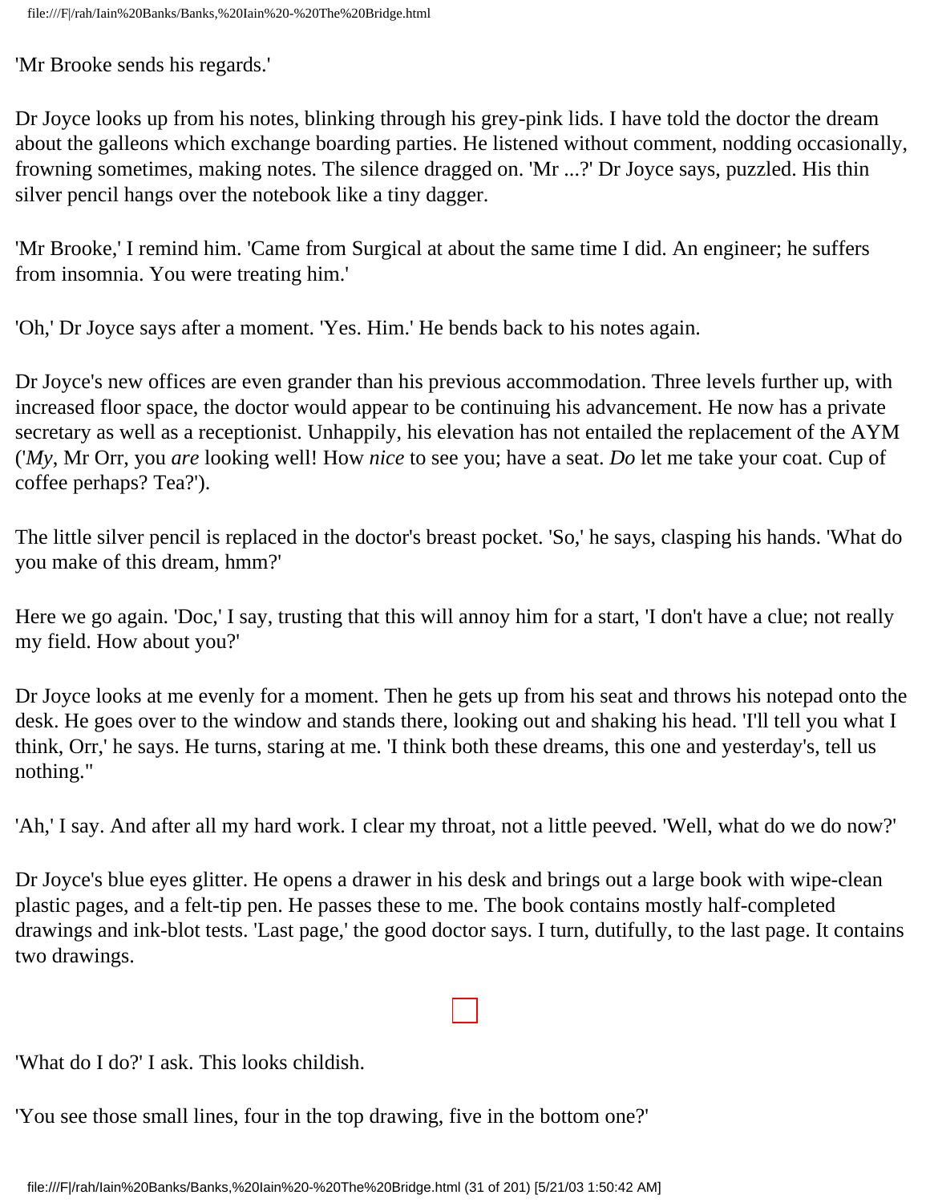'Mr Brooke sends his regards.'

Dr Joyce looks up from his notes, blinking through his grey-pink lids. I have told the doctor the dream about the galleons which exchange boarding parties. He listened without comment, nodding occasionally, frowning sometimes, making notes. The silence dragged on. 'Mr ...?' Dr Joyce says, puzzled. His thin silver pencil hangs over the notebook like a tiny dagger.

'Mr Brooke,' I remind him. 'Came from Surgical at about the same time I did. An engineer; he suffers from insomnia. You were treating him.'

'Oh,' Dr Joyce says after a moment. 'Yes. Him.' He bends back to his notes again.

Dr Joyce's new offices are even grander than his previous accommodation. Three levels further up, with increased floor space, the doctor would appear to be continuing his advancement. He now has a private secretary as well as a receptionist. Unhappily, his elevation has not entailed the replacement of the AYM ('*My*, Mr Orr, you *are* looking well! How *nice* to see you; have a seat. *Do* let me take your coat. Cup of coffee perhaps? Tea?').

The little silver pencil is replaced in the doctor's breast pocket. 'So,' he says, clasping his hands. 'What do you make of this dream, hmm?'

Here we go again. 'Doc,' I say, trusting that this will annoy him for a start, 'I don't have a clue; not really my field. How about you?'

Dr Joyce looks at me evenly for a moment. Then he gets up from his seat and throws his notepad onto the desk. He goes over to the window and stands there, looking out and shaking his head. 'I'll tell you what I think, Orr,' he says. He turns, staring at me. 'I think both these dreams, this one and yesterday's, tell us nothing.''

'Ah,' I say. And after all my hard work. I clear my throat, not a little peeved. 'Well, what do we do now?'

Dr Joyce's blue eyes glitter. He opens a drawer in his desk and brings out a large book with wipe-clean plastic pages, and a felt-tip pen. He passes these to me. The book contains mostly half-completed drawings and ink-blot tests. 'Last page,' the good doctor says. I turn, dutifully, to the last page. It contains two drawings.

'What do I do?' I ask. This looks childish.

'You see those small lines, four in the top drawing, five in the bottom one?'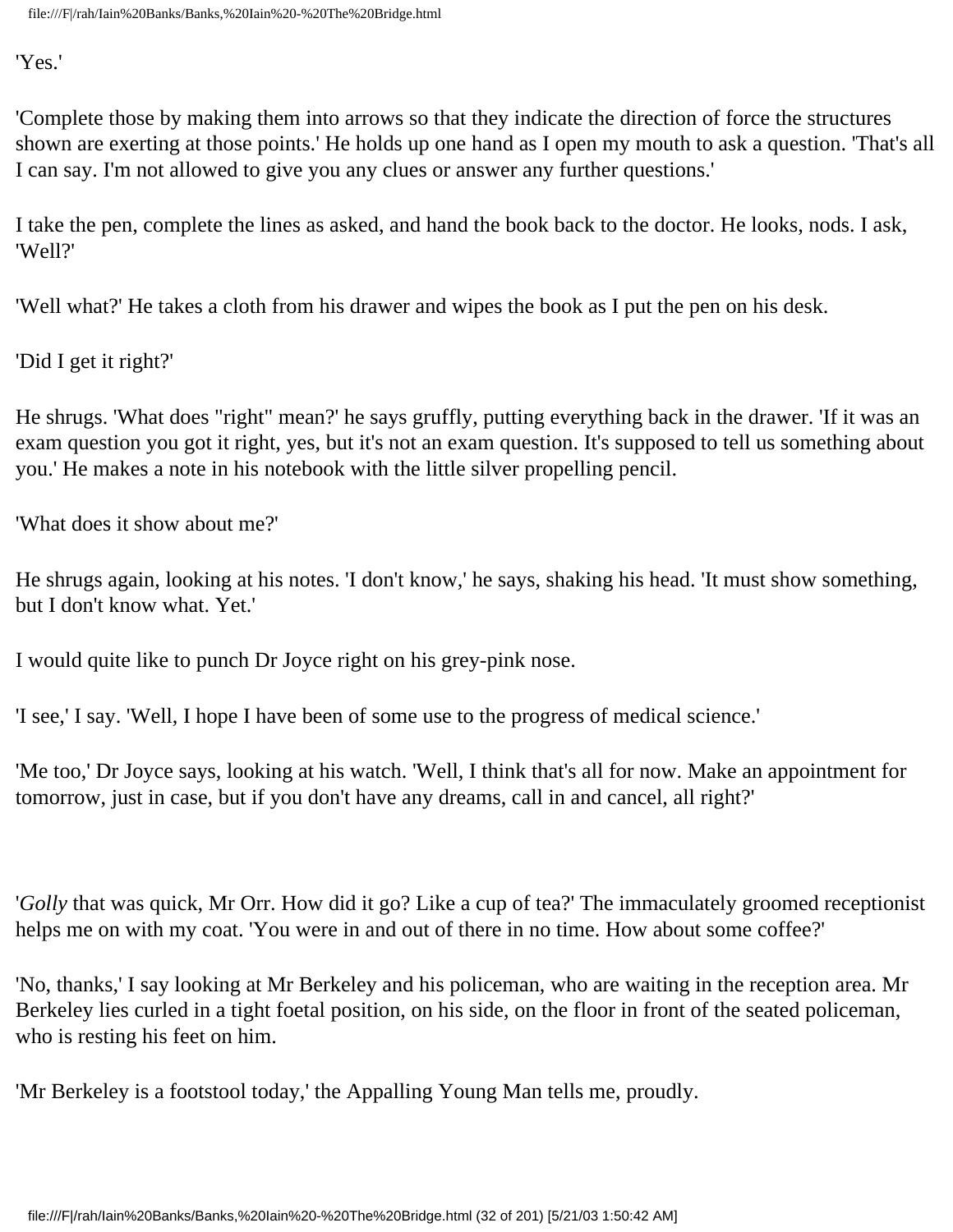'Yes.'

'Complete those by making them into arrows so that they indicate the direction of force the structures shown are exerting at those points.' He holds up one hand as I open my mouth to ask a question. 'That's all I can say. I'm not allowed to give you any clues or answer any further questions.'

I take the pen, complete the lines as asked, and hand the book back to the doctor. He looks, nods. I ask, 'Well?'

'Well what?' He takes a cloth from his drawer and wipes the book as I put the pen on his desk.

'Did I get it right?'

He shrugs. 'What does "right" mean?' he says gruffly, putting everything back in the drawer. 'If it was an exam question you got it right, yes, but it's not an exam question. It's supposed to tell us something about you.' He makes a note in his notebook with the little silver propelling pencil.

'What does it show about me?'

He shrugs again, looking at his notes. 'I don't know,' he says, shaking his head. 'It must show something, but I don't know what. Yet.'

I would quite like to punch Dr Joyce right on his grey-pink nose.

'I see,' I say. 'Well, I hope I have been of some use to the progress of medical science.'

'Me too,' Dr Joyce says, looking at his watch. 'Well, I think that's all for now. Make an appointment for tomorrow, just in case, but if you don't have any dreams, call in and cancel, all right?'

'*Golly* that was quick, Mr Orr. How did it go? Like a cup of tea?' The immaculately groomed receptionist helps me on with my coat. 'You were in and out of there in no time. How about some coffee?'

'No, thanks,' I say looking at Mr Berkeley and his policeman, who are waiting in the reception area. Mr Berkeley lies curled in a tight foetal position, on his side, on the floor in front of the seated policeman, who is resting his feet on him.

'Mr Berkeley is a footstool today,' the Appalling Young Man tells me, proudly.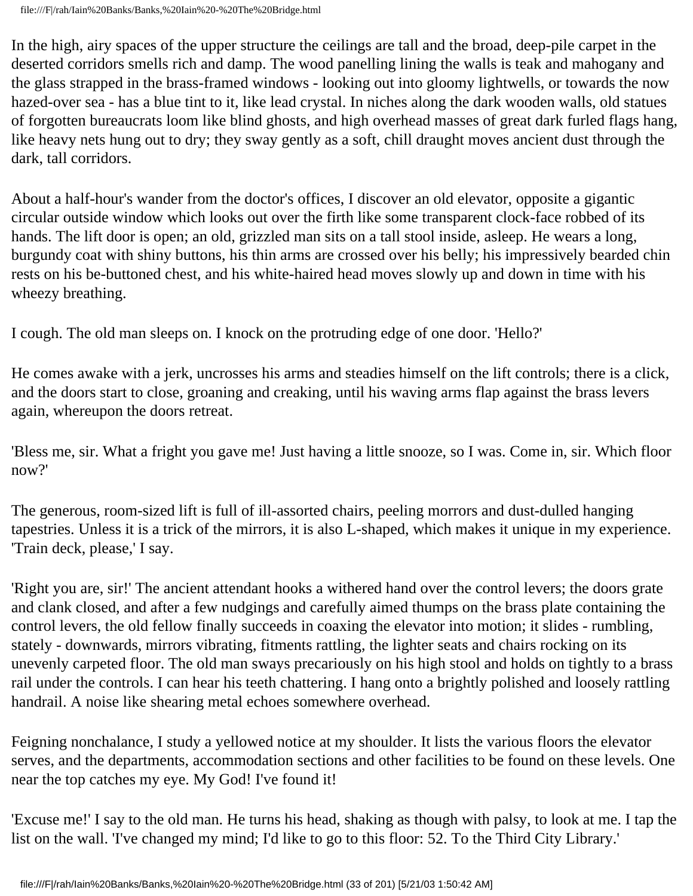In the high, airy spaces of the upper structure the ceilings are tall and the broad, deep-pile carpet in the deserted corridors smells rich and damp. The wood panelling lining the walls is teak and mahogany and the glass strapped in the brass-framed windows - looking out into gloomy lightwells, or towards the now hazed-over sea - has a blue tint to it, like lead crystal. In niches along the dark wooden walls, old statues of forgotten bureaucrats loom like blind ghosts, and high overhead masses of great dark furled flags hang, like heavy nets hung out to dry; they sway gently as a soft, chill draught moves ancient dust through the dark, tall corridors.

About a half-hour's wander from the doctor's offices, I discover an old elevator, opposite a gigantic circular outside window which looks out over the firth like some transparent clock-face robbed of its hands. The lift door is open; an old, grizzled man sits on a tall stool inside, asleep. He wears a long, burgundy coat with shiny buttons, his thin arms are crossed over his belly; his impressively bearded chin rests on his be-buttoned chest, and his white-haired head moves slowly up and down in time with his wheezy breathing.

I cough. The old man sleeps on. I knock on the protruding edge of one door. 'Hello?'

He comes awake with a jerk, uncrosses his arms and steadies himself on the lift controls; there is a click, and the doors start to close, groaning and creaking, until his waving arms flap against the brass levers again, whereupon the doors retreat.

'Bless me, sir. What a fright you gave me! Just having a little snooze, so I was. Come in, sir. Which floor now?'

The generous, room-sized lift is full of ill-assorted chairs, peeling morrors and dust-dulled hanging tapestries. Unless it is a trick of the mirrors, it is also L-shaped, which makes it unique in my experience. 'Train deck, please,' I say.

'Right you are, sir!' The ancient attendant hooks a withered hand over the control levers; the doors grate and clank closed, and after a few nudgings and carefully aimed thumps on the brass plate containing the control levers, the old fellow finally succeeds in coaxing the elevator into motion; it slides - rumbling, stately - downwards, mirrors vibrating, fitments rattling, the lighter seats and chairs rocking on its unevenly carpeted floor. The old man sways precariously on his high stool and holds on tightly to a brass rail under the controls. I can hear his teeth chattering. I hang onto a brightly polished and loosely rattling handrail. A noise like shearing metal echoes somewhere overhead.

Feigning nonchalance, I study a yellowed notice at my shoulder. It lists the various floors the elevator serves, and the departments, accommodation sections and other facilities to be found on these levels. One near the top catches my eye. My God! I've found it!

'Excuse me!' I say to the old man. He turns his head, shaking as though with palsy, to look at me. I tap the list on the wall. 'I've changed my mind; I'd like to go to this floor: 52. To the Third City Library.'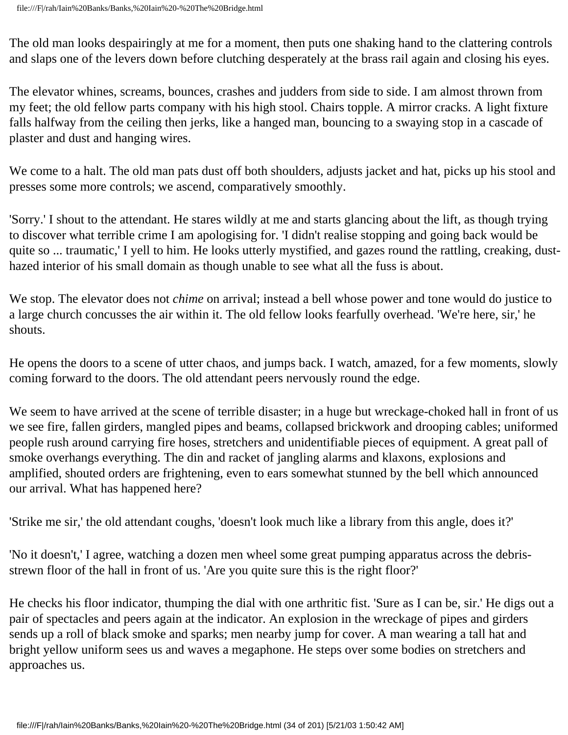The old man looks despairingly at me for a moment, then puts one shaking hand to the clattering controls and slaps one of the levers down before clutching desperately at the brass rail again and closing his eyes.

The elevator whines, screams, bounces, crashes and judders from side to side. I am almost thrown from my feet; the old fellow parts company with his high stool. Chairs topple. A mirror cracks. A light fixture falls halfway from the ceiling then jerks, like a hanged man, bouncing to a swaying stop in a cascade of plaster and dust and hanging wires.

We come to a halt. The old man pats dust off both shoulders, adjusts jacket and hat, picks up his stool and presses some more controls; we ascend, comparatively smoothly.

'Sorry.' I shout to the attendant. He stares wildly at me and starts glancing about the lift, as though trying to discover what terrible crime I am apologising for. 'I didn't realise stopping and going back would be quite so ... traumatic,' I yell to him. He looks utterly mystified, and gazes round the rattling, creaking, dust-hazed interior of his small domain as though unable to see what all the fuss is about.

We stop. The elevator does not *chime* on arrival; instead a bell whose power and tone would do justice to a large church concusses the air within it. The old fellow looks fearfully overhead. 'We're here, sir,' he shouts.

He opens the doors to a scene of utter chaos, and jumps back. I watch, amazed, for a few moments, slowly coming forward to the doors. The old attendant peers nervously round the edge.

We seem to have arrived at the scene of terrible disaster; in a huge but wreckage-choked hall in front of us we see fire, fallen girders, mangled pipes and beams, collapsed brickwork and drooping cables; uniformed people rush around carrying fire hoses, stretchers and unidentifiable pieces of equipment. A great pall of smoke overhangs everything. The din and racket of jangling alarms and klaxons, explosions and amplified, shouted orders are frightening, even to ears somewhat stunned by the bell which announced our arrival. What has happened here?

'Strike me sir,' the old attendant coughs, 'doesn't look much like a library from this angle, does it?'

'No it doesn't,' I agree, watching a dozen men wheel some great pumping apparatus across the debris-strewn floor of the hall in front of us. 'Are you quite sure this is the right floor?'

He checks his floor indicator, thumping the dial with one arthritic fist. 'Sure as I can be, sir.' He digs out a pair of spectacles and peers again at the indicator. An explosion in the wreckage of pipes and girders sends up a roll of black smoke and sparks; men nearby jump for cover. A man wearing a tall hat and bright yellow uniform sees us and waves a megaphone. He steps over some bodies on stretchers and approaches us.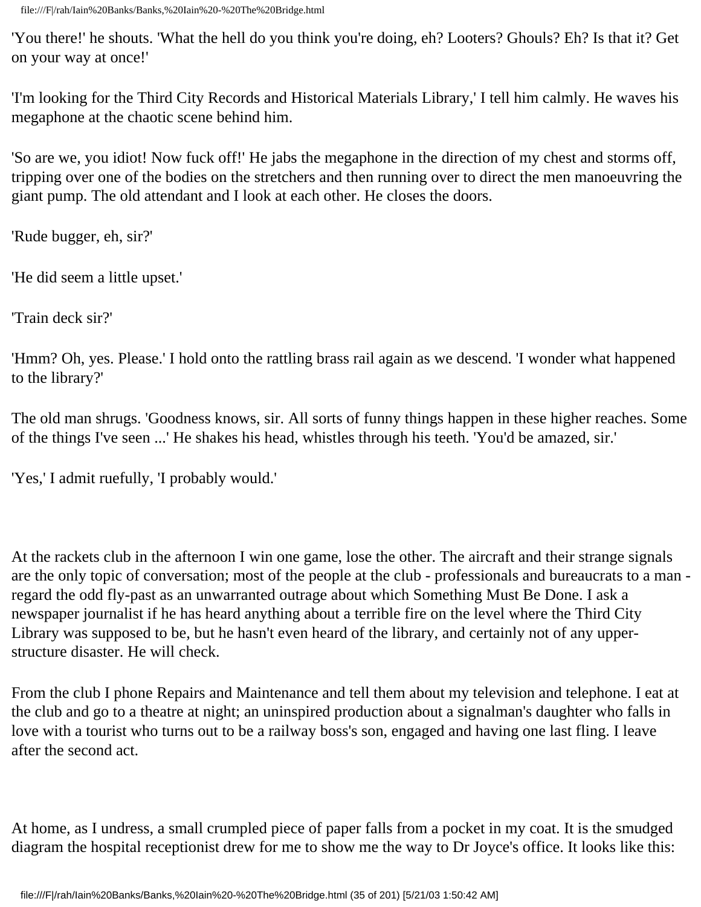'You there!' he shouts. 'What the hell do you think you're doing, eh? Looters? Ghouls? Eh? Is that it? Get on your way at once!'

'I'm looking for the Third City Records and Historical Materials Library,' I tell him calmly. He waves his megaphone at the chaotic scene behind him.

'So are we, you idiot! Now fuck off!' He jabs the megaphone in the direction of my chest and storms off, tripping over one of the bodies on the stretchers and then running over to direct the men manoeuvring the giant pump. The old attendant and I look at each other. He closes the doors.

'Rude bugger, eh, sir?'

'He did seem a little upset.'

'Train deck sir?'

'Hmm? Oh, yes. Please.' I hold onto the rattling brass rail again as we descend. 'I wonder what happened to the library?'

The old man shrugs. 'Goodness knows, sir. All sorts of funny things happen in these higher reaches. Some of the things I've seen ...' He shakes his head, whistles through his teeth. 'You'd be amazed, sir.'

'Yes,' I admit ruefully, 'I probably would.'

At the rackets club in the afternoon I win one game, lose the other. The aircraft and their strange signals are the only topic of conversation; most of the people at the club - professionals and bureaucrats to a man - regard the odd fly-past as an unwarranted outrage about which Something Must Be Done. I ask a newspaper journalist if he has heard anything about a terrible fire on the level where the Third City Library was supposed to be, but he hasn't even heard of the library, and certainly not of any upper-structure disaster. He will check.

From the club I phone Repairs and Maintenance and tell them about my television and telephone. I eat at the club and go to a theatre at night; an uninspired production about a signalman's daughter who falls in love with a tourist who turns out to be a railway boss's son, engaged and having one last fling. I leave after the second act.

At home, as I undress, a small crumpled piece of paper falls from a pocket in my coat. It is the smudged diagram the hospital receptionist drew for me to show me the way to Dr Joyce's office. It looks like this: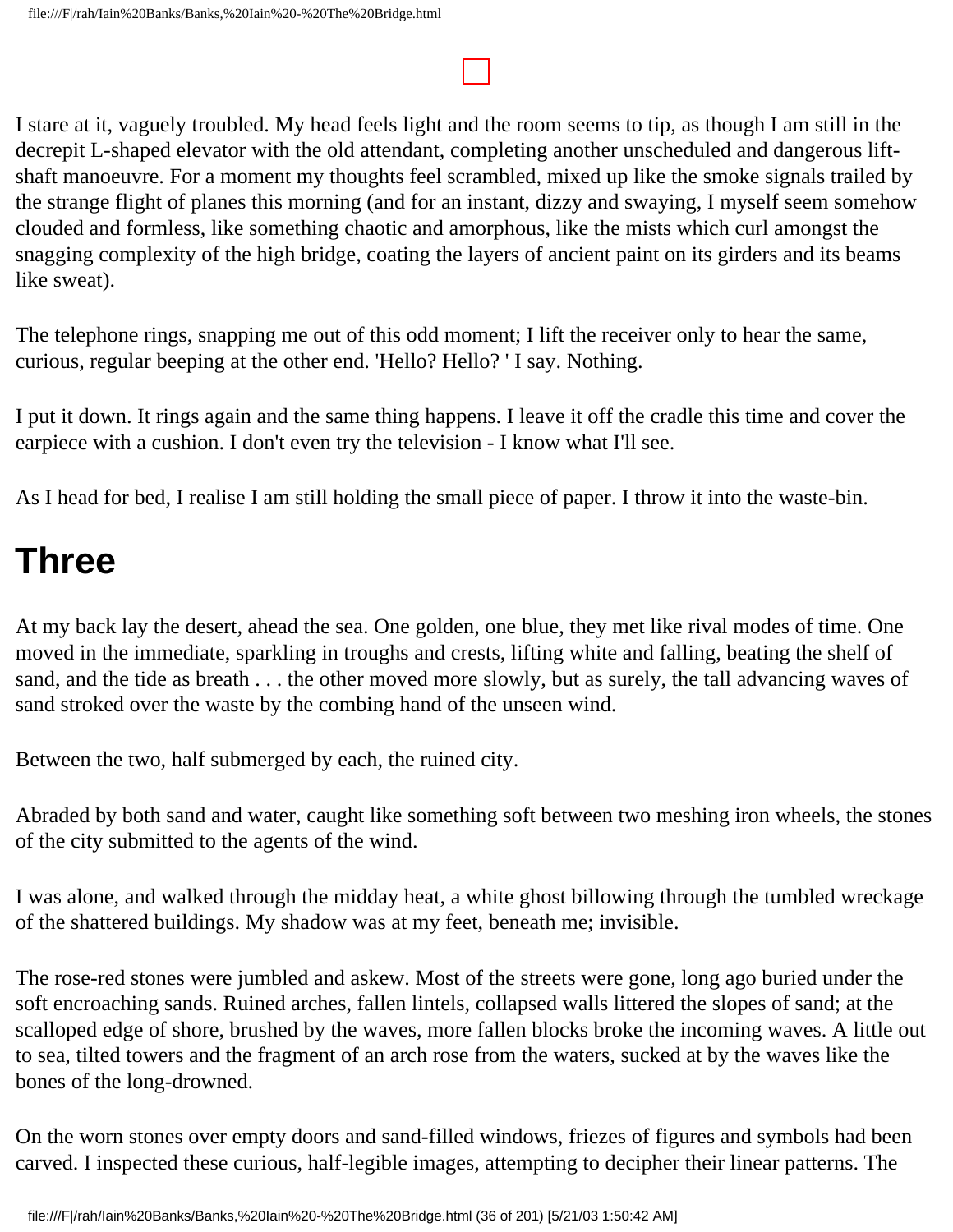I stare at it, vaguely troubled. My head feels light and the room seems to tip, as though I am still in the decrepit L-shaped elevator with the old attendant, completing another unscheduled and dangerous lift-shaft manoeuvre. For a moment my thoughts feel scrambled, mixed up like the smoke signals trailed by the strange flight of planes this morning (and for an instant, dizzy and swaying, I myself seem somehow clouded and formless, like something chaotic and amorphous, like the mists which curl amongst the snagging complexity of the high bridge, coating the layers of ancient paint on its girders and its beams like sweat).

The telephone rings, snapping me out of this odd moment; I lift the receiver only to hear the same, curious, regular beeping at the other end. 'Hello? Hello? ' I say. Nothing.

I put it down. It rings again and the same thing happens. I leave it off the cradle this time and cover the earpiece with a cushion. I don't even try the television - I know what I'll see.

As I head for bed, I realise I am still holding the small piece of paper. I throw it into the waste-bin.

# Three

At my back lay the desert, ahead the sea. One golden, one blue, they met like rival modes of time. One moved in the immediate, sparkling in troughs and crests, lifting white and falling, beating the shelf of sand, and the tide as breath . . . the other moved more slowly, but as surely, the tall advancing waves of sand stroked over the waste by the combing hand of the unseen wind.

Between the two, half submerged by each, the ruined city.

Abraded by both sand and water, caught like something soft between two meshing iron wheels, the stones of the city submitted to the agents of the wind.

I was alone, and walked through the midday heat, a white ghost billowing through the tumbled wreckage of the shattered buildings. My shadow was at my feet, beneath me; invisible.

The rose-red stones were jumbled and askew. Most of the streets were gone, long ago buried under the soft encroaching sands. Ruined arches, fallen lintels, collapsed walls littered the slopes of sand; at the scalloped edge of shore, brushed by the waves, more fallen blocks broke the incoming waves. A little out to sea, tilted towers and the fragment of an arch rose from the waters, sucked at by the waves like the bones of the long-drowned.

On the worn stones over empty doors and sand-filled windows, friezes of figures and symbols had been carved. I inspected these curious, half-legible images, attempting to decipher their linear patterns. The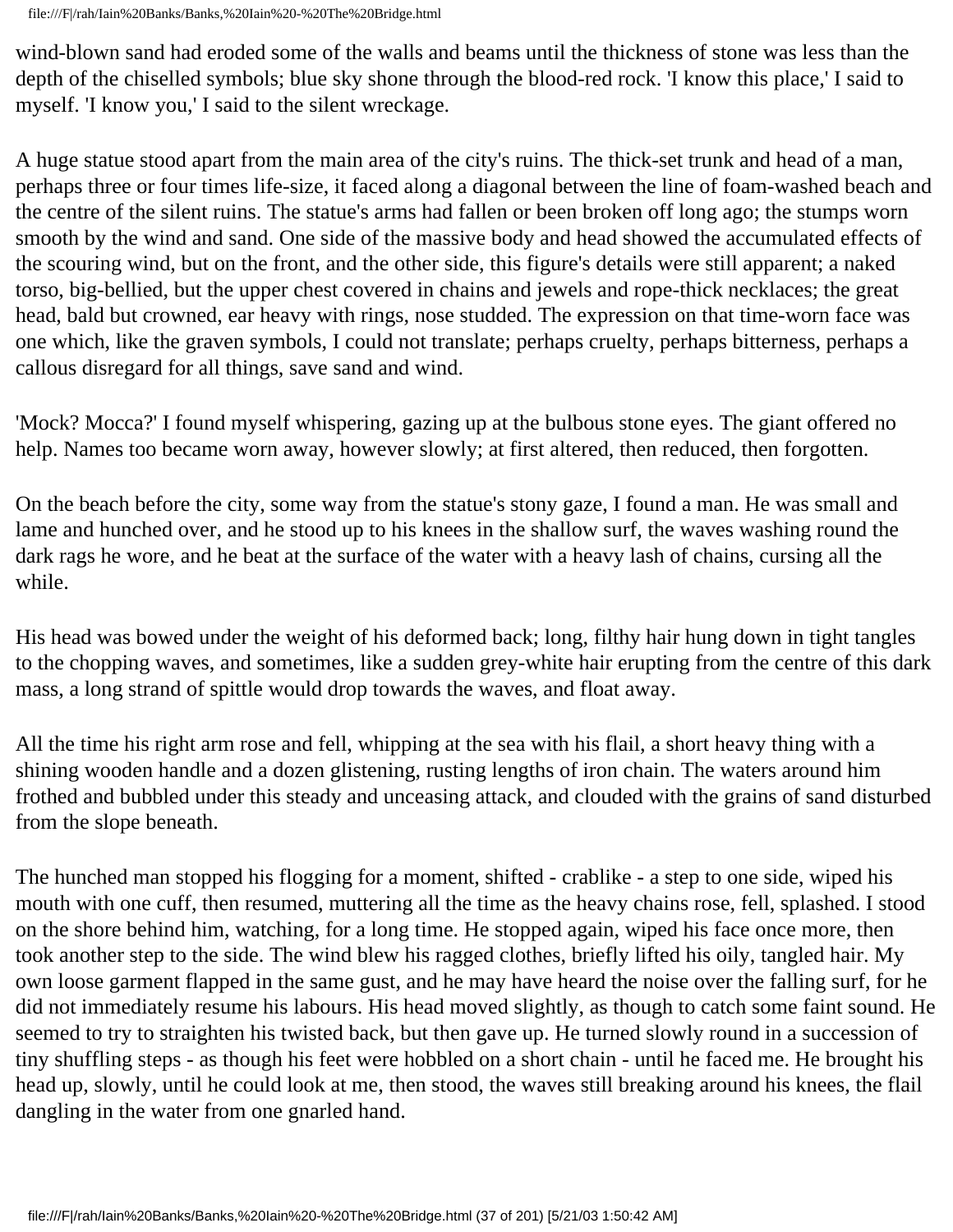wind-blown sand had eroded some of the walls and beams until the thickness of stone was less than the depth of the chiselled symbols; blue sky shone through the blood-red rock. 'I know this place,' I said to myself. 'I know you,' I said to the silent wreckage.

A huge statue stood apart from the main area of the city's ruins. The thick-set trunk and head of a man, perhaps three or four times life-size, it faced along a diagonal between the line of foam-washed beach and the centre of the silent ruins. The statue's arms had fallen or been broken off long ago; the stumps worn smooth by the wind and sand. One side of the massive body and head showed the accumulated effects of the scouring wind, but on the front, and the other side, this figure's details were still apparent; a naked torso, big-bellied, but the upper chest covered in chains and jewels and rope-thick necklaces; the great head, bald but crowned, ear heavy with rings, nose studded. The expression on that time-worn face was one which, like the graven symbols, I could not translate; perhaps cruelty, perhaps bitterness, perhaps a callous disregard for all things, save sand and wind.

'Mock? Mocca?' I found myself whispering, gazing up at the bulbous stone eyes. The giant offered no help. Names too became worn away, however slowly; at first altered, then reduced, then forgotten.

On the beach before the city, some way from the statue's stony gaze, I found a man. He was small and lame and hunched over, and he stood up to his knees in the shallow surf, the waves washing round the dark rags he wore, and he beat at the surface of the water with a heavy lash of chains, cursing all the while.

His head was bowed under the weight of his deformed back; long, filthy hair hung down in tight tangles to the chopping waves, and sometimes, like a sudden grey-white hair erupting from the centre of this dark mass, a long strand of spittle would drop towards the waves, and float away.

All the time his right arm rose and fell, whipping at the sea with his flail, a short heavy thing with a shining wooden handle and a dozen glistening, rusting lengths of iron chain. The waters around him frothed and bubbled under this steady and unceasing attack, and clouded with the grains of sand disturbed from the slope beneath.

The hunched man stopped his flogging for a moment, shifted - crablike - a step to one side, wiped his mouth with one cuff, then resumed, muttering all the time as the heavy chains rose, fell, splashed. I stood on the shore behind him, watching, for a long time. He stopped again, wiped his face once more, then took another step to the side. The wind blew his ragged clothes, briefly lifted his oily, tangled hair. My own loose garment flapped in the same gust, and he may have heard the noise over the falling surf, for he did not immediately resume his labours. His head moved slightly, as though to catch some faint sound. He seemed to try to straighten his twisted back, but then gave up. He turned slowly round in a succession of tiny shuffling steps - as though his feet were hobbled on a short chain - until he faced me. He brought his head up, slowly, until he could look at me, then stood, the waves still breaking around his knees, the flail dangling in the water from one gnarled hand.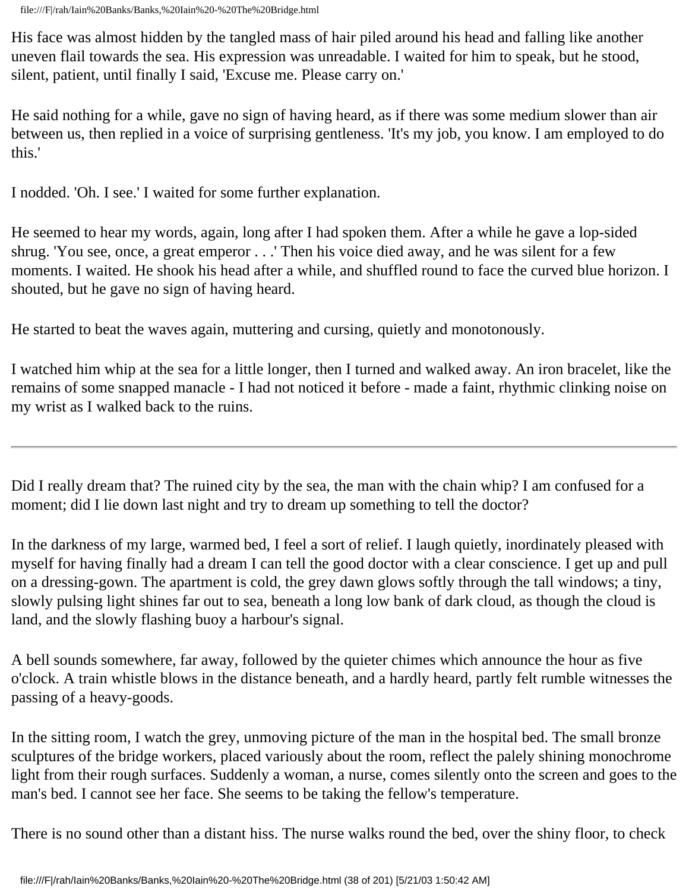His face was almost hidden by the tangled mass of hair piled around his head and falling like another uneven flail towards the sea. His expression was unreadable. I waited for him to speak, but he stood, silent, patient, until finally I said, 'Excuse me. Please carry on.'

He said nothing for a while, gave no sign of having heard, as if there was some medium slower than air between us, then replied in a voice of surprising gentleness. 'It's my job, you know. I am employed to do this.'

I nodded. 'Oh. I see.' I waited for some further explanation.

He seemed to hear my words, again, long after I had spoken them. After a while he gave a lop-sided shrug. 'You see, once, a great emperor . . .' Then his voice died away, and he was silent for a few moments. I waited. He shook his head after a while, and shuffled round to face the curved blue horizon. I shouted, but he gave no sign of having heard.

He started to beat the waves again, muttering and cursing, quietly and monotonously.

I watched him whip at the sea for a little longer, then I turned and walked away. An iron bracelet, like the remains of some snapped manacle - I had not noticed it before - made a faint, rhythmic clinking noise on my wrist as I walked back to the ruins.

---

Did I really dream that? The ruined city by the sea, the man with the chain whip? I am confused for a moment; did I lie down last night and try to dream up something to tell the doctor?

In the darkness of my large, warmed bed, I feel a sort of relief. I laugh quietly, inordinately pleased with myself for having finally had a dream I can tell the good doctor with a clear conscience. I get up and pull on a dressing-gown. The apartment is cold, the grey dawn glows softly through the tall windows; a tiny, slowly pulsing light shines far out to sea, beneath a long low bank of dark cloud, as though the cloud is land, and the slowly flashing buoy a harbour's signal.

A bell sounds somewhere, far away, followed by the quieter chimes which announce the hour as five o'clock. A train whistle blows in the distance beneath, and a hardly heard, partly felt rumble witnesses the passing of a heavy-goods.

In the sitting room, I watch the grey, unmoving picture of the man in the hospital bed. The small bronze sculptures of the bridge workers, placed variously about the room, reflect the palely shining monochrome light from their rough surfaces. Suddenly a woman, a nurse, comes silently onto the screen and goes to the man's bed. I cannot see her face. She seems to be taking the fellow's temperature.

There is no sound other than a distant hiss. The nurse walks round the bed, over the shiny floor, to check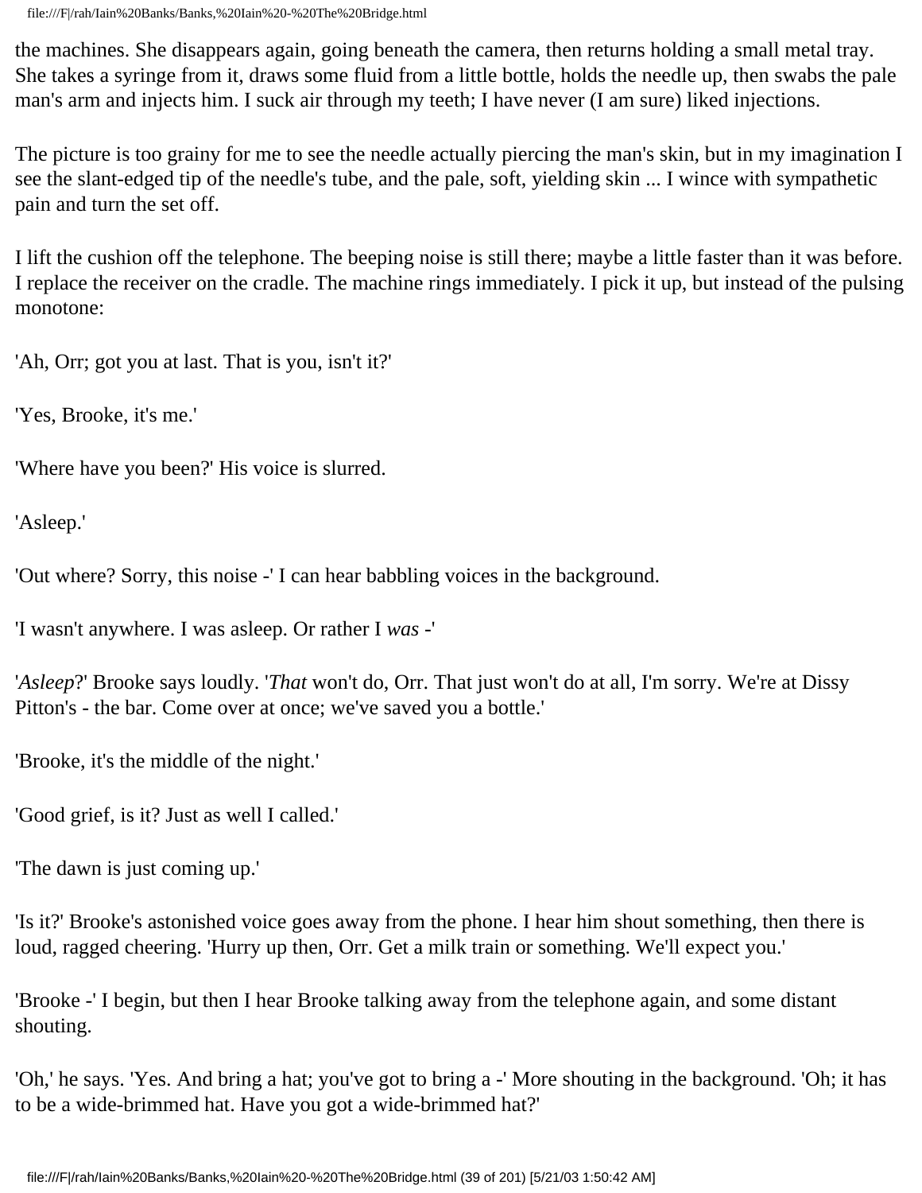the machines. She disappears again, going beneath the camera, then returns holding a small metal tray. She takes a syringe from it, draws some fluid from a little bottle, holds the needle up, then swabs the pale man's arm and injects him. I suck air through my teeth; I have never (I am sure) liked injections.

The picture is too grainy for me to see the needle actually piercing the man's skin, but in my imagination I see the slant-edged tip of the needle's tube, and the pale, soft, yielding skin ... I wince with sympathetic pain and turn the set off.

I lift the cushion off the telephone. The beeping noise is still there; maybe a little faster than it was before. I replace the receiver on the cradle. The machine rings immediately. I pick it up, but instead of the pulsing monotone:

'Ah, Orr; got you at last. That is you, isn't it?'

'Yes, Brooke, it's me.'

'Where have you been?' His voice is slurred.

'Asleep.'

'Out where? Sorry, this noise -' I can hear babbling voices in the background.

'I wasn't anywhere. I was asleep. Or rather I *was* -'

'*Asleep*?' Brooke says loudly. '*That* won't do, Orr. That just won't do at all, I'm sorry. We're at Dissy Pitton's - the bar. Come over at once; we've saved you a bottle.'

'Brooke, it's the middle of the night.'

'Good grief, is it? Just as well I called.'

'The dawn is just coming up.'

'Is it?' Brooke's astonished voice goes away from the phone. I hear him shout something, then there is loud, ragged cheering. 'Hurry up then, Orr. Get a milk train or something. We'll expect you.'

'Brooke -' I begin, but then I hear Brooke talking away from the telephone again, and some distant shouting.

'Oh,' he says. 'Yes. And bring a hat; you've got to bring a -' More shouting in the background. 'Oh; it has to be a wide-brimmed hat. Have you got a wide-brimmed hat?'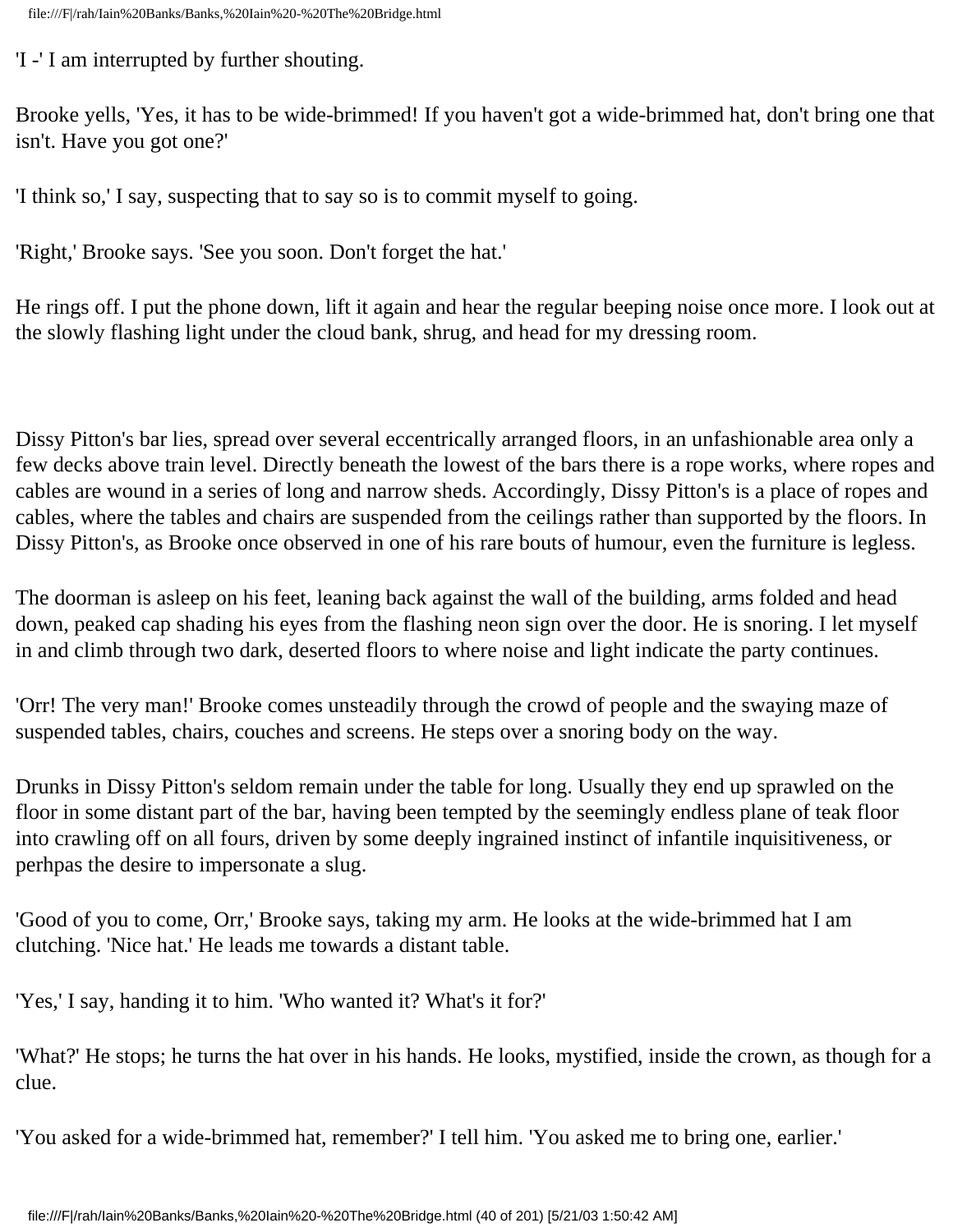'I -' I am interrupted by further shouting.

Brooke yells, 'Yes, it has to be wide-brimmed! If you haven't got a wide-brimmed hat, don't bring one that isn't. Have you got one?'

'I think so,' I say, suspecting that to say so is to commit myself to going.

'Right,' Brooke says. 'See you soon. Don't forget the hat.'

He rings off. I put the phone down, lift it again and hear the regular beeping noise once more. I look out at the slowly flashing light under the cloud bank, shrug, and head for my dressing room.

Dissy Pitton's bar lies, spread over several eccentrically arranged floors, in an unfashionable area only a few decks above train level. Directly beneath the lowest of the bars there is a rope works, where ropes and cables are wound in a series of long and narrow sheds. Accordingly, Dissy Pitton's is a place of ropes and cables, where the tables and chairs are suspended from the ceilings rather than supported by the floors. In Dissy Pitton's, as Brooke once observed in one of his rare bouts of humour, even the furniture is legless.

The doorman is asleep on his feet, leaning back against the wall of the building, arms folded and head down, peaked cap shading his eyes from the flashing neon sign over the door. He is snoring. I let myself in and climb through two dark, deserted floors to where noise and light indicate the party continues.

'Orr! The very man!' Brooke comes unsteadily through the crowd of people and the swaying maze of suspended tables, chairs, couches and screens. He steps over a snoring body on the way.

Drunks in Dissy Pitton's seldom remain under the table for long. Usually they end up sprawled on the floor in some distant part of the bar, having been tempted by the seemingly endless plane of teak floor into crawling off on all fours, driven by some deeply ingrained instinct of infantile inquisitiveness, or perhpas the desire to impersonate a slug.

'Good of you to come, Orr,' Brooke says, taking my arm. He looks at the wide-brimmed hat I am clutching. 'Nice hat.' He leads me towards a distant table.

'Yes,' I say, handing it to him. 'Who wanted it? What's it for?'

'What?' He stops; he turns the hat over in his hands. He looks, mystified, inside the crown, as though for a clue.

'You asked for a wide-brimmed hat, remember?' I tell him. 'You asked me to bring one, earlier.'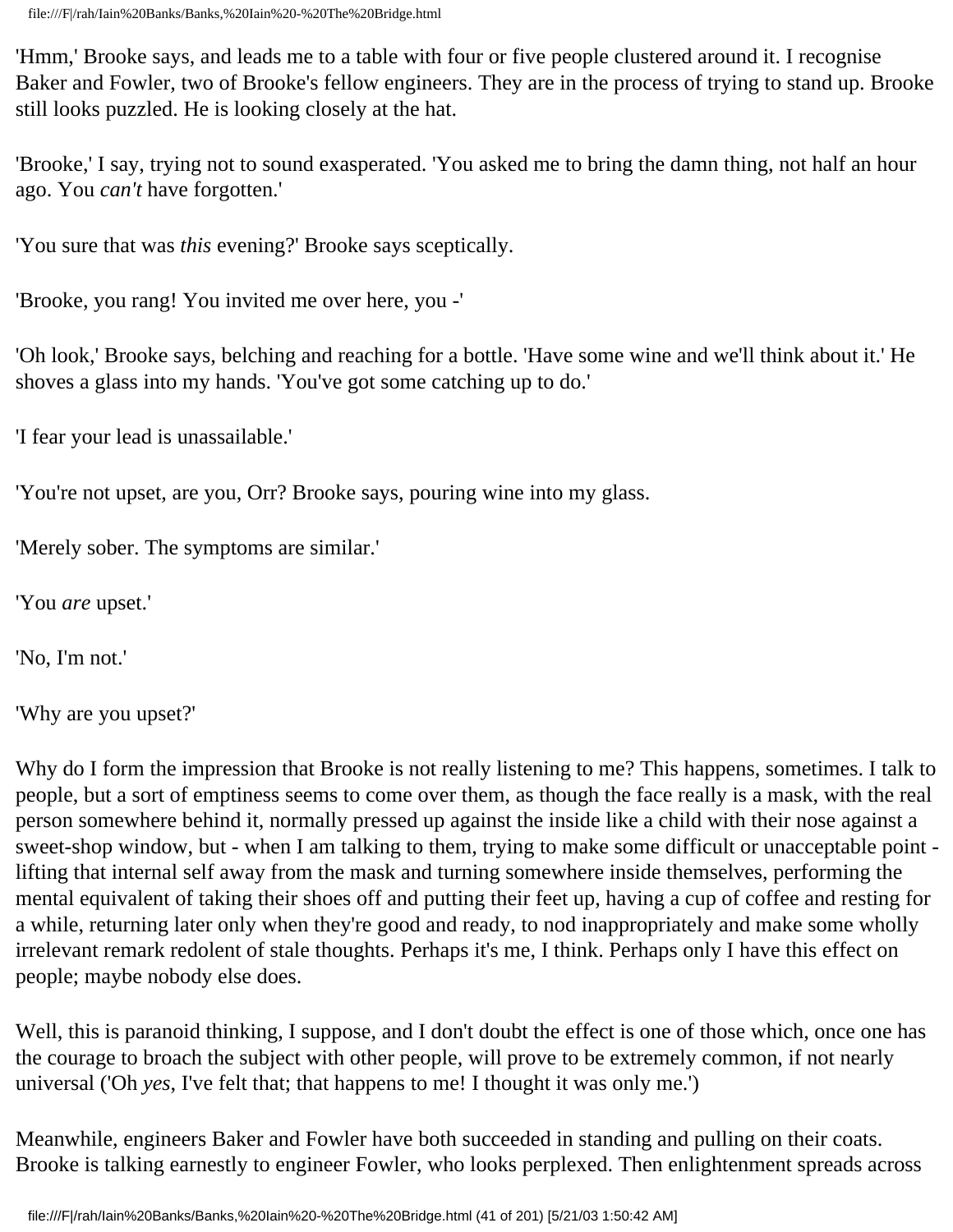'Hmm,' Brooke says, and leads me to a table with four or five people clustered around it. I recognise Baker and Fowler, two of Brooke's fellow engineers. They are in the process of trying to stand up. Brooke still looks puzzled. He is looking closely at the hat.

'Brooke,' I say, trying not to sound exasperated. 'You asked me to bring the damn thing, not half an hour ago. You *can't* have forgotten.'

'You sure that was *this* evening?' Brooke says sceptically.

'Brooke, you rang! You invited me over here, you -'

'Oh look,' Brooke says, belching and reaching for a bottle. 'Have some wine and we'll think about it.' He shoves a glass into my hands. 'You've got some catching up to do.'

'I fear your lead is unassailable.'

'You're not upset, are you, Orr? Brooke says, pouring wine into my glass.

'Merely sober. The symptoms are similar.'

'You *are* upset.'

'No, I'm not.'

'Why are you upset?'

Why do I form the impression that Brooke is not really listening to me? This happens, sometimes. I talk to people, but a sort of emptiness seems to come over them, as though the face really is a mask, with the real person somewhere behind it, normally pressed up against the inside like a child with their nose against a sweet-shop window, but - when I am talking to them, trying to make some difficult or unacceptable point - lifting that internal self away from the mask and turning somewhere inside themselves, performing the mental equivalent of taking their shoes off and putting their feet up, having a cup of coffee and resting for a while, returning later only when they're good and ready, to nod inappropriately and make some wholly irrelevant remark redolent of stale thoughts. Perhaps it's me, I think. Perhaps only I have this effect on people; maybe nobody else does.

Well, this is paranoid thinking, I suppose, and I don't doubt the effect is one of those which, once one has the courage to broach the subject with other people, will prove to be extremely common, if not nearly universal ('Oh *yes*, I've felt that; that happens to me! I thought it was only me.')

Meanwhile, engineers Baker and Fowler have both succeeded in standing and pulling on their coats. Brooke is talking earnestly to engineer Fowler, who looks perplexed. Then enlightenment spreads across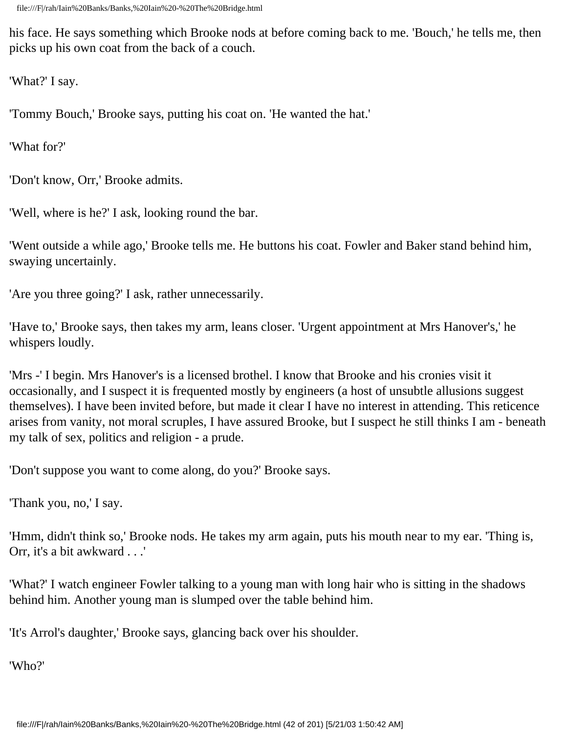his face. He says something which Brooke nods at before coming back to me. 'Bouch,' he tells me, then picks up his own coat from the back of a couch.

'What?' I say.

'Tommy Bouch,' Brooke says, putting his coat on. 'He wanted the hat.'

'What for?'

'Don't know, Orr,' Brooke admits.

'Well, where is he?' I ask, looking round the bar.

'Went outside a while ago,' Brooke tells me. He buttons his coat. Fowler and Baker stand behind him, swaying uncertainly.

'Are you three going?' I ask, rather unnecessarily.

'Have to,' Brooke says, then takes my arm, leans closer. 'Urgent appointment at Mrs Hanover's,' he whispers loudly.

'Mrs -' I begin. Mrs Hanover's is a licensed brothel. I know that Brooke and his cronies visit it occasionally, and I suspect it is frequented mostly by engineers (a host of unsubtle allusions suggest themselves). I have been invited before, but made it clear I have no interest in attending. This reticence arises from vanity, not moral scruples, I have assured Brooke, but I suspect he still thinks I am - beneath my talk of sex, politics and religion - a prude.

'Don't suppose you want to come along, do you?' Brooke says.

'Thank you, no,' I say.

'Hmm, didn't think so,' Brooke nods. He takes my arm again, puts his mouth near to my ear. 'Thing is, Orr, it's a bit awkward . . .'

'What?' I watch engineer Fowler talking to a young man with long hair who is sitting in the shadows behind him. Another young man is slumped over the table behind him.

'It's Arrol's daughter,' Brooke says, glancing back over his shoulder.

'Who?'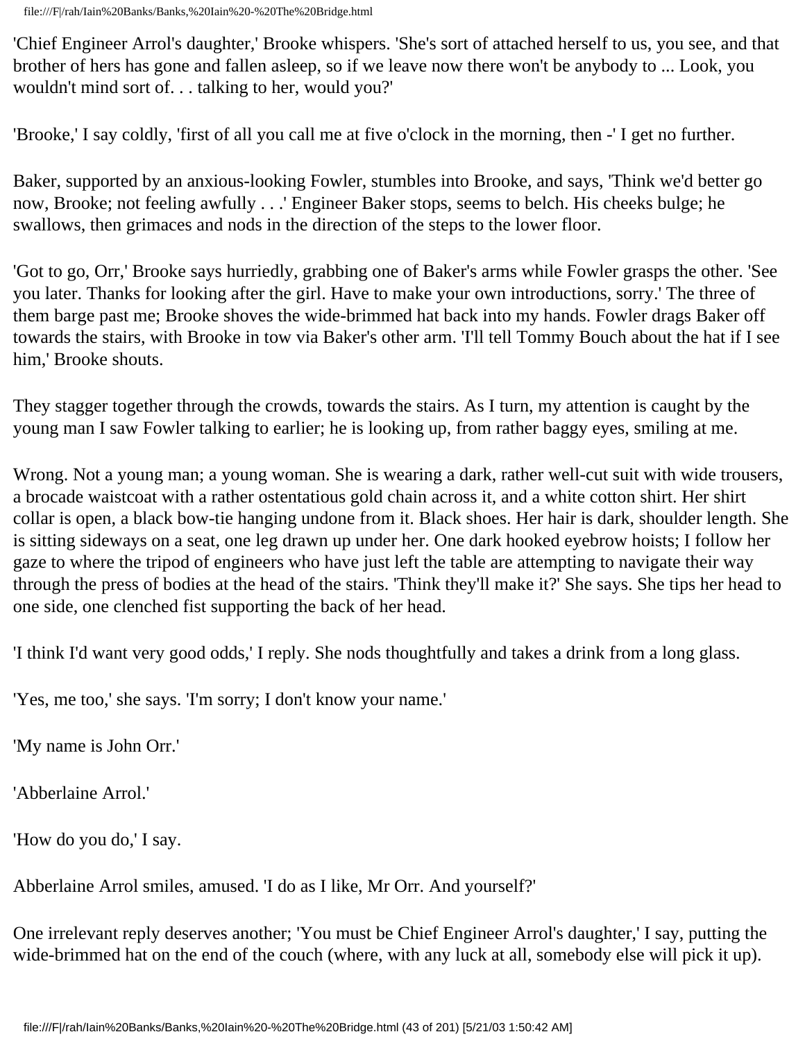'Chief Engineer Arrol's daughter,' Brooke whispers. 'She's sort of attached herself to us, you see, and that brother of hers has gone and fallen asleep, so if we leave now there won't be anybody to ... Look, you wouldn't mind sort of. . . talking to her, would you?'

'Brooke,' I say coldly, 'first of all you call me at five o'clock in the morning, then -' I get no further.

Baker, supported by an anxious-looking Fowler, stumbles into Brooke, and says, 'Think we'd better go now, Brooke; not feeling awfully . . .' Engineer Baker stops, seems to belch. His cheeks bulge; he swallows, then grimaces and nods in the direction of the steps to the lower floor.

'Got to go, Orr,' Brooke says hurriedly, grabbing one of Baker's arms while Fowler grasps the other. 'See you later. Thanks for looking after the girl. Have to make your own introductions, sorry.' The three of them barge past me; Brooke shoves the wide-brimmed hat back into my hands. Fowler drags Baker off towards the stairs, with Brooke in tow via Baker's other arm. 'I'll tell Tommy Bouch about the hat if I see him,' Brooke shouts.

They stagger together through the crowds, towards the stairs. As I turn, my attention is caught by the young man I saw Fowler talking to earlier; he is looking up, from rather baggy eyes, smiling at me.

Wrong. Not a young man; a young woman. She is wearing a dark, rather well-cut suit with wide trousers, a brocade waistcoat with a rather ostentatious gold chain across it, and a white cotton shirt. Her shirt collar is open, a black bow-tie hanging undone from it. Black shoes. Her hair is dark, shoulder length. She is sitting sideways on a seat, one leg drawn up under her. One dark hooked eyebrow hoists; I follow her gaze to where the tripod of engineers who have just left the table are attempting to navigate their way through the press of bodies at the head of the stairs. 'Think they'll make it?' She says. She tips her head to one side, one clenched fist supporting the back of her head.

'I think I'd want very good odds,' I reply. She nods thoughtfully and takes a drink from a long glass.

'Yes, me too,' she says. 'I'm sorry; I don't know your name.'

'My name is John Orr.'

'Abberlaine Arrol.'

'How do you do,' I say.

Abberlaine Arrol smiles, amused. 'I do as I like, Mr Orr. And yourself?'

One irrelevant reply deserves another; 'You must be Chief Engineer Arrol's daughter,' I say, putting the wide-brimmed hat on the end of the couch (where, with any luck at all, somebody else will pick it up).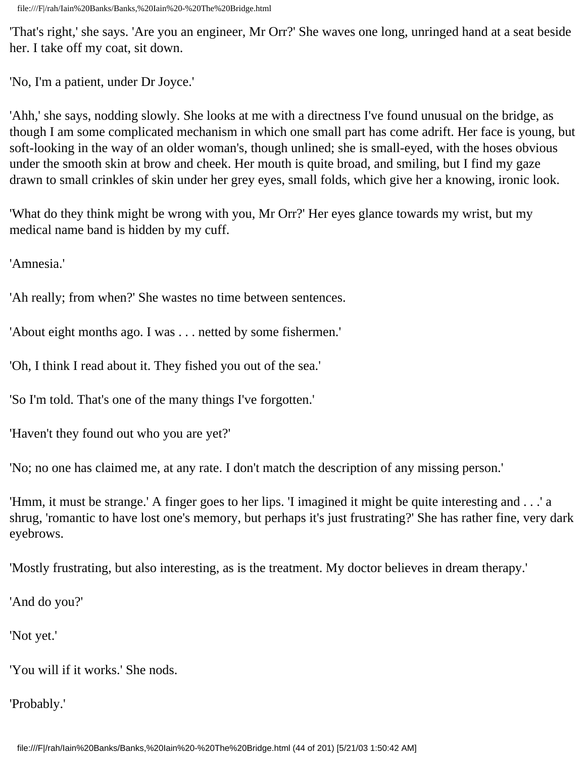'That's right,' she says. 'Are you an engineer, Mr Orr?' She waves one long, unringed hand at a seat beside her. I take off my coat, sit down.

'No, I'm a patient, under Dr Joyce.'

'Ahh,' she says, nodding slowly. She looks at me with a directness I've found unusual on the bridge, as though I am some complicated mechanism in which one small part has come adrift. Her face is young, but soft-looking in the way of an older woman's, though unlined; she is small-eyed, with the hoses obvious under the smooth skin at brow and cheek. Her mouth is quite broad, and smiling, but I find my gaze drawn to small crinkles of skin under her grey eyes, small folds, which give her a knowing, ironic look.

'What do they think might be wrong with you, Mr Orr?' Her eyes glance towards my wrist, but my medical name band is hidden by my cuff.

'Amnesia.'

'Ah really; from when?' She wastes no time between sentences.

'About eight months ago. I was . . . netted by some fishermen.'

'Oh, I think I read about it. They fished you out of the sea.'

'So I'm told. That's one of the many things I've forgotten.'

'Haven't they found out who you are yet?'

'No; no one has claimed me, at any rate. I don't match the description of any missing person.'

'Hmm, it must be strange.' A finger goes to her lips. 'I imagined it might be quite interesting and . . .' a shrug, 'romantic to have lost one's memory, but perhaps it's just frustrating?' She has rather fine, very dark eyebrows.

'Mostly frustrating, but also interesting, as is the treatment. My doctor believes in dream therapy.'

'And do you?'

'Not yet.'

'You will if it works.' She nods.

'Probably.'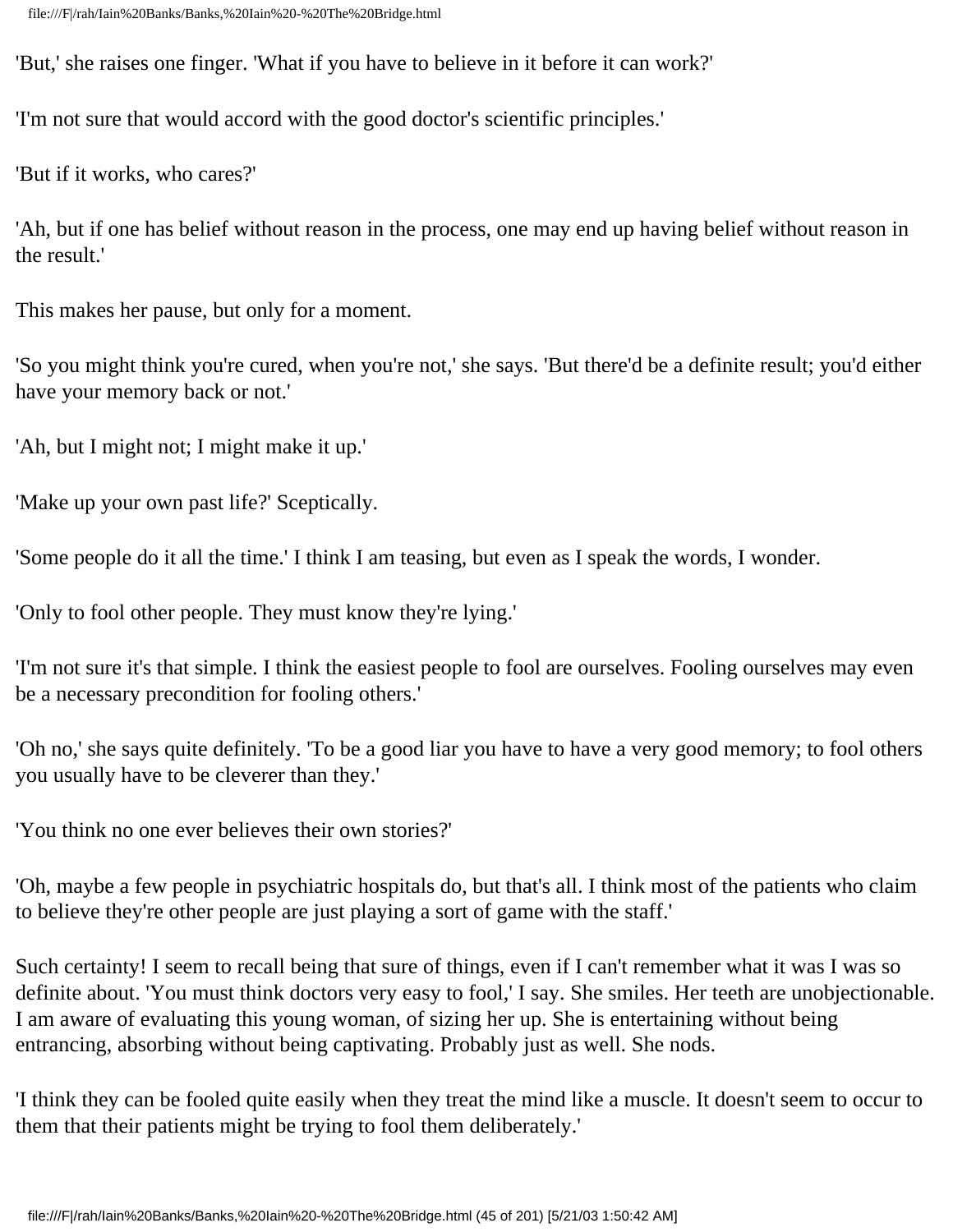'But,' she raises one finger. 'What if you have to believe in it before it can work?'

'I'm not sure that would accord with the good doctor's scientific principles.'

'But if it works, who cares?'

'Ah, but if one has belief without reason in the process, one may end up having belief without reason in the result.'

This makes her pause, but only for a moment.

'So you might think you're cured, when you're not,' she says. 'But there'd be a definite result; you'd either have your memory back or not.'

'Ah, but I might not; I might make it up.'

'Make up your own past life?' Sceptically.

'Some people do it all the time.' I think I am teasing, but even as I speak the words, I wonder.

'Only to fool other people. They must know they're lying.'

'I'm not sure it's that simple. I think the easiest people to fool are ourselves. Fooling ourselves may even be a necessary precondition for fooling others.'

'Oh no,' she says quite definitely. 'To be a good liar you have to have a very good memory; to fool others you usually have to be cleverer than they.'

'You think no one ever believes their own stories?'

'Oh, maybe a few people in psychiatric hospitals do, but that's all. I think most of the patients who claim to believe they're other people are just playing a sort of game with the staff.'

Such certainty! I seem to recall being that sure of things, even if I can't remember what it was I was so definite about. 'You must think doctors very easy to fool,' I say. She smiles. Her teeth are unobjectionable. I am aware of evaluating this young woman, of sizing her up. She is entertaining without being entrancing, absorbing without being captivating. Probably just as well. She nods.

'I think they can be fooled quite easily when they treat the mind like a muscle. It doesn't seem to occur to them that their patients might be trying to fool them deliberately.'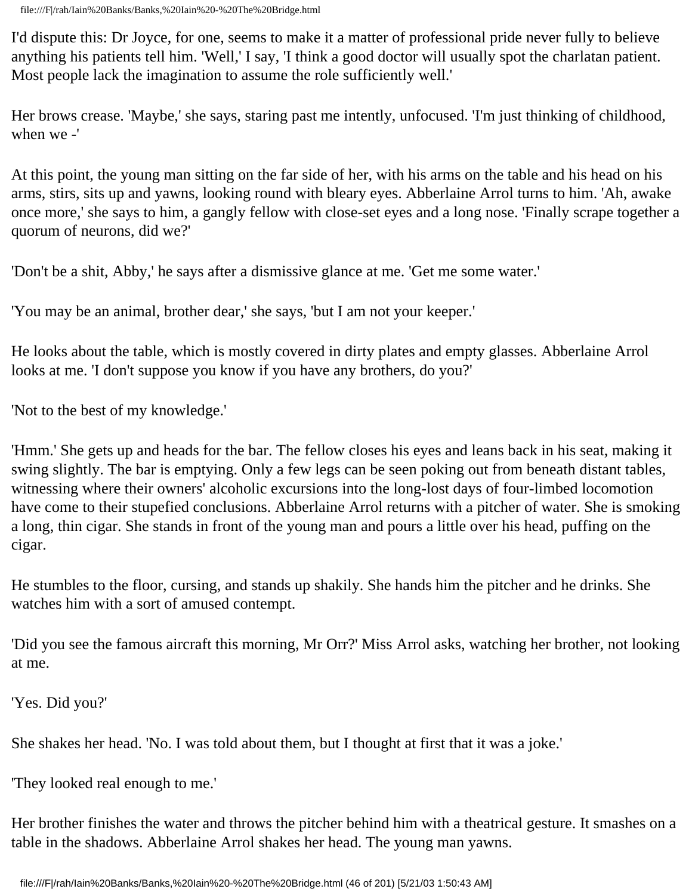I'd dispute this: Dr Joyce, for one, seems to make it a matter of professional pride never fully to believe anything his patients tell him. 'Well,' I say, 'I think a good doctor will usually spot the charlatan patient. Most people lack the imagination to assume the role sufficiently well.'

Her brows crease. 'Maybe,' she says, staring past me intently, unfocused. 'I'm just thinking of childhood, when we -'

At this point, the young man sitting on the far side of her, with his arms on the table and his head on his arms, stirs, sits up and yawns, looking round with bleary eyes. Abberlaine Arrol turns to him. 'Ah, awake once more,' she says to him, a gangly fellow with close-set eyes and a long nose. 'Finally scrape together a quorum of neurons, did we?'

'Don't be a shit, Abby,' he says after a dismissive glance at me. 'Get me some water.'

'You may be an animal, brother dear,' she says, 'but I am not your keeper.'

He looks about the table, which is mostly covered in dirty plates and empty glasses. Abberlaine Arrol looks at me. 'I don't suppose you know if you have any brothers, do you?'

'Not to the best of my knowledge.'

'Hmm.' She gets up and heads for the bar. The fellow closes his eyes and leans back in his seat, making it swing slightly. The bar is emptying. Only a few legs can be seen poking out from beneath distant tables, witnessing where their owners' alcoholic excursions into the long-lost days of four-limbed locomotion have come to their stupefied conclusions. Abberlaine Arrol returns with a pitcher of water. She is smoking a long, thin cigar. She stands in front of the young man and pours a little over his head, puffing on the cigar.

He stumbles to the floor, cursing, and stands up shakily. She hands him the pitcher and he drinks. She watches him with a sort of amused contempt.

'Did you see the famous aircraft this morning, Mr Orr?' Miss Arrol asks, watching her brother, not looking at me.

'Yes. Did you?'

She shakes her head. 'No. I was told about them, but I thought at first that it was a joke.'

'They looked real enough to me.'

Her brother finishes the water and throws the pitcher behind him with a theatrical gesture. It smashes on a table in the shadows. Abberlaine Arrol shakes her head. The young man yawns.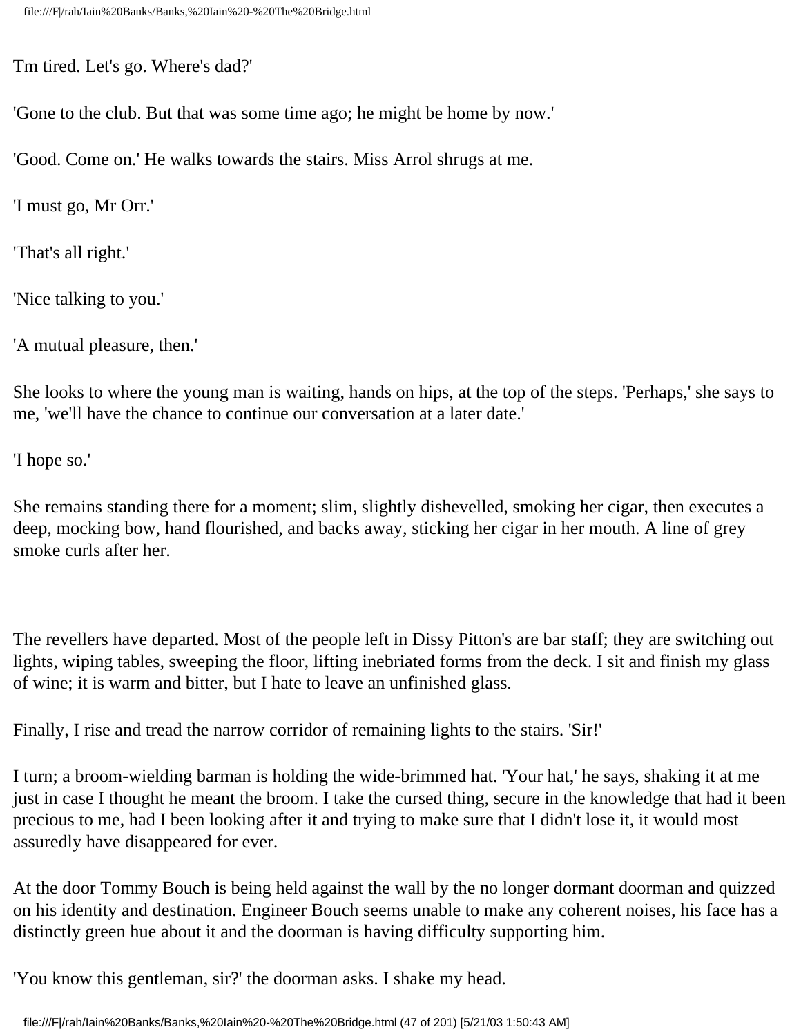'I'm tired. Let's go. Where's dad?'

'Gone to the club. But that was some time ago; he might be home by now.'

'Good. Come on.' He walks towards the stairs. Miss Arrol shrugs at me.

'I must go, Mr Orr.'

'That's all right.'

'Nice talking to you.'

'A mutual pleasure, then.'

She looks to where the young man is waiting, hands on hips, at the top of the steps. 'Perhaps,' she says to me, 'we'll have the chance to continue our conversation at a later date.'

'I hope so.'

She remains standing there for a moment; slim, slightly dishevelled, smoking her cigar, then executes a deep, mocking bow, hand flourished, and backs away, sticking her cigar in her mouth. A line of grey smoke curls after her.

The revellers have departed. Most of the people left in Dissy Pitton's are bar staff; they are switching out lights, wiping tables, sweeping the floor, lifting inebriated forms from the deck. I sit and finish my glass of wine; it is warm and bitter, but I hate to leave an unfinished glass.

Finally, I rise and tread the narrow corridor of remaining lights to the stairs. 'Sir!'

I turn; a broom-wielding barman is holding the wide-brimmed hat. 'Your hat,' he says, shaking it at me just in case I thought he meant the broom. I take the cursed thing, secure in the knowledge that had it been precious to me, had I been looking after it and trying to make sure that I didn't lose it, it would most assuredly have disappeared for ever.

At the door Tommy Bouch is being held against the wall by the no longer dormant doorman and quizzed on his identity and destination. Engineer Bouch seems unable to make any coherent noises, his face has a distinctly green hue about it and the doorman is having difficulty supporting him.

'You know this gentleman, sir?' the doorman asks. I shake my head.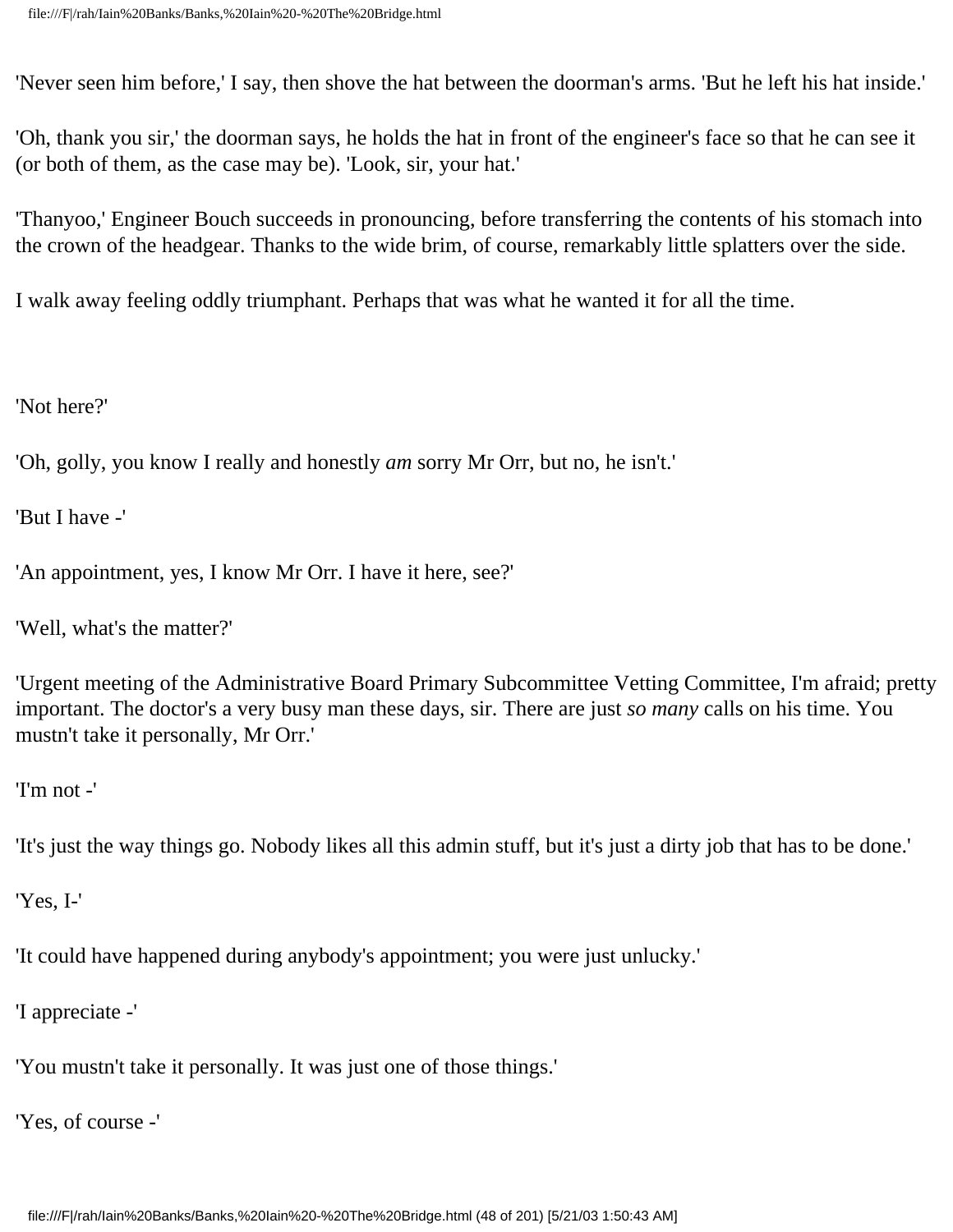'Never seen him before,' I say, then shove the hat between the doorman's arms. 'But he left his hat inside.'

'Oh, thank you sir,' the doorman says, he holds the hat in front of the engineer's face so that he can see it (or both of them, as the case may be). 'Look, sir, your hat.'

'Thanyoo,' Engineer Bouch succeeds in pronouncing, before transferring the contents of his stomach into the crown of the headgear. Thanks to the wide brim, of course, remarkably little splatters over the side.

I walk away feeling oddly triumphant. Perhaps that was what he wanted it for all the time.

'Not here?'

'Oh, golly, you know I really and honestly *am* sorry Mr Orr, but no, he isn't.'

'But I have -'

'An appointment, yes, I know Mr Orr. I have it here, see?'

'Well, what's the matter?'

'Urgent meeting of the Administrative Board Primary Subcommittee Vetting Committee, I'm afraid; pretty important. The doctor's a very busy man these days, sir. There are just *so many* calls on his time. You mustn't take it personally, Mr Orr.'

'I'm not -'

'It's just the way things go. Nobody likes all this admin stuff, but it's just a dirty job that has to be done.'

'Yes, I-'

'It could have happened during anybody's appointment; you were just unlucky.'

'I appreciate -'

'You mustn't take it personally. It was just one of those things.'

'Yes, of course -'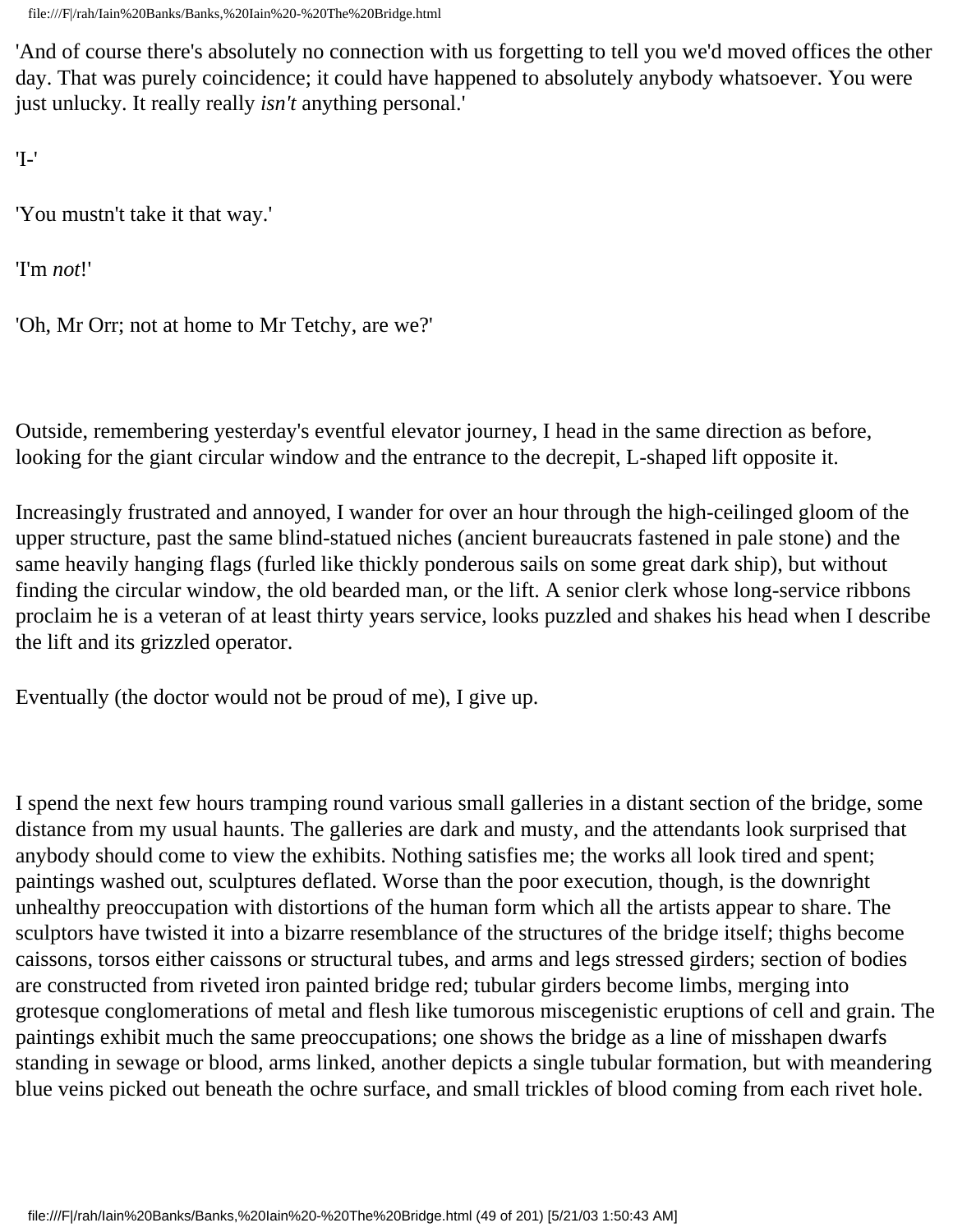'And of course there's absolutely no connection with us forgetting to tell you we'd moved offices the other day. That was purely coincidence; it could have happened to absolutely anybody whatsoever. You were just unlucky. It really really *isn't* anything personal.'

'I-'

'You mustn't take it that way.'

'I'm *not*!'

'Oh, Mr Orr; not at home to Mr Tetchy, are we?'

Outside, remembering yesterday's eventful elevator journey, I head in the same direction as before, looking for the giant circular window and the entrance to the decrepit, L-shaped lift opposite it.

Increasingly frustrated and annoyed, I wander for over an hour through the high-ceilinged gloom of the upper structure, past the same blind-statued niches (ancient bureaucrats fastened in pale stone) and the same heavily hanging flags (furled like thickly ponderous sails on some great dark ship), but without finding the circular window, the old bearded man, or the lift. A senior clerk whose long-service ribbons proclaim he is a veteran of at least thirty years service, looks puzzled and shakes his head when I describe the lift and its grizzled operator.

Eventually (the doctor would not be proud of me), I give up.

I spend the next few hours tramping round various small galleries in a distant section of the bridge, some distance from my usual haunts. The galleries are dark and musty, and the attendants look surprised that anybody should come to view the exhibits. Nothing satisfies me; the works all look tired and spent; paintings washed out, sculptures deflated. Worse than the poor execution, though, is the downright unhealthy preoccupation with distortions of the human form which all the artists appear to share. The sculptors have twisted it into a bizarre resemblance of the structures of the bridge itself; thighs become caissons, torsos either caissons or structural tubes, and arms and legs stressed girders; section of bodies are constructed from riveted iron painted bridge red; tubular girders become limbs, merging into grotesque conglomerations of metal and flesh like tumorous miscegenistic eruptions of cell and grain. The paintings exhibit much the same preoccupations; one shows the bridge as a line of misshapen dwarfs standing in sewage or blood, arms linked, another depicts a single tubular formation, but with meandering blue veins picked out beneath the ochre surface, and small trickles of blood coming from each rivet hole.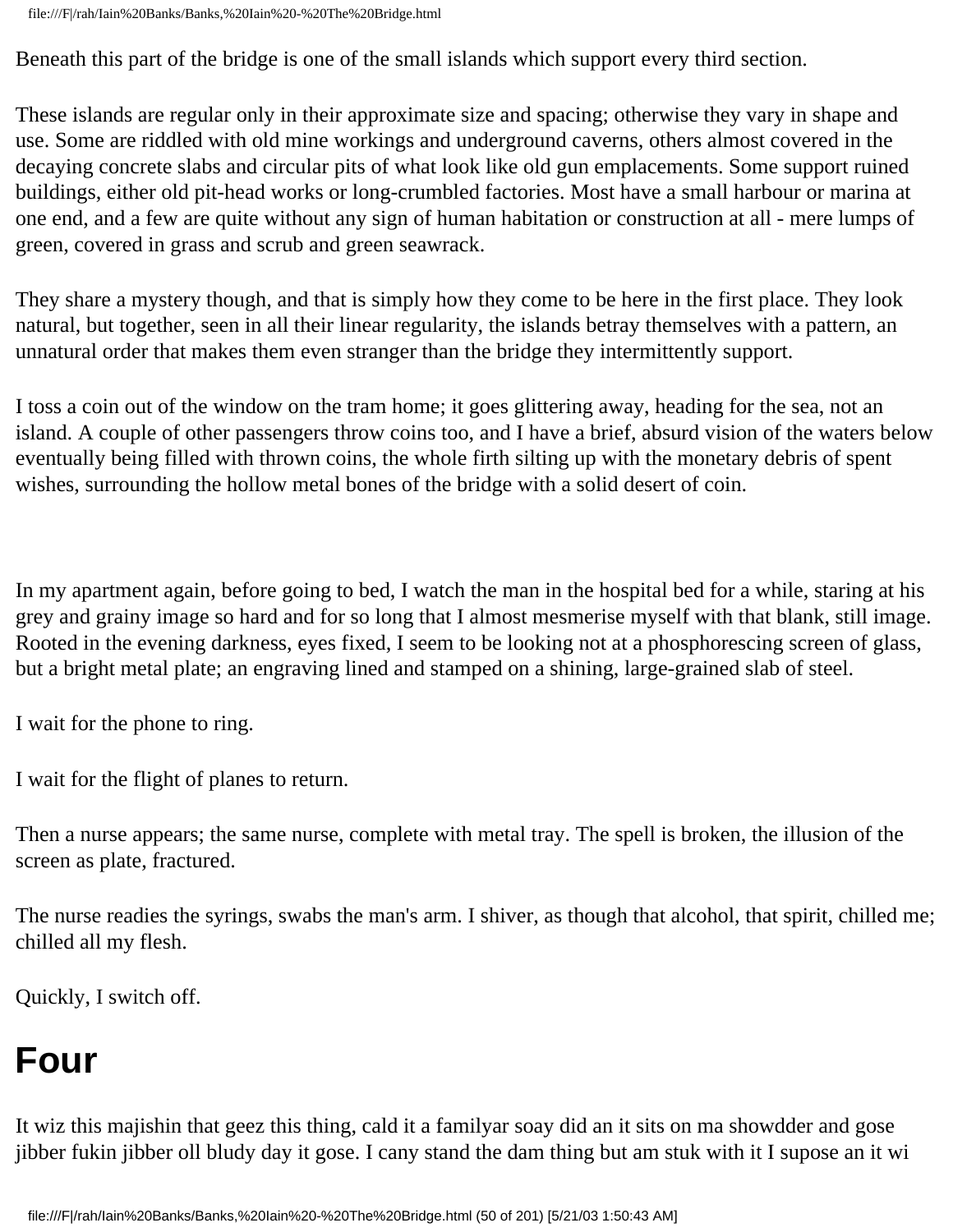Beneath this part of the bridge is one of the small islands which support every third section.

These islands are regular only in their approximate size and spacing; otherwise they vary in shape and use. Some are riddled with old mine workings and underground caverns, others almost covered in the decaying concrete slabs and circular pits of what look like old gun emplacements. Some support ruined buildings, either old pit-head works or long-crumbled factories. Most have a small harbour or marina at one end, and a few are quite without any sign of human habitation or construction at all - mere lumps of green, covered in grass and scrub and green seawrack.

They share a mystery though, and that is simply how they come to be here in the first place. They look natural, but together, seen in all their linear regularity, the islands betray themselves with a pattern, an unnatural order that makes them even stranger than the bridge they intermittently support.

I toss a coin out of the window on the tram home; it goes glittering away, heading for the sea, not an island. A couple of other passengers throw coins too, and I have a brief, absurd vision of the waters below eventually being filled with thrown coins, the whole firth silting up with the monetary debris of spent wishes, surrounding the hollow metal bones of the bridge with a solid desert of coin.

In my apartment again, before going to bed, I watch the man in the hospital bed for a while, staring at his grey and grainy image so hard and for so long that I almost mesmerise myself with that blank, still image. Rooted in the evening darkness, eyes fixed, I seem to be looking not at a phosphorescing screen of glass, but a bright metal plate; an engraving lined and stamped on a shining, large-grained slab of steel.

I wait for the phone to ring.

I wait for the flight of planes to return.

Then a nurse appears; the same nurse, complete with metal tray. The spell is broken, the illusion of the screen as plate, fractured.

The nurse readies the syrings, swabs the man's arm. I shiver, as though that alcohol, that spirit, chilled me; chilled all my flesh.

Quickly, I switch off.

# Four

It wiz this majishin that geez this thing, cald it a familyar soay did an it sits on ma showdder and gose jibber fukin jibber oll bludy day it gose. I cany stand the dam thing but am stuk with it I supose an it wi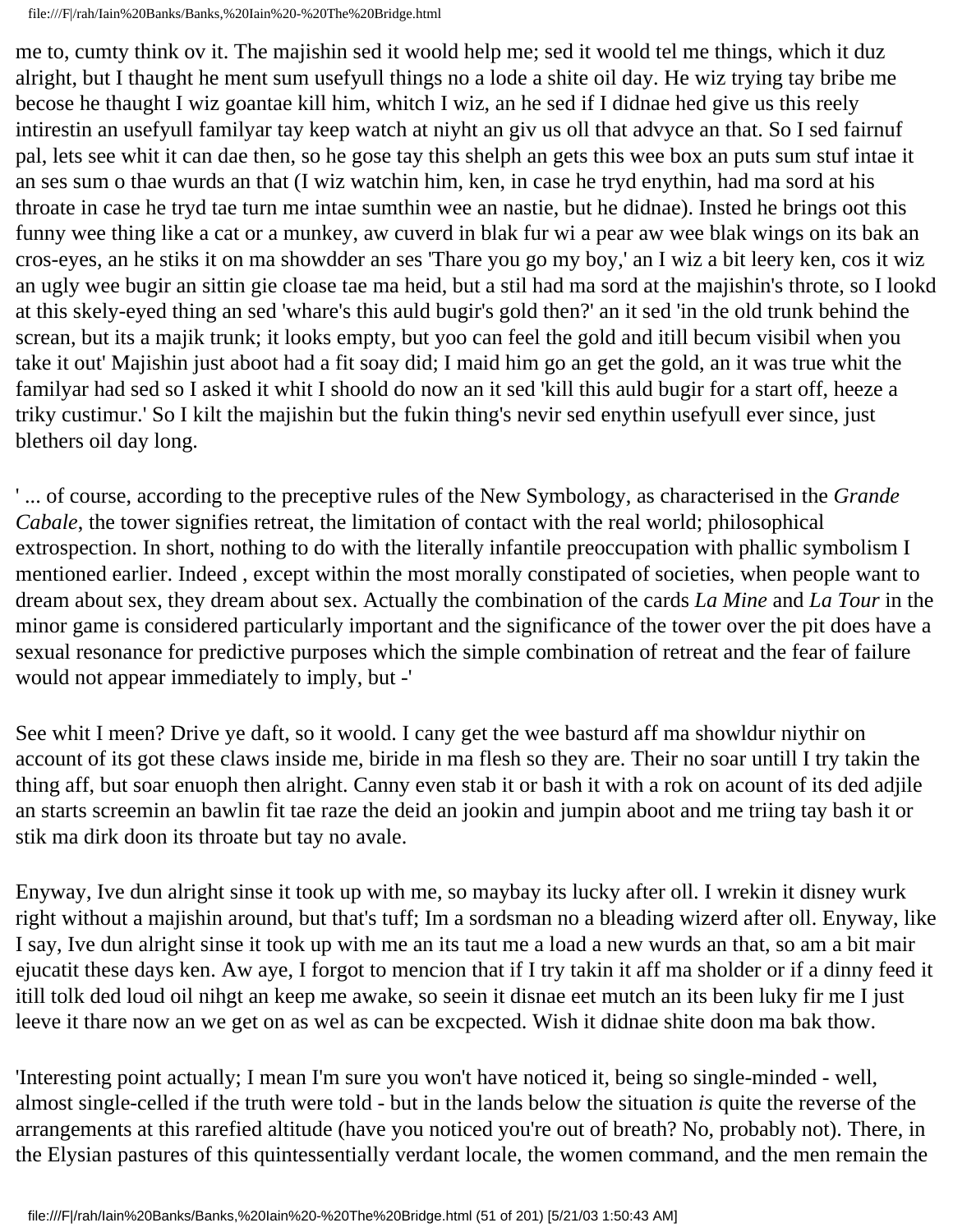me to, cumty think ov it. The majishin sed it woold help me; sed it woold tel me things, which it duz alright, but I thaught he ment sum usefyull things no a lode a shite oil day. He wiz trying tay bribe me becose he thaught I wiz goantae kill him, whitch I wiz, an he sed if I didnae hed give us this reely intirestin an usefyull familyar tay keep watch at niyht an giv us oll that advyce an that. So I sed fairnuf pal, lets see whit it can dae then, so he gose tay this shelph an gets this wee box an puts sum stuf intae it an ses sum o thae wurds an that (I wiz watchin him, ken, in case he tryd enythin, had ma sord at his throate in case he tryd tae turn me intae sumthin wee an nastie, but he didnae). Insted he brings oot this funny wee thing like a cat or a munkey, aw cuverd in blak fur wi a pear aw wee blak wings on its bak an cros-eyes, an he stiks it on ma showdder an ses 'Thare you go my boy,' an I wiz a bit leery ken, cos it wiz an ugly wee bugir an sittin gie closae tae ma heid, but a stil had ma sord at the majishin's throte, so I lookd at this skely-eyed thing an sed 'whare's this auld bugir's gold then?' an it sed 'in the old trunk behind the screan, but its a majik trunk; it looks empty, but yoo can feel the gold and itill becum visibil when you take it out' Majishin just aboot had a fit soay did; I maid him go an get the gold, an it was true whit the familyar had sed so I asked it whit I shoold do now an it sed 'kill this auld bugir for a start off, heeze a triky custimur.' So I kilt the majishin but the fukin thing's nevir sed enythin usefyull ever since, just blethers oil day long.

' ... of course, according to the preceptive rules of the New Symbology, as characterised in the *Grande Cabale*, the tower signifies retreat, the limitation of contact with the real world; philosophical extrospection. In short, nothing to do with the literally infantile preoccupation with phallic symbolism I mentioned earlier. Indeed , except within the most morally constipated of societies, when people want to dream about sex, they dream about sex. Actually the combination of the cards *La Mine* and *La Tour* in the minor game is considered particularly important and the significance of the tower over the pit does have a sexual resonance for predictive purposes which the simple combination of retreat and the fear of failure would not appear immediately to imply, but -'

See whit I meen? Drive ye daft, so it woold. I cany get the wee basturd aff ma showldur niythir on account of its got these claws inside me, biride in ma flesh so they are. Their no soar untill I try takin the thing aff, but soar enuoph then alright. Canny even stab it or bash it with a rok on acount of its ded adjile an starts screemin an bawlin fit tae raze the deid an jookin and jumpin aboot and me triing tay bash it or stik ma dirk doon its throate but tay no avale.

Enyway, Ive dun alright sinse it took up with me, so maybay its lucky after oll. I wrekin it disney wurk right without a majishin around, but that's tuff; Im a sordsman no a bleading wizerd after oll. Enyway, like I say, Ive dun alright sinse it took up with me an its taut me a load a new wurds an that, so am a bit mair ejucatit these days ken. Aw aye, I forgot to mencion that if I try takin it aff ma sholder or if a dinny feed it itill tolk ded loud oil nihgt an keep me awake, so seein it disnae eet mutch an its been luky fir me I just leeve it thare now an we get on as wel as can be excpected. Wish it didnae shite doon ma bak thow.

'Interesting point actually; I mean I'm sure you won't have noticed it, being so single-minded - well, almost single-celled if the truth were told - but in the lands below the situation *is* quite the reverse of the arrangements at this rarefied altitude (have you noticed you're out of breath? No, probably not). There, in the Elysian pastures of this quintessentially verdant locale, the women command, and the men remain the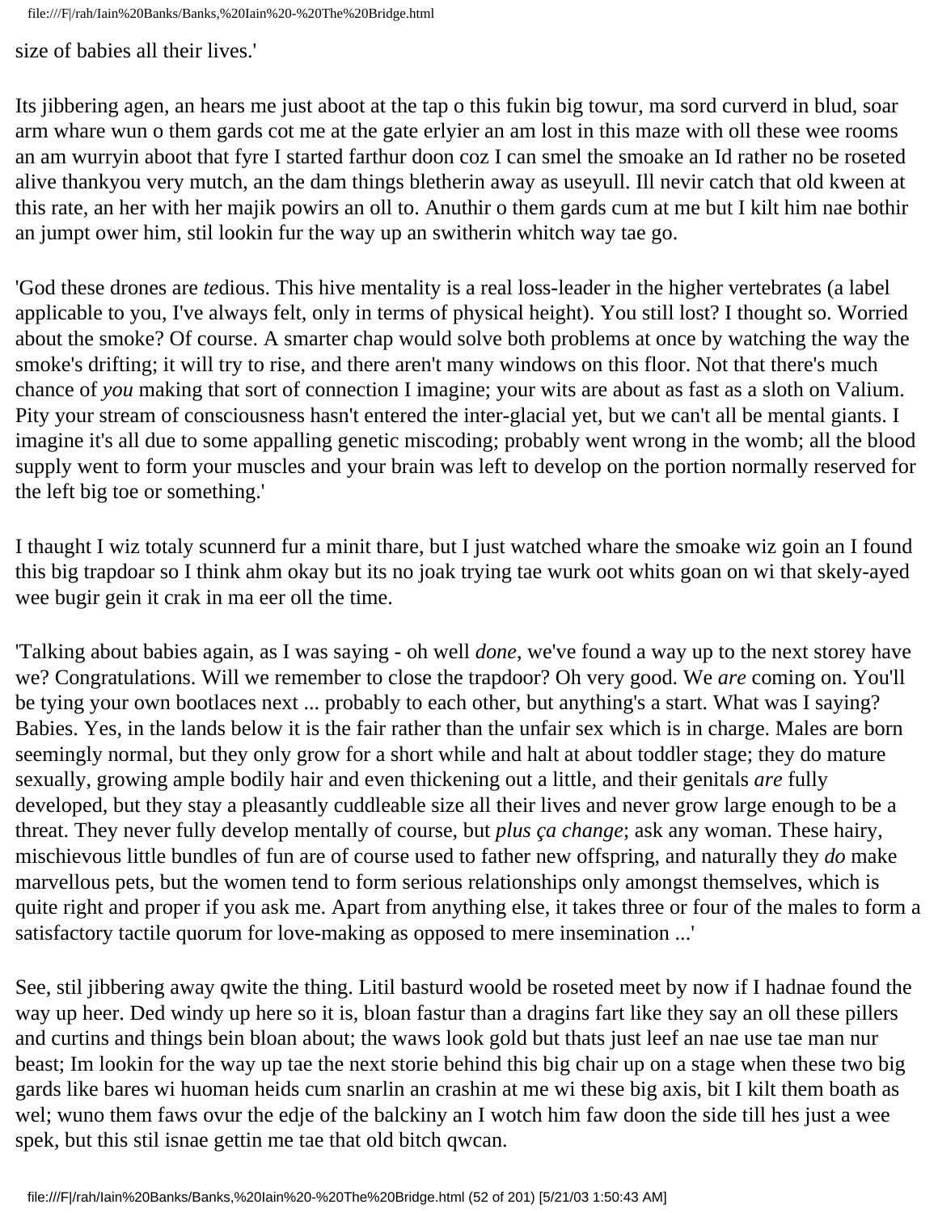size of babies all their lives.'

Its jibbering agen, an hears me just aboot at the tap o this fukin big towur, ma sord curverd in blud, soar arm whare wun o them gards cot me at the gate erlyier an am lost in this maze with oll these wee rooms an am wurryin aboot that fyre I started farthur doon coz I can smel the smoake an Id rather no be roseted alive thankyou very mutch, an the dam things bletherin away as useyull. Ill nevir catch that old kween at this rate, an her with her majik powirs an oll to. Anuthir o them gards cum at me but I kilt him nae bothir an jumpt ower him, stil lookin fur the way up an switherin whitch way tae go.

'God these drones are *te*dious. This hive mentality is a real loss-leader in the higher vertebrates (a label applicable to you, I've always felt, only in terms of physical height). You still lost? I thought so. Worried about the smoke? Of course. A smarter chap would solve both problems at once by watching the way the smoke's drifting; it will try to rise, and there aren't many windows on this floor. Not that there's much chance of *you* making that sort of connection I imagine; your wits are about as fast as a sloth on Valium. Pity your stream of consciousness hasn't entered the inter-glacial yet, but we can't all be mental giants. I imagine it's all due to some appalling genetic miscoding; probably went wrong in the womb; all the blood supply went to form your muscles and your brain was left to develop on the portion normally reserved for the left big toe or something.'

I thaught I wiz totaly scunnerd fur a minit thare, but I just watched whare the smoake wiz goin an I found this big trapdoar so I think ahm okay but its no joak trying tae wurk oot whits goan on wi that skely-ayed wee bugir gein it crak in ma eer oll the time.

'Talking about babies again, as I was saying - oh well *done*, we've found a way up to the next storey have we? Congratulations. Will we remember to close the trapdoor? Oh very good. We *are* coming on. You'll be tying your own bootlaces next ... probably to each other, but anything's a start. What was I saying? Babies. Yes, in the lands below it is the fair rather than the unfair sex which is in charge. Males are born seemingly normal, but they only grow for a short while and halt at about toddler stage; they do mature sexually, growing ample bodily hair and even thickening out a little, and their genitals *are* fully developed, but they stay a pleasantly cuddleable size all their lives and never grow large enough to be a threat. They never fully develop mentally of course, but *plus ça change*; ask any woman. These hairy, mischievous little bundles of fun are of course used to father new offspring, and naturally they *do* make marvellous pets, but the women tend to form serious relationships only amongst themselves, which is quite right and proper if you ask me. Apart from anything else, it takes three or four of the males to form a satisfactory tactile quorum for love-making as opposed to mere insemination ...'

See, stil jibbering away qwite the thing. Litil basturd woold be roseted meet by now if I hadnae found the way up heer. Ded windy up here so it is, bloan fastur than a dragins fart like they say an oll these pillers and curtins and things bein bloan about; the waws look gold but thats just leef an nae use tae man nur beast; Im lookin for the way up tae the next storie behind this big chair up on a stage when these two big gards like bares wi huoman heids cum snarlin an crashin at me wi these big axis, bit I kilt them boath as wel; wuno them faws ovur the edje of the balckiny an I wotch him faw doon the side till hes just a wee spek, but this stil isnae gettin me tae that old bitch qwcan.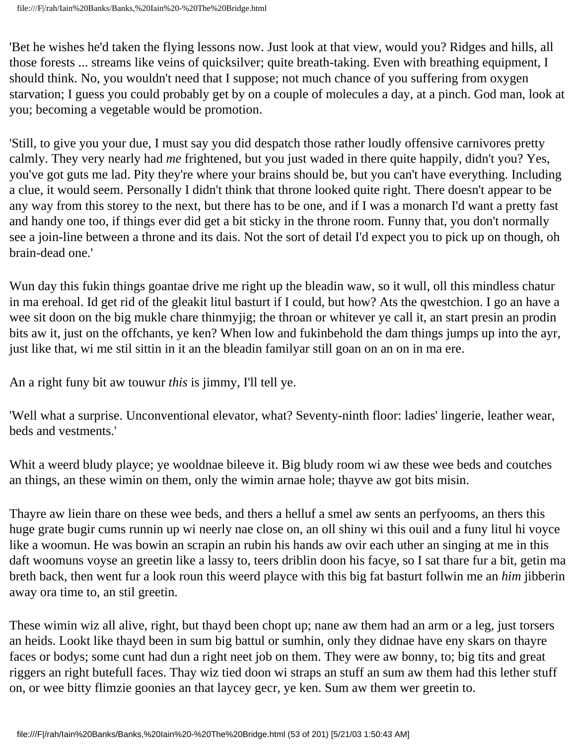'Bet he wishes he'd taken the flying lessons now. Just look at that view, would you? Ridges and hills, all those forests ... streams like veins of quicksilver; quite breath-taking. Even with breathing equipment, I should think. No, you wouldn't need that I suppose; not much chance of you suffering from oxygen starvation; I guess you could probably get by on a couple of molecules a day, at a pinch. God man, look at you; becoming a vegetable would be promotion.

'Still, to give you your due, I must say you did despatch those rather loudly offensive carnivores pretty calmly. They very nearly had *me* frightened, but you just waded in there quite happily, didn't you? Yes, you've got guts me lad. Pity they're where your brains should be, but you can't have everything. Including a clue, it would seem. Personally I didn't think that throne looked quite right. There doesn't appear to be any way from this storey to the next, but there has to be one, and if I was a monarch I'd want a pretty fast and handy one too, if things ever did get a bit sticky in the throne room. Funny that, you don't normally see a join-line between a throne and its dais. Not the sort of detail I'd expect you to pick up on though, oh brain-dead one.'

Wun day this fukin things goantae drive me right up the bleadin waw, so it wull, oll this mindless chatur in ma erehoal. Id get rid of the gleakit litul basturt if I could, but how? Ats the qwestchion. I go an have a wee sit doon on the big mukle chare thinmyjig; the throan or whitever ye call it, an start presin an prodin bits aw it, just on the offchants, ye ken? When low and fukinbehold the dam things jumps up into the ayr, just like that, wi me stil sittin in it an the bleadin familyar still goan on an on in ma ere.

An a right funy bit aw touwur *this* is jimmy, I'll tell ye.

'Well what a surprise. Unconventional elevator, what? Seventy-ninth floor: ladies' lingerie, leather wear, beds and vestments.'

Whit a weerd bludy playce; ye wooldnae bileeve it. Big bludy room wi aw these wee beds and coutches an things, an these wimin on them, only the wimin arnae hole; thayve aw got bits misin.

Thayre aw liein thare on these wee beds, and thers a helluf a smel aw sents an perfyooms, an thers this huge grate bugir cums runnin up wi neerly nae close on, an oll shiny wi this ouil and a funy litul hi voyce like a woomun. He was bowin an scrapin an rubin his hands aw ovir each uther an singing at me in this daft woomuns voyse an greetin like a lassy to, teers driblin doon his facye, so I sat thare fur a bit, getin ma breth back, then went fur a look roun this weerd playce with this big fat basturt follwin me an *him* jibberin away ora time to, an stil greetin.

These wimin wiz all alive, right, but thayd been chopt up; nane aw them had an arm or a leg, just torsers an heids. Lookt like thayd been in sum big battul or sumhin, only they didnae have eny skars on thayre faces or bodys; some cunt had dun a right neet job on them. They were aw bonny, to; big tits and great riggers an right butefull faces. Thay wiz tied doon wi straps an stuff an sum aw them had this lether stuff on, or wee bitty flimzie goonies an that laycey gecr, ye ken. Sum aw them wer greetin to.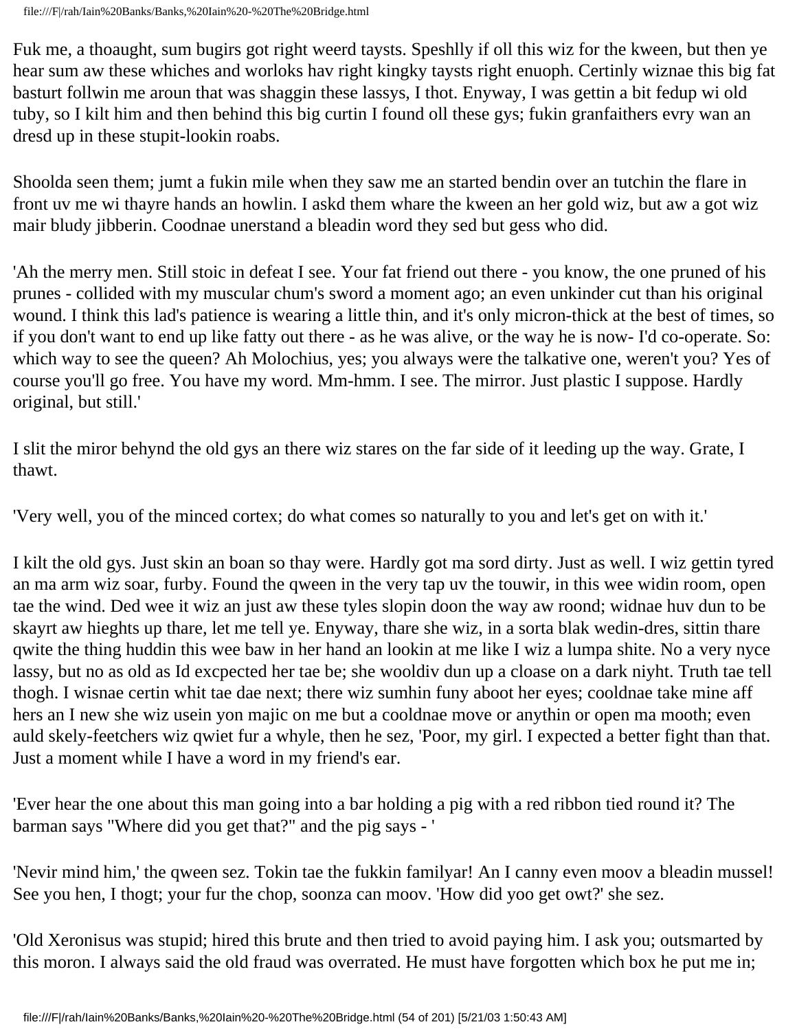Fuk me, a thoaught, sum bugirs got right weerd taysts. Speshlly if oll this wiz for the kween, but then ye hear sum aw these whiches and worloks hav right kingky taysts right enuoph. Certinly wiznae this big fat basturt follwin me aroun that was shaggin these lassys, I thot. Enyway, I was gettin a bit fedup wi old tuby, so I kilt him and then behind this big curtin I found oll these gys; fukin granfaithers evry wan an dresd up in these stupit-lookin roabs.

Shoolda seen them; jumt a fukin mile when they saw me an started bendin over an tutchin the flare in front uv me wi thayre hands an howlin. I askd them whare the kween an her gold wiz, but aw a got wiz mair bludy jibberin. Coodnae unerstand a bleadin word they sed but gess who did.

'Ah the merry men. Still stoic in defeat I see. Your fat friend out there - you know, the one pruned of his prunes - collided with my muscular chum's sword a moment ago; an even unkinder cut than his original wound. I think this lad's patience is wearing a little thin, and it's only micron-thick at the best of times, so if you don't want to end up like fatty out there - as he was alive, or the way he is now- I'd co-operate. So: which way to see the queen? Ah Molochius, yes; you always were the talkative one, weren't you? Yes of course you'll go free. You have my word. Mm-hmm. I see. The mirror. Just plastic I suppose. Hardly original, but still.'

I slit the miror behynd the old gys an there wiz stares on the far side of it leeding up the way. Grate, I thawt.

'Very well, you of the minced cortex; do what comes so naturally to you and let's get on with it.'

I kilt the old gys. Just skin an boan so thay were. Hardly got ma sord dirty. Just as well. I wiz gettin tyred an ma arm wiz soar, furby. Found the qween in the very tap uv the touwir, in this wee widin room, open tae the wind. Ded wee it wiz an just aw these tyles slopin doon the way aw roond; widnae huv dun to be skayrt aw hieghts up thare, let me tell ye. Enyway, thare she wiz, in a sorta blak wedin-dres, sittin thare qwite the thing huddin this wee baw in her hand an lookin at me like I wiz a lumpa shite. No a very nyce lassy, but no as old as Id excpected her tae be; she wooldiv dun up a cloase on a dark niyht. Truth tae tell thogh. I wisnae certin whit tae dae next; there wiz sumhin funy aboot her eyes; cooldnae take mine aff hers an I new she wiz usein yon majic on me but a cooldnae move or anythin or open ma mooth; even auld skely-feetchers wiz qwiet fur a whyle, then he sez, 'Poor, my girl. I expected a better fight than that. Just a moment while I have a word in my friend's ear.

'Ever hear the one about this man going into a bar holding a pig with a red ribbon tied round it? The barman says "Where did you get that?" and the pig says - '

'Nevir mind him,' the qween sez. Tokin tae the fukkin familyar! An I canny even moov a bleadin mussel! See you hen, I thogt; your fur the chop, soonza can moov. 'How did yoo get owt?' she sez.

'Old Xeronisus was stupid; hired this brute and then tried to avoid paying him. I ask you; outsmarted by this moron. I always said the old fraud was overrated. He must have forgotten which box he put me in;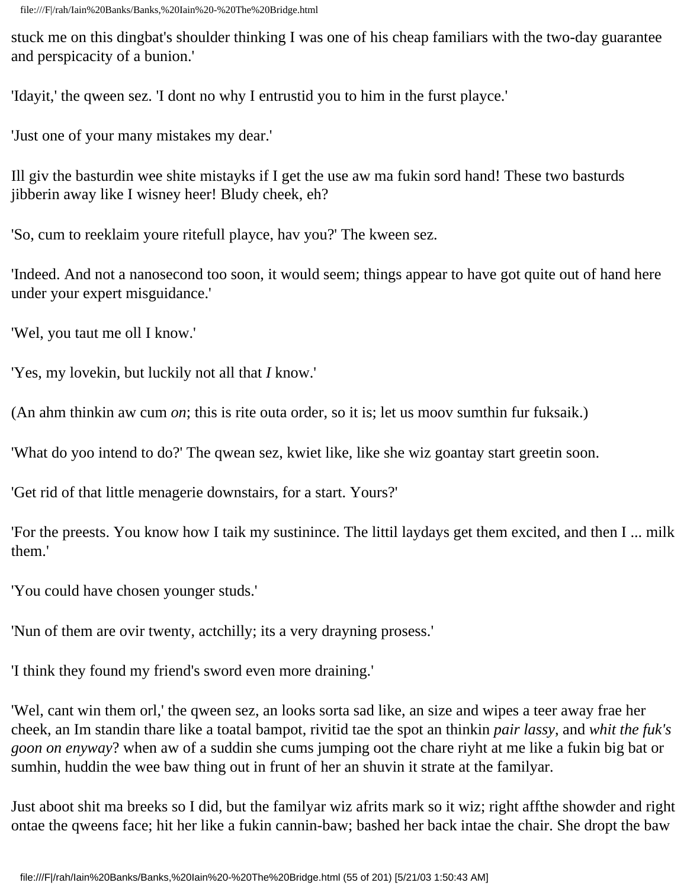stuck me on this dingbat's shoulder thinking I was one of his cheap familiars with the two-day guarantee and perspicacity of a bunion.'

'Idayit,' the qween sez. 'I dont no why I entrustid you to him in the furst playce.'

'Just one of your many mistakes my dear.'

Ill giv the basturdin wee shite mistayks if I get the use aw ma fukin sord hand! These two basturds jibberin away like I wisney heer! Bludy cheek, eh?

'So, cum to reeklaim youre ritefull playce, hav you?' The kween sez.

'Indeed. And not a nanosecond too soon, it would seem; things appear to have got quite out of hand here under your expert misguidance.'

'Wel, you taut me oll I know.'

'Yes, my lovekin, but luckily not all that *I* know.'

(An ahm thinkin aw cum *on*; this is rite outa order, so it is; let us moov sumthin fur fuksaik.)

'What do yoo intend to do?' The qwean sez, kwiet like, like she wiz goantay start greetin soon.

'Get rid of that little menagerie downstairs, for a start. Yours?'

'For the preests. You know how I taik my sustinince. The littil laydays get them excited, and then I ... milk them.'

'You could have chosen younger studs.'

'Nun of them are ovir twenty, actchilly; its a very drayning prosess.'

'I think they found my friend's sword even more draining.'

'Wel, cant win them orl,' the qween sez, an looks sorta sad like, an size and wipes a teer away frae her cheek, an Im standin thare like a toatal bampot, rivitid tae the spot an thinkin *pair lassy*, and *whit the fuk's goon on enyway*? when aw of a suddin she cums jumping oot the chare riyht at me like a fukin big bat or sumhin, huddin the wee baw thing out in frunt of her an shuvin it strate at the familyar.

Just aboot shit ma breeks so I did, but the familyar wiz afrits mark so it wiz; right affthe showder and right ontae the qweens face; hit her like a fukin cannin-baw; bashed her back intae the chair. She dropt the baw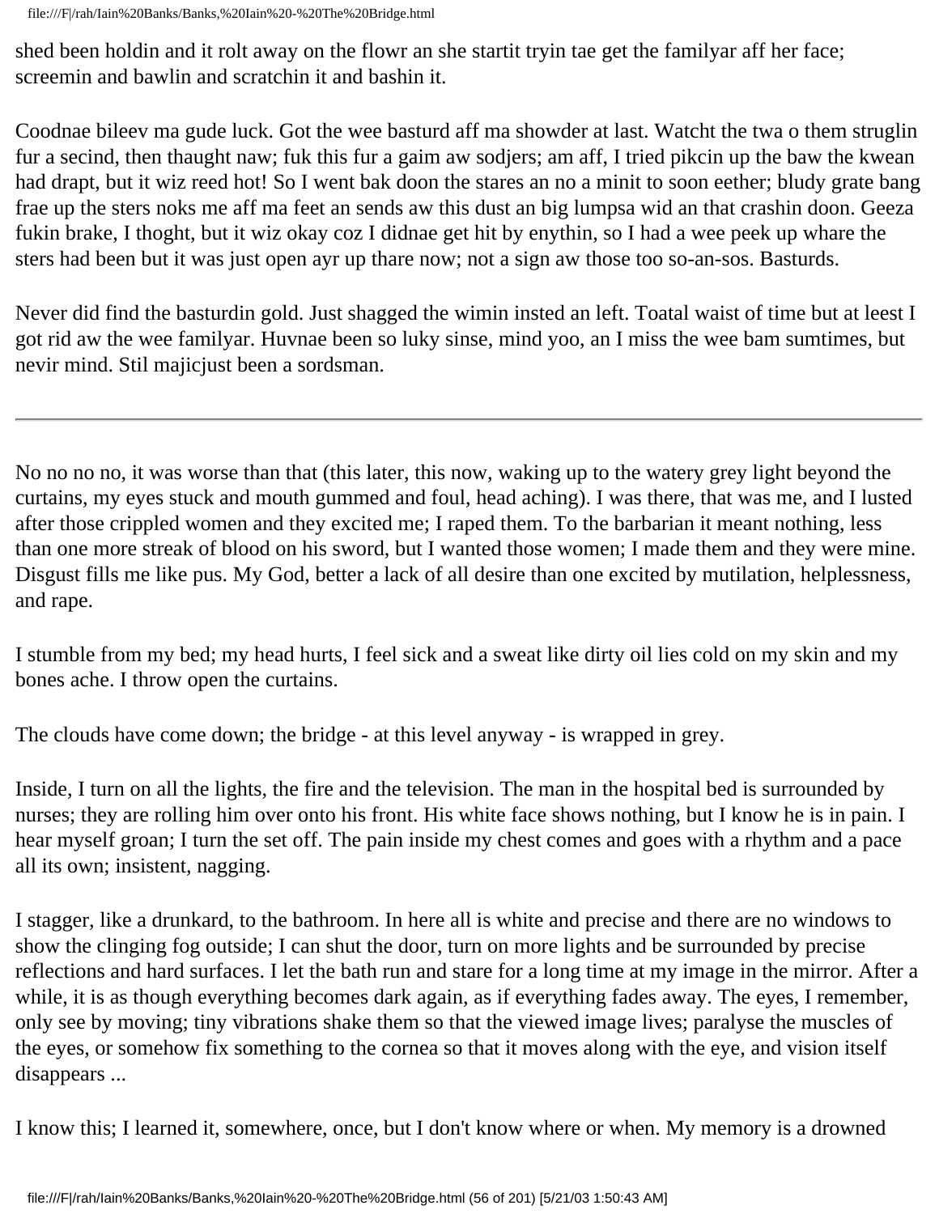shed been holdin and it rolt away on the flowr an she startit tryin tae get the familyar aff her face; screemin and bawlin and scratchin it and bashin it.

Coodnae bileev ma gude luck. Got the wee basturd aff ma showder at last. Watcht the twa o them struglin fur a secind, then thaught naw; fuk this fur a gaim aw sodjers; am aff, I tried pikcin up the baw the kwean had drapt, but it wiz reed hot! So I went bak doon the stares an no a minit to soon eether; bludy grate bang frae up the sters noks me aff ma feet an sends aw this dust an big lumpsa wid an that crashin doon. Geeza fukin brake, I thoght, but it wiz okay coz I didnae get hit by enythin, so I had a wee peek up whare the sters had been but it was just open ayr up thare now; not a sign aw those too so-an-sos. Basturds.

Never did find the basturdin gold. Just shagged the wimin insted an left. Toatal waist of time but at leest I got rid aw the wee familyar. Huvnae been so luky sinse, mind yoo, an I miss the wee bam sumtimes, but nevir mind. Stil majicjust been a sordsman.

---

No no no no, it was worse than that (this later, this now, waking up to the watery grey light beyond the curtains, my eyes stuck and mouth gummed and foul, head aching). I was there, that was me, and I lusted after those crippled women and they excited me; I raped them. To the barbarian it meant nothing, less than one more streak of blood on his sword, but I wanted those women; I made them and they were mine. Disgust fills me like pus. My God, better a lack of all desire than one excited by mutilation, helplessness, and rape.

I stumble from my bed; my head hurts, I feel sick and a sweat like dirty oil lies cold on my skin and my bones ache. I throw open the curtains.

The clouds have come down; the bridge - at this level anyway - is wrapped in grey.

Inside, I turn on all the lights, the fire and the television. The man in the hospital bed is surrounded by nurses; they are rolling him over onto his front. His white face shows nothing, but I know he is in pain. I hear myself groan; I turn the set off. The pain inside my chest comes and goes with a rhythm and a pace all its own; insistent, nagging.

I stagger, like a drunkard, to the bathroom. In here all is white and precise and there are no windows to show the clinging fog outside; I can shut the door, turn on more lights and be surrounded by precise reflections and hard surfaces. I let the bath run and stare for a long time at my image in the mirror. After a while, it is as though everything becomes dark again, as if everything fades away. The eyes, I remember, only see by moving; tiny vibrations shake them so that the viewed image lives; paralyse the muscles of the eyes, or somehow fix something to the cornea so that it moves along with the eye, and vision itself disappears ...

I know this; I learned it, somewhere, once, but I don't know where or when. My memory is a drowned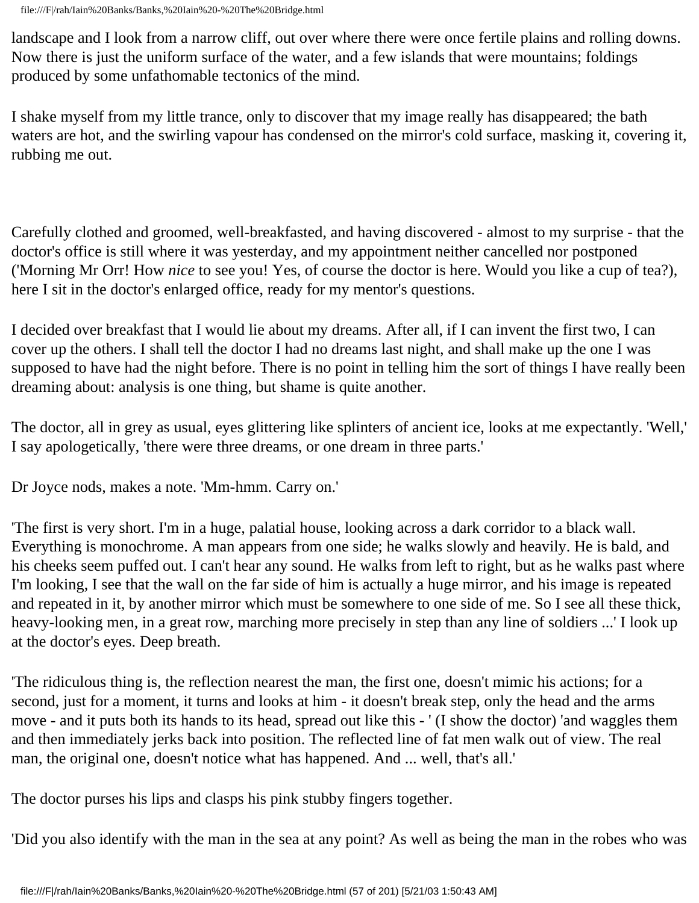landscape and I look from a narrow cliff, out over where there were once fertile plains and rolling downs. Now there is just the uniform surface of the water, and a few islands that were mountains; foldings produced by some unfathomable tectonics of the mind.

I shake myself from my little trance, only to discover that my image really has disappeared; the bath waters are hot, and the swirling vapour has condensed on the mirror's cold surface, masking it, covering it, rubbing me out.

Carefully clothed and groomed, well-breakfasted, and having discovered - almost to my surprise - that the doctor's office is still where it was yesterday, and my appointment neither cancelled nor postponed ('Morning Mr Orr! How *nice* to see you! Yes, of course the doctor is here. Would you like a cup of tea?), here I sit in the doctor's enlarged office, ready for my mentor's questions.

I decided over breakfast that I would lie about my dreams. After all, if I can invent the first two, I can cover up the others. I shall tell the doctor I had no dreams last night, and shall make up the one I was supposed to have had the night before. There is no point in telling him the sort of things I have really been dreaming about: analysis is one thing, but shame is quite another.

The doctor, all in grey as usual, eyes glittering like splinters of ancient ice, looks at me expectantly. 'Well,' I say apologetically, 'there were three dreams, or one dream in three parts.'

Dr Joyce nods, makes a note. 'Mm-hmm. Carry on.'

'The first is very short. I'm in a huge, palatial house, looking across a dark corridor to a black wall. Everything is monochrome. A man appears from one side; he walks slowly and heavily. He is bald, and his cheeks seem puffed out. I can't hear any sound. He walks from left to right, but as he walks past where I'm looking, I see that the wall on the far side of him is actually a huge mirror, and his image is repeated and repeated in it, by another mirror which must be somewhere to one side of me. So I see all these thick, heavy-looking men, in a great row, marching more precisely in step than any line of soldiers ...' I look up at the doctor's eyes. Deep breath.

'The ridiculous thing is, the reflection nearest the man, the first one, doesn't mimic his actions; for a second, just for a moment, it turns and looks at him - it doesn't break step, only the head and the arms move - and it puts both its hands to its head, spread out like this - ' (I show the doctor) 'and waggles them and then immediately jerks back into position. The reflected line of fat men walk out of view. The real man, the original one, doesn't notice what has happened. And ... well, that's all.'

The doctor purses his lips and clasps his pink stubby fingers together.

'Did you also identify with the man in the sea at any point? As well as being the man in the robes who was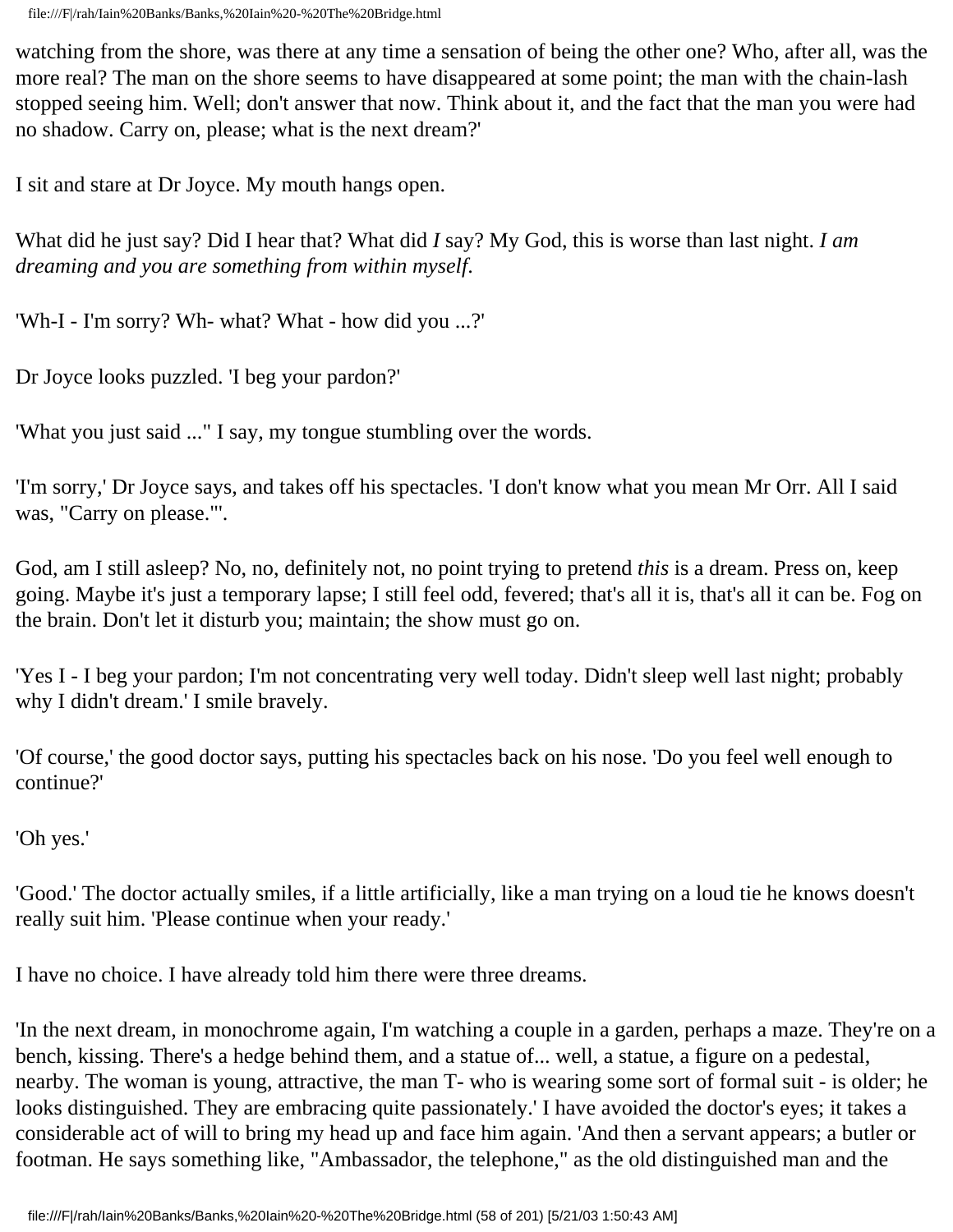watching from the shore, was there at any time a sensation of being the other one? Who, after all, was the more real? The man on the shore seems to have disappeared at some point; the man with the chain-lash stopped seeing him. Well; don't answer that now. Think about it, and the fact that the man you were had no shadow. Carry on, please; what is the next dream?'

I sit and stare at Dr Joyce. My mouth hangs open.

What did he just say? Did I hear that? What did *I* say? My God, this is worse than last night. *I am dreaming and you are something from within myself.*

'Wh-I - I'm sorry? Wh- what? What - how did you ...?'

Dr Joyce looks puzzled. 'I beg your pardon?'

'What you just said ..." I say, my tongue stumbling over the words.

'I'm sorry,' Dr Joyce says, and takes off his spectacles. 'I don't know what you mean Mr Orr. All I said was, "Carry on please."'.

God, am I still asleep? No, no, definitely not, no point trying to pretend *this* is a dream. Press on, keep going. Maybe it's just a temporary lapse; I still feel odd, fevered; that's all it is, that's all it can be. Fog on the brain. Don't let it disturb you; maintain; the show must go on.

'Yes I - I beg your pardon; I'm not concentrating very well today. Didn't sleep well last night; probably why I didn't dream.' I smile bravely.

'Of course,' the good doctor says, putting his spectacles back on his nose. 'Do you feel well enough to continue?'

'Oh yes.'

'Good.' The doctor actually smiles, if a little artificially, like a man trying on a loud tie he knows doesn't really suit him. 'Please continue when your ready.'

I have no choice. I have already told him there were three dreams.

'In the next dream, in monochrome again, I'm watching a couple in a garden, perhaps a maze. They're on a bench, kissing. There's a hedge behind them, and a statue of... well, a statue, a figure on a pedestal, nearby. The woman is young, attractive, the man T- who is wearing some sort of formal suit - is older; he looks distinguished. They are embracing quite passionately.' I have avoided the doctor's eyes; it takes a considerable act of will to bring my head up and face him again. 'And then a servant appears; a butler or footman. He says something like, "Ambassador, the telephone," as the old distinguished man and the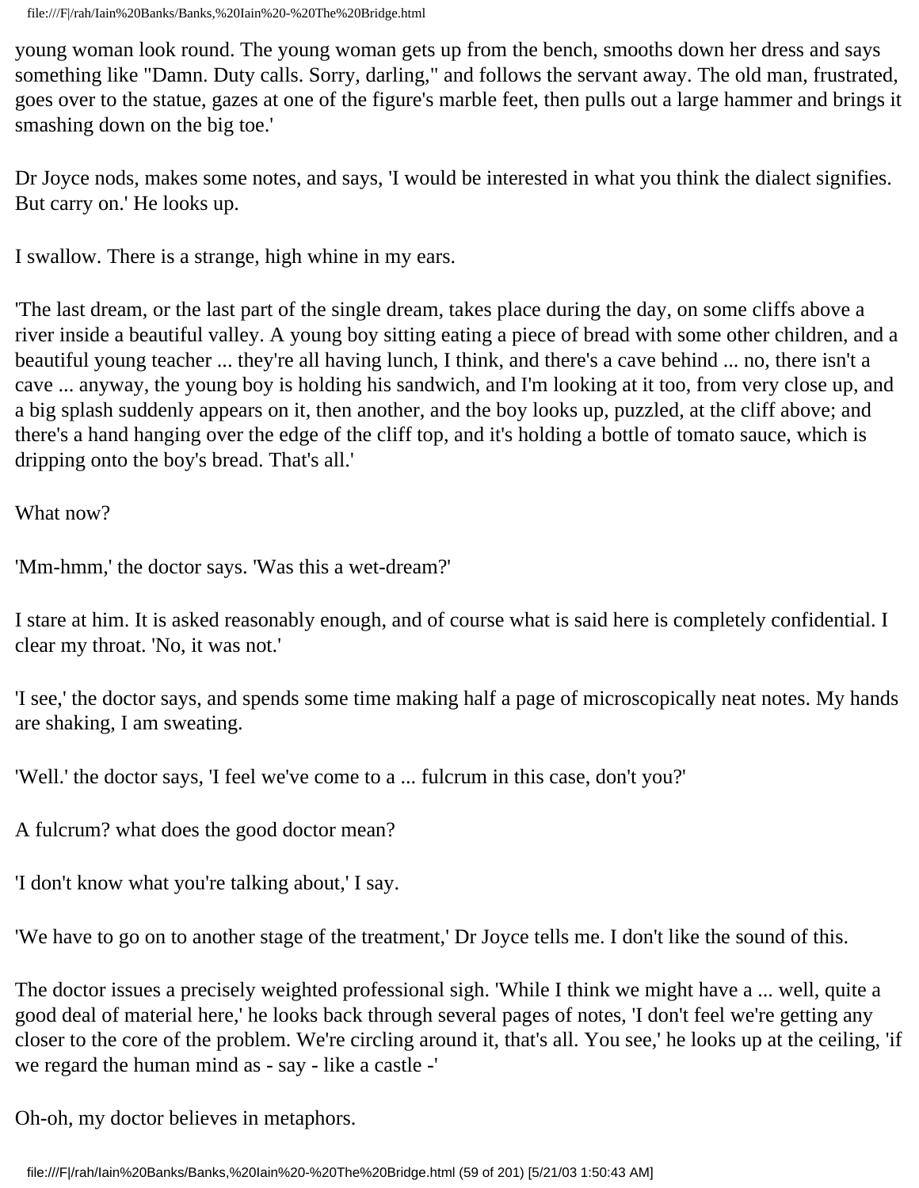young woman look round. The young woman gets up from the bench, smooths down her dress and says something like "Damn. Duty calls. Sorry, darling," and follows the servant away. The old man, frustrated, goes over to the statue, gazes at one of the figure's marble feet, then pulls out a large hammer and brings it smashing down on the big toe.'

Dr Joyce nods, makes some notes, and says, 'I would be interested in what you think the dialect signifies. But carry on.' He looks up.

I swallow. There is a strange, high whine in my ears.

'The last dream, or the last part of the single dream, takes place during the day, on some cliffs above a river inside a beautiful valley. A young boy sitting eating a piece of bread with some other children, and a beautiful young teacher ... they're all having lunch, I think, and there's a cave behind ... no, there isn't a cave ... anyway, the young boy is holding his sandwich, and I'm looking at it too, from very close up, and a big splash suddenly appears on it, then another, and the boy looks up, puzzled, at the cliff above; and there's a hand hanging over the edge of the cliff top, and it's holding a bottle of tomato sauce, which is dripping onto the boy's bread. That's all.'

What now?

'Mm-hmm,' the doctor says. 'Was this a wet-dream?'

I stare at him. It is asked reasonably enough, and of course what is said here is completely confidential. I clear my throat. 'No, it was not.'

'I see,' the doctor says, and spends some time making half a page of microscopically neat notes. My hands are shaking, I am sweating.

'Well.' the doctor says, 'I feel we've come to a ... fulcrum in this case, don't you?'

A fulcrum? what does the good doctor mean?

'I don't know what you're talking about,' I say.

'We have to go on to another stage of the treatment,' Dr Joyce tells me. I don't like the sound of this.

The doctor issues a precisely weighted professional sigh. 'While I think we might have a ... well, quite a good deal of material here,' he looks back through several pages of notes, 'I don't feel we're getting any closer to the core of the problem. We're circling around it, that's all. You see,' he looks up at the ceiling, 'if we regard the human mind as - say - like a castle -'

Oh-oh, my doctor believes in metaphors.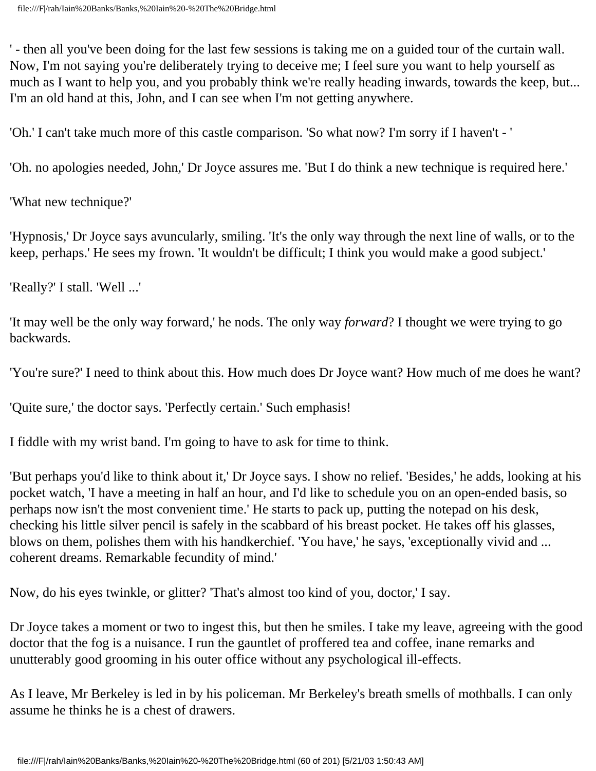' - then all you've been doing for the last few sessions is taking me on a guided tour of the curtain wall. Now, I'm not saying you're deliberately trying to deceive me; I feel sure you want to help yourself as much as I want to help you, and you probably think we're really heading inwards, towards the keep, but... I'm an old hand at this, John, and I can see when I'm not getting anywhere.

'Oh.' I can't take much more of this castle comparison. 'So what now? I'm sorry if I haven't - '

'Oh. no apologies needed, John,' Dr Joyce assures me. 'But I do think a new technique is required here.'

'What new technique?'

'Hypnosis,' Dr Joyce says avuncularly, smiling. 'It's the only way through the next line of walls, or to the keep, perhaps.' He sees my frown. 'It wouldn't be difficult; I think you would make a good subject.'

'Really?' I stall. 'Well ...'

'It may well be the only way forward,' he nods. The only way *forward*? I thought we were trying to go backwards.

'You're sure?' I need to think about this. How much does Dr Joyce want? How much of me does he want?

'Quite sure,' the doctor says. 'Perfectly certain.' Such emphasis!

I fiddle with my wrist band. I'm going to have to ask for time to think.

'But perhaps you'd like to think about it,' Dr Joyce says. I show no relief. 'Besides,' he adds, looking at his pocket watch, 'I have a meeting in half an hour, and I'd like to schedule you on an open-ended basis, so perhaps now isn't the most convenient time.' He starts to pack up, putting the notepad on his desk, checking his little silver pencil is safely in the scabbard of his breast pocket. He takes off his glasses, blows on them, polishes them with his handkerchief. 'You have,' he says, 'exceptionally vivid and ... coherent dreams. Remarkable fecundity of mind.'

Now, do his eyes twinkle, or glitter? 'That's almost too kind of you, doctor,' I say.

Dr Joyce takes a moment or two to ingest this, but then he smiles. I take my leave, agreeing with the good doctor that the fog is a nuisance. I run the gauntlet of proffered tea and coffee, inane remarks and unutterably good grooming in his outer office without any psychological ill-effects.

As I leave, Mr Berkeley is led in by his policeman. Mr Berkeley's breath smells of mothballs. I can only assume he thinks he is a chest of drawers.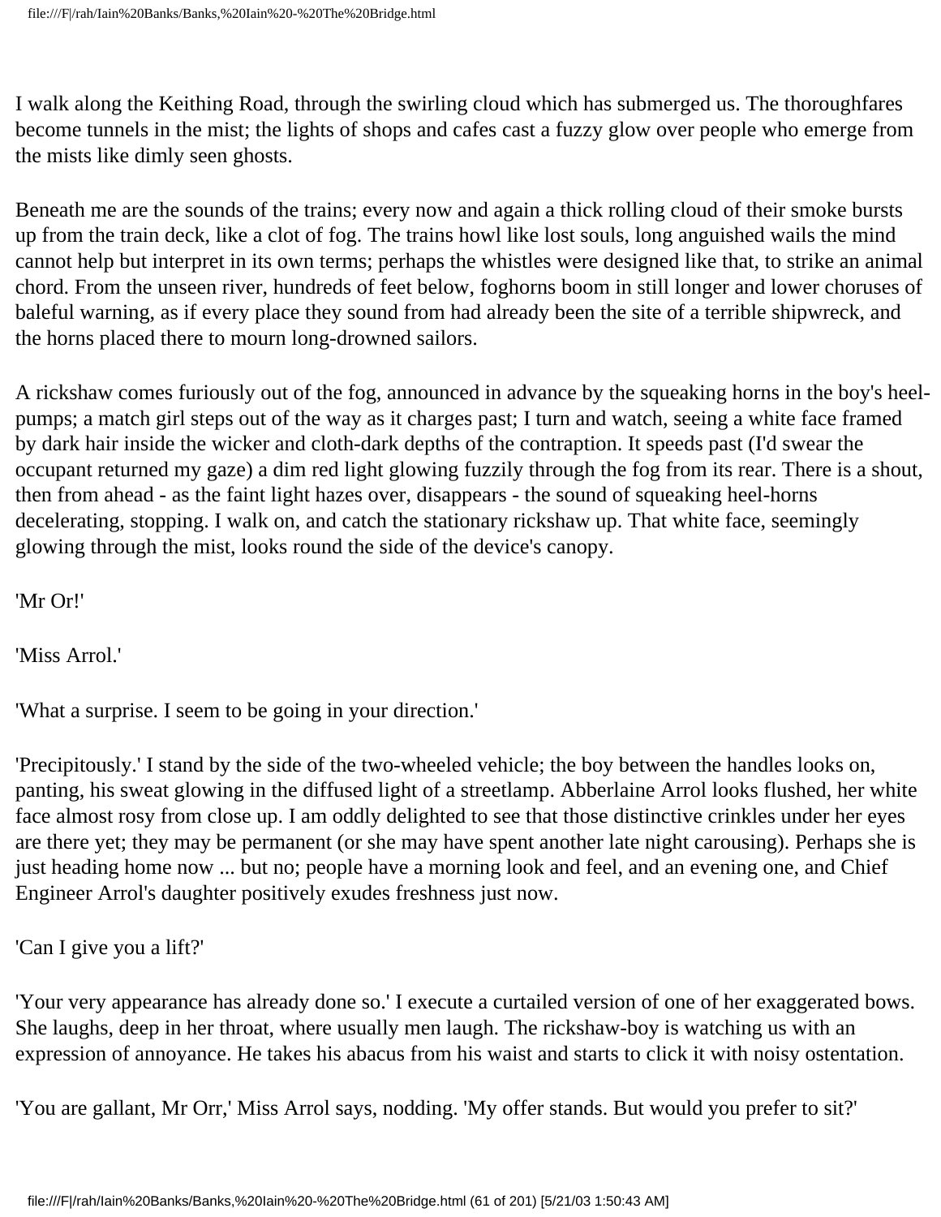I walk along the Keithing Road, through the swirling cloud which has submerged us. The thoroughfares become tunnels in the mist; the lights of shops and cafes cast a fuzzy glow over people who emerge from the mists like dimly seen ghosts.

Beneath me are the sounds of the trains; every now and again a thick rolling cloud of their smoke bursts up from the train deck, like a clot of fog. The trains howl like lost souls, long anguished wails the mind cannot help but interpret in its own terms; perhaps the whistles were designed like that, to strike an animal chord. From the unseen river, hundreds of feet below, foghorns boom in still longer and lower choruses of baleful warning, as if every place they sound from had already been the site of a terrible shipwreck, and the horns placed there to mourn long-drowned sailors.

A rickshaw comes furiously out of the fog, announced in advance by the squeaking horns in the boy's heel-pumps; a match girl steps out of the way as it charges past; I turn and watch, seeing a white face framed by dark hair inside the wicker and cloth-dark depths of the contraption. It speeds past (I'd swear the occupant returned my gaze) a dim red light glowing fuzzily through the fog from its rear. There is a shout, then from ahead - as the faint light hazes over, disappears - the sound of squeaking heel-horns decelerating, stopping. I walk on, and catch the stationary rickshaw up. That white face, seemingly glowing through the mist, looks round the side of the device's canopy.

'Mr Or!'

'Miss Arrol.'

'What a surprise. I seem to be going in your direction.'

'Precipitously.' I stand by the side of the two-wheeled vehicle; the boy between the handles looks on, panting, his sweat glowing in the diffused light of a streetlamp. Abberlaine Arrol looks flushed, her white face almost rosy from close up. I am oddly delighted to see that those distinctive crinkles under her eyes are there yet; they may be permanent (or she may have spent another late night carousing). Perhaps she is just heading home now ... but no; people have a morning look and feel, and an evening one, and Chief Engineer Arrol's daughter positively exudes freshness just now.

'Can I give you a lift?'

'Your very appearance has already done so.' I execute a curtailed version of one of her exaggerated bows. She laughs, deep in her throat, where usually men laugh. The rickshaw-boy is watching us with an expression of annoyance. He takes his abacus from his waist and starts to click it with noisy ostentation.

'You are gallant, Mr Orr,' Miss Arrol says, nodding. 'My offer stands. But would you prefer to sit?'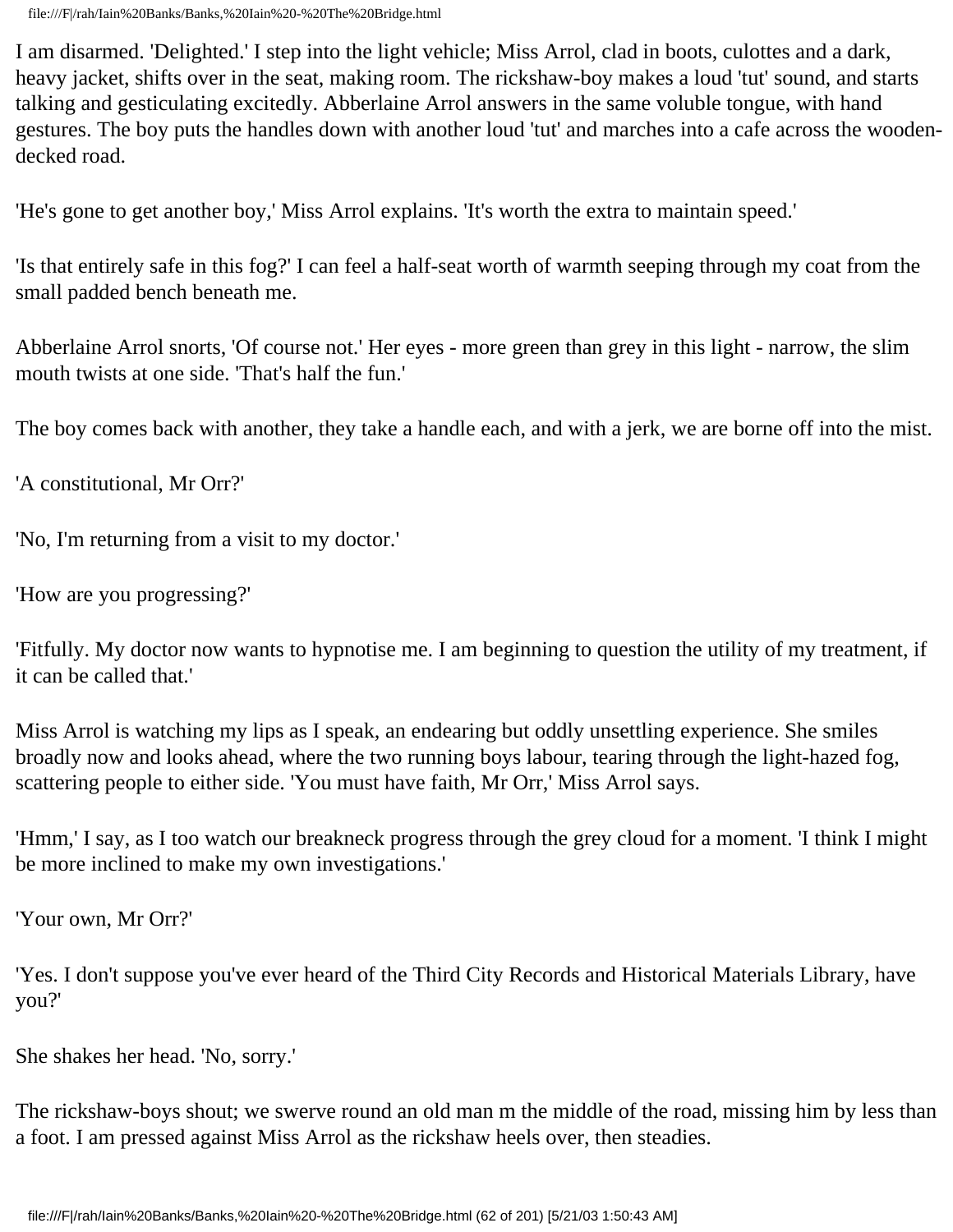I am disarmed. 'Delighted.' I step into the light vehicle; Miss Arrol, clad in boots, culottes and a dark, heavy jacket, shifts over in the seat, making room. The rickshaw-boy makes a loud 'tut' sound, and starts talking and gesticulating excitedly. Abberlaine Arrol answers in the same voluble tongue, with hand gestures. The boy puts the handles down with another loud 'tut' and marches into a cafe across the wooden-decked road.

'He's gone to get another boy,' Miss Arrol explains. 'It's worth the extra to maintain speed.'

'Is that entirely safe in this fog?' I can feel a half-seat worth of warmth seeping through my coat from the small padded bench beneath me.

Abberlaine Arrol snorts, 'Of course not.' Her eyes - more green than grey in this light - narrow, the slim mouth twists at one side. 'That's half the fun.'

The boy comes back with another, they take a handle each, and with a jerk, we are borne off into the mist.

'A constitutional, Mr Orr?'

'No, I'm returning from a visit to my doctor.'

'How are you progressing?'

'Fitfully. My doctor now wants to hypnotise me. I am beginning to question the utility of my treatment, if it can be called that.'

Miss Arrol is watching my lips as I speak, an endearing but oddly unsettling experience. She smiles broadly now and looks ahead, where the two running boys labour, tearing through the light-hazed fog, scattering people to either side. 'You must have faith, Mr Orr,' Miss Arrol says.

'Hmm,' I say, as I too watch our breakneck progress through the grey cloud for a moment. 'I think I might be more inclined to make my own investigations.'

'Your own, Mr Orr?'

'Yes. I don't suppose you've ever heard of the Third City Records and Historical Materials Library, have you?'

She shakes her head. 'No, sorry.'

The rickshaw-boys shout; we swerve round an old man m the middle of the road, missing him by less than a foot. I am pressed against Miss Arrol as the rickshaw heels over, then steadies.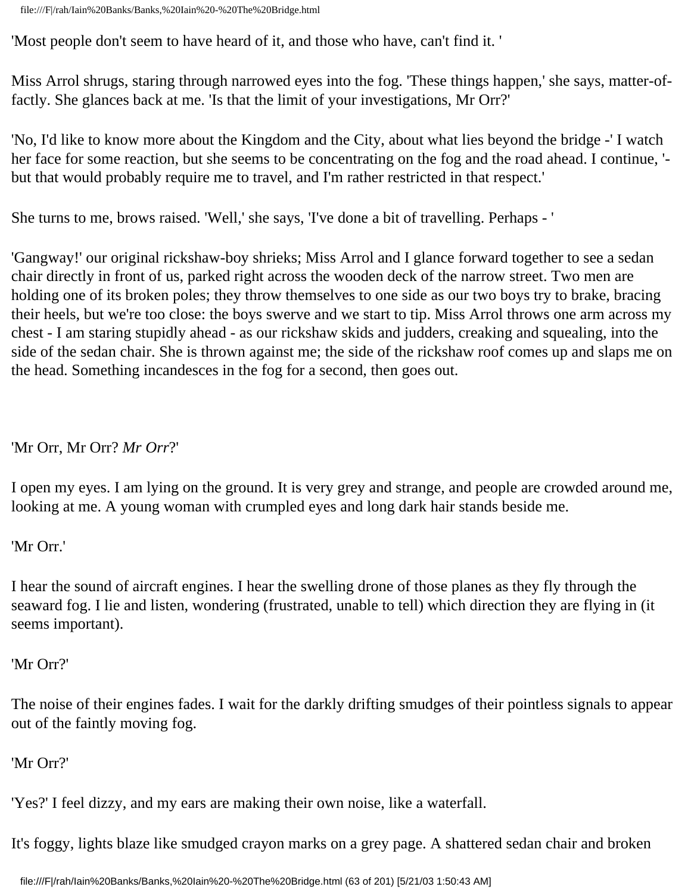'Most people don't seem to have heard of it, and those who have, can't find it. '

Miss Arrol shrugs, staring through narrowed eyes into the fog. 'These things happen,' she says, matter-of-factly. She glances back at me. 'Is that the limit of your investigations, Mr Orr?'

'No, I'd like to know more about the Kingdom and the City, about what lies beyond the bridge -' I watch her face for some reaction, but she seems to be concentrating on the fog and the road ahead. I continue, '- but that would probably require me to travel, and I'm rather restricted in that respect.'

She turns to me, brows raised. 'Well,' she says, 'I've done a bit of travelling. Perhaps - '

'Gangway!' our original rickshaw-boy shrieks; Miss Arrol and I glance forward together to see a sedan chair directly in front of us, parked right across the wooden deck of the narrow street. Two men are holding one of its broken poles; they throw themselves to one side as our two boys try to brake, bracing their heels, but we're too close: the boys swerve and we start to tip. Miss Arrol throws one arm across my chest - I am staring stupidly ahead - as our rickshaw skids and judders, creaking and squealing, into the side of the sedan chair. She is thrown against me; the side of the rickshaw roof comes up and slaps me on the head. Something incandesces in the fog for a second, then goes out.

'Mr Orr, Mr Orr? *Mr Orr*?'

I open my eyes. I am lying on the ground. It is very grey and strange, and people are crowded around me, looking at me. A young woman with crumpled eyes and long dark hair stands beside me.

'Mr Orr.'

I hear the sound of aircraft engines. I hear the swelling drone of those planes as they fly through the seaward fog. I lie and listen, wondering (frustrated, unable to tell) which direction they are flying in (it seems important).

'Mr Orr?'

The noise of their engines fades. I wait for the darkly drifting smudges of their pointless signals to appear out of the faintly moving fog.

'Mr Orr?'

'Yes?' I feel dizzy, and my ears are making their own noise, like a waterfall.

It's foggy, lights blaze like smudged crayon marks on a grey page. A shattered sedan chair and broken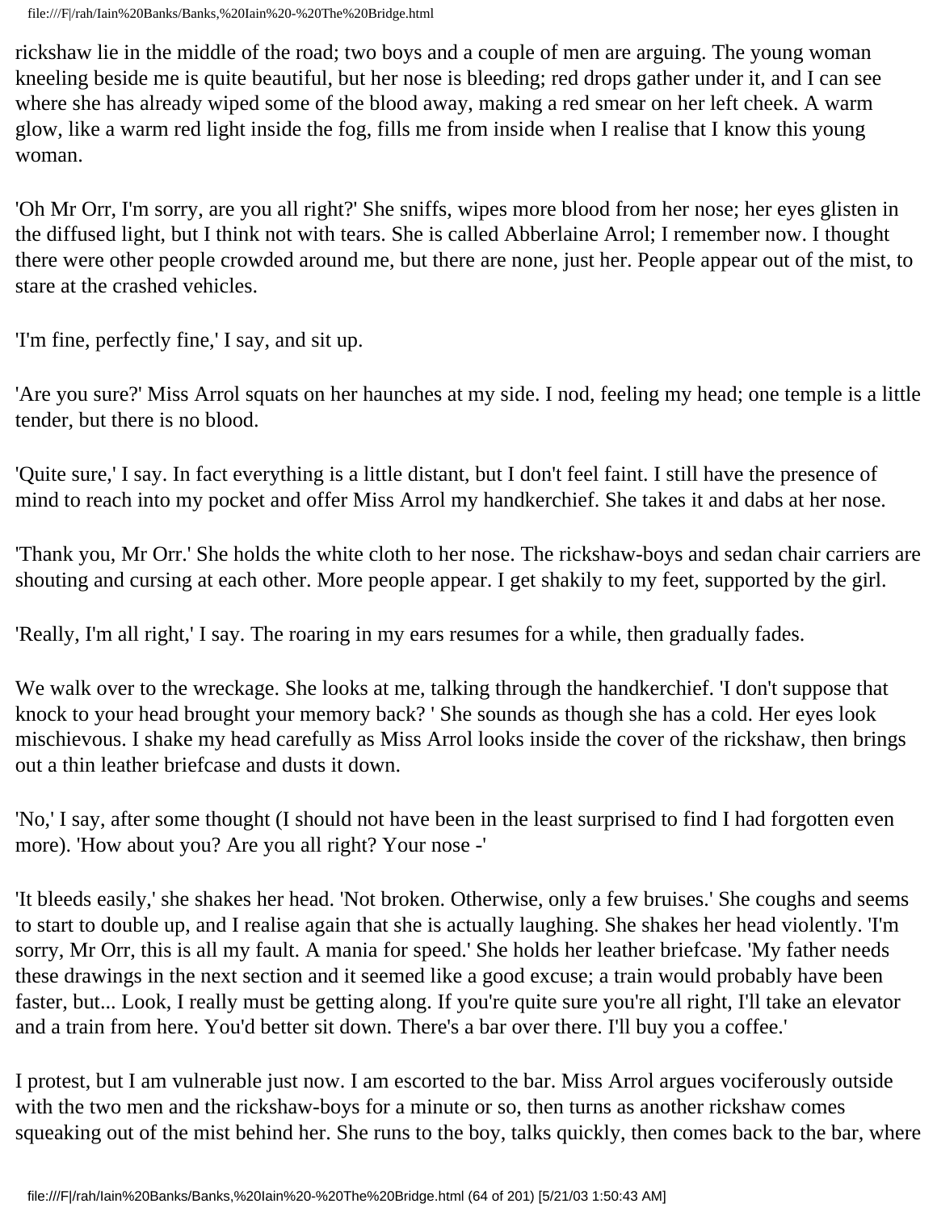rickshaw lie in the middle of the road; two boys and a couple of men are arguing. The young woman kneeling beside me is quite beautiful, but her nose is bleeding; red drops gather under it, and I can see where she has already wiped some of the blood away, making a red smear on her left cheek. A warm glow, like a warm red light inside the fog, fills me from inside when I realise that I know this young woman.

'Oh Mr Orr, I'm sorry, are you all right?' She sniffs, wipes more blood from her nose; her eyes glisten in the diffused light, but I think not with tears. She is called Abberlaine Arrol; I remember now. I thought there were other people crowded around me, but there are none, just her. People appear out of the mist, to stare at the crashed vehicles.

'I'm fine, perfectly fine,' I say, and sit up.

'Are you sure?' Miss Arrol squats on her haunches at my side. I nod, feeling my head; one temple is a little tender, but there is no blood.

'Quite sure,' I say. In fact everything is a little distant, but I don't feel faint. I still have the presence of mind to reach into my pocket and offer Miss Arrol my handkerchief. She takes it and dabs at her nose.

'Thank you, Mr Orr.' She holds the white cloth to her nose. The rickshaw-boys and sedan chair carriers are shouting and cursing at each other. More people appear. I get shakily to my feet, supported by the girl.

'Really, I'm all right,' I say. The roaring in my ears resumes for a while, then gradually fades.

We walk over to the wreckage. She looks at me, talking through the handkerchief. 'I don't suppose that knock to your head brought your memory back? ' She sounds as though she has a cold. Her eyes look mischievous. I shake my head carefully as Miss Arrol looks inside the cover of the rickshaw, then brings out a thin leather briefcase and dusts it down.

'No,' I say, after some thought (I should not have been in the least surprised to find I had forgotten even more). 'How about you? Are you all right? Your nose -'

'It bleeds easily,' she shakes her head. 'Not broken. Otherwise, only a few bruises.' She coughs and seems to start to double up, and I realise again that she is actually laughing. She shakes her head violently. 'I'm sorry, Mr Orr, this is all my fault. A mania for speed.' She holds her leather briefcase. 'My father needs these drawings in the next section and it seemed like a good excuse; a train would probably have been faster, but... Look, I really must be getting along. If you're quite sure you're all right, I'll take an elevator and a train from here. You'd better sit down. There's a bar over there. I'll buy you a coffee.'

I protest, but I am vulnerable just now. I am escorted to the bar. Miss Arrol argues vociferously outside with the two men and the rickshaw-boys for a minute or so, then turns as another rickshaw comes squeaking out of the mist behind her. She runs to the boy, talks quickly, then comes back to the bar, where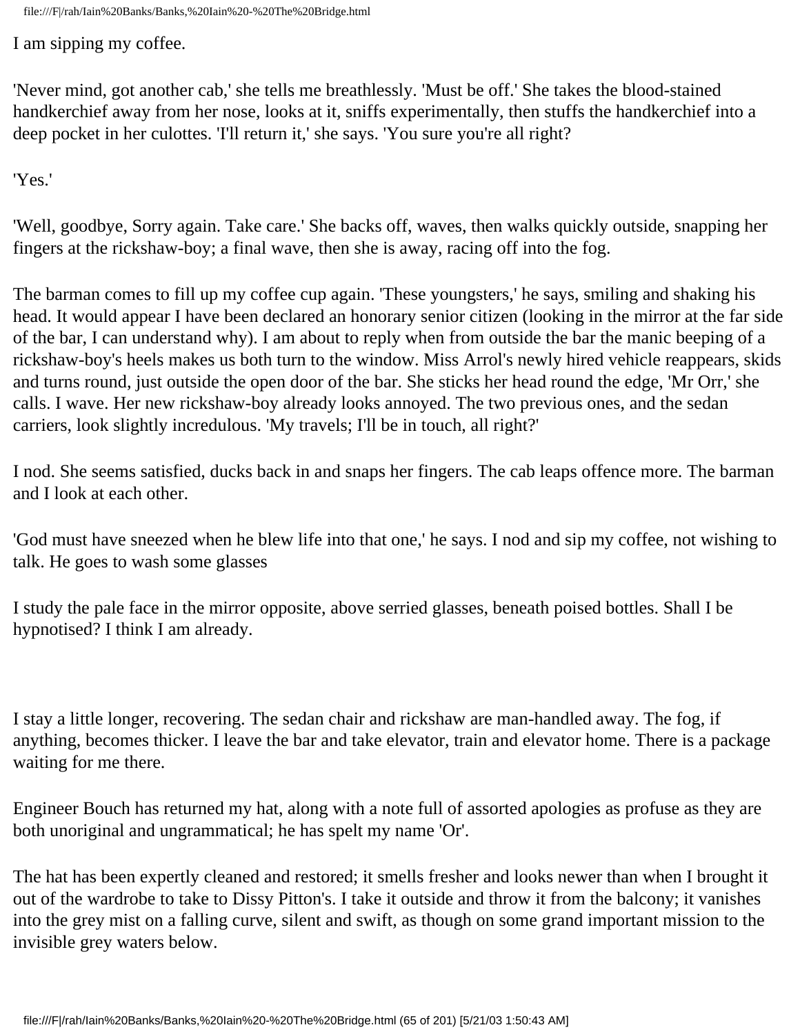I am sipping my coffee.

'Never mind, got another cab,' she tells me breathlessly. 'Must be off.' She takes the blood-stained handkerchief away from her nose, looks at it, sniffs experimentally, then stuffs the handkerchief into a deep pocket in her culottes. 'I'll return it,' she says. 'You sure you're all right?

'Yes.'

'Well, goodbye, Sorry again. Take care.' She backs off, waves, then walks quickly outside, snapping her fingers at the rickshaw-boy; a final wave, then she is away, racing off into the fog.

The barman comes to fill up my coffee cup again. 'These youngsters,' he says, smiling and shaking his head. It would appear I have been declared an honorary senior citizen (looking in the mirror at the far side of the bar, I can understand why). I am about to reply when from outside the bar the manic beeping of a rickshaw-boy's heels makes us both turn to the window. Miss Arrol's newly hired vehicle reappears, skids and turns round, just outside the open door of the bar. She sticks her head round the edge, 'Mr Orr,' she calls. I wave. Her new rickshaw-boy already looks annoyed. The two previous ones, and the sedan carriers, look slightly incredulous. 'My travels; I'll be in touch, all right?'

I nod. She seems satisfied, ducks back in and snaps her fingers. The cab leaps offence more. The barman and I look at each other.

'God must have sneezed when he blew life into that one,' he says. I nod and sip my coffee, not wishing to talk. He goes to wash some glasses

I study the pale face in the mirror opposite, above serried glasses, beneath poised bottles. Shall I be hypnotised? I think I am already.

I stay a little longer, recovering. The sedan chair and rickshaw are man-handled away. The fog, if anything, becomes thicker. I leave the bar and take elevator, train and elevator home. There is a package waiting for me there.

Engineer Bouch has returned my hat, along with a note full of assorted apologies as profuse as they are both unoriginal and ungrammatical; he has spelt my name 'Or'.

The hat has been expertly cleaned and restored; it smells fresher and looks newer than when I brought it out of the wardrobe to take to Dissy Pitton's. I take it outside and throw it from the balcony; it vanishes into the grey mist on a falling curve, silent and swift, as though on some grand important mission to the invisible grey waters below.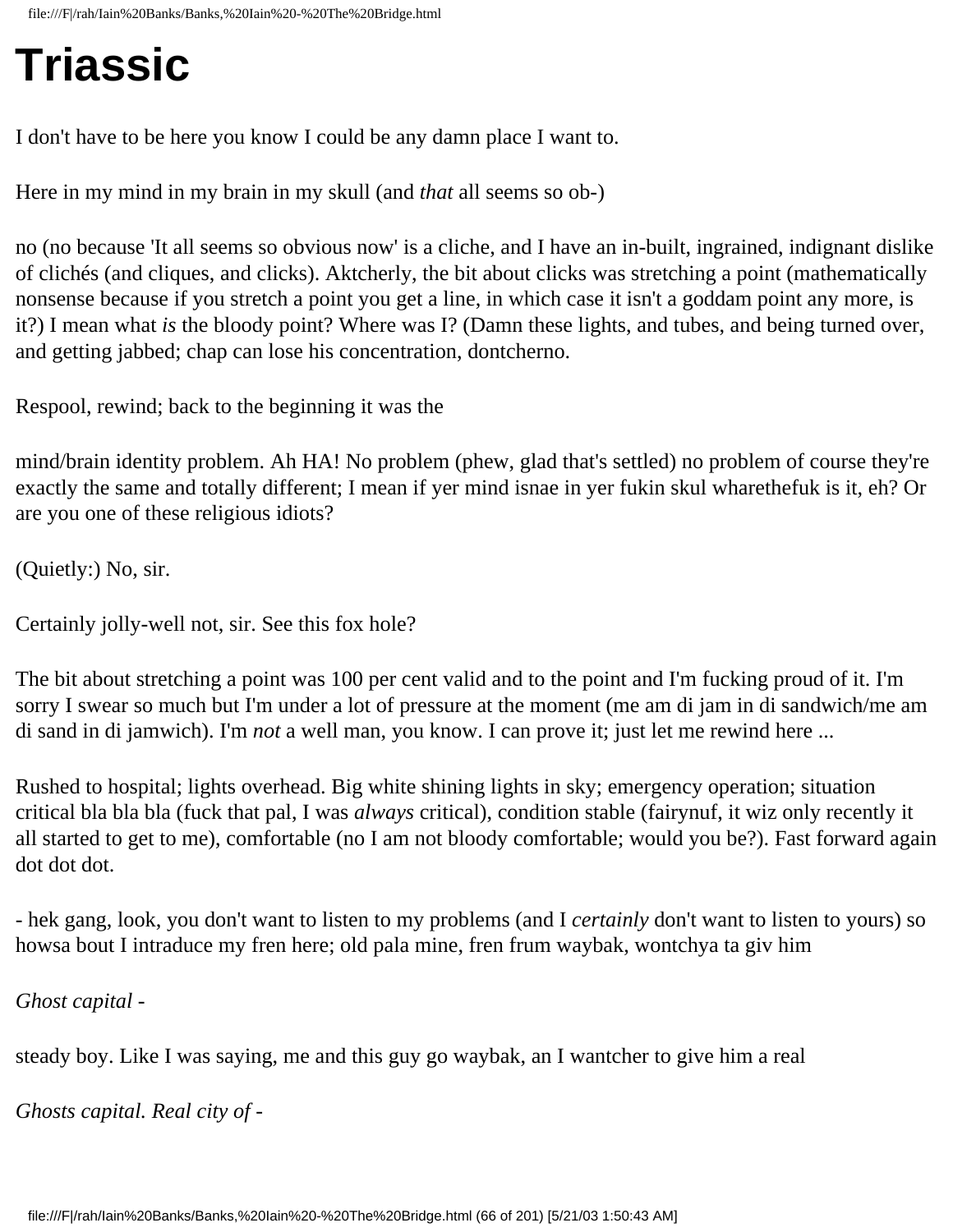# Triassic

I don't have to be here you know I could be any damn place I want to.

Here in my mind in my brain in my skull (and *that* all seems so ob-)

no (no because 'It all seems so obvious now' is a cliche, and I have an in-built, ingrained, indignant dislike of clichés (and cliques, and clicks). Aktcherly, the bit about clicks was stretching a point (mathematically nonsense because if you stretch a point you get a line, in which case it isn't a goddam point any more, is it?) I mean what *is* the bloody point? Where was I? (Damn these lights, and tubes, and being turned over, and getting jabbed; chap can lose his concentration, dontcherno.

Respool, rewind; back to the beginning it was the

mind/brain identity problem. Ah HA! No problem (phew, glad that's settled) no problem of course they're exactly the same and totally different; I mean if yer mind isnae in yer fukin skul wharethefuk is it, eh? Or are you one of these religious idiots?

(Quietly:) No, sir.

Certainly jolly-well not, sir. See this fox hole?

The bit about stretching a point was 100 per cent valid and to the point and I'm fucking proud of it. I'm sorry I swear so much but I'm under a lot of pressure at the moment (me am di jam in di sandwich/me am di sand in di jamwich). I'm *not* a well man, you know. I can prove it; just let me rewind here ...

Rushed to hospital; lights overhead. Big white shining lights in sky; emergency operation; situation critical bla bla bla (fuck that pal, I was *always* critical), condition stable (fairynuf, it wiz only recently it all started to get to me), comfortable (no I am not bloody comfortable; would you be?). Fast forward again dot dot dot.

- hek gang, look, you don't want to listen to my problems (and I *certainly* don't want to listen to yours) so howsa bout I intraduce my fren here; old pala mine, fren frum waybak, wontchya ta giv him

*Ghost capital* -

steady boy. Like I was saying, me and this guy go waybak, an I wantcher to give him a real

*Ghosts capital. Real city of* -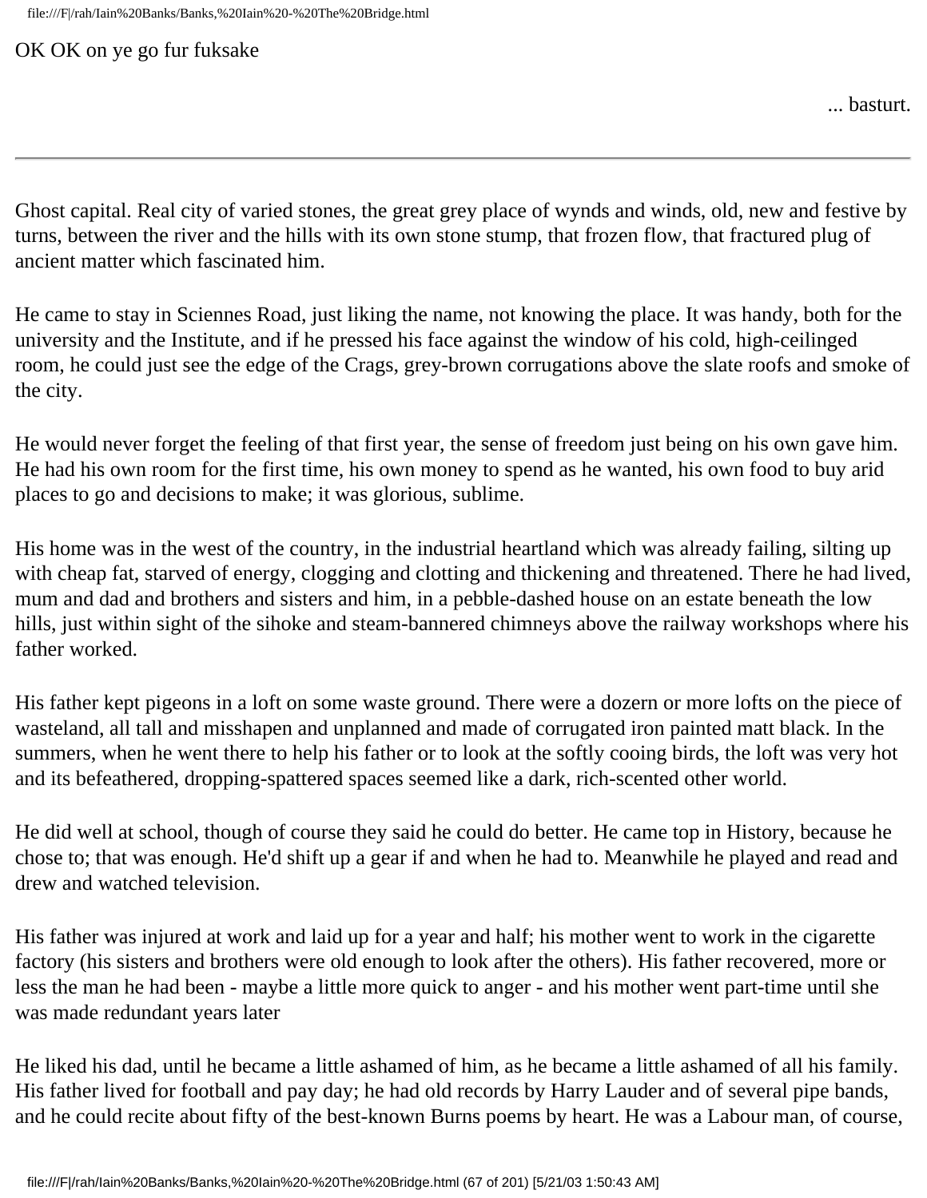OK OK on ye go fur fuksake

... basturt.

---

Ghost capital. Real city of varied stones, the great grey place of wynds and winds, old, new and festive by turns, between the river and the hills with its own stone stump, that frozen flow, that fractured plug of ancient matter which fascinated him.

He came to stay in Sciennes Road, just liking the name, not knowing the place. It was handy, both for the university and the Institute, and if he pressed his face against the window of his cold, high-ceilinged room, he could just see the edge of the Crags, grey-brown corrugations above the slate roofs and smoke of the city.

He would never forget the feeling of that first year, the sense of freedom just being on his own gave him. He had his own room for the first time, his own money to spend as he wanted, his own food to buy arid places to go and decisions to make; it was glorious, sublime.

His home was in the west of the country, in the industrial heartland which was already failing, silting up with cheap fat, starved of energy, clogging and clotting and thickening and threatened. There he had lived, mum and dad and brothers and sisters and him, in a pebble-dashed house on an estate beneath the low hills, just within sight of the sihoke and steam-bannered chimneys above the railway workshops where his father worked.

His father kept pigeons in a loft on some waste ground. There were a dozern or more lofts on the piece of wasteland, all tall and misshapen and unplanned and made of corrugated iron painted matt black. In the summers, when he went there to help his father or to look at the softly cooing birds, the loft was very hot and its befeathered, dropping-spattered spaces seemed like a dark, rich-scented other world.

He did well at school, though of course they said he could do better. He came top in History, because he chose to; that was enough. He'd shift up a gear if and when he had to. Meanwhile he played and read and drew and watched television.

His father was injured at work and laid up for a year and half; his mother went to work in the cigarette factory (his sisters and brothers were old enough to look after the others). His father recovered, more or less the man he had been - maybe a little more quick to anger - and his mother went part-time until she was made redundant years later

He liked his dad, until he became a little ashamed of him, as he became a little ashamed of all his family. His father lived for football and pay day; he had old records by Harry Lauder and of several pipe bands, and he could recite about fifty of the best-known Burns poems by heart. He was a Labour man, of course,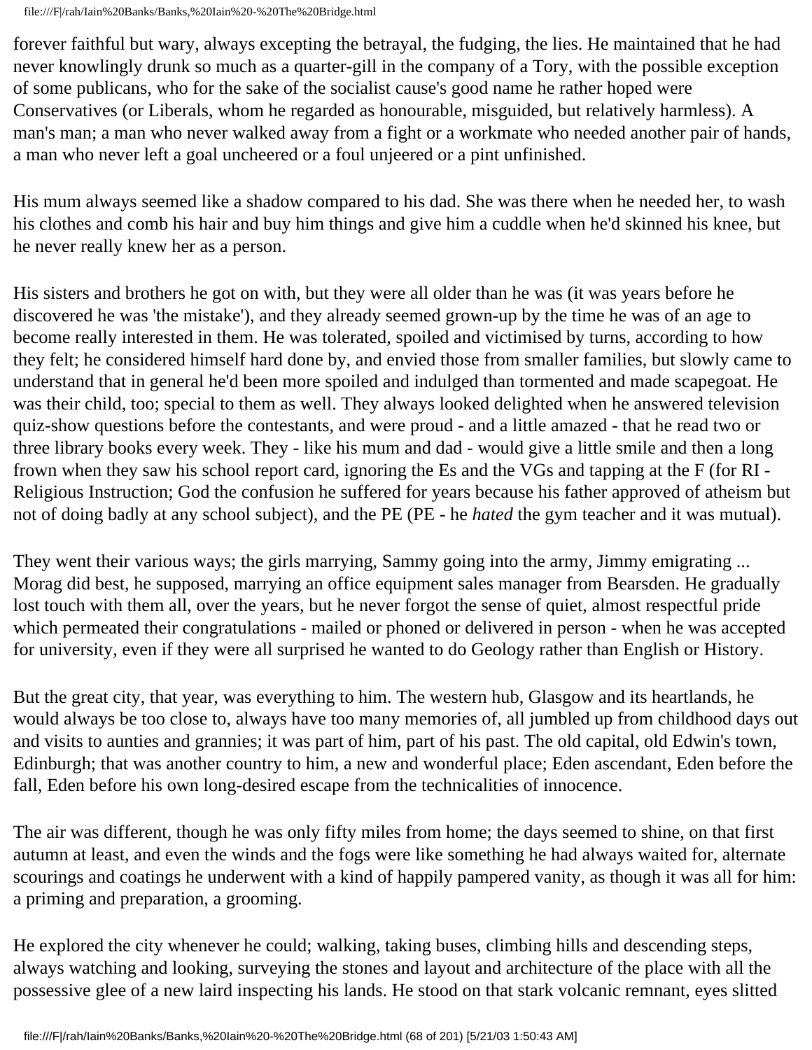forever faithful but wary, always excepting the betrayal, the fudging, the lies. He maintained that he had never knowingly drunk so much as a quarter-gill in the company of a Tory, with the possible exception of some publicans, who for the sake of the socialist cause's good name he rather hoped were Conservatives (or Liberals, whom he regarded as honourable, misguided, but relatively harmless). A man's man; a man who never walked away from a fight or a workmate who needed another pair of hands, a man who never left a goal uncheered or a foul unjeered or a pint unfinished.

His mum always seemed like a shadow compared to his dad. She was there when he needed her, to wash his clothes and comb his hair and buy him things and give him a cuddle when he'd skinned his knee, but he never really knew her as a person.

His sisters and brothers he got on with, but they were all older than he was (it was years before he discovered he was 'the mistake'), and they already seemed grown-up by the time he was of an age to become really interested in them. He was tolerated, spoiled and victimised by turns, according to how they felt; he considered himself hard done by, and envied those from smaller families, but slowly came to understand that in general he'd been more spoiled and indulged than tormented and made scapegoat. He was their child, too; special to them as well. They always looked delighted when he answered television quiz-show questions before the contestants, and were proud - and a little amazed - that he read two or three library books every week. They - like his mum and dad - would give a little smile and then a long frown when they saw his school report card, ignoring the Es and the VGs and tapping at the F (for RI - Religious Instruction; God the confusion he suffered for years because his father approved of atheism but not of doing badly at any school subject), and the PE (PE - he *hated* the gym teacher and it was mutual).

They went their various ways; the girls marrying, Sammy going into the army, Jimmy emigrating ... Morag did best, he supposed, marrying an office equipment sales manager from Bearsden. He gradually lost touch with them all, over the years, but he never forgot the sense of quiet, almost respectful pride which permeated their congratulations - mailed or phoned or delivered in person - when he was accepted for university, even if they were all surprised he wanted to do Geology rather than English or History.

But the great city, that year, was everything to him. The western hub, Glasgow and its heartlands, he would always be too close to, always have too many memories of, all jumbled up from childhood days out and visits to aunties and grannies; it was part of him, part of his past. The old capital, old Edwin's town, Edinburgh; that was another country to him, a new and wonderful place; Eden ascendant, Eden before the fall, Eden before his own long-desired escape from the technicalities of innocence.

The air was different, though he was only fifty miles from home; the days seemed to shine, on that first autumn at least, and even the winds and the fogs were like something he had always waited for, alternate scourings and coatings he underwent with a kind of happily pampered vanity, as though it was all for him: a priming and preparation, a grooming.

He explored the city whenever he could; walking, taking buses, climbing hills and descending steps, always watching and looking, surveying the stones and layout and architecture of the place with all the possessive glee of a new laird inspecting his lands. He stood on that stark volcanic remnant, eyes slitted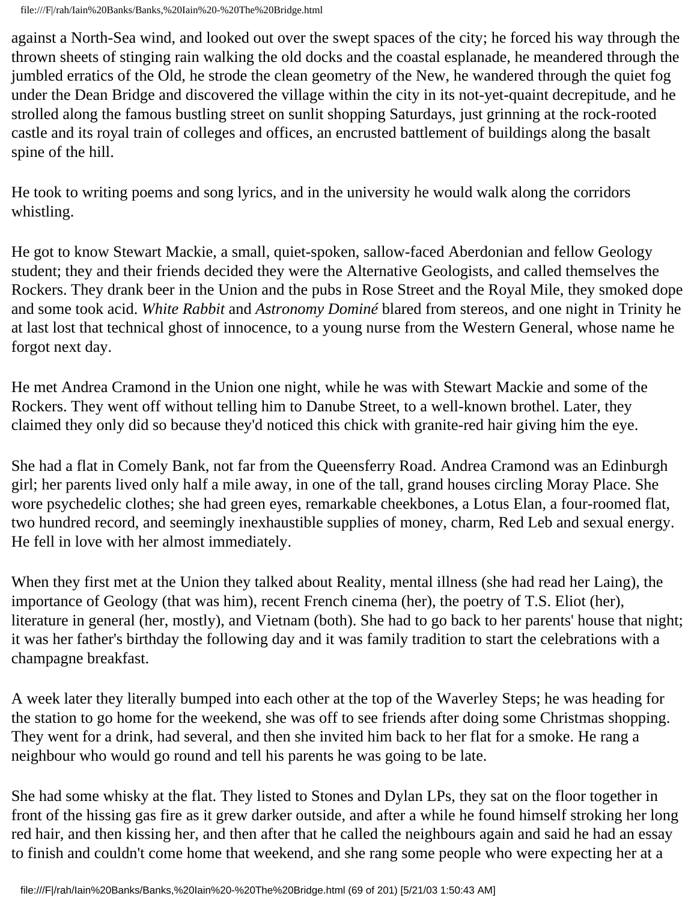against a North-Sea wind, and looked out over the swept spaces of the city; he forced his way through the thrown sheets of stinging rain walking the old docks and the coastal esplanade, he meandered through the jumbled erratics of the Old, he strode the clean geometry of the New, he wandered through the quiet fog under the Dean Bridge and discovered the village within the city in its not-yet-quaint decrepitude, and he strolled along the famous bustling street on sunlit shopping Saturdays, just grinning at the rock-rooted castle and its royal train of colleges and offices, an encrusted battlement of buildings along the basalt spine of the hill.

He took to writing poems and song lyrics, and in the university he would walk along the corridors whistling.

He got to know Stewart Mackie, a small, quiet-spoken, sallow-faced Aberdonian and fellow Geology student; they and their friends decided they were the Alternative Geologists, and called themselves the Rockers. They drank beer in the Union and the pubs in Rose Street and the Royal Mile, they smoked dope and some took acid. *White Rabbit* and *Astronomy Dominé* blared from stereos, and one night in Trinity he at last lost that technical ghost of innocence, to a young nurse from the Western General, whose name he forgot next day.

He met Andrea Cramond in the Union one night, while he was with Stewart Mackie and some of the Rockers. They went off without telling him to Danube Street, to a well-known brothel. Later, they claimed they only did so because they'd noticed this chick with granite-red hair giving him the eye.

She had a flat in Comely Bank, not far from the Queensferry Road. Andrea Cramond was an Edinburgh girl; her parents lived only half a mile away, in one of the tall, grand houses circling Moray Place. She wore psychedelic clothes; she had green eyes, remarkable cheekbones, a Lotus Elan, a four-roomed flat, two hundred record, and seemingly inexhaustible supplies of money, charm, Red Leb and sexual energy. He fell in love with her almost immediately.

When they first met at the Union they talked about Reality, mental illness (she had read her Laing), the importance of Geology (that was him), recent French cinema (her), the poetry of T.S. Eliot (her), literature in general (her, mostly), and Vietnam (both). She had to go back to her parents' house that night; it was her father's birthday the following day and it was family tradition to start the celebrations with a champagne breakfast.

A week later they literally bumped into each other at the top of the Waverley Steps; he was heading for the station to go home for the weekend, she was off to see friends after doing some Christmas shopping. They went for a drink, had several, and then she invited him back to her flat for a smoke. He rang a neighbour who would go round and tell his parents he was going to be late.

She had some whisky at the flat. They listed to Stones and Dylan LPs, they sat on the floor together in front of the hissing gas fire as it grew darker outside, and after a while he found himself stroking her long red hair, and then kissing her, and then after that he called the neighbours again and said he had an essay to finish and couldn't come home that weekend, and she rang some people who were expecting her at a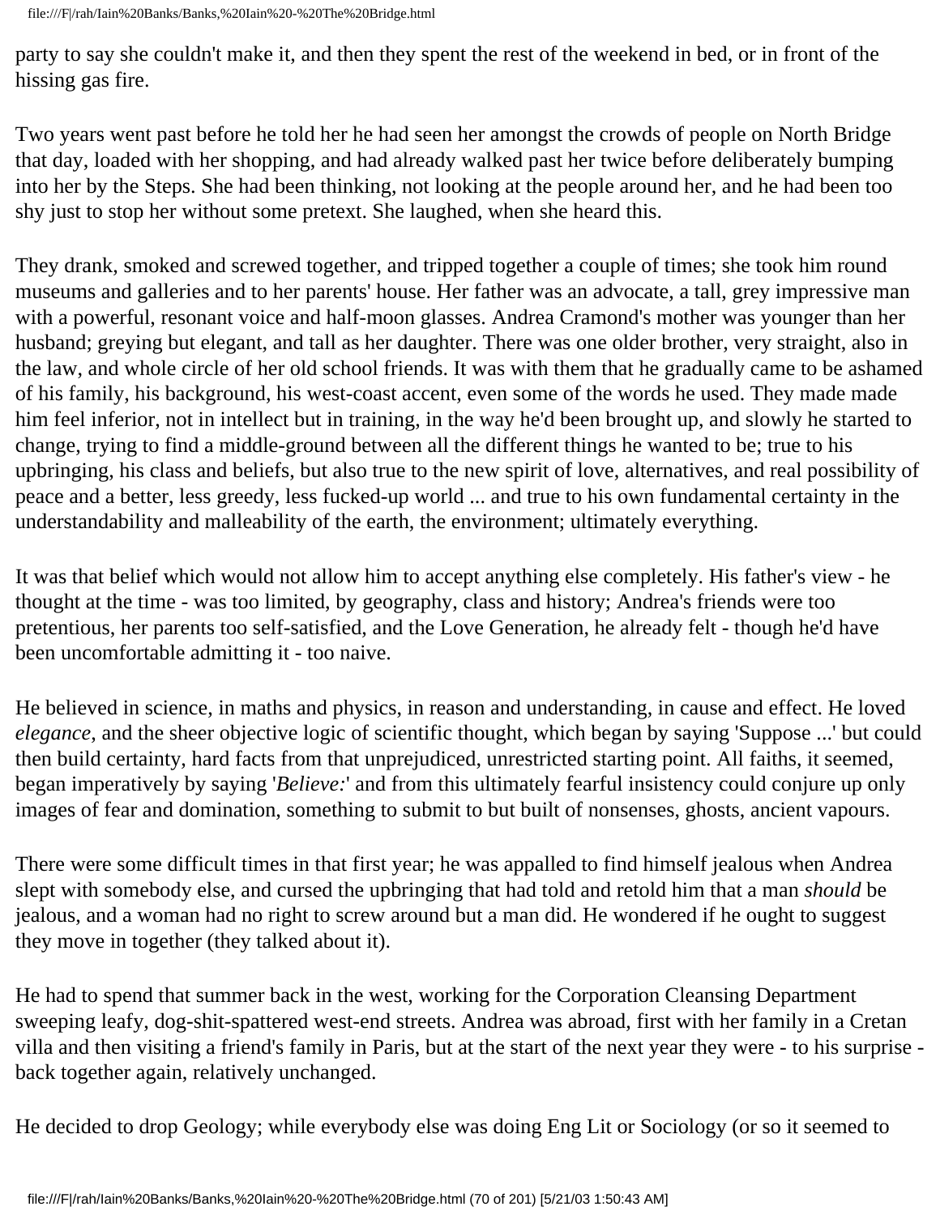party to say she couldn't make it, and then they spent the rest of the weekend in bed, or in front of the hissing gas fire.

Two years went past before he told her he had seen her amongst the crowds of people on North Bridge that day, loaded with her shopping, and had already walked past her twice before deliberately bumping into her by the Steps. She had been thinking, not looking at the people around her, and he had been too shy just to stop her without some pretext. She laughed, when she heard this.

They drank, smoked and screwed together, and tripped together a couple of times; she took him round museums and galleries and to her parents' house. Her father was an advocate, a tall, grey impressive man with a powerful, resonant voice and half-moon glasses. Andrea Cramond's mother was younger than her husband; greying but elegant, and tall as her daughter. There was one older brother, very straight, also in the law, and whole circle of her old school friends. It was with them that he gradually came to be ashamed of his family, his background, his west-coast accent, even some of the words he used. They made made him feel inferior, not in intellect but in training, in the way he'd been brought up, and slowly he started to change, trying to find a middle-ground between all the different things he wanted to be; true to his upbringing, his class and beliefs, but also true to the new spirit of love, alternatives, and real possibility of peace and a better, less greedy, less fucked-up world ... and true to his own fundamental certainty in the understandability and malleability of the earth, the environment; ultimately everything.

It was that belief which would not allow him to accept anything else completely. His father's view - he thought at the time - was too limited, by geography, class and history; Andrea's friends were too pretentious, her parents too self-satisfied, and the Love Generation, he already felt - though he'd have been uncomfortable admitting it - too naive.

He believed in science, in maths and physics, in reason and understanding, in cause and effect. He loved *elegance*, and the sheer objective logic of scientific thought, which began by saying 'Suppose ...' but could then build certainty, hard facts from that unprejudiced, unrestricted starting point. All faiths, it seemed, began imperatively by saying '*Believe:*' and from this ultimately fearful insistency could conjure up only images of fear and domination, something to submit to but built of nonsenses, ghosts, ancient vapours.

There were some difficult times in that first year; he was appalled to find himself jealous when Andrea slept with somebody else, and cursed the upbringing that had told and retold him that a man *should* be jealous, and a woman had no right to screw around but a man did. He wondered if he ought to suggest they move in together (they talked about it).

He had to spend that summer back in the west, working for the Corporation Cleansing Department sweeping leafy, dog-shit-spattered west-end streets. Andrea was abroad, first with her family in a Cretan villa and then visiting a friend's family in Paris, but at the start of the next year they were - to his surprise - back together again, relatively unchanged.

He decided to drop Geology; while everybody else was doing Eng Lit or Sociology (or so it seemed to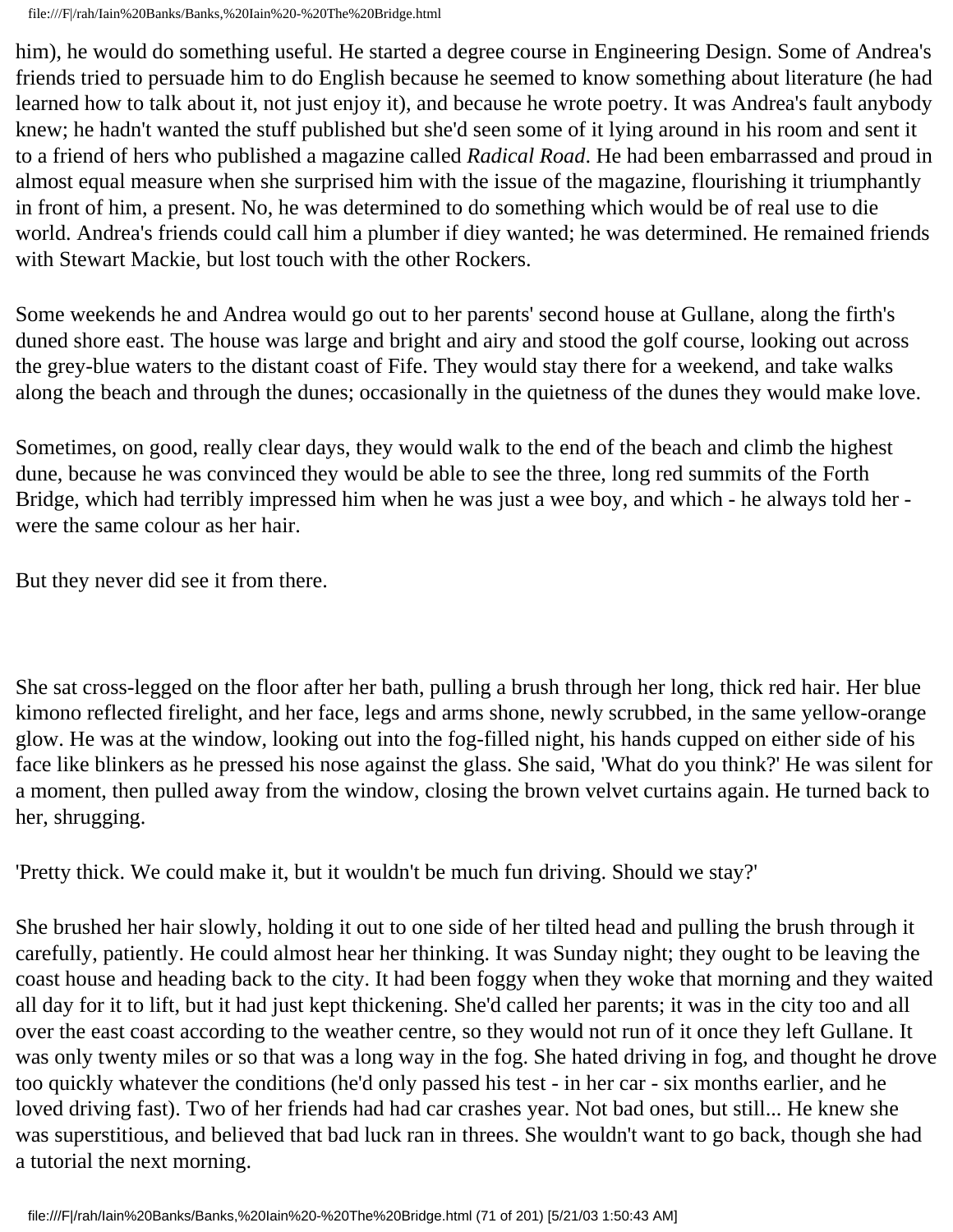him), he would do something useful. He started a degree course in Engineering Design. Some of Andrea's friends tried to persuade him to do English because he seemed to know something about literature (he had learned how to talk about it, not just enjoy it), and because he wrote poetry. It was Andrea's fault anybody knew; he hadn't wanted the stuff published but she'd seen some of it lying around in his room and sent it to a friend of hers who published a magazine called *Radical Road*. He had been embarrassed and proud in almost equal measure when she surprised him with the issue of the magazine, flourishing it triumphantly in front of him, a present. No, he was determined to do something which would be of real use to die world. Andrea's friends could call him a plumber if diey wanted; he was determined. He remained friends with Stewart Mackie, but lost touch with the other Rockers.

Some weekends he and Andrea would go out to her parents' second house at Gullane, along the firth's duned shore east. The house was large and bright and airy and stood the golf course, looking out across the grey-blue waters to the distant coast of Fife. They would stay there for a weekend, and take walks along the beach and through the dunes; occasionally in the quietness of the dunes they would make love.

Sometimes, on good, really clear days, they would walk to the end of the beach and climb the highest dune, because he was convinced they would be able to see the three, long red summits of the Forth Bridge, which had terribly impressed him when he was just a wee boy, and which - he always told her - were the same colour as her hair.

But they never did see it from there.

She sat cross-legged on the floor after her bath, pulling a brush through her long, thick red hair. Her blue kimono reflected firelight, and her face, legs and arms shone, newly scrubbed, in the same yellow-orange glow. He was at the window, looking out into the fog-filled night, his hands cupped on either side of his face like blinkers as he pressed his nose against the glass. She said, 'What do you think?' He was silent for a moment, then pulled away from the window, closing the brown velvet curtains again. He turned back to her, shrugging.

'Pretty thick. We could make it, but it wouldn't be much fun driving. Should we stay?'

She brushed her hair slowly, holding it out to one side of her tilted head and pulling the brush through it carefully, patiently. He could almost hear her thinking. It was Sunday night; they ought to be leaving the coast house and heading back to the city. It had been foggy when they woke that morning and they waited all day for it to lift, but it had just kept thickening. She'd called her parents; it was in the city too and all over the east coast according to the weather centre, so they would not run of it once they left Gullane. It was only twenty miles or so that was a long way in the fog. She hated driving in fog, and thought he drove too quickly whatever the conditions (he'd only passed his test - in her car - six months earlier, and he loved driving fast). Two of her friends had had car crashes year. Not bad ones, but still... He knew she was superstitious, and believed that bad luck ran in threes. She wouldn't want to go back, though she had a tutorial the next morning.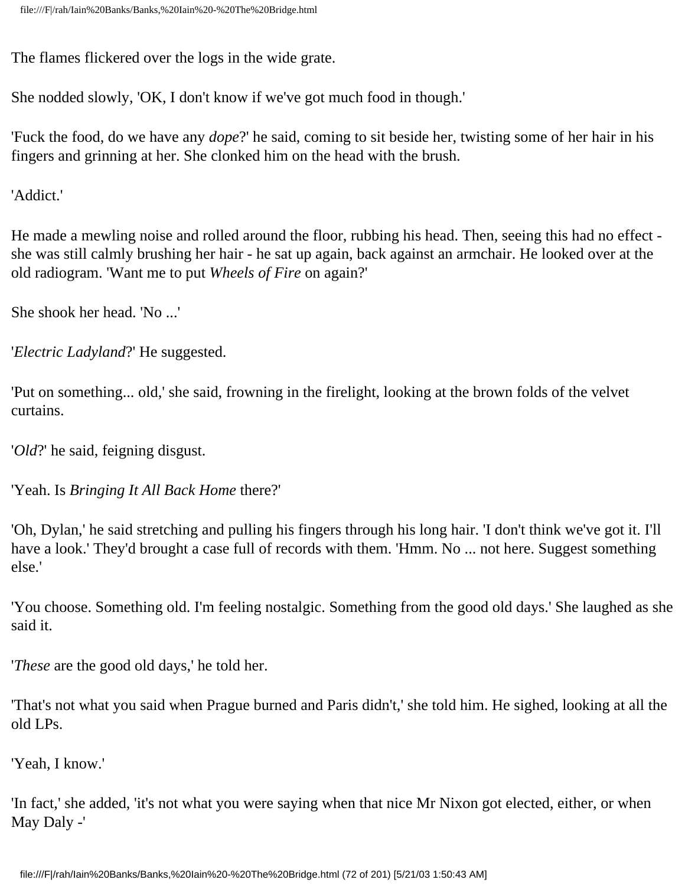The flames flickered over the logs in the wide grate.

She nodded slowly, 'OK, I don't know if we've got much food in though.'

'Fuck the food, do we have any *dope*?' he said, coming to sit beside her, twisting some of her hair in his fingers and grinning at her. She clonked him on the head with the brush.

'Addict.'

He made a mewling noise and rolled around the floor, rubbing his head. Then, seeing this had no effect - she was still calmly brushing her hair - he sat up again, back against an armchair. He looked over at the old radiogram. 'Want me to put *Wheels of Fire* on again?'

She shook her head. 'No ...'

'*Electric Ladyland*?' He suggested.

'Put on something... old,' she said, frowning in the firelight, looking at the brown folds of the velvet curtains.

'*Old*?' he said, feigning disgust.

'Yeah. Is *Bringing It All Back Home* there?'

'Oh, Dylan,' he said stretching and pulling his fingers through his long hair. 'I don't think we've got it. I'll have a look.' They'd brought a case full of records with them. 'Hmm. No ... not here. Suggest something else.'

'You choose. Something old. I'm feeling nostalgic. Something from the good old days.' She laughed as she said it.

'*These* are the good old days,' he told her.

'That's not what you said when Prague burned and Paris didn't,' she told him. He sighed, looking at all the old LPs.

'Yeah, I know.'

'In fact,' she added, 'it's not what you were saying when that nice Mr Nixon got elected, either, or when May Daly -'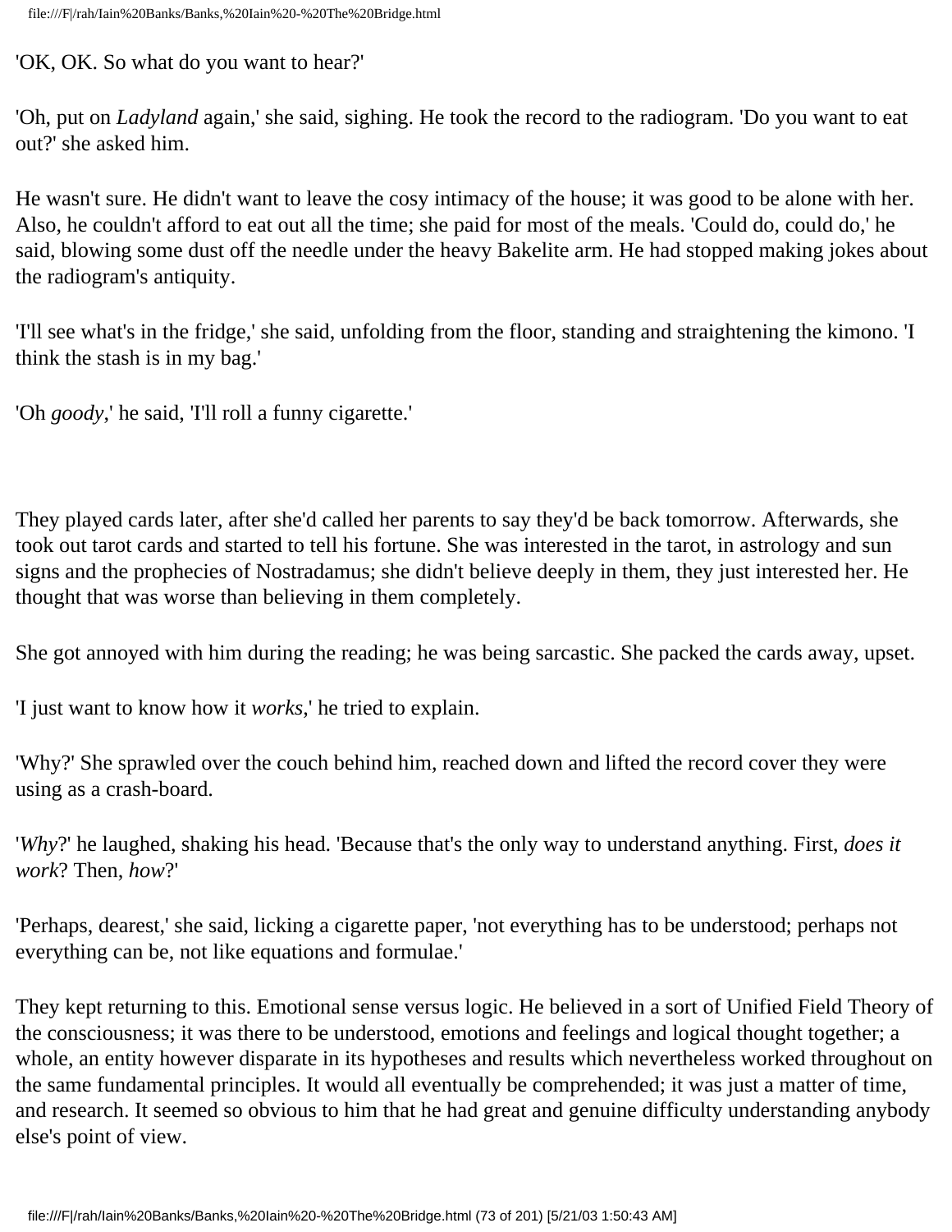'OK, OK. So what do you want to hear?'

'Oh, put on *Ladyland* again,' she said, sighing. He took the record to the radiogram. 'Do you want to eat out?' she asked him.

He wasn't sure. He didn't want to leave the cosy intimacy of the house; it was good to be alone with her. Also, he couldn't afford to eat out all the time; she paid for most of the meals. 'Could do, could do,' he said, blowing some dust off the needle under the heavy Bakelite arm. He had stopped making jokes about the radiogram's antiquity.

'I'll see what's in the fridge,' she said, unfolding from the floor, standing and straightening the kimono. 'I think the stash is in my bag.'

'Oh *goody*,' he said, 'I'll roll a funny cigarette.'

They played cards later, after she'd called her parents to say they'd be back tomorrow. Afterwards, she took out tarot cards and started to tell his fortune. She was interested in the tarot, in astrology and sun signs and the prophecies of Nostradamus; she didn't believe deeply in them, they just interested her. He thought that was worse than believing in them completely.

She got annoyed with him during the reading; he was being sarcastic. She packed the cards away, upset.

'I just want to know how it *works*,' he tried to explain.

'Why?' She sprawled over the couch behind him, reached down and lifted the record cover they were using as a crash-board.

'*Why*?' he laughed, shaking his head. 'Because that's the only way to understand anything. First, *does it work*? Then, *how*?'

'Perhaps, dearest,' she said, licking a cigarette paper, 'not everything has to be understood; perhaps not everything can be, not like equations and formulae.'

They kept returning to this. Emotional sense versus logic. He believed in a sort of Unified Field Theory of the consciousness; it was there to be understood, emotions and feelings and logical thought together; a whole, an entity however disparate in its hypotheses and results which nevertheless worked throughout on the same fundamental principles. It would all eventually be comprehended; it was just a matter of time, and research. It seemed so obvious to him that he had great and genuine difficulty understanding anybody else's point of view.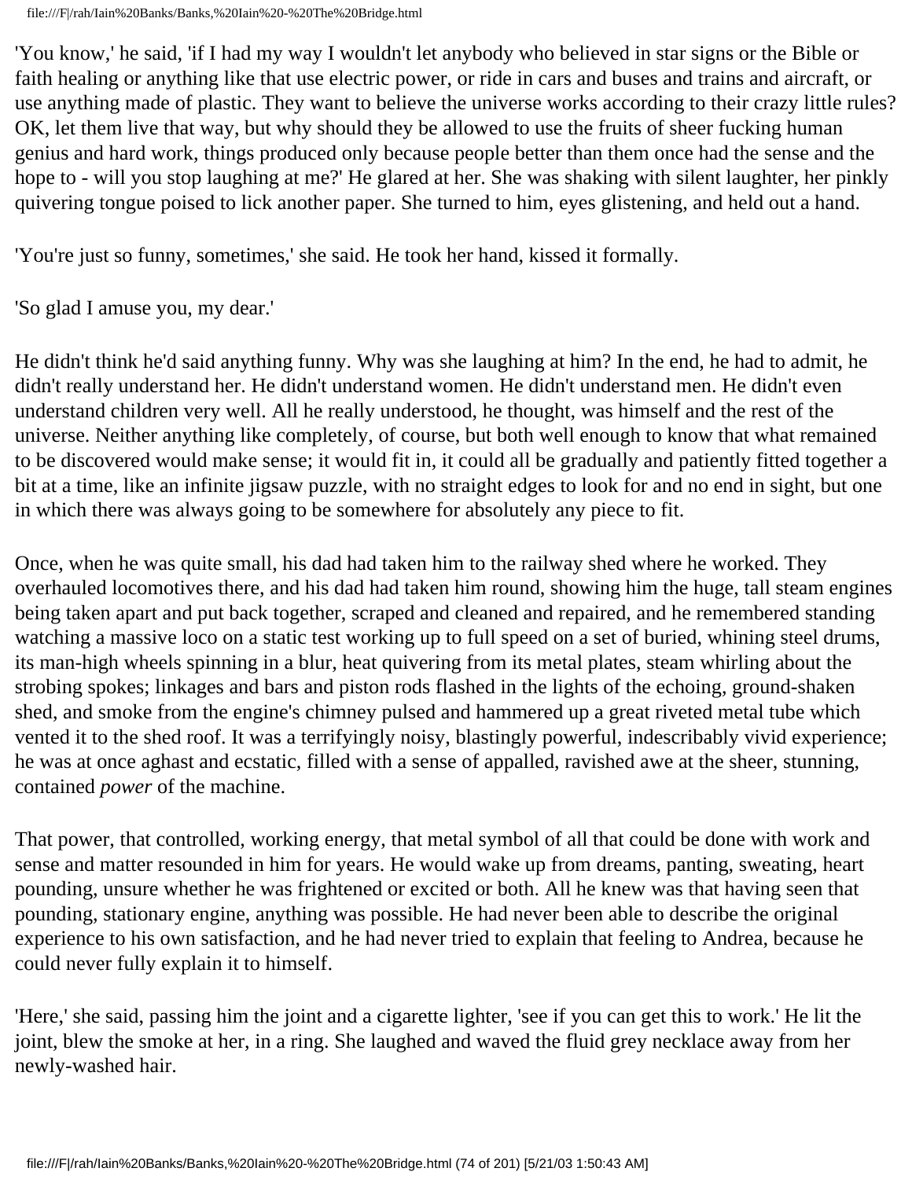'You know,' he said, 'if I had my way I wouldn't let anybody who believed in star signs or the Bible or faith healing or anything like that use electric power, or ride in cars and buses and trains and aircraft, or use anything made of plastic. They want to believe the universe works according to their crazy little rules? OK, let them live that way, but why should they be allowed to use the fruits of sheer fucking human genius and hard work, things produced only because people better than them once had the sense and the hope to - will you stop laughing at me?' He glared at her. She was shaking with silent laughter, her pinkly quivering tongue poised to lick another paper. She turned to him, eyes glistening, and held out a hand.

'You're just so funny, sometimes,' she said. He took her hand, kissed it formally.

'So glad I amuse you, my dear.'

He didn't think he'd said anything funny. Why was she laughing at him? In the end, he had to admit, he didn't really understand her. He didn't understand women. He didn't understand men. He didn't even understand children very well. All he really understood, he thought, was himself and the rest of the universe. Neither anything like completely, of course, but both well enough to know that what remained to be discovered would make sense; it would fit in, it could all be gradually and patiently fitted together a bit at a time, like an infinite jigsaw puzzle, with no straight edges to look for and no end in sight, but one in which there was always going to be somewhere for absolutely any piece to fit.

Once, when he was quite small, his dad had taken him to the railway shed where he worked. They overhauled locomotives there, and his dad had taken him round, showing him the huge, tall steam engines being taken apart and put back together, scraped and cleaned and repaired, and he remembered standing watching a massive loco on a static test working up to full speed on a set of buried, whining steel drums, its man-high wheels spinning in a blur, heat quivering from its metal plates, steam whirling about the strobing spokes; linkages and bars and piston rods flashed in the lights of the echoing, ground-shaken shed, and smoke from the engine's chimney pulsed and hammered up a great riveted metal tube which vented it to the shed roof. It was a terrifyingly noisy, blastingly powerful, indescribably vivid experience; he was at once aghast and ecstatic, filled with a sense of appalled, ravished awe at the sheer, stunning, contained *power* of the machine.

That power, that controlled, working energy, that metal symbol of all that could be done with work and sense and matter resounded in him for years. He would wake up from dreams, panting, sweating, heart pounding, unsure whether he was frightened or excited or both. All he knew was that having seen that pounding, stationary engine, anything was possible. He had never been able to describe the original experience to his own satisfaction, and he had never tried to explain that feeling to Andrea, because he could never fully explain it to himself.

'Here,' she said, passing him the joint and a cigarette lighter, 'see if you can get this to work.' He lit the joint, blew the smoke at her, in a ring. She laughed and waved the fluid grey necklace away from her newly-washed hair.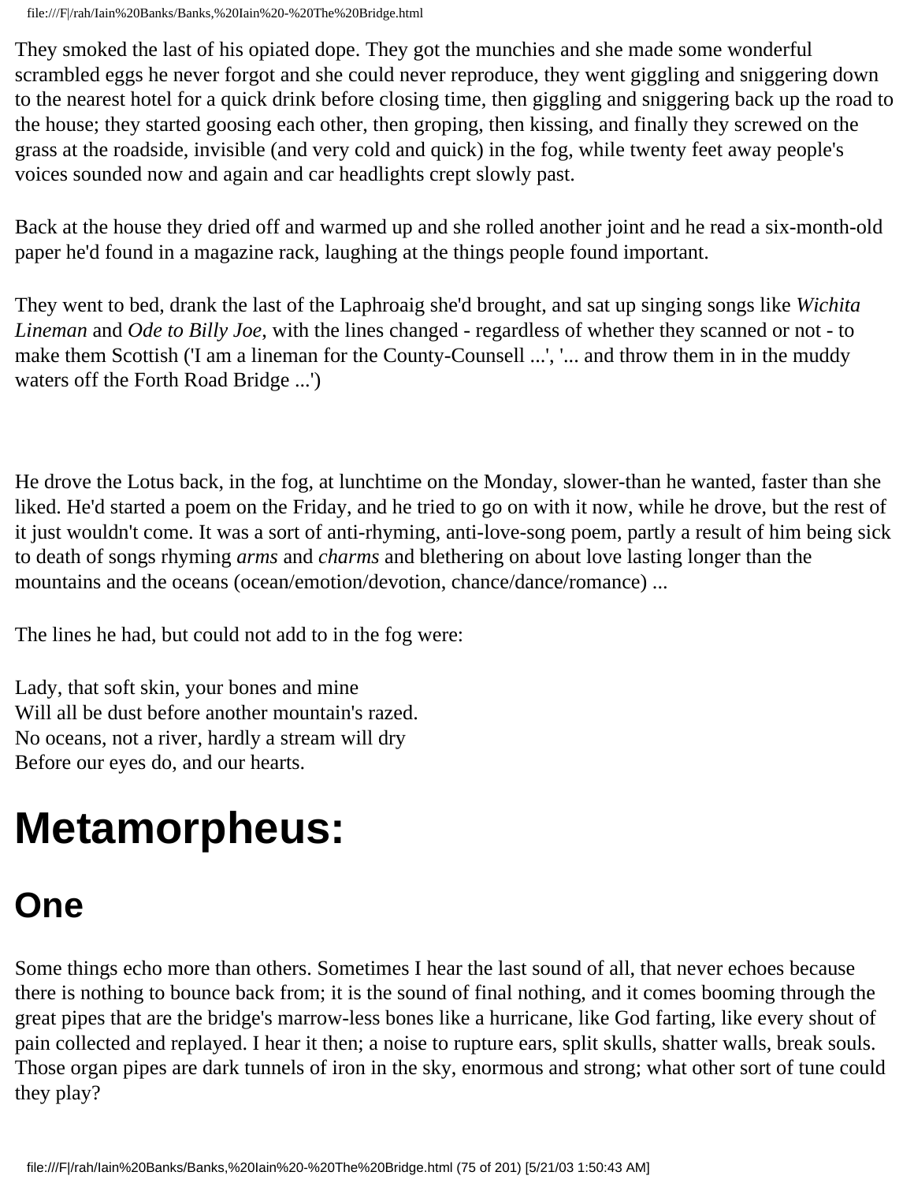They smoked the last of his opiated dope. They got the munchies and she made some wonderful scrambled eggs he never forgot and she could never reproduce, they went giggling and sniggering down to the nearest hotel for a quick drink before closing time, then giggling and sniggering back up the road to the house; they started goosing each other, then groping, then kissing, and finally they screwed on the grass at the roadside, invisible (and very cold and quick) in the fog, while twenty feet away people's voices sounded now and again and car headlights crept slowly past.

Back at the house they dried off and warmed up and she rolled another joint and he read a six-month-old paper he'd found in a magazine rack, laughing at the things people found important.

They went to bed, drank the last of the Laphroaig she'd brought, and sat up singing songs like *Wichita Lineman* and *Ode to Billy Joe*, with the lines changed - regardless of whether they scanned or not - to make them Scottish ('I am a lineman for the County-Counsell ...', '... and throw them in in the muddy waters off the Forth Road Bridge ...')

He drove the Lotus back, in the fog, at lunchtime on the Monday, slower-than he wanted, faster than she liked. He'd started a poem on the Friday, and he tried to go on with it now, while he drove, but the rest of it just wouldn't come. It was a sort of anti-rhyming, anti-love-song poem, partly a result of him being sick to death of songs rhyming *arms* and *charms* and blethering on about love lasting longer than the mountains and the oceans (ocean/emotion/devotion, chance/dance/romance) ...

The lines he had, but could not add to in the fog were:

Lady, that soft skin, your bones and mine
Will all be dust before another mountain's razed.
No oceans, not a river, hardly a stream will dry
Before our eyes do, and our hearts.

# Metamorpheus:

## One

Some things echo more than others. Sometimes I hear the last sound of all, that never echoes because there is nothing to bounce back from; it is the sound of final nothing, and it comes booming through the great pipes that are the bridge's marrow-less bones like a hurricane, like God farting, like every shout of pain collected and replayed. I hear it then; a noise to rupture ears, split skulls, shatter walls, break souls. Those organ pipes are dark tunnels of iron in the sky, enormous and strong; what other sort of tune could they play?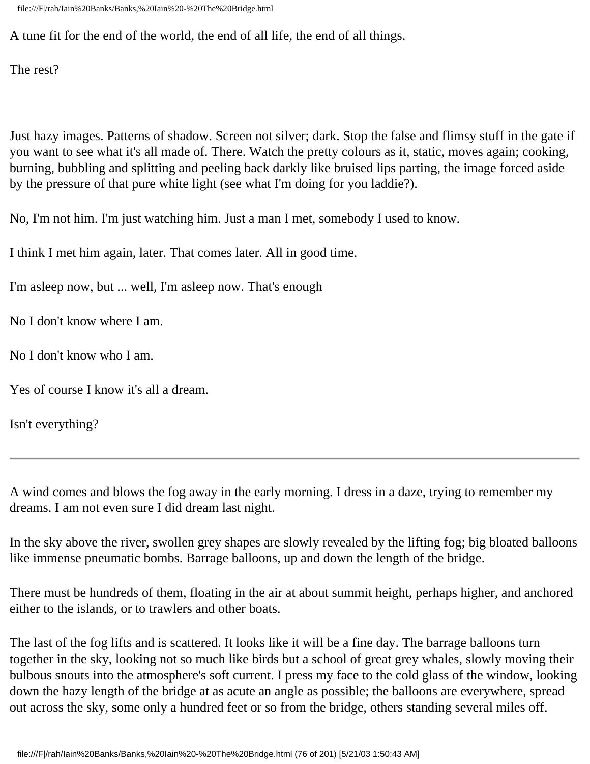A tune fit for the end of the world, the end of all life, the end of all things.

The rest?

Just hazy images. Patterns of shadow. Screen not silver; dark. Stop the false and flimsy stuff in the gate if you want to see what it's all made of. There. Watch the pretty colours as it, static, moves again; cooking, burning, bubbling and splitting and peeling back darkly like bruised lips parting, the image forced aside by the pressure of that pure white light (see what I'm doing for you laddie?).

No, I'm not him. I'm just watching him. Just a man I met, somebody I used to know.

I think I met him again, later. That comes later. All in good time.

I'm asleep now, but ... well, I'm asleep now. That's enough

No I don't know where I am.

No I don't know who I am.

Yes of course I know it's all a dream.

Isn't everything?

---

A wind comes and blows the fog away in the early morning. I dress in a daze, trying to remember my dreams. I am not even sure I did dream last night.

In the sky above the river, swollen grey shapes are slowly revealed by the lifting fog; big bloated balloons like immense pneumatic bombs. Barrage balloons, up and down the length of the bridge.

There must be hundreds of them, floating in the air at about summit height, perhaps higher, and anchored either to the islands, or to trawlers and other boats.

The last of the fog lifts and is scattered. It looks like it will be a fine day. The barrage balloons turn together in the sky, looking not so much like birds but a school of great grey whales, slowly moving their bulbous snouts into the atmosphere's soft current. I press my face to the cold glass of the window, looking down the hazy length of the bridge at as acute an angle as possible; the balloons are everywhere, spread out across the sky, some only a hundred feet or so from the bridge, others standing several miles off.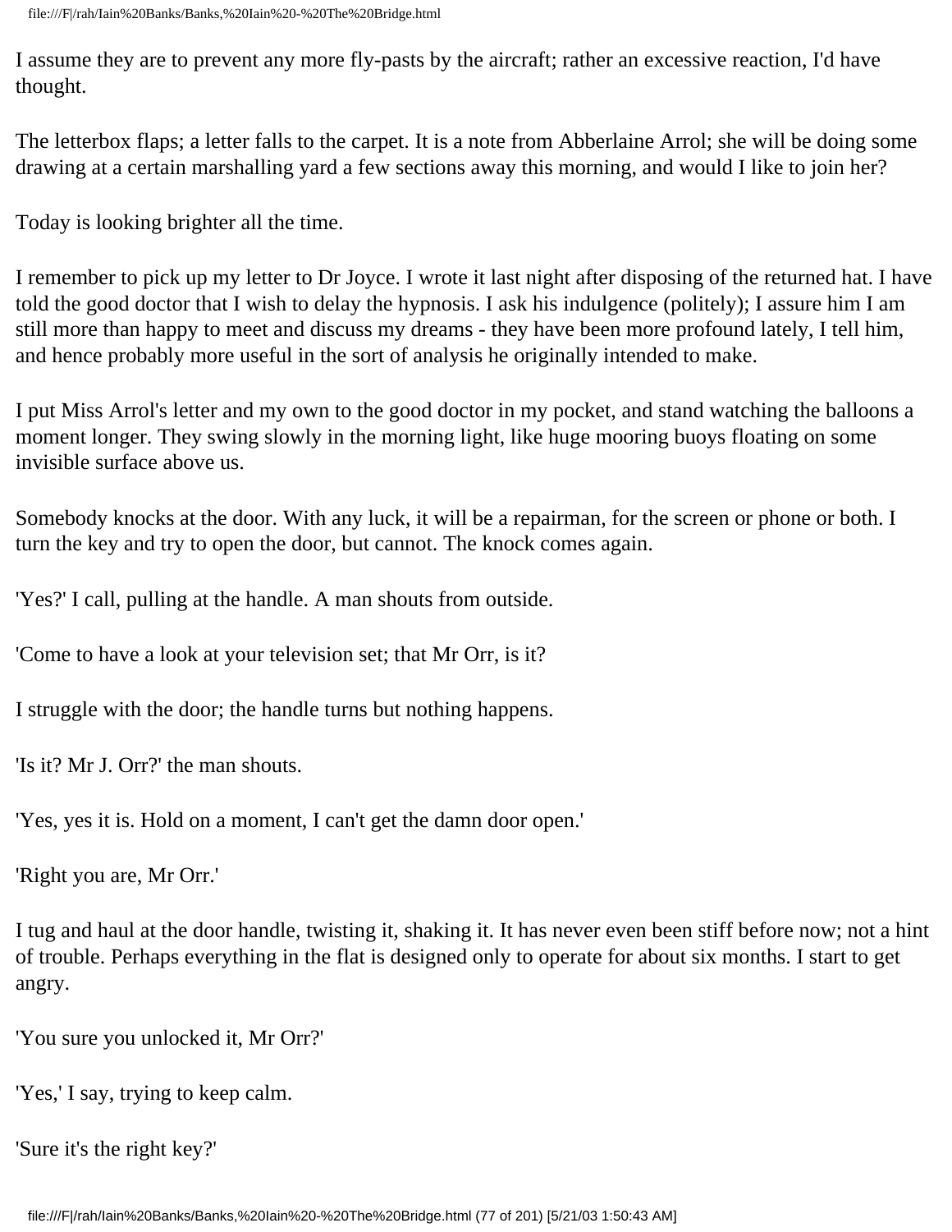I assume they are to prevent any more fly-pasts by the aircraft; rather an excessive reaction, I'd have thought.

The letterbox flaps; a letter falls to the carpet. It is a note from Abberlaine Arrol; she will be doing some drawing at a certain marshalling yard a few sections away this morning, and would I like to join her?

Today is looking brighter all the time.

I remember to pick up my letter to Dr Joyce. I wrote it last night after disposing of the returned hat. I have told the good doctor that I wish to delay the hypnosis. I ask his indulgence (politely); I assure him I am still more than happy to meet and discuss my dreams - they have been more profound lately, I tell him, and hence probably more useful in the sort of analysis he originally intended to make.

I put Miss Arrol's letter and my own to the good doctor in my pocket, and stand watching the balloons a moment longer. They swing slowly in the morning light, like huge mooring buoys floating on some invisible surface above us.

Somebody knocks at the door. With any luck, it will be a repairman, for the screen or phone or both. I turn the key and try to open the door, but cannot. The knock comes again.

'Yes?' I call, pulling at the handle. A man shouts from outside.

'Come to have a look at your television set; that Mr Orr, is it?

I struggle with the door; the handle turns but nothing happens.

'Is it? Mr J. Orr?' the man shouts.

'Yes, yes it is. Hold on a moment, I can't get the damn door open.'

'Right you are, Mr Orr.'

I tug and haul at the door handle, twisting it, shaking it. It has never even been stiff before now; not a hint of trouble. Perhaps everything in the flat is designed only to operate for about six months. I start to get angry.

'You sure you unlocked it, Mr Orr?'

'Yes,' I say, trying to keep calm.

'Sure it's the right key?'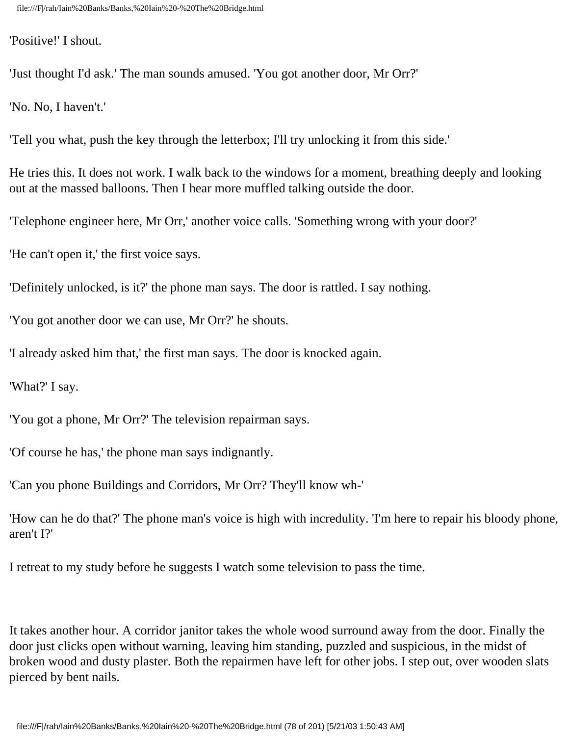'Positive!' I shout.

'Just thought I'd ask.' The man sounds amused. 'You got another door, Mr Orr?'

'No. No, I haven't.'

'Tell you what, push the key through the letterbox; I'll try unlocking it from this side.'

He tries this. It does not work. I walk back to the windows for a moment, breathing deeply and looking out at the massed balloons. Then I hear more muffled talking outside the door.

'Telephone engineer here, Mr Orr,' another voice calls. 'Something wrong with your door?'

'He can't open it,' the first voice says.

'Definitely unlocked, is it?' the phone man says. The door is rattled. I say nothing.

'You got another door we can use, Mr Orr?' he shouts.

'I already asked him that,' the first man says. The door is knocked again.

'What?' I say.

'You got a phone, Mr Orr?' The television repairman says.

'Of course he has,' the phone man says indignantly.

'Can you phone Buildings and Corridors, Mr Orr? They'll know wh-'

'How can he do that?' The phone man's voice is high with incredulity. 'I'm here to repair his bloody phone, aren't I?'

I retreat to my study before he suggests I watch some television to pass the time.

It takes another hour. A corridor janitor takes the whole wood surround away from the door. Finally the door just clicks open without warning, leaving him standing, puzzled and suspicious, in the midst of broken wood and dusty plaster. Both the repairmen have left for other jobs. I step out, over wooden slats pierced by bent nails.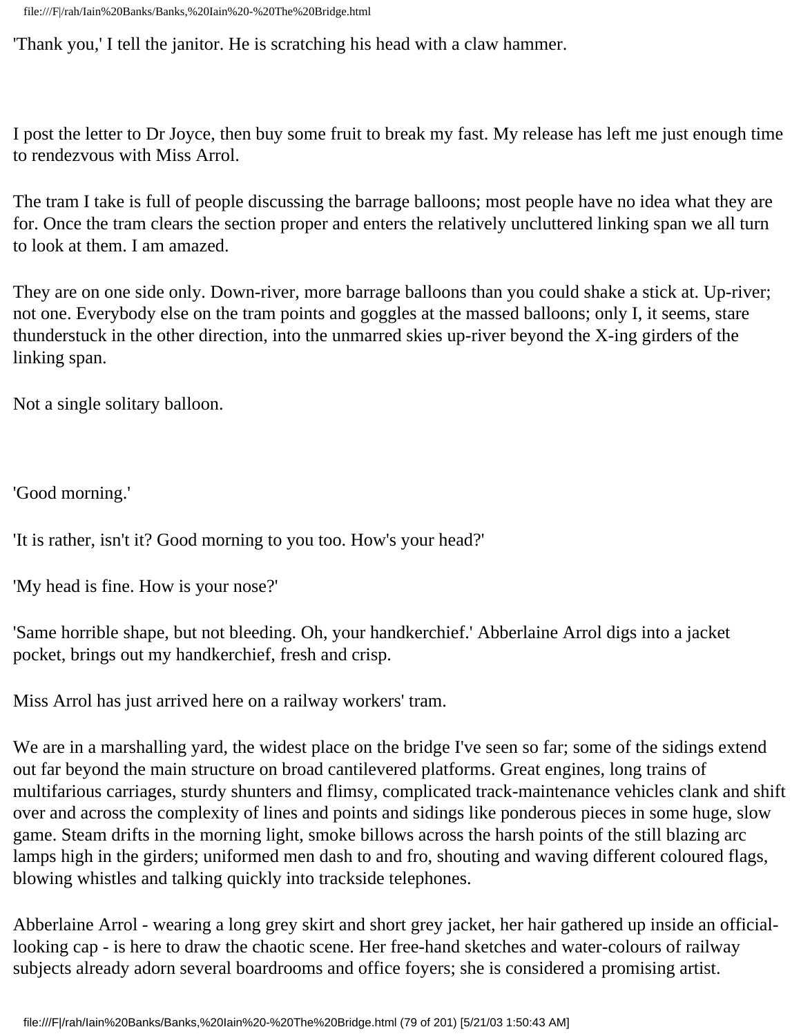'Thank you,' I tell the janitor. He is scratching his head with a claw hammer.

I post the letter to Dr Joyce, then buy some fruit to break my fast. My release has left me just enough time to rendezvous with Miss Arrol.

The tram I take is full of people discussing the barrage balloons; most people have no idea what they are for. Once the tram clears the section proper and enters the relatively uncluttered linking span we all turn to look at them. I am amazed.

They are on one side only. Down-river, more barrage balloons than you could shake a stick at. Up-river; not one. Everybody else on the tram points and goggles at the massed balloons; only I, it seems, stare thunderstuck in the other direction, into the unmarred skies up-river beyond the X-ing girders of the linking span.

Not a single solitary balloon.

'Good morning.'

'It is rather, isn't it? Good morning to you too. How's your head?'

'My head is fine. How is your nose?'

'Same horrible shape, but not bleeding. Oh, your handkerchief.' Abberlaine Arrol digs into a jacket pocket, brings out my handkerchief, fresh and crisp.

Miss Arrol has just arrived here on a railway workers' tram.

We are in a marshalling yard, the widest place on the bridge I've seen so far; some of the sidings extend out far beyond the main structure on broad cantilevered platforms. Great engines, long trains of multifarious carriages, sturdy shunters and flimsy, complicated track-maintenance vehicles clank and shift over and across the complexity of lines and points and sidings like ponderous pieces in some huge, slow game. Steam drifts in the morning light, smoke billows across the harsh points of the still blazing arc lamps high in the girders; uniformed men dash to and fro, shouting and waving different coloured flags, blowing whistles and talking quickly into trackside telephones.

Abberlaine Arrol - wearing a long grey skirt and short grey jacket, her hair gathered up inside an official-looking cap - is here to draw the chaotic scene. Her free-hand sketches and water-colours of railway subjects already adorn several boardrooms and office foyers; she is considered a promising artist.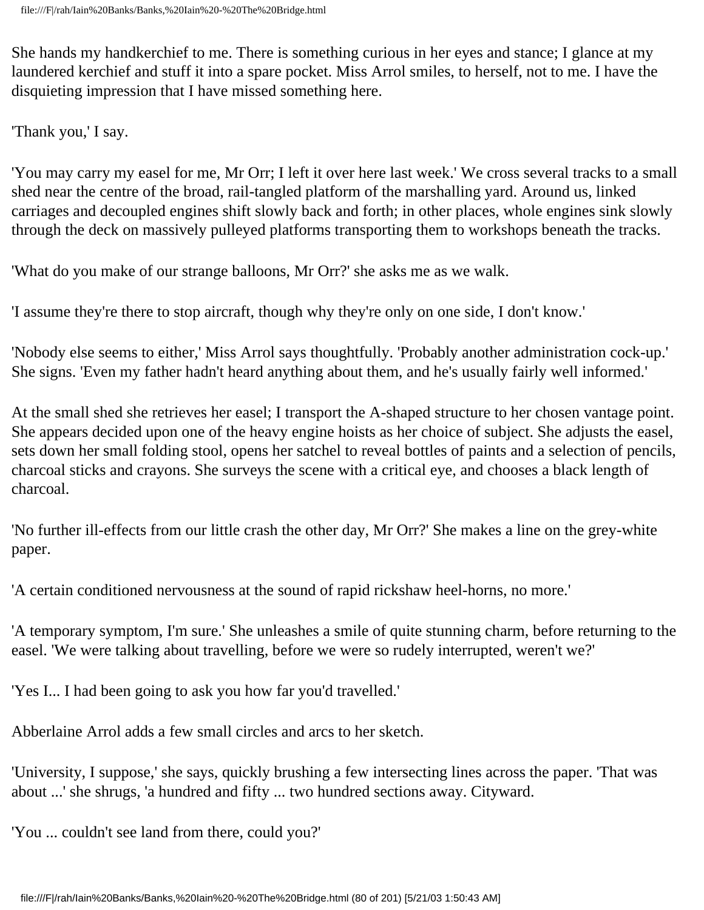She hands my handkerchief to me. There is something curious in her eyes and stance; I glance at my laundered kerchief and stuff it into a spare pocket. Miss Arrol smiles, to herself, not to me. I have the disquieting impression that I have missed something here.

'Thank you,' I say.

'You may carry my easel for me, Mr Orr; I left it over here last week.' We cross several tracks to a small shed near the centre of the broad, rail-tangled platform of the marshalling yard. Around us, linked carriages and decoupled engines shift slowly back and forth; in other places, whole engines sink slowly through the deck on massively pulleyed platforms transporting them to workshops beneath the tracks.

'What do you make of our strange balloons, Mr Orr?' she asks me as we walk.

'I assume they're there to stop aircraft, though why they're only on one side, I don't know.'

'Nobody else seems to either,' Miss Arrol says thoughtfully. 'Probably another administration cock-up.' She signs. 'Even my father hadn't heard anything about them, and he's usually fairly well informed.'

At the small shed she retrieves her easel; I transport the A-shaped structure to her chosen vantage point. She appears decided upon one of the heavy engine hoists as her choice of subject. She adjusts the easel, sets down her small folding stool, opens her satchel to reveal bottles of paints and a selection of pencils, charcoal sticks and crayons. She surveys the scene with a critical eye, and chooses a black length of charcoal.

'No further ill-effects from our little crash the other day, Mr Orr?' She makes a line on the grey-white paper.

'A certain conditioned nervousness at the sound of rapid rickshaw heel-horns, no more.'

'A temporary symptom, I'm sure.' She unleashes a smile of quite stunning charm, before returning to the easel. 'We were talking about travelling, before we were so rudely interrupted, weren't we?'

'Yes I... I had been going to ask you how far you'd travelled.'

Abberlaine Arrol adds a few small circles and arcs to her sketch.

'University, I suppose,' she says, quickly brushing a few intersecting lines across the paper. 'That was about ...' she shrugs, 'a hundred and fifty ... two hundred sections away. Cityward.

'You ... couldn't see land from there, could you?'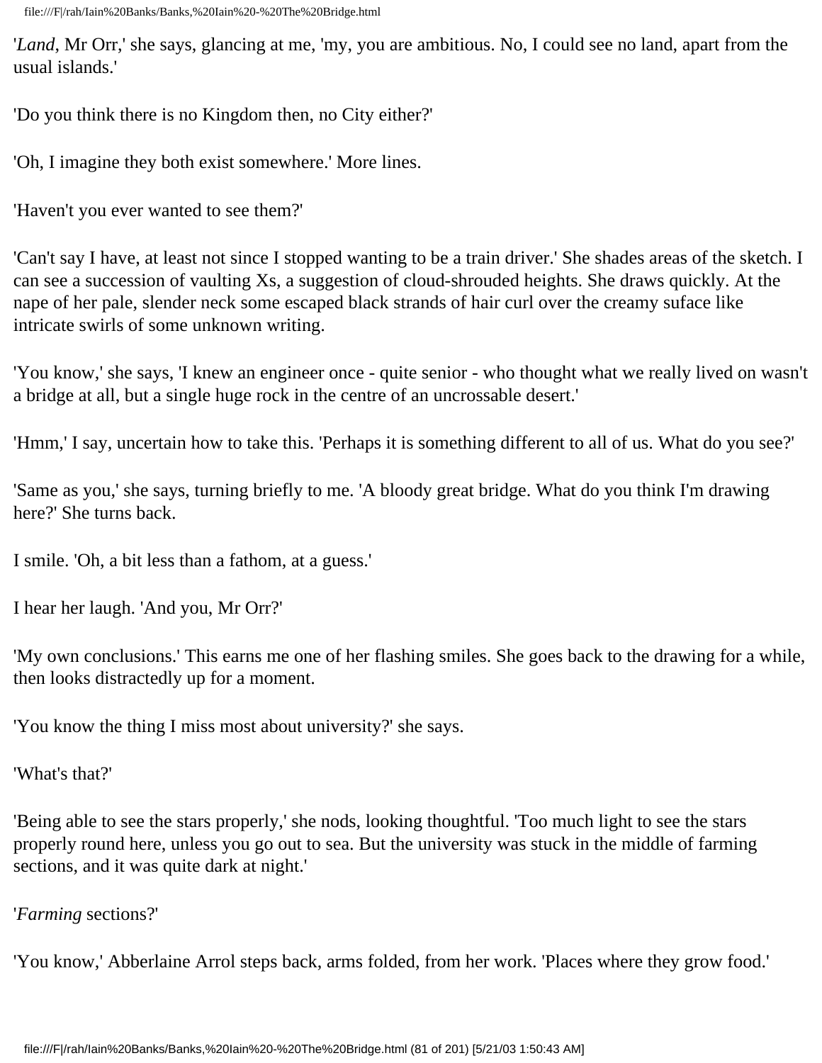'*Land*, Mr Orr,' she says, glancing at me, 'my, you are ambitious. No, I could see no land, apart from the usual islands.'

'Do you think there is no Kingdom then, no City either?'

'Oh, I imagine they both exist somewhere.' More lines.

'Haven't you ever wanted to see them?'

'Can't say I have, at least not since I stopped wanting to be a train driver.' She shades areas of the sketch. I can see a succession of vaulting Xs, a suggestion of cloud-shrouded heights. She draws quickly. At the nape of her pale, slender neck some escaped black strands of hair curl over the creamy suface like intricate swirls of some unknown writing.

'You know,' she says, 'I knew an engineer once - quite senior - who thought what we really lived on wasn't a bridge at all, but a single huge rock in the centre of an uncrossable desert.'

'Hmm,' I say, uncertain how to take this. 'Perhaps it is something different to all of us. What do you see?'

'Same as you,' she says, turning briefly to me. 'A bloody great bridge. What do you think I'm drawing here?' She turns back.

I smile. 'Oh, a bit less than a fathom, at a guess.'

I hear her laugh. 'And you, Mr Orr?'

'My own conclusions.' This earns me one of her flashing smiles. She goes back to the drawing for a while, then looks distractedly up for a moment.

'You know the thing I miss most about university?' she says.

'What's that?'

'Being able to see the stars properly,' she nods, looking thoughtful. 'Too much light to see the stars properly round here, unless you go out to sea. But the university was stuck in the middle of farming sections, and it was quite dark at night.'

'*Farming* sections?'

'You know,' Abberlaine Arrol steps back, arms folded, from her work. 'Places where they grow food.'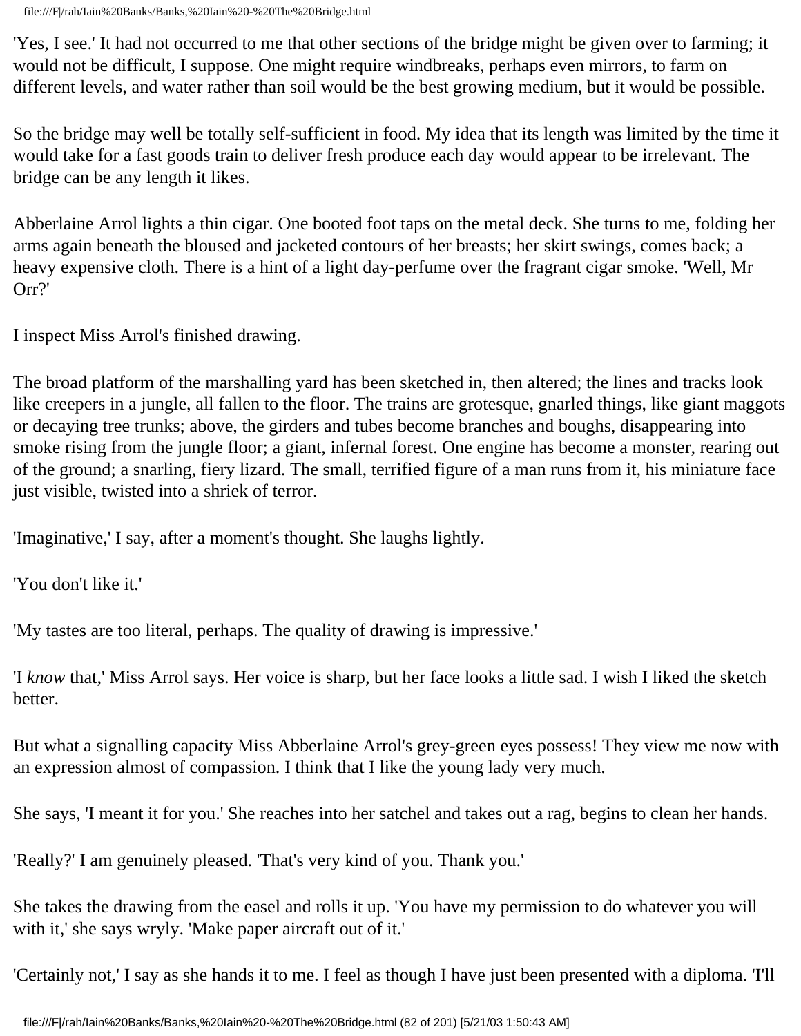'Yes, I see.' It had not occurred to me that other sections of the bridge might be given over to farming; it would not be difficult, I suppose. One might require windbreaks, perhaps even mirrors, to farm on different levels, and water rather than soil would be the best growing medium, but it would be possible.

So the bridge may well be totally self-sufficient in food. My idea that its length was limited by the time it would take for a fast goods train to deliver fresh produce each day would appear to be irrelevant. The bridge can be any length it likes.

Abberlaine Arrol lights a thin cigar. One booted foot taps on the metal deck. She turns to me, folding her arms again beneath the bloused and jacketed contours of her breasts; her skirt swings, comes back; a heavy expensive cloth. There is a hint of a light day-perfume over the fragrant cigar smoke. 'Well, Mr Orr?'

I inspect Miss Arrol's finished drawing.

The broad platform of the marshalling yard has been sketched in, then altered; the lines and tracks look like creepers in a jungle, all fallen to the floor. The trains are grotesque, gnarled things, like giant maggots or decaying tree trunks; above, the girders and tubes become branches and boughs, disappearing into smoke rising from the jungle floor; a giant, infernal forest. One engine has become a monster, rearing out of the ground; a snarling, fiery lizard. The small, terrified figure of a man runs from it, his miniature face just visible, twisted into a shriek of terror.

'Imaginative,' I say, after a moment's thought. She laughs lightly.

'You don't like it.'

'My tastes are too literal, perhaps. The quality of drawing is impressive.'

'I *know* that,' Miss Arrol says. Her voice is sharp, but her face looks a little sad. I wish I liked the sketch better.

But what a signalling capacity Miss Abberlaine Arrol's grey-green eyes possess! They view me now with an expression almost of compassion. I think that I like the young lady very much.

She says, 'I meant it for you.' She reaches into her satchel and takes out a rag, begins to clean her hands.

'Really?' I am genuinely pleased. 'That's very kind of you. Thank you.'

She takes the drawing from the easel and rolls it up. 'You have my permission to do whatever you will with it,' she says wryly. 'Make paper aircraft out of it.'

'Certainly not,' I say as she hands it to me. I feel as though I have just been presented with a diploma. 'I'll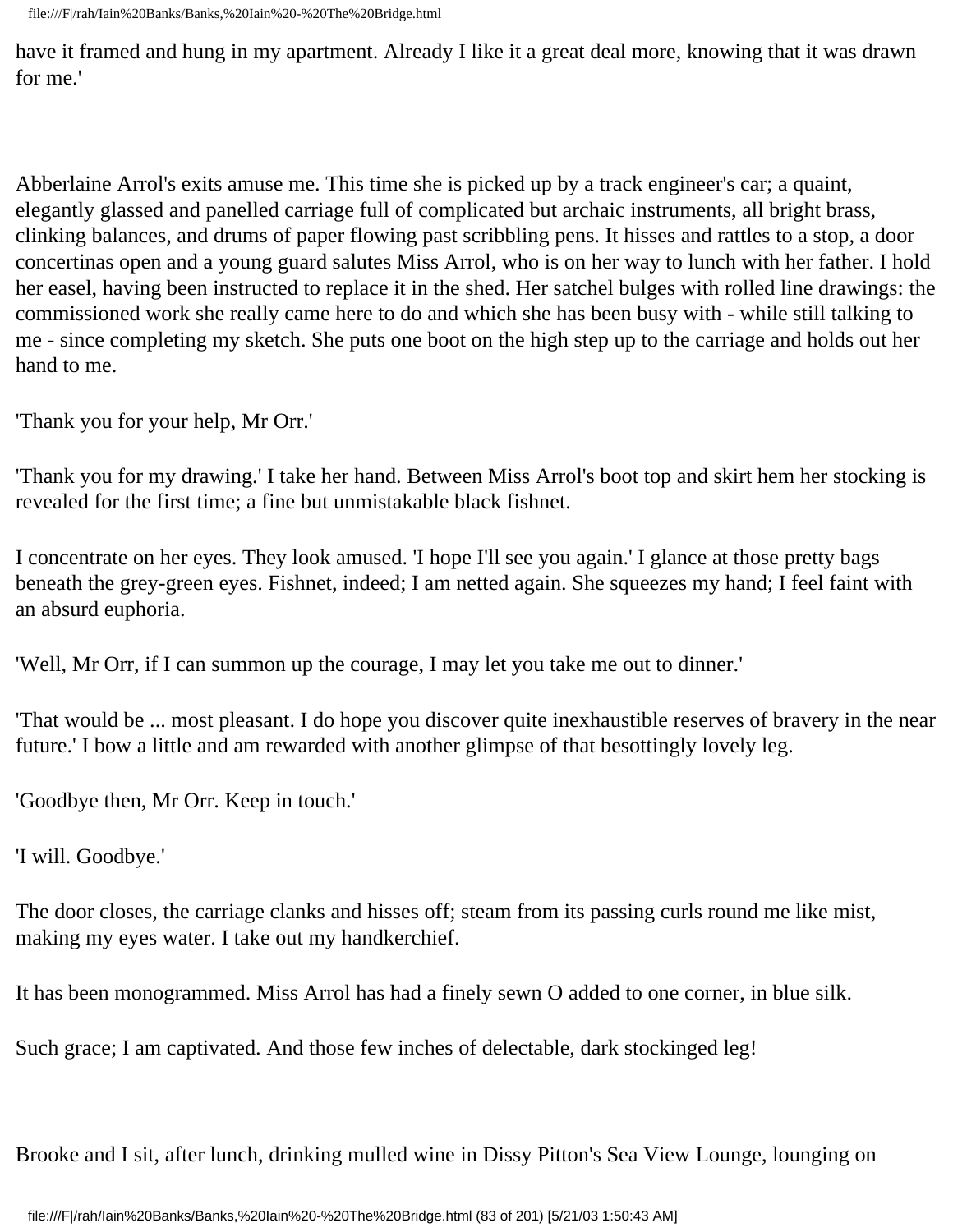have it framed and hung in my apartment. Already I like it a great deal more, knowing that it was drawn for me.'

Abberlaine Arrol's exits amuse me. This time she is picked up by a track engineer's car; a quaint, elegantly glassed and panelled carriage full of complicated but archaic instruments, all bright brass, clinking balances, and drums of paper flowing past scribbling pens. It hisses and rattles to a stop, a door concertinas open and a young guard salutes Miss Arrol, who is on her way to lunch with her father. I hold her easel, having been instructed to replace it in the shed. Her satchel bulges with rolled line drawings: the commissioned work she really came here to do and which she has been busy with - while still talking to me - since completing my sketch. She puts one boot on the high step up to the carriage and holds out her hand to me.

'Thank you for your help, Mr Orr.'

'Thank you for my drawing.' I take her hand. Between Miss Arrol's boot top and skirt hem her stocking is revealed for the first time; a fine but unmistakable black fishnet.

I concentrate on her eyes. They look amused. 'I hope I'll see you again.' I glance at those pretty bags beneath the grey-green eyes. Fishnet, indeed; I am netted again. She squeezes my hand; I feel faint with an absurd euphoria.

'Well, Mr Orr, if I can summon up the courage, I may let you take me out to dinner.'

'That would be ... most pleasant. I do hope you discover quite inexhaustible reserves of bravery in the near future.' I bow a little and am rewarded with another glimpse of that besottingly lovely leg.

'Goodbye then, Mr Orr. Keep in touch.'

'I will. Goodbye.'

The door closes, the carriage clanks and hisses off; steam from its passing curls round me like mist, making my eyes water. I take out my handkerchief.

It has been monogrammed. Miss Arrol has had a finely sewn O added to one corner, in blue silk.

Such grace; I am captivated. And those few inches of delectable, dark stockinged leg!

Brooke and I sit, after lunch, drinking mulled wine in Dissy Pitton's Sea View Lounge, lounging on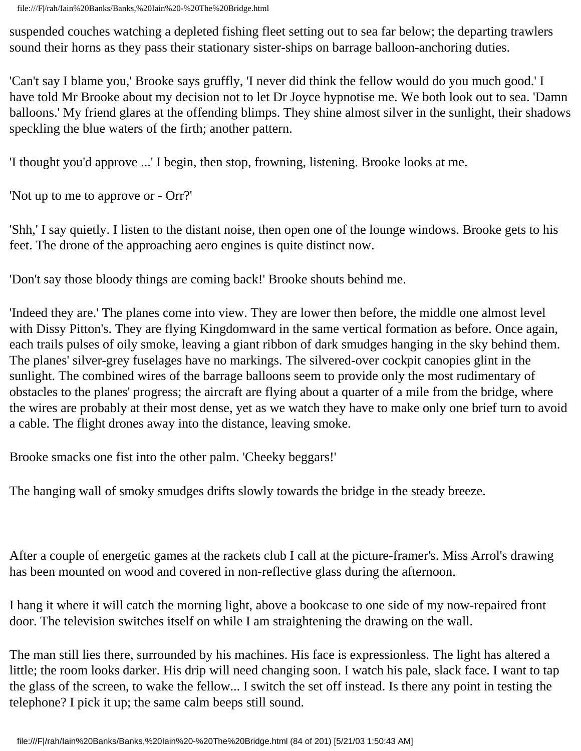suspended couches watching a depleted fishing fleet setting out to sea far below; the departing trawlers sound their horns as they pass their stationary sister-ships on barrage balloon-anchoring duties.

'Can't say I blame you,' Brooke says gruffly, 'I never did think the fellow would do you much good.' I have told Mr Brooke about my decision not to let Dr Joyce hypnotise me. We both look out to sea. 'Damn balloons.' My friend glares at the offending blimps. They shine almost silver in the sunlight, their shadows speckling the blue waters of the firth; another pattern.

'I thought you'd approve ...' I begin, then stop, frowning, listening. Brooke looks at me.

'Not up to me to approve or - Orr?'

'Shh,' I say quietly. I listen to the distant noise, then open one of the lounge windows. Brooke gets to his feet. The drone of the approaching aero engines is quite distinct now.

'Don't say those bloody things are coming back!' Brooke shouts behind me.

'Indeed they are.' The planes come into view. They are lower then before, the middle one almost level with Dissy Pitton's. They are flying Kingdomward in the same vertical formation as before. Once again, each trails pulses of oily smoke, leaving a giant ribbon of dark smudges hanging in the sky behind them. The planes' silver-grey fuselages have no markings. The silvered-over cockpit canopies glint in the sunlight. The combined wires of the barrage balloons seem to provide only the most rudimentary of obstacles to the planes' progress; the aircraft are flying about a quarter of a mile from the bridge, where the wires are probably at their most dense, yet as we watch they have to make only one brief turn to avoid a cable. The flight drones away into the distance, leaving smoke.

Brooke smacks one fist into the other palm. 'Cheeky beggars!'

The hanging wall of smoky smudges drifts slowly towards the bridge in the steady breeze.

After a couple of energetic games at the rackets club I call at the picture-framer's. Miss Arrol's drawing has been mounted on wood and covered in non-reflective glass during the afternoon.

I hang it where it will catch the morning light, above a bookcase to one side of my now-repaired front door. The television switches itself on while I am straightening the drawing on the wall.

The man still lies there, surrounded by his machines. His face is expressionless. The light has altered a little; the room looks darker. His drip will need changing soon. I watch his pale, slack face. I want to tap the glass of the screen, to wake the fellow... I switch the set off instead. Is there any point in testing the telephone? I pick it up; the same calm beeps still sound.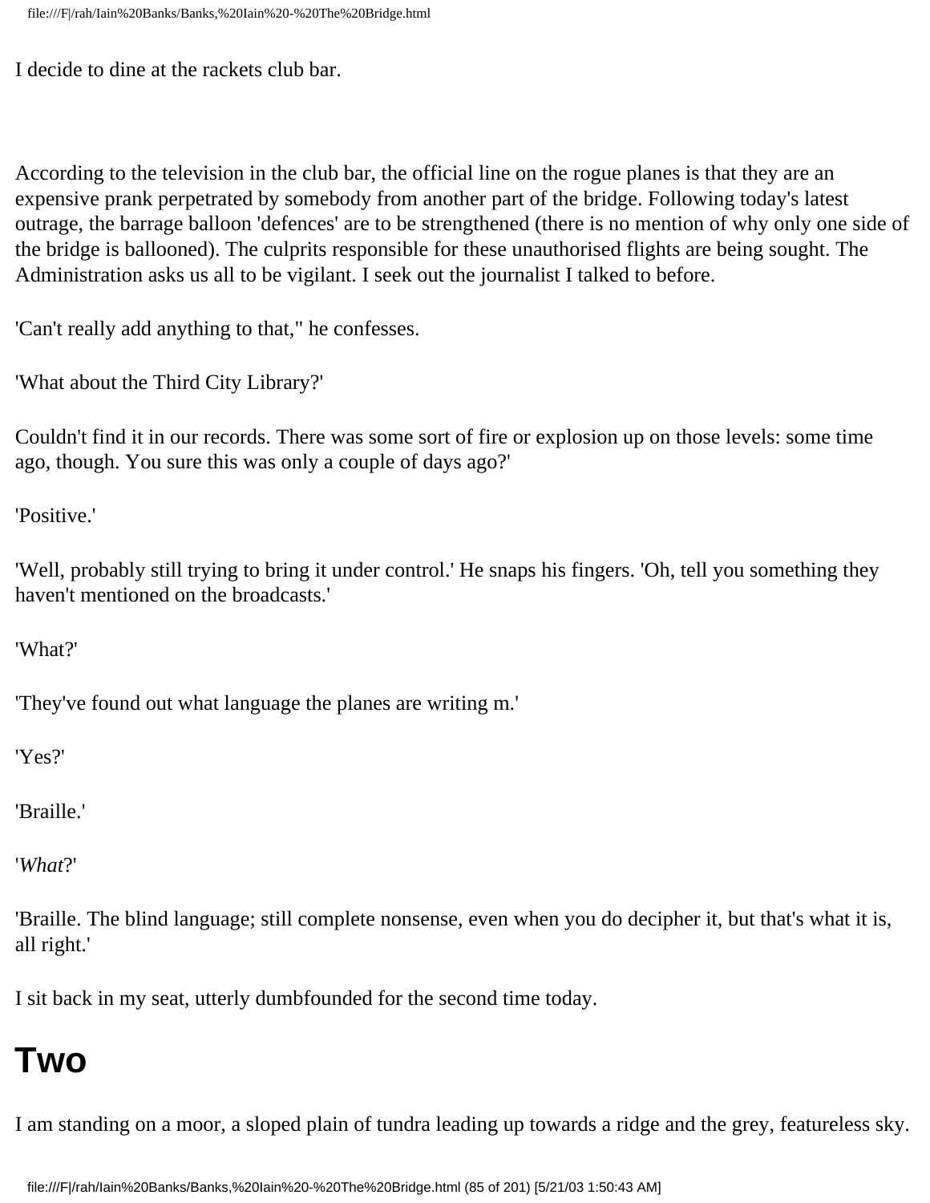I decide to dine at the rackets club bar.

According to the television in the club bar, the official line on the rogue planes is that they are an expensive prank perpetrated by somebody from another part of the bridge. Following today's latest outrage, the barrage balloon 'defences' are to be strengthened (there is no mention of why only one side of the bridge is ballooned). The culprits responsible for these unauthorised flights are being sought. The Administration asks us all to be vigilant. I seek out the journalist I talked to before.

'Can't really add anything to that," he confesses.

'What about the Third City Library?'

Couldn't find it in our records. There was some sort of fire or explosion up on those levels: some time ago, though. You sure this was only a couple of days ago?'

'Positive.'

'Well, probably still trying to bring it under control.' He snaps his fingers. 'Oh, tell you something they haven't mentioned on the broadcasts.'

'What?'

'They've found out what language the planes are writing m.'

'Yes?'

'Braille.'

'*What*?'

'Braille. The blind language; still complete nonsense, even when you do decipher it, but that's what it is, all right.'

I sit back in my seat, utterly dumbfounded for the second time today.

# Two

I am standing on a moor, a sloped plain of tundra leading up towards a ridge and the grey, featureless sky.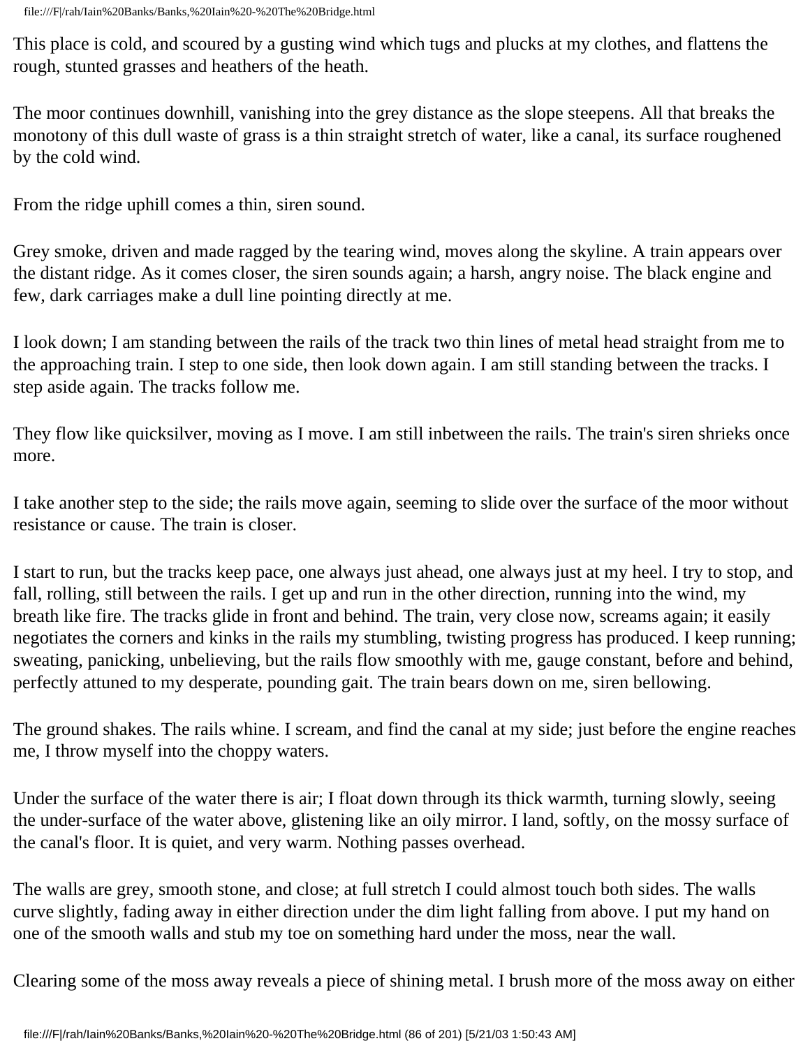This place is cold, and scoured by a gusting wind which tugs and plucks at my clothes, and flattens the rough, stunted grasses and heathers of the heath.

The moor continues downhill, vanishing into the grey distance as the slope steepens. All that breaks the monotony of this dull waste of grass is a thin straight stretch of water, like a canal, its surface roughened by the cold wind.

From the ridge uphill comes a thin, siren sound.

Grey smoke, driven and made ragged by the tearing wind, moves along the skyline. A train appears over the distant ridge. As it comes closer, the siren sounds again; a harsh, angry noise. The black engine and few, dark carriages make a dull line pointing directly at me.

I look down; I am standing between the rails of the track two thin lines of metal head straight from me to the approaching train. I step to one side, then look down again. I am still standing between the tracks. I step aside again. The tracks follow me.

They flow like quicksilver, moving as I move. I am still inbetween the rails. The train's siren shrieks once more.

I take another step to the side; the rails move again, seeming to slide over the surface of the moor without resistance or cause. The train is closer.

I start to run, but the tracks keep pace, one always just ahead, one always just at my heel. I try to stop, and fall, rolling, still between the rails. I get up and run in the other direction, running into the wind, my breath like fire. The tracks glide in front and behind. The train, very close now, screams again; it easily negotiates the corners and kinks in the rails my stumbling, twisting progress has produced. I keep running; sweating, panicking, unbelieving, but the rails flow smoothly with me, gauge constant, before and behind, perfectly attuned to my desperate, pounding gait. The train bears down on me, siren bellowing.

The ground shakes. The rails whine. I scream, and find the canal at my side; just before the engine reaches me, I throw myself into the choppy waters.

Under the surface of the water there is air; I float down through its thick warmth, turning slowly, seeing the under-surface of the water above, glistening like an oily mirror. I land, softly, on the mossy surface of the canal's floor. It is quiet, and very warm. Nothing passes overhead.

The walls are grey, smooth stone, and close; at full stretch I could almost touch both sides. The walls curve slightly, fading away in either direction under the dim light falling from above. I put my hand on one of the smooth walls and stub my toe on something hard under the moss, near the wall.

Clearing some of the moss away reveals a piece of shining metal. I brush more of the moss away on either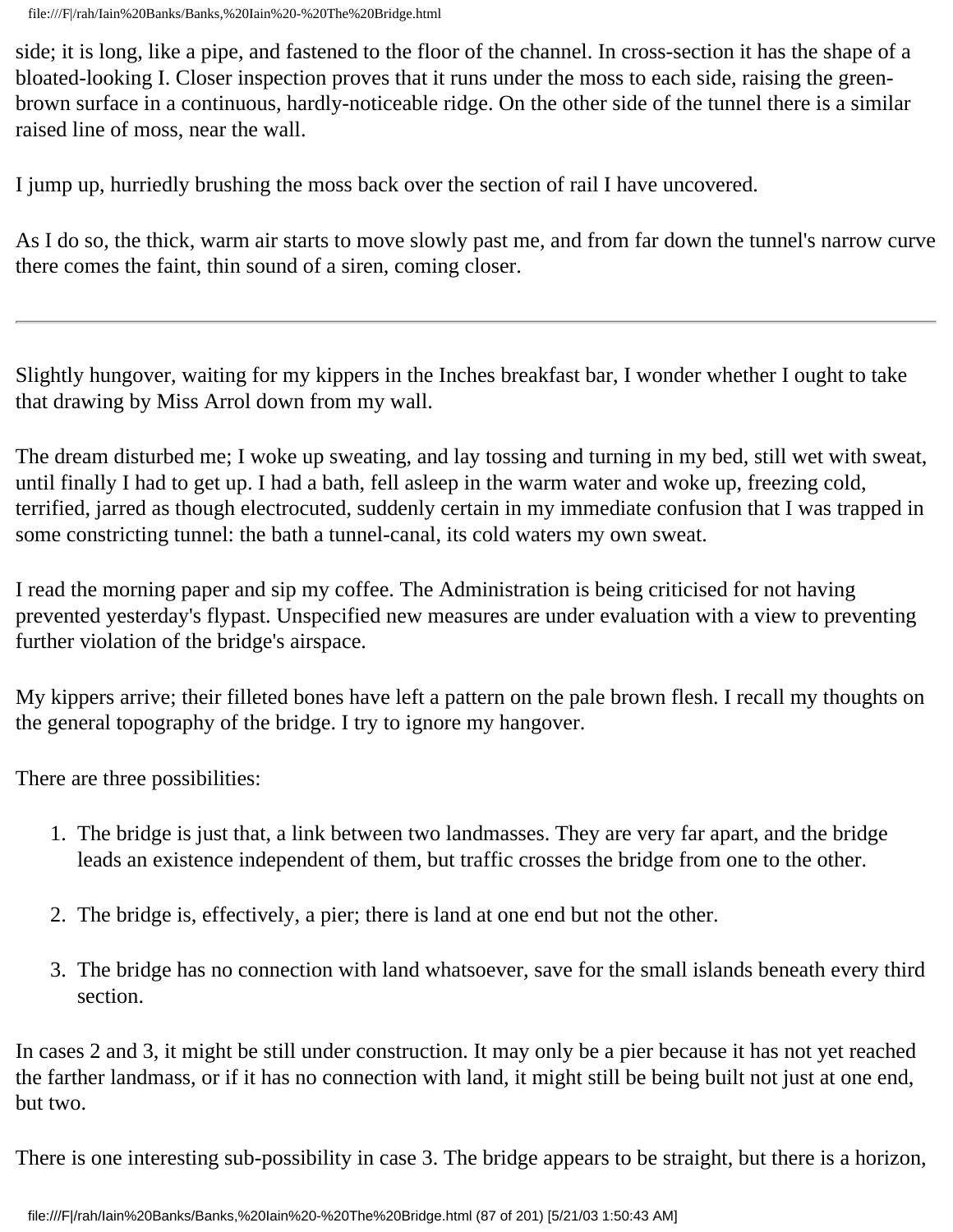side; it is long, like a pipe, and fastened to the floor of the channel. In cross-section it has the shape of a bloated-looking I. Closer inspection proves that it runs under the moss to each side, raising the green-brown surface in a continuous, hardly-noticeable ridge. On the other side of the tunnel there is a similar raised line of moss, near the wall.

I jump up, hurriedly brushing the moss back over the section of rail I have uncovered.

As I do so, the thick, warm air starts to move slowly past me, and from far down the tunnel's narrow curve there comes the faint, thin sound of a siren, coming closer.

---

Slightly hungover, waiting for my kippers in the Inches breakfast bar, I wonder whether I ought to take that drawing by Miss Arrol down from my wall.

The dream disturbed me; I woke up sweating, and lay tossing and turning in my bed, still wet with sweat, until finally I had to get up. I had a bath, fell asleep in the warm water and woke up, freezing cold, terrified, jarred as though electrocuted, suddenly certain in my immediate confusion that I was trapped in some constricting tunnel: the bath a tunnel-canal, its cold waters my own sweat.

I read the morning paper and sip my coffee. The Administration is being criticised for not having prevented yesterday's flypast. Unspecified new measures are under evaluation with a view to preventing further violation of the bridge's airspace.

My kippers arrive; their filleted bones have left a pattern on the pale brown flesh. I recall my thoughts on the general topography of the bridge. I try to ignore my hangover.

There are three possibilities:

1. The bridge is just that, a link between two landmasses. They are very far apart, and the bridge leads an existence independent of them, but traffic crosses the bridge from one to the other.
2. The bridge is, effectively, a pier; there is land at one end but not the other.
3. The bridge has no connection with land whatsoever, save for the small islands beneath every third section.

In cases 2 and 3, it might be still under construction. It may only be a pier because it has not yet reached the farther landmass, or if it has no connection with land, it might still be being built not just at one end, but two.

There is one interesting sub-possibility in case 3. The bridge appears to be straight, but there is a horizon,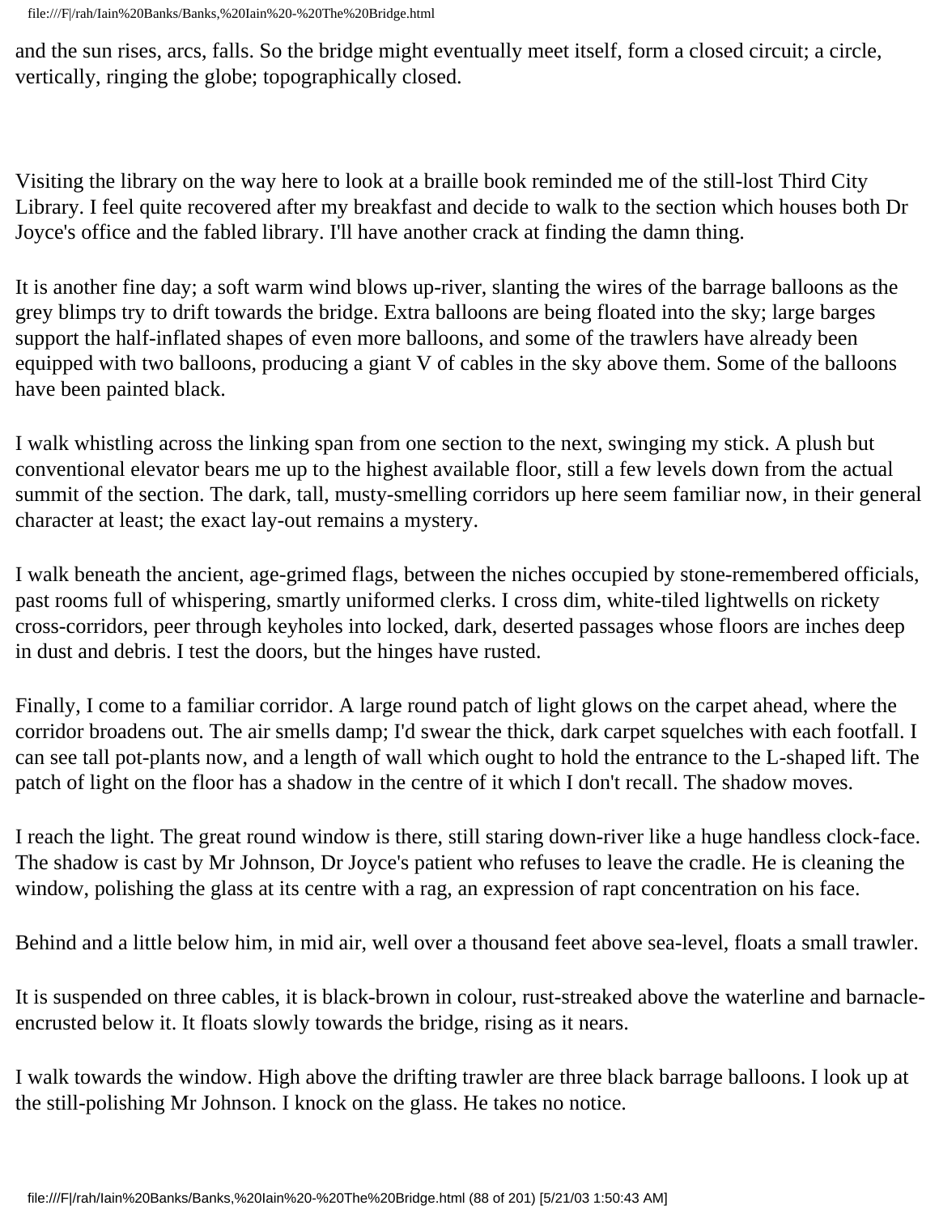and the sun rises, arcs, falls. So the bridge might eventually meet itself, form a closed circuit; a circle, vertically, ringing the globe; topographically closed.

Visiting the library on the way here to look at a braille book reminded me of the still-lost Third City Library. I feel quite recovered after my breakfast and decide to walk to the section which houses both Dr Joyce's office and the fabled library. I'll have another crack at finding the damn thing.

It is another fine day; a soft warm wind blows up-river, slanting the wires of the barrage balloons as the grey blimps try to drift towards the bridge. Extra balloons are being floated into the sky; large barges support the half-inflated shapes of even more balloons, and some of the trawlers have already been equipped with two balloons, producing a giant V of cables in the sky above them. Some of the balloons have been painted black.

I walk whistling across the linking span from one section to the next, swinging my stick. A plush but conventional elevator bears me up to the highest available floor, still a few levels down from the actual summit of the section. The dark, tall, musty-smelling corridors up here seem familiar now, in their general character at least; the exact lay-out remains a mystery.

I walk beneath the ancient, age-grimed flags, between the niches occupied by stone-remembered officials, past rooms full of whispering, smartly uniformed clerks. I cross dim, white-tiled lightwells on rickety cross-corridors, peer through keyholes into locked, dark, deserted passages whose floors are inches deep in dust and debris. I test the doors, but the hinges have rusted.

Finally, I come to a familiar corridor. A large round patch of light glows on the carpet ahead, where the corridor broadens out. The air smells damp; I'd swear the thick, dark carpet squelches with each footfall. I can see tall pot-plants now, and a length of wall which ought to hold the entrance to the L-shaped lift. The patch of light on the floor has a shadow in the centre of it which I don't recall. The shadow moves.

I reach the light. The great round window is there, still staring down-river like a huge handless clock-face. The shadow is cast by Mr Johnson, Dr Joyce's patient who refuses to leave the cradle. He is cleaning the window, polishing the glass at its centre with a rag, an expression of rapt concentration on his face.

Behind and a little below him, in mid air, well over a thousand feet above sea-level, floats a small trawler.

It is suspended on three cables, it is black-brown in colour, rust-streaked above the waterline and barnacle-encrusted below it. It floats slowly towards the bridge, rising as it nears.

I walk towards the window. High above the drifting trawler are three black barrage balloons. I look up at the still-polishing Mr Johnson. I knock on the glass. He takes no notice.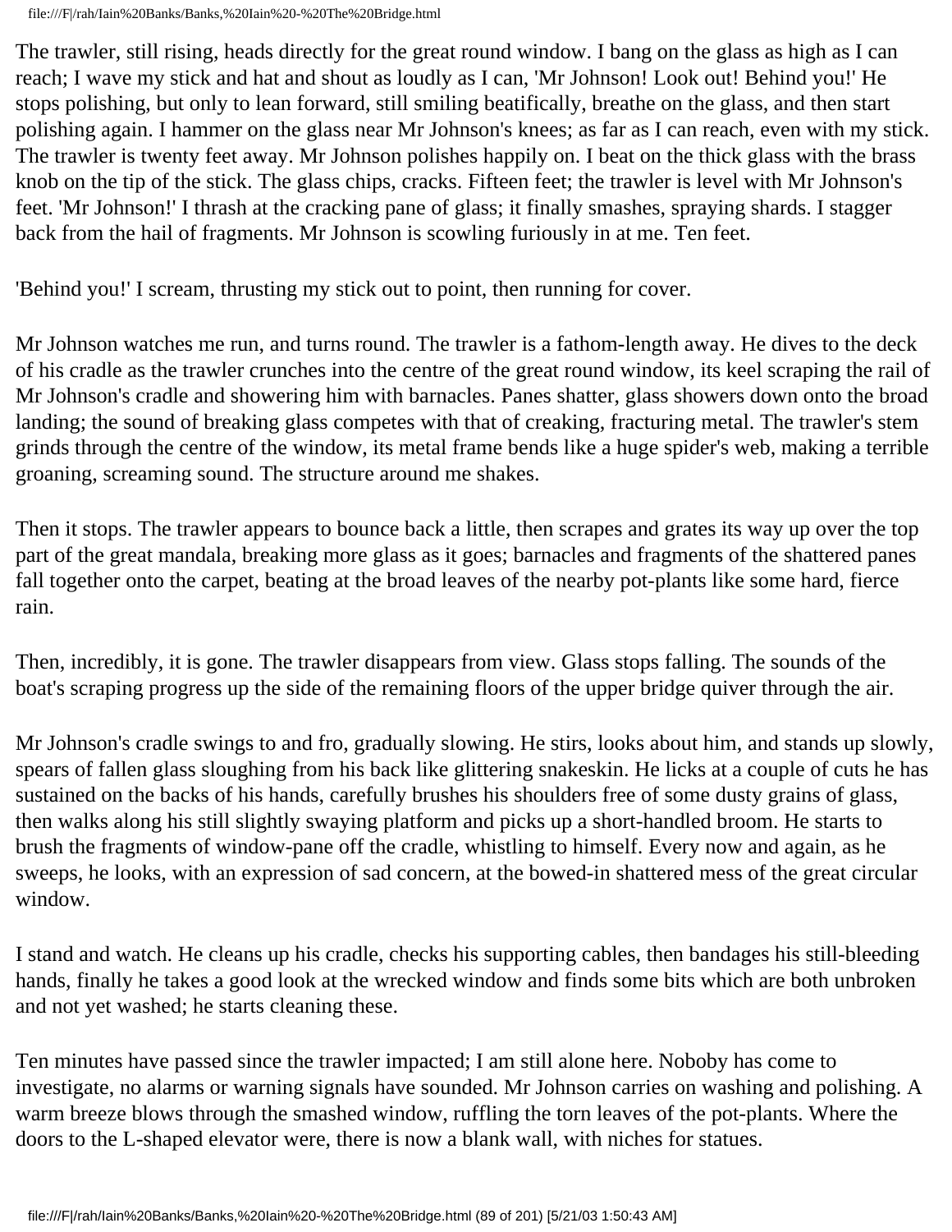The trawler, still rising, heads directly for the great round window. I bang on the glass as high as I can reach; I wave my stick and hat and shout as loudly as I can, 'Mr Johnson! Look out! Behind you!' He stops polishing, but only to lean forward, still smiling beatifically, breathe on the glass, and then start polishing again. I hammer on the glass near Mr Johnson's knees; as far as I can reach, even with my stick. The trawler is twenty feet away. Mr Johnson polishes happily on. I beat on the thick glass with the brass knob on the tip of the stick. The glass chips, cracks. Fifteen feet; the trawler is level with Mr Johnson's feet. 'Mr Johnson!' I thrash at the cracking pane of glass; it finally smashes, spraying shards. I stagger back from the hail of fragments. Mr Johnson is scowling furiously in at me. Ten feet.

'Behind you!' I scream, thrusting my stick out to point, then running for cover.

Mr Johnson watches me run, and turns round. The trawler is a fathom-length away. He dives to the deck of his cradle as the trawler crunches into the centre of the great round window, its keel scraping the rail of Mr Johnson's cradle and showering him with barnacles. Panes shatter, glass showers down onto the broad landing; the sound of breaking glass competes with that of creaking, fracturing metal. The trawler's stem grinds through the centre of the window, its metal frame bends like a huge spider's web, making a terrible groaning, screaming sound. The structure around me shakes.

Then it stops. The trawler appears to bounce back a little, then scrapes and grates its way up over the top part of the great mandala, breaking more glass as it goes; barnacles and fragments of the shattered panes fall together onto the carpet, beating at the broad leaves of the nearby pot-plants like some hard, fierce rain.

Then, incredibly, it is gone. The trawler disappears from view. Glass stops falling. The sounds of the boat's scraping progress up the side of the remaining floors of the upper bridge quiver through the air.

Mr Johnson's cradle swings to and fro, gradually slowing. He stirs, looks about him, and stands up slowly, spears of fallen glass sloughing from his back like glittering snakeskin. He licks at a couple of cuts he has sustained on the backs of his hands, carefully brushes his shoulders free of some dusty grains of glass, then walks along his still slightly swaying platform and picks up a short-handled broom. He starts to brush the fragments of window-pane off the cradle, whistling to himself. Every now and again, as he sweeps, he looks, with an expression of sad concern, at the bowed-in shattered mess of the great circular window.

I stand and watch. He cleans up his cradle, checks his supporting cables, then bandages his still-bleeding hands, finally he takes a good look at the wrecked window and finds some bits which are both unbroken and not yet washed; he starts cleaning these.

Ten minutes have passed since the trawler impacted; I am still alone here. Noboby has come to investigate, no alarms or warning signals have sounded. Mr Johnson carries on washing and polishing. A warm breeze blows through the smashed window, ruffling the torn leaves of the pot-plants. Where the doors to the L-shaped elevator were, there is now a blank wall, with niches for statues.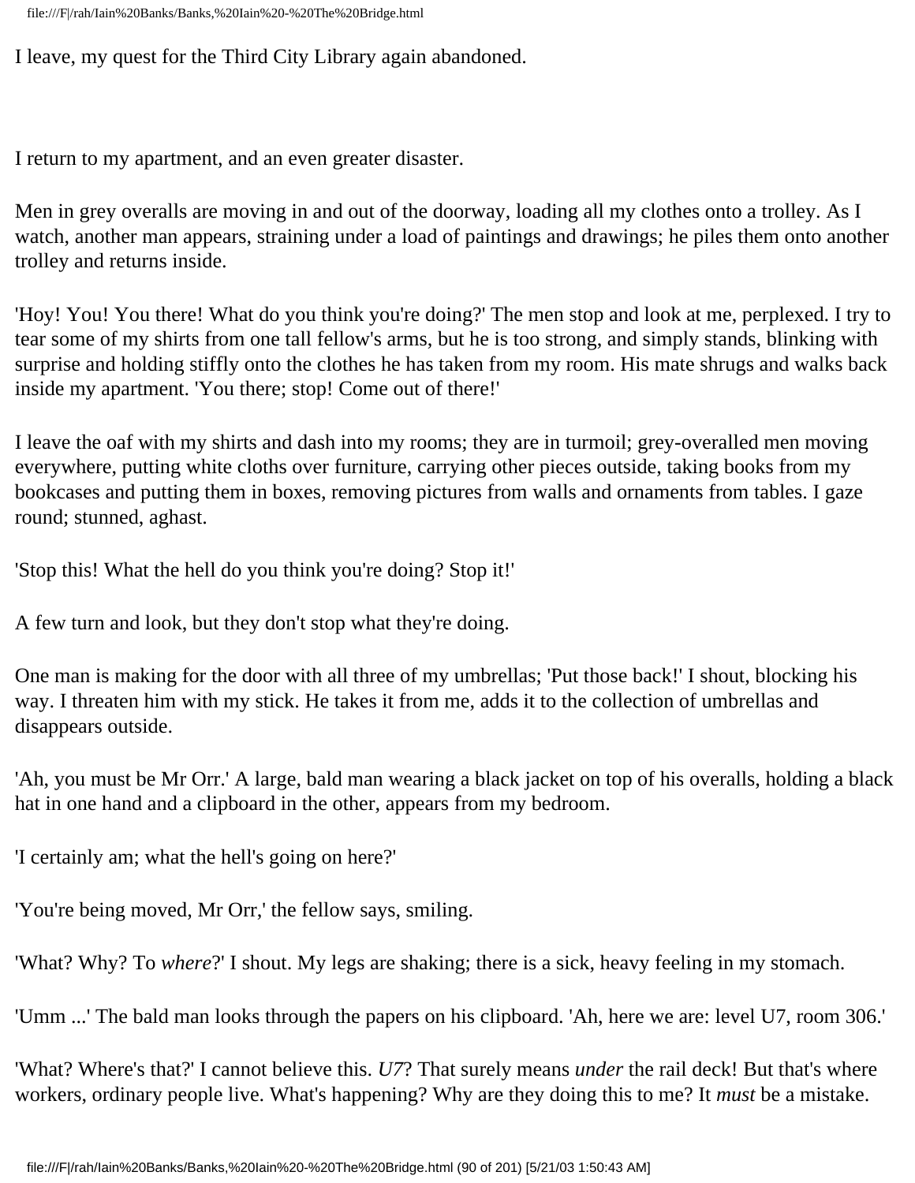I leave, my quest for the Third City Library again abandoned.

I return to my apartment, and an even greater disaster.

Men in grey overalls are moving in and out of the doorway, loading all my clothes onto a trolley. As I watch, another man appears, straining under a load of paintings and drawings; he piles them onto another trolley and returns inside.

'Hoy! You! You there! What do you think you're doing?' The men stop and look at me, perplexed. I try to tear some of my shirts from one tall fellow's arms, but he is too strong, and simply stands, blinking with surprise and holding stiffly onto the clothes he has taken from my room. His mate shrugs and walks back inside my apartment. 'You there; stop! Come out of there!'

I leave the oaf with my shirts and dash into my rooms; they are in turmoil; grey-overalled men moving everywhere, putting white cloths over furniture, carrying other pieces outside, taking books from my bookcases and putting them in boxes, removing pictures from walls and ornaments from tables. I gaze round; stunned, aghast.

'Stop this! What the hell do you think you're doing? Stop it!'

A few turn and look, but they don't stop what they're doing.

One man is making for the door with all three of my umbrellas; 'Put those back!' I shout, blocking his way. I threaten him with my stick. He takes it from me, adds it to the collection of umbrellas and disappears outside.

'Ah, you must be Mr Orr.' A large, bald man wearing a black jacket on top of his overalls, holding a black hat in one hand and a clipboard in the other, appears from my bedroom.

'I certainly am; what the hell's going on here?'

'You're being moved, Mr Orr,' the fellow says, smiling.

'What? Why? To *where*?' I shout. My legs are shaking; there is a sick, heavy feeling in my stomach.

'Umm ...' The bald man looks through the papers on his clipboard. 'Ah, here we are: level U7, room 306.'

'What? Where's that?' I cannot believe this. *U7*? That surely means *under* the rail deck! But that's where workers, ordinary people live. What's happening? Why are they doing this to me? It *must* be a mistake.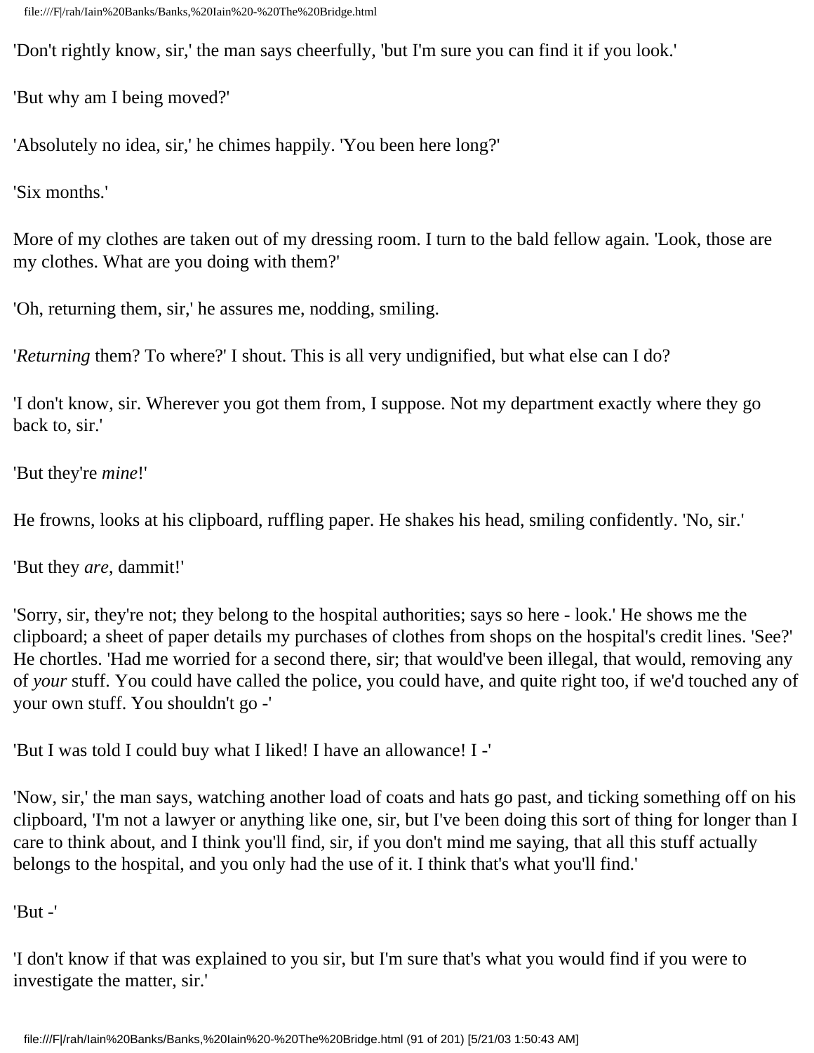'Don't rightly know, sir,' the man says cheerfully, 'but I'm sure you can find it if you look.'

'But why am I being moved?'

'Absolutely no idea, sir,' he chimes happily. 'You been here long?'

'Six months.'

More of my clothes are taken out of my dressing room. I turn to the bald fellow again. 'Look, those are my clothes. What are you doing with them?'

'Oh, returning them, sir,' he assures me, nodding, smiling.

'*Returning* them? To where?' I shout. This is all very undignified, but what else can I do?

'I don't know, sir. Wherever you got them from, I suppose. Not my department exactly where they go back to, sir.'

'But they're *mine*!'

He frowns, looks at his clipboard, ruffling paper. He shakes his head, smiling confidently. 'No, sir.'

'But they *are*, dammit!'

'Sorry, sir, they're not; they belong to the hospital authorities; says so here - look.' He shows me the clipboard; a sheet of paper details my purchases of clothes from shops on the hospital's credit lines. 'See?' He chortles. 'Had me worried for a second there, sir; that would've been illegal, that would, removing any of *your* stuff. You could have called the police, you could have, and quite right too, if we'd touched any of your own stuff. You shouldn't go -'

'But I was told I could buy what I liked! I have an allowance! I -'

'Now, sir,' the man says, watching another load of coats and hats go past, and ticking something off on his clipboard, 'I'm not a lawyer or anything like one, sir, but I've been doing this sort of thing for longer than I care to think about, and I think you'll find, sir, if you don't mind me saying, that all this stuff actually belongs to the hospital, and you only had the use of it. I think that's what you'll find.'

'But -'

'I don't know if that was explained to you sir, but I'm sure that's what you would find if you were to investigate the matter, sir.'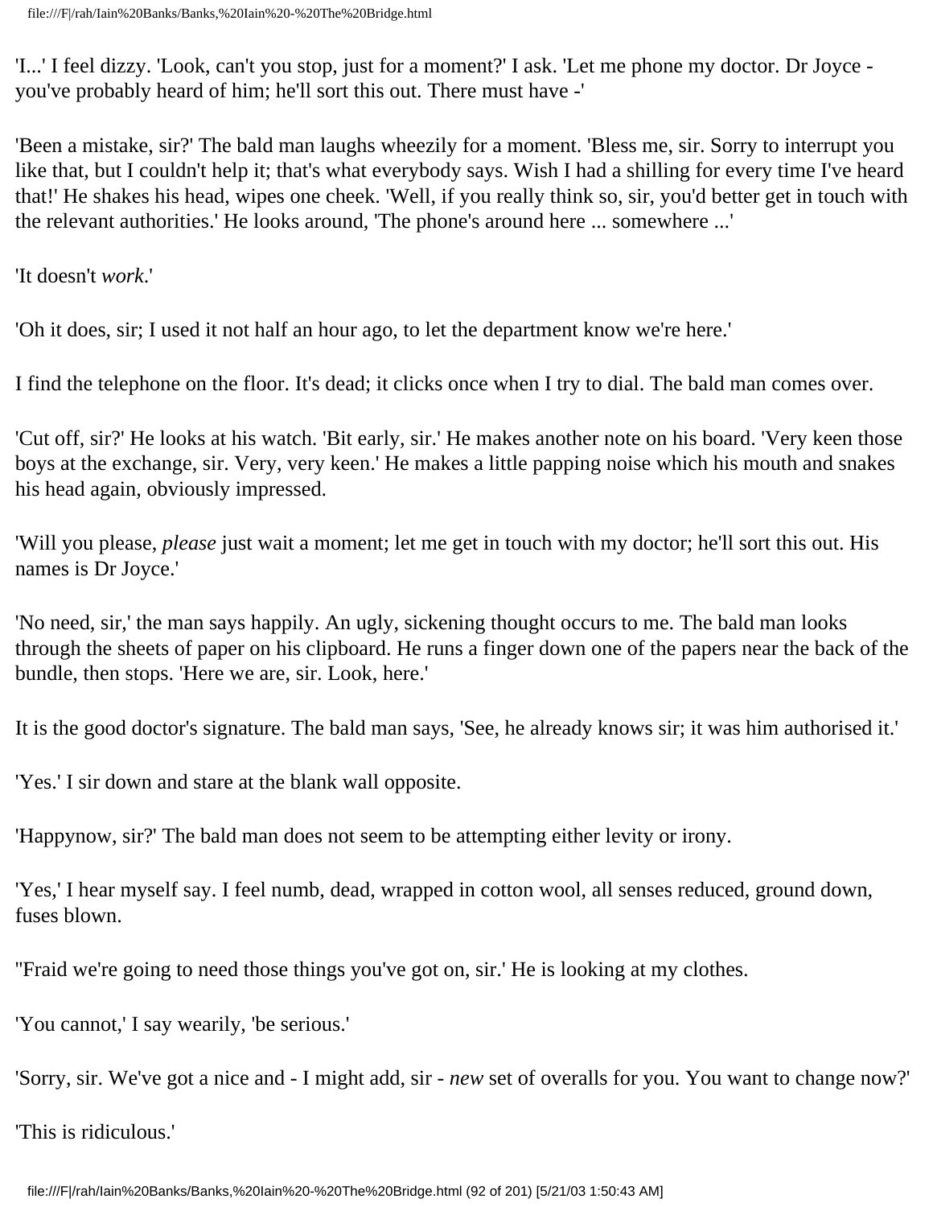'I...' I feel dizzy. 'Look, can't you stop, just for a moment?' I ask. 'Let me phone my doctor. Dr Joyce - you've probably heard of him; he'll sort this out. There must have -'

'Been a mistake, sir?' The bald man laughs wheezily for a moment. 'Bless me, sir. Sorry to interrupt you like that, but I couldn't help it; that's what everybody says. Wish I had a shilling for every time I've heard that!' He shakes his head, wipes one cheek. 'Well, if you really think so, sir, you'd better get in touch with the relevant authorities.' He looks around, 'The phone's around here ... somewhere ...'

'It doesn't *work*.'

'Oh it does, sir; I used it not half an hour ago, to let the department know we're here.'

I find the telephone on the floor. It's dead; it clicks once when I try to dial. The bald man comes over.

'Cut off, sir?' He looks at his watch. 'Bit early, sir.' He makes another note on his board. 'Very keen those boys at the exchange, sir. Very, very keen.' He makes a little papping noise which his mouth and snakes his head again, obviously impressed.

'Will you please, *please* just wait a moment; let me get in touch with my doctor; he'll sort this out. His names is Dr Joyce.'

'No need, sir,' the man says happily. An ugly, sickening thought occurs to me. The bald man looks through the sheets of paper on his clipboard. He runs a finger down one of the papers near the back of the bundle, then stops. 'Here we are, sir. Look, here.'

It is the good doctor's signature. The bald man says, 'See, he already knows sir; it was him authorised it.'

'Yes.' I sir down and stare at the blank wall opposite.

'Happynow, sir?' The bald man does not seem to be attempting either levity or irony.

'Yes,' I hear myself say. I feel numb, dead, wrapped in cotton wool, all senses reduced, ground down, fuses blown.

''Fraid we're going to need those things you've got on, sir.' He is looking at my clothes.

'You cannot,' I say wearily, 'be serious.'

'Sorry, sir. We've got a nice and - I might add, sir - *new* set of overalls for you. You want to change now?'

'This is ridiculous.'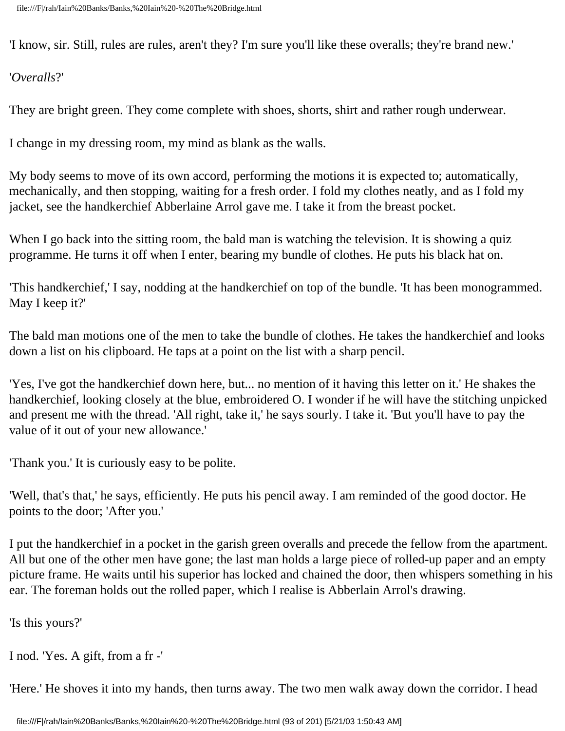'I know, sir. Still, rules are rules, aren't they? I'm sure you'll like these overalls; they're brand new.'

'*Overalls*?'

They are bright green. They come complete with shoes, shorts, shirt and rather rough underwear.

I change in my dressing room, my mind as blank as the walls.

My body seems to move of its own accord, performing the motions it is expected to; automatically, mechanically, and then stopping, waiting for a fresh order. I fold my clothes neatly, and as I fold my jacket, see the handkerchief Abberlaine Arrol gave me. I take it from the breast pocket.

When I go back into the sitting room, the bald man is watching the television. It is showing a quiz programme. He turns it off when I enter, bearing my bundle of clothes. He puts his black hat on.

'This handkerchief,' I say, nodding at the handkerchief on top of the bundle. 'It has been monogrammed. May I keep it?'

The bald man motions one of the men to take the bundle of clothes. He takes the handkerchief and looks down a list on his clipboard. He taps at a point on the list with a sharp pencil.

'Yes, I've got the handkerchief down here, but... no mention of it having this letter on it.' He shakes the handkerchief, looking closely at the blue, embroidered O. I wonder if he will have the stitching unpicked and present me with the thread. 'All right, take it,' he says sourly. I take it. 'But you'll have to pay the value of it out of your new allowance.'

'Thank you.' It is curiously easy to be polite.

'Well, that's that,' he says, efficiently. He puts his pencil away. I am reminded of the good doctor. He points to the door; 'After you.'

I put the handkerchief in a pocket in the garish green overalls and precede the fellow from the apartment. All but one of the other men have gone; the last man holds a large piece of rolled-up paper and an empty picture frame. He waits until his superior has locked and chained the door, then whispers something in his ear. The foreman holds out the rolled paper, which I realise is Abberlain Arrol's drawing.

'Is this yours?'

I nod. 'Yes. A gift, from a fr -'

'Here.' He shoves it into my hands, then turns away. The two men walk away down the corridor. I head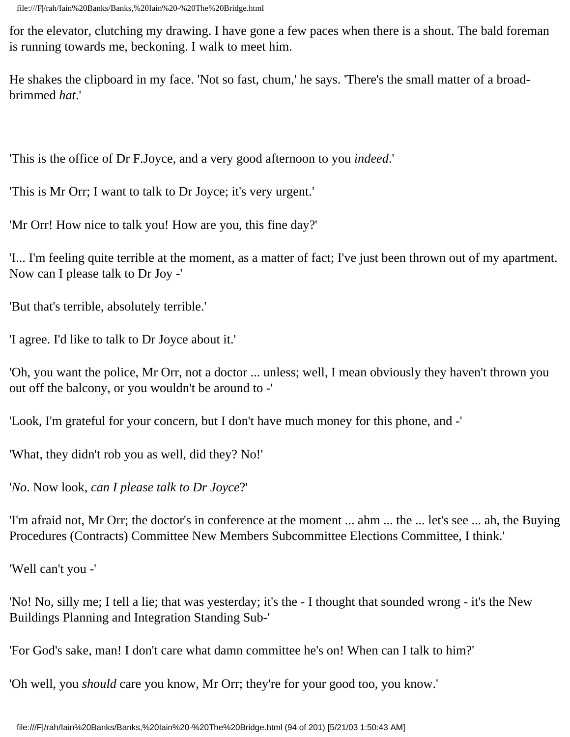for the elevator, clutching my drawing. I have gone a few paces when there is a shout. The bald foreman is running towards me, beckoning. I walk to meet him.

He shakes the clipboard in my face. 'Not so fast, chum,' he says. 'There's the small matter of a broad-brimmed *hat*.'

'This is the office of Dr F.Joyce, and a very good afternoon to you *indeed*.'

'This is Mr Orr; I want to talk to Dr Joyce; it's very urgent.'

'Mr Orr! How nice to talk you! How are you, this fine day?'

'I... I'm feeling quite terrible at the moment, as a matter of fact; I've just been thrown out of my apartment. Now can I please talk to Dr Joy -'

'But that's terrible, absolutely terrible.'

'I agree. I'd like to talk to Dr Joyce about it.'

'Oh, you want the police, Mr Orr, not a doctor ... unless; well, I mean obviously they haven't thrown you out off the balcony, or you wouldn't be around to -'

'Look, I'm grateful for your concern, but I don't have much money for this phone, and -'

'What, they didn't rob you as well, did they? No!'

'*No*. Now look, *can I please talk to Dr Joyce*?'

'I'm afraid not, Mr Orr; the doctor's in conference at the moment ... ahm ... the ... let's see ... ah, the Buying Procedures (Contracts) Committee New Members Subcommittee Elections Committee, I think.'

'Well can't you -'

'No! No, silly me; I tell a lie; that was yesterday; it's the - I thought that sounded wrong - it's the New Buildings Planning and Integration Standing Sub-'

'For God's sake, man! I don't care what damn committee he's on! When can I talk to him?'

'Oh well, you *should* care you know, Mr Orr; they're for your good too, you know.'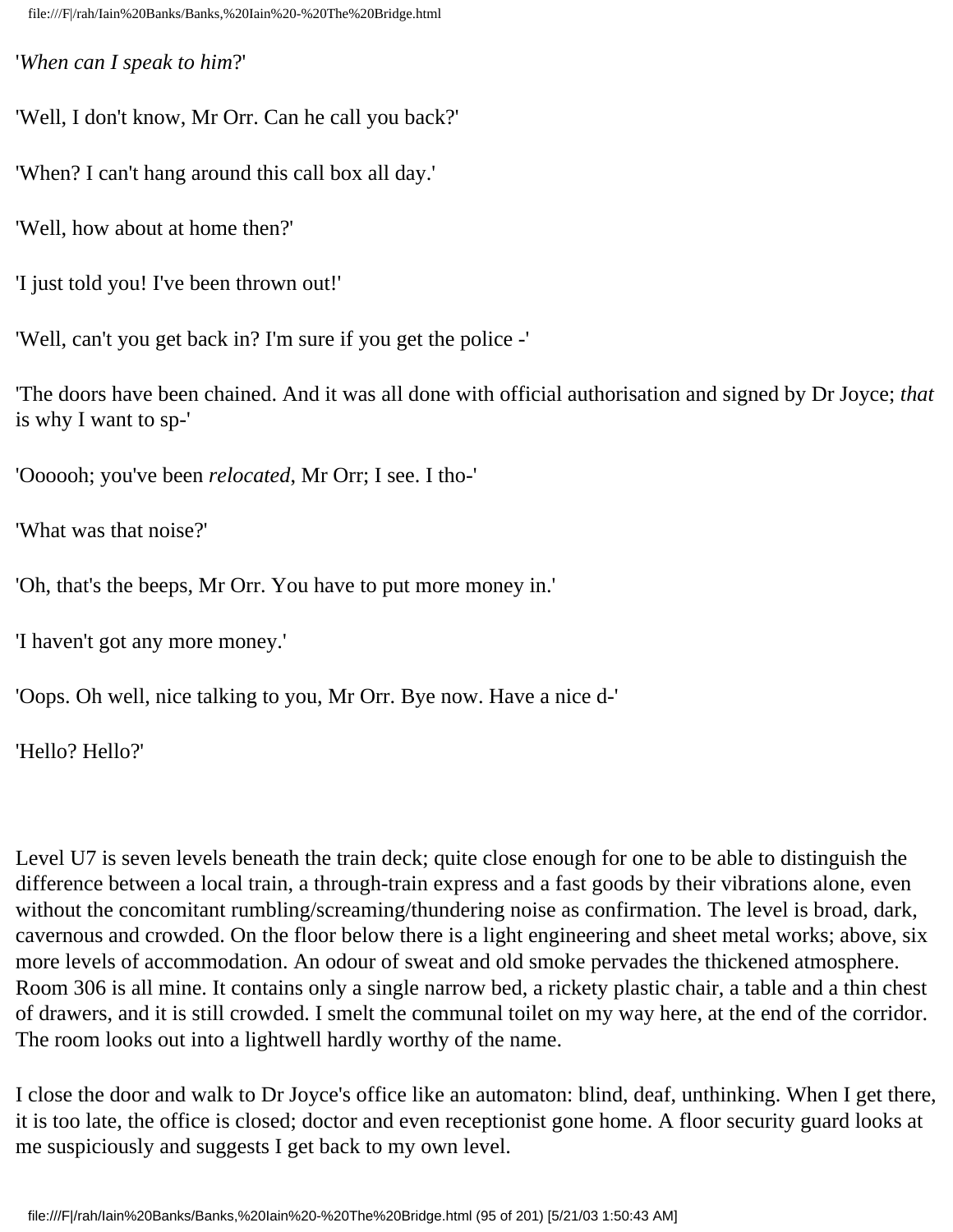'*When can I speak to him*?'

'Well, I don't know, Mr Orr. Can he call you back?'

'When? I can't hang around this call box all day.'

'Well, how about at home then?'

'I just told you! I've been thrown out!'

'Well, can't you get back in? I'm sure if you get the police -'

'The doors have been chained. And it was all done with official authorisation and signed by Dr Joyce; *that* is why I want to sp-'

'Oooooh; you've been *relocated*, Mr Orr; I see. I tho-'

'What was that noise?'

'Oh, that's the beeps, Mr Orr. You have to put more money in.'

'I haven't got any more money.'

'Oops. Oh well, nice talking to you, Mr Orr. Bye now. Have a nice d-'

'Hello? Hello?'

Level U7 is seven levels beneath the train deck; quite close enough for one to be able to distinguish the difference between a local train, a through-train express and a fast goods by their vibrations alone, even without the concomitant rumbling/screaming/thundering noise as confirmation. The level is broad, dark, cavernous and crowded. On the floor below there is a light engineering and sheet metal works; above, six more levels of accommodation. An odour of sweat and old smoke pervades the thickened atmosphere. Room 306 is all mine. It contains only a single narrow bed, a rickety plastic chair, a table and a thin chest of drawers, and it is still crowded. I smelt the communal toilet on my way here, at the end of the corridor. The room looks out into a lightwell hardly worthy of the name.

I close the door and walk to Dr Joyce's office like an automaton: blind, deaf, unthinking. When I get there, it is too late, the office is closed; doctor and even receptionist gone home. A floor security guard looks at me suspiciously and suggests I get back to my own level.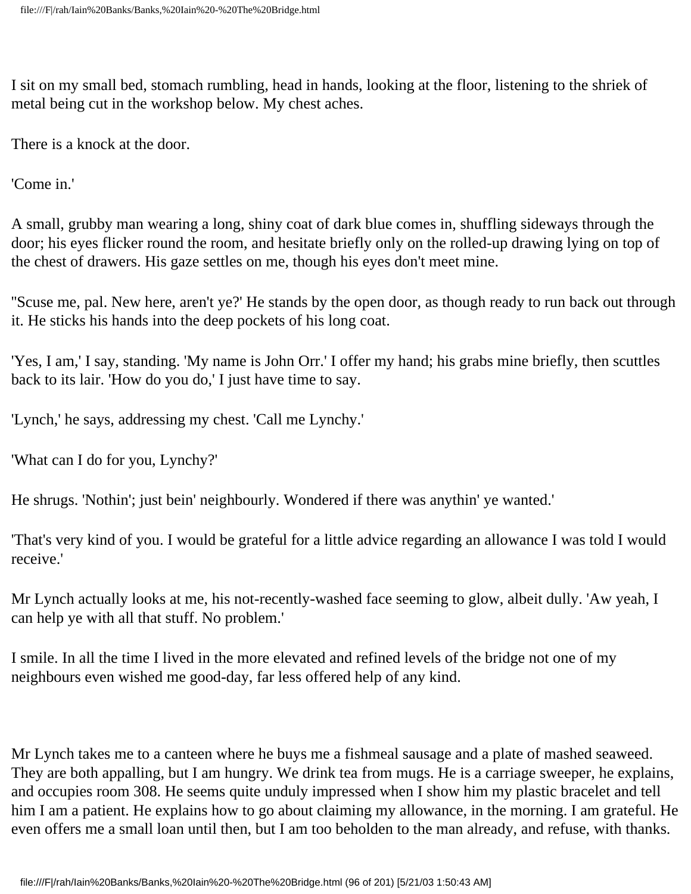I sit on my small bed, stomach rumbling, head in hands, looking at the floor, listening to the shriek of metal being cut in the workshop below. My chest aches.

There is a knock at the door.

'Come in.'

A small, grubby man wearing a long, shiny coat of dark blue comes in, shuffling sideways through the door; his eyes flicker round the room, and hesitate briefly only on the rolled-up drawing lying on top of the chest of drawers. His gaze settles on me, though his eyes don't meet mine.

''Scuse me, pal. New here, aren't ye?' He stands by the open door, as though ready to run back out through it. He sticks his hands into the deep pockets of his long coat.

'Yes, I am,' I say, standing. 'My name is John Orr.' I offer my hand; his grabs mine briefly, then scuttles back to its lair. 'How do you do,' I just have time to say.

'Lynch,' he says, addressing my chest. 'Call me Lynchy.'

'What can I do for you, Lynchy?'

He shrugs. 'Nothin'; just bein' neighbourly. Wondered if there was anythin' ye wanted.'

'That's very kind of you. I would be grateful for a little advice regarding an allowance I was told I would receive.'

Mr Lynch actually looks at me, his not-recently-washed face seeming to glow, albeit dully. 'Aw yeah, I can help ye with all that stuff. No problem.'

I smile. In all the time I lived in the more elevated and refined levels of the bridge not one of my neighbours even wished me good-day, far less offered help of any kind.

Mr Lynch takes me to a canteen where he buys me a fishmeal sausage and a plate of mashed seaweed. They are both appalling, but I am hungry. We drink tea from mugs. He is a carriage sweeper, he explains, and occupies room 308. He seems quite unduly impressed when I show him my plastic bracelet and tell him I am a patient. He explains how to go about claiming my allowance, in the morning. I am grateful. He even offers me a small loan until then, but I am too beholden to the man already, and refuse, with thanks.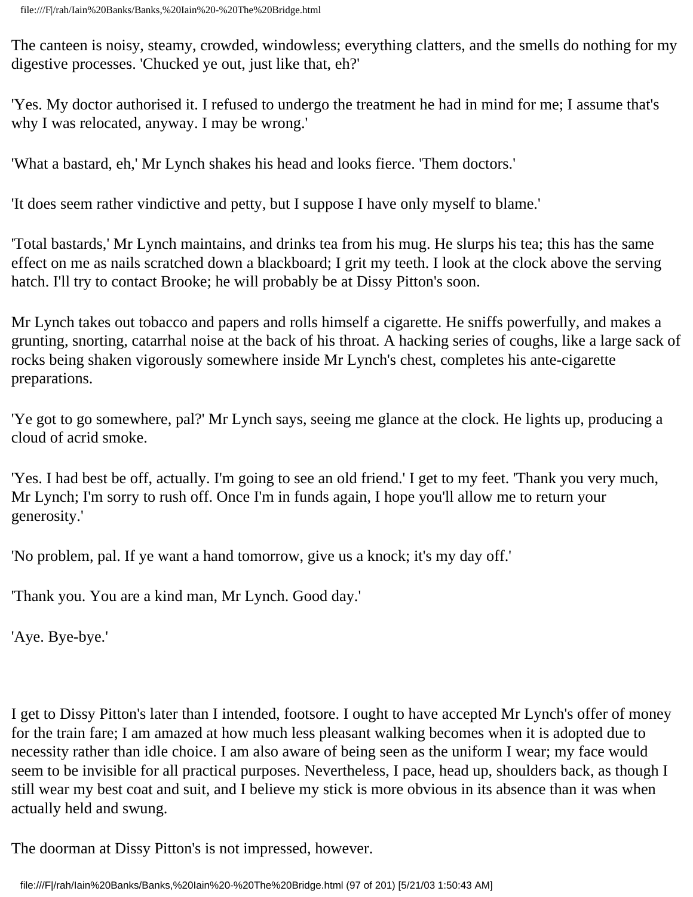The canteen is noisy, steamy, crowded, windowless; everything clatters, and the smells do nothing for my digestive processes. 'Chucked ye out, just like that, eh?'

'Yes. My doctor authorised it. I refused to undergo the treatment he had in mind for me; I assume that's why I was relocated, anyway. I may be wrong.'

'What a bastard, eh,' Mr Lynch shakes his head and looks fierce. 'Them doctors.'

'It does seem rather vindictive and petty, but I suppose I have only myself to blame.'

'Total bastards,' Mr Lynch maintains, and drinks tea from his mug. He slurps his tea; this has the same effect on me as nails scratched down a blackboard; I grit my teeth. I look at the clock above the serving hatch. I'll try to contact Brooke; he will probably be at Dissy Pitton's soon.

Mr Lynch takes out tobacco and papers and rolls himself a cigarette. He sniffs powerfully, and makes a grunting, snorting, catarrhal noise at the back of his throat. A hacking series of coughs, like a large sack of rocks being shaken vigorously somewhere inside Mr Lynch's chest, completes his ante-cigarette preparations.

'Ye got to go somewhere, pal?' Mr Lynch says, seeing me glance at the clock. He lights up, producing a cloud of acrid smoke.

'Yes. I had best be off, actually. I'm going to see an old friend.' I get to my feet. 'Thank you very much, Mr Lynch; I'm sorry to rush off. Once I'm in funds again, I hope you'll allow me to return your generosity.'

'No problem, pal. If ye want a hand tomorrow, give us a knock; it's my day off.'

'Thank you. You are a kind man, Mr Lynch. Good day.'

'Aye. Bye-bye.'

I get to Dissy Pitton's later than I intended, footsore. I ought to have accepted Mr Lynch's offer of money for the train fare; I am amazed at how much less pleasant walking becomes when it is adopted due to necessity rather than idle choice. I am also aware of being seen as the uniform I wear; my face would seem to be invisible for all practical purposes. Nevertheless, I pace, head up, shoulders back, as though I still wear my best coat and suit, and I believe my stick is more obvious in its absence than it was when actually held and swung.

The doorman at Dissy Pitton's is not impressed, however.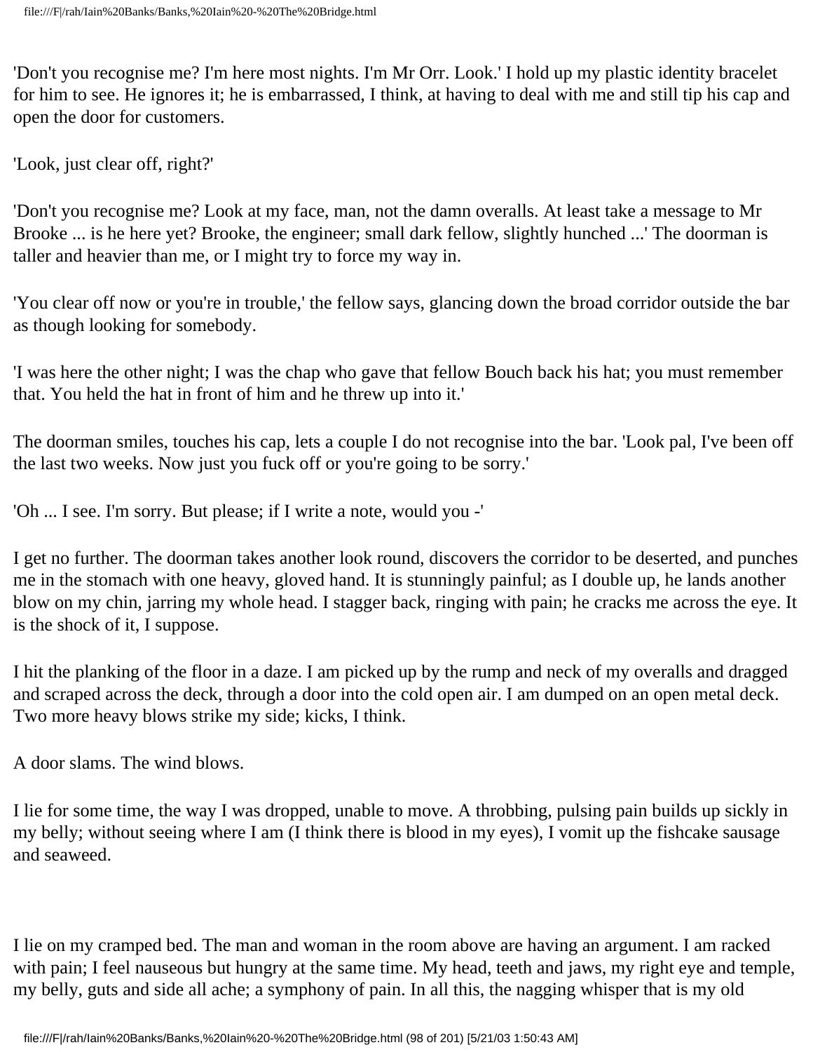'Don't you recognise me? I'm here most nights. I'm Mr Orr. Look.' I hold up my plastic identity bracelet for him to see. He ignores it; he is embarrassed, I think, at having to deal with me and still tip his cap and open the door for customers.

'Look, just clear off, right?'

'Don't you recognise me? Look at my face, man, not the damn overalls. At least take a message to Mr Brooke ... is he here yet? Brooke, the engineer; small dark fellow, slightly hunched ...' The doorman is taller and heavier than me, or I might try to force my way in.

'You clear off now or you're in trouble,' the fellow says, glancing down the broad corridor outside the bar as though looking for somebody.

'I was here the other night; I was the chap who gave that fellow Bouch back his hat; you must remember that. You held the hat in front of him and he threw up into it.'

The doorman smiles, touches his cap, lets a couple I do not recognise into the bar. 'Look pal, I've been off the last two weeks. Now just you fuck off or you're going to be sorry.'

'Oh ... I see. I'm sorry. But please; if I write a note, would you -'

I get no further. The doorman takes another look round, discovers the corridor to be deserted, and punches me in the stomach with one heavy, gloved hand. It is stunningly painful; as I double up, he lands another blow on my chin, jarring my whole head. I stagger back, ringing with pain; he cracks me across the eye. It is the shock of it, I suppose.

I hit the planking of the floor in a daze. I am picked up by the rump and neck of my overalls and dragged and scraped across the deck, through a door into the cold open air. I am dumped on an open metal deck. Two more heavy blows strike my side; kicks, I think.

A door slams. The wind blows.

I lie for some time, the way I was dropped, unable to move. A throbbing, pulsing pain builds up sickly in my belly; without seeing where I am (I think there is blood in my eyes), I vomit up the fishcake sausage and seaweed.

I lie on my cramped bed. The man and woman in the room above are having an argument. I am racked with pain; I feel nauseous but hungry at the same time. My head, teeth and jaws, my right eye and temple, my belly, guts and side all ache; a symphony of pain. In all this, the nagging whisper that is my old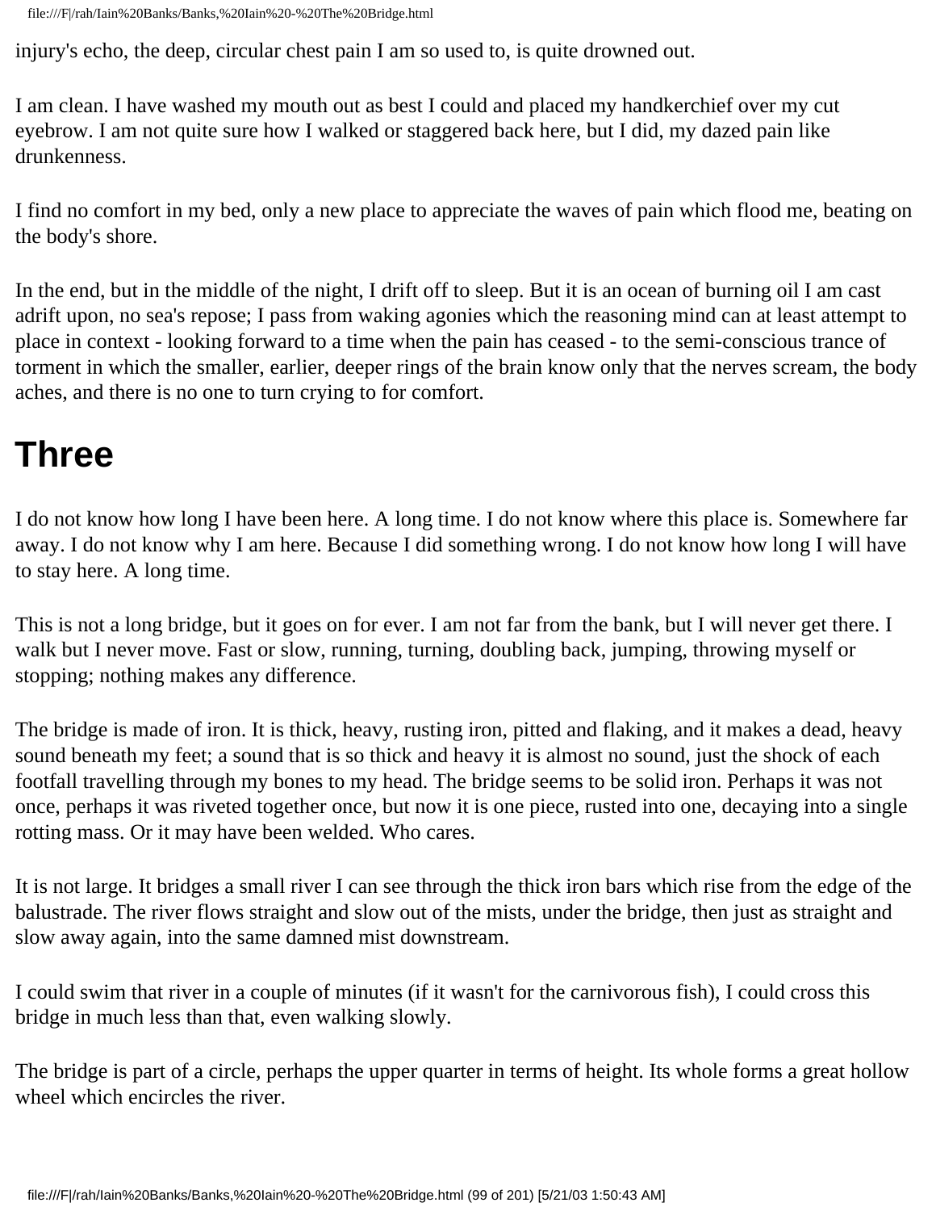injury's echo, the deep, circular chest pain I am so used to, is quite drowned out.

I am clean. I have washed my mouth out as best I could and placed my handkerchief over my cut eyebrow. I am not quite sure how I walked or staggered back here, but I did, my dazed pain like drunkenness.

I find no comfort in my bed, only a new place to appreciate the waves of pain which flood me, beating on the body's shore.

In the end, but in the middle of the night, I drift off to sleep. But it is an ocean of burning oil I am cast adrift upon, no sea's repose; I pass from waking agonies which the reasoning mind can at least attempt to place in context - looking forward to a time when the pain has ceased - to the semi-conscious trance of torment in which the smaller, earlier, deeper rings of the brain know only that the nerves scream, the body aches, and there is no one to turn crying to for comfort.

# Three

I do not know how long I have been here. A long time. I do not know where this place is. Somewhere far away. I do not know why I am here. Because I did something wrong. I do not know how long I will have to stay here. A long time.

This is not a long bridge, but it goes on for ever. I am not far from the bank, but I will never get there. I walk but I never move. Fast or slow, running, turning, doubling back, jumping, throwing myself or stopping; nothing makes any difference.

The bridge is made of iron. It is thick, heavy, rusting iron, pitted and flaking, and it makes a dead, heavy sound beneath my feet; a sound that is so thick and heavy it is almost no sound, just the shock of each footfall travelling through my bones to my head. The bridge seems to be solid iron. Perhaps it was not once, perhaps it was riveted together once, but now it is one piece, rusted into one, decaying into a single rotting mass. Or it may have been welded. Who cares.

It is not large. It bridges a small river I can see through the thick iron bars which rise from the edge of the balustrade. The river flows straight and slow out of the mists, under the bridge, then just as straight and slow away again, into the same damned mist downstream.

I could swim that river in a couple of minutes (if it wasn't for the carnivorous fish), I could cross this bridge in much less than that, even walking slowly.

The bridge is part of a circle, perhaps the upper quarter in terms of height. Its whole forms a great hollow wheel which encircles the river.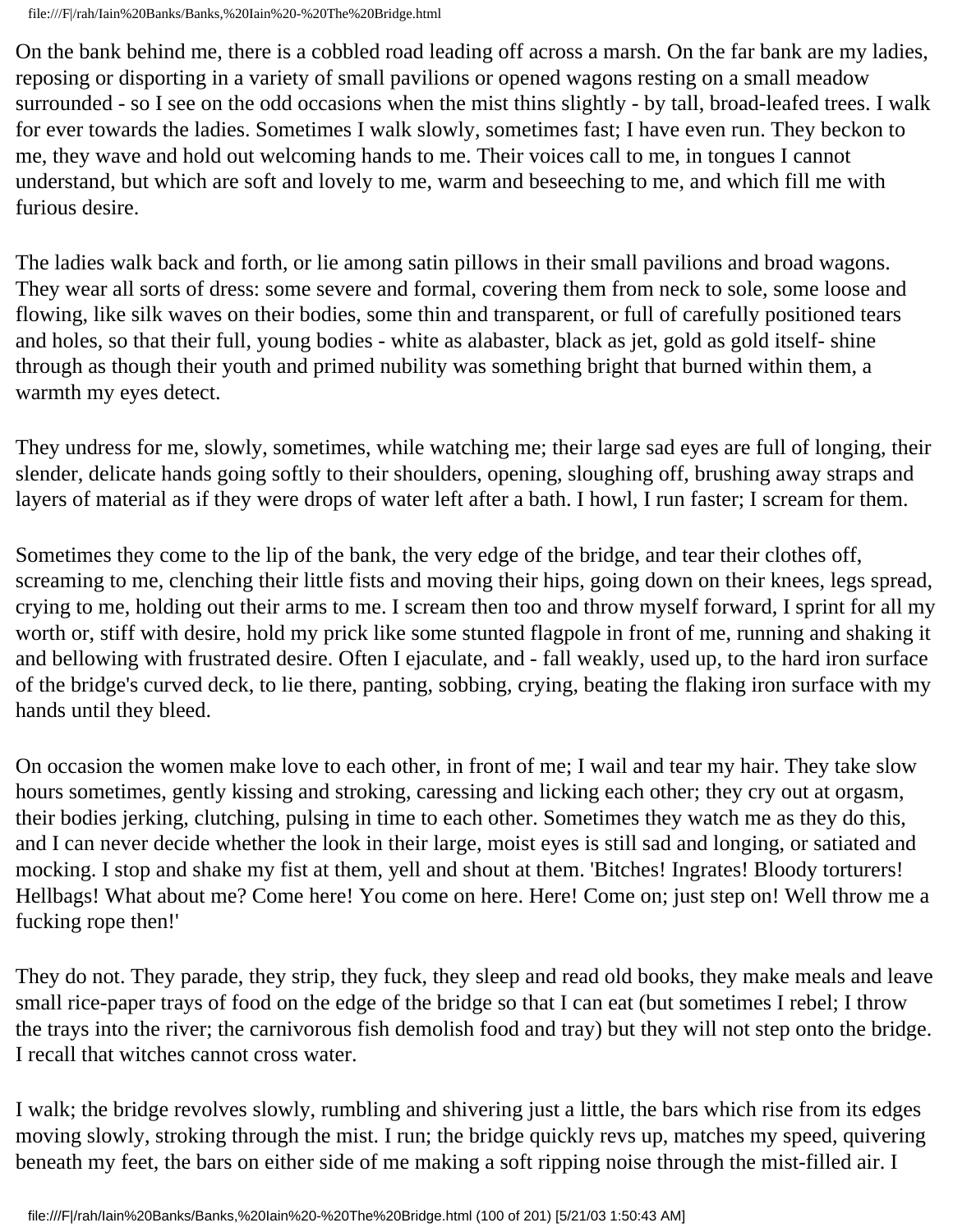On the bank behind me, there is a cobbled road leading off across a marsh. On the far bank are my ladies, reposing or disporting in a variety of small pavilions or opened wagons resting on a small meadow surrounded - so I see on the odd occasions when the mist thins slightly - by tall, broad-leafed trees. I walk for ever towards the ladies. Sometimes I walk slowly, sometimes fast; I have even run. They beckon to me, they wave and hold out welcoming hands to me. Their voices call to me, in tongues I cannot understand, but which are soft and lovely to me, warm and beseeching to me, and which fill me with furious desire.

The ladies walk back and forth, or lie among satin pillows in their small pavilions and broad wagons. They wear all sorts of dress: some severe and formal, covering them from neck to sole, some loose and flowing, like silk waves on their bodies, some thin and transparent, or full of carefully positioned tears and holes, so that their full, young bodies - white as alabaster, black as jet, gold as gold itself- shine through as though their youth and primed nubility was something bright that burned within them, a warmth my eyes detect.

They undress for me, slowly, sometimes, while watching me; their large sad eyes are full of longing, their slender, delicate hands going softly to their shoulders, opening, sloughing off, brushing away straps and layers of material as if they were drops of water left after a bath. I howl, I run faster; I scream for them.

Sometimes they come to the lip of the bank, the very edge of the bridge, and tear their clothes off, screaming to me, clenching their little fists and moving their hips, going down on their knees, legs spread, crying to me, holding out their arms to me. I scream then too and throw myself forward, I sprint for all my worth or, stiff with desire, hold my prick like some stunted flagpole in front of me, running and shaking it and bellowing with frustrated desire. Often I ejaculate, and - fall weakly, used up, to the hard iron surface of the bridge's curved deck, to lie there, panting, sobbing, crying, beating the flaking iron surface with my hands until they bleed.

On occasion the women make love to each other, in front of me; I wail and tear my hair. They take slow hours sometimes, gently kissing and stroking, caressing and licking each other; they cry out at orgasm, their bodies jerking, clutching, pulsing in time to each other. Sometimes they watch me as they do this, and I can never decide whether the look in their large, moist eyes is still sad and longing, or satiated and mocking. I stop and shake my fist at them, yell and shout at them. 'Bitches! Ingrates! Bloody torturers! Hellbags! What about me? Come here! You come on here. Here! Come on; just step on! Well throw me a fucking rope then!'

They do not. They parade, they strip, they fuck, they sleep and read old books, they make meals and leave small rice-paper trays of food on the edge of the bridge so that I can eat (but sometimes I rebel; I throw the trays into the river; the carnivorous fish demolish food and tray) but they will not step onto the bridge. I recall that witches cannot cross water.

I walk; the bridge revolves slowly, rumbling and shivering just a little, the bars which rise from its edges moving slowly, stroking through the mist. I run; the bridge quickly revs up, matches my speed, quivering beneath my feet, the bars on either side of me making a soft ripping noise through the mist-filled air. I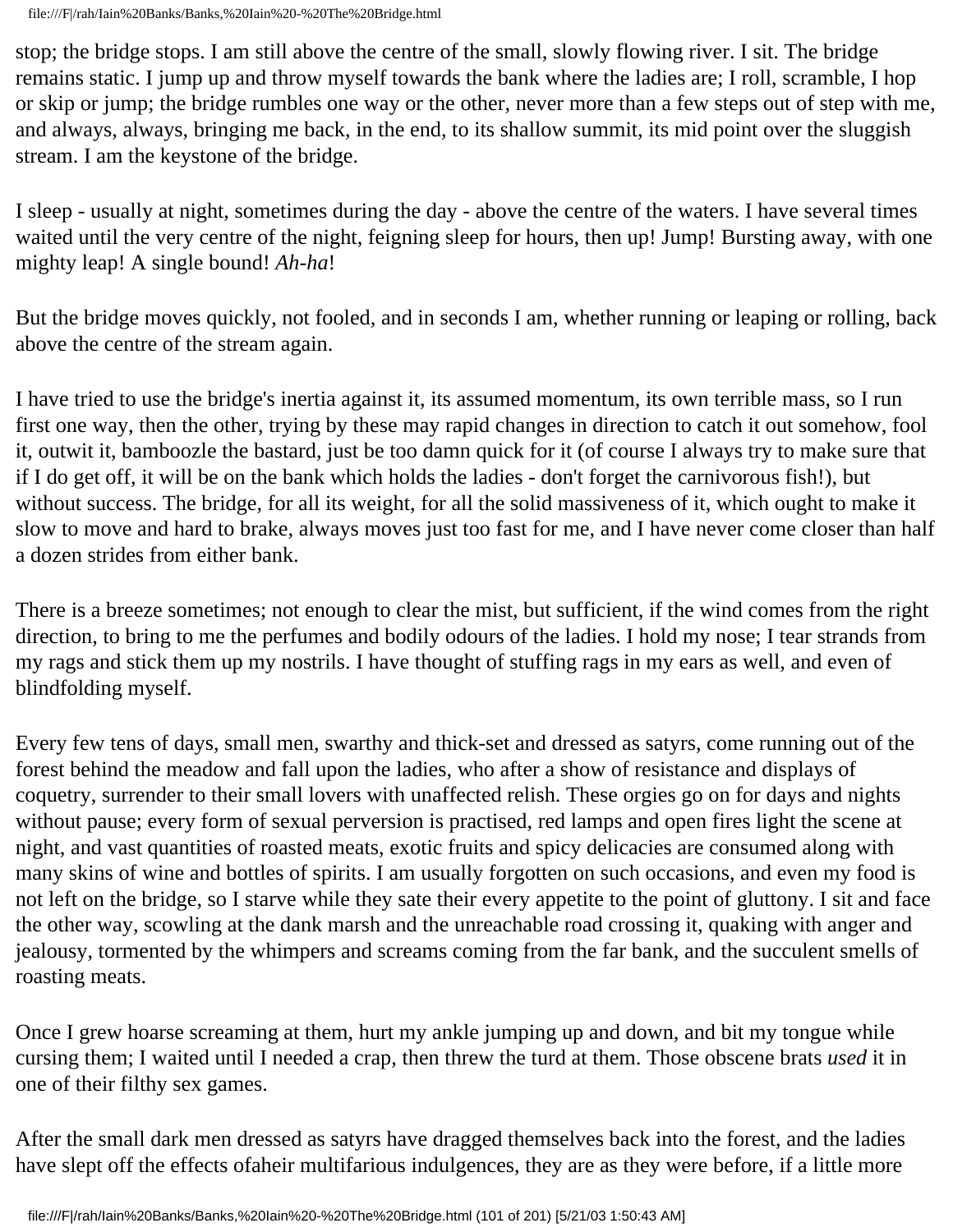stop; the bridge stops. I am still above the centre of the small, slowly flowing river. I sit. The bridge remains static. I jump up and throw myself towards the bank where the ladies are; I roll, scramble, I hop or skip or jump; the bridge rumbles one way or the other, never more than a few steps out of step with me, and always, always, bringing me back, in the end, to its shallow summit, its mid point over the sluggish stream. I am the keystone of the bridge.

I sleep - usually at night, sometimes during the day - above the centre of the waters. I have several times waited until the very centre of the night, feigning sleep for hours, then up! Jump! Bursting away, with one mighty leap! A single bound! *Ah-ha*!

But the bridge moves quickly, not fooled, and in seconds I am, whether running or leaping or rolling, back above the centre of the stream again.

I have tried to use the bridge's inertia against it, its assumed momentum, its own terrible mass, so I run first one way, then the other, trying by these may rapid changes in direction to catch it out somehow, fool it, outwit it, bamboozle the bastard, just be too damn quick for it (of course I always try to make sure that if I do get off, it will be on the bank which holds the ladies - don't forget the carnivorous fish!), but without success. The bridge, for all its weight, for all the solid massiveness of it, which ought to make it slow to move and hard to brake, always moves just too fast for me, and I have never come closer than half a dozen strides from either bank.

There is a breeze sometimes; not enough to clear the mist, but sufficient, if the wind comes from the right direction, to bring to me the perfumes and bodily odours of the ladies. I hold my nose; I tear strands from my rags and stick them up my nostrils. I have thought of stuffing rags in my ears as well, and even of blindfolding myself.

Every few tens of days, small men, swarthy and thick-set and dressed as satyrs, come running out of the forest behind the meadow and fall upon the ladies, who after a show of resistance and displays of coquetry, surrender to their small lovers with unaffected relish. These orgies go on for days and nights without pause; every form of sexual perversion is practised, red lamps and open fires light the scene at night, and vast quantities of roasted meats, exotic fruits and spicy delicacies are consumed along with many skins of wine and bottles of spirits. I am usually forgotten on such occasions, and even my food is not left on the bridge, so I starve while they sate their every appetite to the point of gluttony. I sit and face the other way, scowling at the dank marsh and the unreachable road crossing it, quaking with anger and jealousy, tormented by the whimpers and screams coming from the far bank, and the succulent smells of roasting meats.

Once I grew hoarse screaming at them, hurt my ankle jumping up and down, and bit my tongue while cursing them; I waited until I needed a crap, then threw the turd at them. Those obscene brats *used* it in one of their filthy sex games.

After the small dark men dressed as satyrs have dragged themselves back into the forest, and the ladies have slept off the effects ofaheir multifarious indulgences, they are as they were before, if a little more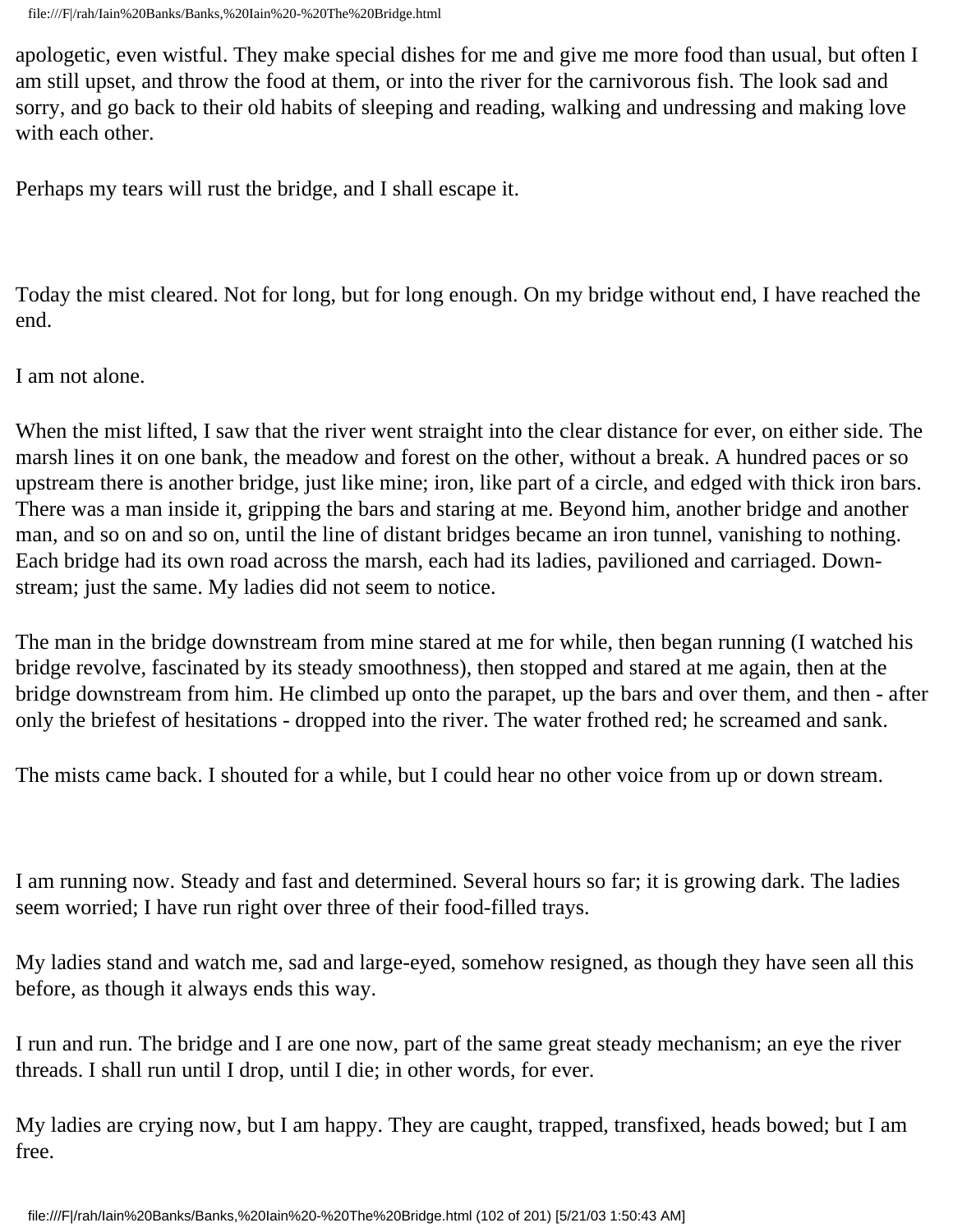apologetic, even wistful. They make special dishes for me and give me more food than usual, but often I am still upset, and throw the food at them, or into the river for the carnivorous fish. The look sad and sorry, and go back to their old habits of sleeping and reading, walking and undressing and making love with each other.

Perhaps my tears will rust the bridge, and I shall escape it.

Today the mist cleared. Not for long, but for long enough. On my bridge without end, I have reached the end.

I am not alone.

When the mist lifted, I saw that the river went straight into the clear distance for ever, on either side. The marsh lines it on one bank, the meadow and forest on the other, without a break. A hundred paces or so upstream there is another bridge, just like mine; iron, like part of a circle, and edged with thick iron bars. There was a man inside it, gripping the bars and staring at me. Beyond him, another bridge and another man, and so on and so on, until the line of distant bridges became an iron tunnel, vanishing to nothing. Each bridge had its own road across the marsh, each had its ladies, pavilioned and carriaged. Down-stream; just the same. My ladies did not seem to notice.

The man in the bridge downstream from mine stared at me for while, then began running (I watched his bridge revolve, fascinated by its steady smoothness), then stopped and stared at me again, then at the bridge downstream from him. He climbed up onto the parapet, up the bars and over them, and then - after only the briefest of hesitations - dropped into the river. The water frothed red; he screamed and sank.

The mists came back. I shouted for a while, but I could hear no other voice from up or down stream.

I am running now. Steady and fast and determined. Several hours so far; it is growing dark. The ladies seem worried; I have run right over three of their food-filled trays.

My ladies stand and watch me, sad and large-eyed, somehow resigned, as though they have seen all this before, as though it always ends this way.

I run and run. The bridge and I are one now, part of the same great steady mechanism; an eye the river threads. I shall run until I drop, until I die; in other words, for ever.

My ladies are crying now, but I am happy. They are caught, trapped, transfixed, heads bowed; but I am free.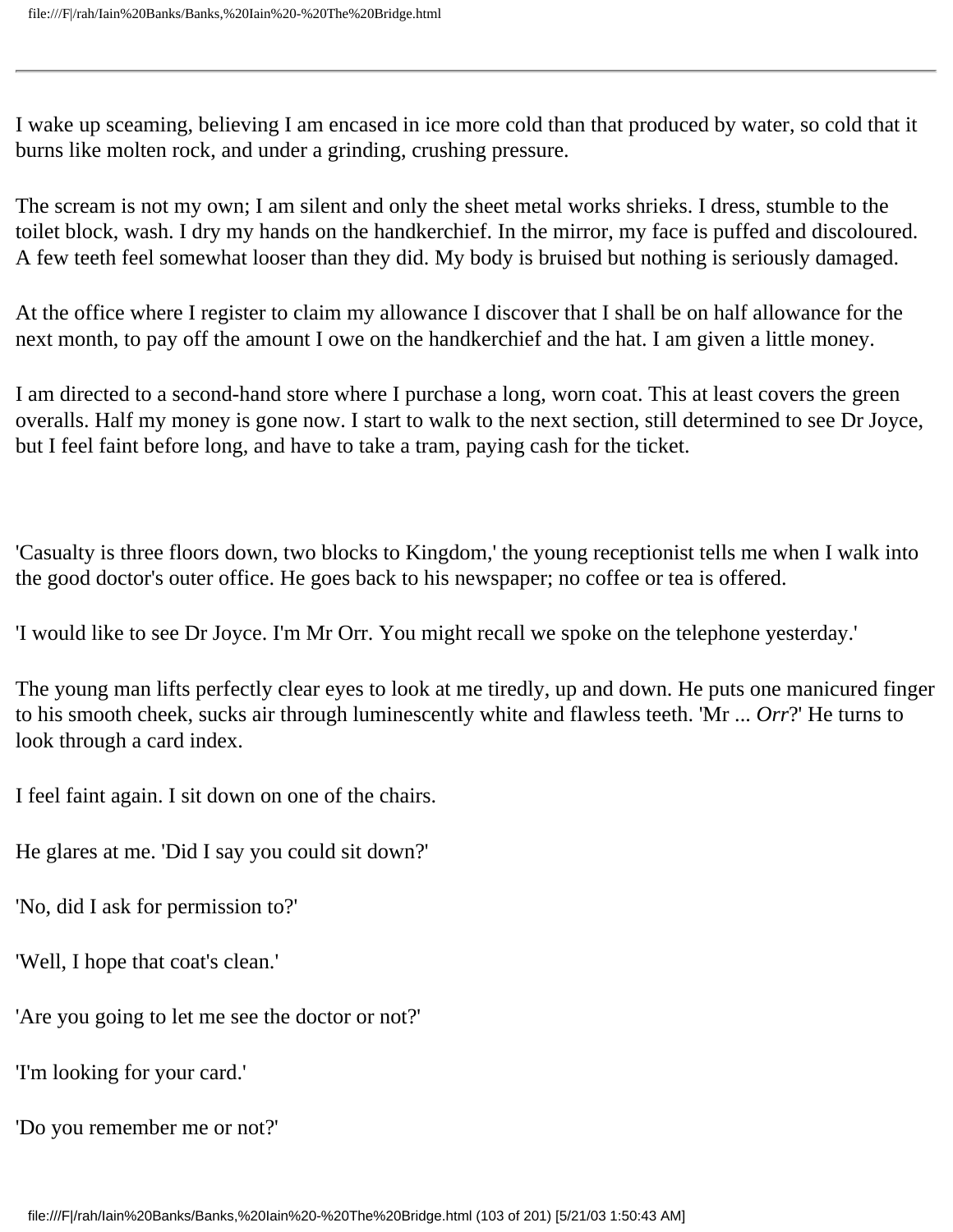I wake up sceaming, believing I am encased in ice more cold than that produced by water, so cold that it burns like molten rock, and under a grinding, crushing pressure.

The scream is not my own; I am silent and only the sheet metal works shrieks. I dress, stumble to the toilet block, wash. I dry my hands on the handkerchief. In the mirror, my face is puffed and discoloured. A few teeth feel somewhat looser than they did. My body is bruised but nothing is seriously damaged.

At the office where I register to claim my allowance I discover that I shall be on half allowance for the next month, to pay off the amount I owe on the handkerchief and the hat. I am given a little money.

I am directed to a second-hand store where I purchase a long, worn coat. This at least covers the green overalls. Half my money is gone now. I start to walk to the next section, still determined to see Dr Joyce, but I feel faint before long, and have to take a tram, paying cash for the ticket.

'Casualty is three floors down, two blocks to Kingdom,' the young receptionist tells me when I walk into the good doctor's outer office. He goes back to his newspaper; no coffee or tea is offered.

'I would like to see Dr Joyce. I'm Mr Orr. You might recall we spoke on the telephone yesterday.'

The young man lifts perfectly clear eyes to look at me tiredly, up and down. He puts one manicured finger to his smooth cheek, sucks air through luminescently white and flawless teeth. 'Mr ... *Orr*?' He turns to look through a card index.

I feel faint again. I sit down on one of the chairs.

He glares at me. 'Did I say you could sit down?'

'No, did I ask for permission to?'

'Well, I hope that coat's clean.'

'Are you going to let me see the doctor or not?'

'I'm looking for your card.'

'Do you remember me or not?'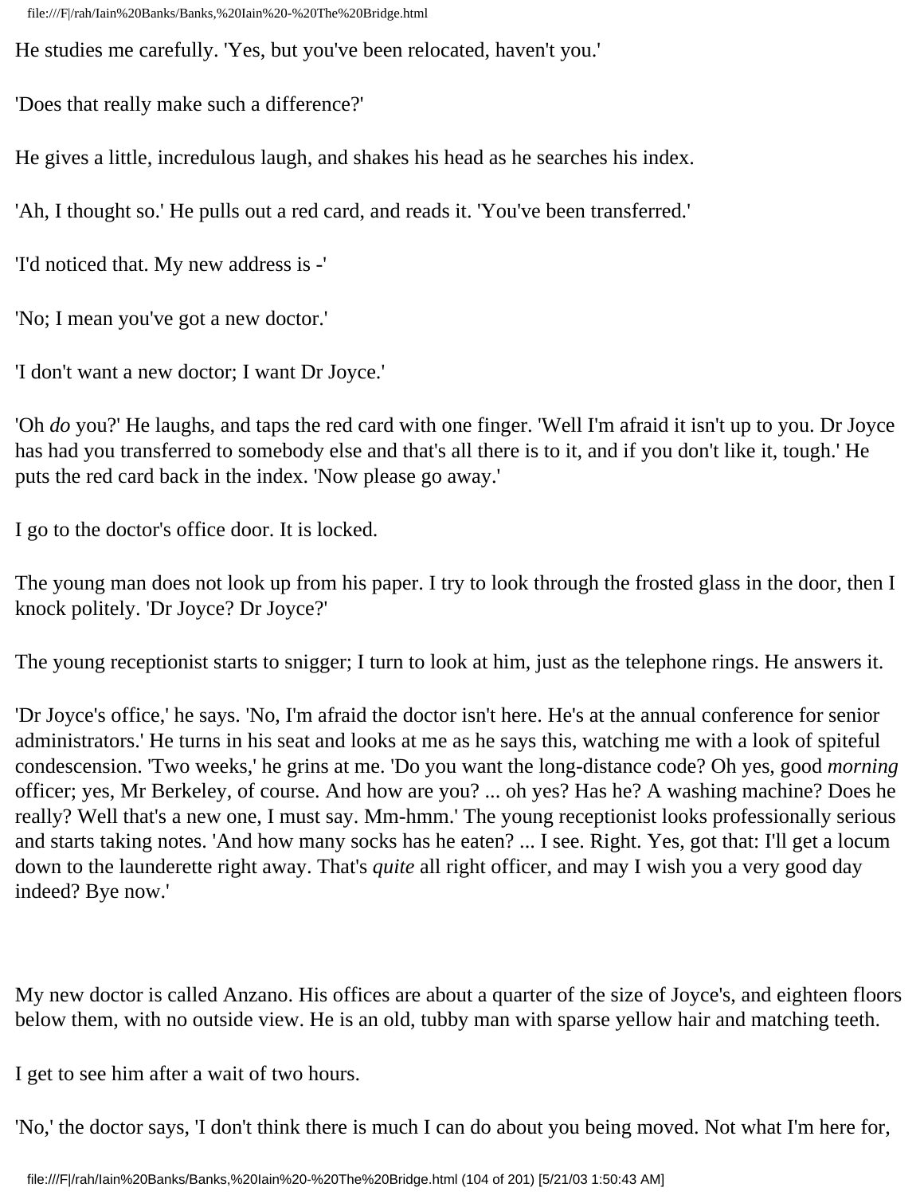He studies me carefully. 'Yes, but you've been relocated, haven't you.'

'Does that really make such a difference?'

He gives a little, incredulous laugh, and shakes his head as he searches his index.

'Ah, I thought so.' He pulls out a red card, and reads it. 'You've been transferred.'

'I'd noticed that. My new address is -'

'No; I mean you've got a new doctor.'

'I don't want a new doctor; I want Dr Joyce.'

'Oh *do* you?' He laughs, and taps the red card with one finger. 'Well I'm afraid it isn't up to you. Dr Joyce has had you transferred to somebody else and that's all there is to it, and if you don't like it, tough.' He puts the red card back in the index. 'Now please go away.'

I go to the doctor's office door. It is locked.

The young man does not look up from his paper. I try to look through the frosted glass in the door, then I knock politely. 'Dr Joyce? Dr Joyce?'

The young receptionist starts to snigger; I turn to look at him, just as the telephone rings. He answers it.

'Dr Joyce's office,' he says. 'No, I'm afraid the doctor isn't here. He's at the annual conference for senior administrators.' He turns in his seat and looks at me as he says this, watching me with a look of spiteful condescension. 'Two weeks,' he grins at me. 'Do you want the long-distance code? Oh yes, good *morning* officer; yes, Mr Berkeley, of course. And how are you? ... oh yes? Has he? A washing machine? Does he really? Well that's a new one, I must say. Mm-hmm.' The young receptionist looks professionally serious and starts taking notes. 'And how many socks has he eaten? ... I see. Right. Yes, got that: I'll get a locum down to the launderette right away. That's *quite* all right officer, and may I wish you a very good day indeed? Bye now.'

My new doctor is called Anzano. His offices are about a quarter of the size of Joyce's, and eighteen floors below them, with no outside view. He is an old, tubby man with sparse yellow hair and matching teeth.

I get to see him after a wait of two hours.

'No,' the doctor says, 'I don't think there is much I can do about you being moved. Not what I'm here for,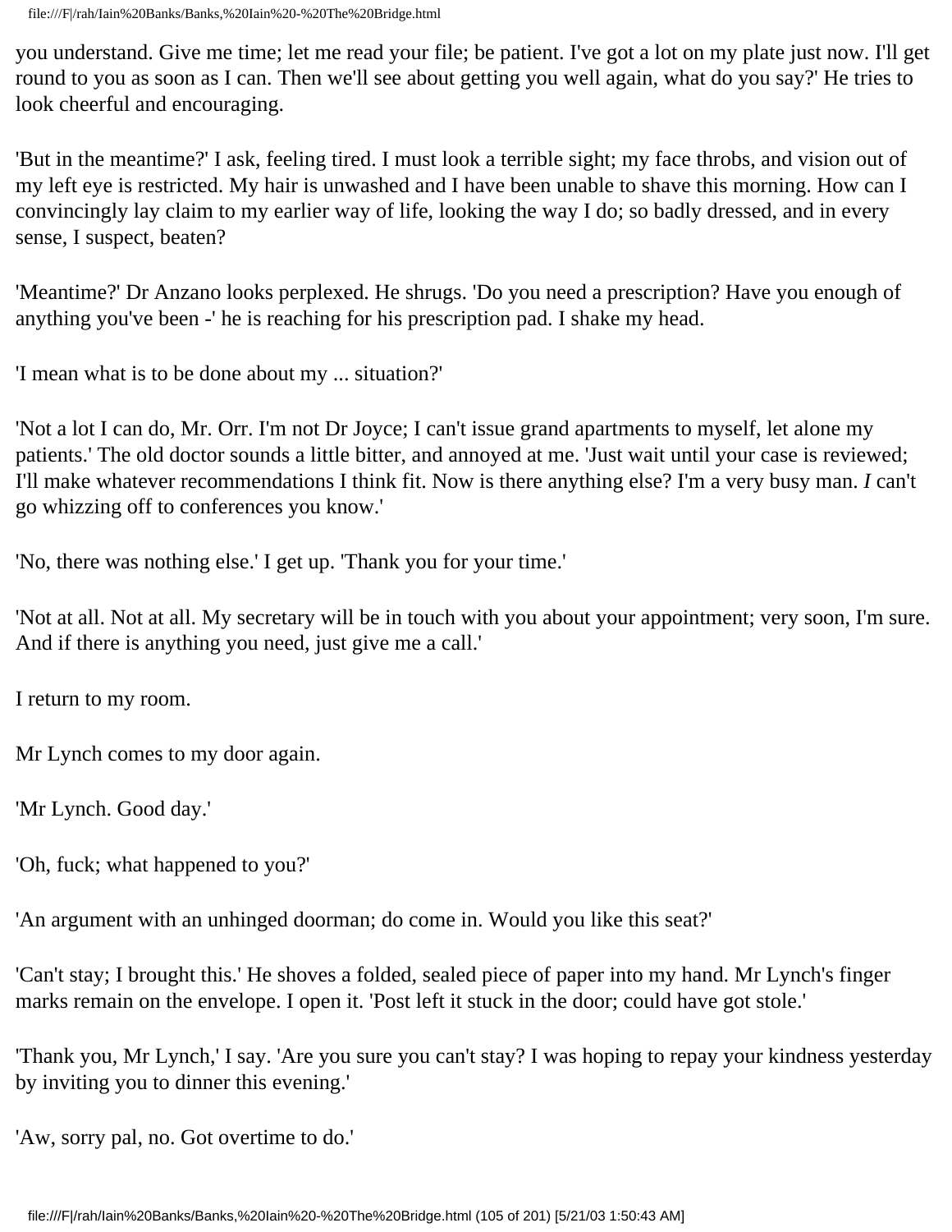you understand. Give me time; let me read your file; be patient. I've got a lot on my plate just now. I'll get round to you as soon as I can. Then we'll see about getting you well again, what do you say?' He tries to look cheerful and encouraging.

'But in the meantime?' I ask, feeling tired. I must look a terrible sight; my face throbs, and vision out of my left eye is restricted. My hair is unwashed and I have been unable to shave this morning. How can I convincingly lay claim to my earlier way of life, looking the way I do; so badly dressed, and in every sense, I suspect, beaten?

'Meantime?' Dr Anzano looks perplexed. He shrugs. 'Do you need a prescription? Have you enough of anything you've been -' he is reaching for his prescription pad. I shake my head.

'I mean what is to be done about my ... situation?'

'Not a lot I can do, Mr. Orr. I'm not Dr Joyce; I can't issue grand apartments to myself, let alone my patients.' The old doctor sounds a little bitter, and annoyed at me. 'Just wait until your case is reviewed; I'll make whatever recommendations I think fit. Now is there anything else? I'm a very busy man. *I* can't go whizzing off to conferences you know.'

'No, there was nothing else.' I get up. 'Thank you for your time.'

'Not at all. Not at all. My secretary will be in touch with you about your appointment; very soon, I'm sure. And if there is anything you need, just give me a call.'

I return to my room.

Mr Lynch comes to my door again.

'Mr Lynch. Good day.'

'Oh, fuck; what happened to you?'

'An argument with an unhinged doorman; do come in. Would you like this seat?'

'Can't stay; I brought this.' He shoves a folded, sealed piece of paper into my hand. Mr Lynch's finger marks remain on the envelope. I open it. 'Post left it stuck in the door; could have got stole.'

'Thank you, Mr Lynch,' I say. 'Are you sure you can't stay? I was hoping to repay your kindness yesterday by inviting you to dinner this evening.'

'Aw, sorry pal, no. Got overtime to do.'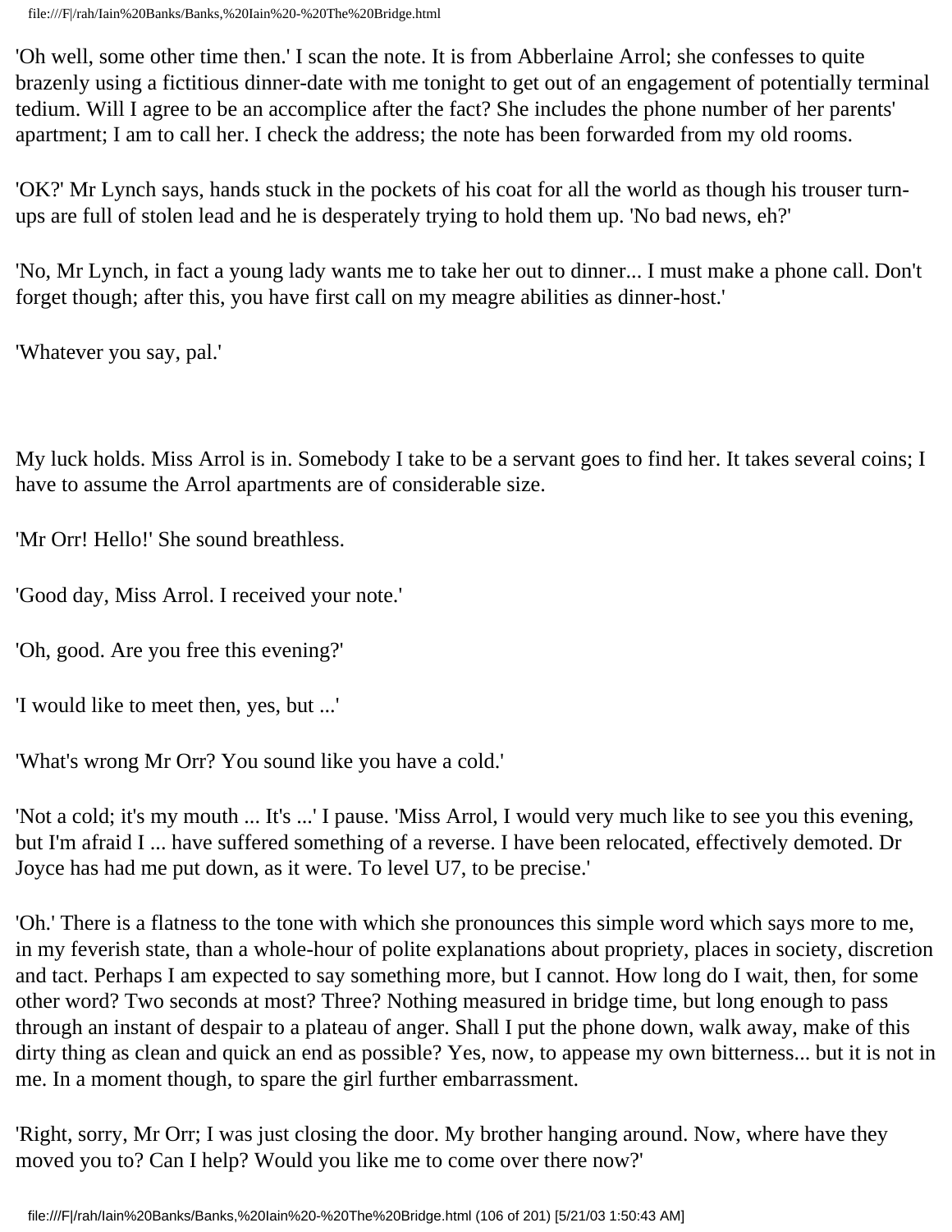'Oh well, some other time then.' I scan the note. It is from Abberlaine Arrol; she confesses to quite brazenly using a fictitious dinner-date with me tonight to get out of an engagement of potentially terminal tedium. Will I agree to be an accomplice after the fact? She includes the phone number of her parents' apartment; I am to call her. I check the address; the note has been forwarded from my old rooms.

'OK?' Mr Lynch says, hands stuck in the pockets of his coat for all the world as though his trouser turn-ups are full of stolen lead and he is desperately trying to hold them up. 'No bad news, eh?'

'No, Mr Lynch, in fact a young lady wants me to take her out to dinner... I must make a phone call. Don't forget though; after this, you have first call on my meagre abilities as dinner-host.'

'Whatever you say, pal.'

My luck holds. Miss Arrol is in. Somebody I take to be a servant goes to find her. It takes several coins; I have to assume the Arrol apartments are of considerable size.

'Mr Orr! Hello!' She sound breathless.

'Good day, Miss Arrol. I received your note.'

'Oh, good. Are you free this evening?'

'I would like to meet then, yes, but ...'

'What's wrong Mr Orr? You sound like you have a cold.'

'Not a cold; it's my mouth ... It's ...' I pause. 'Miss Arrol, I would very much like to see you this evening, but I'm afraid I ... have suffered something of a reverse. I have been relocated, effectively demoted. Dr Joyce has had me put down, as it were. To level U7, to be precise.'

'Oh.' There is a flatness to the tone with which she pronounces this simple word which says more to me, in my feverish state, than a whole-hour of polite explanations about propriety, places in society, discretion and tact. Perhaps I am expected to say something more, but I cannot. How long do I wait, then, for some other word? Two seconds at most? Three? Nothing measured in bridge time, but long enough to pass through an instant of despair to a plateau of anger. Shall I put the phone down, walk away, make of this dirty thing as clean and quick an end as possible? Yes, now, to appease my own bitterness... but it is not in me. In a moment though, to spare the girl further embarrassment.

'Right, sorry, Mr Orr; I was just closing the door. My brother hanging around. Now, where have they moved you to? Can I help? Would you like me to come over there now?'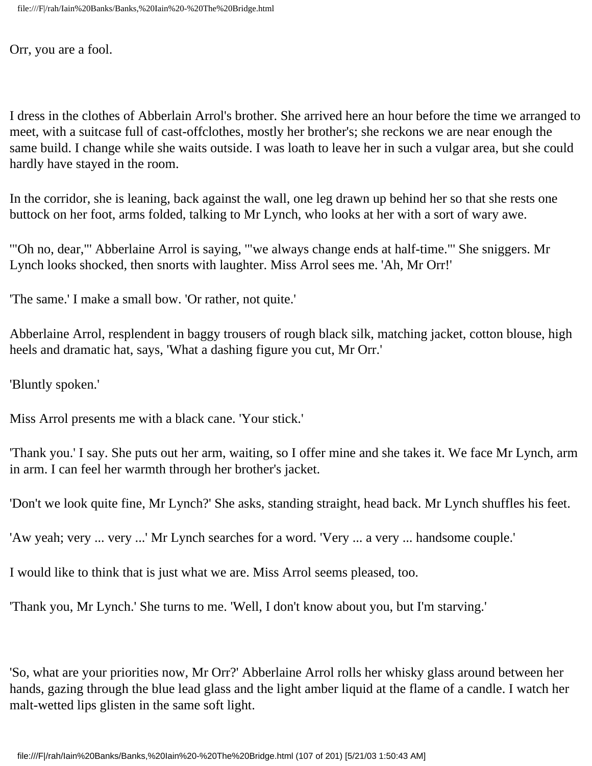Orr, you are a fool.

I dress in the clothes of Abberlain Arrol's brother. She arrived here an hour before the time we arranged to meet, with a suitcase full of cast-offclothes, mostly her brother's; she reckons we are near enough the same build. I change while she waits outside. I was loath to leave her in such a vulgar area, but she could hardly have stayed in the room.

In the corridor, she is leaning, back against the wall, one leg drawn up behind her so that she rests one buttock on her foot, arms folded, talking to Mr Lynch, who looks at her with a sort of wary awe.

'"Oh no, dear,"' Abberlaine Arrol is saying, '"we always change ends at half-time."' She sniggers. Mr Lynch looks shocked, then snorts with laughter. Miss Arrol sees me. 'Ah, Mr Orr!'

'The same.' I make a small bow. 'Or rather, not quite.'

Abberlaine Arrol, resplendent in baggy trousers of rough black silk, matching jacket, cotton blouse, high heels and dramatic hat, says, 'What a dashing figure you cut, Mr Orr.'

'Bluntly spoken.'

Miss Arrol presents me with a black cane. 'Your stick.'

'Thank you.' I say. She puts out her arm, waiting, so I offer mine and she takes it. We face Mr Lynch, arm in arm. I can feel her warmth through her brother's jacket.

'Don't we look quite fine, Mr Lynch?' She asks, standing straight, head back. Mr Lynch shuffles his feet.

'Aw yeah; very ... very ...' Mr Lynch searches for a word. 'Very ... a very ... handsome couple.'

I would like to think that is just what we are. Miss Arrol seems pleased, too.

'Thank you, Mr Lynch.' She turns to me. 'Well, I don't know about you, but I'm starving.'

'So, what are your priorities now, Mr Orr?' Abberlaine Arrol rolls her whisky glass around between her hands, gazing through the blue lead glass and the light amber liquid at the flame of a candle. I watch her malt-wetted lips glisten in the same soft light.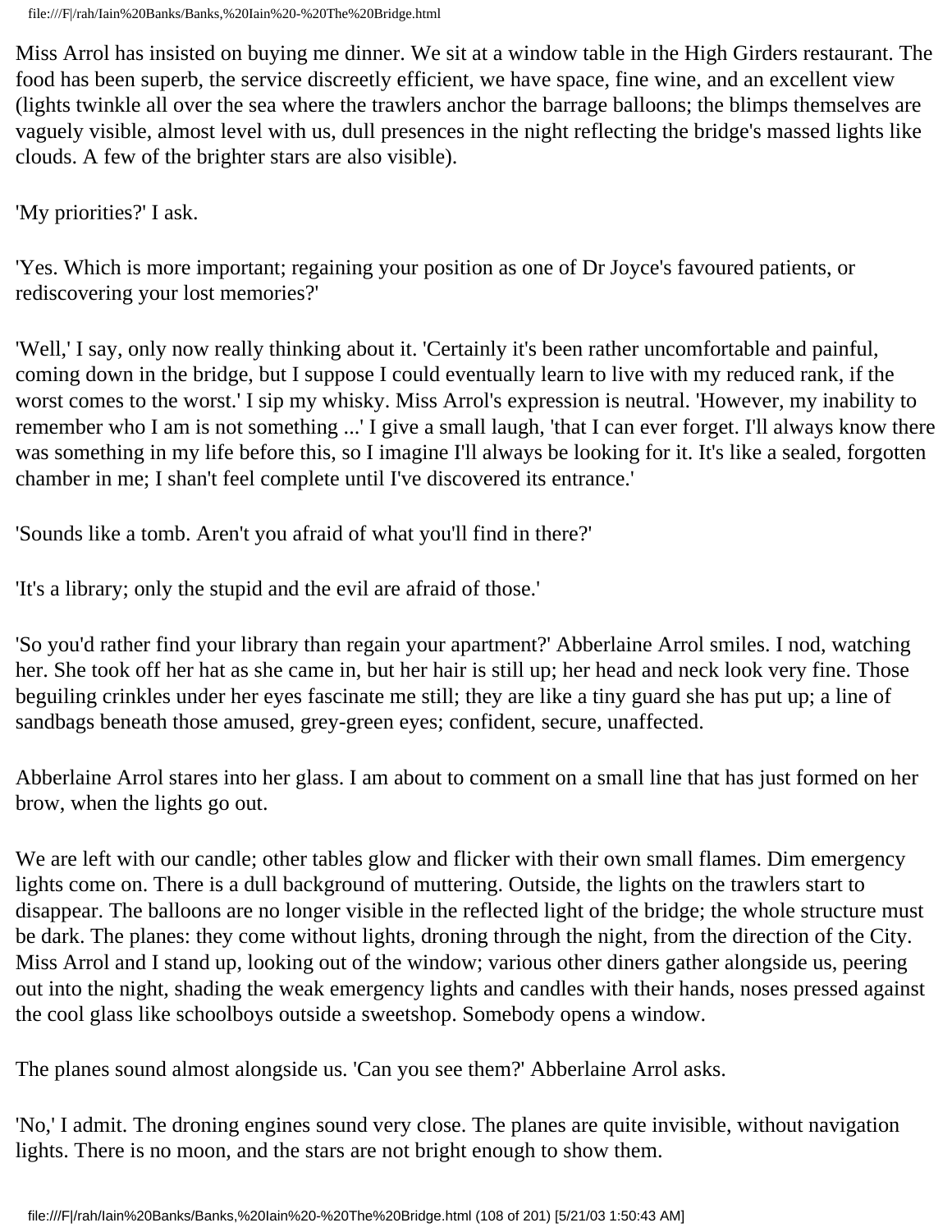Miss Arrol has insisted on buying me dinner. We sit at a window table in the High Girders restaurant. The food has been superb, the service discreetly efficient, we have space, fine wine, and an excellent view (lights twinkle all over the sea where the trawlers anchor the barrage balloons; the blimps themselves are vaguely visible, almost level with us, dull presences in the night reflecting the bridge's massed lights like clouds. A few of the brighter stars are also visible).

'My priorities?' I ask.

'Yes. Which is more important; regaining your position as one of Dr Joyce's favoured patients, or rediscovering your lost memories?'

'Well,' I say, only now really thinking about it. 'Certainly it's been rather uncomfortable and painful, coming down in the bridge, but I suppose I could eventually learn to live with my reduced rank, if the worst comes to the worst.' I sip my whisky. Miss Arrol's expression is neutral. 'However, my inability to remember who I am is not something ...' I give a small laugh, 'that I can ever forget. I'll always know there was something in my life before this, so I imagine I'll always be looking for it. It's like a sealed, forgotten chamber in me; I shan't feel complete until I've discovered its entrance.'

'Sounds like a tomb. Aren't you afraid of what you'll find in there?'

'It's a library; only the stupid and the evil are afraid of those.'

'So you'd rather find your library than regain your apartment?' Abberlaine Arrol smiles. I nod, watching her. She took off her hat as she came in, but her hair is still up; her head and neck look very fine. Those beguiling crinkles under her eyes fascinate me still; they are like a tiny guard she has put up; a line of sandbags beneath those amused, grey-green eyes; confident, secure, unaffected.

Abberlaine Arrol stares into her glass. I am about to comment on a small line that has just formed on her brow, when the lights go out.

We are left with our candle; other tables glow and flicker with their own small flames. Dim emergency lights come on. There is a dull background of muttering. Outside, the lights on the trawlers start to disappear. The balloons are no longer visible in the reflected light of the bridge; the whole structure must be dark. The planes: they come without lights, droning through the night, from the direction of the City. Miss Arrol and I stand up, looking out of the window; various other diners gather alongside us, peering out into the night, shading the weak emergency lights and candles with their hands, noses pressed against the cool glass like schoolboys outside a sweetshop. Somebody opens a window.

The planes sound almost alongside us. 'Can you see them?' Abberlaine Arrol asks.

'No,' I admit. The droning engines sound very close. The planes are quite invisible, without navigation lights. There is no moon, and the stars are not bright enough to show them.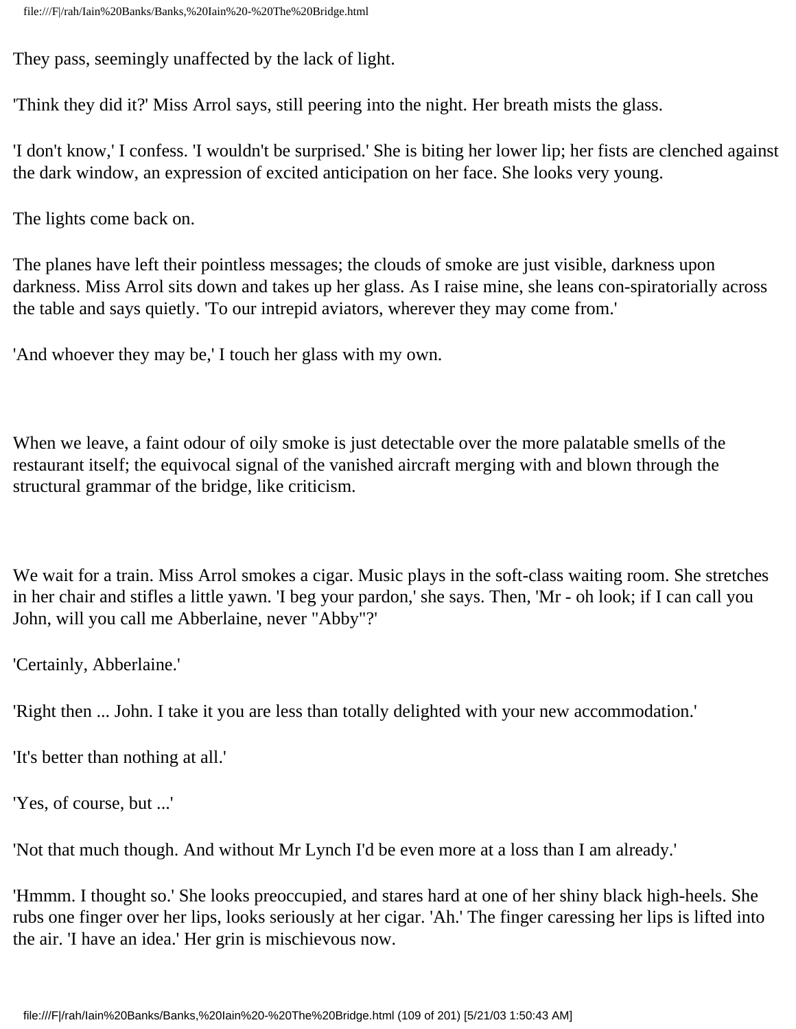They pass, seemingly unaffected by the lack of light.

'Think they did it?' Miss Arrol says, still peering into the night. Her breath mists the glass.

'I don't know,' I confess. 'I wouldn't be surprised.' She is biting her lower lip; her fists are clenched against the dark window, an expression of excited anticipation on her face. She looks very young.

The lights come back on.

The planes have left their pointless messages; the clouds of smoke are just visible, darkness upon darkness. Miss Arrol sits down and takes up her glass. As I raise mine, she leans con-spiratorially across the table and says quietly. 'To our intrepid aviators, wherever they may come from.'

'And whoever they may be,' I touch her glass with my own.

When we leave, a faint odour of oily smoke is just detectable over the more palatable smells of the restaurant itself; the equivocal signal of the vanished aircraft merging with and blown through the structural grammar of the bridge, like criticism.

We wait for a train. Miss Arrol smokes a cigar. Music plays in the soft-class waiting room. She stretches in her chair and stifles a little yawn. 'I beg your pardon,' she says. Then, 'Mr - oh look; if I can call you John, will you call me Abberlaine, never "Abby"?'

'Certainly, Abberlaine.'

'Right then ... John. I take it you are less than totally delighted with your new accommodation.'

'It's better than nothing at all.'

'Yes, of course, but ...'

'Not that much though. And without Mr Lynch I'd be even more at a loss than I am already.'

'Hmmm. I thought so.' She looks preoccupied, and stares hard at one of her shiny black high-heels. She rubs one finger over her lips, looks seriously at her cigar. 'Ah.' The finger caressing her lips is lifted into the air. 'I have an idea.' Her grin is mischievous now.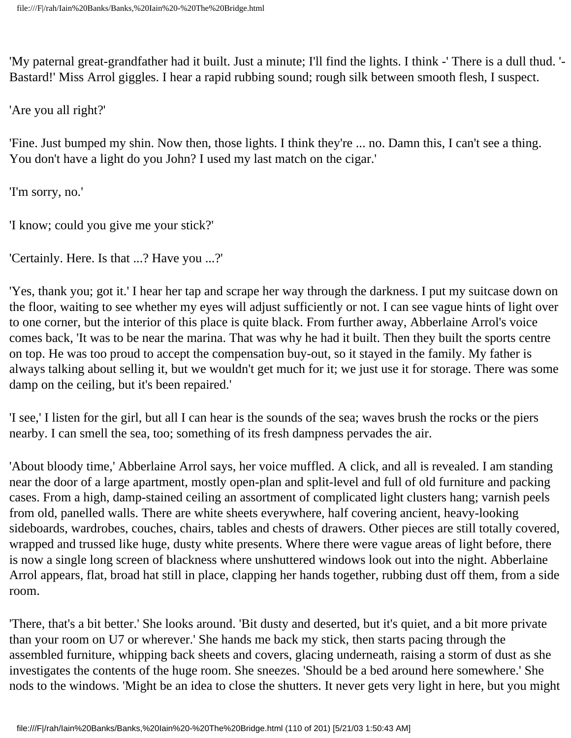'My paternal great-grandfather had it built. Just a minute; I'll find the lights. I think -' There is a dull thud. '-Bastard!' Miss Arrol giggles. I hear a rapid rubbing sound; rough silk between smooth flesh, I suspect.

'Are you all right?'

'Fine. Just bumped my shin. Now then, those lights. I think they're ... no. Damn this, I can't see a thing. You don't have a light do you John? I used my last match on the cigar.'

'I'm sorry, no.'

'I know; could you give me your stick?'

'Certainly. Here. Is that ...? Have you ...?'

'Yes, thank you; got it.' I hear her tap and scrape her way through the darkness. I put my suitcase down on the floor, waiting to see whether my eyes will adjust sufficiently or not. I can see vague hints of light over to one corner, but the interior of this place is quite black. From further away, Abberlaine Arrol's voice comes back, 'It was to be near the marina. That was why he had it built. Then they built the sports centre on top. He was too proud to accept the compensation buy-out, so it stayed in the family. My father is always talking about selling it, but we wouldn't get much for it; we just use it for storage. There was some damp on the ceiling, but it's been repaired.'

'I see,' I listen for the girl, but all I can hear is the sounds of the sea; waves brush the rocks or the piers nearby. I can smell the sea, too; something of its fresh dampness pervades the air.

'About bloody time,' Abberlaine Arrol says, her voice muffled. A click, and all is revealed. I am standing near the door of a large apartment, mostly open-plan and split-level and full of old furniture and packing cases. From a high, damp-stained ceiling an assortment of complicated light clusters hang; varnish peels from old, panelled walls. There are white sheets everywhere, half covering ancient, heavy-looking sideboards, wardrobes, couches, chairs, tables and chests of drawers. Other pieces are still totally covered, wrapped and trussed like huge, dusty white presents. Where there were vague areas of light before, there is now a single long screen of blackness where unshuttered windows look out into the night. Abberlaine Arrol appears, flat, broad hat still in place, clapping her hands together, rubbing dust off them, from a side room.

'There, that's a bit better.' She looks around. 'Bit dusty and deserted, but it's quiet, and a bit more private than your room on U7 or wherever.' She hands me back my stick, then starts pacing through the assembled furniture, whipping back sheets and covers, glacing underneath, raising a storm of dust as she investigates the contents of the huge room. She sneezes. 'Should be a bed around here somewhere.' She nods to the windows. 'Might be an idea to close the shutters. It never gets very light in here, but you might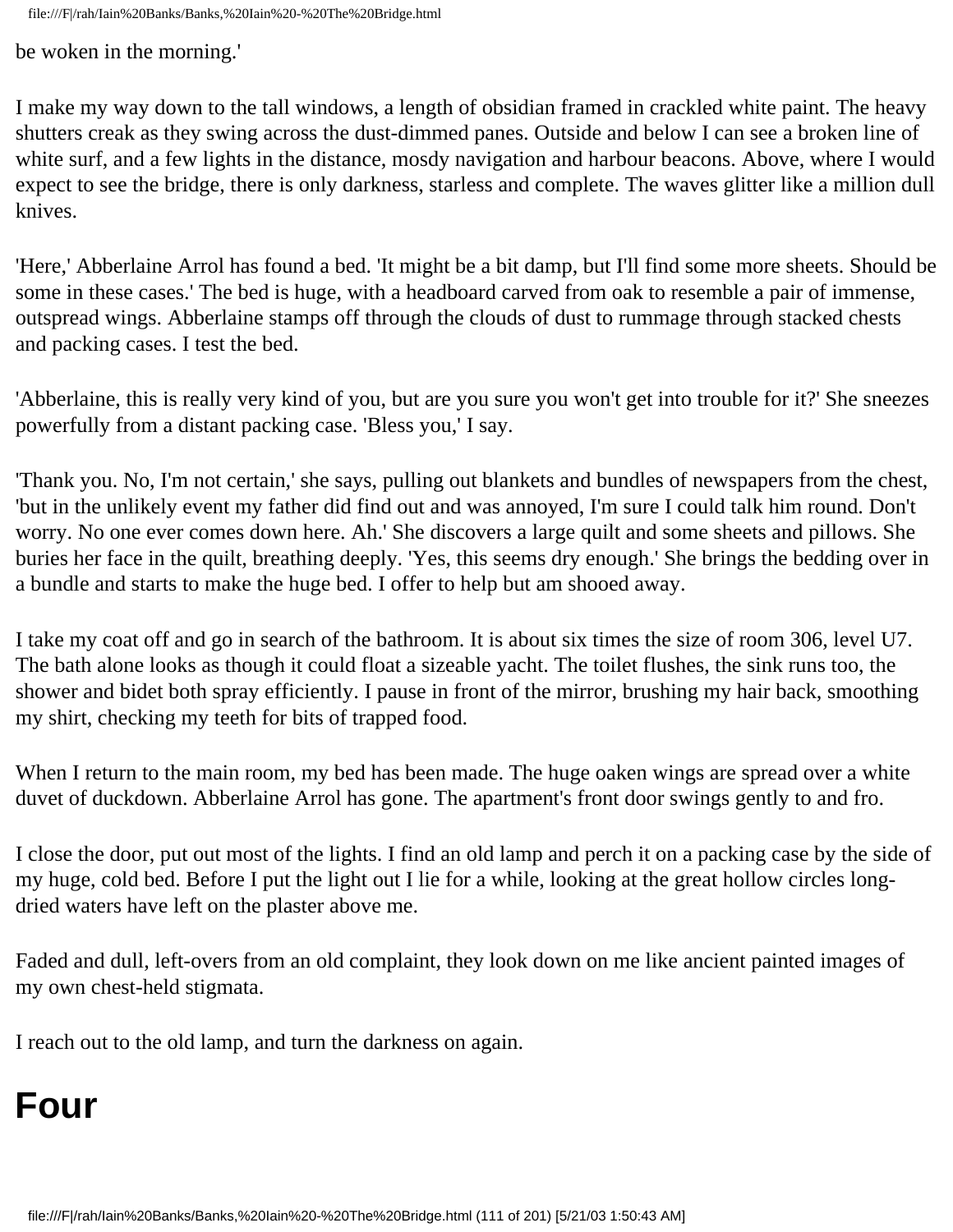be woken in the morning.'

I make my way down to the tall windows, a length of obsidian framed in crackled white paint. The heavy shutters creak as they swing across the dust-dimmed panes. Outside and below I can see a broken line of white surf, and a few lights in the distance, mosdy navigation and harbour beacons. Above, where I would expect to see the bridge, there is only darkness, starless and complete. The waves glitter like a million dull knives.

'Here,' Abberlaine Arrol has found a bed. 'It might be a bit damp, but I'll find some more sheets. Should be some in these cases.' The bed is huge, with a headboard carved from oak to resemble a pair of immense, outspread wings. Abberlaine stamps off through the clouds of dust to rummage through stacked chests and packing cases. I test the bed.

'Abberlaine, this is really very kind of you, but are you sure you won't get into trouble for it?' She sneezes powerfully from a distant packing case. 'Bless you,' I say.

'Thank you. No, I'm not certain,' she says, pulling out blankets and bundles of newspapers from the chest, 'but in the unlikely event my father did find out and was annoyed, I'm sure I could talk him round. Don't worry. No one ever comes down here. Ah.' She discovers a large quilt and some sheets and pillows. She buries her face in the quilt, breathing deeply. 'Yes, this seems dry enough.' She brings the bedding over in a bundle and starts to make the huge bed. I offer to help but am shooed away.

I take my coat off and go in search of the bathroom. It is about six times the size of room 306, level U7. The bath alone looks as though it could float a sizeable yacht. The toilet flushes, the sink runs too, the shower and bidet both spray efficiently. I pause in front of the mirror, brushing my hair back, smoothing my shirt, checking my teeth for bits of trapped food.

When I return to the main room, my bed has been made. The huge oaken wings are spread over a white duvet of duckdown. Abberlaine Arrol has gone. The apartment's front door swings gently to and fro.

I close the door, put out most of the lights. I find an old lamp and perch it on a packing case by the side of my huge, cold bed. Before I put the light out I lie for a while, looking at the great hollow circles long-dried waters have left on the plaster above me.

Faded and dull, left-overs from an old complaint, they look down on me like ancient painted images of my own chest-held stigmata.

I reach out to the old lamp, and turn the darkness on again.

# Four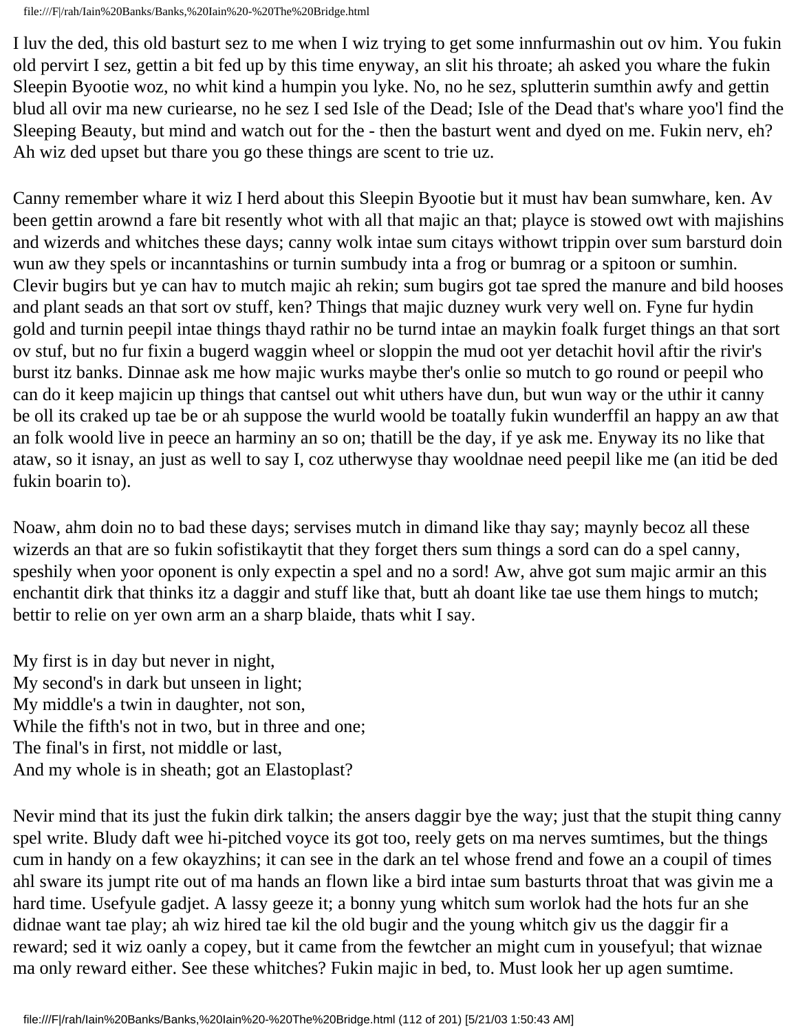I luv the ded, this old basturt sez to me when I wiz trying to get some innfurmashin out ov him. You fukin old pervirt I sez, gettin a bit fed up by this time enyway, an slit his throate; ah asked you whare the fukin Sleepin Byootie woz, no whit kind a humpin you lyke. No, no he sez, splutterin sumthin awfy and gettin blud all ovir ma new curiearse, no he sez I sed Isle of the Dead; Isle of the Dead that's whare yoo'l find the Sleeping Beauty, but mind and watch out for the - then the basturt went and dyed on me. Fukin nerv, eh? Ah wiz ded upset but thare you go these things are scent to trie uz.

Canny remember whare it wiz I herd about this Sleepin Byootie but it must hav bean sumwhare, ken. Av been gettin arownd a fare bit resently whot with all that majic an that; playce is stowed owt with majishins and wizerds and whitches these days; canny wolk intae sum citays withowt trippin over sum barsturd doin wun aw they spels or incanntashins or turnin sumbudy inta a frog or bumrag or a spitoon or sumhin. Clevir bugirs but ye can hav to mutch majic ah rekin; sum bugirs got tae spred the manure and bild hooses and plant seads an that sort ov stuff, ken? Things that majic duzney wurk very well on. Fyne fur hydin gold and turnin peepil intae things thayd rathir no be turnd intae an maykin foalk furget things an that sort ov stuf, but no fur fixin a bugerd waggin wheel or sloppin the mud oot yer detachit hovil aftir the rivir's burst itz banks. Dinnae ask me how majic wurks maybe ther's onlie so mutch to go round or peepil who can do it keep majicin up things that cantsel out whit uthers have dun, but wun way or the uthir it canny be oll its craked up tae be or ah suppose the wurld woold be toatally fukin wunderffil an happy an aw that an folk woold live in peece an harminy an so on; thatill be the day, if ye ask me. Enyway its no like that ataw, so it isnay, an just as well to say I, coz utherwyse thay wooldnae need peepil like me (an itid be ded fukin boarin to).

Noaw, ahm doin no to bad these days; servises mutch in dimand like thay say; maynly becoz all these wizerds an that are so fukin sofistikaytit that they forget thers sum things a sord can do a spel canny, speshily when yoor oponent is only expectin a spel and no a sord! Aw, ahve got sum majic armir an this enchantit dirk that thinks itz a daggir and stuff like that, butt ah doant like tae use them hings to mutch; bettir to relie on yer own arm an a sharp blaide, thats whit I say.

My first is in day but never in night,
My second's in dark but unseen in light;
My middle's a twin in daughter, not son,
While the fifth's not in two, but in three and one;
The final's in first, not middle or last,
And my whole is in sheath; got an Elastoplast?

Nevir mind that its just the fukin dirk talkin; the ansers daggir bye the way; just that the stupit thing canny spel write. Bludy daft wee hi-pitched voyce its got too, reely gets on ma nerves sumtimes, but the things cum in handy on a few okayzhins; it can see in the dark an tel whose frend and fowe an a coupil of times ahl sware its jumpt rite out of ma hands an flown like a bird intae sum basturts throat that was givin me a hard time. Usefyule gadjet. A lassy geeze it; a bonny yung whitch sum worlok had the hots fur an she didnae want tae play; ah wiz hired tae kil the old bugir and the young whitch giv us the daggir fir a reward; sed it wiz oanly a copey, but it came from the fewtcher an might cum in yousefyul; that wiznae ma only reward either. See these whitches? Fukin majic in bed, to. Must look her up agen sumtime.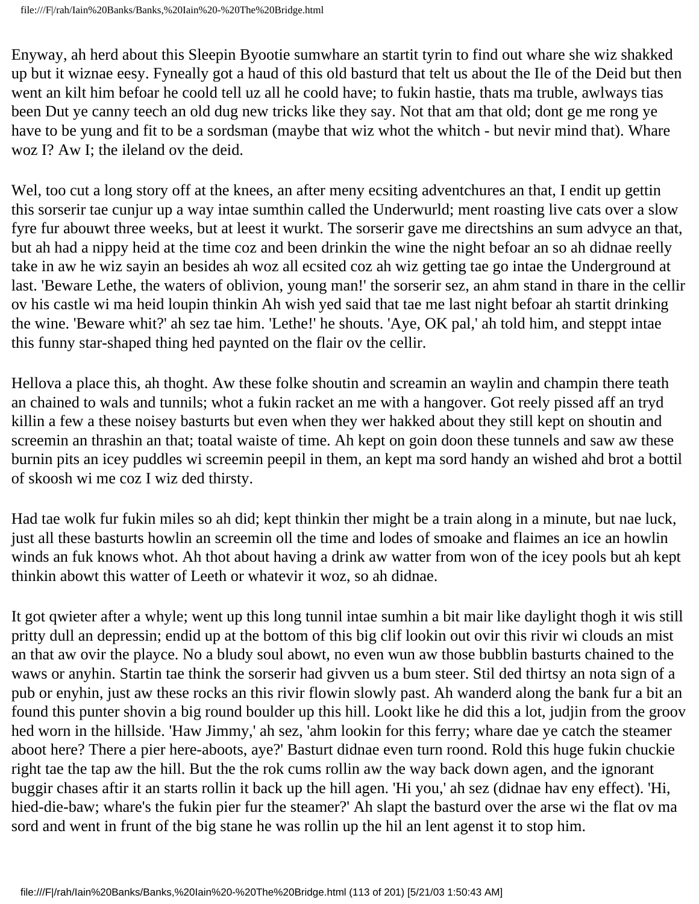Enyway, ah herd about this Sleepin Byootie sumwhare an startit tyrin to find out whare she wiz shakked up but it wiznae eesy. Fyneally got a haud of this old basturd that telt us about the Ile of the Deid but then went an kilt him befoar he coold tell uz all he coold have; to fukin hastie, thats ma truble, awlways tias been Dut ye canny teech an old dug new tricks like they say. Not that am that old; dont ge me rong ye have to be yung and fit to be a sordsman (maybe that wiz whot the whitch - but nevir mind that). Whare woz I? Aw I; the ileland ov the deid.

Wel, too cut a long story off at the knees, an after meny ecsiting adventchures an that, I endit up gettin this sorserir tae cunjur up a way intae sumthin called the Underwurld; ment roasting live cats over a slow fyre fur abouwt three weeks, but at leest it wurkt. The sorserir gave me directshins an sum advyce an that, but ah had a nippy heid at the time coz and been drinkin the wine the night befoar an so ah didnae reelly take in aw he wiz sayin an besides ah woz all ecsited coz ah wiz getting tae go intae the Underground at last. 'Beware Lethe, the waters of oblivion, young man!' the sorserir sez, an ahm stand in thare in the cellir ov his castle wi ma heid loupin thinkin Ah wish yed said that tae me last night befoar ah startit drinking the wine. 'Beware whit?' ah sez tae him. 'Lethe!' he shouts. 'Aye, OK pal,' ah told him, and steppt intae this funny star-shaped thing hed paynted on the flair ov the cellir.

Hellova a place this, ah thoght. Aw these folke shoutin and screamin an waylin and champin there teath an chained to wals and tunnils; whot a fukin racket an me with a hangover. Got reely pissed aff an tryd killin a few a these noisey basturts but even when they wer hakked about they still kept on shoutin and screemin an thrashin an that; toatal waiste of time. Ah kept on goin doon these tunnels and saw aw these burnin pits an icey puddles wi screemin peepil in them, an kept ma sord handy an wished ahd brot a bottil of skoosh wi me coz I wiz ded thirsty.

Had tae wolk fur fukin miles so ah did; kept thinkin ther might be a train along in a minute, but nae luck, just all these basturts howlin an screemin oll the time and lodes of smoake and flaimes an ice an howlin winds an fuk knows whot. Ah thot about having a drink aw watter from won of the icey pools but ah kept thinkin abowt this watter of Leeth or whatevir it woz, so ah didnae.

It got qwieter after a whyle; went up this long tunnil intae sumhin a bit mair like daylight thogh it wis still pritty dull an depressin; endid up at the bottom of this big clif lookin out ovir this rivir wi clouds an mist an that aw ovir the playce. No a bludy soul abowt, no even wun aw those bubblin basturts chained to the waws or anyhin. Startin tae think the sorserir had givven us a bum steer. Stil ded thirtsy an nota sign of a pub or enyhin, just aw these rocks an this rivir flowin slowly past. Ah wanderd along the bank fur a bit an found this punter shovin a big round boulder up this hill. Lookt like he did this a lot, judjin from the groov hed worn in the hillside. 'Haw Jimmy,' ah sez, 'ahm lookin for this ferry; whare dae ye catch the steamer aboot here? There a pier here-aboots, aye?' Basturt didnae even turn roond. Rold this huge fukin chuckie right tae the tap aw the hill. But the the rok cums rollin aw the way back down agen, and the ignorant buggir chases aftir it an starts rollin it back up the hill agen. 'Hi you,' ah sez (didnae hav eny effect). 'Hi, hied-die-baw; whare's the fukin pier fur the steamer?' Ah slapt the basturd over the arse wi the flat ov ma sord and went in frunt of the big stane he was rollin up the hil an lent agenst it to stop him.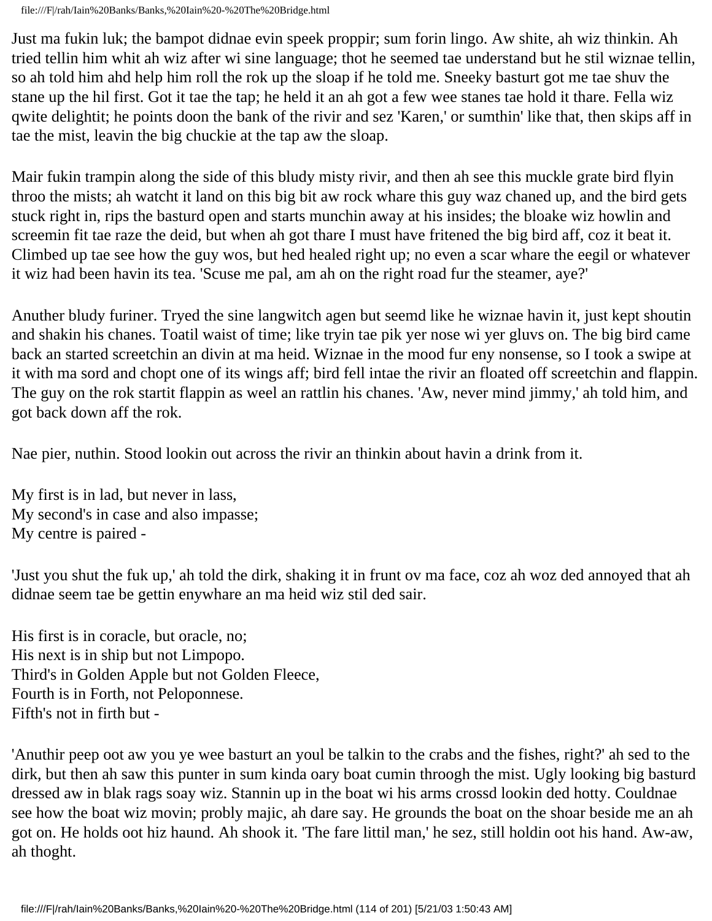Just ma fukin luk; the bampot didnae evin speek proppir; sum forin lingo. Aw shite, ah wiz thinkin. Ah tried tellin him whit ah wiz after wi sine language; thot he seemed tae understand but he stil wiznae tellin, so ah told him ahd help him roll the rok up the sloap if he told me. Sneeky basturt got me tae shuv the stane up the hil first. Got it tae the tap; he held it an ah got a few wee stanes tae hold it thare. Fella wiz qwite delightit; he points doon the bank of the rivir and sez 'Karen,' or sumthin' like that, then skips aff in tae the mist, leavin the big chuckie at the tap aw the sloap.

Mair fukin trampin along the side of this bludy misty rivir, and then ah see this muckle grate bird flyin throo the mists; ah watcht it land on this big bit aw rock whare this guy waz chaned up, and the bird gets stuck right in, rips the basturd open and starts munchin away at his insides; the bloake wiz howlin and screemin fit tae raze the deid, but when ah got thare I must have fritened the big bird aff, coz it beat it. Climbed up tae see how the guy wos, but hed healed right up; no even a scar whare the eegil or whatever it wiz had been havin its tea. 'Scuse me pal, am ah on the right road fur the steamer, aye?'

Anuther bludy furiner. Tryed the sine langwitch agen but seemd like he wiznae havin it, just kept shoutin and shakin his chanes. Toatil waist of time; like tryin tae pik yer nose wi yer gluvs on. The big bird came back an started screetchin an divin at ma heid. Wiznae in the mood fur eny nonsense, so I took a swipe at it with ma sord and chopt one of its wings aff; bird fell intae the rivir an floated off screetchin and flappin. The guy on the rok startit flappin as weel an rattlin his chanes. 'Aw, never mind jimmy,' ah told him, and got back down aff the rok.

Nae pier, nuthin. Stood lookin out across the rivir an thinkin about havin a drink from it.

My first is in lad, but never in lass,  
My second's in case and also impasse;  
My centre is paired -

'Just you shut the fuk up,' ah told the dirk, shaking it in frunt ov ma face, coz ah woz ded annoyed that ah didnae seem tae be gettin enywhare an ma heid wiz stil ded sair.

His first is in coracle, but oracle, no;  
His next is in ship but not Limpopo.  
Third's in Golden Apple but not Golden Fleece,  
Fourth is in Forth, not Peloponnese.  
Fifth's not in firth but -

'Anuthir peep oot aw you ye wee basturt an youl be talkin to the crabs and the fishes, right?' ah sed to the dirk, but then ah saw this punter in sum kinda oary boat cumin throogh the mist. Ugly looking big basturd dressed aw in blak rags soay wiz. Stannin up in the boat wi his arms crossd lookin ded hotty. Couldnae see how the boat wiz movin; probly majic, ah dare say. He grounds the boat on the shoar beside me an ah got on. He holds oot hiz haund. Ah shook it. 'The fare littil man,' he sez, still holdin oot his hand. Aw-aw, ah thoght.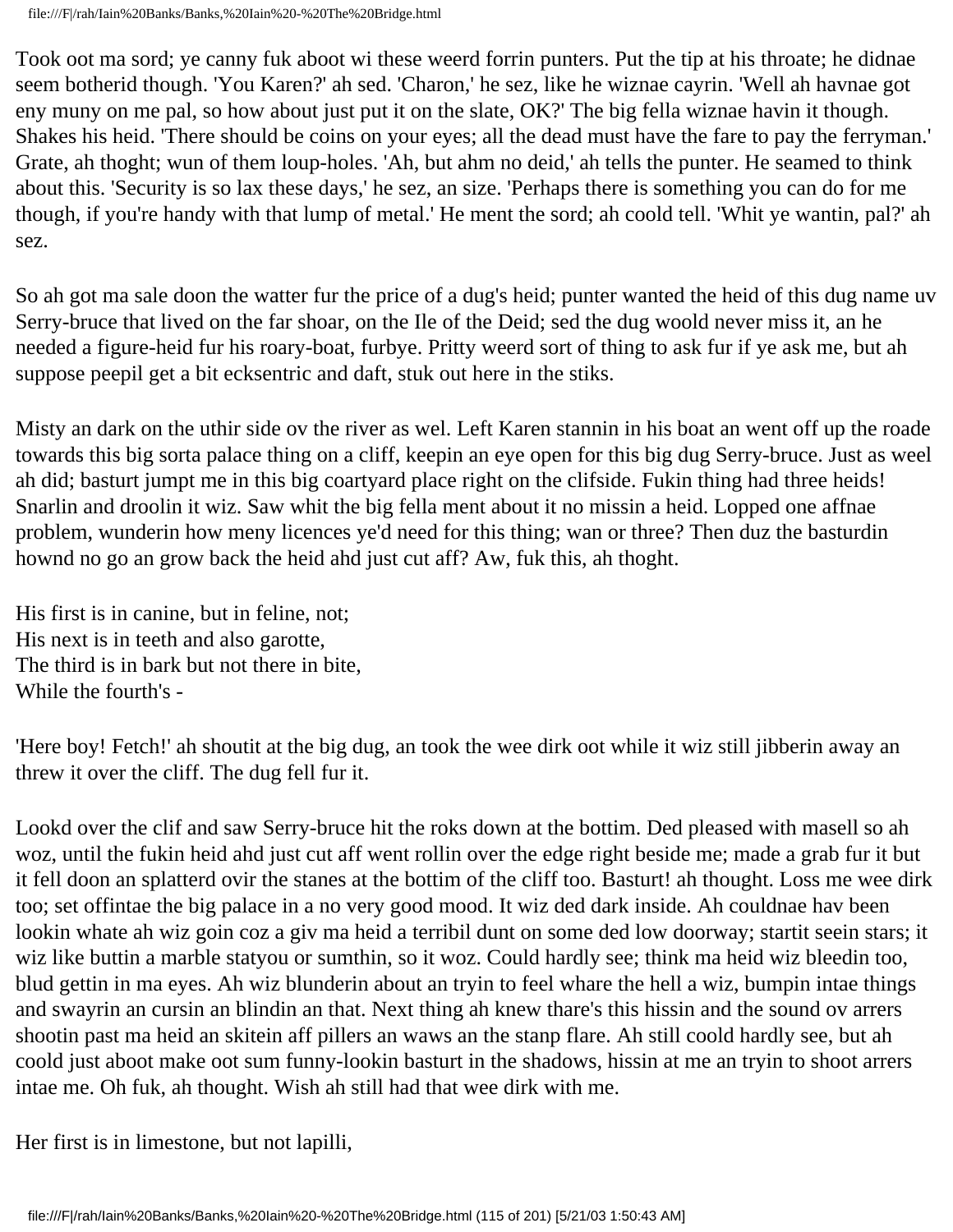Took oot ma sord; ye canny fuk aboot wi these weerd forrin punters. Put the tip at his throate; he didnae seem botherid though. 'You Karen?' ah sed. 'Charon,' he sez, like he wiznae cayrin. 'Well ah havnae got eny muny on me pal, so how about just put it on the slate, OK?' The big fella wiznae havin it though. Shakes his heid. 'There should be coins on your eyes; all the dead must have the fare to pay the ferryman.' Grate, ah thoght; wun of them loup-holes. 'Ah, but ahm no deid,' ah tells the punter. He seamed to think about this. 'Security is so lax these days,' he sez, an size. 'Perhaps there is something you can do for me though, if you're handy with that lump of metal.' He ment the sord; ah coold tell. 'Whit ye wantin, pal?' ah sez.

So ah got ma sale doon the watter fur the price of a dug's heid; punter wanted the heid of this dug name uv Serry-bruce that lived on the far shoar, on the Ile of the Deid; sed the dug woold never miss it, an he needed a figure-heid fur his roary-boat, furbye. Pritty weerd sort of thing to ask fur if ye ask me, but ah suppose peepil get a bit ecksentric and daft, stuk out here in the stiks.

Misty an dark on the uthir side ov the river as wel. Left Karen stannin in his boat an went off up the roade towards this big sorta palace thing on a cliff, keepin an eye open for this big dug Serry-bruce. Just as weel ah did; basturt jumpt me in this big coartyard place right on the clifside. Fukin thing had three heids! Snarlin and droolin it wiz. Saw whit the big fella ment about it no missin a heid. Lopped one affnae problem, wunderin how meny licences ye'd need for this thing; wan or three? Then duz the basturdin hownd no go an grow back the heid ahd just cut aff? Aw, fuk this, ah thoght.

His first is in canine, but in feline, not;
His next is in teeth and also garotte,
The third is in bark but not there in bite,
While the fourth's -

'Here boy! Fetch!' ah shoutit at the big dug, an took the wee dirk oot while it wiz still jibberin away an threw it over the cliff. The dug fell fur it.

Lookd over the clif and saw Serry-bruce hit the roks down at the bottim. Ded pleased with masell so ah woz, until the fukin heid ahd just cut aff went rollin over the edge right beside me; made a grab fur it but it fell doon an splatterd ovir the stanes at the bottim of the cliff too. Basturt! ah thought. Loss me wee dirk too; set offintae the big palace in a no very good mood. It wiz ded dark inside. Ah couldnae hav been lookin whate ah wiz goin coz a giv ma heid a terribil dunt on some ded low doorway; startit seein stars; it wiz like buttin a marble statyou or sumthin, so it woz. Could hardly see; think ma heid wiz bleedin too, blud gettin in ma eyes. Ah wiz blunderin about an tryin to feel whare the hell a wiz, bumpin intae things and swayrin an cursin an blindin an that. Next thing ah knew thare's this hissin and the sound ov arrers shootin past ma heid an skitein aff pillers an waws an the stanp flare. Ah still coold hardly see, but ah coold just aboot make oot sum funny-lookin basturt in the shadows, hissin at me an tryin to shoot arrers intae me. Oh fuk, ah thought. Wish ah still had that wee dirk with me.

Her first is in limestone, but not lapilli,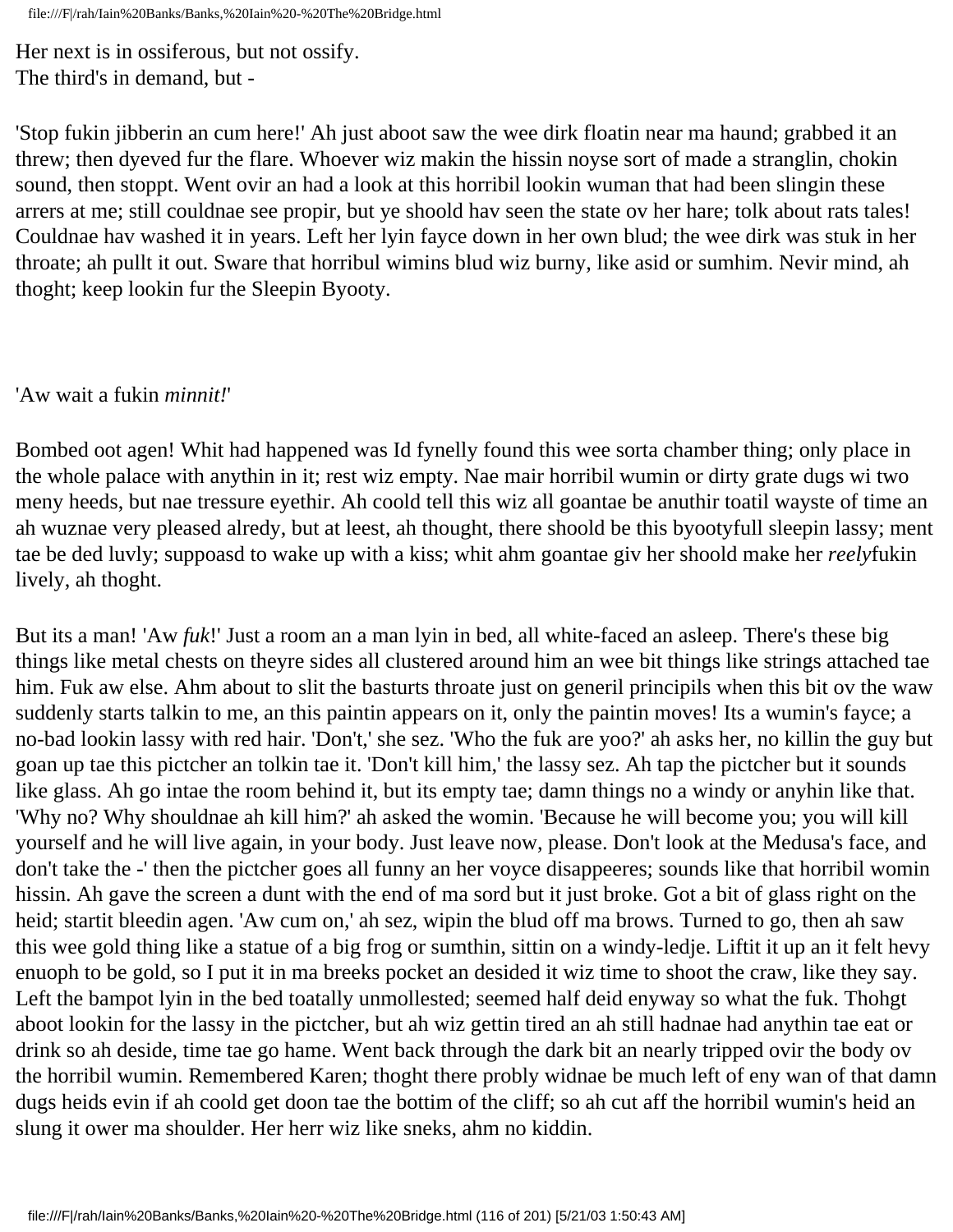Her next is in ossiferous, but not ossify.
The third's in demand, but -

'Stop fukin jibberin an cum here!' Ah just aboot saw the wee dirk floatin near ma haund; grabbed it an threw; then dyeved fur the flare. Whoever wiz makin the hissin noyse sort of made a stranglin, chokin sound, then stoppt. Went ovir an had a look at this horribil lookin wuman that had been slingin these arrers at me; still couldnae see propir, but ye shoold hav seen the state ov her hare; tolk about rats tales! Couldnae hav washed it in years. Left her lyin fayce down in her own blud; the wee dirk was stuk in her throate; ah pullt it out. Sware that horribul wimins blud wiz burny, like asid or sumhim. Nevir mind, ah thoght; keep lookin fur the Sleepin Byooty.

'Aw wait a fukin *minnit!*'

Bombed oot agen! Whit had happened was Id fynelly found this wee sorta chamber thing; only place in the whole palace with anythin in it; rest wiz empty. Nae mair horribil wumin or dirty grate dugs wi two meny heeds, but nae tressure eyethir. Ah coold tell this wiz all goantae be anuthir toatil wayste of time an ah wuznae very pleased alredy, but at leest, ah thought, there shoold be this byootyfull sleepin lassy; ment tae be ded luvly; suppoasd to wake up with a kiss; whit ahm goantae giv her shoold make her *reely*fukin lively, ah thoght.

But its a man! 'Aw *fuk*!' Just a room an a man lyin in bed, all white-faced an asleep. There's these big things like metal chests on theyre sides all clustered around him an wee bit things like strings attached tae him. Fuk aw else. Ahm about to slit the basturts throate just on generil principils when this bit ov the waw suddenly starts talkin to me, an this paintin appears on it, only the paintin moves! Its a wumin's fayce; a no-bad lookin lassy with red hair. 'Don't,' she sez. 'Who the fuk are yoo?' ah asks her, no killin the guy but goan up tae this pictcher an tolkin tae it. 'Don't kill him,' the lassy sez. Ah tap the pictcher but it sounds like glass. Ah go intae the room behind it, but its empty tae; damn things no a windy or anyhin like that. 'Why no? Why shouldnae ah kill him?' ah asked the womin. 'Because he will become you; you will kill yourself and he will live again, in your body. Just leave now, please. Don't look at the Medusa's face, and don't take the -' then the pictcher goes all funny an her voyce disappeeres; sounds like that horribil womin hissin. Ah gave the screen a dunt with the end of ma sord but it just broke. Got a bit of glass right on the heid; startit bleedin agen. 'Aw cum on,' ah sez, wipin the blud off ma brows. Turned to go, then ah saw this wee gold thing like a statue of a big frog or sumthin, sittin on a windy-ledje. Liftit it up an it felt hevy enuoph to be gold, so I put it in ma breeks pocket an desided it wiz time to shoot the craw, like they say. Left the bampot lyin in the bed toatally unmollested; seemed half deid enyway so what the fuk. Thohgt aboot lookin for the lassy in the pictcher, but ah wiz gettin tired an ah still hadnae had anythin tae eat or drink so ah deside, time tae go hame. Went back through the dark bit an nearly tripped ovir the body ov the horribil wumin. Remembered Karen; thoght there probly widnae be much left of eny wan of that damn dugs heids evin if ah coold get doon tae the bottim of the cliff; so ah cut aff the horribil wumin's heid an slung it ower ma shoulder. Her herr wiz like sneks, ahm no kiddin.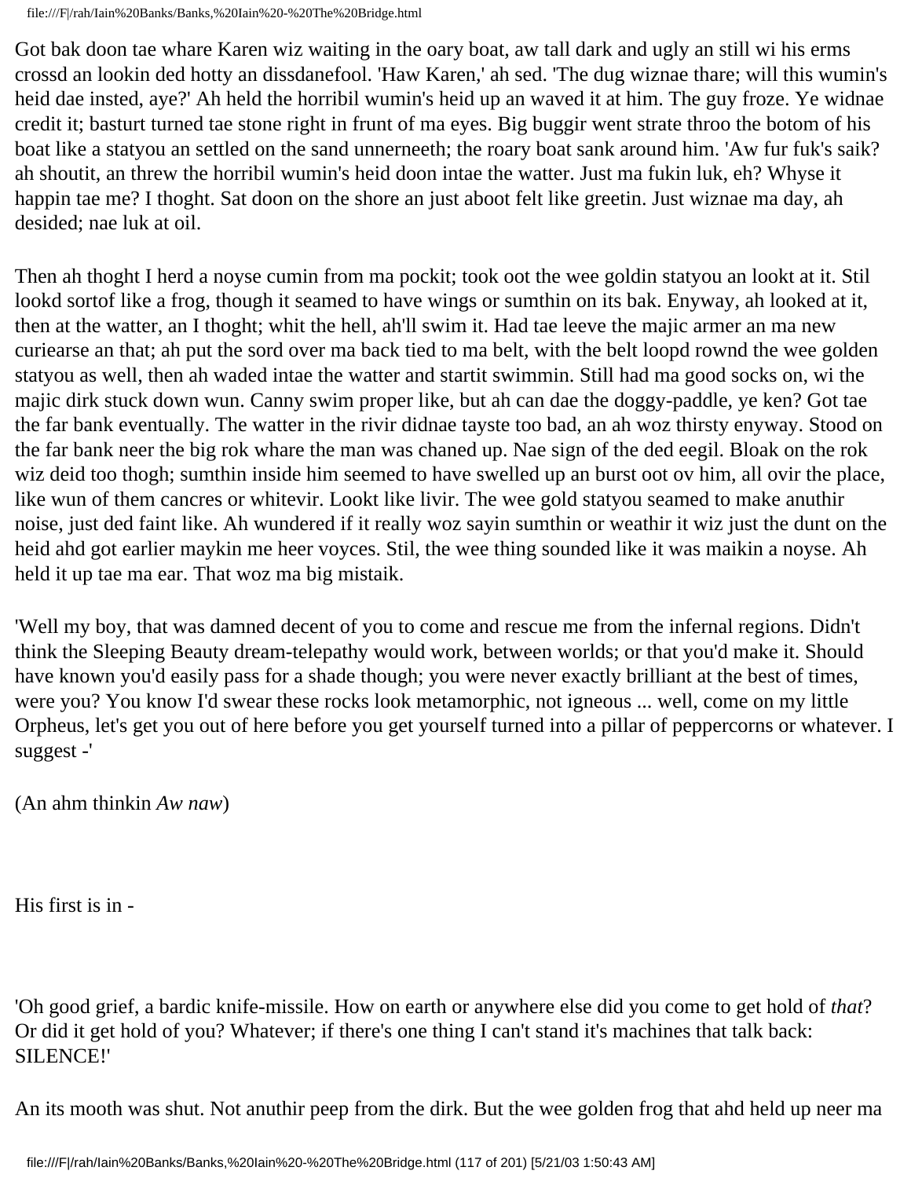Got bak doon tae whare Karen wiz waiting in the oary boat, aw tall dark and ugly an still wi his erms crossd an lookin ded hotty an dissdanefool. 'Haw Karen,' ah sed. 'The dug wiznae thare; will this wumin's heid dae insted, aye?' Ah held the horribil wumin's heid up an waved it at him. The guy froze. Ye widnae credit it; basturt turned tae stone right in frunt of ma eyes. Big buggir went strate throo the botom of his boat like a statyou an settled on the sand unnerneeth; the roary boat sank around him. 'Aw fur fuk's saik? ah shoutit, an threw the horribil wumin's heid doon intae the watter. Just ma fukin luk, eh? Whyse it happin tae me? I thoght. Sat doon on the shore an just aboot felt like greetin. Just wiznae ma day, ah desided; nae luk at oil.

Then ah thoght I herd a noyse cumin from ma pockit; took oot the wee goldin statyou an lookt at it. Stil lookd sortof like a frog, though it seamed to have wings or sumthin on its bak. Enyway, ah looked at it, then at the watter, an I thoght; whit the hell, ah'll swim it. Had tae leeve the majic armer an ma new curiearse an that; ah put the sord over ma back tied to ma belt, with the belt loopd rownd the wee golden statyou as well, then ah waded intae the watter and startit swimmin. Still had ma good socks on, wi the majic dirk stuck down wun. Canny swim proper like, but ah can dae the doggy-paddle, ye ken? Got tae the far bank eventually. The watter in the rivir didnae tayste too bad, an ah woz thirsty enyway. Stood on the far bank neer the big rok whare the man was chaned up. Nae sign of the ded eegil. Bloak on the rok wiz deid too thogh; sumthin inside him seemed to have swelled up an burst oot ov him, all ovir the place, like wun of them cancres or whitevir. Lookt like livir. The wee gold statyou seamed to make anuthir noise, just ded faint like. Ah wundered if it really woz sayin sumthin or weathir it wiz just the dunt on the heid ahd got earlier maykin me heer voyces. Stil, the wee thing sounded like it was maikin a noyse. Ah held it up tae ma ear. That woz ma big mistaik.

'Well my boy, that was damned decent of you to come and rescue me from the infernal regions. Didn't think the Sleeping Beauty dream-telepathy would work, between worlds; or that you'd make it. Should have known you'd easily pass for a shade though; you were never exactly brilliant at the best of times, were you? You know I'd swear these rocks look metamorphic, not igneous ... well, come on my little Orpheus, let's get you out of here before you get yourself turned into a pillar of peppercorns or whatever. I suggest -'

(An ahm thinkin *Aw naw*)

His first is in -

'Oh good grief, a bardic knife-missile. How on earth or anywhere else did you come to get hold of *that*? Or did it get hold of you? Whatever; if there's one thing I can't stand it's machines that talk back: SILENCE!'

An its mooth was shut. Not anuthir peep from the dirk. But the wee golden frog that ahd held up neer ma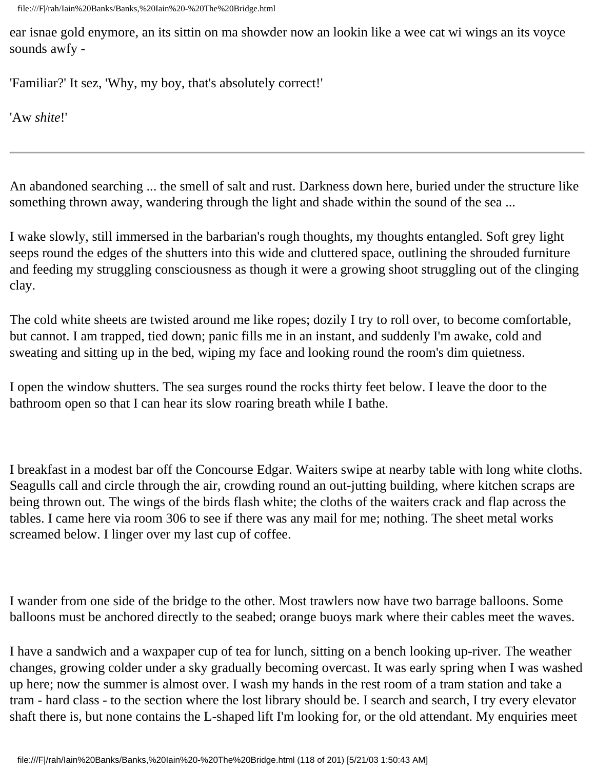ear isnae gold enymore, an its sittin on ma showder now an lookin like a wee cat wi wings an its voyce sounds awfy -

'Familiar?' It sez, 'Why, my boy, that's absolutely correct!'

'Aw *shite*!'

---

An abandoned searching ... the smell of salt and rust. Darkness down here, buried under the structure like something thrown away, wandering through the light and shade within the sound of the sea ...

I wake slowly, still immersed in the barbarian's rough thoughts, my thoughts entangled. Soft grey light seeps round the edges of the shutters into this wide and cluttered space, outlining the shrouded furniture and feeding my struggling consciousness as though it were a growing shoot struggling out of the clinging clay.

The cold white sheets are twisted around me like ropes; dozily I try to roll over, to become comfortable, but cannot. I am trapped, tied down; panic fills me in an instant, and suddenly I'm awake, cold and sweating and sitting up in the bed, wiping my face and looking round the room's dim quietness.

I open the window shutters. The sea surges round the rocks thirty feet below. I leave the door to the bathroom open so that I can hear its slow roaring breath while I bathe.

I breakfast in a modest bar off the Concourse Edgar. Waiters swipe at nearby table with long white cloths. Seagulls call and circle through the air, crowding round an out-jutting building, where kitchen scraps are being thrown out. The wings of the birds flash white; the cloths of the waiters crack and flap across the tables. I came here via room 306 to see if there was any mail for me; nothing. The sheet metal works screamed below. I linger over my last cup of coffee.

I wander from one side of the bridge to the other. Most trawlers now have two barrage balloons. Some balloons must be anchored directly to the seabed; orange buoys mark where their cables meet the waves.

I have a sandwich and a waxpaper cup of tea for lunch, sitting on a bench looking up-river. The weather changes, growing colder under a sky gradually becoming overcast. It was early spring when I was washed up here; now the summer is almost over. I wash my hands in the rest room of a tram station and take a tram - hard class - to the section where the lost library should be. I search and search, I try every elevator shaft there is, but none contains the L-shaped lift I'm looking for, or the old attendant. My enquiries meet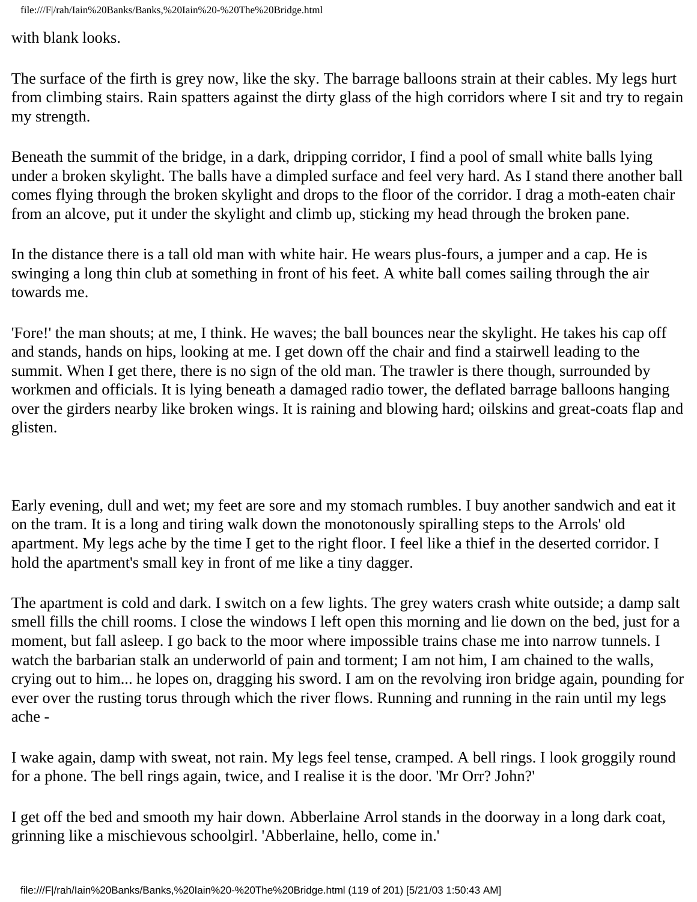with blank looks.

The surface of the firth is grey now, like the sky. The barrage balloons strain at their cables. My legs hurt from climbing stairs. Rain spatters against the dirty glass of the high corridors where I sit and try to regain my strength.

Beneath the summit of the bridge, in a dark, dripping corridor, I find a pool of small white balls lying under a broken skylight. The balls have a dimpled surface and feel very hard. As I stand there another ball comes flying through the broken skylight and drops to the floor of the corridor. I drag a moth-eaten chair from an alcove, put it under the skylight and climb up, sticking my head through the broken pane.

In the distance there is a tall old man with white hair. He wears plus-fours, a jumper and a cap. He is swinging a long thin club at something in front of his feet. A white ball comes sailing through the air towards me.

'Fore!' the man shouts; at me, I think. He waves; the ball bounces near the skylight. He takes his cap off and stands, hands on hips, looking at me. I get down off the chair and find a stairwell leading to the summit. When I get there, there is no sign of the old man. The trawler is there though, surrounded by workmen and officials. It is lying beneath a damaged radio tower, the deflated barrage balloons hanging over the girders nearby like broken wings. It is raining and blowing hard; oilskins and great-coats flap and glisten.

Early evening, dull and wet; my feet are sore and my stomach rumbles. I buy another sandwich and eat it on the tram. It is a long and tiring walk down the monotonously spiralling steps to the Arrols' old apartment. My legs ache by the time I get to the right floor. I feel like a thief in the deserted corridor. I hold the apartment's small key in front of me like a tiny dagger.

The apartment is cold and dark. I switch on a few lights. The grey waters crash white outside; a damp salt smell fills the chill rooms. I close the windows I left open this morning and lie down on the bed, just for a moment, but fall asleep. I go back to the moor where impossible trains chase me into narrow tunnels. I watch the barbarian stalk an underworld of pain and torment; I am not him, I am chained to the walls, crying out to him... he lopes on, dragging his sword. I am on the revolving iron bridge again, pounding for ever over the rusting torus through which the river flows. Running and running in the rain until my legs ache -

I wake again, damp with sweat, not rain. My legs feel tense, cramped. A bell rings. I look groggily round for a phone. The bell rings again, twice, and I realise it is the door. 'Mr Orr? John?'

I get off the bed and smooth my hair down. Abberlaine Arrol stands in the doorway in a long dark coat, grinning like a mischievous schoolgirl. 'Abberlaine, hello, come in.'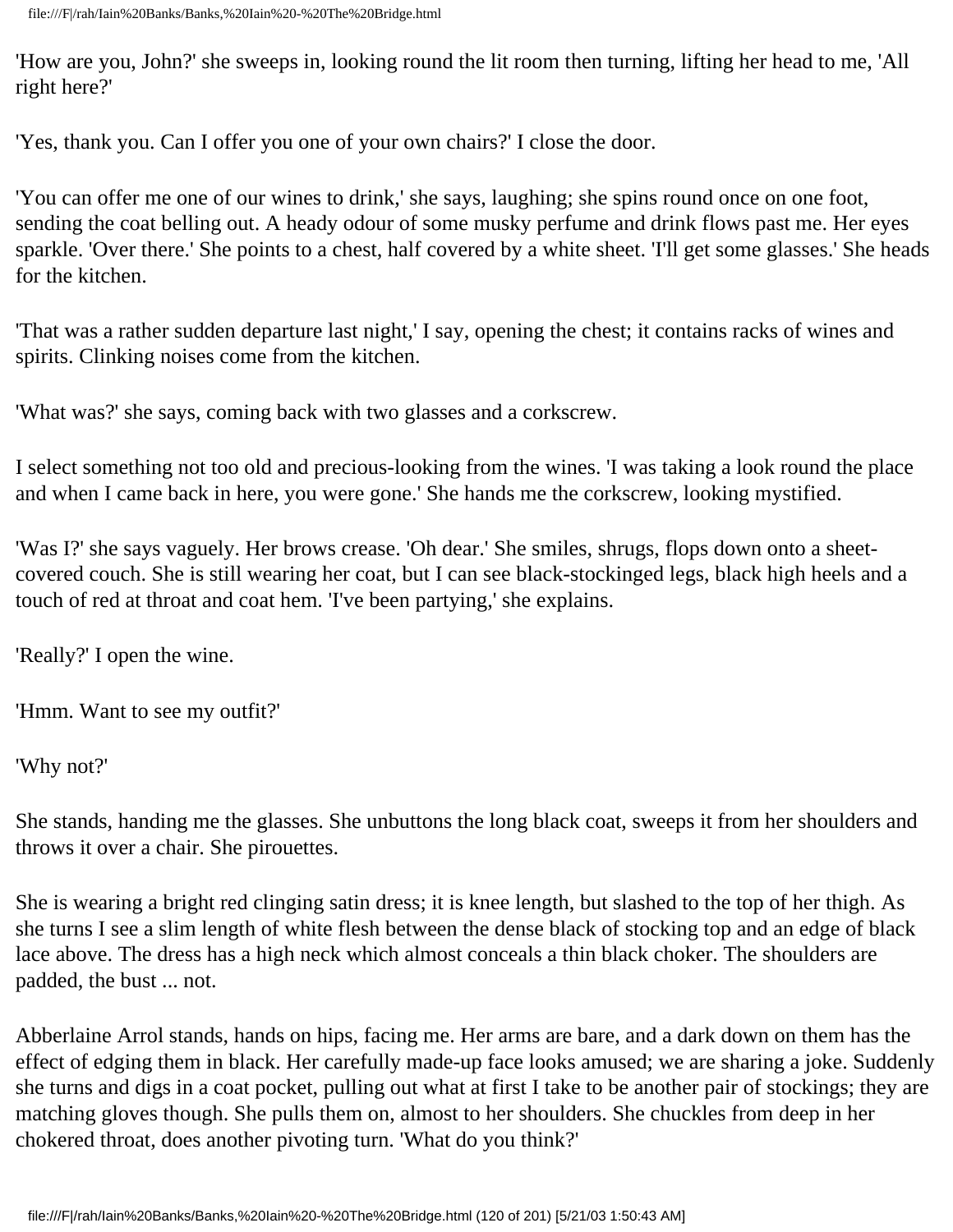'How are you, John?' she sweeps in, looking round the lit room then turning, lifting her head to me, 'All right here?'

'Yes, thank you. Can I offer you one of your own chairs?' I close the door.

'You can offer me one of our wines to drink,' she says, laughing; she spins round once on one foot, sending the coat belling out. A heady odour of some musky perfume and drink flows past me. Her eyes sparkle. 'Over there.' She points to a chest, half covered by a white sheet. 'I'll get some glasses.' She heads for the kitchen.

'That was a rather sudden departure last night,' I say, opening the chest; it contains racks of wines and spirits. Clinking noises come from the kitchen.

'What was?' she says, coming back with two glasses and a corkscrew.

I select something not too old and precious-looking from the wines. 'I was taking a look round the place and when I came back in here, you were gone.' She hands me the corkscrew, looking mystified.

'Was I?' she says vaguely. Her brows crease. 'Oh dear.' She smiles, shrugs, flops down onto a sheet-covered couch. She is still wearing her coat, but I can see black-stockinged legs, black high heels and a touch of red at throat and coat hem. 'I've been partying,' she explains.

'Really?' I open the wine.

'Hmm. Want to see my outfit?'

'Why not?'

She stands, handing me the glasses. She unbuttons the long black coat, sweeps it from her shoulders and throws it over a chair. She pirouettes.

She is wearing a bright red clinging satin dress; it is knee length, but slashed to the top of her thigh. As she turns I see a slim length of white flesh between the dense black of stocking top and an edge of black lace above. The dress has a high neck which almost conceals a thin black choker. The shoulders are padded, the bust ... not.

Abberlaine Arrol stands, hands on hips, facing me. Her arms are bare, and a dark down on them has the effect of edging them in black. Her carefully made-up face looks amused; we are sharing a joke. Suddenly she turns and digs in a coat pocket, pulling out what at first I take to be another pair of stockings; they are matching gloves though. She pulls them on, almost to her shoulders. She chuckles from deep in her chokered throat, does another pivoting turn. 'What do you think?'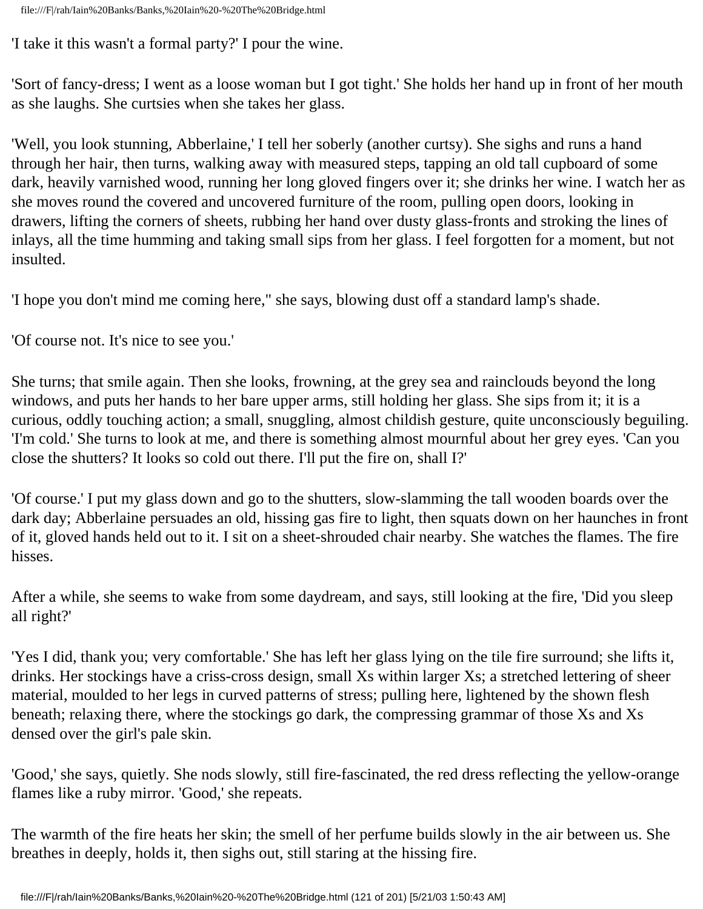'I take it this wasn't a formal party?' I pour the wine.

'Sort of fancy-dress; I went as a loose woman but I got tight.' She holds her hand up in front of her mouth as she laughs. She curtsies when she takes her glass.

'Well, you look stunning, Abberlaine,' I tell her soberly (another curtsy). She sighs and runs a hand through her hair, then turns, walking away with measured steps, tapping an old tall cupboard of some dark, heavily varnished wood, running her long gloved fingers over it; she drinks her wine. I watch her as she moves round the covered and uncovered furniture of the room, pulling open doors, looking in drawers, lifting the corners of sheets, rubbing her hand over dusty glass-fronts and stroking the lines of inlays, all the time humming and taking small sips from her glass. I feel forgotten for a moment, but not insulted.

'I hope you don't mind me coming here," she says, blowing dust off a standard lamp's shade.

'Of course not. It's nice to see you.'

She turns; that smile again. Then she looks, frowning, at the grey sea and rainclouds beyond the long windows, and puts her hands to her bare upper arms, still holding her glass. She sips from it; it is a curious, oddly touching action; a small, snuggling, almost childish gesture, quite unconsciously beguiling. 'I'm cold.' She turns to look at me, and there is something almost mournful about her grey eyes. 'Can you close the shutters? It looks so cold out there. I'll put the fire on, shall I?'

'Of course.' I put my glass down and go to the shutters, slow-slamming the tall wooden boards over the dark day; Abberlaine persuades an old, hissing gas fire to light, then squats down on her haunches in front of it, gloved hands held out to it. I sit on a sheet-shrouded chair nearby. She watches the flames. The fire hisses.

After a while, she seems to wake from some daydream, and says, still looking at the fire, 'Did you sleep all right?'

'Yes I did, thank you; very comfortable.' She has left her glass lying on the tile fire surround; she lifts it, drinks. Her stockings have a criss-cross design, small Xs within larger Xs; a stretched lettering of sheer material, moulded to her legs in curved patterns of stress; pulling here, lightened by the shown flesh beneath; relaxing there, where the stockings go dark, the compressing grammar of those Xs and Xs densed over the girl's pale skin.

'Good,' she says, quietly. She nods slowly, still fire-fascinated, the red dress reflecting the yellow-orange flames like a ruby mirror. 'Good,' she repeats.

The warmth of the fire heats her skin; the smell of her perfume builds slowly in the air between us. She breathes in deeply, holds it, then sighs out, still staring at the hissing fire.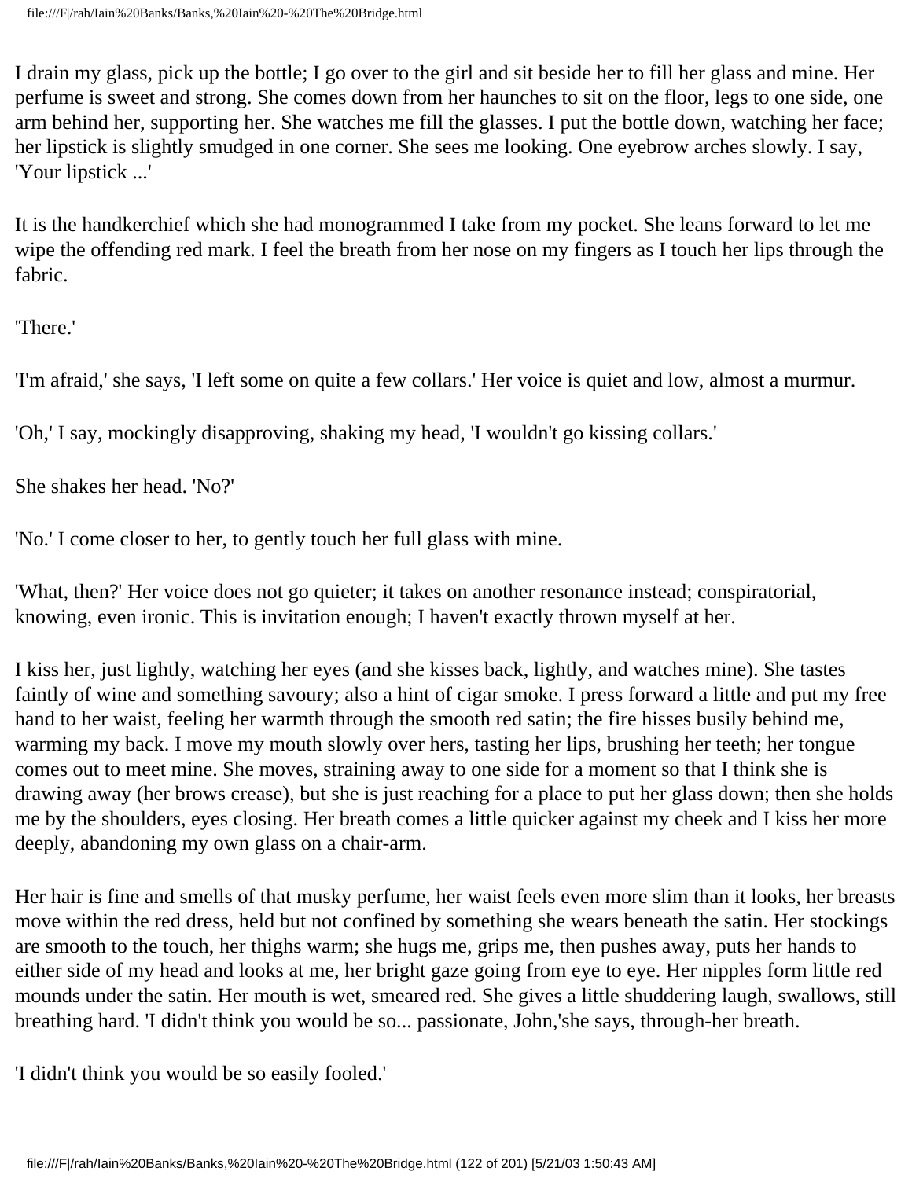I drain my glass, pick up the bottle; I go over to the girl and sit beside her to fill her glass and mine. Her perfume is sweet and strong. She comes down from her haunches to sit on the floor, legs to one side, one arm behind her, supporting her. She watches me fill the glasses. I put the bottle down, watching her face; her lipstick is slightly smudged in one corner. She sees me looking. One eyebrow arches slowly. I say, 'Your lipstick ...'

It is the handkerchief which she had monogrammed I take from my pocket. She leans forward to let me wipe the offending red mark. I feel the breath from her nose on my fingers as I touch her lips through the fabric.

'There.'

'I'm afraid,' she says, 'I left some on quite a few collars.' Her voice is quiet and low, almost a murmur.

'Oh,' I say, mockingly disapproving, shaking my head, 'I wouldn't go kissing collars.'

She shakes her head. 'No?'

'No.' I come closer to her, to gently touch her full glass with mine.

'What, then?' Her voice does not go quieter; it takes on another resonance instead; conspiratorial, knowing, even ironic. This is invitation enough; I haven't exactly thrown myself at her.

I kiss her, just lightly, watching her eyes (and she kisses back, lightly, and watches mine). She tastes faintly of wine and something savoury; also a hint of cigar smoke. I press forward a little and put my free hand to her waist, feeling her warmth through the smooth red satin; the fire hisses busily behind me, warming my back. I move my mouth slowly over hers, tasting her lips, brushing her teeth; her tongue comes out to meet mine. She moves, straining away to one side for a moment so that I think she is drawing away (her brows crease), but she is just reaching for a place to put her glass down; then she holds me by the shoulders, eyes closing. Her breath comes a little quicker against my cheek and I kiss her more deeply, abandoning my own glass on a chair-arm.

Her hair is fine and smells of that musky perfume, her waist feels even more slim than it looks, her breasts move within the red dress, held but not confined by something she wears beneath the satin. Her stockings are smooth to the touch, her thighs warm; she hugs me, grips me, then pushes away, puts her hands to either side of my head and looks at me, her bright gaze going from eye to eye. Her nipples form little red mounds under the satin. Her mouth is wet, smeared red. She gives a little shuddering laugh, swallows, still breathing hard. 'I didn't think you would be so... passionate, John,'she says, through-her breath.

'I didn't think you would be so easily fooled.'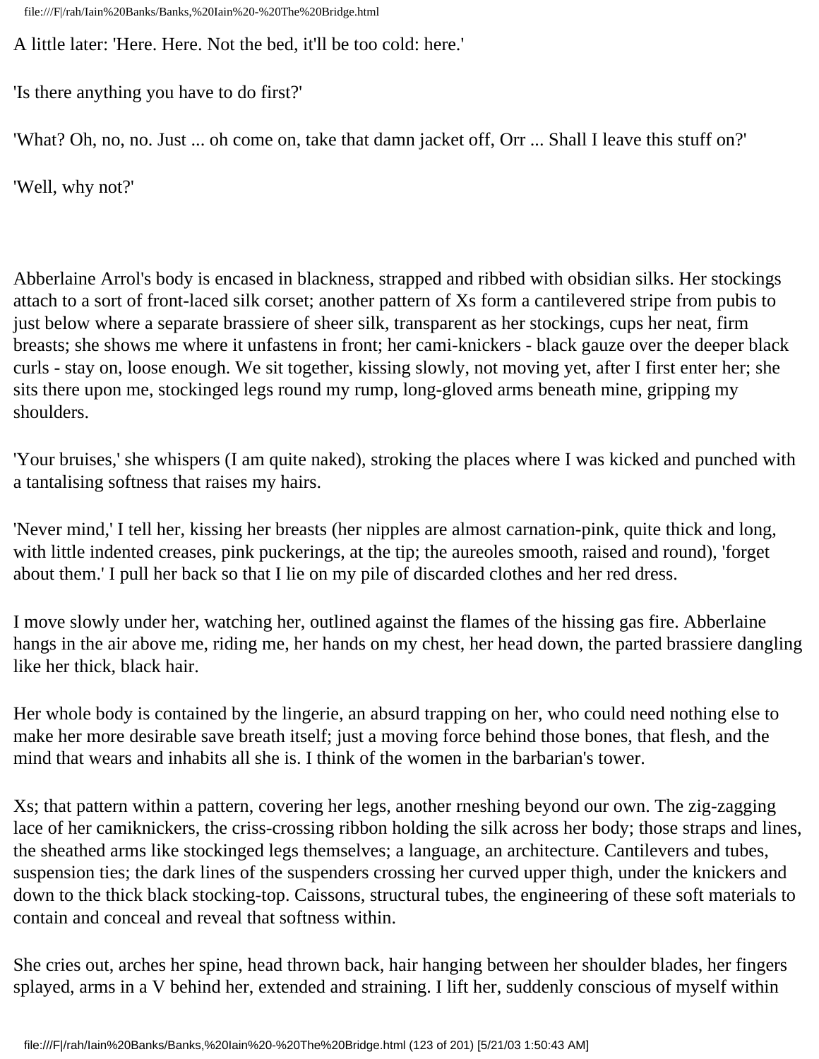A little later: 'Here. Here. Not the bed, it'll be too cold: here.'

'Is there anything you have to do first?'

'What? Oh, no, no. Just ... oh come on, take that damn jacket off, Orr ... Shall I leave this stuff on?'

'Well, why not?'

Abberlaine Arrol's body is encased in blackness, strapped and ribbed with obsidian silks. Her stockings attach to a sort of front-laced silk corset; another pattern of Xs form a cantilevered stripe from pubis to just below where a separate brassiere of sheer silk, transparent as her stockings, cups her neat, firm breasts; she shows me where it unfastens in front; her cami-knickers - black gauze over the deeper black curls - stay on, loose enough. We sit together, kissing slowly, not moving yet, after I first enter her; she sits there upon me, stockinged legs round my rump, long-gloved arms beneath mine, gripping my shoulders.

'Your bruises,' she whispers (I am quite naked), stroking the places where I was kicked and punched with a tantalising softness that raises my hairs.

'Never mind,' I tell her, kissing her breasts (her nipples are almost carnation-pink, quite thick and long, with little indented creases, pink puckerings, at the tip; the aureoles smooth, raised and round), 'forget about them.' I pull her back so that I lie on my pile of discarded clothes and her red dress.

I move slowly under her, watching her, outlined against the flames of the hissing gas fire. Abberlaine hangs in the air above me, riding me, her hands on my chest, her head down, the parted brassiere dangling like her thick, black hair.

Her whole body is contained by the lingerie, an absurd trapping on her, who could need nothing else to make her more desirable save breath itself; just a moving force behind those bones, that flesh, and the mind that wears and inhabits all she is. I think of the women in the barbarian's tower.

Xs; that pattern within a pattern, covering her legs, another rneshing beyond our own. The zig-zagging lace of her camiknickers, the criss-crossing ribbon holding the silk across her body; those straps and lines, the sheathed arms like stockinged legs themselves; a language, an architecture. Cantilevers and tubes, suspension ties; the dark lines of the suspenders crossing her curved upper thigh, under the knickers and down to the thick black stocking-top. Caissons, structural tubes, the engineering of these soft materials to contain and conceal and reveal that softness within.

She cries out, arches her spine, head thrown back, hair hanging between her shoulder blades, her fingers splayed, arms in a V behind her, extended and straining. I lift her, suddenly conscious of myself within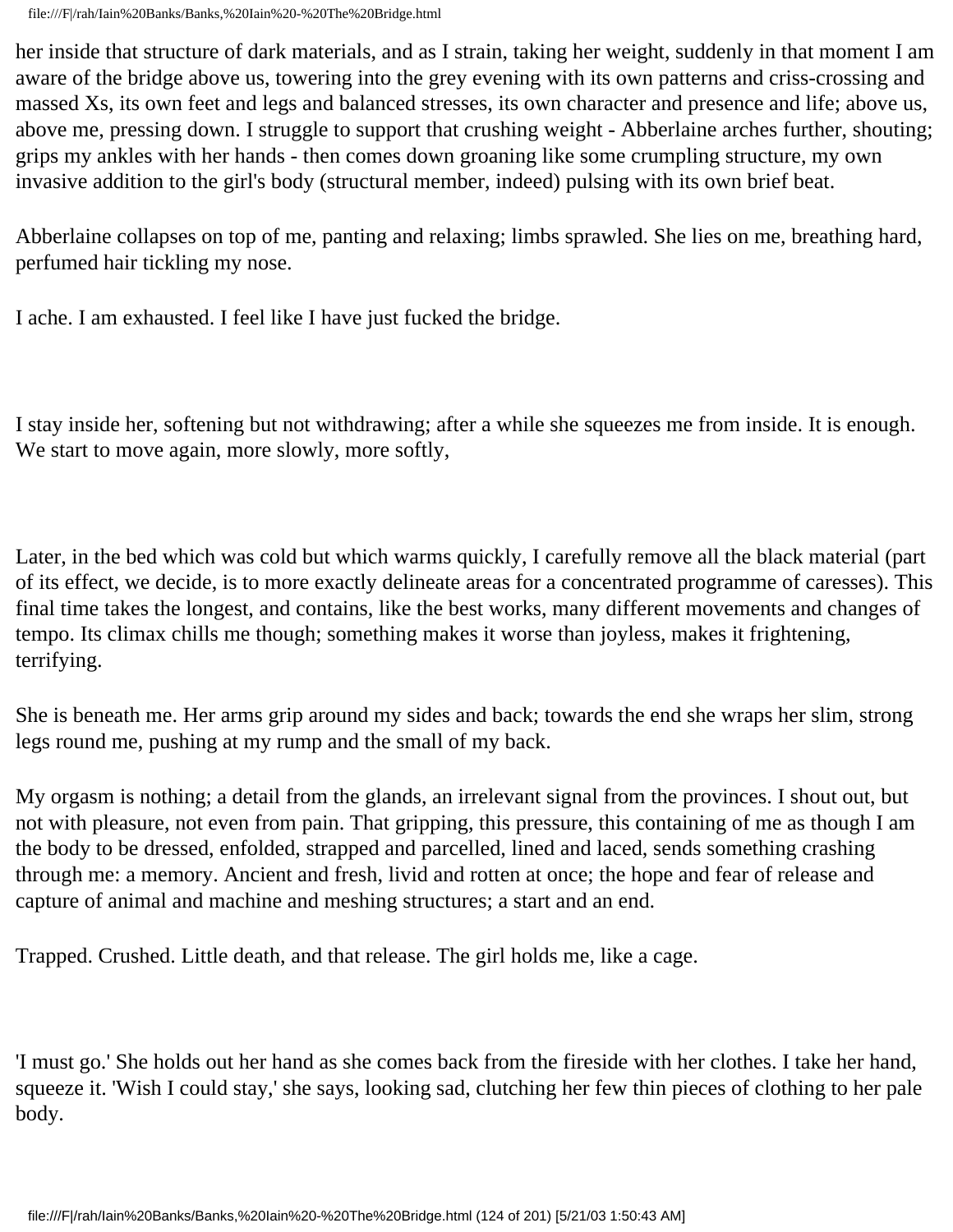her inside that structure of dark materials, and as I strain, taking her weight, suddenly in that moment I am aware of the bridge above us, towering into the grey evening with its own patterns and criss-crossing and massed Xs, its own feet and legs and balanced stresses, its own character and presence and life; above us, above me, pressing down. I struggle to support that crushing weight - Abberlaine arches further, shouting; grips my ankles with her hands - then comes down groaning like some crumpling structure, my own invasive addition to the girl's body (structural member, indeed) pulsing with its own brief beat.

Abberlaine collapses on top of me, panting and relaxing; limbs sprawled. She lies on me, breathing hard, perfumed hair tickling my nose.

I ache. I am exhausted. I feel like I have just fucked the bridge.

I stay inside her, softening but not withdrawing; after a while she squeezes me from inside. It is enough. We start to move again, more slowly, more softly,

Later, in the bed which was cold but which warms quickly, I carefully remove all the black material (part of its effect, we decide, is to more exactly delineate areas for a concentrated programme of caresses). This final time takes the longest, and contains, like the best works, many different movements and changes of tempo. Its climax chills me though; something makes it worse than joyless, makes it frightening, terrifying.

She is beneath me. Her arms grip around my sides and back; towards the end she wraps her slim, strong legs round me, pushing at my rump and the small of my back.

My orgasm is nothing; a detail from the glands, an irrelevant signal from the provinces. I shout out, but not with pleasure, not even from pain. That gripping, this pressure, this containing of me as though I am the body to be dressed, enfolded, strapped and parcelled, lined and laced, sends something crashing through me: a memory. Ancient and fresh, livid and rotten at once; the hope and fear of release and capture of animal and machine and meshing structures; a start and an end.

Trapped. Crushed. Little death, and that release. The girl holds me, like a cage.

'I must go.' She holds out her hand as she comes back from the fireside with her clothes. I take her hand, squeeze it. 'Wish I could stay,' she says, looking sad, clutching her few thin pieces of clothing to her pale body.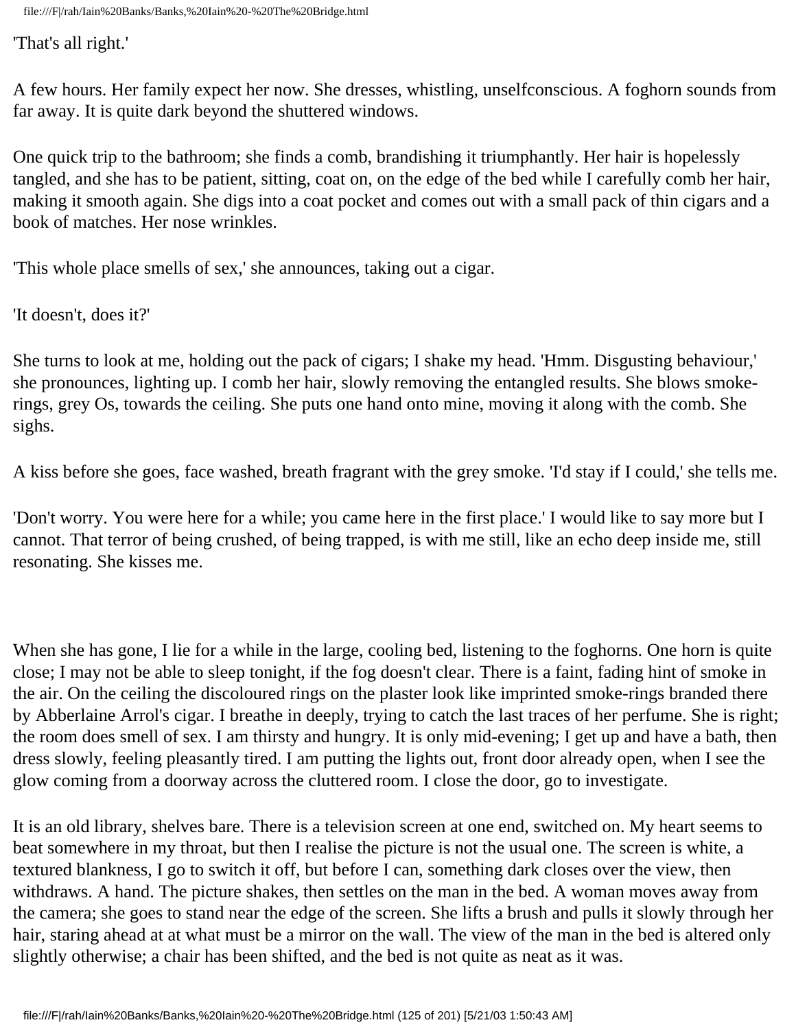'That's all right.'

A few hours. Her family expect her now. She dresses, whistling, unselfconscious. A foghorn sounds from far away. It is quite dark beyond the shuttered windows.

One quick trip to the bathroom; she finds a comb, brandishing it triumphantly. Her hair is hopelessly tangled, and she has to be patient, sitting, coat on, on the edge of the bed while I carefully comb her hair, making it smooth again. She digs into a coat pocket and comes out with a small pack of thin cigars and a book of matches. Her nose wrinkles.

'This whole place smells of sex,' she announces, taking out a cigar.

'It doesn't, does it?'

She turns to look at me, holding out the pack of cigars; I shake my head. 'Hmm. Disgusting behaviour,' she pronounces, lighting up. I comb her hair, slowly removing the entangled results. She blows smoke-rings, grey Os, towards the ceiling. She puts one hand onto mine, moving it along with the comb. She sighs.

A kiss before she goes, face washed, breath fragrant with the grey smoke. 'I'd stay if I could,' she tells me.

'Don't worry. You were here for a while; you came here in the first place.' I would like to say more but I cannot. That terror of being crushed, of being trapped, is with me still, like an echo deep inside me, still resonating. She kisses me.

When she has gone, I lie for a while in the large, cooling bed, listening to the foghorns. One horn is quite close; I may not be able to sleep tonight, if the fog doesn't clear. There is a faint, fading hint of smoke in the air. On the ceiling the discoloured rings on the plaster look like imprinted smoke-rings branded there by Abberlaine Arrol's cigar. I breathe in deeply, trying to catch the last traces of her perfume. She is right; the room does smell of sex. I am thirsty and hungry. It is only mid-evening; I get up and have a bath, then dress slowly, feeling pleasantly tired. I am putting the lights out, front door already open, when I see the glow coming from a doorway across the cluttered room. I close the door, go to investigate.

It is an old library, shelves bare. There is a television screen at one end, switched on. My heart seems to beat somewhere in my throat, but then I realise the picture is not the usual one. The screen is white, a textured blankness, I go to switch it off, but before I can, something dark closes over the view, then withdraws. A hand. The picture shakes, then settles on the man in the bed. A woman moves away from the camera; she goes to stand near the edge of the screen. She lifts a brush and pulls it slowly through her hair, staring ahead at at what must be a mirror on the wall. The view of the man in the bed is altered only slightly otherwise; a chair has been shifted, and the bed is not quite as neat as it was.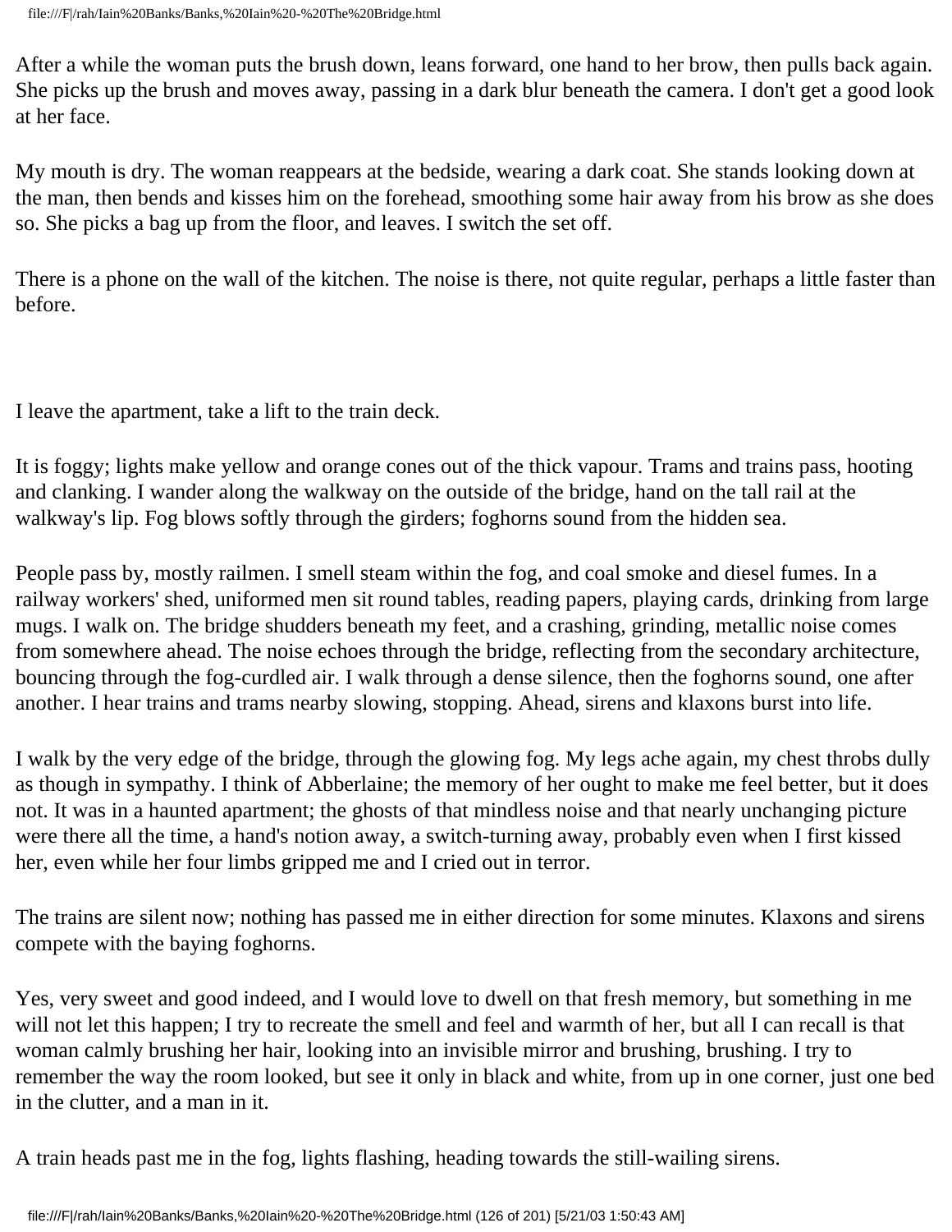After a while the woman puts the brush down, leans forward, one hand to her brow, then pulls back again. She picks up the brush and moves away, passing in a dark blur beneath the camera. I don't get a good look at her face.

My mouth is dry. The woman reappears at the bedside, wearing a dark coat. She stands looking down at the man, then bends and kisses him on the forehead, smoothing some hair away from his brow as she does so. She picks a bag up from the floor, and leaves. I switch the set off.

There is a phone on the wall of the kitchen. The noise is there, not quite regular, perhaps a little faster than before.

I leave the apartment, take a lift to the train deck.

It is foggy; lights make yellow and orange cones out of the thick vapour. Trams and trains pass, hooting and clanking. I wander along the walkway on the outside of the bridge, hand on the tall rail at the walkway's lip. Fog blows softly through the girders; foghorns sound from the hidden sea.

People pass by, mostly railmen. I smell steam within the fog, and coal smoke and diesel fumes. In a railway workers' shed, uniformed men sit round tables, reading papers, playing cards, drinking from large mugs. I walk on. The bridge shudders beneath my feet, and a crashing, grinding, metallic noise comes from somewhere ahead. The noise echoes through the bridge, reflecting from the secondary architecture, bouncing through the fog-curdled air. I walk through a dense silence, then the foghorns sound, one after another. I hear trains and trams nearby slowing, stopping. Ahead, sirens and klaxons burst into life.

I walk by the very edge of the bridge, through the glowing fog. My legs ache again, my chest throbs dully as though in sympathy. I think of Abberlaine; the memory of her ought to make me feel better, but it does not. It was in a haunted apartment; the ghosts of that mindless noise and that nearly unchanging picture were there all the time, a hand's notion away, a switch-turning away, probably even when I first kissed her, even while her four limbs gripped me and I cried out in terror.

The trains are silent now; nothing has passed me in either direction for some minutes. Klaxons and sirens compete with the baying foghorns.

Yes, very sweet and good indeed, and I would love to dwell on that fresh memory, but something in me will not let this happen; I try to recreate the smell and feel and warmth of her, but all I can recall is that woman calmly brushing her hair, looking into an invisible mirror and brushing, brushing. I try to remember the way the room looked, but see it only in black and white, from up in one corner, just one bed in the clutter, and a man in it.

A train heads past me in the fog, lights flashing, heading towards the still-wailing sirens.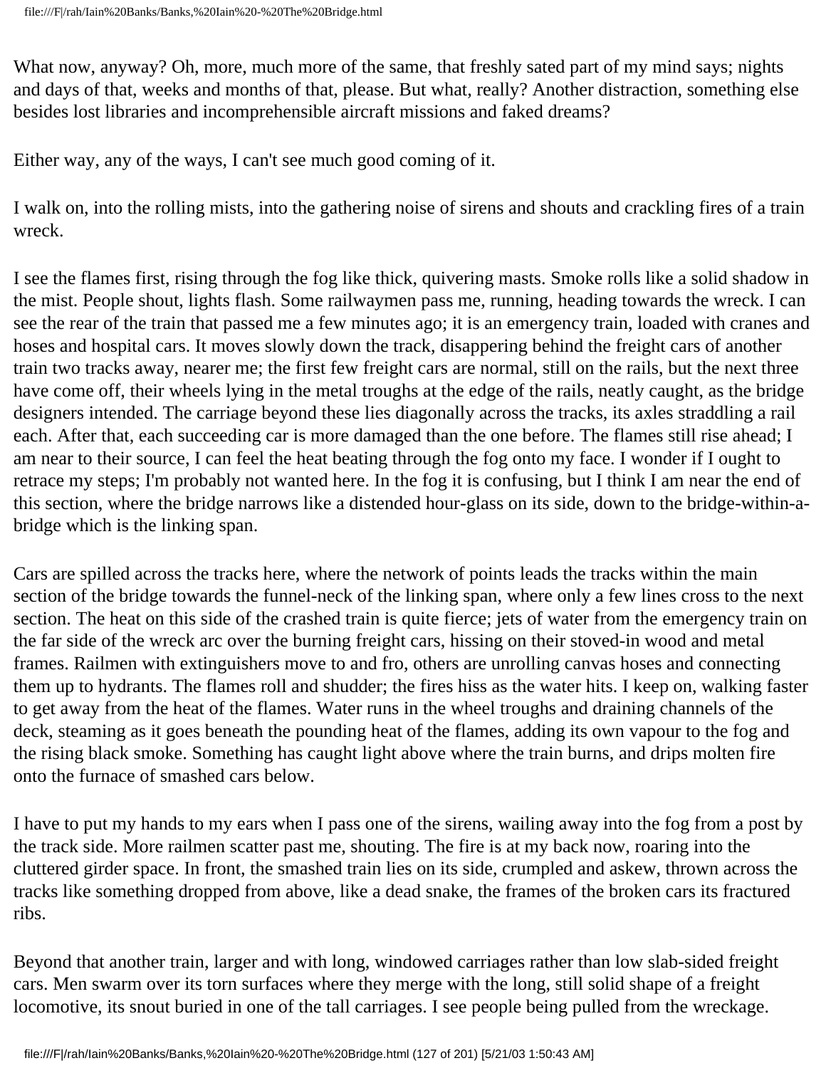What now, anyway? Oh, more, much more of the same, that freshly sated part of my mind says; nights and days of that, weeks and months of that, please. But what, really? Another distraction, something else besides lost libraries and incomprehensible aircraft missions and faked dreams?

Either way, any of the ways, I can't see much good coming of it.

I walk on, into the rolling mists, into the gathering noise of sirens and shouts and crackling fires of a train wreck.

I see the flames first, rising through the fog like thick, quivering masts. Smoke rolls like a solid shadow in the mist. People shout, lights flash. Some railwaymen pass me, running, heading towards the wreck. I can see the rear of the train that passed me a few minutes ago; it is an emergency train, loaded with cranes and hoses and hospital cars. It moves slowly down the track, disappering behind the freight cars of another train two tracks away, nearer me; the first few freight cars are normal, still on the rails, but the next three have come off, their wheels lying in the metal troughs at the edge of the rails, neatly caught, as the bridge designers intended. The carriage beyond these lies diagonally across the tracks, its axles straddling a rail each. After that, each succeeding car is more damaged than the one before. The flames still rise ahead; I am near to their source, I can feel the heat beating through the fog onto my face. I wonder if I ought to retrace my steps; I'm probably not wanted here. In the fog it is confusing, but I think I am near the end of this section, where the bridge narrows like a distended hour-glass on its side, down to the bridge-within-a-bridge which is the linking span.

Cars are spilled across the tracks here, where the network of points leads the tracks within the main section of the bridge towards the funnel-neck of the linking span, where only a few lines cross to the next section. The heat on this side of the crashed train is quite fierce; jets of water from the emergency train on the far side of the wreck arc over the burning freight cars, hissing on their stoved-in wood and metal frames. Railmen with extinguishers move to and fro, others are unrolling canvas hoses and connecting them up to hydrants. The flames roll and shudder; the fires hiss as the water hits. I keep on, walking faster to get away from the heat of the flames. Water runs in the wheel troughs and draining channels of the deck, steaming as it goes beneath the pounding heat of the flames, adding its own vapour to the fog and the rising black smoke. Something has caught light above where the train burns, and drips molten fire onto the furnace of smashed cars below.

I have to put my hands to my ears when I pass one of the sirens, wailing away into the fog from a post by the track side. More railmen scatter past me, shouting. The fire is at my back now, roaring into the cluttered girder space. In front, the smashed train lies on its side, crumpled and askew, thrown across the tracks like something dropped from above, like a dead snake, the frames of the broken cars its fractured ribs.

Beyond that another train, larger and with long, windowed carriages rather than low slab-sided freight cars. Men swarm over its torn surfaces where they merge with the long, still solid shape of a freight locomotive, its snout buried in one of the tall carriages. I see people being pulled from the wreckage.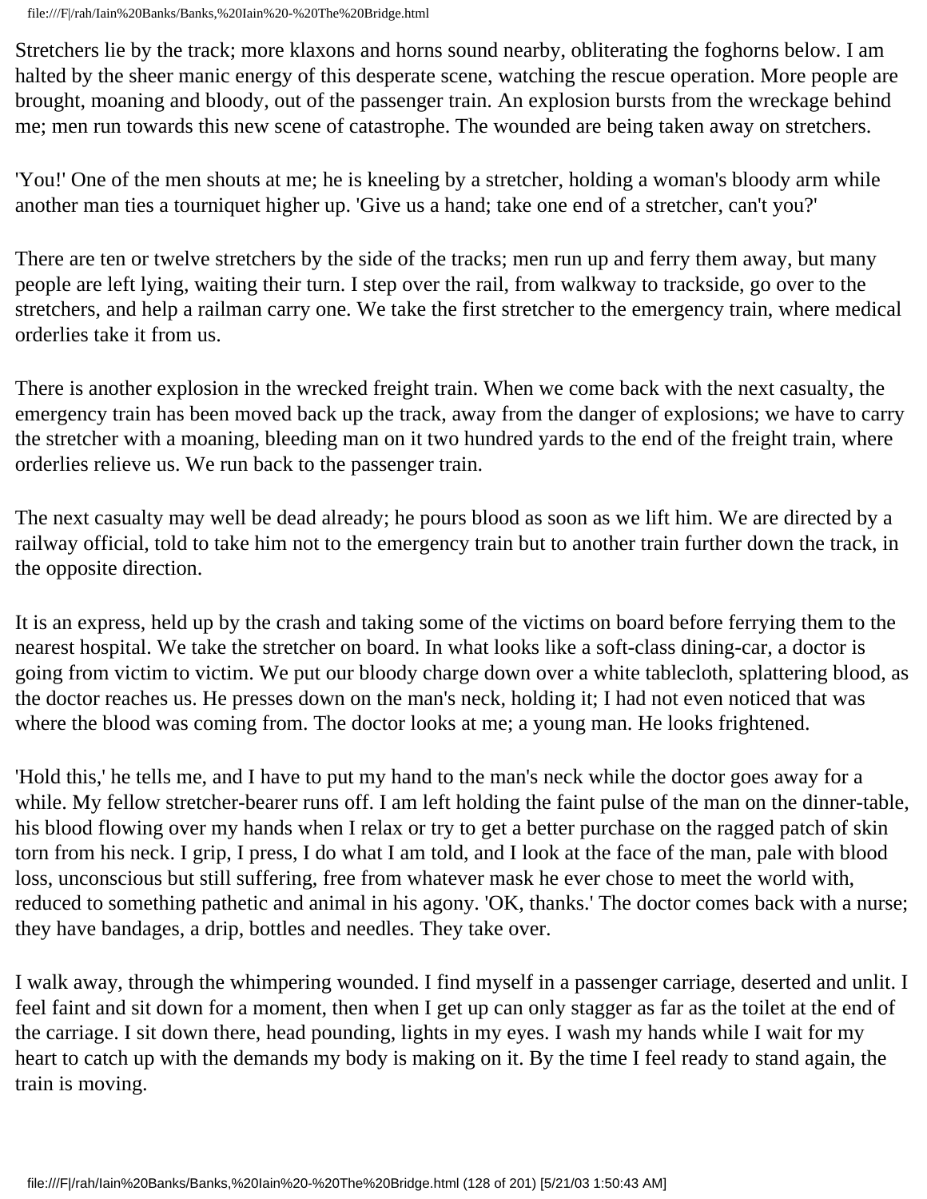Stretchers lie by the track; more klaxons and horns sound nearby, obliterating the foghorns below. I am halted by the sheer manic energy of this desperate scene, watching the rescue operation. More people are brought, moaning and bloody, out of the passenger train. An explosion bursts from the wreckage behind me; men run towards this new scene of catastrophe. The wounded are being taken away on stretchers.

'You!' One of the men shouts at me; he is kneeling by a stretcher, holding a woman's bloody arm while another man ties a tourniquet higher up. 'Give us a hand; take one end of a stretcher, can't you?'

There are ten or twelve stretchers by the side of the tracks; men run up and ferry them away, but many people are left lying, waiting their turn. I step over the rail, from walkway to trackside, go over to the stretchers, and help a railman carry one. We take the first stretcher to the emergency train, where medical orderlies take it from us.

There is another explosion in the wrecked freight train. When we come back with the next casualty, the emergency train has been moved back up the track, away from the danger of explosions; we have to carry the stretcher with a moaning, bleeding man on it two hundred yards to the end of the freight train, where orderlies relieve us. We run back to the passenger train.

The next casualty may well be dead already; he pours blood as soon as we lift him. We are directed by a railway official, told to take him not to the emergency train but to another train further down the track, in the opposite direction.

It is an express, held up by the crash and taking some of the victims on board before ferrying them to the nearest hospital. We take the stretcher on board. In what looks like a soft-class dining-car, a doctor is going from victim to victim. We put our bloody charge down over a white tablecloth, splattering blood, as the doctor reaches us. He presses down on the man's neck, holding it; I had not even noticed that was where the blood was coming from. The doctor looks at me; a young man. He looks frightened.

'Hold this,' he tells me, and I have to put my hand to the man's neck while the doctor goes away for a while. My fellow stretcher-bearer runs off. I am left holding the faint pulse of the man on the dinner-table, his blood flowing over my hands when I relax or try to get a better purchase on the ragged patch of skin torn from his neck. I grip, I press, I do what I am told, and I look at the face of the man, pale with blood loss, unconscious but still suffering, free from whatever mask he ever chose to meet the world with, reduced to something pathetic and animal in his agony. 'OK, thanks.' The doctor comes back with a nurse; they have bandages, a drip, bottles and needles. They take over.

I walk away, through the whimpering wounded. I find myself in a passenger carriage, deserted and unlit. I feel faint and sit down for a moment, then when I get up can only stagger as far as the toilet at the end of the carriage. I sit down there, head pounding, lights in my eyes. I wash my hands while I wait for my heart to catch up with the demands my body is making on it. By the time I feel ready to stand again, the train is moving.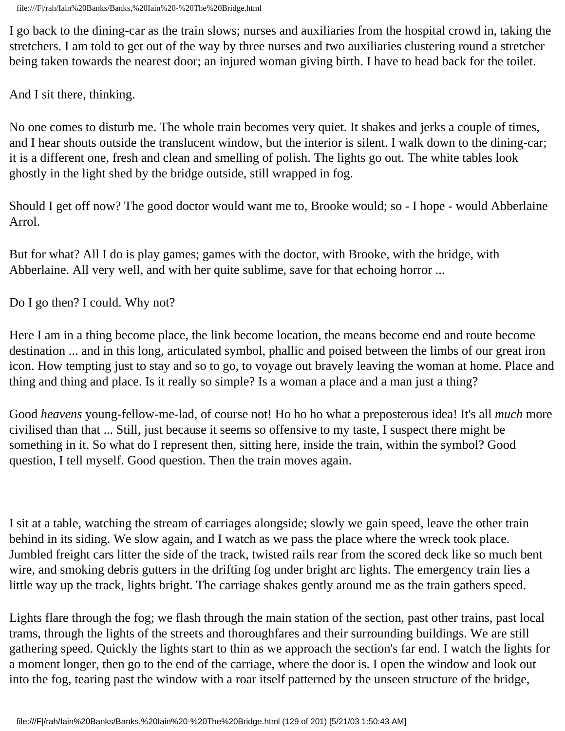I go back to the dining-car as the train slows; nurses and auxiliaries from the hospital crowd in, taking the stretchers. I am told to get out of the way by three nurses and two auxiliaries clustering round a stretcher being taken towards the nearest door; an injured woman giving birth. I have to head back for the toilet.

And I sit there, thinking.

No one comes to disturb me. The whole train becomes very quiet. It shakes and jerks a couple of times, and I hear shouts outside the translucent window, but the interior is silent. I walk down to the dining-car; it is a different one, fresh and clean and smelling of polish. The lights go out. The white tables look ghostly in the light shed by the bridge outside, still wrapped in fog.

Should I get off now? The good doctor would want me to, Brooke would; so - I hope - would Abberlaine Arrol.

But for what? All I do is play games; games with the doctor, with Brooke, with the bridge, with Abberlaine. All very well, and with her quite sublime, save for that echoing horror ...

Do I go then? I could. Why not?

Here I am in a thing become place, the link become location, the means become end and route become destination ... and in this long, articulated symbol, phallic and poised between the limbs of our great iron icon. How tempting just to stay and so to go, to voyage out bravely leaving the woman at home. Place and thing and thing and place. Is it really so simple? Is a woman a place and a man just a thing?

Good *heavens* young-fellow-me-lad, of course not! Ho ho ho what a preposterous idea! It's all *much* more civilised than that ... Still, just because it seems so offensive to my taste, I suspect there might be something in it. So what do I represent then, sitting here, inside the train, within the symbol? Good question, I tell myself. Good question. Then the train moves again.

I sit at a table, watching the stream of carriages alongside; slowly we gain speed, leave the other train behind in its siding. We slow again, and I watch as we pass the place where the wreck took place. Jumbled freight cars litter the side of the track, twisted rails rear from the scored deck like so much bent wire, and smoking debris gutters in the drifting fog under bright arc lights. The emergency train lies a little way up the track, lights bright. The carriage shakes gently around me as the train gathers speed.

Lights flare through the fog; we flash through the main station of the section, past other trains, past local trams, through the lights of the streets and thoroughfares and their surrounding buildings. We are still gathering speed. Quickly the lights start to thin as we approach the section's far end. I watch the lights for a moment longer, then go to the end of the carriage, where the door is. I open the window and look out into the fog, tearing past the window with a roar itself patterned by the unseen structure of the bridge,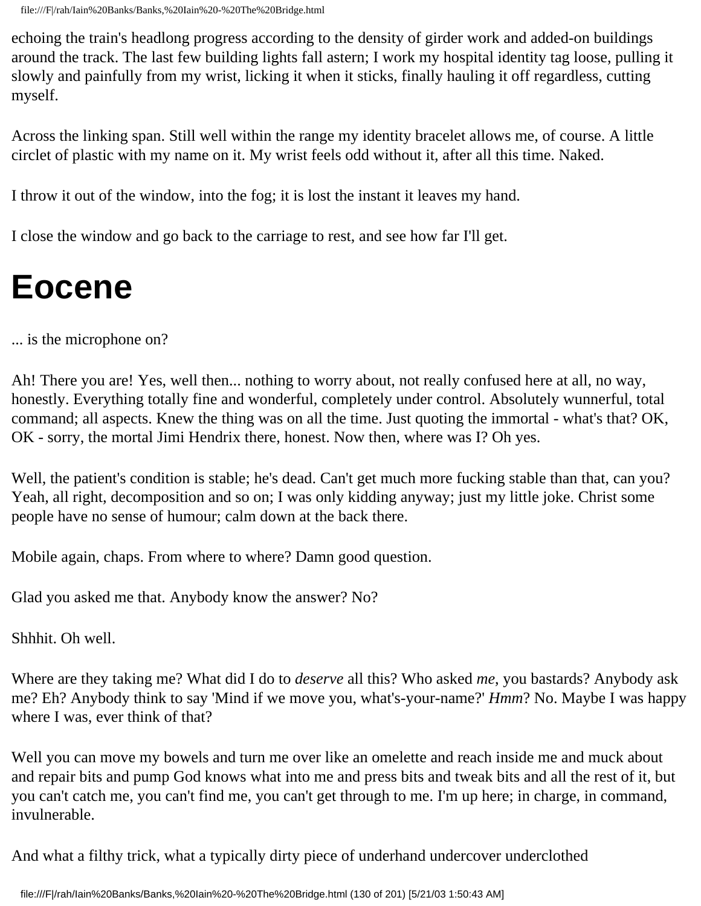echoing the train's headlong progress according to the density of girder work and added-on buildings around the track. The last few building lights fall astern; I work my hospital identity tag loose, pulling it slowly and painfully from my wrist, licking it when it sticks, finally hauling it off regardless, cutting myself.

Across the linking span. Still well within the range my identity bracelet allows me, of course. A little circlet of plastic with my name on it. My wrist feels odd without it, after all this time. Naked.

I throw it out of the window, into the fog; it is lost the instant it leaves my hand.

I close the window and go back to the carriage to rest, and see how far I'll get.

# Eocene

... is the microphone on?

Ah! There you are! Yes, well then... nothing to worry about, not really confused here at all, no way, honestly. Everything totally fine and wonderful, completely under control. Absolutely wunnerful, total command; all aspects. Knew the thing was on all the time. Just quoting the immortal - what's that? OK, OK - sorry, the mortal Jimi Hendrix there, honest. Now then, where was I? Oh yes.

Well, the patient's condition is stable; he's dead. Can't get much more fucking stable than that, can you? Yeah, all right, decomposition and so on; I was only kidding anyway; just my little joke. Christ some people have no sense of humour; calm down at the back there.

Mobile again, chaps. From where to where? Damn good question.

Glad you asked me that. Anybody know the answer? No?

Shhhit. Oh well.

Where are they taking me? What did I do to *deserve* all this? Who asked *me*, you bastards? Anybody ask me? Eh? Anybody think to say 'Mind if we move you, what's-your-name?' *Hmm*? No. Maybe I was happy where I was, ever think of that?

Well you can move my bowels and turn me over like an omelette and reach inside me and muck about and repair bits and pump God knows what into me and press bits and tweak bits and all the rest of it, but you can't catch me, you can't find me, you can't get through to me. I'm up here; in charge, in command, invulnerable.

And what a filthy trick, what a typically dirty piece of underhand undercover underclothed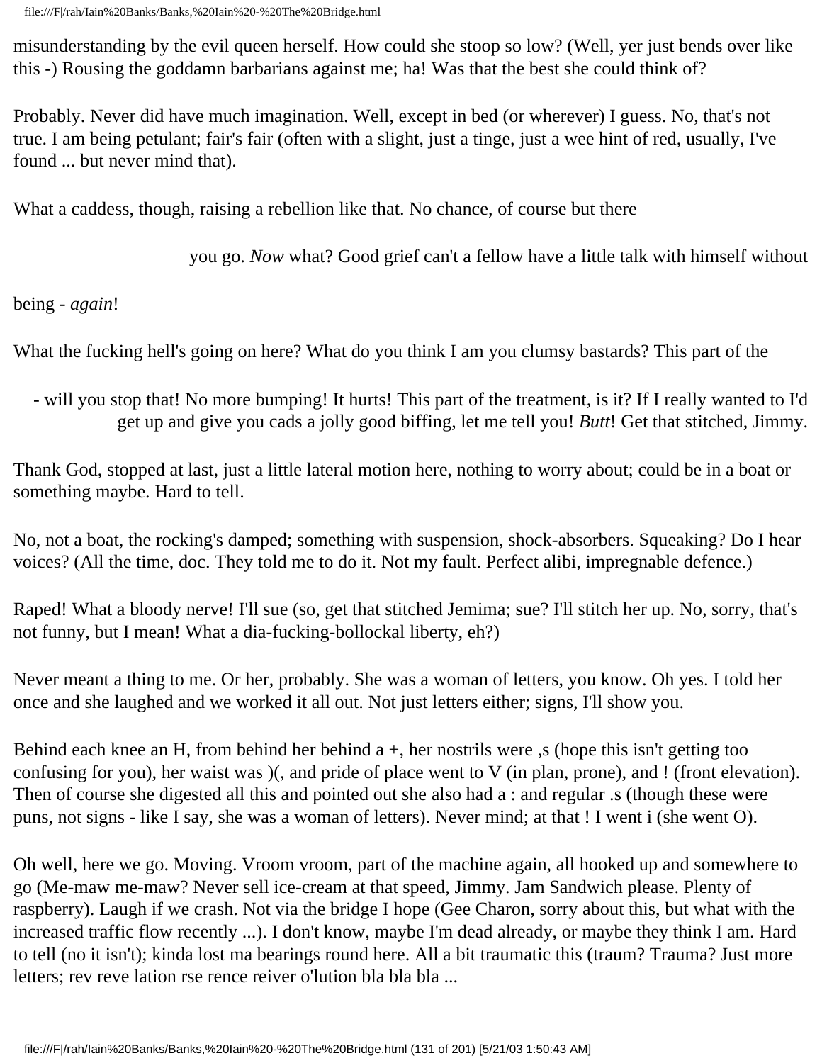misunderstanding by the evil queen herself. How could she stoop so low? (Well, yer just bends over like this -) Rousing the goddamn barbarians against me; ha! Was that the best she could think of?

Probably. Never did have much imagination. Well, except in bed (or wherever) I guess. No, that's not true. I am being petulant; fair's fair (often with a slight, just a tinge, just a wee hint of red, usually, I've found ... but never mind that).

What a caddess, though, raising a rebellion like that. No chance, of course but there

you go. *Now* what? Good grief can't a fellow have a little talk with himself without

being - *again*!

What the fucking hell's going on here? What do you think I am you clumsy bastards? This part of the

- will you stop that! No more bumping! It hurts! This part of the treatment, is it? If I really wanted to I'd get up and give you cads a jolly good biffing, let me tell you! *Butt*! Get that stitched, Jimmy.

Thank God, stopped at last, just a little lateral motion here, nothing to worry about; could be in a boat or something maybe. Hard to tell.

No, not a boat, the rocking's damped; something with suspension, shock-absorbers. Squeaking? Do I hear voices? (All the time, doc. They told me to do it. Not my fault. Perfect alibi, impregnable defence.)

Raped! What a bloody nerve! I'll sue (so, get that stitched Jemima; sue? I'll stitch her up. No, sorry, that's not funny, but I mean! What a dia-fucking-bollockal liberty, eh?)

Never meant a thing to me. Or her, probably. She was a woman of letters, you know. Oh yes. I told her once and she laughed and we worked it all out. Not just letters either; signs, I'll show you.

Behind each knee an H, from behind her behind a +, her nostrils were ,s (hope this isn't getting too confusing for you), her waist was )(, and pride of place went to V (in plan, prone), and ! (front elevation). Then of course she digested all this and pointed out she also had a : and regular .s (though these were puns, not signs - like I say, she was a woman of letters). Never mind; at that ! I went i (she went O).

Oh well, here we go. Moving. Vroom vroom, part of the machine again, all hooked up and somewhere to go (Me-maw me-maw? Never sell ice-cream at that speed, Jimmy. Jam Sandwich please. Plenty of raspberry). Laugh if we crash. Not via the bridge I hope (Gee Charon, sorry about this, but what with the increased traffic flow recently ...). I don't know, maybe I'm dead already, or maybe they think I am. Hard to tell (no it isn't); kinda lost ma bearings round here. All a bit traumatic this (traum? Trauma? Just more letters; rev reve lation rse rence reiver o'lution bla bla bla ...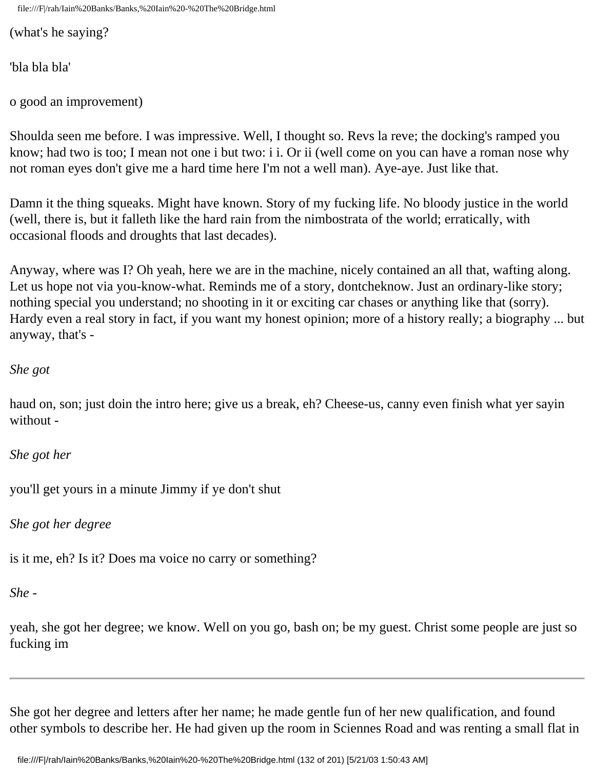(what's he saying?

'bla bla bla'

o good an improvement)

Shoulda seen me before. I was impressive. Well, I thought so. Revs la reve; the docking's ramped you know; had two is too; I mean not one i but two: i i. Or ii (well come on you can have a roman nose why not roman eyes don't give me a hard time here I'm not a well man). Aye-aye. Just like that.

Damn it the thing squeaks. Might have known. Story of my fucking life. No bloody justice in the world (well, there is, but it falleth like the hard rain from the nimbostrata of the world; erratically, with occasional floods and droughts that last decades).

Anyway, where was I? Oh yeah, here we are in the machine, nicely contained an all that, wafting along. Let us hope not via you-know-what. Reminds me of a story, dontcheknow. Just an ordinary-like story; nothing special you understand; no shooting in it or exciting car chases or anything like that (sorry). Hardy even a real story in fact, if you want my honest opinion; more of a history really; a biography ... but anyway, that's -

*She got*

haud on, son; just doin the intro here; give us a break, eh? Cheese-us, canny even finish what yer sayin without -

*She got her*

you'll get yours in a minute Jimmy if ye don't shut

*She got her degree*

is it me, eh? Is it? Does ma voice no carry or something?

*She -*

yeah, she got her degree; we know. Well on you go, bash on; be my guest. Christ some people are just so fucking im

---

She got her degree and letters after her name; he made gentle fun of her new qualification, and found other symbols to describe her. He had given up the room in Sciennes Road and was renting a small flat in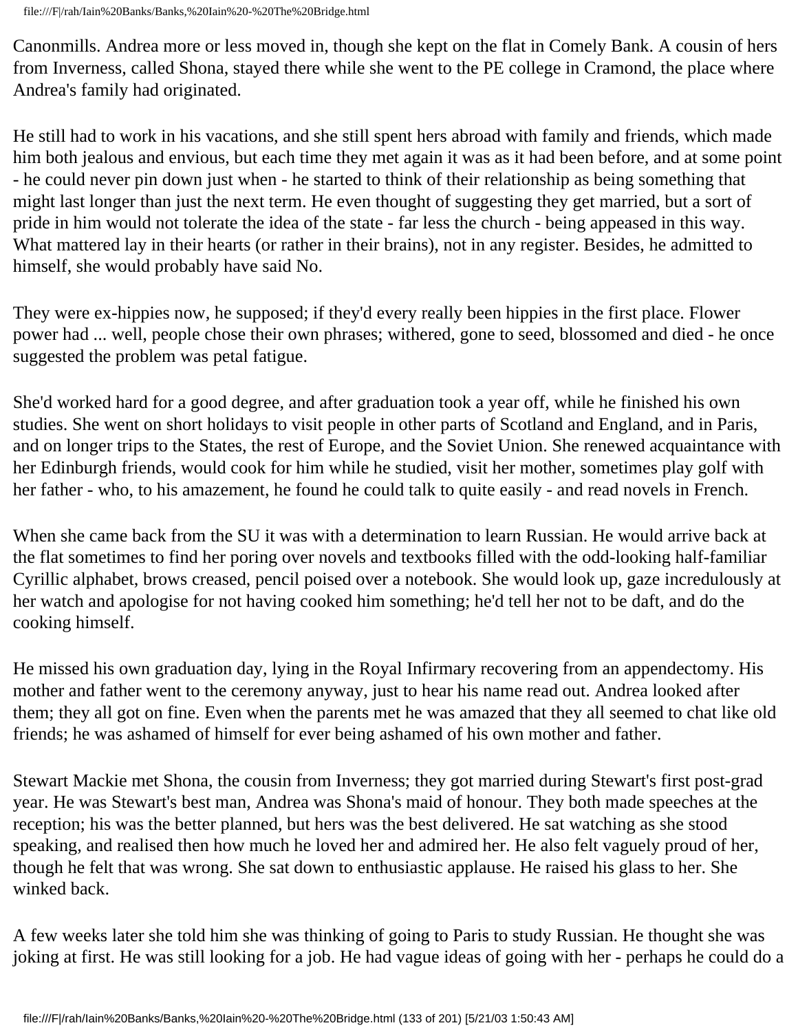Canonmills. Andrea more or less moved in, though she kept on the flat in Comely Bank. A cousin of hers from Inverness, called Shona, stayed there while she went to the PE college in Cramond, the place where Andrea's family had originated.

He still had to work in his vacations, and she still spent hers abroad with family and friends, which made him both jealous and envious, but each time they met again it was as it had been before, and at some point - he could never pin down just when - he started to think of their relationship as being something that might last longer than just the next term. He even thought of suggesting they get married, but a sort of pride in him would not tolerate the idea of the state - far less the church - being appeased in this way. What mattered lay in their hearts (or rather in their brains), not in any register. Besides, he admitted to himself, she would probably have said No.

They were ex-hippies now, he supposed; if they'd every really been hippies in the first place. Flower power had ... well, people chose their own phrases; withered, gone to seed, blossomed and died - he once suggested the problem was petal fatigue.

She'd worked hard for a good degree, and after graduation took a year off, while he finished his own studies. She went on short holidays to visit people in other parts of Scotland and England, and in Paris, and on longer trips to the States, the rest of Europe, and the Soviet Union. She renewed acquaintance with her Edinburgh friends, would cook for him while he studied, visit her mother, sometimes play golf with her father - who, to his amazement, he found he could talk to quite easily - and read novels in French.

When she came back from the SU it was with a determination to learn Russian. He would arrive back at the flat sometimes to find her poring over novels and textbooks filled with the odd-looking half-familiar Cyrillic alphabet, brows creased, pencil poised over a notebook. She would look up, gaze incredulously at her watch and apologise for not having cooked him something; he'd tell her not to be daft, and do the cooking himself.

He missed his own graduation day, lying in the Royal Infirmary recovering from an appendectomy. His mother and father went to the ceremony anyway, just to hear his name read out. Andrea looked after them; they all got on fine. Even when the parents met he was amazed that they all seemed to chat like old friends; he was ashamed of himself for ever being ashamed of his own mother and father.

Stewart Mackie met Shona, the cousin from Inverness; they got married during Stewart's first post-grad year. He was Stewart's best man, Andrea was Shona's maid of honour. They both made speeches at the reception; his was the better planned, but hers was the best delivered. He sat watching as she stood speaking, and realised then how much he loved her and admired her. He also felt vaguely proud of her, though he felt that was wrong. She sat down to enthusiastic applause. He raised his glass to her. She winked back.

A few weeks later she told him she was thinking of going to Paris to study Russian. He thought she was joking at first. He was still looking for a job. He had vague ideas of going with her - perhaps he could do a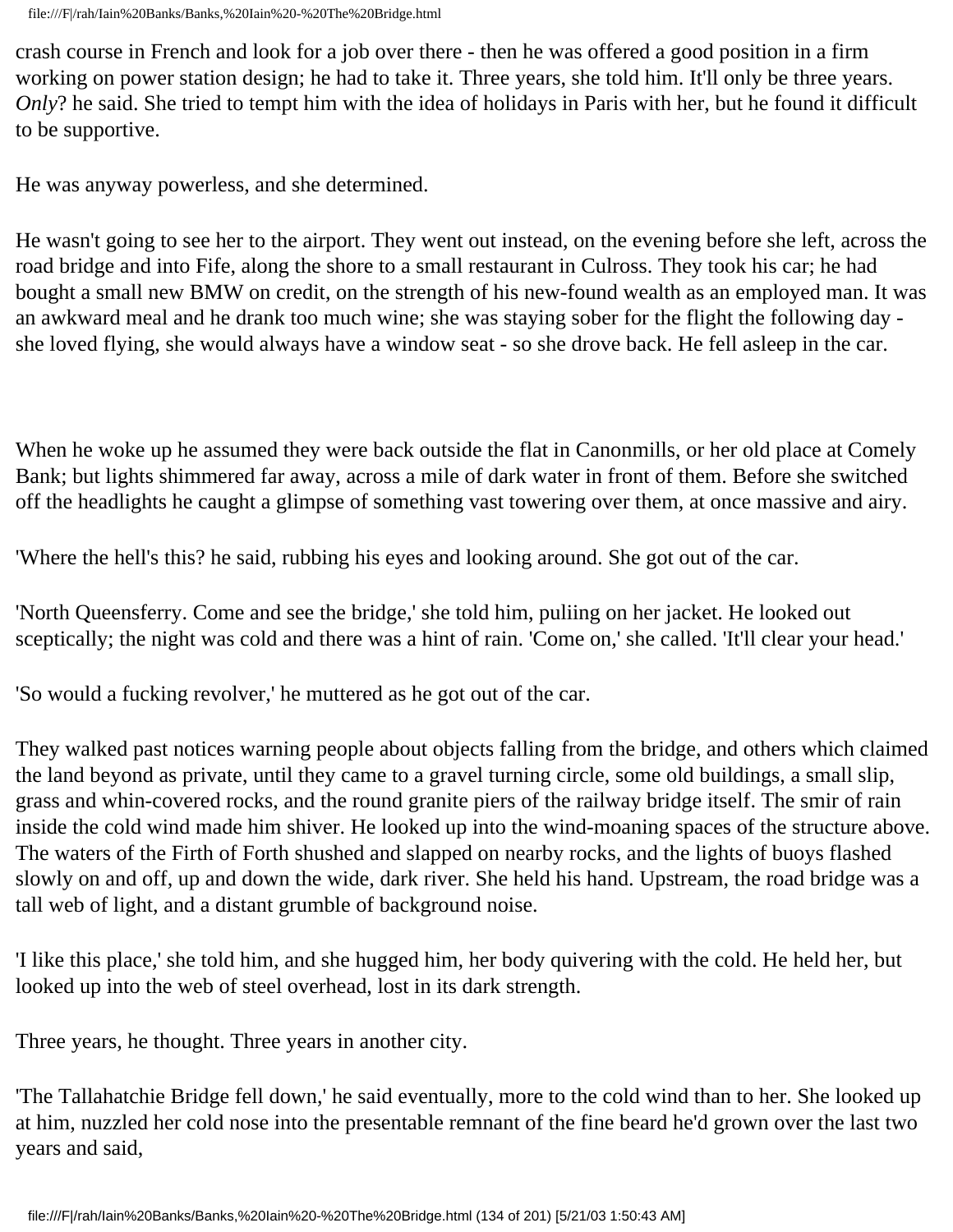crash course in French and look for a job over there - then he was offered a good position in a firm working on power station design; he had to take it. Three years, she told him. It'll only be three years. *Only*? he said. She tried to tempt him with the idea of holidays in Paris with her, but he found it difficult to be supportive.

He was anyway powerless, and she determined.

He wasn't going to see her to the airport. They went out instead, on the evening before she left, across the road bridge and into Fife, along the shore to a small restaurant in Culross. They took his car; he had bought a small new BMW on credit, on the strength of his new-found wealth as an employed man. It was an awkward meal and he drank too much wine; she was staying sober for the flight the following day - she loved flying, she would always have a window seat - so she drove back. He fell asleep in the car.

When he woke up he assumed they were back outside the flat in Canonmills, or her old place at Comely Bank; but lights shimmered far away, across a mile of dark water in front of them. Before she switched off the headlights he caught a glimpse of something vast towering over them, at once massive and airy.

'Where the hell's this? he said, rubbing his eyes and looking around. She got out of the car.

'North Queensferry. Come and see the bridge,' she told him, puliing on her jacket. He looked out sceptically; the night was cold and there was a hint of rain. 'Come on,' she called. 'It'll clear your head.'

'So would a fucking revolver,' he muttered as he got out of the car.

They walked past notices warning people about objects falling from the bridge, and others which claimed the land beyond as private, until they came to a gravel turning circle, some old buildings, a small slip, grass and whin-covered rocks, and the round granite piers of the railway bridge itself. The smir of rain inside the cold wind made him shiver. He looked up into the wind-moaning spaces of the structure above. The waters of the Firth of Forth shushed and slapped on nearby rocks, and the lights of buoys flashed slowly on and off, up and down the wide, dark river. She held his hand. Upstream, the road bridge was a tall web of light, and a distant grumble of background noise.

'I like this place,' she told him, and she hugged him, her body quivering with the cold. He held her, but looked up into the web of steel overhead, lost in its dark strength.

Three years, he thought. Three years in another city.

'The Tallahatchie Bridge fell down,' he said eventually, more to the cold wind than to her. She looked up at him, nuzzled her cold nose into the presentable remnant of the fine beard he'd grown over the last two years and said,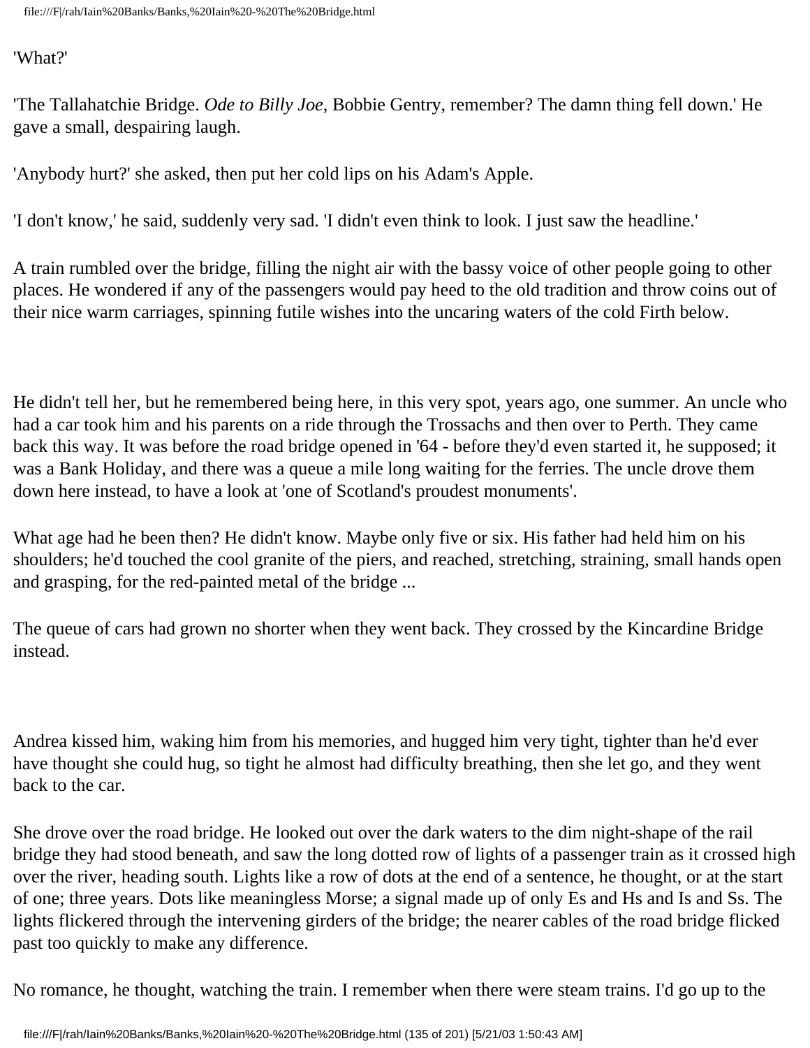'What?'

'The Tallahatchie Bridge. *Ode to Billy Joe*, Bobbie Gentry, remember? The damn thing fell down.' He gave a small, despairing laugh.

'Anybody hurt?' she asked, then put her cold lips on his Adam's Apple.

'I don't know,' he said, suddenly very sad. 'I didn't even think to look. I just saw the headline.'

A train rumbled over the bridge, filling the night air with the bassy voice of other people going to other places. He wondered if any of the passengers would pay heed to the old tradition and throw coins out of their nice warm carriages, spinning futile wishes into the uncaring waters of the cold Firth below.

He didn't tell her, but he remembered being here, in this very spot, years ago, one summer. An uncle who had a car took him and his parents on a ride through the Trossachs and then over to Perth. They came back this way. It was before the road bridge opened in '64 - before they'd even started it, he supposed; it was a Bank Holiday, and there was a queue a mile long waiting for the ferries. The uncle drove them down here instead, to have a look at 'one of Scotland's proudest monuments'.

What age had he been then? He didn't know. Maybe only five or six. His father had held him on his shoulders; he'd touched the cool granite of the piers, and reached, stretching, straining, small hands open and grasping, for the red-painted metal of the bridge ...

The queue of cars had grown no shorter when they went back. They crossed by the Kincardine Bridge instead.

Andrea kissed him, waking him from his memories, and hugged him very tight, tighter than he'd ever have thought she could hug, so tight he almost had difficulty breathing, then she let go, and they went back to the car.

She drove over the road bridge. He looked out over the dark waters to the dim night-shape of the rail bridge they had stood beneath, and saw the long dotted row of lights of a passenger train as it crossed high over the river, heading south. Lights like a row of dots at the end of a sentence, he thought, or at the start of one; three years. Dots like meaningless Morse; a signal made up of only Es and Hs and Is and Ss. The lights flickered through the intervening girders of the bridge; the nearer cables of the road bridge flicked past too quickly to make any difference.

No romance, he thought, watching the train. I remember when there were steam trains. I'd go up to the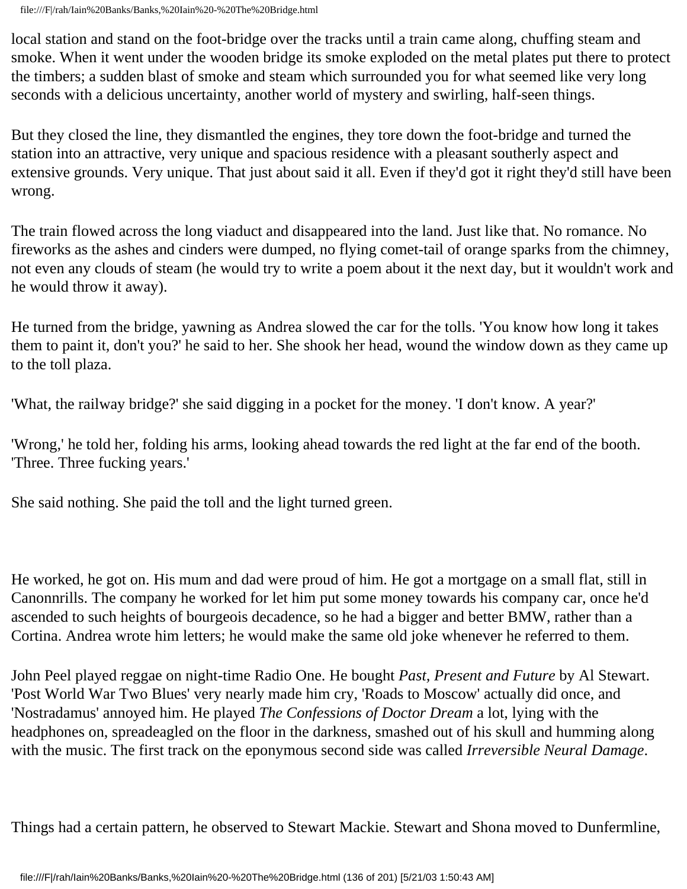local station and stand on the foot-bridge over the tracks until a train came along, chuffing steam and smoke. When it went under the wooden bridge its smoke exploded on the metal plates put there to protect the timbers; a sudden blast of smoke and steam which surrounded you for what seemed like very long seconds with a delicious uncertainty, another world of mystery and swirling, half-seen things.

But they closed the line, they dismantled the engines, they tore down the foot-bridge and turned the station into an attractive, very unique and spacious residence with a pleasant southerly aspect and extensive grounds. Very unique. That just about said it all. Even if they'd got it right they'd still have been wrong.

The train flowed across the long viaduct and disappeared into the land. Just like that. No romance. No fireworks as the ashes and cinders were dumped, no flying comet-tail of orange sparks from the chimney, not even any clouds of steam (he would try to write a poem about it the next day, but it wouldn't work and he would throw it away).

He turned from the bridge, yawning as Andrea slowed the car for the tolls. 'You know how long it takes them to paint it, don't you?' he said to her. She shook her head, wound the window down as they came up to the toll plaza.

'What, the railway bridge?' she said digging in a pocket for the money. 'I don't know. A year?'

'Wrong,' he told her, folding his arms, looking ahead towards the red light at the far end of the booth. 'Three. Three fucking years.'

She said nothing. She paid the toll and the light turned green.

He worked, he got on. His mum and dad were proud of him. He got a mortgage on a small flat, still in Canonnrills. The company he worked for let him put some money towards his company car, once he'd ascended to such heights of bourgeois decadence, so he had a bigger and better BMW, rather than a Cortina. Andrea wrote him letters; he would make the same old joke whenever he referred to them.

John Peel played reggae on night-time Radio One. He bought *Past, Present and Future* by Al Stewart. 'Post World War Two Blues' very nearly made him cry, 'Roads to Moscow' actually did once, and 'Nostradamus' annoyed him. He played *The Confessions of Doctor Dream* a lot, lying with the headphones on, spreadeagled on the floor in the darkness, smashed out of his skull and humming along with the music. The first track on the eponymous second side was called *Irreversible Neural Damage*.

Things had a certain pattern, he observed to Stewart Mackie. Stewart and Shona moved to Dunfermline,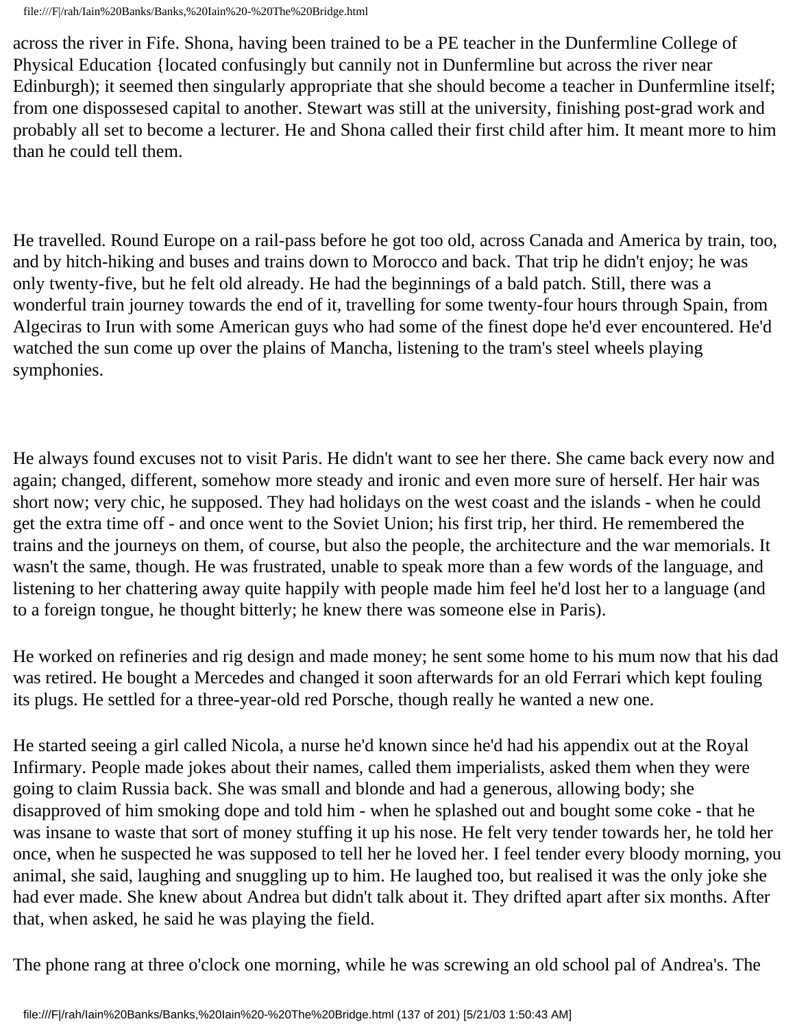across the river in Fife. Shona, having been trained to be a PE teacher in the Dunfermline College of Physical Education {located confusingly but cannily not in Dunfermline but across the river near Edinburgh); it seemed then singularly appropriate that she should become a teacher in Dunfermline itself; from one dispossesed capital to another. Stewart was still at the university, finishing post-grad work and probably all set to become a lecturer. He and Shona called their first child after him. It meant more to him than he could tell them.

He travelled. Round Europe on a rail-pass before he got too old, across Canada and America by train, too, and by hitch-hiking and buses and trains down to Morocco and back. That trip he didn't enjoy; he was only twenty-five, but he felt old already. He had the beginnings of a bald patch. Still, there was a wonderful train journey towards the end of it, travelling for some twenty-four hours through Spain, from Algeciras to Irun with some American guys who had some of the finest dope he'd ever encountered. He'd watched the sun come up over the plains of Mancha, listening to the tram's steel wheels playing symphonies.

He always found excuses not to visit Paris. He didn't want to see her there. She came back every now and again; changed, different, somehow more steady and ironic and even more sure of herself. Her hair was short now; very chic, he supposed. They had holidays on the west coast and the islands - when he could get the extra time off - and once went to the Soviet Union; his first trip, her third. He remembered the trains and the journeys on them, of course, but also the people, the architecture and the war memorials. It wasn't the same, though. He was frustrated, unable to speak more than a few words of the language, and listening to her chattering away quite happily with people made him feel he'd lost her to a language (and to a foreign tongue, he thought bitterly; he knew there was someone else in Paris).

He worked on refineries and rig design and made money; he sent some home to his mum now that his dad was retired. He bought a Mercedes and changed it soon afterwards for an old Ferrari which kept fouling its plugs. He settled for a three-year-old red Porsche, though really he wanted a new one.

He started seeing a girl called Nicola, a nurse he'd known since he'd had his appendix out at the Royal Infirmary. People made jokes about their names, called them imperialists, asked them when they were going to claim Russia back. She was small and blonde and had a generous, allowing body; she disapproved of him smoking dope and told him - when he splashed out and bought some coke - that he was insane to waste that sort of money stuffing it up his nose. He felt very tender towards her, he told her once, when he suspected he was supposed to tell her he loved her. I feel tender every bloody morning, you animal, she said, laughing and snuggling up to him. He laughed too, but realised it was the only joke she had ever made. She knew about Andrea but didn't talk about it. They drifted apart after six months. After that, when asked, he said he was playing the field.

The phone rang at three o'clock one morning, while he was screwing an old school pal of Andrea's. The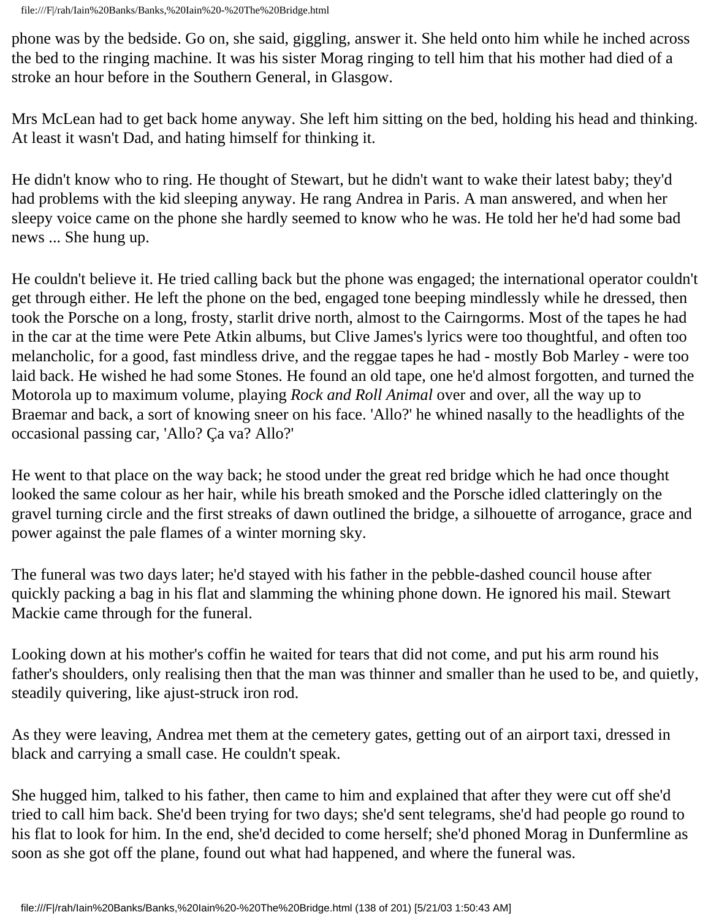phone was by the bedside. Go on, she said, giggling, answer it. She held onto him while he inched across the bed to the ringing machine. It was his sister Morag ringing to tell him that his mother had died of a stroke an hour before in the Southern General, in Glasgow.

Mrs McLean had to get back home anyway. She left him sitting on the bed, holding his head and thinking. At least it wasn't Dad, and hating himself for thinking it.

He didn't know who to ring. He thought of Stewart, but he didn't want to wake their latest baby; they'd had problems with the kid sleeping anyway. He rang Andrea in Paris. A man answered, and when her sleepy voice came on the phone she hardly seemed to know who he was. He told her he'd had some bad news ... She hung up.

He couldn't believe it. He tried calling back but the phone was engaged; the international operator couldn't get through either. He left the phone on the bed, engaged tone beeping mindlessly while he dressed, then took the Porsche on a long, frosty, starlit drive north, almost to the Cairngorms. Most of the tapes he had in the car at the time were Pete Atkin albums, but Clive James's lyrics were too thoughtful, and often too melancholic, for a good, fast mindless drive, and the reggae tapes he had - mostly Bob Marley - were too laid back. He wished he had some Stones. He found an old tape, one he'd almost forgotten, and turned the Motorola up to maximum volume, playing *Rock and Roll Animal* over and over, all the way up to Braemar and back, a sort of knowing sneer on his face. 'Allo?' he whined nasally to the headlights of the occasional passing car, 'Allo? Ça va? Allo?'

He went to that place on the way back; he stood under the great red bridge which he had once thought looked the same colour as her hair, while his breath smoked and the Porsche idled clatteringly on the gravel turning circle and the first streaks of dawn outlined the bridge, a silhouette of arrogance, grace and power against the pale flames of a winter morning sky.

The funeral was two days later; he'd stayed with his father in the pebble-dashed council house after quickly packing a bag in his flat and slamming the whining phone down. He ignored his mail. Stewart Mackie came through for the funeral.

Looking down at his mother's coffin he waited for tears that did not come, and put his arm round his father's shoulders, only realising then that the man was thinner and smaller than he used to be, and quietly, steadily quivering, like ajust-struck iron rod.

As they were leaving, Andrea met them at the cemetery gates, getting out of an airport taxi, dressed in black and carrying a small case. He couldn't speak.

She hugged him, talked to his father, then came to him and explained that after they were cut off she'd tried to call him back. She'd been trying for two days; she'd sent telegrams, she'd had people go round to his flat to look for him. In the end, she'd decided to come herself; she'd phoned Morag in Dunfermline as soon as she got off the plane, found out what had happened, and where the funeral was.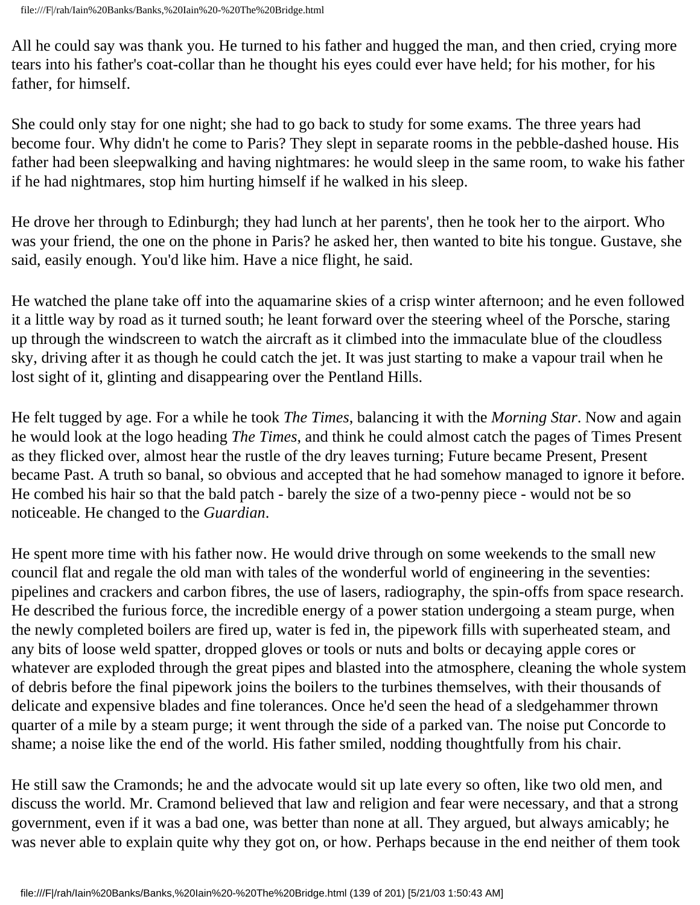All he could say was thank you. He turned to his father and hugged the man, and then cried, crying more tears into his father's coat-collar than he thought his eyes could ever have held; for his mother, for his father, for himself.

She could only stay for one night; she had to go back to study for some exams. The three years had become four. Why didn't he come to Paris? They slept in separate rooms in the pebble-dashed house. His father had been sleepwalking and having nightmares: he would sleep in the same room, to wake his father if he had nightmares, stop him hurting himself if he walked in his sleep.

He drove her through to Edinburgh; they had lunch at her parents', then he took her to the airport. Who was your friend, the one on the phone in Paris? he asked her, then wanted to bite his tongue. Gustave, she said, easily enough. You'd like him. Have a nice flight, he said.

He watched the plane take off into the aquamarine skies of a crisp winter afternoon; and he even followed it a little way by road as it turned south; he leant forward over the steering wheel of the Porsche, staring up through the windscreen to watch the aircraft as it climbed into the immaculate blue of the cloudless sky, driving after it as though he could catch the jet. It was just starting to make a vapour trail when he lost sight of it, glinting and disappearing over the Pentland Hills.

He felt tugged by age. For a while he took *The Times*, balancing it with the *Morning Star*. Now and again he would look at the logo heading *The Times*, and think he could almost catch the pages of Times Present as they flicked over, almost hear the rustle of the dry leaves turning; Future became Present, Present became Past. A truth so banal, so obvious and accepted that he had somehow managed to ignore it before. He combed his hair so that the bald patch - barely the size of a two-penny piece - would not be so noticeable. He changed to the *Guardian*.

He spent more time with his father now. He would drive through on some weekends to the small new council flat and regale the old man with tales of the wonderful world of engineering in the seventies: pipelines and crackers and carbon fibres, the use of lasers, radiography, the spin-offs from space research. He described the furious force, the incredible energy of a power station undergoing a steam purge, when the newly completed boilers are fired up, water is fed in, the pipework fills with superheated steam, and any bits of loose weld spatter, dropped gloves or tools or nuts and bolts or decaying apple cores or whatever are exploded through the great pipes and blasted into the atmosphere, cleaning the whole system of debris before the final pipework joins the boilers to the turbines themselves, with their thousands of delicate and expensive blades and fine tolerances. Once he'd seen the head of a sledgehammer thrown quarter of a mile by a steam purge; it went through the side of a parked van. The noise put Concorde to shame; a noise like the end of the world. His father smiled, nodding thoughtfully from his chair.

He still saw the Cramonds; he and the advocate would sit up late every so often, like two old men, and discuss the world. Mr. Cramond believed that law and religion and fear were necessary, and that a strong government, even if it was a bad one, was better than none at all. They argued, but always amicably; he was never able to explain quite why they got on, or how. Perhaps because in the end neither of them took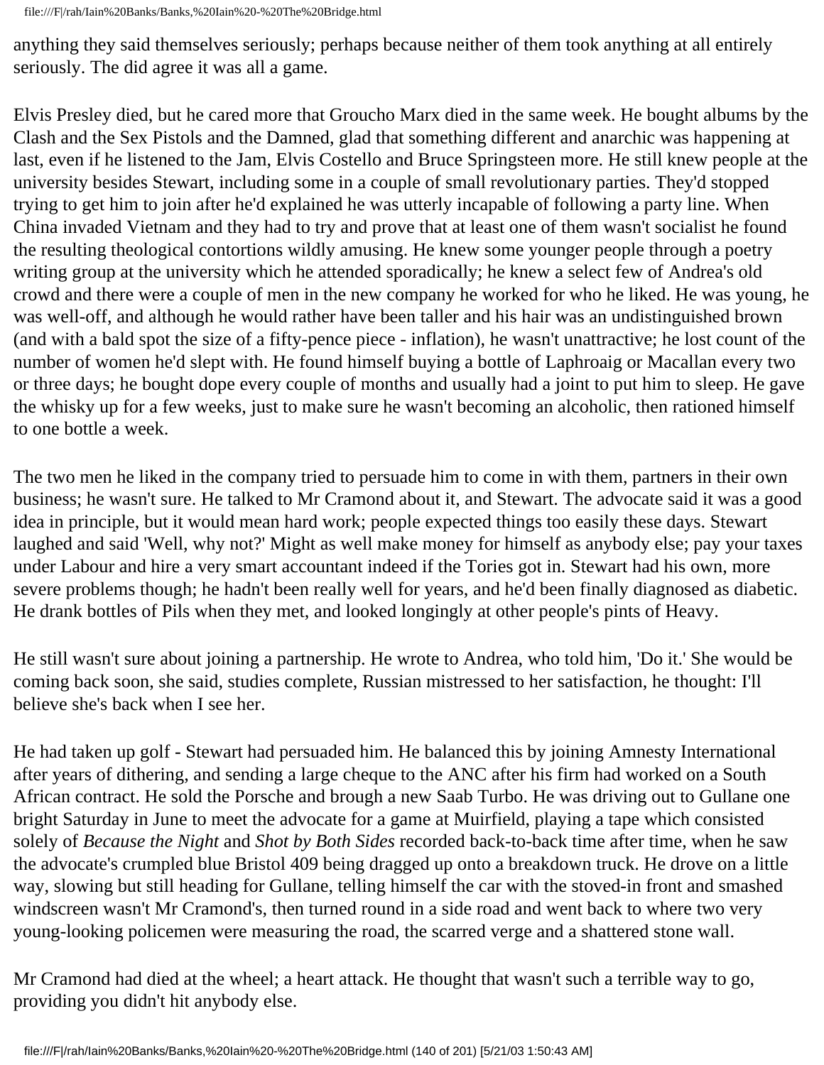anything they said themselves seriously; perhaps because neither of them took anything at all entirely seriously. The did agree it was all a game.

Elvis Presley died, but he cared more that Groucho Marx died in the same week. He bought albums by the Clash and the Sex Pistols and the Damned, glad that something different and anarchic was happening at last, even if he listened to the Jam, Elvis Costello and Bruce Springsteen more. He still knew people at the university besides Stewart, including some in a couple of small revolutionary parties. They'd stopped trying to get him to join after he'd explained he was utterly incapable of following a party line. When China invaded Vietnam and they had to try and prove that at least one of them wasn't socialist he found the resulting theological contortions wildly amusing. He knew some younger people through a poetry writing group at the university which he attended sporadically; he knew a select few of Andrea's old crowd and there were a couple of men in the new company he worked for who he liked. He was young, he was well-off, and although he would rather have been taller and his hair was an undistinguished brown (and with a bald spot the size of a fifty-pence piece - inflation), he wasn't unattractive; he lost count of the number of women he'd slept with. He found himself buying a bottle of Laphroaig or Macallan every two or three days; he bought dope every couple of months and usually had a joint to put him to sleep. He gave the whisky up for a few weeks, just to make sure he wasn't becoming an alcoholic, then rationed himself to one bottle a week.

The two men he liked in the company tried to persuade him to come in with them, partners in their own business; he wasn't sure. He talked to Mr Cramond about it, and Stewart. The advocate said it was a good idea in principle, but it would mean hard work; people expected things too easily these days. Stewart laughed and said 'Well, why not?' Might as well make money for himself as anybody else; pay your taxes under Labour and hire a very smart accountant indeed if the Tories got in. Stewart had his own, more severe problems though; he hadn't been really well for years, and he'd been finally diagnosed as diabetic. He drank bottles of Pils when they met, and looked longingly at other people's pints of Heavy.

He still wasn't sure about joining a partnership. He wrote to Andrea, who told him, 'Do it.' She would be coming back soon, she said, studies complete, Russian mistressed to her satisfaction, he thought: I'll believe she's back when I see her.

He had taken up golf - Stewart had persuaded him. He balanced this by joining Amnesty International after years of dithering, and sending a large cheque to the ANC after his firm had worked on a South African contract. He sold the Porsche and brough a new Saab Turbo. He was driving out to Gullane one bright Saturday in June to meet the advocate for a game at Muirfield, playing a tape which consisted solely of *Because the Night* and *Shot by Both Sides* recorded back-to-back time after time, when he saw the advocate's crumpled blue Bristol 409 being dragged up onto a breakdown truck. He drove on a little way, slowing but still heading for Gullane, telling himself the car with the stoved-in front and smashed windscreen wasn't Mr Cramond's, then turned round in a side road and went back to where two very young-looking policemen were measuring the road, the scarred verge and a shattered stone wall.

Mr Cramond had died at the wheel; a heart attack. He thought that wasn't such a terrible way to go, providing you didn't hit anybody else.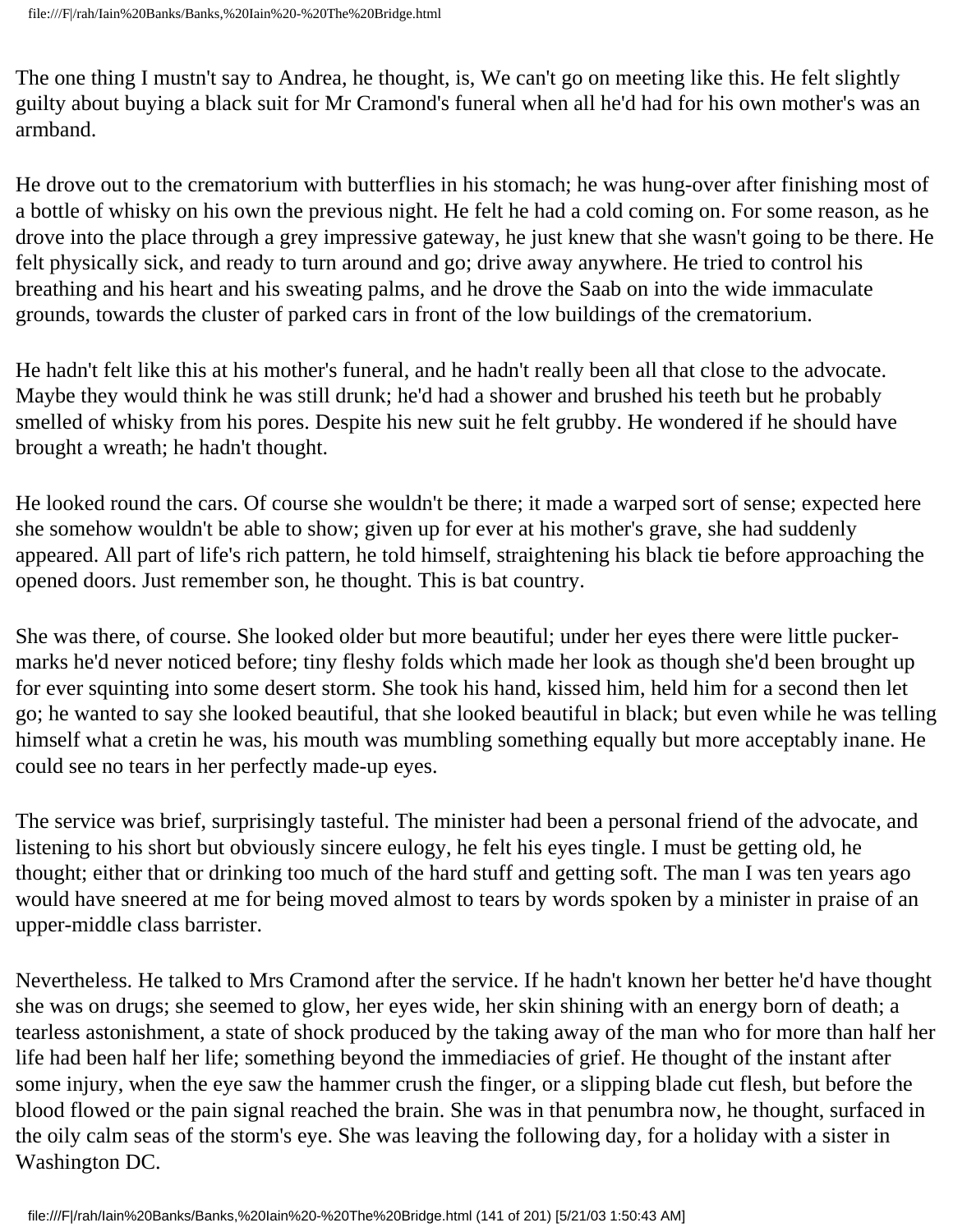The one thing I mustn't say to Andrea, he thought, is, We can't go on meeting like this. He felt slightly guilty about buying a black suit for Mr Cramond's funeral when all he'd had for his own mother's was an armband.

He drove out to the crematorium with butterflies in his stomach; he was hung-over after finishing most of a bottle of whisky on his own the previous night. He felt he had a cold coming on. For some reason, as he drove into the place through a grey impressive gateway, he just knew that she wasn't going to be there. He felt physically sick, and ready to turn around and go; drive away anywhere. He tried to control his breathing and his heart and his sweating palms, and he drove the Saab on into the wide immaculate grounds, towards the cluster of parked cars in front of the low buildings of the crematorium.

He hadn't felt like this at his mother's funeral, and he hadn't really been all that close to the advocate. Maybe they would think he was still drunk; he'd had a shower and brushed his teeth but he probably smelled of whisky from his pores. Despite his new suit he felt grubby. He wondered if he should have brought a wreath; he hadn't thought.

He looked round the cars. Of course she wouldn't be there; it made a warped sort of sense; expected here she somehow wouldn't be able to show; given up for ever at his mother's grave, she had suddenly appeared. All part of life's rich pattern, he told himself, straightening his black tie before approaching the opened doors. Just remember son, he thought. This is bat country.

She was there, of course. She looked older but more beautiful; under her eyes there were little pucker-marks he'd never noticed before; tiny fleshy folds which made her look as though she'd been brought up for ever squinting into some desert storm. She took his hand, kissed him, held him for a second then let go; he wanted to say she looked beautiful, that she looked beautiful in black; but even while he was telling himself what a cretin he was, his mouth was mumbling something equally but more acceptably inane. He could see no tears in her perfectly made-up eyes.

The service was brief, surprisingly tasteful. The minister had been a personal friend of the advocate, and listening to his short but obviously sincere eulogy, he felt his eyes tingle. I must be getting old, he thought; either that or drinking too much of the hard stuff and getting soft. The man I was ten years ago would have sneered at me for being moved almost to tears by words spoken by a minister in praise of an upper-middle class barrister.

Nevertheless. He talked to Mrs Cramond after the service. If he hadn't known her better he'd have thought she was on drugs; she seemed to glow, her eyes wide, her skin shining with an energy born of death; a tearless astonishment, a state of shock produced by the taking away of the man who for more than half her life had been half her life; something beyond the immediacies of grief. He thought of the instant after some injury, when the eye saw the hammer crush the finger, or a slipping blade cut flesh, but before the blood flowed or the pain signal reached the brain. She was in that penumbra now, he thought, surfaced in the oily calm seas of the storm's eye. She was leaving the following day, for a holiday with a sister in Washington DC.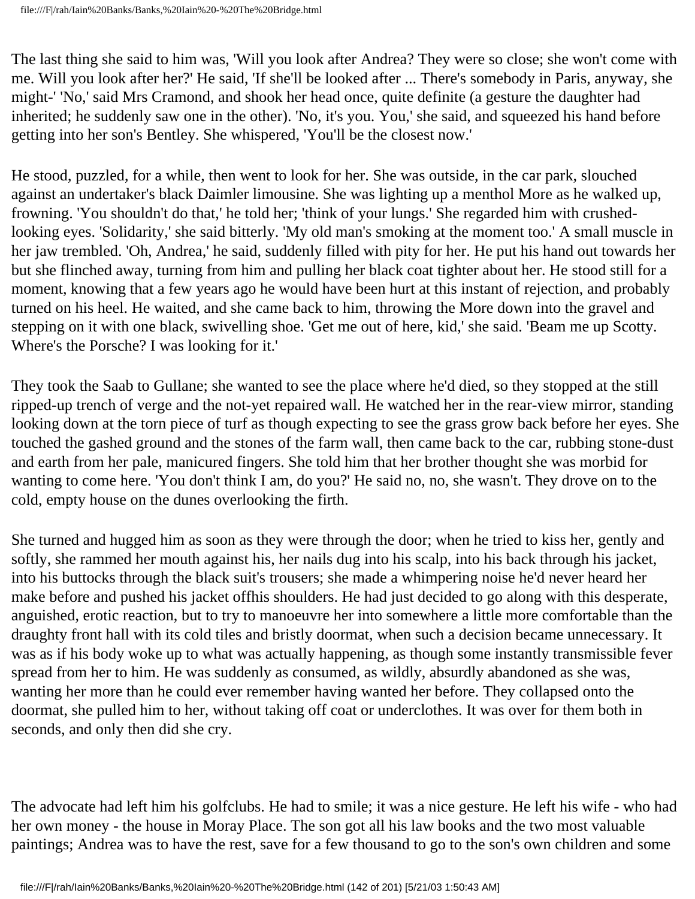The last thing she said to him was, 'Will you look after Andrea? They were so close; she won't come with me. Will you look after her?' He said, 'If she'll be looked after ... There's somebody in Paris, anyway, she might-' 'No,' said Mrs Cramond, and shook her head once, quite definite (a gesture the daughter had inherited; he suddenly saw one in the other). 'No, it's you. You,' she said, and squeezed his hand before getting into her son's Bentley. She whispered, 'You'll be the closest now.'

He stood, puzzled, for a while, then went to look for her. She was outside, in the car park, slouched against an undertaker's black Daimler limousine. She was lighting up a menthol More as he walked up, frowning. 'You shouldn't do that,' he told her; 'think of your lungs.' She regarded him with crushed-looking eyes. 'Solidarity,' she said bitterly. 'My old man's smoking at the moment too.' A small muscle in her jaw trembled. 'Oh, Andrea,' he said, suddenly filled with pity for her. He put his hand out towards her but she flinched away, turning from him and pulling her black coat tighter about her. He stood still for a moment, knowing that a few years ago he would have been hurt at this instant of rejection, and probably turned on his heel. He waited, and she came back to him, throwing the More down into the gravel and stepping on it with one black, swivelling shoe. 'Get me out of here, kid,' she said. 'Beam me up Scotty. Where's the Porsche? I was looking for it.'

They took the Saab to Gullane; she wanted to see the place where he'd died, so they stopped at the still ripped-up trench of verge and the not-yet repaired wall. He watched her in the rear-view mirror, standing looking down at the torn piece of turf as though expecting to see the grass grow back before her eyes. She touched the gashed ground and the stones of the farm wall, then came back to the car, rubbing stone-dust and earth from her pale, manicured fingers. She told him that her brother thought she was morbid for wanting to come here. 'You don't think I am, do you?' He said no, no, she wasn't. They drove on to the cold, empty house on the dunes overlooking the firth.

She turned and hugged him as soon as they were through the door; when he tried to kiss her, gently and softly, she rammed her mouth against his, her nails dug into his scalp, into his back through his jacket, into his buttocks through the black suit's trousers; she made a whimpering noise he'd never heard her make before and pushed his jacket offhis shoulders. He had just decided to go along with this desperate, anguished, erotic reaction, but to try to manoeuvre her into somewhere a little more comfortable than the draughty front hall with its cold tiles and bristly doormat, when such a decision became unnecessary. It was as if his body woke up to what was actually happening, as though some instantly transmissible fever spread from her to him. He was suddenly as consumed, as wildly, absurdly abandoned as she was, wanting her more than he could ever remember having wanted her before. They collapsed onto the doormat, she pulled him to her, without taking off coat or underclothes. It was over for them both in seconds, and only then did she cry.

The advocate had left him his golfclubs. He had to smile; it was a nice gesture. He left his wife - who had her own money - the house in Moray Place. The son got all his law books and the two most valuable paintings; Andrea was to have the rest, save for a few thousand to go to the son's own children and some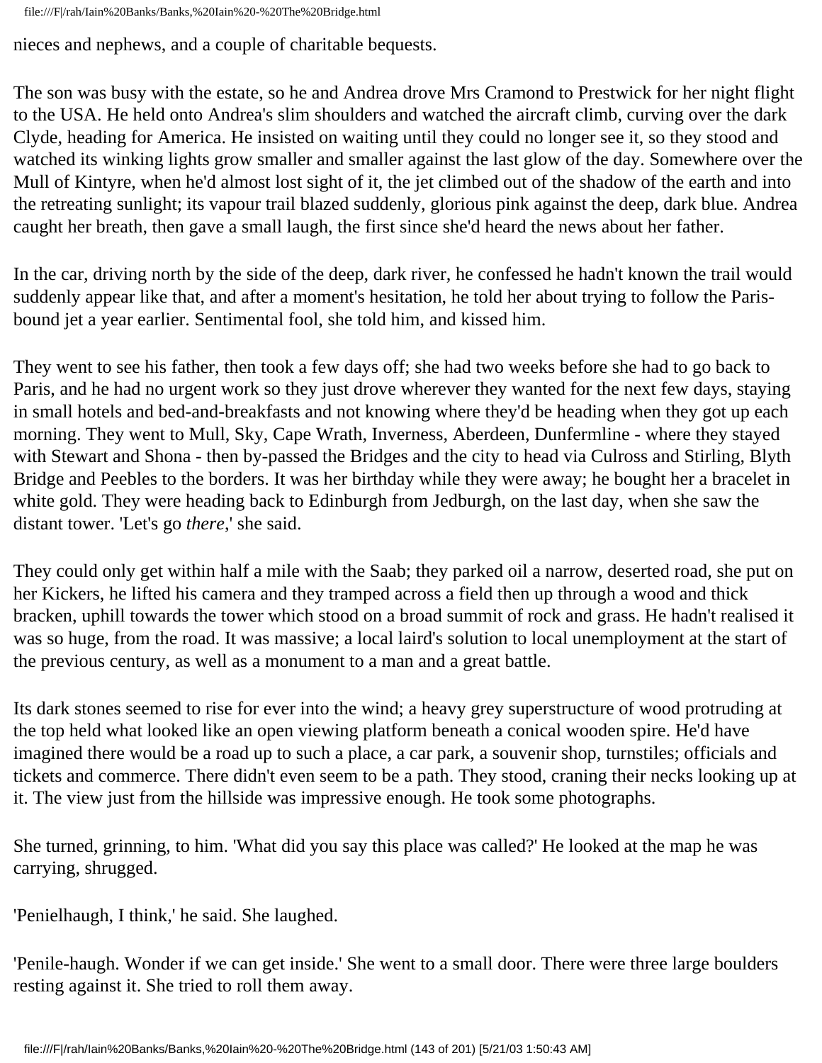nieces and nephews, and a couple of charitable bequests.

The son was busy with the estate, so he and Andrea drove Mrs Cramond to Prestwick for her night flight to the USA. He held onto Andrea's slim shoulders and watched the aircraft climb, curving over the dark Clyde, heading for America. He insisted on waiting until they could no longer see it, so they stood and watched its winking lights grow smaller and smaller against the last glow of the day. Somewhere over the Mull of Kintyre, when he'd almost lost sight of it, the jet climbed out of the shadow of the earth and into the retreating sunlight; its vapour trail blazed suddenly, glorious pink against the deep, dark blue. Andrea caught her breath, then gave a small laugh, the first since she'd heard the news about her father.

In the car, driving north by the side of the deep, dark river, he confessed he hadn't known the trail would suddenly appear like that, and after a moment's hesitation, he told her about trying to follow the Paris-bound jet a year earlier. Sentimental fool, she told him, and kissed him.

They went to see his father, then took a few days off; she had two weeks before she had to go back to Paris, and he had no urgent work so they just drove wherever they wanted for the next few days, staying in small hotels and bed-and-breakfasts and not knowing where they'd be heading when they got up each morning. They went to Mull, Sky, Cape Wrath, Inverness, Aberdeen, Dunfermline - where they stayed with Stewart and Shona - then by-passed the Bridges and the city to head via Culross and Stirling, Blyth Bridge and Peebles to the borders. It was her birthday while they were away; he bought her a bracelet in white gold. They were heading back to Edinburgh from Jedburgh, on the last day, when she saw the distant tower. 'Let's go *there*,' she said.

They could only get within half a mile with the Saab; they parked oil a narrow, deserted road, she put on her Kickers, he lifted his camera and they tramped across a field then up through a wood and thick bracken, uphill towards the tower which stood on a broad summit of rock and grass. He hadn't realised it was so huge, from the road. It was massive; a local laird's solution to local unemployment at the start of the previous century, as well as a monument to a man and a great battle.

Its dark stones seemed to rise for ever into the wind; a heavy grey superstructure of wood protruding at the top held what looked like an open viewing platform beneath a conical wooden spire. He'd have imagined there would be a road up to such a place, a car park, a souvenir shop, turnstiles; officials and tickets and commerce. There didn't even seem to be a path. They stood, craning their necks looking up at it. The view just from the hillside was impressive enough. He took some photographs.

She turned, grinning, to him. 'What did you say this place was called?' He looked at the map he was carrying, shrugged.

'Penielhaugh, I think,' he said. She laughed.

'Penile-haugh. Wonder if we can get inside.' She went to a small door. There were three large boulders resting against it. She tried to roll them away.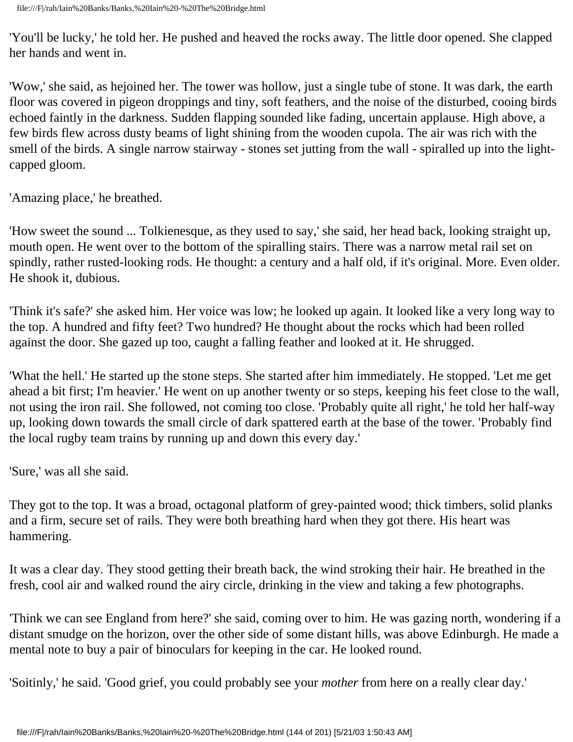'You'll be lucky,' he told her. He pushed and heaved the rocks away. The little door opened. She clapped her hands and went in.

'Wow,' she said, as hejoined her. The tower was hollow, just a single tube of stone. It was dark, the earth floor was covered in pigeon droppings and tiny, soft feathers, and the noise of the disturbed, cooing birds echoed faintly in the darkness. Sudden flapping sounded like fading, uncertain applause. High above, a few birds flew across dusty beams of light shining from the wooden cupola. The air was rich with the smell of the birds. A single narrow stairway - stones set jutting from the wall - spiralled up into the light-capped gloom.

'Amazing place,' he breathed.

'How sweet the sound ... Tolkienesque, as they used to say,' she said, her head back, looking straight up, mouth open. He went over to the bottom of the spiralling stairs. There was a narrow metal rail set on spindly, rather rusted-looking rods. He thought: a century and a half old, if it's original. More. Even older. He shook it, dubious.

'Think it's safe?' she asked him. Her voice was low; he looked up again. It looked like a very long way to the top. A hundred and fifty feet? Two hundred? He thought about the rocks which had been rolled against the door. She gazed up too, caught a falling feather and looked at it. He shrugged.

'What the hell.' He started up the stone steps. She started after him immediately. He stopped. 'Let me get ahead a bit first; I'm heavier.' He went on up another twenty or so steps, keeping his feet close to the wall, not using the iron rail. She followed, not coming too close. 'Probably quite all right,' he told her half-way up, looking down towards the small circle of dark spattered earth at the base of the tower. 'Probably find the local rugby team trains by running up and down this every day.'

'Sure,' was all she said.

They got to the top. It was a broad, octagonal platform of grey-painted wood; thick timbers, solid planks and a firm, secure set of rails. They were both breathing hard when they got there. His heart was hammering.

It was a clear day. They stood getting their breath back, the wind stroking their hair. He breathed in the fresh, cool air and walked round the airy circle, drinking in the view and taking a few photographs.

'Think we can see England from here?' she said, coming over to him. He was gazing north, wondering if a distant smudge on the horizon, over the other side of some distant hills, was above Edinburgh. He made a mental note to buy a pair of binoculars for keeping in the car. He looked round.

'Soitinly,' he said. 'Good grief, you could probably see your *mother* from here on a really clear day.'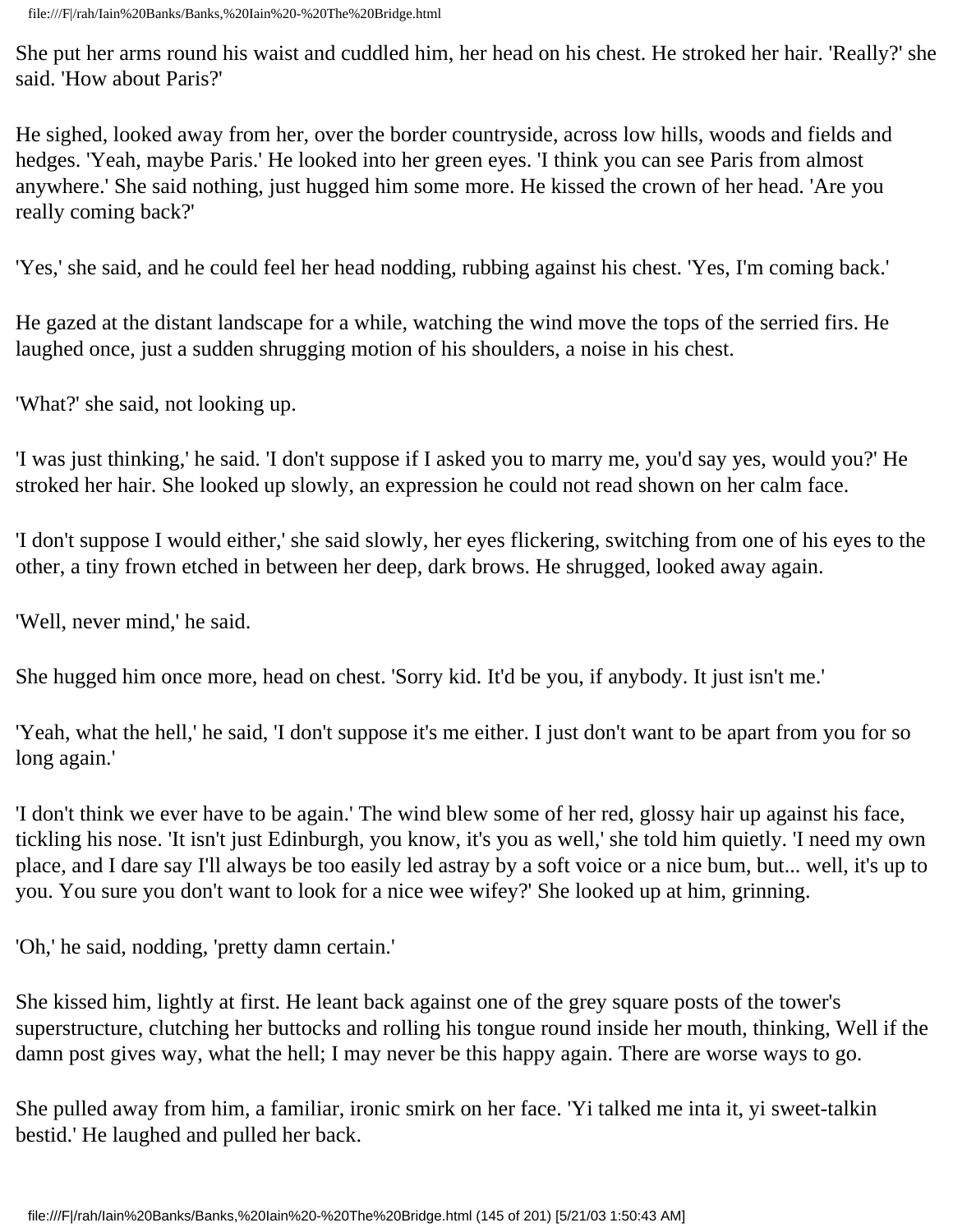She put her arms round his waist and cuddled him, her head on his chest. He stroked her hair. 'Really?' she said. 'How about Paris?'

He sighed, looked away from her, over the border countryside, across low hills, woods and fields and hedges. 'Yeah, maybe Paris.' He looked into her green eyes. 'I think you can see Paris from almost anywhere.' She said nothing, just hugged him some more. He kissed the crown of her head. 'Are you really coming back?'

'Yes,' she said, and he could feel her head nodding, rubbing against his chest. 'Yes, I'm coming back.'

He gazed at the distant landscape for a while, watching the wind move the tops of the serried firs. He laughed once, just a sudden shrugging motion of his shoulders, a noise in his chest.

'What?' she said, not looking up.

'I was just thinking,' he said. 'I don't suppose if I asked you to marry me, you'd say yes, would you?' He stroked her hair. She looked up slowly, an expression he could not read shown on her calm face.

'I don't suppose I would either,' she said slowly, her eyes flickering, switching from one of his eyes to the other, a tiny frown etched in between her deep, dark brows. He shrugged, looked away again.

'Well, never mind,' he said.

She hugged him once more, head on chest. 'Sorry kid. It'd be you, if anybody. It just isn't me.'

'Yeah, what the hell,' he said, 'I don't suppose it's me either. I just don't want to be apart from you for so long again.'

'I don't think we ever have to be again.' The wind blew some of her red, glossy hair up against his face, tickling his nose. 'It isn't just Edinburgh, you know, it's you as well,' she told him quietly. 'I need my own place, and I dare say I'll always be too easily led astray by a soft voice or a nice bum, but... well, it's up to you. You sure you don't want to look for a nice wee wifey?' She looked up at him, grinning.

'Oh,' he said, nodding, 'pretty damn certain.'

She kissed him, lightly at first. He leant back against one of the grey square posts of the tower's superstructure, clutching her buttocks and rolling his tongue round inside her mouth, thinking, Well if the damn post gives way, what the hell; I may never be this happy again. There are worse ways to go.

She pulled away from him, a familiar, ironic smirk on her face. 'Yi talked me inta it, yi sweet-talkin bestid.' He laughed and pulled her back.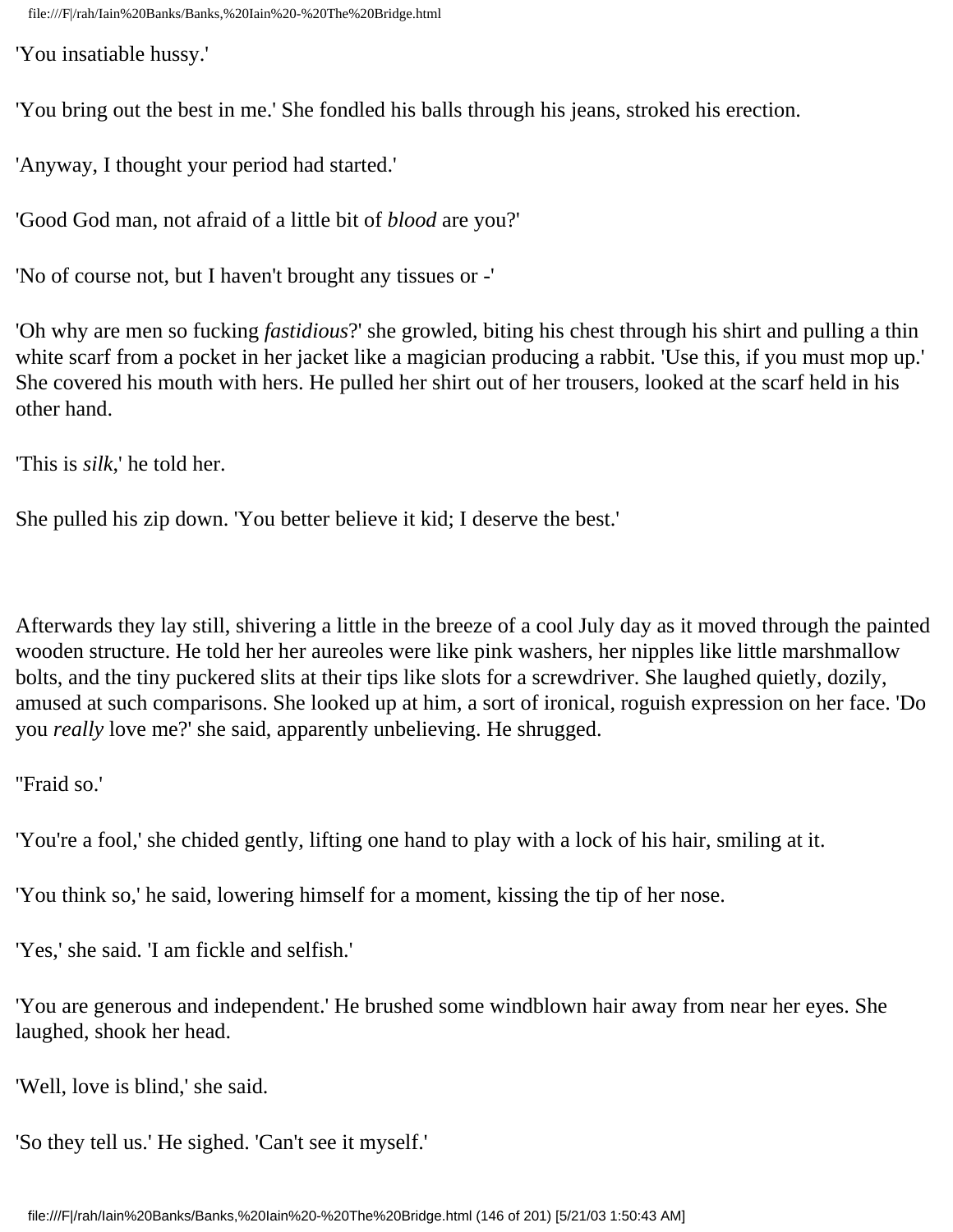'You insatiable hussy.'

'You bring out the best in me.' She fondled his balls through his jeans, stroked his erection.

'Anyway, I thought your period had started.'

'Good God man, not afraid of a little bit of *blood* are you?'

'No of course not, but I haven't brought any tissues or -'

'Oh why are men so fucking *fastidious*?' she growled, biting his chest through his shirt and pulling a thin white scarf from a pocket in her jacket like a magician producing a rabbit. 'Use this, if you must mop up.' She covered his mouth with hers. He pulled her shirt out of her trousers, looked at the scarf held in his other hand.

'This is *silk*,' he told her.

She pulled his zip down. 'You better believe it kid; I deserve the best.'

Afterwards they lay still, shivering a little in the breeze of a cool July day as it moved through the painted wooden structure. He told her her aureoles were like pink washers, her nipples like little marshmallow bolts, and the tiny puckered slits at their tips like slots for a screwdriver. She laughed quietly, dozily, amused at such comparisons. She looked up at him, a sort of ironical, roguish expression on her face. 'Do you *really* love me?' she said, apparently unbelieving. He shrugged.

''Fraid so.'

'You're a fool,' she chided gently, lifting one hand to play with a lock of his hair, smiling at it.

'You think so,' he said, lowering himself for a moment, kissing the tip of her nose.

'Yes,' she said. 'I am fickle and selfish.'

'You are generous and independent.' He brushed some windblown hair away from near her eyes. She laughed, shook her head.

'Well, love is blind,' she said.

'So they tell us.' He sighed. 'Can't see it myself.'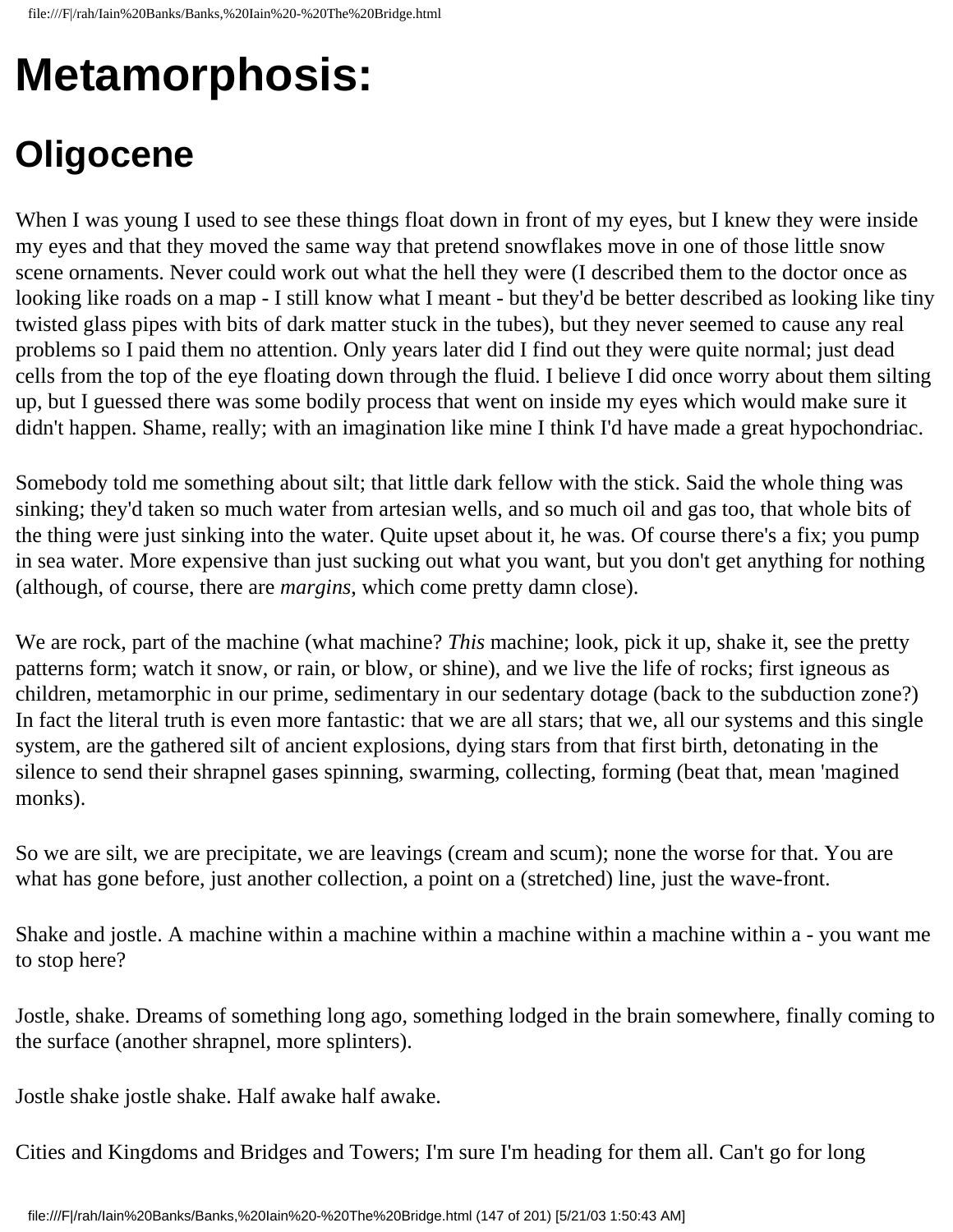# Metamorphosis:

## Oligocene

When I was young I used to see these things float down in front of my eyes, but I knew they were inside my eyes and that they moved the same way that pretend snowflakes move in one of those little snow scene ornaments. Never could work out what the hell they were (I described them to the doctor once as looking like roads on a map - I still know what I meant - but they'd be better described as looking like tiny twisted glass pipes with bits of dark matter stuck in the tubes), but they never seemed to cause any real problems so I paid them no attention. Only years later did I find out they were quite normal; just dead cells from the top of the eye floating down through the fluid. I believe I did once worry about them silting up, but I guessed there was some bodily process that went on inside my eyes which would make sure it didn't happen. Shame, really; with an imagination like mine I think I'd have made a great hypochondriac.

Somebody told me something about silt; that little dark fellow with the stick. Said the whole thing was sinking; they'd taken so much water from artesian wells, and so much oil and gas too, that whole bits of the thing were just sinking into the water. Quite upset about it, he was. Of course there's a fix; you pump in sea water. More expensive than just sucking out what you want, but you don't get anything for nothing (although, of course, there are *margins*, which come pretty damn close).

We are rock, part of the machine (what machine? *This* machine; look, pick it up, shake it, see the pretty patterns form; watch it snow, or rain, or blow, or shine), and we live the life of rocks; first igneous as children, metamorphic in our prime, sedimentary in our sedentary dotage (back to the subduction zone?) In fact the literal truth is even more fantastic: that we are all stars; that we, all our systems and this single system, are the gathered silt of ancient explosions, dying stars from that first birth, detonating in the silence to send their shrapnel gases spinning, swarming, collecting, forming (beat that, mean 'magined monks).

So we are silt, we are precipitate, we are leavings (cream and scum); none the worse for that. You are what has gone before, just another collection, a point on a (stretched) line, just the wave-front.

Shake and jostle. A machine within a machine within a machine within a machine within a - you want me to stop here?

Jostle, shake. Dreams of something long ago, something lodged in the brain somewhere, finally coming to the surface (another shrapnel, more splinters).

Jostle shake jostle shake. Half awake half awake.

Cities and Kingdoms and Bridges and Towers; I'm sure I'm heading for them all. Can't go for long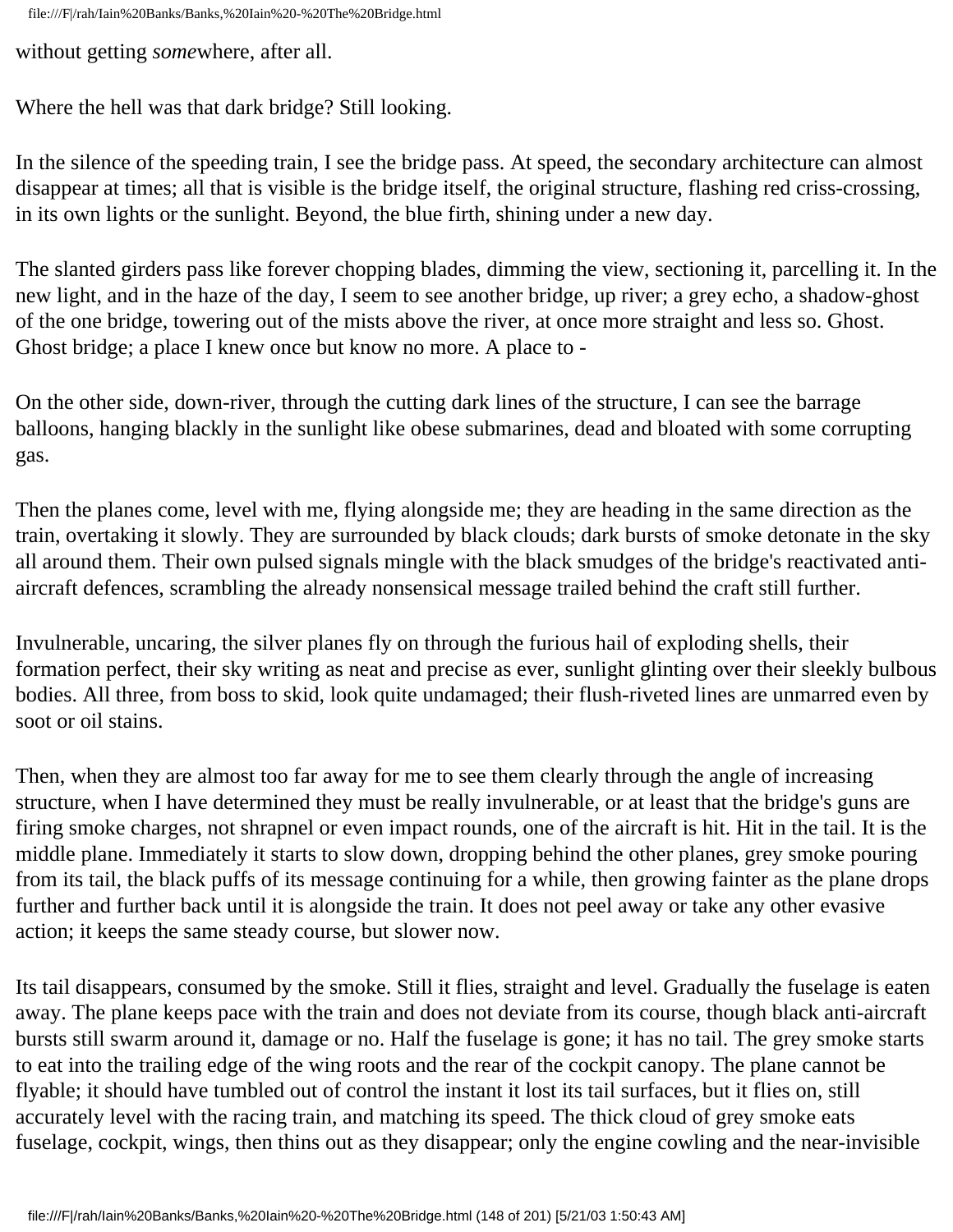without getting *some*where, after all.

Where the hell was that dark bridge? Still looking.

In the silence of the speeding train, I see the bridge pass. At speed, the secondary architecture can almost disappear at times; all that is visible is the bridge itself, the original structure, flashing red criss-crossing, in its own lights or the sunlight. Beyond, the blue firth, shining under a new day.

The slanted girders pass like forever chopping blades, dimming the view, sectioning it, parcelling it. In the new light, and in the haze of the day, I seem to see another bridge, up river; a grey echo, a shadow-ghost of the one bridge, towering out of the mists above the river, at once more straight and less so. Ghost. Ghost bridge; a place I knew once but know no more. A place to -

On the other side, down-river, through the cutting dark lines of the structure, I can see the barrage balloons, hanging blackly in the sunlight like obese submarines, dead and bloated with some corrupting gas.

Then the planes come, level with me, flying alongside me; they are heading in the same direction as the train, overtaking it slowly. They are surrounded by black clouds; dark bursts of smoke detonate in the sky all around them. Their own pulsed signals mingle with the black smudges of the bridge's reactivated anti-aircraft defences, scrambling the already nonsensical message trailed behind the craft still further.

Invulnerable, uncaring, the silver planes fly on through the furious hail of exploding shells, their formation perfect, their sky writing as neat and precise as ever, sunlight glinting over their sleekly bulbous bodies. All three, from boss to skid, look quite undamaged; their flush-riveted lines are unmarred even by soot or oil stains.

Then, when they are almost too far away for me to see them clearly through the angle of increasing structure, when I have determined they must be really invulnerable, or at least that the bridge's guns are firing smoke charges, not shrapnel or even impact rounds, one of the aircraft is hit. Hit in the tail. It is the middle plane. Immediately it starts to slow down, dropping behind the other planes, grey smoke pouring from its tail, the black puffs of its message continuing for a while, then growing fainter as the plane drops further and further back until it is alongside the train. It does not peel away or take any other evasive action; it keeps the same steady course, but slower now.

Its tail disappears, consumed by the smoke. Still it flies, straight and level. Gradually the fuselage is eaten away. The plane keeps pace with the train and does not deviate from its course, though black anti-aircraft bursts still swarm around it, damage or no. Half the fuselage is gone; it has no tail. The grey smoke starts to eat into the trailing edge of the wing roots and the rear of the cockpit canopy. The plane cannot be flyable; it should have tumbled out of control the instant it lost its tail surfaces, but it flies on, still accurately level with the racing train, and matching its speed. The thick cloud of grey smoke eats fuselage, cockpit, wings, then thins out as they disappear; only the engine cowling and the near-invisible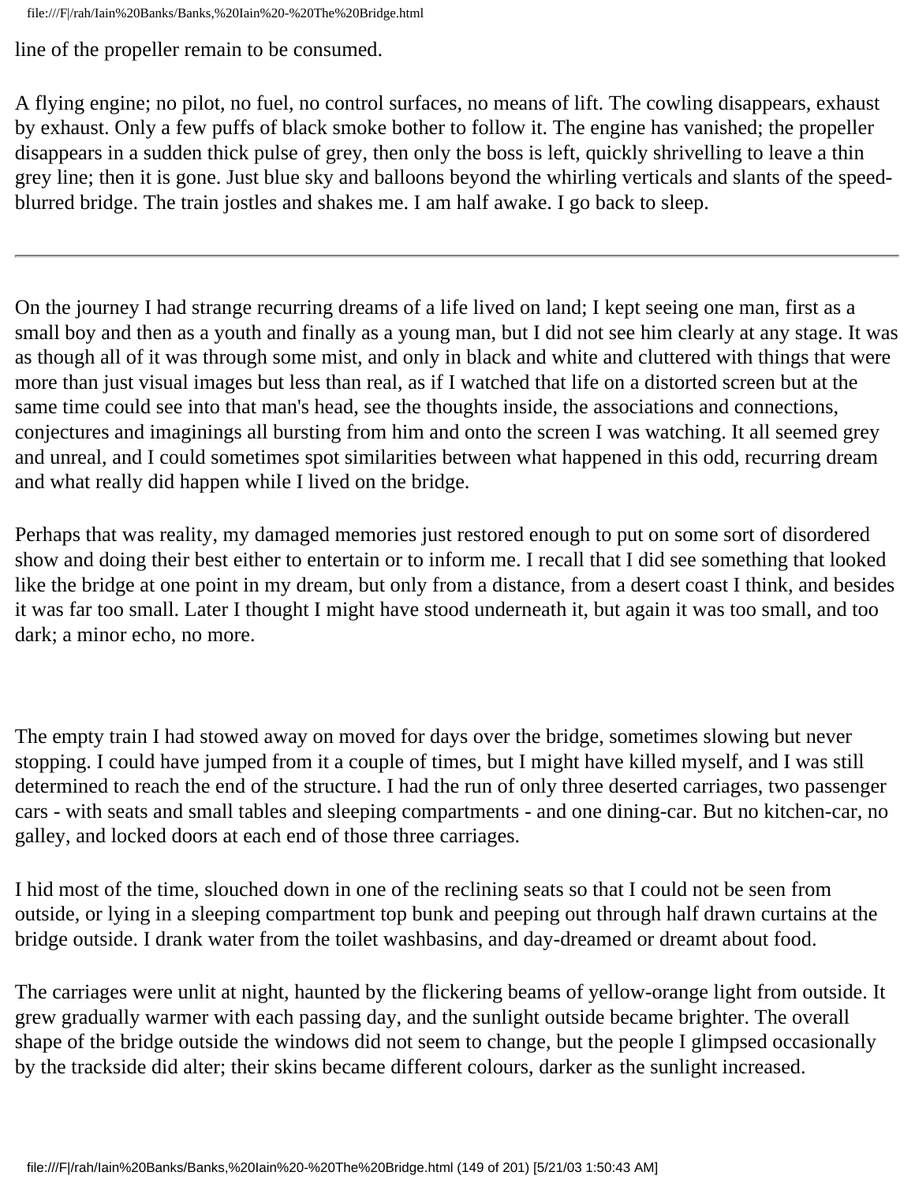line of the propeller remain to be consumed.

A flying engine; no pilot, no fuel, no control surfaces, no means of lift. The cowling disappears, exhaust by exhaust. Only a few puffs of black smoke bother to follow it. The engine has vanished; the propeller disappears in a sudden thick pulse of grey, then only the boss is left, quickly shrivelling to leave a thin grey line; then it is gone. Just blue sky and balloons beyond the whirling verticals and slants of the speed-blurred bridge. The train jostles and shakes me. I am half awake. I go back to sleep.

---

On the journey I had strange recurring dreams of a life lived on land; I kept seeing one man, first as a small boy and then as a youth and finally as a young man, but I did not see him clearly at any stage. It was as though all of it was through some mist, and only in black and white and cluttered with things that were more than just visual images but less than real, as if I watched that life on a distorted screen but at the same time could see into that man's head, see the thoughts inside, the associations and connections, conjectures and imaginings all bursting from him and onto the screen I was watching. It all seemed grey and unreal, and I could sometimes spot similarities between what happened in this odd, recurring dream and what really did happen while I lived on the bridge.

Perhaps that was reality, my damaged memories just restored enough to put on some sort of disordered show and doing their best either to entertain or to inform me. I recall that I did see something that looked like the bridge at one point in my dream, but only from a distance, from a desert coast I think, and besides it was far too small. Later I thought I might have stood underneath it, but again it was too small, and too dark; a minor echo, no more.

The empty train I had stowed away on moved for days over the bridge, sometimes slowing but never stopping. I could have jumped from it a couple of times, but I might have killed myself, and I was still determined to reach the end of the structure. I had the run of only three deserted carriages, two passenger cars - with seats and small tables and sleeping compartments - and one dining-car. But no kitchen-car, no galley, and locked doors at each end of those three carriages.

I hid most of the time, slouched down in one of the reclining seats so that I could not be seen from outside, or lying in a sleeping compartment top bunk and peeping out through half drawn curtains at the bridge outside. I drank water from the toilet washbasins, and day-dreamed or dreamt about food.

The carriages were unlit at night, haunted by the flickering beams of yellow-orange light from outside. It grew gradually warmer with each passing day, and the sunlight outside became brighter. The overall shape of the bridge outside the windows did not seem to change, but the people I glimpsed occasionally by the trackside did alter; their skins became different colours, darker as the sunlight increased.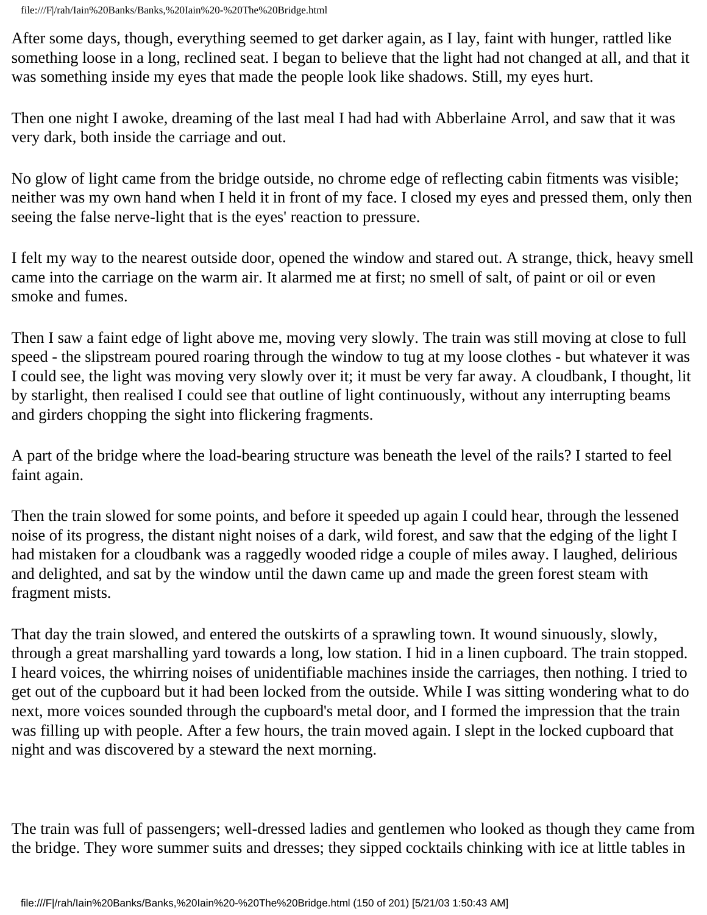After some days, though, everything seemed to get darker again, as I lay, faint with hunger, rattled like something loose in a long, reclined seat. I began to believe that the light had not changed at all, and that it was something inside my eyes that made the people look like shadows. Still, my eyes hurt.

Then one night I awoke, dreaming of the last meal I had had with Abberlaine Arrol, and saw that it was very dark, both inside the carriage and out.

No glow of light came from the bridge outside, no chrome edge of reflecting cabin fitments was visible; neither was my own hand when I held it in front of my face. I closed my eyes and pressed them, only then seeing the false nerve-light that is the eyes' reaction to pressure.

I felt my way to the nearest outside door, opened the window and stared out. A strange, thick, heavy smell came into the carriage on the warm air. It alarmed me at first; no smell of salt, of paint or oil or even smoke and fumes.

Then I saw a faint edge of light above me, moving very slowly. The train was still moving at close to full speed - the slipstream poured roaring through the window to tug at my loose clothes - but whatever it was I could see, the light was moving very slowly over it; it must be very far away. A cloudbank, I thought, lit by starlight, then realised I could see that outline of light continuously, without any interrupting beams and girders chopping the sight into flickering fragments.

A part of the bridge where the load-bearing structure was beneath the level of the rails? I started to feel faint again.

Then the train slowed for some points, and before it speeded up again I could hear, through the lessened noise of its progress, the distant night noises of a dark, wild forest, and saw that the edging of the light I had mistaken for a cloudbank was a raggedly wooded ridge a couple of miles away. I laughed, delirious and delighted, and sat by the window until the dawn came up and made the green forest steam with fragment mists.

That day the train slowed, and entered the outskirts of a sprawling town. It wound sinuously, slowly, through a great marshalling yard towards a long, low station. I hid in a linen cupboard. The train stopped. I heard voices, the whirring noises of unidentifiable machines inside the carriages, then nothing. I tried to get out of the cupboard but it had been locked from the outside. While I was sitting wondering what to do next, more voices sounded through the cupboard's metal door, and I formed the impression that the train was filling up with people. After a few hours, the train moved again. I slept in the locked cupboard that night and was discovered by a steward the next morning.

The train was full of passengers; well-dressed ladies and gentlemen who looked as though they came from the bridge. They wore summer suits and dresses; they sipped cocktails chinking with ice at little tables in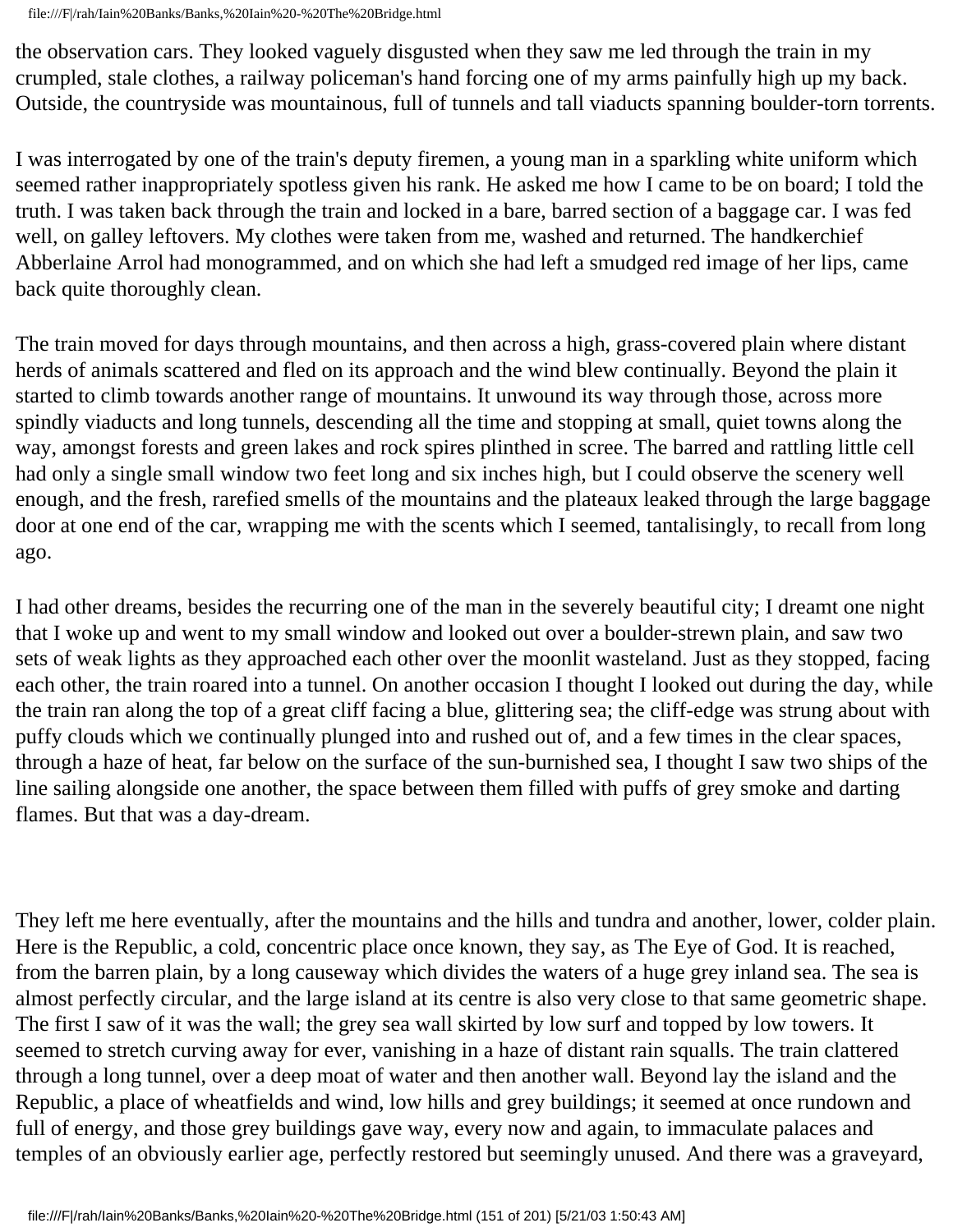the observation cars. They looked vaguely disgusted when they saw me led through the train in my crumpled, stale clothes, a railway policeman's hand forcing one of my arms painfully high up my back. Outside, the countryside was mountainous, full of tunnels and tall viaducts spanning boulder-torn torrents.

I was interrogated by one of the train's deputy firemen, a young man in a sparkling white uniform which seemed rather inappropriately spotless given his rank. He asked me how I came to be on board; I told the truth. I was taken back through the train and locked in a bare, barred section of a baggage car. I was fed well, on galley leftovers. My clothes were taken from me, washed and returned. The handkerchief Abberlaine Arrol had monogrammed, and on which she had left a smudged red image of her lips, came back quite thoroughly clean.

The train moved for days through mountains, and then across a high, grass-covered plain where distant herds of animals scattered and fled on its approach and the wind blew continually. Beyond the plain it started to climb towards another range of mountains. It unwound its way through those, across more spindly viaducts and long tunnels, descending all the time and stopping at small, quiet towns along the way, amongst forests and green lakes and rock spires plinthed in scree. The barred and rattling little cell had only a single small window two feet long and six inches high, but I could observe the scenery well enough, and the fresh, rarefied smells of the mountains and the plateaux leaked through the large baggage door at one end of the car, wrapping me with the scents which I seemed, tantalisingly, to recall from long ago.

I had other dreams, besides the recurring one of the man in the severely beautiful city; I dreamt one night that I woke up and went to my small window and looked out over a boulder-strewn plain, and saw two sets of weak lights as they approached each other over the moonlit wasteland. Just as they stopped, facing each other, the train roared into a tunnel. On another occasion I thought I looked out during the day, while the train ran along the top of a great cliff facing a blue, glittering sea; the cliff-edge was strung about with puffy clouds which we continually plunged into and rushed out of, and a few times in the clear spaces, through a haze of heat, far below on the surface of the sun-burnished sea, I thought I saw two ships of the line sailing alongside one another, the space between them filled with puffs of grey smoke and darting flames. But that was a day-dream.

They left me here eventually, after the mountains and the hills and tundra and another, lower, colder plain. Here is the Republic, a cold, concentric place once known, they say, as The Eye of God. It is reached, from the barren plain, by a long causeway which divides the waters of a huge grey inland sea. The sea is almost perfectly circular, and the large island at its centre is also very close to that same geometric shape. The first I saw of it was the wall; the grey sea wall skirted by low surf and topped by low towers. It seemed to stretch curving away for ever, vanishing in a haze of distant rain squalls. The train clattered through a long tunnel, over a deep moat of water and then another wall. Beyond lay the island and the Republic, a place of wheatfields and wind, low hills and grey buildings; it seemed at once rundown and full of energy, and those grey buildings gave way, every now and again, to immaculate palaces and temples of an obviously earlier age, perfectly restored but seemingly unused. And there was a graveyard,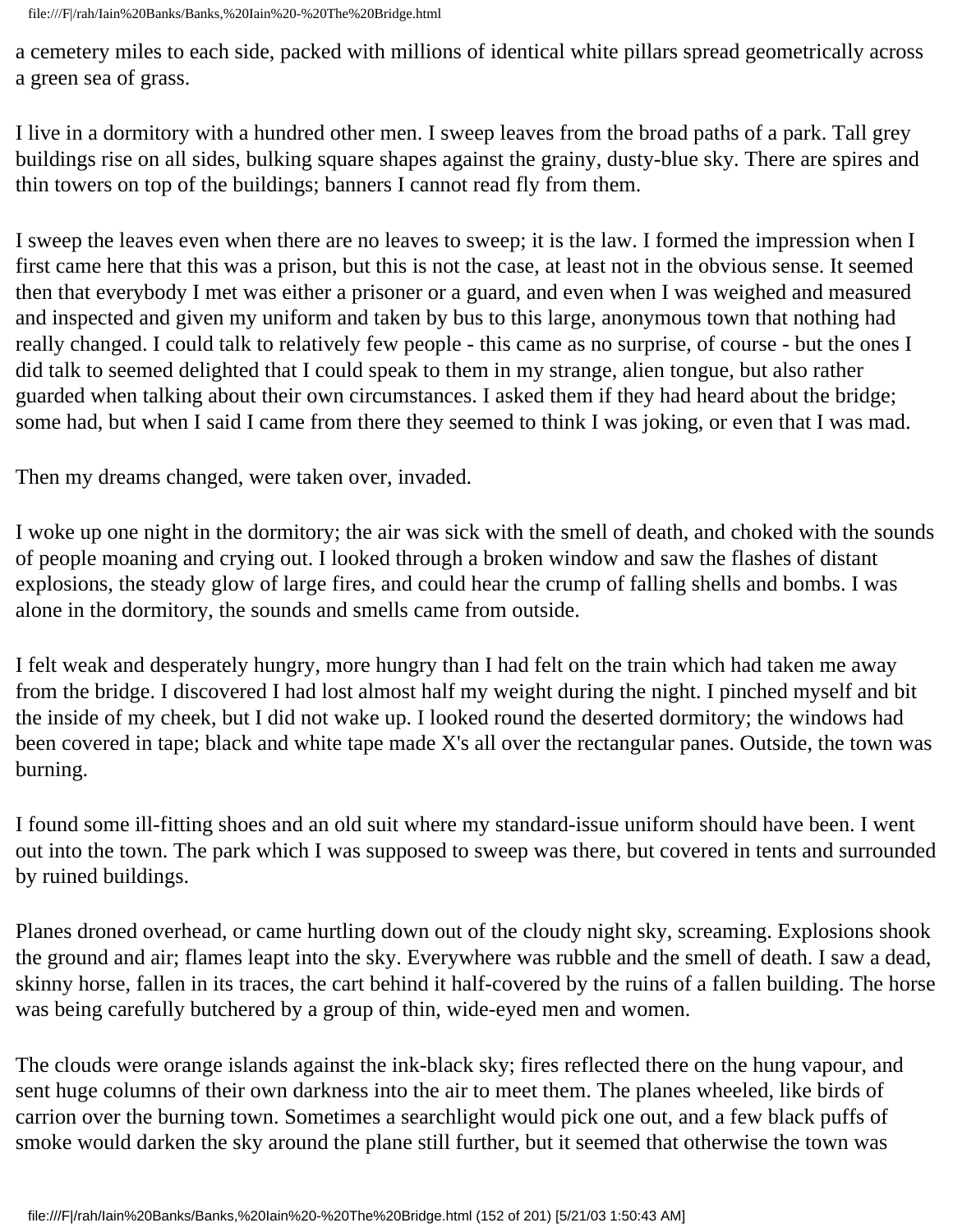a cemetery miles to each side, packed with millions of identical white pillars spread geometrically across a green sea of grass.

I live in a dormitory with a hundred other men. I sweep leaves from the broad paths of a park. Tall grey buildings rise on all sides, bulking square shapes against the grainy, dusty-blue sky. There are spires and thin towers on top of the buildings; banners I cannot read fly from them.

I sweep the leaves even when there are no leaves to sweep; it is the law. I formed the impression when I first came here that this was a prison, but this is not the case, at least not in the obvious sense. It seemed then that everybody I met was either a prisoner or a guard, and even when I was weighed and measured and inspected and given my uniform and taken by bus to this large, anonymous town that nothing had really changed. I could talk to relatively few people - this came as no surprise, of course - but the ones I did talk to seemed delighted that I could speak to them in my strange, alien tongue, but also rather guarded when talking about their own circumstances. I asked them if they had heard about the bridge; some had, but when I said I came from there they seemed to think I was joking, or even that I was mad.

Then my dreams changed, were taken over, invaded.

I woke up one night in the dormitory; the air was sick with the smell of death, and choked with the sounds of people moaning and crying out. I looked through a broken window and saw the flashes of distant explosions, the steady glow of large fires, and could hear the crump of falling shells and bombs. I was alone in the dormitory, the sounds and smells came from outside.

I felt weak and desperately hungry, more hungry than I had felt on the train which had taken me away from the bridge. I discovered I had lost almost half my weight during the night. I pinched myself and bit the inside of my cheek, but I did not wake up. I looked round the deserted dormitory; the windows had been covered in tape; black and white tape made X's all over the rectangular panes. Outside, the town was burning.

I found some ill-fitting shoes and an old suit where my standard-issue uniform should have been. I went out into the town. The park which I was supposed to sweep was there, but covered in tents and surrounded by ruined buildings.

Planes droned overhead, or came hurtling down out of the cloudy night sky, screaming. Explosions shook the ground and air; flames leapt into the sky. Everywhere was rubble and the smell of death. I saw a dead, skinny horse, fallen in its traces, the cart behind it half-covered by the ruins of a fallen building. The horse was being carefully butchered by a group of thin, wide-eyed men and women.

The clouds were orange islands against the ink-black sky; fires reflected there on the hung vapour, and sent huge columns of their own darkness into the air to meet them. The planes wheeled, like birds of carrion over the burning town. Sometimes a searchlight would pick one out, and a few black puffs of smoke would darken the sky around the plane still further, but it seemed that otherwise the town was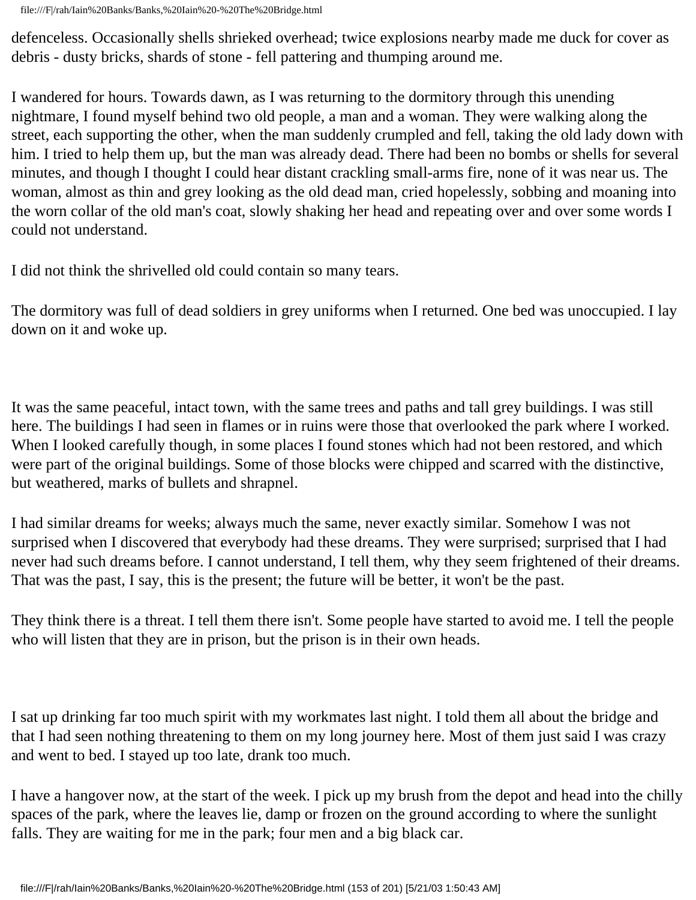defenceless. Occasionally shells shrieked overhead; twice explosions nearby made me duck for cover as debris - dusty bricks, shards of stone - fell pattering and thumping around me.

I wandered for hours. Towards dawn, as I was returning to the dormitory through this unending nightmare, I found myself behind two old people, a man and a woman. They were walking along the street, each supporting the other, when the man suddenly crumpled and fell, taking the old lady down with him. I tried to help them up, but the man was already dead. There had been no bombs or shells for several minutes, and though I thought I could hear distant crackling small-arms fire, none of it was near us. The woman, almost as thin and grey looking as the old dead man, cried hopelessly, sobbing and moaning into the worn collar of the old man's coat, slowly shaking her head and repeating over and over some words I could not understand.

I did not think the shrivelled old could contain so many tears.

The dormitory was full of dead soldiers in grey uniforms when I returned. One bed was unoccupied. I lay down on it and woke up.

It was the same peaceful, intact town, with the same trees and paths and tall grey buildings. I was still here. The buildings I had seen in flames or in ruins were those that overlooked the park where I worked. When I looked carefully though, in some places I found stones which had not been restored, and which were part of the original buildings. Some of those blocks were chipped and scarred with the distinctive, but weathered, marks of bullets and shrapnel.

I had similar dreams for weeks; always much the same, never exactly similar. Somehow I was not surprised when I discovered that everybody had these dreams. They were surprised; surprised that I had never had such dreams before. I cannot understand, I tell them, why they seem frightened of their dreams. That was the past, I say, this is the present; the future will be better, it won't be the past.

They think there is a threat. I tell them there isn't. Some people have started to avoid me. I tell the people who will listen that they are in prison, but the prison is in their own heads.

I sat up drinking far too much spirit with my workmates last night. I told them all about the bridge and that I had seen nothing threatening to them on my long journey here. Most of them just said I was crazy and went to bed. I stayed up too late, drank too much.

I have a hangover now, at the start of the week. I pick up my brush from the depot and head into the chilly spaces of the park, where the leaves lie, damp or frozen on the ground according to where the sunlight falls. They are waiting for me in the park; four men and a big black car.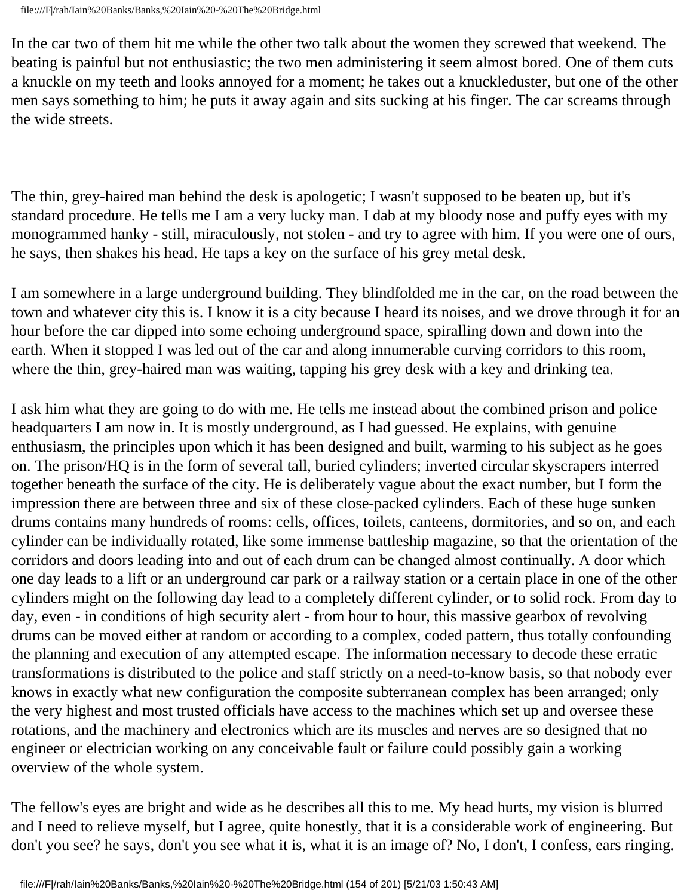In the car two of them hit me while the other two talk about the women they screwed that weekend. The beating is painful but not enthusiastic; the two men administering it seem almost bored. One of them cuts a knuckle on my teeth and looks annoyed for a moment; he takes out a knuckleduster, but one of the other men says something to him; he puts it away again and sits sucking at his finger. The car screams through the wide streets.

The thin, grey-haired man behind the desk is apologetic; I wasn't supposed to be beaten up, but it's standard procedure. He tells me I am a very lucky man. I dab at my bloody nose and puffy eyes with my monogrammed hanky - still, miraculously, not stolen - and try to agree with him. If you were one of ours, he says, then shakes his head. He taps a key on the surface of his grey metal desk.

I am somewhere in a large underground building. They blindfolded me in the car, on the road between the town and whatever city this is. I know it is a city because I heard its noises, and we drove through it for an hour before the car dipped into some echoing underground space, spiralling down and down into the earth. When it stopped I was led out of the car and along innumerable curving corridors to this room, where the thin, grey-haired man was waiting, tapping his grey desk with a key and drinking tea.

I ask him what they are going to do with me. He tells me instead about the combined prison and police headquarters I am now in. It is mostly underground, as I had guessed. He explains, with genuine enthusiasm, the principles upon which it has been designed and built, warming to his subject as he goes on. The prison/HQ is in the form of several tall, buried cylinders; inverted circular skyscrapers interred together beneath the surface of the city. He is deliberately vague about the exact number, but I form the impression there are between three and six of these close-packed cylinders. Each of these huge sunken drums contains many hundreds of rooms: cells, offices, toilets, canteens, dormitories, and so on, and each cylinder can be individually rotated, like some immense battleship magazine, so that the orientation of the corridors and doors leading into and out of each drum can be changed almost continually. A door which one day leads to a lift or an underground car park or a railway station or a certain place in one of the other cylinders might on the following day lead to a completely different cylinder, or to solid rock. From day to day, even - in conditions of high security alert - from hour to hour, this massive gearbox of revolving drums can be moved either at random or according to a complex, coded pattern, thus totally confounding the planning and execution of any attempted escape. The information necessary to decode these erratic transformations is distributed to the police and staff strictly on a need-to-know basis, so that nobody ever knows in exactly what new configuration the composite subterranean complex has been arranged; only the very highest and most trusted officials have access to the machines which set up and oversee these rotations, and the machinery and electronics which are its muscles and nerves are so designed that no engineer or electrician working on any conceivable fault or failure could possibly gain a working overview of the whole system.

The fellow's eyes are bright and wide as he describes all this to me. My head hurts, my vision is blurred and I need to relieve myself, but I agree, quite honestly, that it is a considerable work of engineering. But don't you see? he says, don't you see what it is, what it is an image of? No, I don't, I confess, ears ringing.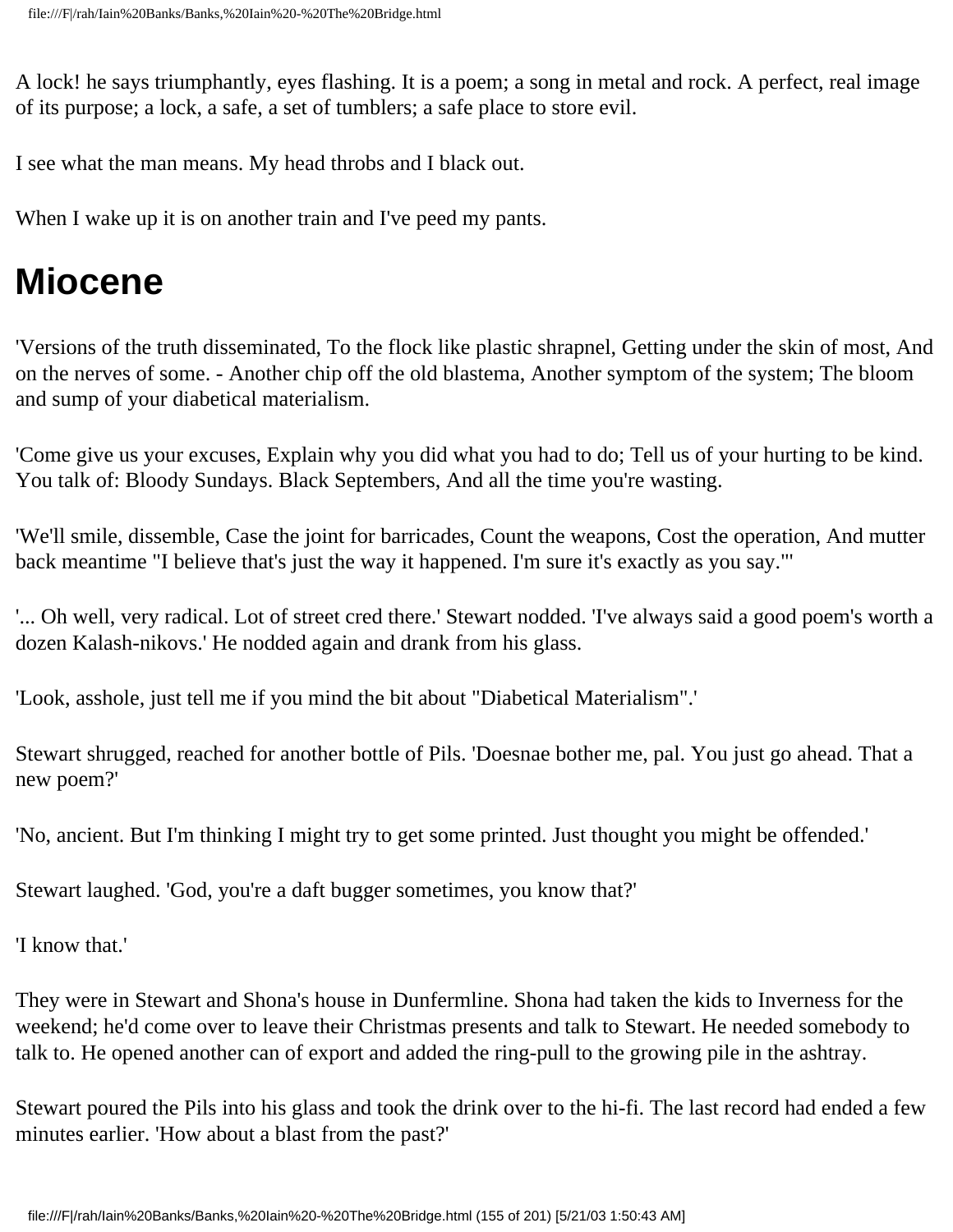A lock! he says triumphantly, eyes flashing. It is a poem; a song in metal and rock. A perfect, real image of its purpose; a lock, a safe, a set of tumblers; safe place to store evil.

I see what the man means. My head throbs and I black out.

When I wake up it is on another train and I've peed my pants.

# Miocene

'Versions of the truth disseminated, To the flock like plastic shrapnel, Getting under the skin of most, And on the nerves of some. - Another chip off the old blastema, Another symptom of the system; The bloom and sump of your diabetical materialism.

'Come give us your excuses, Explain why you did what you had to do; Tell us of your hurting to be kind. You talk of: Bloody Sundays. Black Septembers, And all the time you're wasting.

'We'll smile, dissemble, Case the joint for barricades, Count the weapons, Cost the operation, And mutter back meantime "I believe that's just the way it happened. I'm sure it's exactly as you say."'

'... Oh well, very radical. Lot of street cred there.' Stewart nodded. 'I've always said a good poem's worth a dozen Kalash-nikovs.' He nodded again and drank from his glass.

'Look, asshole, just tell me if you mind the bit about "Diabetical Materialism".'

Stewart shrugged, reached for another bottle of Pils. 'Doesnae bother me, pal. You just go ahead. That a new poem?'

'No, ancient. But I'm thinking I might try to get some printed. Just thought you might be offended.'

Stewart laughed. 'God, you're a daft bugger sometimes, you know that?'

'I know that.'

They were in Stewart and Shona's house in Dunfermline. Shona had taken the kids to Inverness for the weekend; he'd come over to leave their Christmas presents and talk to Stewart. He needed somebody to talk to. He opened another can of export and added the ring-pull to the growing pile in the ashtray.

Stewart poured the Pils into his glass and took the drink over to the hi-fi. The last record had ended a few minutes earlier. 'How about a blast from the past?'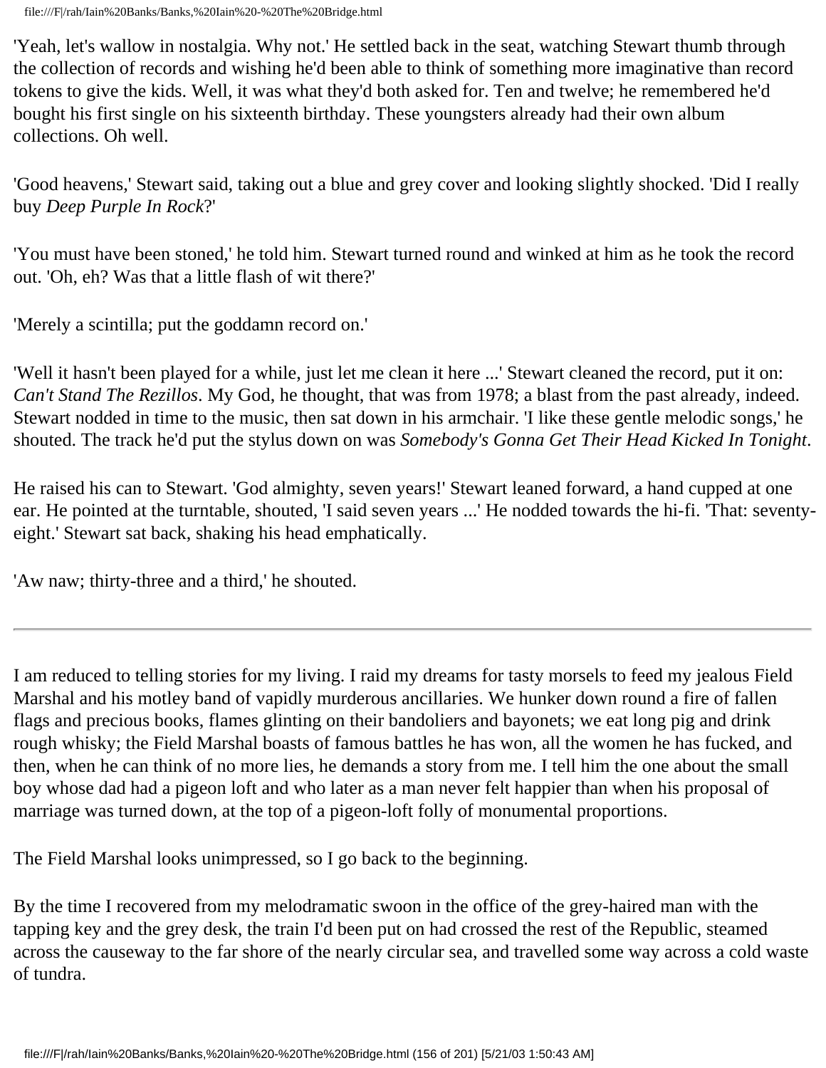'Yeah, let's wallow in nostalgia. Why not.' He settled back in the seat, watching Stewart thumb through the collection of records and wishing he'd been able to think of something more imaginative than record tokens to give the kids. Well, it was what they'd both asked for. Ten and twelve; he remembered he'd bought his first single on his sixteenth birthday. These youngsters already had their own album collections. Oh well.

'Good heavens,' Stewart said, taking out a blue and grey cover and looking slightly shocked. 'Did I really buy *Deep Purple In Rock*?'

'You must have been stoned,' he told him. Stewart turned round and winked at him as he took the record out. 'Oh, eh? Was that a little flash of wit there?'

'Merely a scintilla; put the goddamn record on.'

'Well it hasn't been played for a while, just let me clean it here ...' Stewart cleaned the record, put it on: *Can't Stand The Rezillos*. My God, he thought, that was from 1978; a blast from the past already, indeed. Stewart nodded in time to the music, then sat down in his armchair. 'I like these gentle melodic songs,' he shouted. The track he'd put the stylus down on was *Somebody's Gonna Get Their Head Kicked In Tonight*.

He raised his can to Stewart. 'God almighty, seven years!' Stewart leaned forward, a hand cupped at one ear. He pointed at the turntable, shouted, 'I said seven years ...' He nodded towards the hi-fi. 'That: seventy-eight.' Stewart sat back, shaking his head emphatically.

'Aw naw; thirty-three and a third,' he shouted.

---

I am reduced to telling stories for my living. I raid my dreams for tasty morsels to feed my jealous Field Marshal and his motley band of vapidly murderous ancillaries. We hunker down round a fire of fallen flags and precious books, flames glinting on their bandoliers and bayonets; we eat long pig and drink rough whisky; the Field Marshal boasts of famous battles he has won, all the women he has fucked, and then, when he can think of no more lies, he demands a story from me. I tell him the one about the small boy whose dad had a pigeon loft and who later as a man never felt happier than when his proposal of marriage was turned down, at the top of a pigeon-loft folly of monumental proportions.

The Field Marshal looks unimpressed, so I go back to the beginning.

By the time I recovered from my melodramatic swoon in the office of the grey-haired man with the tapping key and the grey desk, the train I'd been put on had crossed the rest of the Republic, steamed across the causeway to the far shore of the nearly circular sea, and travelled some way across a cold waste of tundra.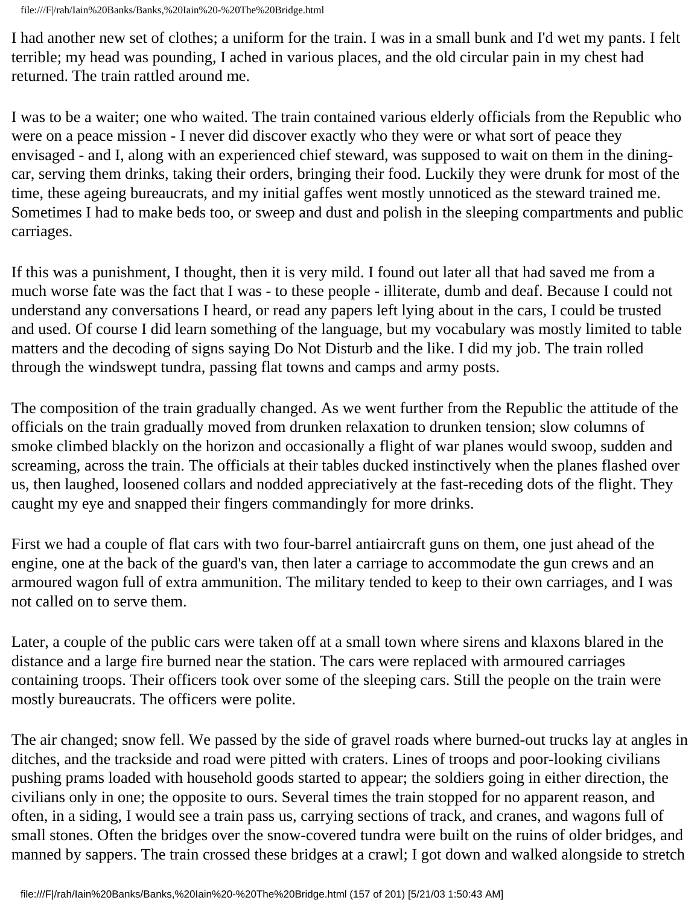I had another new set of clothes; a uniform for the train. I was in a small bunk and I'd wet my pants. I felt terrible; my head was pounding, I ached in various places, and the old circular pain in my chest had returned. The train rattled around me.

I was to be a waiter; one who waited. The train contained various elderly officials from the Republic who were on a peace mission - I never did discover exactly who they were or what sort of peace they envisaged - and I, along with an experienced chief steward, was supposed to wait on them in the dining-car, serving them drinks, taking their orders, bringing their food. Luckily they were drunk for most of the time, these ageing bureaucrats, and my initial gaffes went mostly unnoticed as the steward trained me. Sometimes I had to make beds too, or sweep and dust and polish in the sleeping compartments and public carriages.

If this was a punishment, I thought, then it is very mild. I found out later all that had saved me from a much worse fate was the fact that I was - to these people - illiterate, dumb and deaf. Because I could not understand any conversations I heard, or read any papers left lying about in the cars, I could be trusted and used. Of course I did learn something of the language, but my vocabulary was mostly limited to table matters and the decoding of signs saying Do Not Disturb and the like. I did my job. The train rolled through the windswept tundra, passing flat towns and camps and army posts.

The composition of the train gradually changed. As we went further from the Republic the attitude of the officials on the train gradually moved from drunken relaxation to drunken tension; slow columns of smoke climbed blackly on the horizon and occasionally a flight of war planes would swoop, sudden and screaming, across the train. The officials at their tables ducked instinctively when the planes flashed over us, then laughed, loosened collars and nodded appreciatively at the fast-receding dots of the flight. They caught my eye and snapped their fingers commandingly for more drinks.

First we had a couple of flat cars with two four-barrel antiaircraft guns on them, one just ahead of the engine, one at the back of the guard's van, then later a carriage to accommodate the gun crews and an armoured wagon full of extra ammunition. The military tended to keep to their own carriages, and I was not called on to serve them.

Later, a couple of the public cars were taken off at a small town where sirens and klaxons blared in the distance and a large fire burned near the station. The cars were replaced with armoured carriages containing troops. Their officers took over some of the sleeping cars. Still the people on the train were mostly bureaucrats. The officers were polite.

The air changed; snow fell. We passed by the side of gravel roads where burned-out trucks lay at angles in ditches, and the trackside and road were pitted with craters. Lines of troops and poor-looking civilians pushing prams loaded with household goods started to appear; the soldiers going in either direction, the civilians only in one; the opposite to ours. Several times the train stopped for no apparent reason, and often, in a siding, I would see a train pass us, carrying sections of track, and cranes, and wagons full of small stones. Often the bridges over the snow-covered tundra were built on the ruins of older bridges, and manned by sappers. The train crossed these bridges at a crawl; I got down and walked alongside to stretch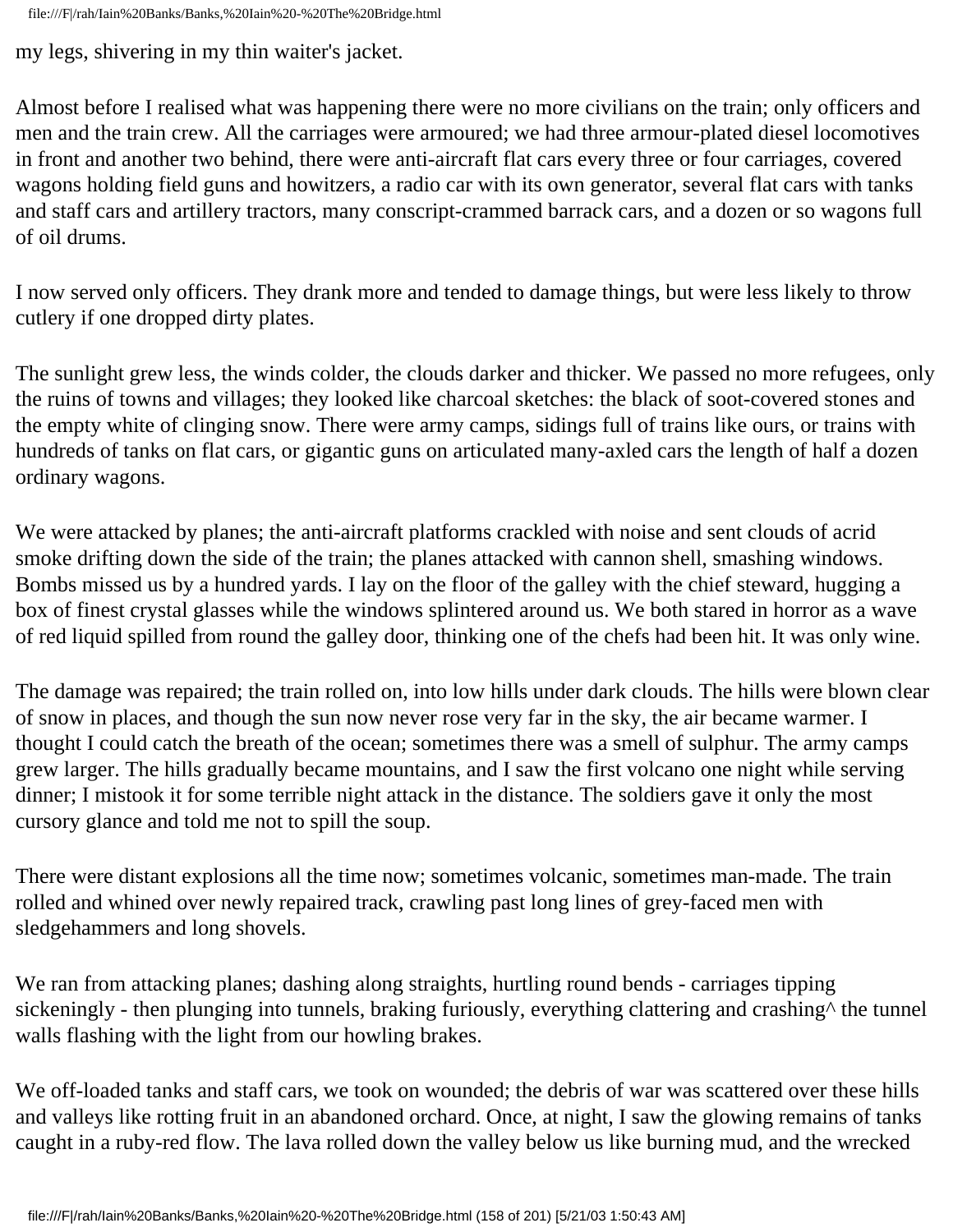my legs, shivering in my thin waiter's jacket.

Almost before I realised what was happening there were no more civilians on the train; only officers and men and the train crew. All the carriages were armoured; we had three armour-plated diesel locomotives in front and another two behind, there were anti-aircraft flat cars every three or four carriages, covered wagons holding field guns and howitzers, a radio car with its own generator, several flat cars with tanks and staff cars and artillery tractors, many conscript-crammed barrack cars, and a dozen or so wagons full of oil drums.

I now served only officers. They drank more and tended to damage things, but were less likely to throw cutlery if one dropped dirty plates.

The sunlight grew less, the winds colder, the clouds darker and thicker. We passed no more refugees, only the ruins of towns and villages; they looked like charcoal sketches: the black of soot-covered stones and the empty white of clinging snow. There were army camps, sidings full of trains like ours, or trains with hundreds of tanks on flat cars, or gigantic guns on articulated many-axled cars the length of half a dozen ordinary wagons.

We were attacked by planes; the anti-aircraft platforms crackled with noise and sent clouds of acrid smoke drifting down the side of the train; the planes attacked with cannon shell, smashing windows. Bombs missed us by a hundred yards. I lay on the floor of the galley with the chief steward, hugging a box of finest crystal glasses while the windows splintered around us. We both stared in horror as a wave of red liquid spilled from round the galley door, thinking one of the chefs had been hit. It was only wine.

The damage was repaired; the train rolled on, into low hills under dark clouds. The hills were blown clear of snow in places, and though the sun now never rose very far in the sky, the air became warmer. I thought I could catch the breath of the ocean; sometimes there was a smell of sulphur. The army camps grew larger. The hills gradually became mountains, and I saw the first volcano one night while serving dinner; I mistook it for some terrible night attack in the distance. The soldiers gave it only the most cursory glance and told me not to spill the soup.

There were distant explosions all the time now; sometimes volcanic, sometimes man-made. The train rolled and whined over newly repaired track, crawling past long lines of grey-faced men with sledgehammers and long shovels.

We ran from attacking planes; dashing along straights, hurtling round bends - carriages tipping sickeningly - then plunging into tunnels, braking furiously, everything clattering and crashing^ the tunnel walls flashing with the light from our howling brakes.

We off-loaded tanks and staff cars, we took on wounded; the debris of war was scattered over these hills and valleys like rotting fruit in an abandoned orchard. Once, at night, I saw the glowing remains of tanks caught in a ruby-red flow. The lava rolled down the valley below us like burning mud, and the wrecked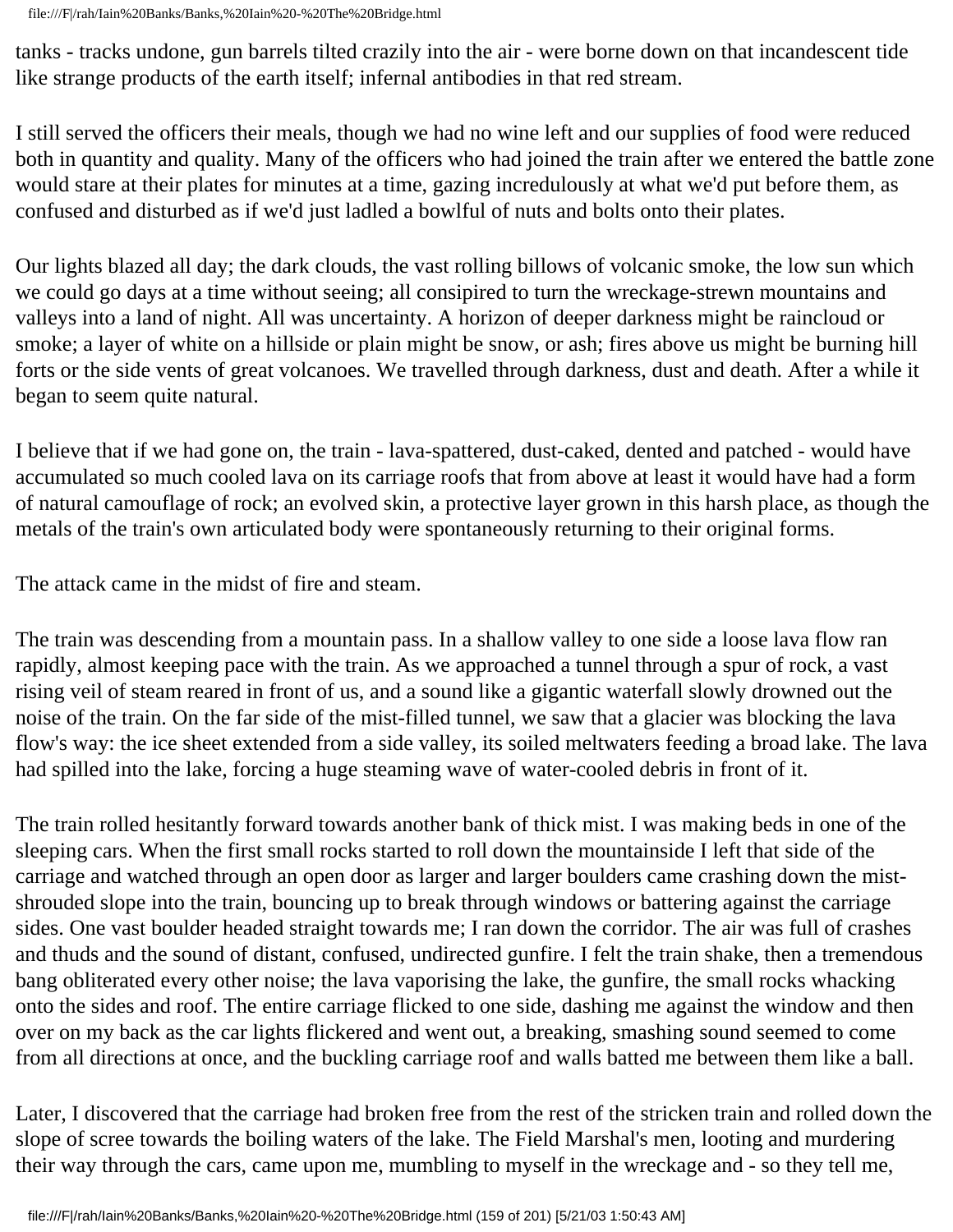tanks - tracks undone, gun barrels tilted crazily into the air - were borne down on that incandescent tide like strange products of the earth itself; infernal antibodies in that red stream.

I still served the officers their meals, though we had no wine left and our supplies of food were reduced both in quantity and quality. Many of the officers who had joined the train after we entered the battle zone would stare at their plates for minutes at a time, gazing incredulously at what we'd put before them, as confused and disturbed as if we'd just ladled a bowlful of nuts and bolts onto their plates.

Our lights blazed all day; the dark clouds, the vast rolling billows of volcanic smoke, the low sun which we could go days at a time without seeing; all consipired to turn the wreckage-strewn mountains and valleys into a land of night. All was uncertainty. A horizon of deeper darkness might be raincloud or smoke; a layer of white on a hillside or plain might be snow, or ash; fires above us might be burning hill forts or the side vents of great volcanoes. We travelled through darkness, dust and death. After a while it began to seem quite natural.

I believe that if we had gone on, the train - lava-spattered, dust-caked, dented and patched - would have accumulated so much cooled lava on its carriage roofs that from above at least it would have had a form of natural camouflage of rock; an evolved skin, a protective layer grown in this harsh place, as though the metals of the train's own articulated body were spontaneously returning to their original forms.

The attack came in the midst of fire and steam.

The train was descending from a mountain pass. In a shallow valley to one side a loose lava flow ran rapidly, almost keeping pace with the train. As we approached a tunnel through a spur of rock, a vast rising veil of steam reared in front of us, and a sound like a gigantic waterfall slowly drowned out the noise of the train. On the far side of the mist-filled tunnel, we saw that a glacier was blocking the lava flow's way: the ice sheet extended from a side valley, its soiled meltwaters feeding a broad lake. The lava had spilled into the lake, forcing a huge steaming wave of water-cooled debris in front of it.

The train rolled hesitantly forward towards another bank of thick mist. I was making beds in one of the sleeping cars. When the first small rocks started to roll down the mountainside I left that side of the carriage and watched through an open door as larger and larger boulders came crashing down the mist-shrouded slope into the train, bouncing up to break through windows or battering against the carriage sides. One vast boulder headed straight towards me; I ran down the corridor. The air was full of crashes and thuds and the sound of distant, confused, undirected gunfire. I felt the train shake, then a tremendous bang obliterated every other noise; the lava vaporising the lake, the gunfire, the small rocks whacking onto the sides and roof. The entire carriage flicked to one side, dashing me against the window and then over on my back as the car lights flickered and went out, a breaking, smashing sound seemed to come from all directions at once, and the buckling carriage roof and walls batted me between them like a ball.

Later, I discovered that the carriage had broken free from the rest of the stricken train and rolled down the slope of scree towards the boiling waters of the lake. The Field Marshal's men, looting and murdering their way through the cars, came upon me, mumbling to myself in the wreckage and - so they tell me,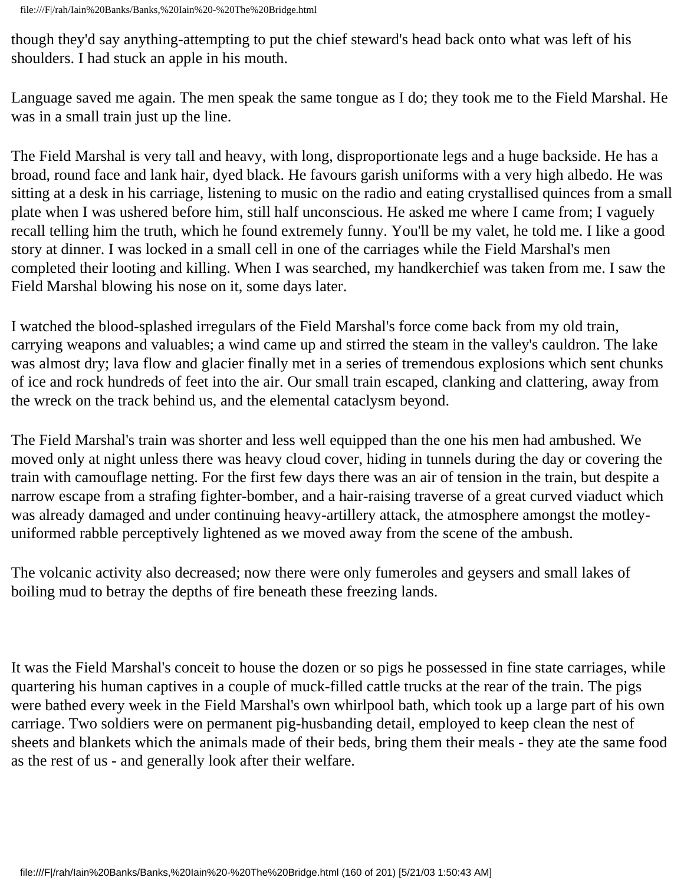though they'd say anything-attempting to put the chief steward's head back onto what was left of his shoulders. I had stuck an apple in his mouth.

Language saved me again. The men speak the same tongue as I do; they took me to the Field Marshal. He was in a small train just up the line.

The Field Marshal is very tall and heavy, with long, disproportionate legs and a huge backside. He has a broad, round face and lank hair, dyed black. He favours garish uniforms with a very high albedo. He was sitting at a desk in his carriage, listening to music on the radio and eating crystallised quinces from a small plate when I was ushered before him, still half unconscious. He asked me where I came from; I vaguely recall telling him the truth, which he found extremely funny. You'll be my valet, he told me. I like a good story at dinner. I was locked in a small cell in one of the carriages while the Field Marshal's men completed their looting and killing. When I was searched, my handkerchief was taken from me. I saw the Field Marshal blowing his nose on it, some days later.

I watched the blood-splashed irregulars of the Field Marshal's force come back from my old train, carrying weapons and valuables; a wind came up and stirred the steam in the valley's cauldron. The lake was almost dry; lava flow and glacier finally met in a series of tremendous explosions which sent chunks of ice and rock hundreds of feet into the air. Our small train escaped, clanking and clattering, away from the wreck on the track behind us, and the elemental cataclysm beyond.

The Field Marshal's train was shorter and less well equipped than the one his men had ambushed. We moved only at night unless there was heavy cloud cover, hiding in tunnels during the day or covering the train with camouflage netting. For the first few days there was an air of tension in the train, but despite a narrow escape from a strafing fighter-bomber, and a hair-raising traverse of a great curved viaduct which was already damaged and under continuing heavy-artillery attack, the atmosphere amongst the motley-uniformed rabble perceptively lightened as we moved away from the scene of the ambush.

The volcanic activity also decreased; now there were only fumeroles and geysers and small lakes of boiling mud to betray the depths of fire beneath these freezing lands.

It was the Field Marshal's conceit to house the dozen or so pigs he possessed in fine state carriages, while quartering his human captives in a couple of muck-filled cattle trucks at the rear of the train. The pigs were bathed every week in the Field Marshal's own whirlpool bath, which took up a large part of his own carriage. Two soldiers were on permanent pig-husbanding detail, employed to keep clean the nest of sheets and blankets which the animals made of their beds, bring them their meals - they ate the same food as the rest of us - and generally look after their welfare.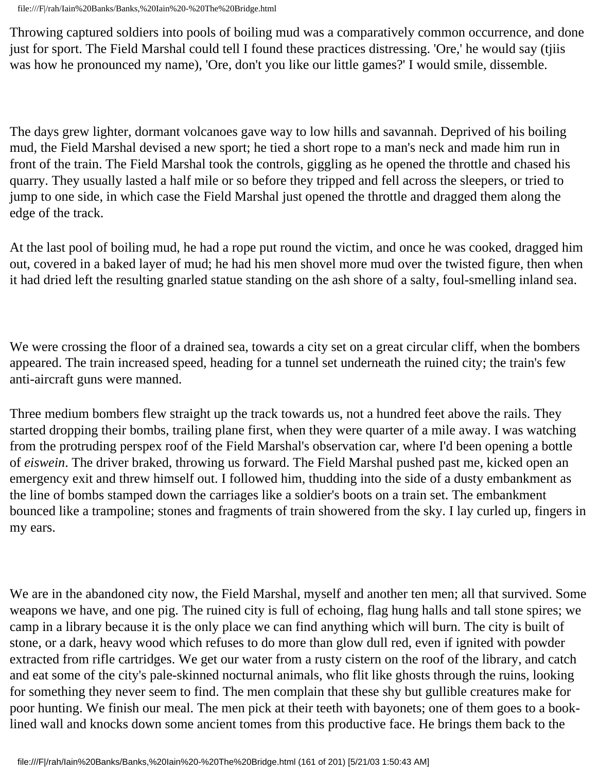Throwing captured soldiers into pools of boiling mud was a comparatively common occurrence, and done just for sport. The Field Marshal could tell I found these practices distressing. 'Ore,' he would say (tjiis was how he pronounced my name), 'Ore, don't you like our little games?' I would smile, dissemble.

The days grew lighter, dormant volcanoes gave way to low hills and savannah. Deprived of his boiling mud, the Field Marshal devised a new sport; he tied a short rope to a man's neck and made him run in front of the train. The Field Marshal took the controls, giggling as he opened the throttle and chased his quarry. They usually lasted a half mile or so before they tripped and fell across the sleepers, or tried to jump to one side, in which case the Field Marshal just opened the throttle and dragged them along the edge of the track.

At the last pool of boiling mud, he had a rope put round the victim, and once he was cooked, dragged him out, covered in a baked layer of mud; he had his men shovel more mud over the twisted figure, then when it had dried left the resulting gnarled statue standing on the ash shore of a salty, foul-smelling inland sea.

We were crossing the floor of a drained sea, towards a city set on a great circular cliff, when the bombers appeared. The train increased speed, heading for a tunnel set underneath the ruined city; the train's few anti-aircraft guns were manned.

Three medium bombers flew straight up the track towards us, not a hundred feet above the rails. They started dropping their bombs, trailing plane first, when they were quarter of a mile away. I was watching from the protruding perspex roof of the Field Marshal's observation car, where I'd been opening a bottle of *eiswein*. The driver braked, throwing us forward. The Field Marshal pushed past me, kicked open an emergency exit and threw himself out. I followed him, thudding into the side of a dusty embankment as the line of bombs stamped down the carriages like a soldier's boots on a train set. The embankment bounced like a trampoline; stones and fragments of train showered from the sky. I lay curled up, fingers in my ears.

We are in the abandoned city now, the Field Marshal, myself and another ten men; all that survived. Some weapons we have, and one pig. The ruined city is full of echoing, flag hung halls and tall stone spires; we camp in a library because it is the only place we can find anything which will burn. The city is built of stone, or a dark, heavy wood which refuses to do more than glow dull red, even if ignited with powder extracted from rifle cartridges. We get our water from a rusty cistern on the roof of the library, and catch and eat some of the city's pale-skinned nocturnal animals, who flit like ghosts through the ruins, looking for something they never seem to find. The men complain that these shy but gullible creatures make for poor hunting. We finish our meal. The men pick at their teeth with bayonets; one of them goes to a book-lined wall and knocks down some ancient tomes from this productive face. He brings them back to the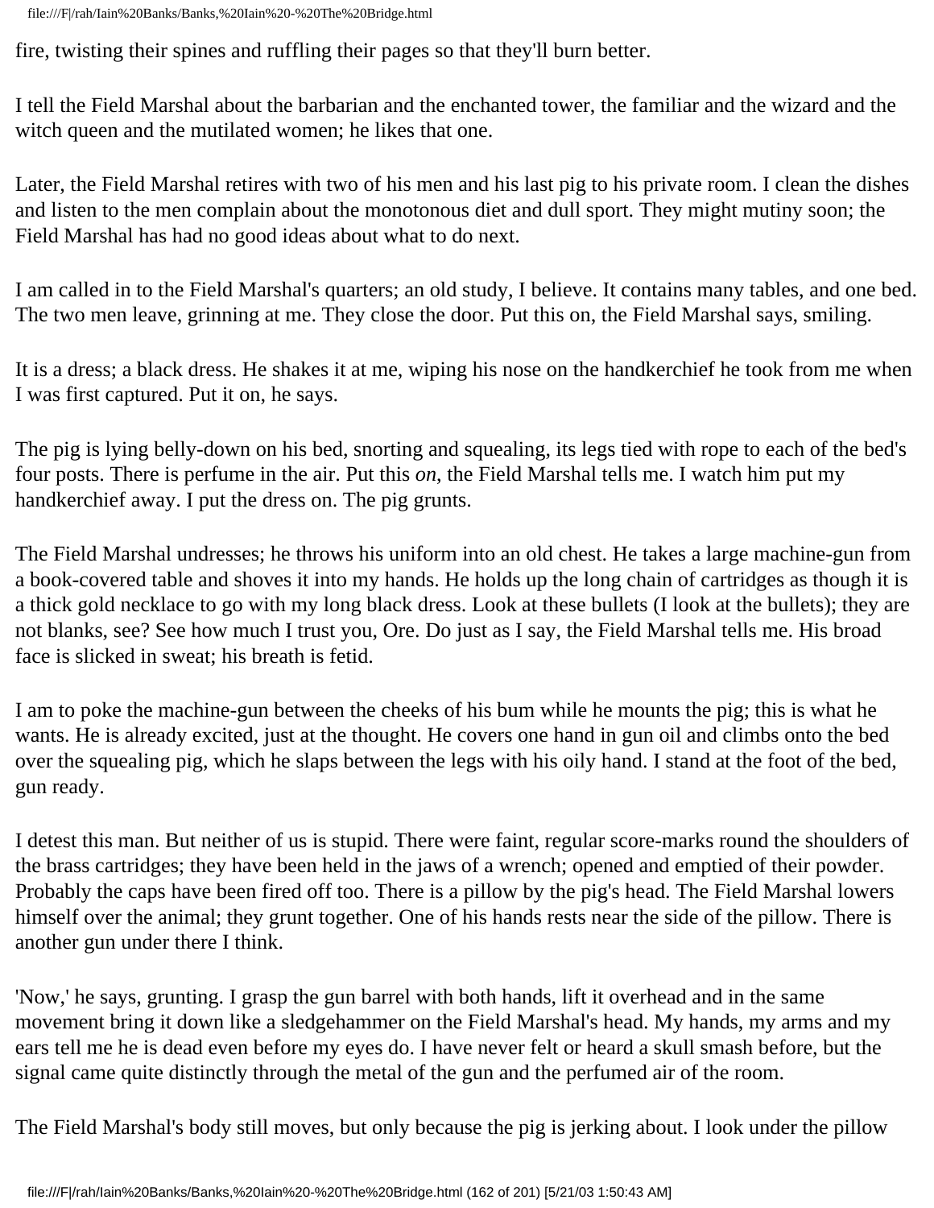fire, twisting their spines and ruffling their pages so that they'll burn better.

I tell the Field Marshal about the barbarian and the enchanted tower, the familiar and the wizard and the witch queen and the mutilated women; he likes that one.

Later, the Field Marshal retires with two of his men and his last pig to his private room. I clean the dishes and listen to the men complain about the monotonous diet and dull sport. They might mutiny soon; the Field Marshal has had no good ideas about what to do next.

I am called in to the Field Marshal's quarters; an old study, I believe. It contains many tables, and one bed. The two men leave, grinning at me. They close the door. Put this on, the Field Marshal says, smiling.

It is a dress; a black dress. He shakes it at me, wiping his nose on the handkerchief he took from me when I was first captured. Put it on, he says.

The pig is lying belly-down on his bed, snorting and squealing, its legs tied with rope to each of the bed's four posts. There is perfume in the air. Put this *on*, the Field Marshal tells me. I watch him put my handkerchief away. I put the dress on. The pig grunts.

The Field Marshal undresses; he throws his uniform into an old chest. He takes a large machine-gun from a book-covered table and shoves it into my hands. He holds up the long chain of cartridges as though it is a thick gold necklace to go with my long black dress. Look at these bullets (I look at the bullets); they are not blanks, see? See how much I trust you, Ore. Do just as I say, the Field Marshal tells me. His broad face is slicked in sweat; his breath is fetid.

I am to poke the machine-gun between the cheeks of his bum while he mounts the pig; this is what he wants. He is already excited, just at the thought. He covers one hand in gun oil and climbs onto the bed over the squealing pig, which he slaps between the legs with his oily hand. I stand at the foot of the bed, gun ready.

I detest this man. But neither of us is stupid. There were faint, regular score-marks round the shoulders of the brass cartridges; they have been held in the jaws of a wrench; opened and emptied of their powder. Probably the caps have been fired off too. There is a pillow by the pig's head. The Field Marshal lowers himself over the animal; they grunt together. One of his hands rests near the side of the pillow. There is another gun under there I think.

'Now,' he says, grunting. I grasp the gun barrel with both hands, lift it overhead and in the same movement bring it down like a sledgehammer on the Field Marshal's head. My hands, my arms and my ears tell me he is dead even before my eyes do. I have never felt or heard a skull smash before, but the signal came quite distinctly through the metal of the gun and the perfumed air of the room.

The Field Marshal's body still moves, but only because the pig is jerking about. I look under the pillow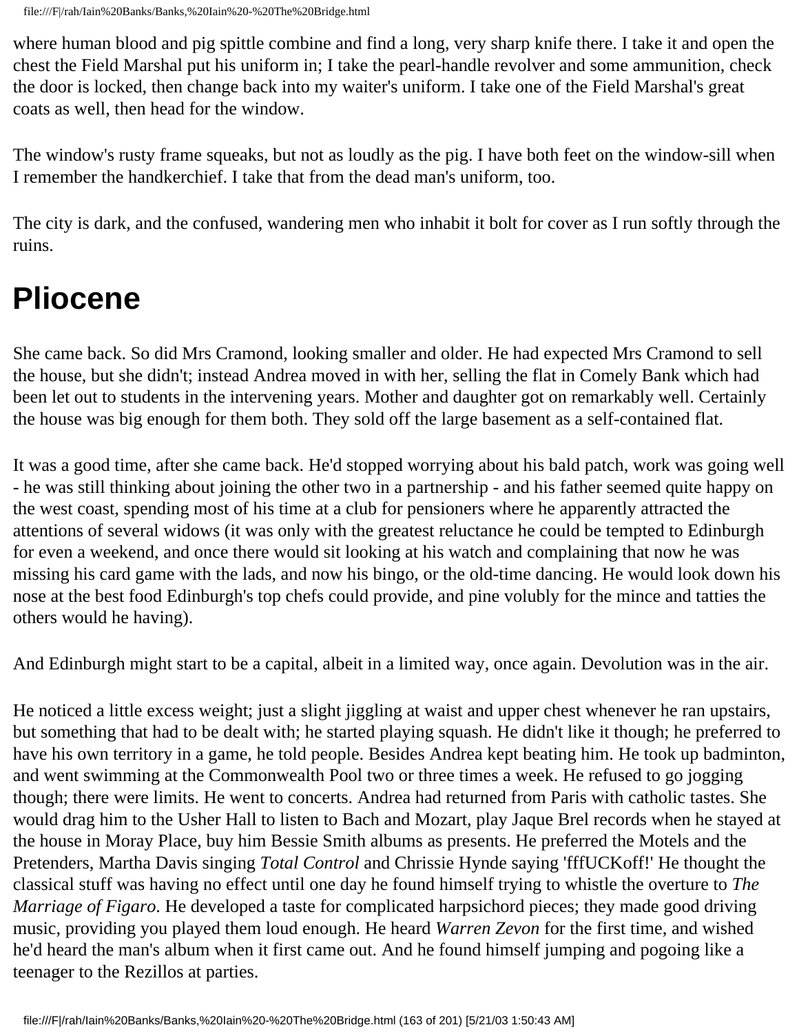where human blood and pig spittle combine and find a long, very sharp knife there. I take it and open the chest the Field Marshal put his uniform in; I take the pearl-handle revolver and some ammunition, check the door is locked, then change back into my waiter's uniform. I take one of the Field Marshal's great coats as well, then head for the window.

The window's rusty frame squeaks, but not as loudly as the pig. I have both feet on the window-sill when I remember the handkerchief. I take that from the dead man's uniform, too.

The city is dark, and the confused, wandering men who inhabit it bolt for cover as I run softly through the ruins.

# Pliocene

She came back. So did Mrs Cramond, looking smaller and older. He had expected Mrs Cramond to sell the house, but she didn't; instead Andrea moved in with her, selling the flat in Comely Bank which had been let out to students in the intervening years. Mother and daughter got on remarkably well. Certainly the house was big enough for them both. They sold off the large basement as a self-contained flat.

It was a good time, after she came back. He'd stopped worrying about his bald patch, work was going well - he was still thinking about joining the other two in a partnership - and his father seemed quite happy on the west coast, spending most of his time at a club for pensioners where he apparently attracted the attentions of several widows (it was only with the greatest reluctance he could be tempted to Edinburgh for even a weekend, and once there would sit looking at his watch and complaining that now he was missing his card game with the lads, and now his bingo, or the old-time dancing. He would look down his nose at the best food Edinburgh's top chefs could provide, and pine volubly for the mince and tatties the others would he having).

And Edinburgh might start to be a capital, albeit in a limited way, once again. Devolution was in the air.

He noticed a little excess weight; just a slight jiggling at waist and upper chest whenever he ran upstairs, but something that had to be dealt with; he started playing squash. He didn't like it though; he preferred to have his own territory in a game, he told people. Besides Andrea kept beating him. He took up badminton, and went swimming at the Commonwealth Pool two or three times a week. He refused to go jogging though; there were limits. He went to concerts. Andrea had returned from Paris with catholic tastes. She would drag him to the Usher Hall to listen to Bach and Mozart, play Jaque Brel records when he stayed at the house in Moray Place, buy him Bessie Smith albums as presents. He preferred the Motels and the Pretenders, Martha Davis singing *Total Control* and Chrissie Hynde saying 'fffUCKoff!' He thought the classical stuff was having no effect until one day he found himself trying to whistle the overture to *The Marriage of Figaro*. He developed a taste for complicated harpsichord pieces; they made good driving music, providing you played them loud enough. He heard *Warren Zevon* for the first time, and wished he'd heard the man's album when it first came out. And he found himself jumping and pogoing like a teenager to the Rezillos at parties.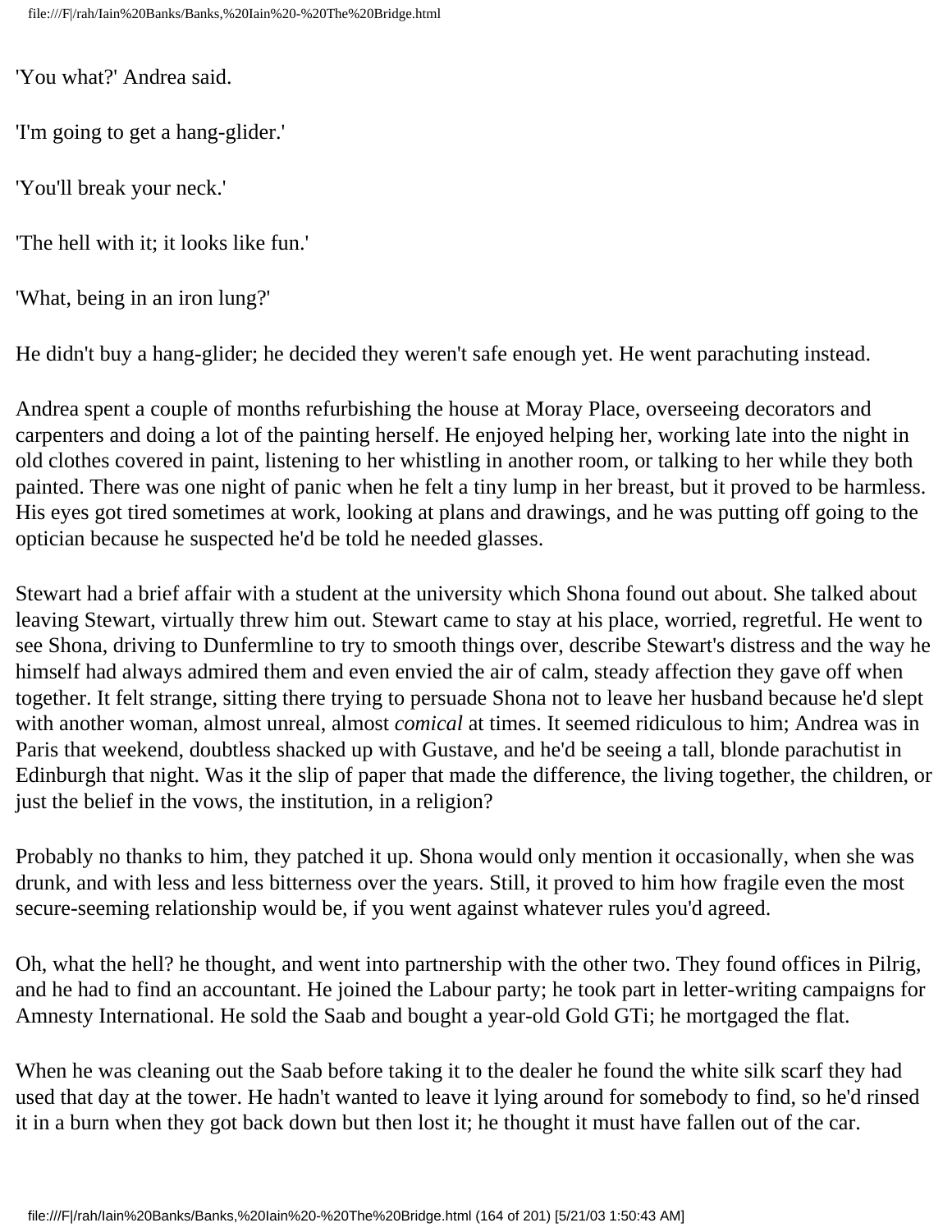'You what?' Andrea said.

'I'm going to get a hang-glider.'

'You'll break your neck.'

'The hell with it; it looks like fun.'

'What, being in an iron lung?'

He didn't buy a hang-glider; he decided they weren't safe enough yet. He went parachuting instead.

Andrea spent a couple of months refurbishing the house at Moray Place, overseeing decorators and carpenters and doing a lot of the painting herself. He enjoyed helping her, working late into the night in old clothes covered in paint, listening to her whistling in another room, or talking to her while they both painted. There was one night of panic when he felt a tiny lump in her breast, but it proved to be harmless. His eyes got tired sometimes at work, looking at plans and drawings, and he was putting off going to the optician because he suspected he'd be told he needed glasses.

Stewart had a brief affair with a student at the university which Shona found out about. She talked about leaving Stewart, virtually threw him out. Stewart came to stay at his place, worried, regretful. He went to see Shona, driving to Dunfermline to try to smooth things over, describe Stewart's distress and the way he himself had always admired them and even envied the air of calm, steady affection they gave off when together. It felt strange, sitting there trying to persuade Shona not to leave her husband because he'd slept with another woman, almost unreal, almost *comical* at times. It seemed ridiculous to him; Andrea was in Paris that weekend, doubtless shacked up with Gustave, and he'd be seeing a tall, blonde parachutist in Edinburgh that night. Was it the slip of paper that made the difference, the living together, the children, or just the belief in the vows, the institution, in a religion?

Probably no thanks to him, they patched it up. Shona would only mention it occasionally, when she was drunk, and with less and less bitterness over the years. Still, it proved to him how fragile even the most secure-seeming relationship would be, if you went against whatever rules you'd agreed.

Oh, what the hell? he thought, and went into partnership with the other two. They found offices in Pilrig, and he had to find an accountant. He joined the Labour party; he took part in letter-writing campaigns for Amnesty International. He sold the Saab and bought a year-old Gold GTi; he mortgaged the flat.

When he was cleaning out the Saab before taking it to the dealer he found the white silk scarf they had used that day at the tower. He hadn't wanted to leave it lying around for somebody to find, so he'd rinsed it in a burn when they got back down but then lost it; he thought it must have fallen out of the car.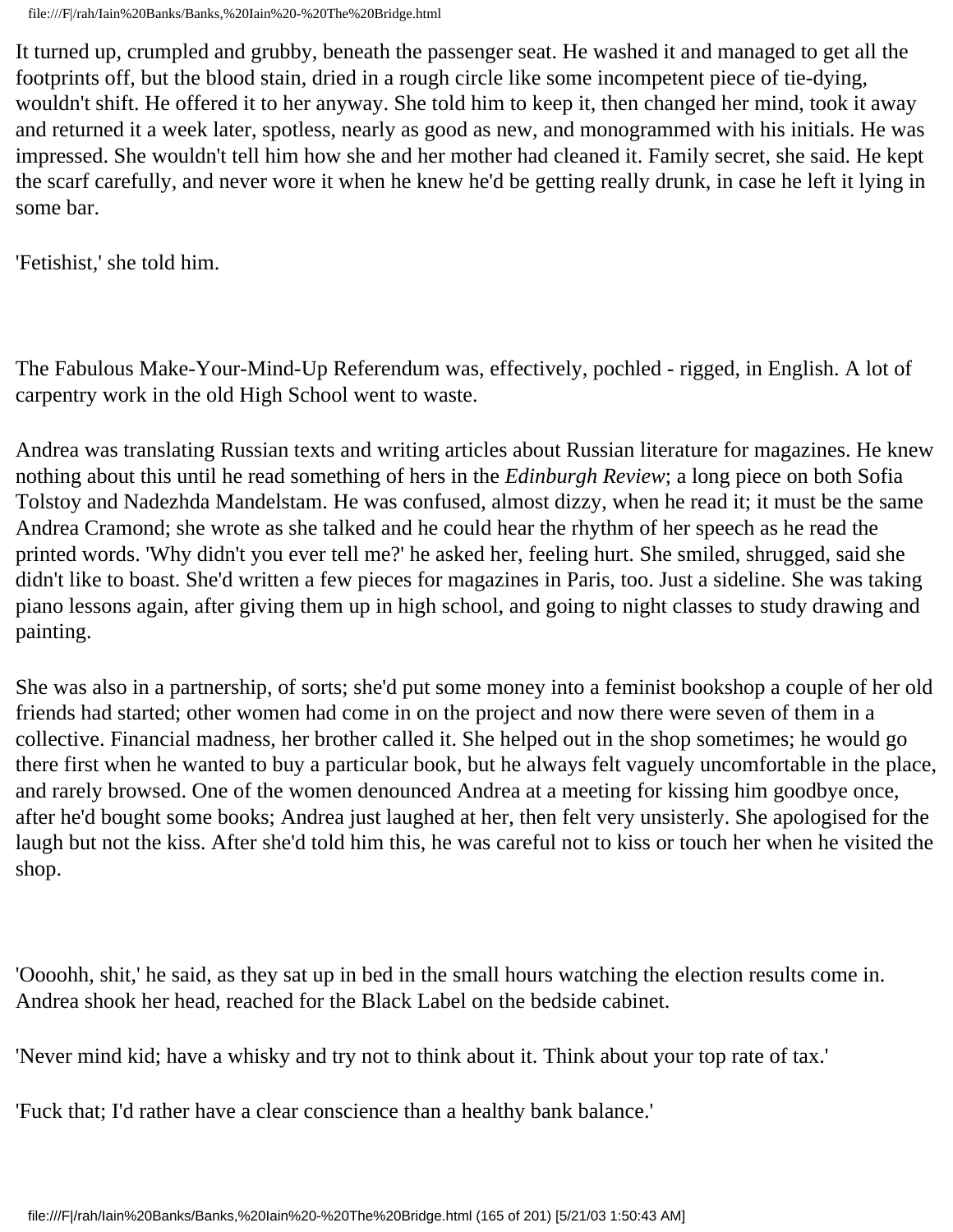It turned up, crumpled and grubby, beneath the passenger seat. He washed it and managed to get all the footprints off, but the blood stain, dried in a rough circle like some incompetent piece of tie-dying, wouldn't shift. He offered it to her anyway. She told him to keep it, then changed her mind, took it away and returned it a week later, spotless, nearly as good as new, and monogrammed with his initials. He was impressed. She wouldn't tell him how she and her mother had cleaned it. Family secret, she said. He kept the scarf carefully, and never wore it when he knew he'd be getting really drunk, in case he left it lying in some bar.

'Fetishist,' she told him.

The Fabulous Make-Your-Mind-Up Referendum was, effectively, pochled - rigged, in English. A lot of carpentry work in the old High School went to waste.

Andrea was translating Russian texts and writing articles about Russian literature for magazines. He knew nothing about this until he read something of hers in the *Edinburgh Review*; a long piece on both Sofia Tolstoy and Nadezhda Mandelstam. He was confused, almost dizzy, when he read it; it must be the same Andrea Cramond; she wrote as she talked and he could hear the rhythm of her speech as he read the printed words. 'Why didn't you ever tell me?' he asked her, feeling hurt. She smiled, shrugged, said she didn't like to boast. She'd written a few pieces for magazines in Paris, too. Just a sideline. She was taking piano lessons again, after giving them up in high school, and going to night classes to study drawing and painting.

She was also in a partnership, of sorts; she'd put some money into a feminist bookshop a couple of her old friends had started; other women had come in on the project and now there were seven of them in a collective. Financial madness, her brother called it. She helped out in the shop sometimes; he would go there first when he wanted to buy a particular book, but he always felt vaguely uncomfortable in the place, and rarely browsed. One of the women denounced Andrea at a meeting for kissing him goodbye once, after he'd bought some books; Andrea just laughed at her, then felt very unsisterly. She apologised for the laugh but not the kiss. After she'd told him this, he was careful not to kiss or touch her when he visited the shop.

'Oooohh, shit,' he said, as they sat up in bed in the small hours watching the election results come in. Andrea shook her head, reached for the Black Label on the bedside cabinet.

'Never mind kid; have a whisky and try not to think about it. Think about your top rate of tax.'

'Fuck that; I'd rather have a clear conscience than a healthy bank balance.'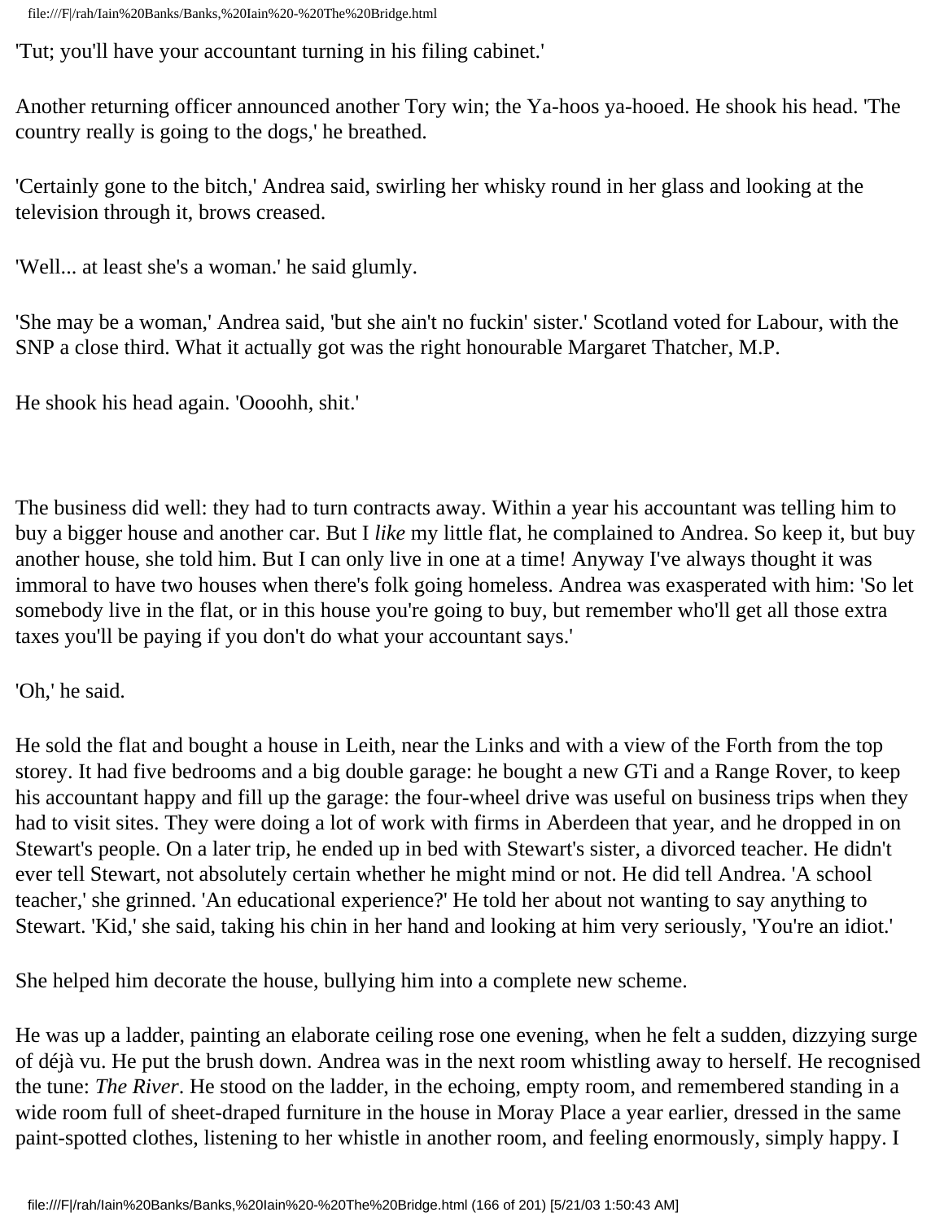'Tut; you'll have your accountant turning in his filing cabinet.'

Another returning officer announced another Tory win; the Ya-hoos ya-hooed. He shook his head. 'The country really is going to the dogs,' he breathed.

'Certainly gone to the bitch,' Andrea said, swirling her whisky round in her glass and looking at the television through it, brows creased.

'Well... at least she's a woman.' he said glumly.

'She may be a woman,' Andrea said, 'but she ain't no fuckin' sister.' Scotland voted for Labour, with the SNP a close third. What it actually got was the right honourable Margaret Thatcher, M.P.

He shook his head again. 'Oooohh, shit.'

The business did well: they had to turn contracts away. Within a year his accountant was telling him to buy a bigger house and another car. But I *like* my little flat, he complained to Andrea. So keep it, but buy another house, she told him. But I can only live in one at a time! Anyway I've always thought it was immoral to have two houses when there's folk going homeless. Andrea was exasperated with him: 'So let somebody live in the flat, or in this house you're going to buy, but remember who'll get all those extra taxes you'll be paying if you don't do what your accountant says.'

'Oh,' he said.

He sold the flat and bought a house in Leith, near the Links and with a view of the Forth from the top storey. It had five bedrooms and a big double garage: he bought a new GTi and a Range Rover, to keep his accountant happy and fill up the garage: the four-wheel drive was useful on business trips when they had to visit sites. They were doing a lot of work with firms in Aberdeen that year, and he dropped in on Stewart's people. On a later trip, he ended up in bed with Stewart's sister, a divorced teacher. He didn't ever tell Stewart, not absolutely certain whether he might mind or not. He did tell Andrea. 'A school teacher,' she grinned. 'An educational experience?' He told her about not wanting to say anything to Stewart. 'Kid,' she said, taking his chin in her hand and looking at him very seriously, 'You're an idiot.'

She helped him decorate the house, bullying him into a complete new scheme.

He was up a ladder, painting an elaborate ceiling rose one evening, when he felt a sudden, dizzying surge of déjà vu. He put the brush down. Andrea was in the next room whistling away to herself. He recognised the tune: *The River*. He stood on the ladder, in the echoing, empty room, and remembered standing in a wide room full of sheet-draped furniture in the house in Moray Place a year earlier, dressed in the same paint-spotted clothes, listening to her whistle in another room, and feeling enormously, simply happy. I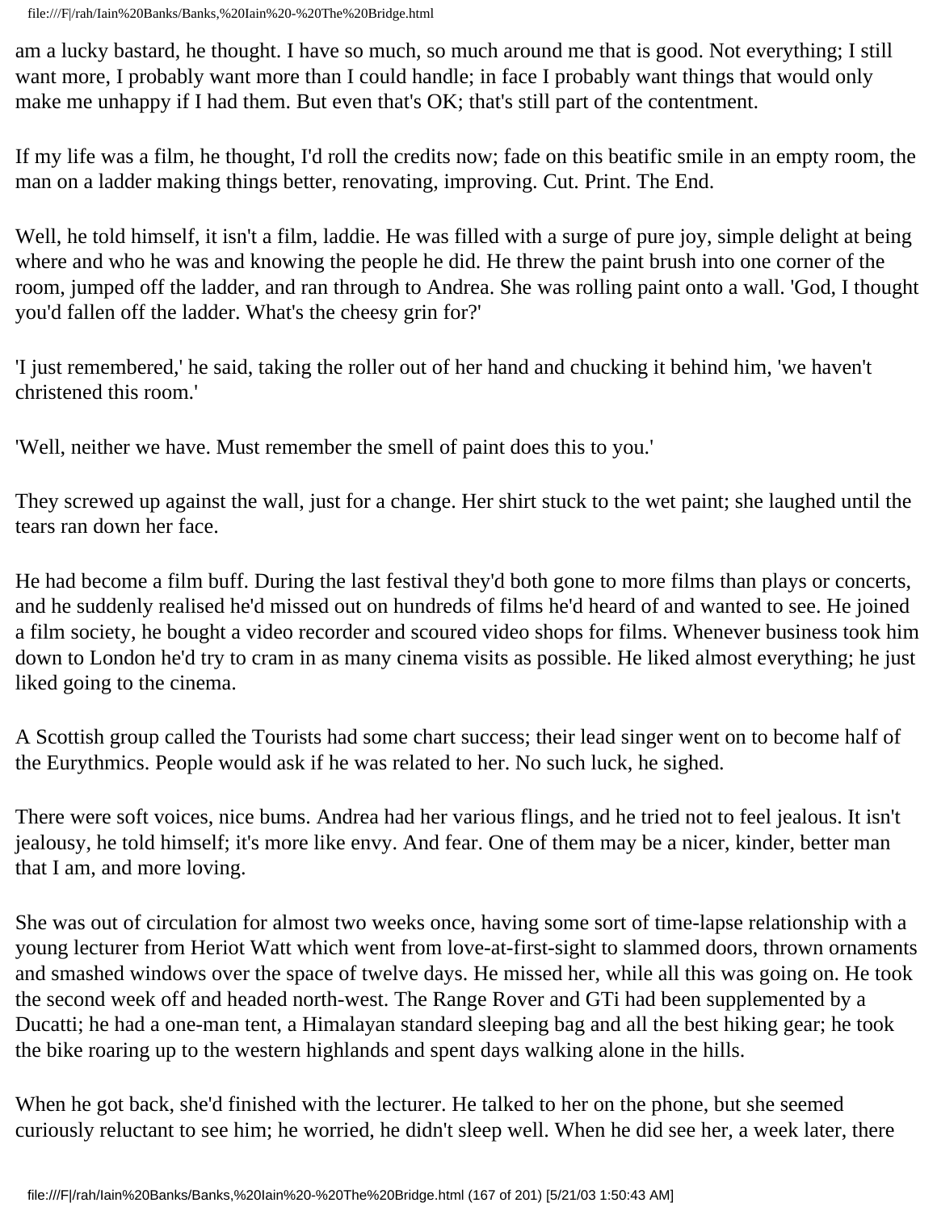am a lucky bastard, he thought. I have so much, so much around me that is good. Not everything; I still want more, I probably want more than I could handle; in face I probably want things that would only make me unhappy if I had them. But even that's OK; that's still part of the contentment.

If my life was a film, he thought, I'd roll the credits now; fade on this beatific smile in an empty room, the man on a ladder making things better, renovating, improving. Cut. Print. The End.

Well, he told himself, it isn't a film, laddie. He was filled with a surge of pure joy, simple delight at being where and who he was and knowing the people he did. He threw the paint brush into one corner of the room, jumped off the ladder, and ran through to Andrea. She was rolling paint onto a wall. 'God, I thought you'd fallen off the ladder. What's the cheesy grin for?'

'I just remembered,' he said, taking the roller out of her hand and chucking it behind him, 'we haven't christened this room.'

'Well, neither we have. Must remember the smell of paint does this to you.'

They screwed up against the wall, just for a change. Her shirt stuck to the wet paint; she laughed until the tears ran down her face.

He had become a film buff. During the last festival they'd both gone to more films than plays or concerts, and he suddenly realised he'd missed out on hundreds of films he'd heard of and wanted to see. He joined a film society, he bought a video recorder and scoured video shops for films. Whenever business took him down to London he'd try to cram in as many cinema visits as possible. He liked almost everything; he just liked going to the cinema.

A Scottish group called the Tourists had some chart success; their lead singer went on to become half of the Eurythmics. People would ask if he was related to her. No such luck, he sighed.

There were soft voices, nice bums. Andrea had her various flings, and he tried not to feel jealous. It isn't jealousy, he told himself; it's more like envy. And fear. One of them may be a nicer, kinder, better man that I am, and more loving.

She was out of circulation for almost two weeks once, having some sort of time-lapse relationship with a young lecturer from Heriot Watt which went from love-at-first-sight to slammed doors, thrown ornaments and smashed windows over the space of twelve days. He missed her, while all this was going on. He took the second week off and headed north-west. The Range Rover and GTi had been supplemented by a Ducatti; he had a one-man tent, a Himalayan standard sleeping bag and all the best hiking gear; he took the bike roaring up to the western highlands and spent days walking alone in the hills.

When he got back, she'd finished with the lecturer. He talked to her on the phone, but she seemed curiously reluctant to see him; he worried, he didn't sleep well. When he did see her, a week later, there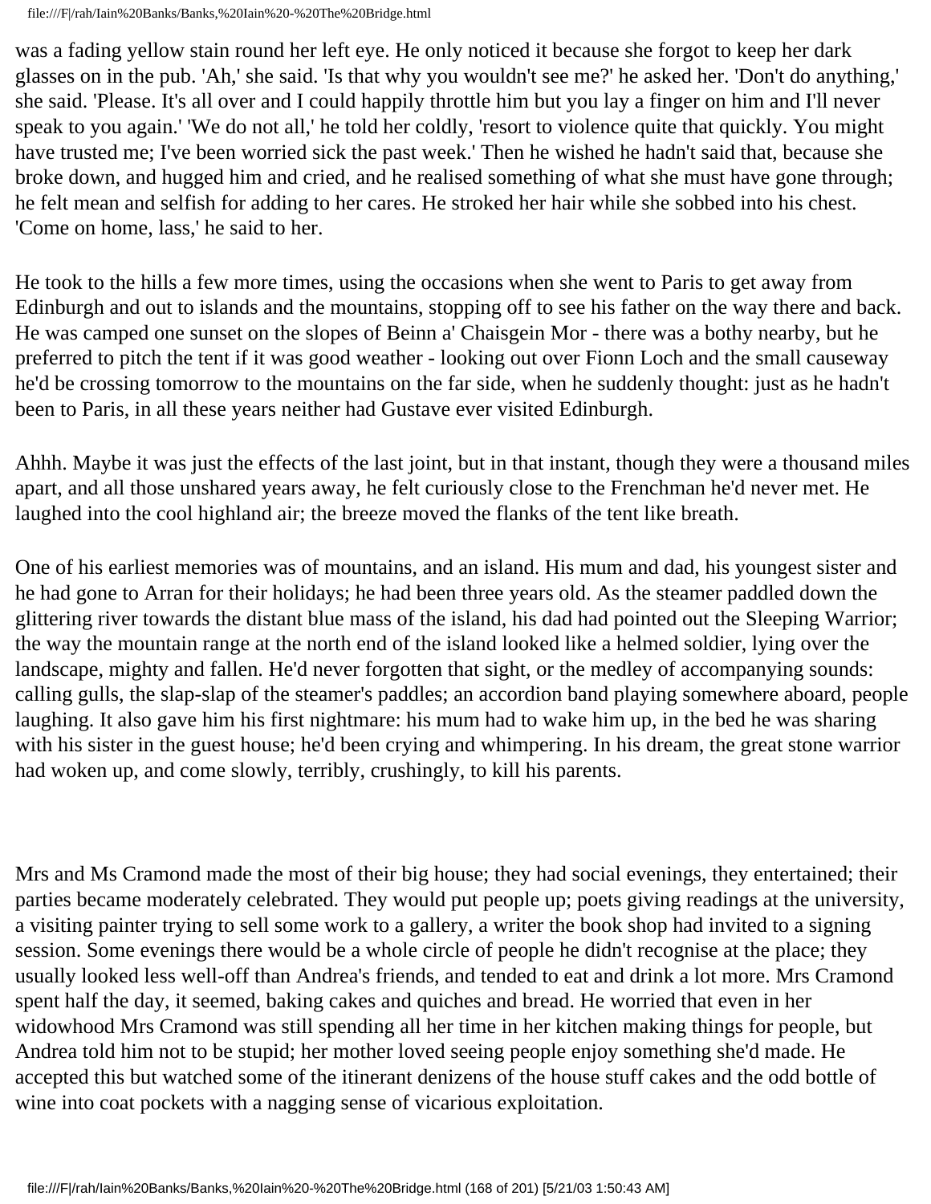was a fading yellow stain round her left eye. He only noticed it because she forgot to keep her dark glasses on in the pub. 'Ah,' she said. 'Is that why you wouldn't see me?' he asked her. 'Don't do anything,' she said. 'Please. It's all over and I could happily throttle him but you lay a finger on him and I'll never speak to you again.' 'We do not all,' he told her coldly, 'resort to violence quite that quickly. You might have trusted me; I've been worried sick the past week.' Then he wished he hadn't said that, because she broke down, and hugged him and cried, and he realised something of what she must have gone through; he felt mean and selfish for adding to her cares. He stroked her hair while she sobbed into his chest. 'Come on home, lass,' he said to her.

He took to the hills a few more times, using the occasions when she went to Paris to get away from Edinburgh and out to islands and the mountains, stopping off to see his father on the way there and back. He was camped one sunset on the slopes of Beinn a' Chaisgein Mor - there was a bothy nearby, but he preferred to pitch the tent if it was good weather - looking out over Fionn Loch and the small causeway he'd be crossing tomorrow to the mountains on the far side, when he suddenly thought: just as he hadn't been to Paris, in all these years neither had Gustave ever visited Edinburgh.

Ahhh. Maybe it was just the effects of the last joint, but in that instant, though they were a thousand miles apart, and all those unshared years away, he felt curiously close to the Frenchman he'd never met. He laughed into the cool highland air; the breeze moved the flanks of the tent like breath.

One of his earliest memories was of mountains, and an island. His mum and dad, his youngest sister and he had gone to Arran for their holidays; he had been three years old. As the steamer paddled down the glittering river towards the distant blue mass of the island, his dad had pointed out the Sleeping Warrior; the way the mountain range at the north end of the island looked like a helmed soldier, lying over the landscape, mighty and fallen. He'd never forgotten that sight, or the medley of accompanying sounds: calling gulls, the slap-slap of the steamer's paddles; an accordion band playing somewhere aboard, people laughing. It also gave him his first nightmare: his mum had to wake him up, in the bed he was sharing with his sister in the guest house; he'd been crying and whimpering. In his dream, the great stone warrior had woken up, and come slowly, terribly, crushingly, to kill his parents.

Mrs and Ms Cramond made the most of their big house; they had social evenings, they entertained; their parties became moderately celebrated. They would put people up; poets giving readings at the university, a visiting painter trying to sell some work to a gallery, a writer the book shop had invited to a signing session. Some evenings there would be a whole circle of people he didn't recognise at the place; they usually looked less well-off than Andrea's friends, and tended to eat and drink a lot more. Mrs Cramond spent half the day, it seemed, baking cakes and quiches and bread. He worried that even in her widowhood Mrs Cramond was still spending all her time in her kitchen making things for people, but Andrea told him not to be stupid; her mother loved seeing people enjoy something she'd made. He accepted this but watched some of the itinerant denizens of the house stuff cakes and the odd bottle of wine into coat pockets with a nagging sense of vicarious exploitation.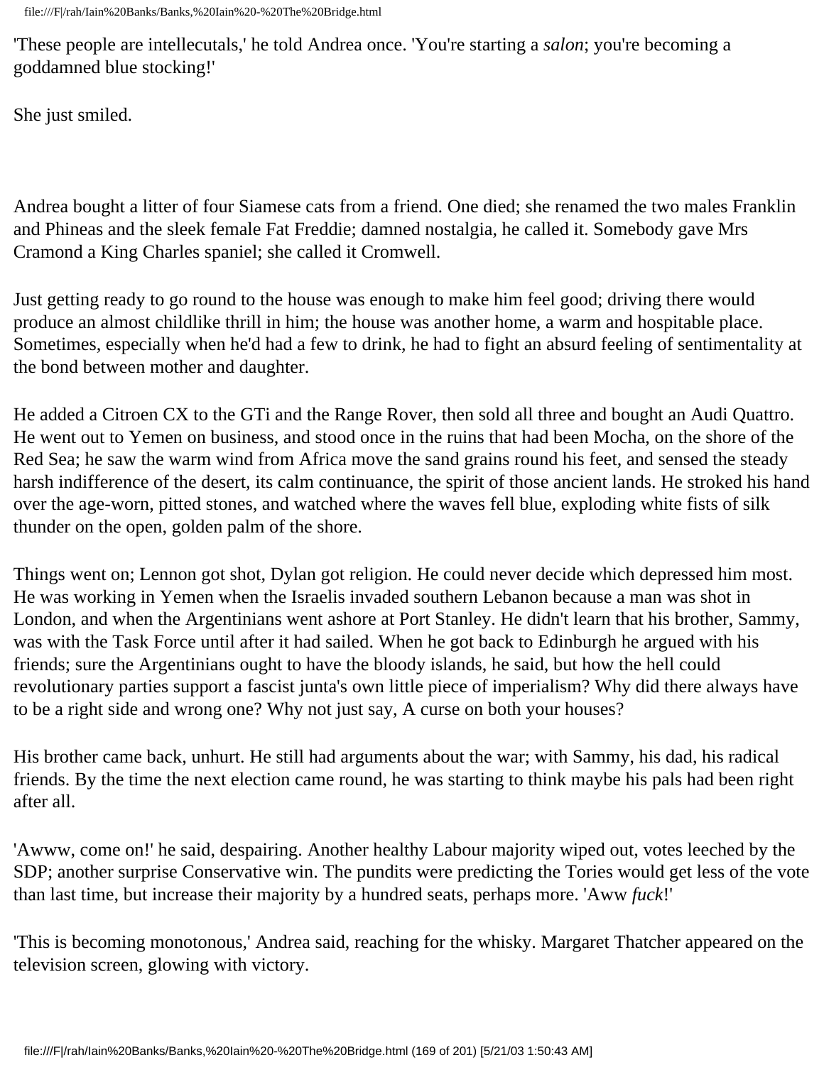'These people are intellecutals,' he told Andrea once. 'You're starting a *salon*; you're becoming a goddamned blue stocking!'

She just smiled.

Andrea bought a litter of four Siamese cats from a friend. One died; she renamed the two males Franklin and Phineas and the sleek female Fat Freddie; damned nostalgia, he called it. Somebody gave Mrs Cramond a King Charles spaniel; she called it Cromwell.

Just getting ready to go round to the house was enough to make him feel good; driving there would produce an almost childlike thrill in him; the house was another home, a warm and hospitable place. Sometimes, especially when he'd had a few to drink, he had to fight an absurd feeling of sentimentality at the bond between mother and daughter.

He added a Citroen CX to the GTi and the Range Rover, then sold all three and bought an Audi Quattro. He went out to Yemen on business, and stood once in the ruins that had been Mocha, on the shore of the Red Sea; he saw the warm wind from Africa move the sand grains round his feet, and sensed the steady harsh indifference of the desert, its calm continuance, the spirit of those ancient lands. He stroked his hand over the age-worn, pitted stones, and watched where the waves fell blue, exploding white fists of silk thunder on the open, golden palm of the shore.

Things went on; Lennon got shot, Dylan got religion. He could never decide which depressed him most. He was working in Yemen when the Israelis invaded southern Lebanon because a man was shot in London, and when the Argentinians went ashore at Port Stanley. He didn't learn that his brother, Sammy, was with the Task Force until after it had sailed. When he got back to Edinburgh he argued with his friends; sure the Argentinians ought to have the bloody islands, he said, but how the hell could revolutionary parties support a fascist junta's own little piece of imperialism? Why did there always have to be a right side and wrong one? Why not just say, A curse on both your houses?

His brother came back, unhurt. He still had arguments about the war; with Sammy, his dad, his radical friends. By the time the next election came round, he was starting to think maybe his pals had been right after all.

'Awww, come on!' he said, despairing. Another healthy Labour majority wiped out, votes leeched by the SDP; another surprise Conservative win. The pundits were predicting the Tories would get less of the vote than last time, but increase their majority by a hundred seats, perhaps more. 'Aww *fuck*!'

'This is becoming monotonous,' Andrea said, reaching for the whisky. Margaret Thatcher appeared on the television screen, glowing with victory.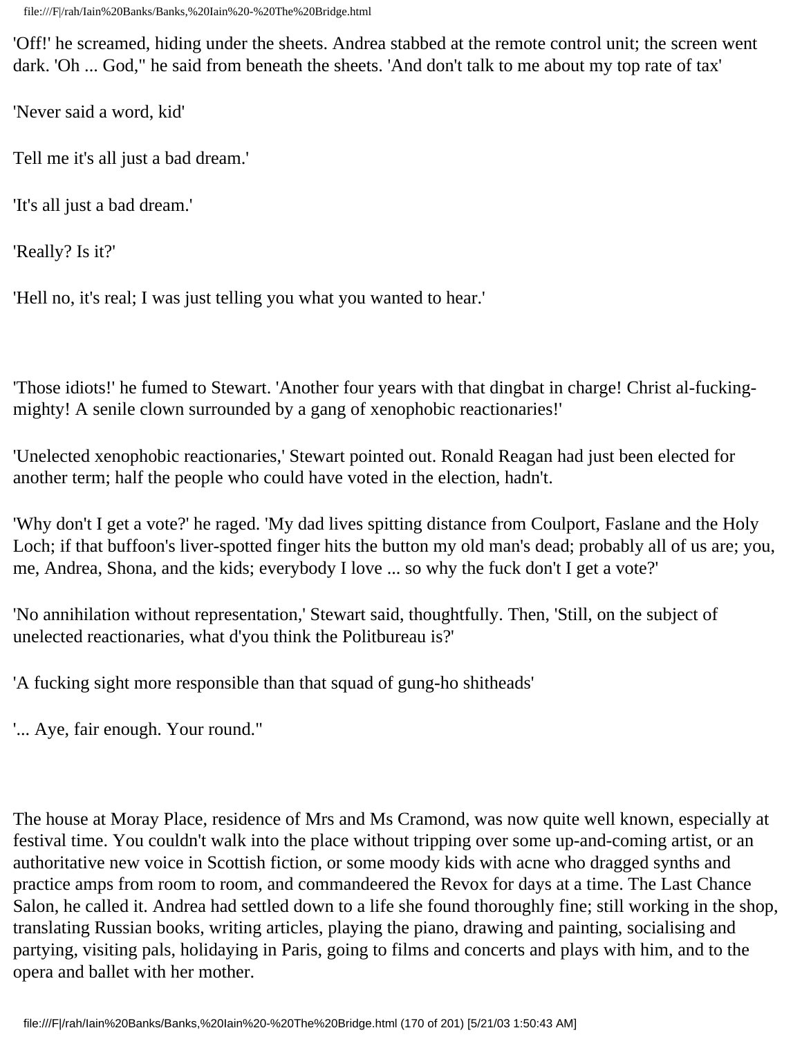'Off!' he screamed, hiding under the sheets. Andrea stabbed at the remote control unit; the screen went dark. 'Oh ... God," he said from beneath the sheets. 'And don't talk to me about my top rate of tax'

'Never said a word, kid'

Tell me it's all just a bad dream.'

'It's all just a bad dream.'

'Really? Is it?'

'Hell no, it's real; I was just telling you what you wanted to hear.'

'Those idiots!' he fumed to Stewart. 'Another four years with that dingbat in charge! Christ al-fucking-mighty! A senile clown surrounded by a gang of xenophobic reactionaries!'

'Unelected xenophobic reactionaries,' Stewart pointed out. Ronald Reagan had just been elected for another term; half the people who could have voted in the election, hadn't.

'Why don't I get a vote?' he raged. 'My dad lives spitting distance from Coulport, Faslane and the Holy Loch; if that buffoon's liver-spotted finger hits the button my old man's dead; probably all of us are; you, me, Andrea, Shona, and the kids; everybody I love ... so why the fuck don't I get a vote?'

'No annihilation without representation,' Stewart said, thoughtfully. Then, 'Still, on the subject of unelected reactionaries, what d'you think the Politbureau is?'

'A fucking sight more responsible than that squad of gung-ho shitheads'

'... Aye, fair enough. Your round."

The house at Moray Place, residence of Mrs and Ms Cramond, was now quite well known, especially at festival time. You couldn't walk into the place without tripping over some up-and-coming artist, or an authoritative new voice in Scottish fiction, or some moody kids with acne who dragged synths and practice amps from room to room, and commandeered the Revox for days at a time. The Last Chance Salon, he called it. Andrea had settled down to a life she found thoroughly fine; still working in the shop, translating Russian books, writing articles, playing the piano, drawing and painting, socialising and partying, visiting pals, holidaying in Paris, going to films and concerts and plays with him, and to the opera and ballet with her mother.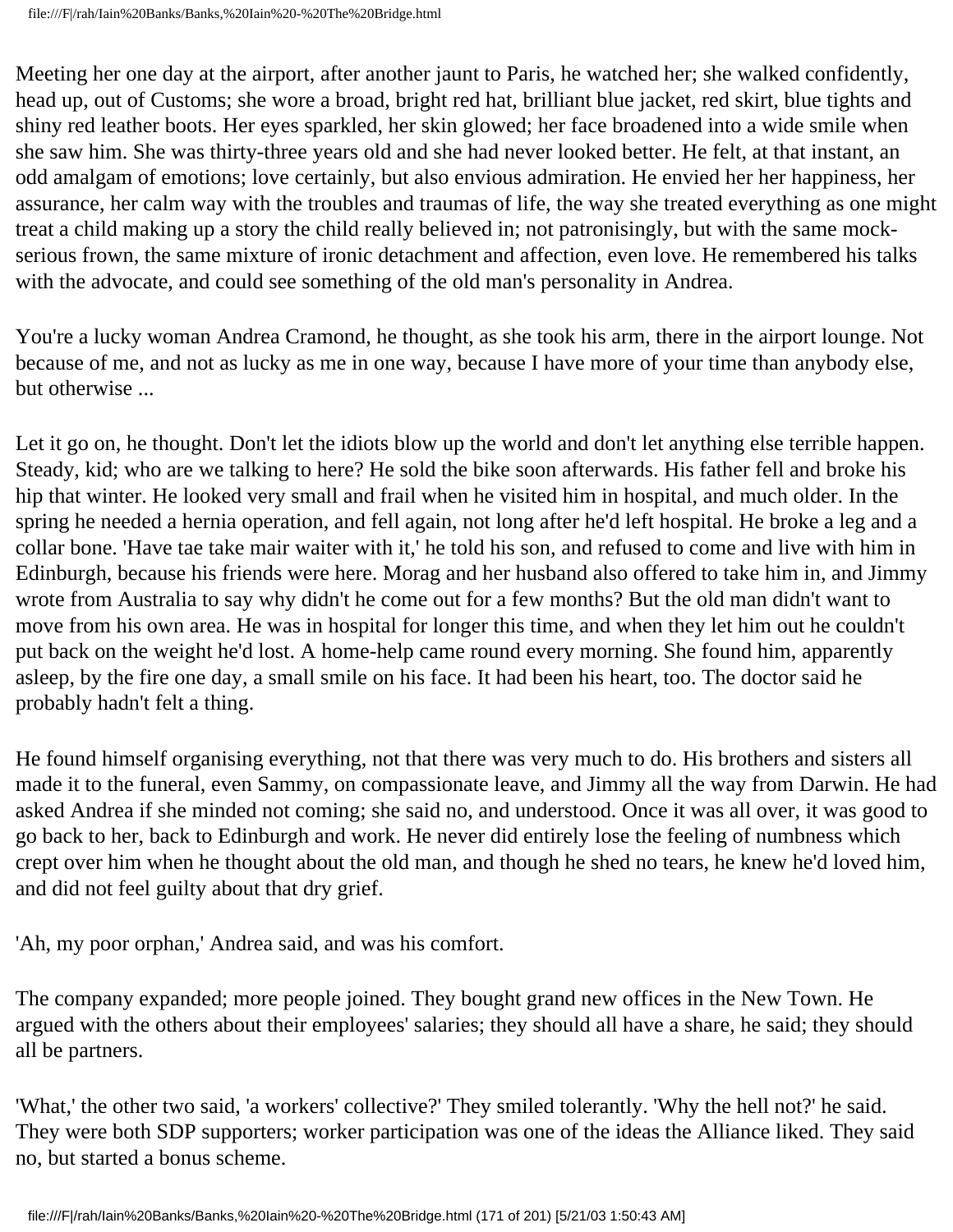Meeting her one day at the airport, after another jaunt to Paris, he watched her; she walked confidently, head up, out of Customs; she wore a broad, bright red hat, brilliant blue jacket, red skirt, blue tights and shiny red leather boots. Her eyes sparkled, her skin glowed; her face broadened into a wide smile when she saw him. She was thirty-three years old and she had never looked better. He felt, at that instant, an odd amalgam of emotions; love certainly, but also envious admiration. He envied her her happiness, her assurance, her calm way with the troubles and traumas of life, the way she treated everything as one might treat a child making up a story the child really believed in; not patronisingly, but with the same mock-serious frown, the same mixture of ironic detachment and affection, even love. He remembered his talks with the advocate, and could see something of the old man's personality in Andrea.

You're a lucky woman Andrea Cramond, he thought, as she took his arm, there in the airport lounge. Not because of me, and not as lucky as me in one way, because I have more of your time than anybody else, but otherwise ...

Let it go on, he thought. Don't let the idiots blow up the world and don't let anything else terrible happen. Steady, kid; who are we talking to here? He sold the bike soon afterwards. His father fell and broke his hip that winter. He looked very small and frail when he visited him in hospital, and much older. In the spring he needed a hernia operation, and fell again, not long after he'd left hospital. He broke a leg and a collar bone. 'Have tae take mair waiter with it,' he told his son, and refused to come and live with him in Edinburgh, because his friends were here. Morag and her husband also offered to take him in, and Jimmy wrote from Australia to say why didn't he come out for a few months? But the old man didn't want to move from his own area. He was in hospital for longer this time, and when they let him out he couldn't put back on the weight he'd lost. A home-help came round every morning. She found him, apparently asleep, by the fire one day, a small smile on his face. It had been his heart, too. The doctor said he probably hadn't felt a thing.

He found himself organising everything, not that there was very much to do. His brothers and sisters all made it to the funeral, even Sammy, on compassionate leave, and Jimmy all the way from Darwin. He had asked Andrea if she minded not coming; she said no, and understood. Once it was all over, it was good to go back to her, back to Edinburgh and work. He never did entirely lose the feeling of numbness which crept over him when he thought about the old man, and though he shed no tears, he knew he'd loved him, and did not feel guilty about that dry grief.

'Ah, my poor orphan,' Andrea said, and was his comfort.

The company expanded; more people joined. They bought grand new offices in the New Town. He argued with the others about their employees' salaries; they should all have a share, he said; they should all be partners.

'What,' the other two said, 'a workers' collective?' They smiled tolerantly. 'Why the hell not?' he said. They were both SDP supporters; worker participation was one of the ideas the Alliance liked. They said no, but started a bonus scheme.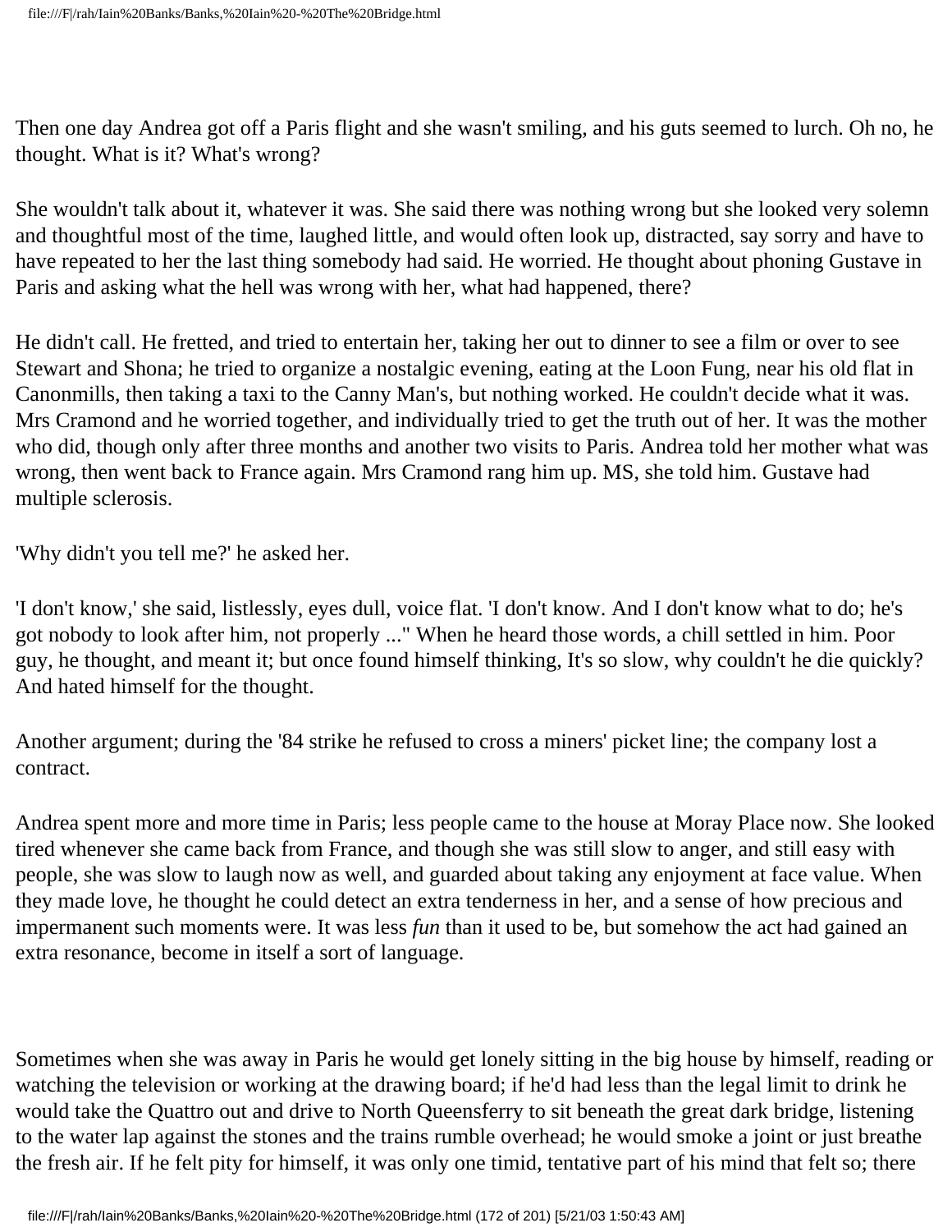Then one day Andrea got off a Paris flight and she wasn't smiling, and his guts seemed to lurch. Oh no, he thought. What is it? What's wrong?

She wouldn't talk about it, whatever it was. She said there was nothing wrong but she looked very solemn and thoughtful most of the time, laughed little, and would often look up, distracted, say sorry and have to have repeated to her the last thing somebody had said. He worried. He thought about phoning Gustave in Paris and asking what the hell was wrong with her, what had happened, there?

He didn't call. He fretted, and tried to entertain her, taking her out to dinner to see a film or over to see Stewart and Shona; he tried to organize a nostalgic evening, eating at the Loon Fung, near his old flat in Canonmills, then taking a taxi to the Canny Man's, but nothing worked. He couldn't decide what it was. Mrs Cramond and he worried together, and individually tried to get the truth out of her. It was the mother who did, though only after three months and another two visits to Paris. Andrea told her mother what was wrong, then went back to France again. Mrs Cramond rang him up. MS, she told him. Gustave had multiple sclerosis.

'Why didn't you tell me?' he asked her.

'I don't know,' she said, listlessly, eyes dull, voice flat. 'I don't know. And I don't know what to do; he's got nobody to look after him, not properly ..." When he heard those words, a chill settled in him. Poor guy, he thought, and meant it; but once found himself thinking, It's so slow, why couldn't he die quickly? And hated himself for the thought.

Another argument; during the '84 strike he refused to cross a miners' picket line; the company lost a contract.

Andrea spent more and more time in Paris; less people came to the house at Moray Place now. She looked tired whenever she came back from France, and though she was still slow to anger, and still easy with people, she was slow to laugh now as well, and guarded about taking any enjoyment at face value. When they made love, he thought he could detect an extra tenderness in her, and a sense of how precious and impermanent such moments were. It was less *fun* than it used to be, but somehow the act had gained an extra resonance, become in itself a sort of language.

Sometimes when she was away in Paris he would get lonely sitting in the big house by himself, reading or watching the television or working at the drawing board; if he'd had less than the legal limit to drink he would take the Quattro out and drive to North Queensferry to sit beneath the great dark bridge, listening to the water lap against the stones and the trains rumble overhead; he would smoke a joint or just breathe the fresh air. If he felt pity for himself, it was only one timid, tentative part of his mind that felt so; there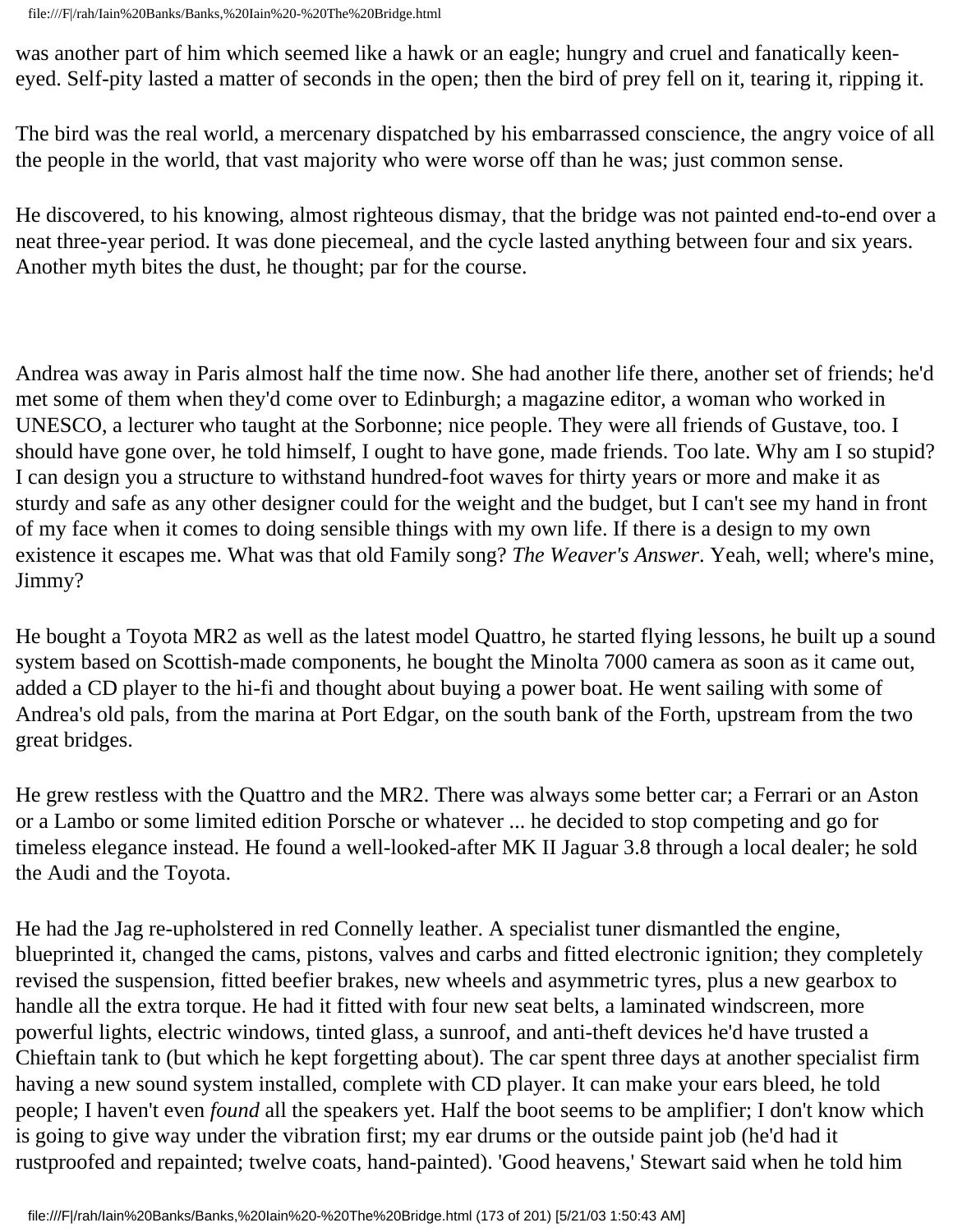was another part of him which seemed like a hawk or an eagle; hungry and cruel and fanatically keen-eyed. Self-pity lasted a matter of seconds in the open; then the bird of prey fell on it, tearing it, ripping it.

The bird was the real world, a mercenary dispatched by his embarrassed conscience, the angry voice of all the people in the world, that vast majority who were worse off than he was; just common sense.

He discovered, to his knowing, almost righteous dismay, that the bridge was not painted end-to-end over a neat three-year period. It was done piecemeal, and the cycle lasted anything between four and six years. Another myth bites the dust, he thought; par for the course.

Andrea was away in Paris almost half the time now. She had another life there, another set of friends; he'd met some of them when they'd come over to Edinburgh; a magazine editor, a woman who worked in UNESCO, a lecturer who taught at the Sorbonne; nice people. They were all friends of Gustave, too. I should have gone over, he told himself, I ought to have gone, made friends. Too late. Why am I so stupid? I can design you a structure to withstand hundred-foot waves for thirty years or more and make it as sturdy and safe as any other designer could for the weight and the budget, but I can't see my hand in front of my face when it comes to doing sensible things with my own life. If there is a design to my own existence it escapes me. What was that old Family song? *The Weaver's Answer*. Yeah, well; where's mine, Jimmy?

He bought a Toyota MR2 as well as the latest model Quattro, he started flying lessons, he built up a sound system based on Scottish-made components, he bought the Minolta 7000 camera as soon as it came out, added a CD player to the hi-fi and thought about buying a power boat. He went sailing with some of Andrea's old pals, from the marina at Port Edgar, on the south bank of the Forth, upstream from the two great bridges.

He grew restless with the Quattro and the MR2. There was always some better car; a Ferrari or an Aston or a Lambo or some limited edition Porsche or whatever ... he decided to stop competing and go for timeless elegance instead. He found a well-looked-after MK II Jaguar 3.8 through a local dealer; he sold the Audi and the Toyota.

He had the Jag re-upholstered in red Connelly leather. A specialist tuner dismantled the engine, blueprinted it, changed the cams, pistons, valves and carbs and fitted electronic ignition; they completely revised the suspension, fitted beefier brakes, new wheels and asymmetric tyres, plus a new gearbox to handle all the extra torque. He had it fitted with four new seat belts, a laminated windscreen, more powerful lights, electric windows, tinted glass, a sunroof, and anti-theft devices he'd have trusted a Chieftain tank to (but which he kept forgetting about). The car spent three days at another specialist firm having a new sound system installed, complete with CD player. It can make your ears bleed, he told people; I haven't even *found* all the speakers yet. Half the boot seems to be amplifier; I don't know which is going to give way under the vibration first; my ear drums or the outside paint job (he'd had it rustproofed and repainted; twelve coats, hand-painted). 'Good heavens,' Stewart said when he told him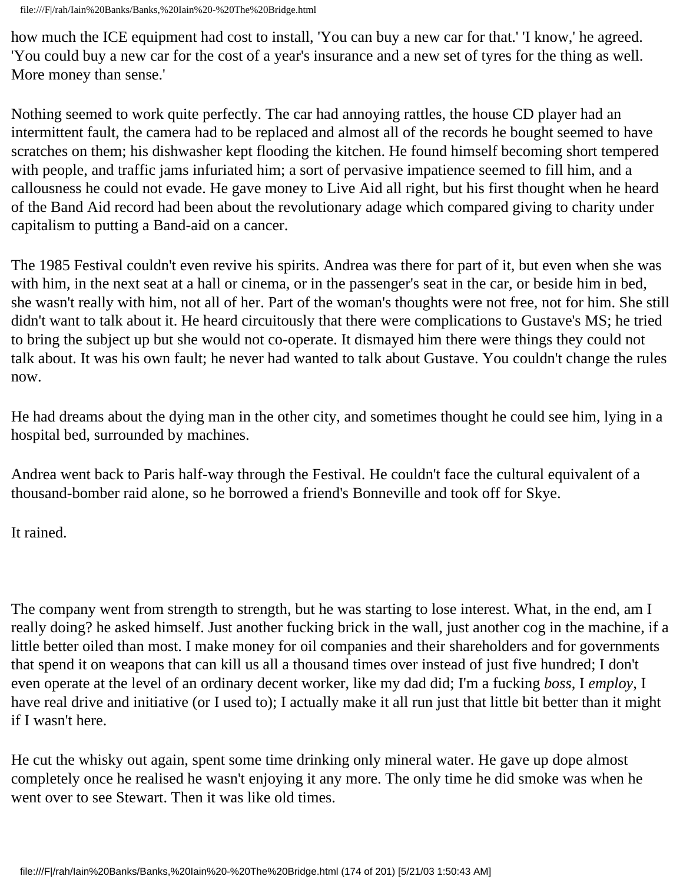how much the ICE equipment had cost to install, 'You can buy a new car for that.' 'I know,' he agreed. 'You could buy a new car for the cost of a year's insurance and a new set of tyres for the thing as well. More money than sense.'

Nothing seemed to work quite perfectly. The car had annoying rattles, the house CD player had an intermittent fault, the camera had to be replaced and almost all of the records he bought seemed to have scratches on them; his dishwasher kept flooding the kitchen. He found himself becoming short tempered with people, and traffic jams infuriated him; a sort of pervasive impatience seemed to fill him, and a callousness he could not evade. He gave money to Live Aid all right, but his first thought when he heard of the Band Aid record had been about the revolutionary adage which compared giving to charity under capitalism to putting a Band-aid on a cancer.

The 1985 Festival couldn't even revive his spirits. Andrea was there for part of it, but even when she was with him, in the next seat at a hall or cinema, or in the passenger's seat in the car, or beside him in bed, she wasn't really with him, not all of her. Part of the woman's thoughts were not free, not for him. She still didn't want to talk about it. He heard circuitously that there were complications to Gustave's MS; he tried to bring the subject up but she would not co-operate. It dismayed him there were things they could not talk about. It was his own fault; he never had wanted to talk about Gustave. You couldn't change the rules now.

He had dreams about the dying man in the other city, and sometimes thought he could see him, lying in a hospital bed, surrounded by machines.

Andrea went back to Paris half-way through the Festival. He couldn't face the cultural equivalent of a thousand-bomber raid alone, so he borrowed a friend's Bonneville and took off for Skye.

It rained.

The company went from strength to strength, but he was starting to lose interest. What, in the end, am I really doing? he asked himself. Just another fucking brick in the wall, just another cog in the machine, if a little better oiled than most. I make money for oil companies and their shareholders and for governments that spend it on weapons that can kill us all a thousand times over instead of just five hundred; I don't even operate at the level of an ordinary decent worker, like my dad did; I'm a fucking *boss*, I *employ*, I have real drive and initiative (or I used to); I actually make it all run just that little bit better than it might if I wasn't here.

He cut the whisky out again, spent some time drinking only mineral water. He gave up dope almost completely once he realised he wasn't enjoying it any more. The only time he did smoke was when he went over to see Stewart. Then it was like old times.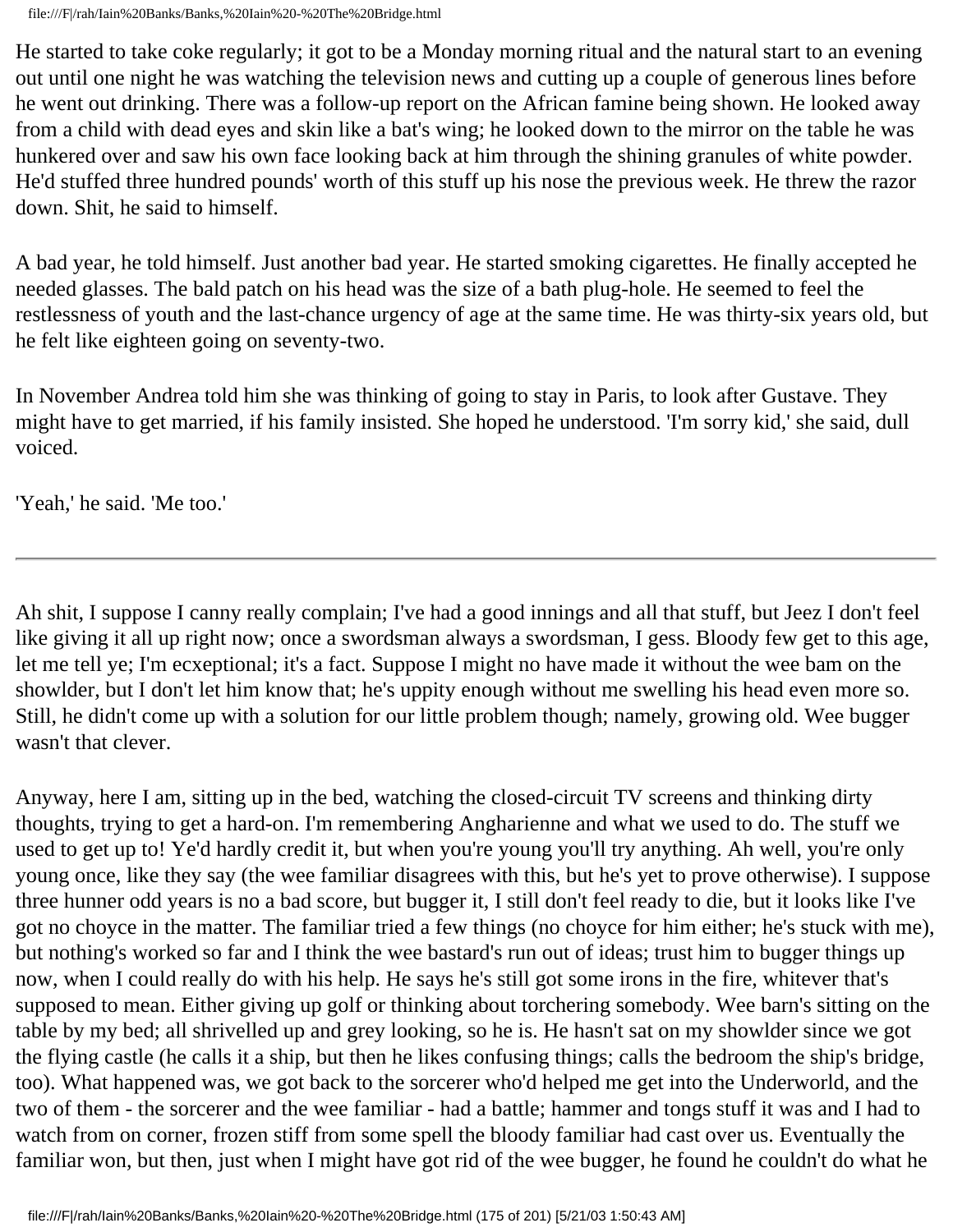He started to take coke regularly; it got to be a Monday morning ritual and the natural start to an evening out until one night he was watching the television news and cutting up a couple of generous lines before he went out drinking. There was a follow-up report on the African famine being shown. He looked away from a child with dead eyes and skin like a bat's wing; he looked down to the mirror on the table he was hunkered over and saw his own face looking back at him through the shining granules of white powder. He'd stuffed three hundred pounds' worth of this stuff up his nose the previous week. He threw the razor down. Shit, he said to himself.

A bad year, he told himself. Just another bad year. He started smoking cigarettes. He finally accepted he needed glasses. The bald patch on his head was the size of a bath plug-hole. He seemed to feel the restlessness of youth and the last-chance urgency of age at the same time. He was thirty-six years old, but he felt like eighteen going on seventy-two.

In November Andrea told him she was thinking of going to stay in Paris, to look after Gustave. They might have to get married, if his family insisted. She hoped he understood. 'I'm sorry kid,' she said, dull voiced.

'Yeah,' he said. 'Me too.'

---

Ah shit, I suppose I canny really complain; I've had a good innings and all that stuff, but Jeez I don't feel like giving it all up right now; once a swordsman always a swordsman, I gess. Bloody few get to this age, let me tell ye; I'm ecxeptional; it's a fact. Suppose I might no have made it without the wee bam on the showlder, but I don't let him know that; he's uppity enough without me swelling his head even more so. Still, he didn't come up with a solution for our little problem though; namely, growing old. Wee bugger wasn't that clever.

Anyway, here I am, sitting up in the bed, watching the closed-circuit TV screens and thinking dirty thoughts, trying to get a hard-on. I'm remembering Angharienne and what we used to do. The stuff we used to get up to! Ye'd hardly credit it, but when you're young you'll try anything. Ah well, you're only young once, like they say (the wee familiar disagrees with this, but he's yet to prove otherwise). I suppose three hunner odd years is no a bad score, but bugger it, I still don't feel ready to die, but it looks like I've got no choyce in the matter. The familiar tried a few things (no choyce for him either; he's stuck with me), but nothing's worked so far and I think the wee bastard's run out of ideas; trust him to bugger things up now, when I could really do with his help. He says he's still got some irons in the fire, whitever that's supposed to mean. Either giving up golf or thinking about torchering somebody. Wee barn's sitting on the table by my bed; all shrivelled up and grey looking, so he is. He hasn't sat on my showlder since we got the flying castle (he calls it a ship, but then he likes confusing things; calls the bedroom the ship's bridge, too). What happened was, we got back to the sorcerer who'd helped me get into the Underworld, and the two of them - the sorcerer and the wee familiar - had a battle; hammer and tongs stuff it was and I had to watch from on corner, frozen stiff from some spell the bloody familiar had cast over us. Eventually the familiar won, but then, just when I might have got rid of the wee bugger, he found he couldn't do what he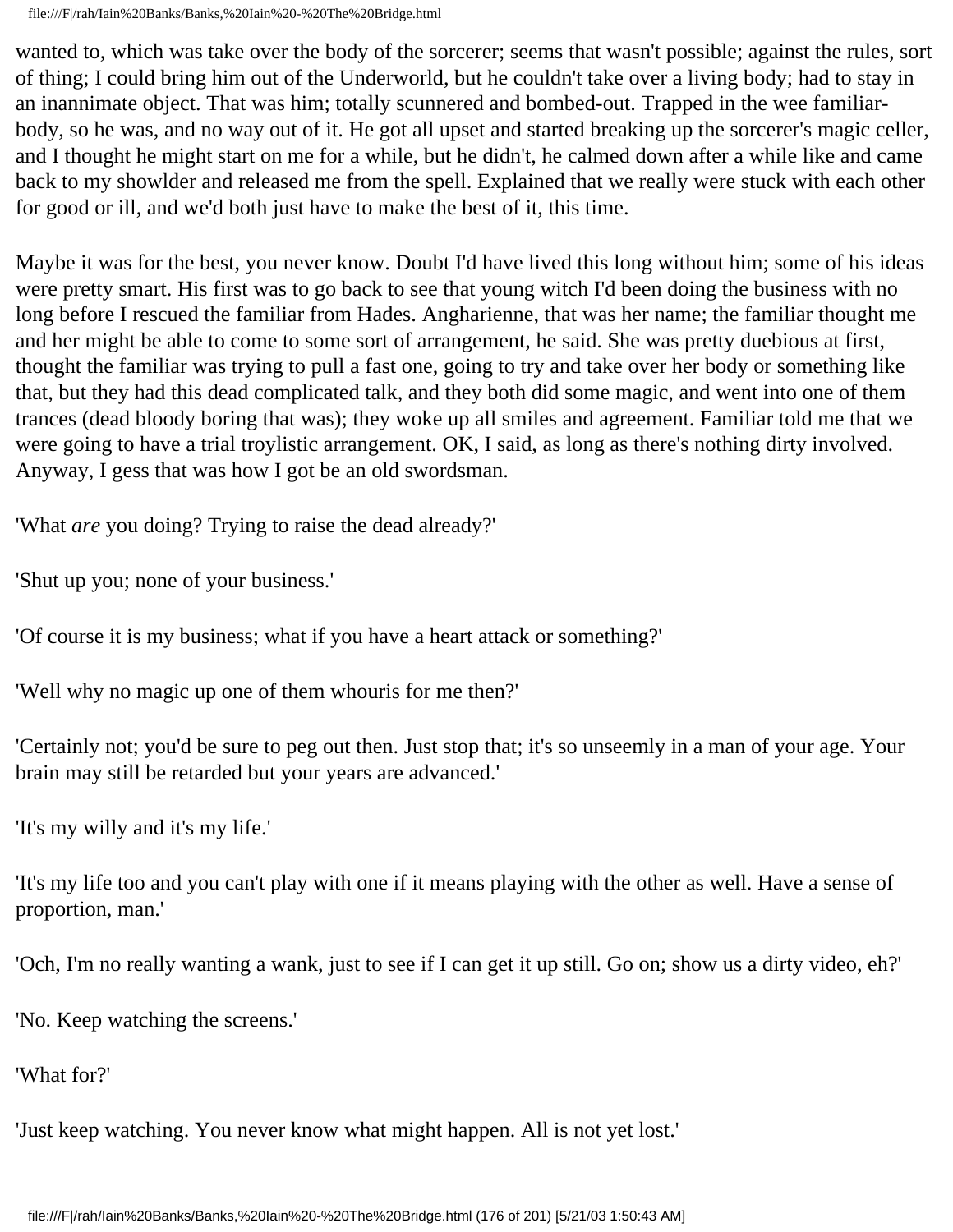wanted to, which was take over the body of the sorcerer; seems that wasn't possible; against the rules, sort of thing; I could bring him out of the Underworld, but he couldn't take over a living body; had to stay in an inannimate object. That was him; totally scunnered and bombed-out. Trapped in the wee familiar-body, so he was, and no way out of it. He got all upset and started breaking up the sorcerer's magic celler, and I thought he might start on me for a while, but he didn't, he calmed down after a while like and came back to my showlder and released me from the spell. Explained that we really were stuck with each other for good or ill, and we'd both just have to make the best of it, this time.

Maybe it was for the best, you never know. Doubt I'd have lived this long without him; some of his ideas were pretty smart. His first was to go back to see that young witch I'd been doing the business with no long before I rescued the familiar from Hades. Angharienne, that was her name; the familiar thought me and her might be able to come to some sort of arrangement, he said. She was pretty duebious at first, thought the familiar was trying to pull a fast one, going to try and take over her body or something like that, but they had this dead complicated talk, and they both did some magic, and went into one of them trances (dead bloody boring that was); they woke up all smiles and agreement. Familiar told me that we were going to have a trial troylistic arrangement. OK, I said, as long as there's nothing dirty involved. Anyway, I gess that was how I got be an old swordsman.

'What *are* you doing? Trying to raise the dead already?'

'Shut up you; none of your business.'

'Of course it is my business; what if you have a heart attack or something?'

'Well why no magic up one of them whouris for me then?'

'Certainly not; you'd be sure to peg out then. Just stop that; it's so unseemly in a man of your age. Your brain may still be retarded but your years are advanced.'

'It's my willy and it's my life.'

'It's my life too and you can't play with one if it means playing with the other as well. Have a sense of proportion, man.'

'Och, I'm no really wanting a wank, just to see if I can get it up still. Go on; show us a dirty video, eh?'

'No. Keep watching the screens.'

'What for?'

'Just keep watching. You never know what might happen. All is not yet lost.'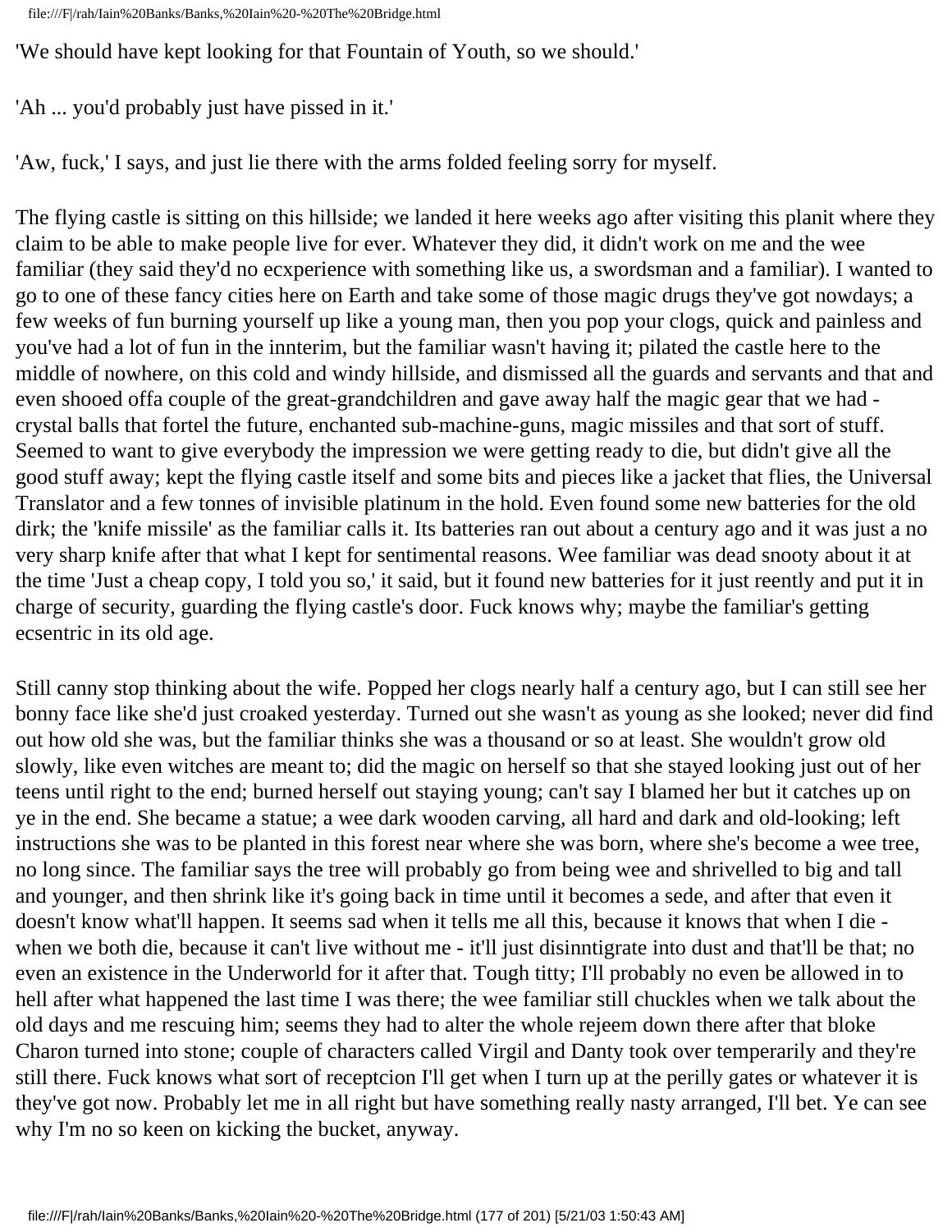'We should have kept looking for that Fountain of Youth, so we should.'

'Ah ... you'd probably just have pissed in it.'

'Aw, fuck,' I says, and just lie there with the arms folded feeling sorry for myself.

The flying castle is sitting on this hillside; we landed it here weeks ago after visiting this planit where they claim to be able to make people live for ever. Whatever they did, it didn't work on me and the wee familiar (they said they'd no ecxperience with something like us, a swordsman and a familiar). I wanted to go to one of these fancy cities here on Earth and take some of those magic drugs they've got nowdays; a few weeks of fun burning yourself up like a young man, then you pop your clogs, quick and painless and you've had a lot of fun in the innterim, but the familiar wasn't having it; pilated the castle here to the middle of nowhere, on this cold and windy hillside, and dismissed all the guards and servants and that and even shooed offa couple of the great-grandchildren and gave away half the magic gear that we had - crystal balls that fortel the future, enchanted sub-machine-guns, magic missiles and that sort of stuff. Seemed to want to give everybody the impression we were getting ready to die, but didn't give all the good stuff away; kept the flying castle itself and some bits and pieces like a jacket that flies, the Universal Translator and a few tonnes of invisible platinum in the hold. Even found some new batteries for the old dirk; the 'knife missile' as the familiar calls it. Its batteries ran out about a century ago and it was just a no very sharp knife after that what I kept for sentimental reasons. Wee familiar was dead snooty about it at the time 'Just a cheap copy, I told you so,' it said, but it found new batteries for it just reently and put it in charge of security, guarding the flying castle's door. Fuck knows why; maybe the familiar's getting ecsentric in its old age.

Still canny stop thinking about the wife. Popped her clogs nearly half a century ago, but I can still see her bonny face like she'd just croaked yesterday. Turned out she wasn't as young as she looked; never did find out how old she was, but the familiar thinks she was a thousand or so at least. She wouldn't grow old slowly, like even witches are meant to; did the magic on herself so that she stayed looking just out of her teens until right to the end; burned herself out staying young; can't say I blamed her but it catches up on ye in the end. She became a statue; a wee dark wooden carving, all hard and dark and old-looking; left instructions she was to be planted in this forest near where she was born, where she's become a wee tree, no long since. The familiar says the tree will probably go from being wee and shrivelled to big and tall and younger, and then shrink like it's going back in time until it becomes a sede, and after that even it doesn't know what'll happen. It seems sad when it tells me all this, because it knows that when I die - when we both die, because it can't live without me - it'll just disinntigrate into dust and that'll be that; no even an existence in the Underworld for it after that. Tough titty; I'll probably no even be allowed in to hell after what happened the last time I was there; the wee familiar still chuckles when we talk about the old days and me rescuing him; seems they had to alter the whole rejeem down there after that bloke Charon turned into stone; couple of characters called Virgil and Danty took over temperarily and they're still there. Fuck knows what sort of receptcion I'll get when I turn up at the perilly gates or whatever it is they've got now. Probably let me in all right but have something really nasty arranged, I'll bet. Ye can see why I'm no so keen on kicking the bucket, anyway.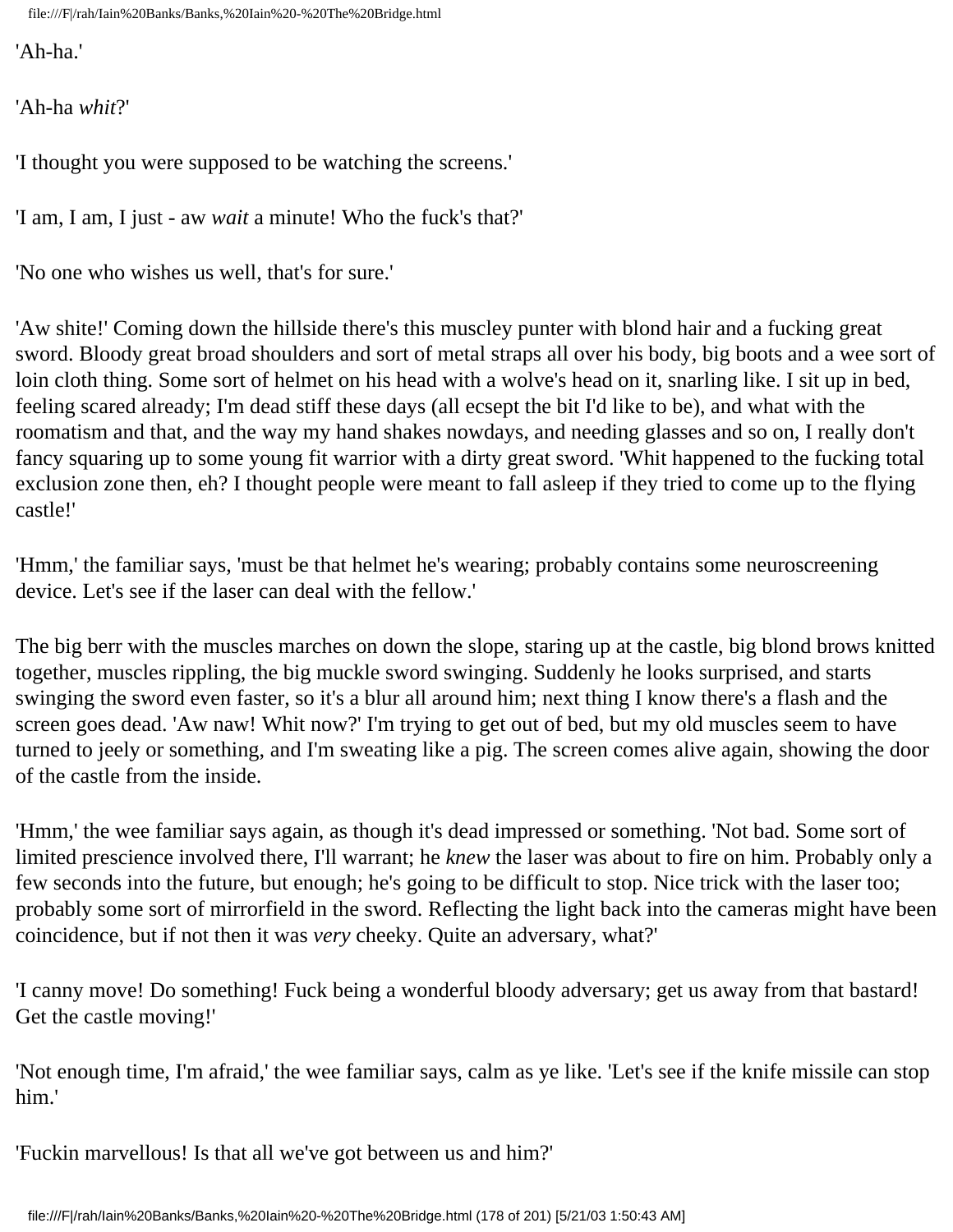'Ah-ha.'

'Ah-ha *whit*?'

'I thought you were supposed to be watching the screens.'

'I am, I am, I just - aw *wait* a minute! Who the fuck's that?'

'No one who wishes us well, that's for sure.'

'Aw shite!' Coming down the hillside there's this muscley punter with blond hair and a fucking great sword. Bloody great broad shoulders and sort of metal straps all over his body, big boots and a wee sort of loin cloth thing. Some sort of helmet on his head with a wolve's head on it, snarling like. I sit up in bed, feeling scared already; I'm dead stiff these days (all ecsept the bit I'd like to be), and what with the roomatism and that, and the way my hand shakes nowdays, and needing glasses and so on, I really don't fancy squaring up to some young fit warrior with a dirty great sword. 'Whit happened to the fucking total exclusion zone then, eh? I thought people were meant to fall asleep if they tried to come up to the flying castle!'

'Hmm,' the familiar says, 'must be that helmet he's wearing; probably contains some neuroscreening device. Let's see if the laser can deal with the fellow.'

The big berr with the muscles marches on down the slope, staring up at the castle, big blond brows knitted together, muscles rippling, the big muckle sword swinging. Suddenly he looks surprised, and starts swinging the sword even faster, so it's a blur all around him; next thing I know there's a flash and the screen goes dead. 'Aw naw! Whit now?' I'm trying to get out of bed, but my old muscles seem to have turned to jeely or something, and I'm sweating like a pig. The screen comes alive again, showing the door of the castle from the inside.

'Hmm,' the wee familiar says again, as though it's dead impressed or something. 'Not bad. Some sort of limited prescience involved there, I'll warrant; he *knew* the laser was about to fire on him. Probably only a few seconds into the future, but enough; he's going to be difficult to stop. Nice trick with the laser too; probably some sort of mirrorfield in the sword. Reflecting the light back into the cameras might have been coincidence, but if not then it was *very* cheeky. Quite an adversary, what?'

'I canny move! Do something! Fuck being a wonderful bloody adversary; get us away from that bastard! Get the castle moving!'

'Not enough time, I'm afraid,' the wee familiar says, calm as ye like. 'Let's see if the knife missile can stop him.'

'Fuckin marvellous! Is that all we've got between us and him?'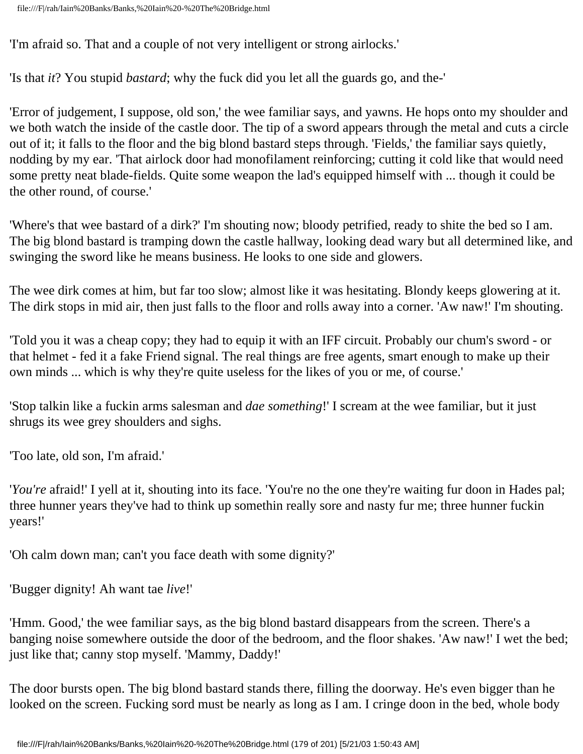'I'm afraid so. That and a couple of not very intelligent or strong airlocks.'

'Is that *it*? You stupid *bastard*; why the fuck did you let all the guards go, and the-'

'Error of judgement, I suppose, old son,' the wee familiar says, and yawns. He hops onto my shoulder and we both watch the inside of the castle door. The tip of a sword appears through the metal and cuts a circle out of it; it falls to the floor and the big blond bastard steps through. 'Fields,' the familiar says quietly, nodding by my ear. 'That airlock door had monofilament reinforcing; cutting it cold like that would need some pretty neat blade-fields. Quite some weapon the lad's equipped himself with ... though it could be the other round, of course.'

'Where's that wee bastard of a dirk?' I'm shouting now; bloody petrified, ready to shite the bed so I am. The big blond bastard is tramping down the castle hallway, looking dead wary but all determined like, and swinging the sword like he means business. He looks to one side and glowers.

The wee dirk comes at him, but far too slow; almost like it was hesitating. Blondy keeps glowering at it. The dirk stops in mid air, then just falls to the floor and rolls away into a corner. 'Aw naw!' I'm shouting.

'Told you it was a cheap copy; they had to equip it with an IFF circuit. Probably our chum's sword - or that helmet - fed it a fake Friend signal. The real things are free agents, smart enough to make up their own minds ... which is why they're quite useless for the likes of you or me, of course.'

'Stop talkin like a fuckin arms salesman and *dae something*!' I scream at the wee familiar, but it just shrugs its wee grey shoulders and sighs.

'Too late, old son, I'm afraid.'

'*You're* afraid!' I yell at it, shouting into its face. 'You're no the one they're waiting fur doon in Hades pal; three hunner years they've had to think up somethin really sore and nasty fur me; three hunner fuckin years!'

'Oh calm down man; can't you face death with some dignity?'

'Bugger dignity! Ah want tae *live*!'

'Hmm. Good,' the wee familiar says, as the big blond bastard disappears from the screen. There's a banging noise somewhere outside the door of the bedroom, and the floor shakes. 'Aw naw!' I wet the bed; just like that; canny stop myself. 'Mammy, Daddy!'

The door bursts open. The big blond bastard stands there, filling the doorway. He's even bigger than he looked on the screen. Fucking sord must be nearly as long as I am. I cringe doon in the bed, whole body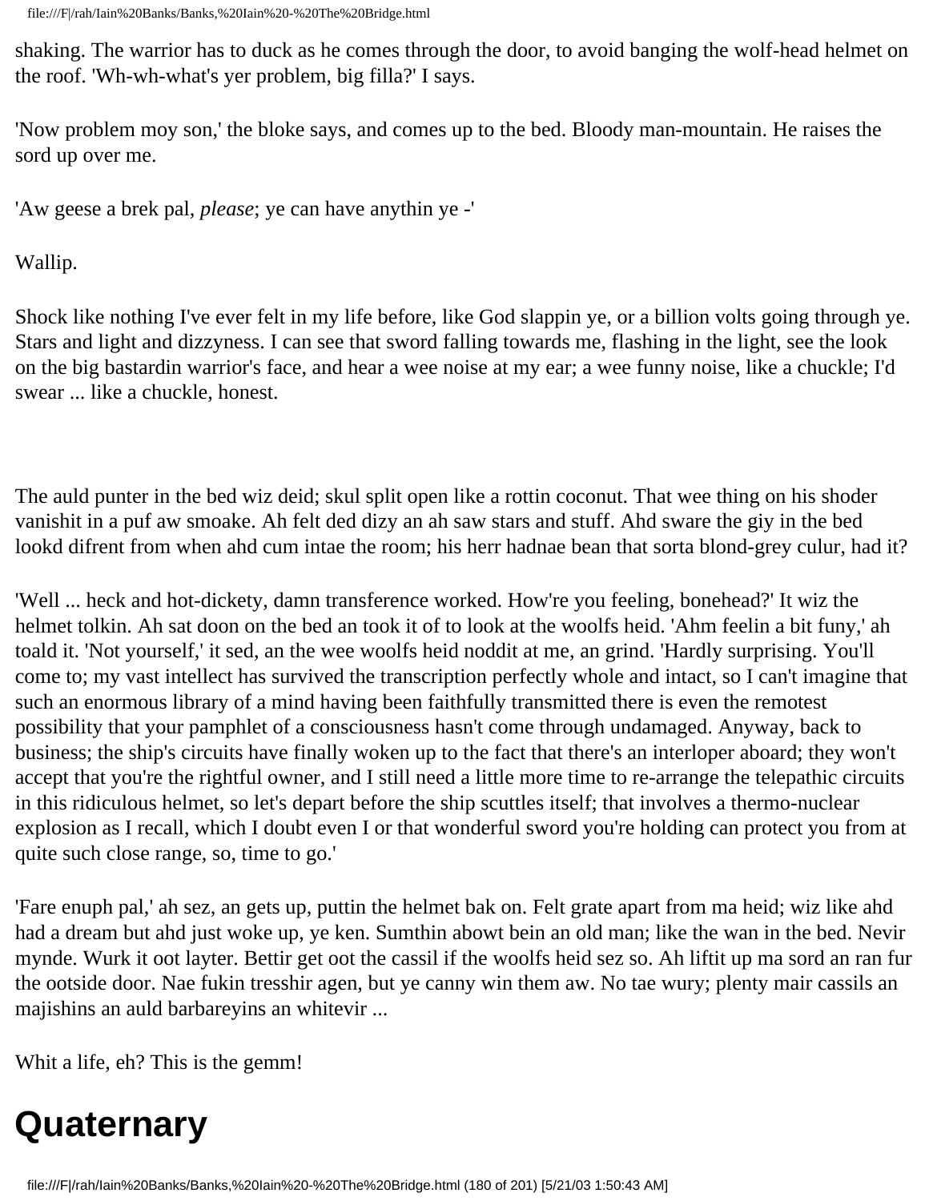shaking. The warrior has to duck as he comes through the door, to avoid banging the wolf-head helmet on the roof. 'Wh-wh-what's yer problem, big filla?' I says.

'Now problem moy son,' the bloke says, and comes up to the bed. Bloody man-mountain. He raises the sord up over me.

'Aw geese a brek pal, *please*; ye can have anythin ye -'

Wallip.

Shock like nothing I've ever felt in my life before, like God slappin ye, or a billion volts going through ye. Stars and light and dizzyness. I can see that sword falling towards me, flashing in the light, see the look on the big bastardin warrior's face, and hear a wee noise at my ear; a wee funny noise, like a chuckle; I'd swear ... like a chuckle, honest.

The auld punter in the bed wiz deid; skul split open like a rottin coconut. That wee thing on his shoder vanishit in a puf aw smoake. Ah felt ded dizy an ah saw stars and stuff. Ahd sware the giy in the bed lookd difrent from when ahd cum intae the room; his herr hadnae bean that sorta blond-grey culur, had it?

'Well ... heck and hot-dickety, damn transference worked. How're you feeling, bonehead?' It wiz the helmet tolkin. Ah sat doon on the bed an took it of to look at the woolfs heid. 'Ahm feelin a bit funy,' ah toald it. 'Not yourself,' it sed, an the wee woolfs heid noddit at me, an grind. 'Hardly surprising. You'll come to; my vast intellect has survived the transcription perfectly whole and intact, so I can't imagine that such an enormous library of a mind having been faithfully transmitted there is even the remotest possibility that your pamphlet of a consciousness hasn't come through undamaged. Anyway, back to business; the ship's circuits have finally woken up to the fact that there's an interloper aboard; they won't accept that you're the rightful owner, and I still need a little more time to re-arrange the telepathic circuits in this ridiculous helmet, so let's depart before the ship scuttles itself; that involves a thermo-nuclear explosion as I recall, which I doubt even I or that wonderful sword you're holding can protect you from at quite such close range, so, time to go.'

'Fare enuph pal,' ah sez, an gets up, puttin the helmet bak on. Felt grate apart from ma heid; wiz like ahd had a dream but ahd just woke up, ye ken. Sumthin abowt bein an old man; like the wan in the bed. Nevir mynde. Wurk it oot layter. Bettir get oot the cassil if the woolfs heid sez so. Ah liftit up ma sord an ran fur the ootside door. Nae fukin tresshir agen, but ye canny win them aw. No tae wury; plenty mair cassils an majishins an auld barbareyins an whitevir ...

Whit a life, eh? This is the gemm!

# Quaternary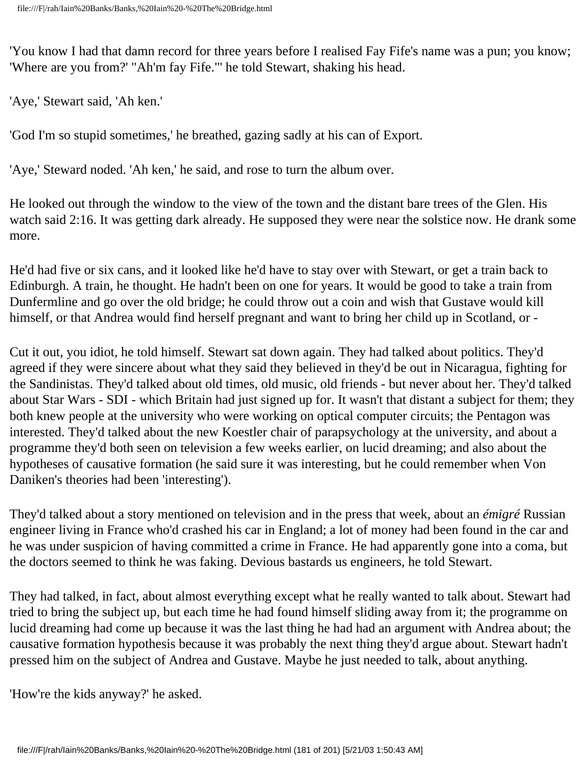'You know I had that damn record for three years before I realised Fay Fife's name was a pun; you know; 'Where are you from?' "Ah'm fay Fife."' he told Stewart, shaking his head.

'Aye,' Stewart said, 'Ah ken.'

'God I'm so stupid sometimes,' he breathed, gazing sadly at his can of Export.

'Aye,' Steward noded. 'Ah ken,' he said, and rose to turn the album over.

He looked out through the window to the view of the town and the distant bare trees of the Glen. His watch said 2:16. It was getting dark already. He supposed they were near the solstice now. He drank some more.

He'd had five or six cans, and it looked like he'd have to stay over with Stewart, or get a train back to Edinburgh. A train, he thought. He hadn't been on one for years. It would be good to take a train from Dunfermline and go over the old bridge; he could throw out a coin and wish that Gustave would kill himself, or that Andrea would find herself pregnant and want to bring her child up in Scotland, or -

Cut it out, you idiot, he told himself. Stewart sat down again. They had talked about politics. They'd agreed if they were sincere about what they said they believed in they'd be out in Nicaragua, fighting for the Sandinistas. They'd talked about old times, old music, old friends - but never about her. They'd talked about Star Wars - SDI - which Britain had just signed up for. It wasn't that distant a subject for them; they both knew people at the university who were working on optical computer circuits; the Pentagon was interested. They'd talked about the new Koestler chair of parapsychology at the university, and about a programme they'd both seen on television a few weeks earlier, on lucid dreaming; and also about the hypotheses of causative formation (he said sure it was interesting, but he could remember when Von Daniken's theories had been 'interesting').

They'd talked about a story mentioned on television and in the press that week, about an *émigré* Russian engineer living in France who'd crashed his car in England; a lot of money had been found in the car and he was under suspicion of having committed a crime in France. He had apparently gone into a coma, but the doctors seemed to think he was faking. Devious bastards us engineers, he told Stewart.

They had talked, in fact, about almost everything except what he really wanted to talk about. Stewart had tried to bring the subject up, but each time he had found himself sliding away from it; the programme on lucid dreaming had come up because it was the last thing he had had an argument with Andrea about; the causative formation hypothesis because it was probably the next thing they'd argue about. Stewart hadn't pressed him on the subject of Andrea and Gustave. Maybe he just needed to talk, about anything.

'How're the kids anyway?' he asked.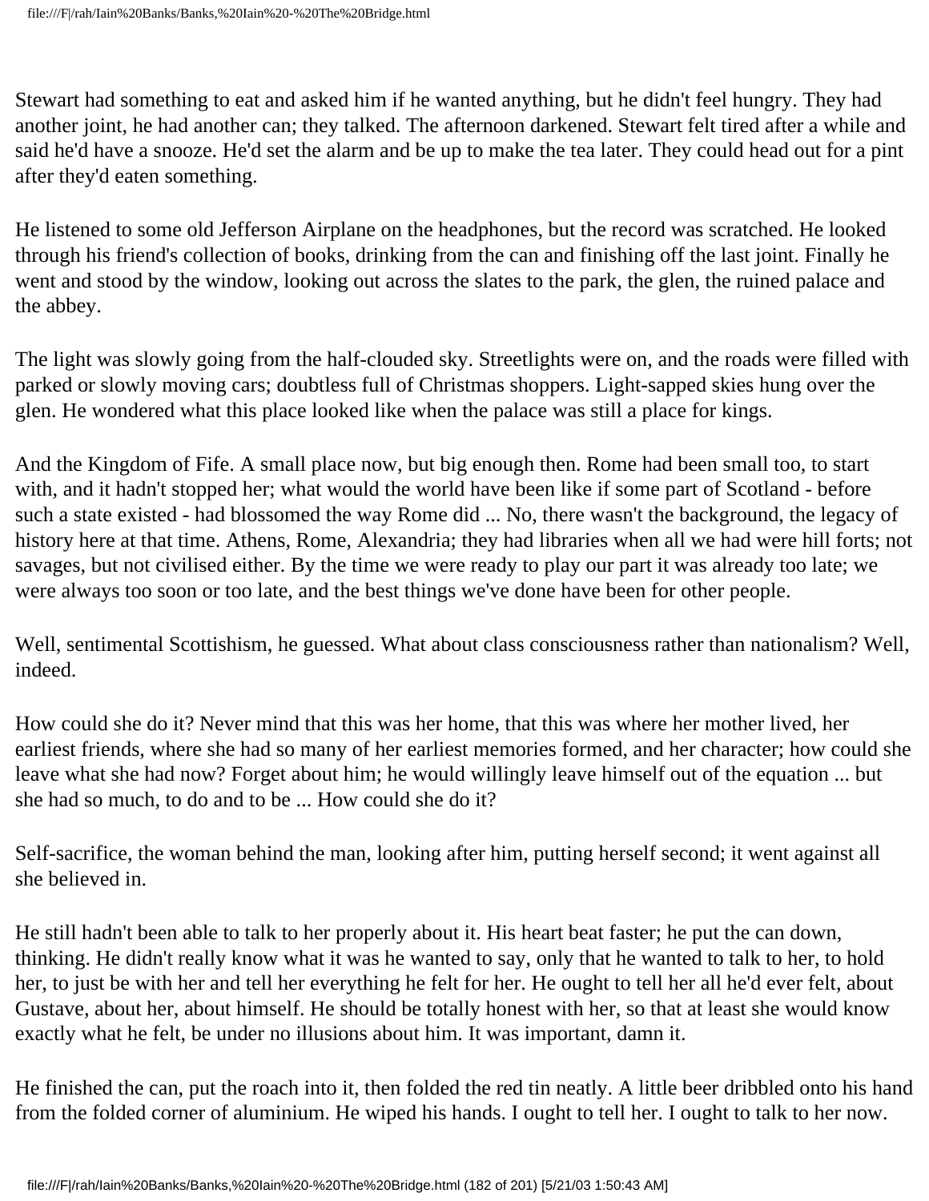Stewart had something to eat and asked him if he wanted anything, but he didn't feel hungry. They had another joint, he had another can; they talked. The afternoon darkened. Stewart felt tired after a while and said he'd have a snooze. He'd set the alarm and be up to make the tea later. They could head out for a pint after they'd eaten something.

He listened to some old Jefferson Airplane on the headphones, but the record was scratched. He looked through his friend's collection of books, drinking from the can and finishing off the last joint. Finally he went and stood by the window, looking out across the slates to the park, the glen, the ruined palace and the abbey.

The light was slowly going from the half-clouded sky. Streetlights were on, and the roads were filled with parked or slowly moving cars; doubtless full of Christmas shoppers. Light-sapped skies hung over the glen. He wondered what this place looked like when the palace was still a place for kings.

And the Kingdom of Fife. A small place now, but big enough then. Rome had been small too, to start with, and it hadn't stopped her; what would the world have been like if some part of Scotland - before such a state existed - had blossomed the way Rome did ... No, there wasn't the background, the legacy of history here at that time. Athens, Rome, Alexandria; they had libraries when all we had were hill forts; not savages, but not civilised either. By the time we were ready to play our part it was already too late; we were always too soon or too late, and the best things we've done have been for other people.

Well, sentimental Scottishism, he guessed. What about class consciousness rather than nationalism? Well, indeed.

How could she do it? Never mind that this was her home, that this was where her mother lived, her earliest friends, where she had so many of her earliest memories formed, and her character; how could she leave what she had now? Forget about him; he would willingly leave himself out of the equation ... but she had so much, to do and to be ... How could she do it?

Self-sacrifice, the woman behind the man, looking after him, putting herself second; it went against all she believed in.

He still hadn't been able to talk to her properly about it. His heart beat faster; he put the can down, thinking. He didn't really know what it was he wanted to say, only that he wanted to talk to her, to hold her, to just be with her and tell her everything he felt for her. He ought to tell her all he'd ever felt, about Gustave, about her, about himself. He should be totally honest with her, so that at least she would know exactly what he felt, be under no illusions about him. It was important, damn it.

He finished the can, put the roach into it, then folded the red tin neatly. A little beer dribbled onto his hand from the folded corner of aluminium. He wiped his hands. I ought to tell her. I ought to talk to her now.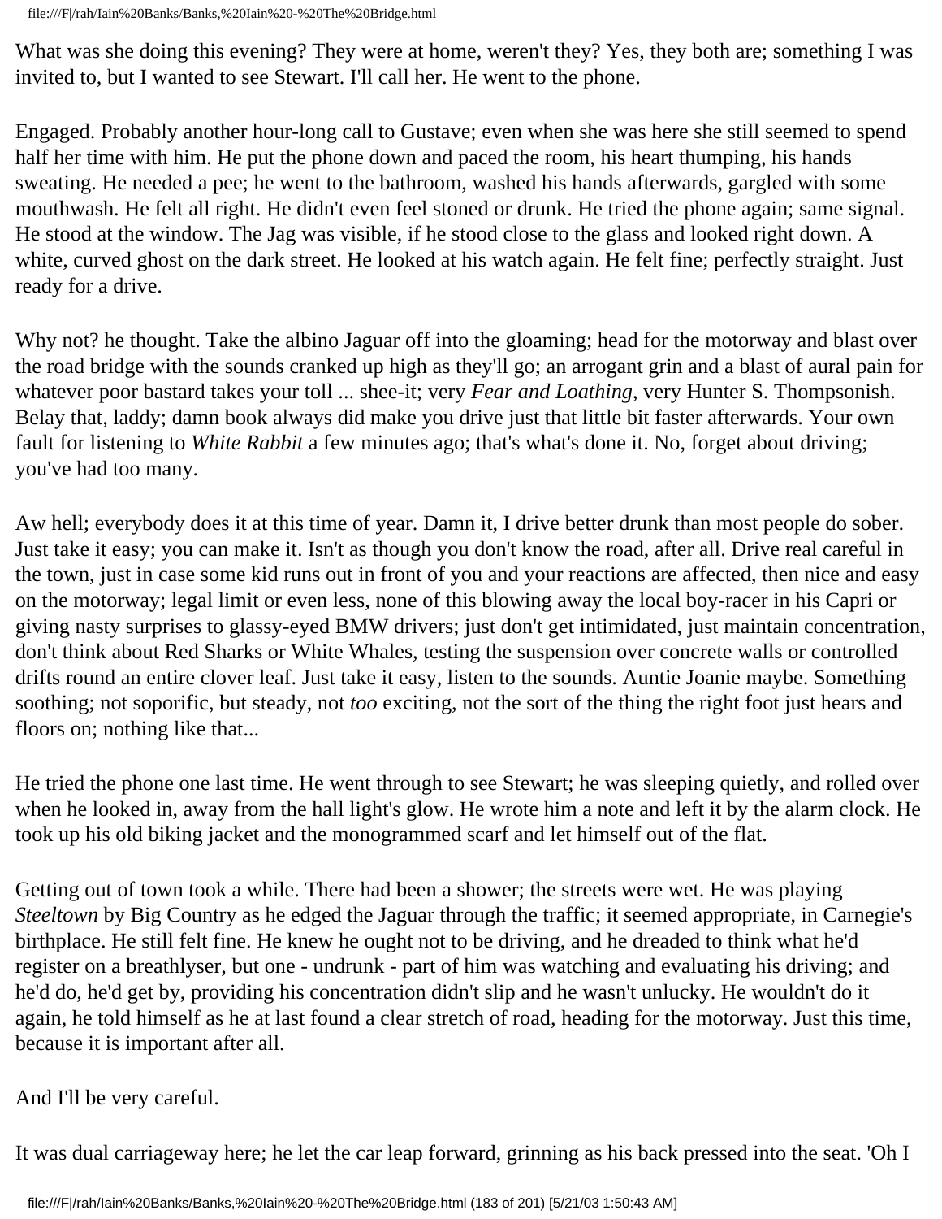What was she doing this evening? They were at home, weren't they? Yes, they both are; something I was invited to, but I wanted to see Stewart. I'll call her. He went to the phone.

Engaged. Probably another hour-long call to Gustave; even when she was here she still seemed to spend half her time with him. He put the phone down and paced the room, his heart thumping, his hands sweating. He needed a pee; he went to the bathroom, washed his hands afterwards, gargled with some mouthwash. He felt all right. He didn't even feel stoned or drunk. He tried the phone again; same signal. He stood at the window. The Jag was visible, if he stood close to the glass and looked right down. A white, curved ghost on the dark street. He looked at his watch again. He felt fine; perfectly straight. Just ready for a drive.

Why not? he thought. Take the albino Jaguar off into the gloaming; head for the motorway and blast over the road bridge with the sounds cranked up high as they'll go; an arrogant grin and a blast of aural pain for whatever poor bastard takes your toll ... shee-it; very *Fear and Loathing*, very Hunter S. Thompsonish. Belay that, laddy; damn book always did make you drive just that little bit faster afterwards. Your own fault for listening to *White Rabbit* a few minutes ago; that's what's done it. No, forget about driving; you've had too many.

Aw hell; everybody does it at this time of year. Damn it, I drive better drunk than most people do sober. Just take it easy; you can make it. Isn't as though you don't know the road, after all. Drive real careful in the town, just in case some kid runs out in front of you and your reactions are affected, then nice and easy on the motorway; legal limit or even less, none of this blowing away the local boy-racer in his Capri or giving nasty surprises to glassy-eyed BMW drivers; just don't get intimidated, just maintain concentration, don't think about Red Sharks or White Whales, testing the suspension over concrete walls or controlled drifts round an entire clover leaf. Just take it easy, listen to the sounds. Auntie Joanie maybe. Something soothing; not soporific, but steady, not *too* exciting, not the sort of the thing the right foot just hears and floors on; nothing like that...

He tried the phone one last time. He went through to see Stewart; he was sleeping quietly, and rolled over when he looked in, away from the hall light's glow. He wrote him a note and left it by the alarm clock. He took up his old biking jacket and the monogrammed scarf and let himself out of the flat.

Getting out of town took a while. There had been a shower; the streets were wet. He was playing *Steeltown* by Big Country as he edged the Jaguar through the traffic; it seemed appropriate, in Carnegie's birthplace. He still felt fine. He knew he ought not to be driving, and he dreaded to think what he'd register on a breathlyser, but one - undrunk - part of him was watching and evaluating his driving; and he'd do, he'd get by, providing his concentration didn't slip and he wasn't unlucky. He wouldn't do it again, he told himself as he at last found a clear stretch of road, heading for the motorway. Just this time, because it is important after all.

And I'll be very careful.

It was dual carriageway here; he let the car leap forward, grinning as his back pressed into the seat. 'Oh I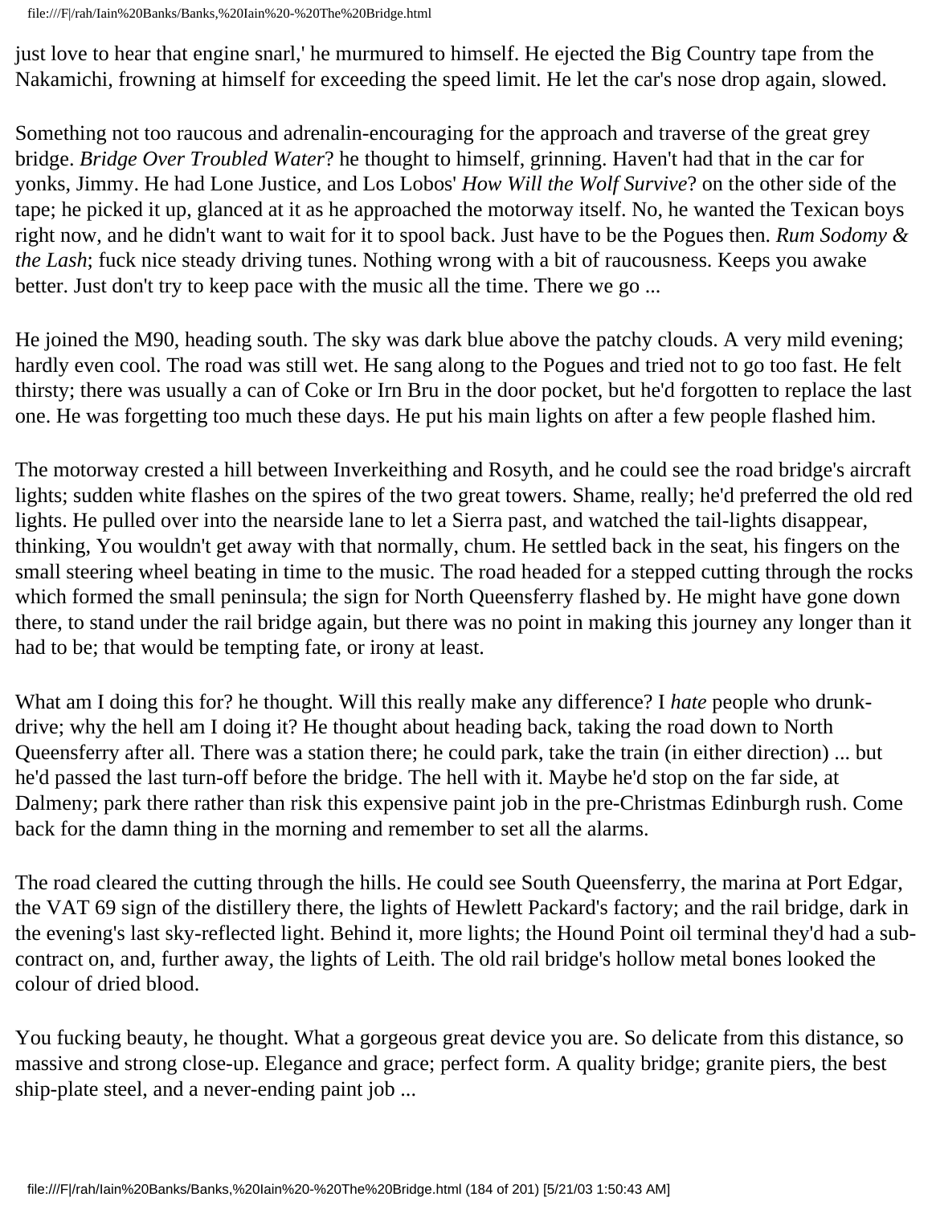just love to hear that engine snarl,' he murmured to himself. He ejected the Big Country tape from the Nakamichi, frowning at himself for exceeding the speed limit. He let the car's nose drop again, slowed.

Something not too raucous and adrenalin-encouraging for the approach and traverse of the great grey bridge. *Bridge Over Troubled Water*? he thought to himself, grinning. Haven't had that in the car for yonks, Jimmy. He had Lone Justice, and Los Lobos' *How Will the Wolf Survive*? on the other side of the tape; he picked it up, glanced at it as he approached the motorway itself. No, he wanted the Texican boys right now, and he didn't want to wait for it to spool back. Just have to be the Pogues then. *Rum Sodomy & the Lash*; fuck nice steady driving tunes. Nothing wrong with a bit of raucousness. Keeps you awake better. Just don't try to keep pace with the music all the time. There we go ...

He joined the M90, heading south. The sky was dark blue above the patchy clouds. A very mild evening; hardly even cool. The road was still wet. He sang along to the Pogues and tried not to go too fast. He felt thirsty; there was usually a can of Coke or Irn Bru in the door pocket, but he'd forgotten to replace the last one. He was forgetting too much these days. He put his main lights on after a few people flashed him.

The motorway crested a hill between Inverkeithing and Rosyth, and he could see the road bridge's aircraft lights; sudden white flashes on the spires of the two great towers. Shame, really; he'd preferred the old red lights. He pulled over into the nearside lane to let a Sierra past, and watched the tail-lights disappear, thinking, You wouldn't get away with that normally, chum. He settled back in the seat, his fingers on the small steering wheel beating in time to the music. The road headed for a stepped cutting through the rocks which formed the small peninsula; the sign for North Queensferry flashed by. He might have gone down there, to stand under the rail bridge again, but there was no point in making this journey any longer than it had to be; that would be tempting fate, or irony at least.

What am I doing this for? he thought. Will this really make any difference? I *hate* people who drunk-drive; why the hell am I doing it? He thought about heading back, taking the road down to North Queensferry after all. There was a station there; he could park, take the train (in either direction) ... but he'd passed the last turn-off before the bridge. The hell with it. Maybe he'd stop on the far side, at Dalmeny; park there rather than risk this expensive paint job in the pre-Christmas Edinburgh rush. Come back for the damn thing in the morning and remember to set all the alarms.

The road cleared the cutting through the hills. He could see South Queensferry, the marina at Port Edgar, the VAT 69 sign of the distillery there, the lights of Hewlett Packard's factory; and the rail bridge, dark in the evening's last sky-reflected light. Behind it, more lights; the Hound Point oil terminal they'd had a sub-contract on, and, further away, the lights of Leith. The old rail bridge's hollow metal bones looked the colour of dried blood.

You fucking beauty, he thought. What a gorgeous great device you are. So delicate from this distance, so massive and strong close-up. Elegance and grace; perfect form. A quality bridge; granite piers, the best ship-plate steel, and a never-ending paint job ...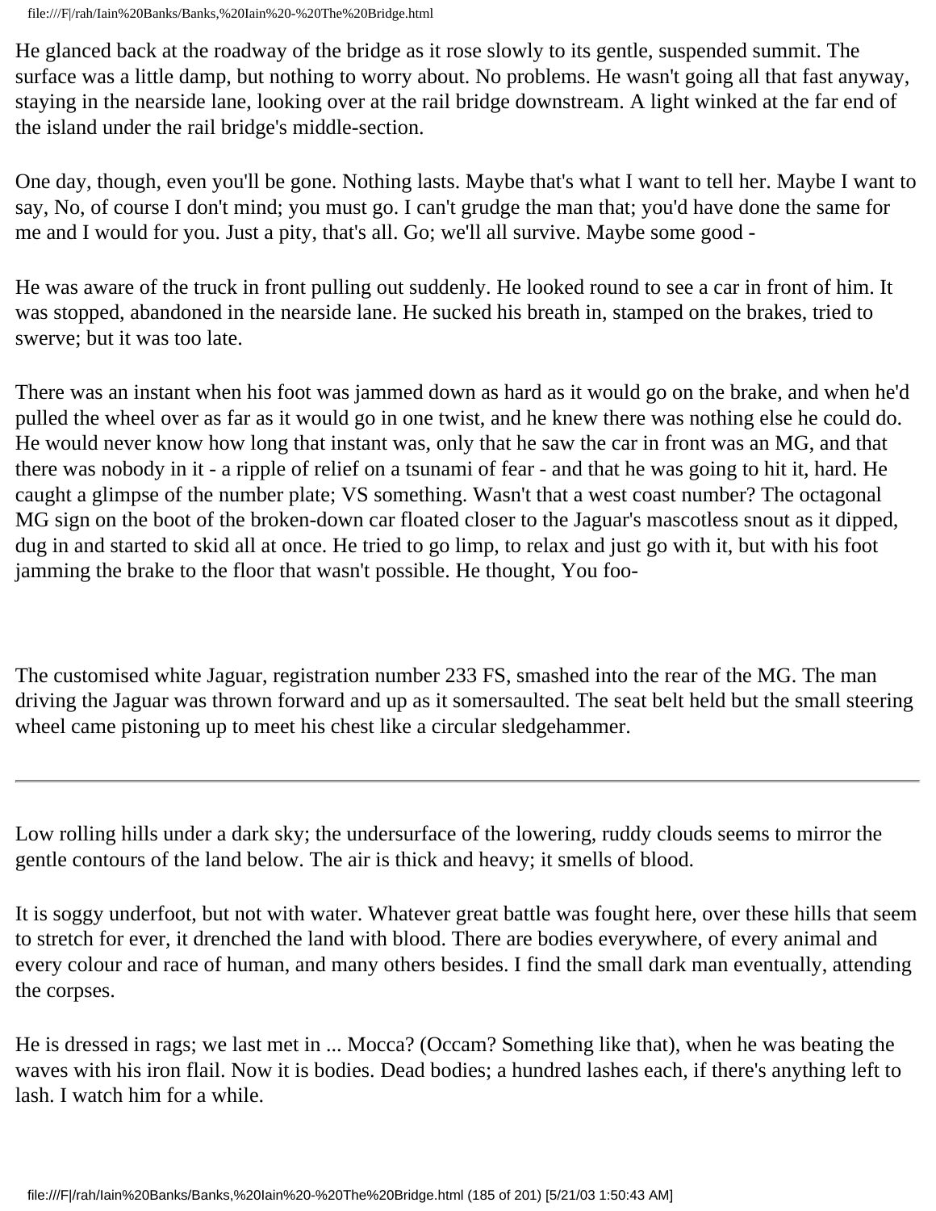He glanced back at the roadway of the bridge as it rose slowly to its gentle, suspended summit. The surface was a little damp, but nothing to worry about. No problems. He wasn't going all that fast anyway, staying in the nearside lane, looking over at the rail bridge downstream. A light winked at the far end of the island under the rail bridge's middle-section.

One day, though, even you'll be gone. Nothing lasts. Maybe that's what I want to tell her. Maybe I want to say, No, of course I don't mind; you must go. I can't grudge the man that; you'd have done the same for me and I would for you. Just a pity, that's all. Go; we'll all survive. Maybe some good -

He was aware of the truck in front pulling out suddenly. He looked round to see a car in front of him. It was stopped, abandoned in the nearside lane. He sucked his breath in, stamped on the brakes, tried to swerve; but it was too late.

There was an instant when his foot was jammed down as hard as it would go on the brake, and when he'd pulled the wheel over as far as it would go in one twist, and he knew there was nothing else he could do. He would never know how long that instant was, only that he saw the car in front was an MG, and that there was nobody in it - a ripple of relief on a tsunami of fear - and that he was going to hit it, hard. He caught a glimpse of the number plate; VS something. Wasn't that a west coast number? The octagonal MG sign on the boot of the broken-down car floated closer to the Jaguar's mascotless snout as it dipped, dug in and started to skid all at once. He tried to go limp, to relax and just go with it, but with his foot jamming the brake to the floor that wasn't possible. He thought, You foo-

The customised white Jaguar, registration number 233 FS, smashed into the rear of the MG. The man driving the Jaguar was thrown forward and up as it somersaulted. The seat belt held but the small steering wheel came pistoning up to meet his chest like a circular sledgehammer.

---

Low rolling hills under a dark sky; the undersurface of the lowering, ruddy clouds seems to mirror the gentle contours of the land below. The air is thick and heavy; it smells of blood.

It is soggy underfoot, but not with water. Whatever great battle was fought here, over these hills that seem to stretch for ever, it drenched the land with blood. There are bodies everywhere, of every animal and every colour and race of human, and many others besides. I find the small dark man eventually, attending the corpses.

He is dressed in rags; we last met in ... Mocca? (Occam? Something like that), when he was beating the waves with his iron flail. Now it is bodies. Dead bodies; a hundred lashes each, if there's anything left to lash. I watch him for a while.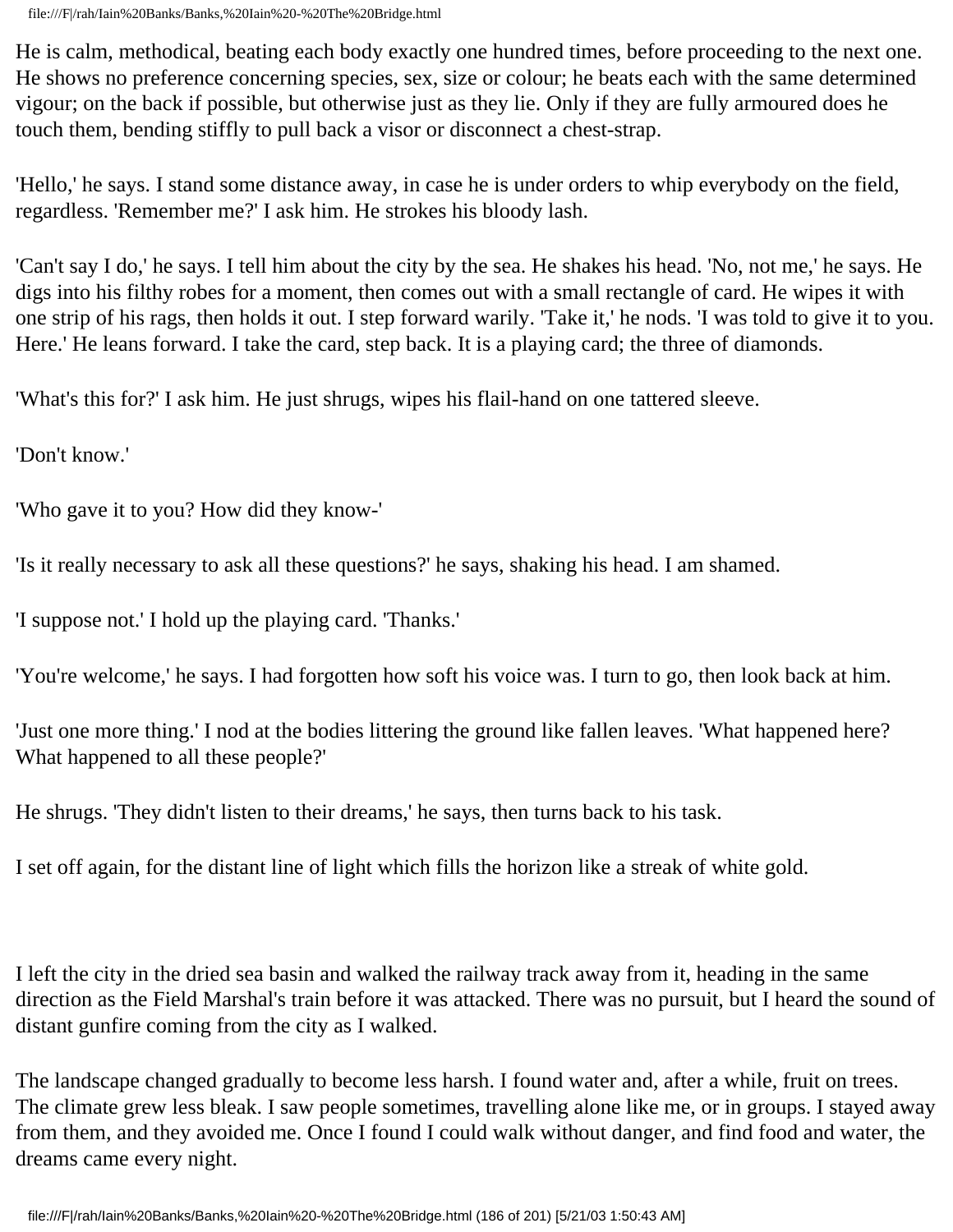He is calm, methodical, beating each body exactly one hundred times, before proceeding to the next one. He shows no preference concerning species, sex, size or colour; he beats each with the same determined vigour; on the back if possible, but otherwise just as they lie. Only if they are fully armoured does he touch them, bending stiffly to pull back a visor or disconnect a chest-strap.

'Hello,' he says. I stand some distance away, in case he is under orders to whip everybody on the field, regardless. 'Remember me?' I ask him. He strokes his bloody lash.

'Can't say I do,' he says. I tell him about the city by the sea. He shakes his head. 'No, not me,' he says. He digs into his filthy robes for a moment, then comes out with a small rectangle of card. He wipes it with one strip of his rags, then holds it out. I step forward warily. 'Take it,' he nods. 'I was told to give it to you. Here.' He leans forward. I take the card, step back. It is a playing card; the three of diamonds.

'What's this for?' I ask him. He just shrugs, wipes his flail-hand on one tattered sleeve.

'Don't know.'

'Who gave it to you? How did they know-'

'Is it really necessary to ask all these questions?' he says, shaking his head. I am shamed.

'I suppose not.' I hold up the playing card. 'Thanks.'

'You're welcome,' he says. I had forgotten how soft his voice was. I turn to go, then look back at him.

'Just one more thing.' I nod at the bodies littering the ground like fallen leaves. 'What happened here? What happened to all these people?'

He shrugs. 'They didn't listen to their dreams,' he says, then turns back to his task.

I set off again, for the distant line of light which fills the horizon like a streak of white gold.

I left the city in the dried sea basin and walked the railway track away from it, heading in the same direction as the Field Marshal's train before it was attacked. There was no pursuit, but I heard the sound of distant gunfire coming from the city as I walked.

The landscape changed gradually to become less harsh. I found water and, after a while, fruit on trees. The climate grew less bleak. I saw people sometimes, travelling alone like me, or in groups. I stayed away from them, and they avoided me. Once I found I could walk without danger, and find food and water, the dreams came every night.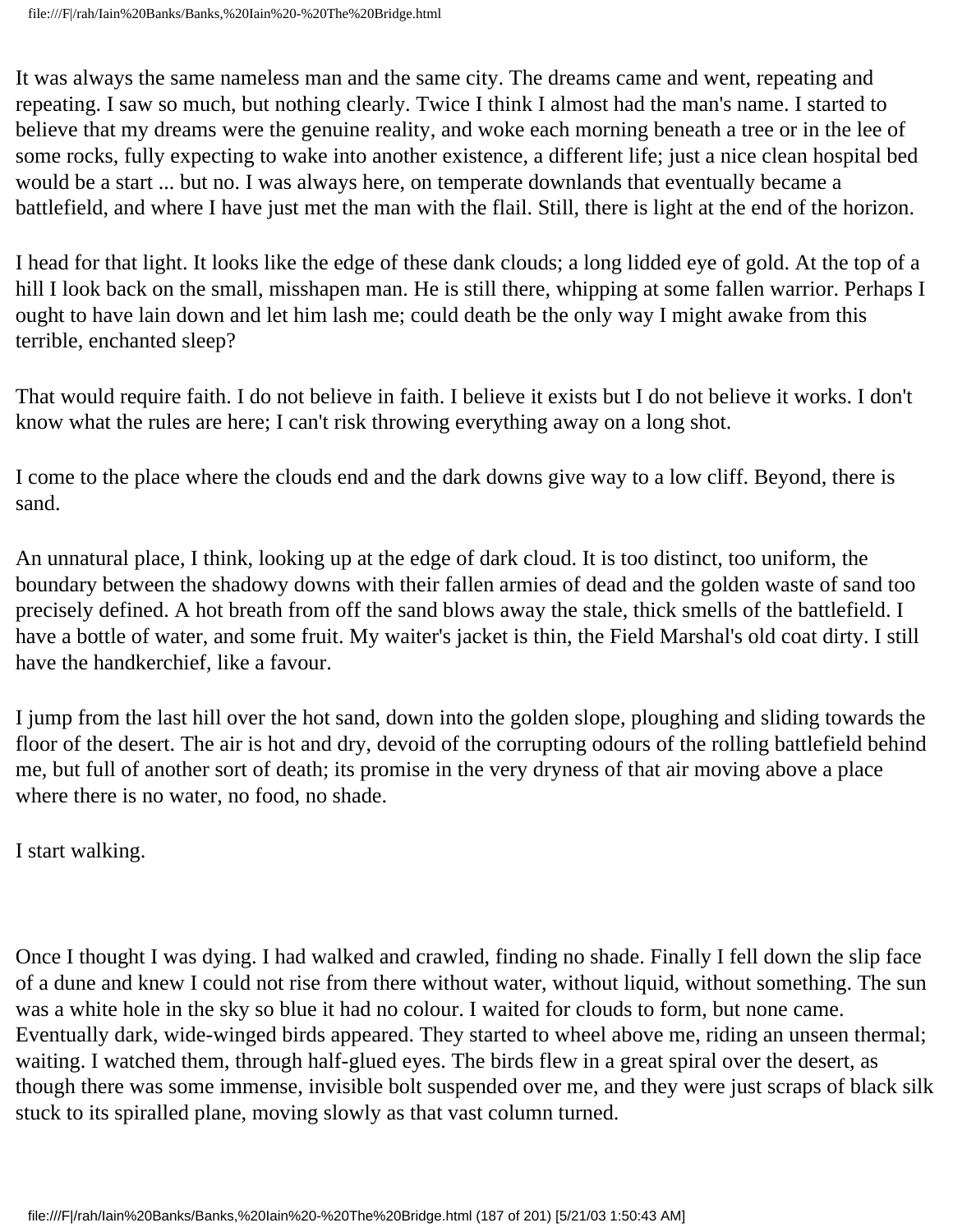It was always the same nameless man and the same city. The dreams came and went, repeating and repeating. I saw so much, but nothing clearly. Twice I think I almost had the man's name. I started to believe that my dreams were the genuine reality, and woke each morning beneath a tree or in the lee of some rocks, fully expecting to wake into another existence, a different life; just a nice clean hospital bed would be a start ... but no. I was always here, on temperate downlands that eventually became a battlefield, and where I have just met the man with the flail. Still, there is light at the end of the horizon.

I head for that light. It looks like the edge of these dank clouds; a long lidded eye of gold. At the top of a hill I look back on the small, misshapen man. He is still there, whipping at some fallen warrior. Perhaps I ought to have lain down and let him lash me; could death be the only way I might awake from this terrible, enchanted sleep?

That would require faith. I do not believe in faith. I believe it exists but I do not believe it works. I don't know what the rules are here; I can't risk throwing everything away on a long shot.

I come to the place where the clouds end and the dark downs give way to a low cliff. Beyond, there is sand.

An unnatural place, I think, looking up at the edge of dark cloud. It is too distinct, too uniform, the boundary between the shadowy downs with their fallen armies of dead and the golden waste of sand too precisely defined. A hot breath from off the sand blows away the stale, thick smells of the battlefield. I have a bottle of water, and some fruit. My waiter's jacket is thin, the Field Marshal's old coat dirty. I still have the handkerchief, like a favour.

I jump from the last hill over the hot sand, down into the golden slope, ploughing and sliding towards the floor of the desert. The air is hot and dry, devoid of the corrupting odours of the rolling battlefield behind me, but full of another sort of death; its promise in the very dryness of that air moving above a place where there is no water, no food, no shade.

I start walking.

Once I thought I was dying. I had walked and crawled, finding no shade. Finally I fell down the slip face of a dune and knew I could not rise from there without water, without liquid, without something. The sun was a white hole in the sky so blue it had no colour. I waited for clouds to form, but none came. Eventually dark, wide-winged birds appeared. They started to wheel above me, riding an unseen thermal; waiting. I watched them, through half-glued eyes. The birds flew in a great spiral over the desert, as though there was some immense, invisible bolt suspended over me, and they were just scraps of black silk stuck to its spiralled plane, moving slowly as that vast column turned.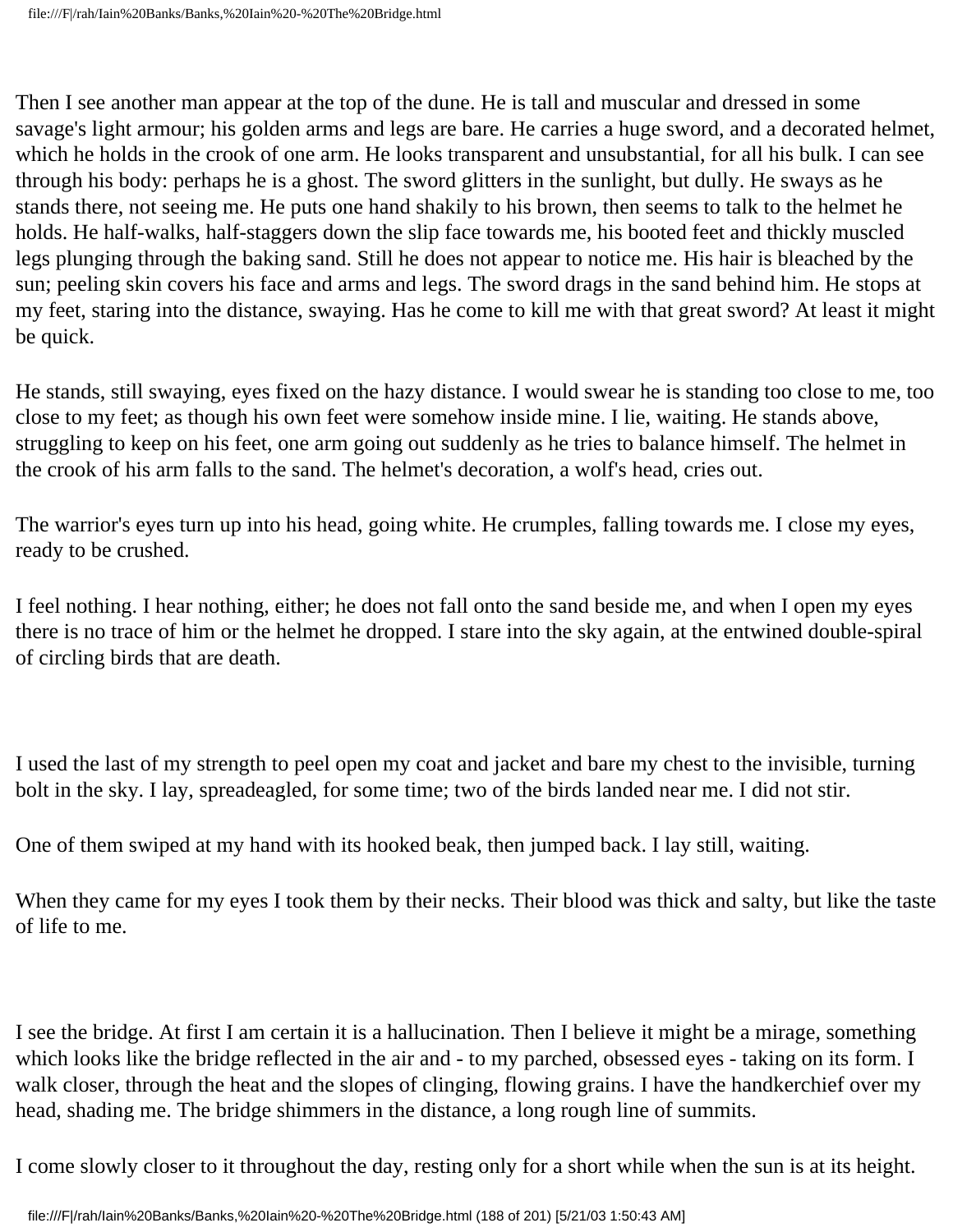Then I see another man appear at the top of the dune. He is tall and muscular and dressed in some savage's light armour; his golden arms and legs are bare. He carries a huge sword, and a decorated helmet, which he holds in the crook of one arm. He looks transparent and unsubstantial, for all his bulk. I can see through his body: perhaps he is a ghost. The sword glitters in the sunlight, but dully. He sways as he stands there, not seeing me. He puts one hand shakily to his brown, then seems to talk to the helmet he holds. He half-walks, half-staggers down the slip face towards me, his booted feet and thickly muscled legs plunging through the baking sand. Still he does not appear to notice me. His hair is bleached by the sun; peeling skin covers his face and arms and legs. The sword drags in the sand behind him. He stops at my feet, staring into the distance, swaying. Has he come to kill me with that great sword? At least it might be quick.

He stands, still swaying, eyes fixed on the hazy distance. I would swear he is standing too close to me, too close to my feet; as though his own feet were somehow inside mine. I lie, waiting. He stands above, struggling to keep on his feet, one arm going out suddenly as he tries to balance himself. The helmet in the crook of his arm falls to the sand. The helmet's decoration, a wolf's head, cries out.

The warrior's eyes turn up into his head, going white. He crumples, falling towards me. I close my eyes, ready to be crushed.

I feel nothing. I hear nothing, either; he does not fall onto the sand beside me, and when I open my eyes there is no trace of him or the helmet he dropped. I stare into the sky again, at the entwined double-spiral of circling birds that are death.

I used the last of my strength to peel open my coat and jacket and bare my chest to the invisible, turning bolt in the sky. I lay, spreadeagled, for some time; two of the birds landed near me. I did not stir.

One of them swiped at my hand with its hooked beak, then jumped back. I lay still, waiting.

When they came for my eyes I took them by their necks. Their blood was thick and salty, but like the taste of life to me.

I see the bridge. At first I am certain it is a hallucination. Then I believe it might be a mirage, something which looks like the bridge reflected in the air and - to my parched, obsessed eyes - taking on its form. I walk closer, through the heat and the slopes of clinging, flowing grains. I have the handkerchief over my head, shading me. The bridge shimmers in the distance, a long rough line of summits.

I come slowly closer to it throughout the day, resting only for a short while when the sun is at its height.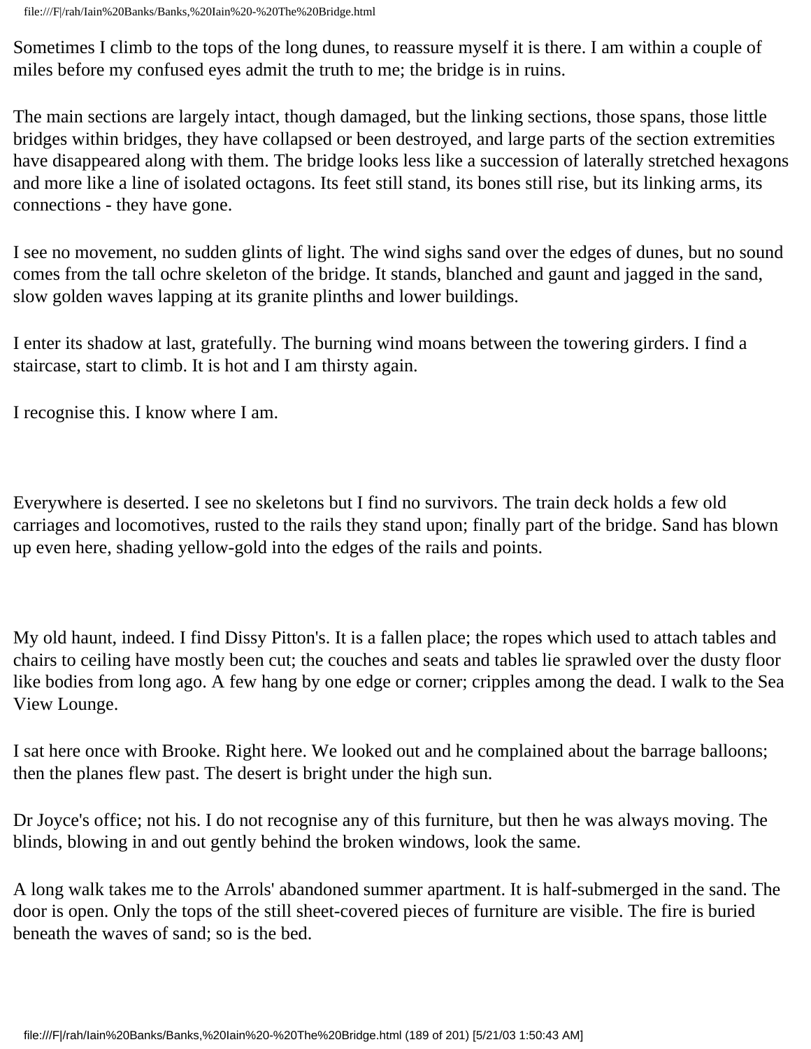Sometimes I climb to the tops of the long dunes, to reassure myself it is there. I am within a couple of miles before my confused eyes admit the truth to me; the bridge is in ruins.

The main sections are largely intact, though damaged, but the linking sections, those spans, those little bridges within bridges, they have collapsed or been destroyed, and large parts of the section extremities have disappeared along with them. The bridge looks less like a succession of laterally stretched hexagons and more like a line of isolated octagons. Its feet still stand, its bones still rise, but its linking arms, its connections - they have gone.

I see no movement, no sudden glints of light. The wind sighs sand over the edges of dunes, but no sound comes from the tall ochre skeleton of the bridge. It stands, blanched and gaunt and jagged in the sand, slow golden waves lapping at its granite plinths and lower buildings.

I enter its shadow at last, gratefully. The burning wind moans between the towering girders. I find a staircase, start to climb. It is hot and I am thirsty again.

I recognise this. I know where I am.

Everywhere is deserted. I see no skeletons but I find no survivors. The train deck holds a few old carriages and locomotives, rusted to the rails they stand upon; finally part of the bridge. Sand has blown up even here, shading yellow-gold into the edges of the rails and points.

My old haunt, indeed. I find Dissy Pitton's. It is a fallen place; the ropes which used to attach tables and chairs to ceiling have mostly been cut; the couches and seats and tables lie sprawled over the dusty floor like bodies from long ago. A few hang by one edge or corner; cripples among the dead. I walk to the Sea View Lounge.

I sat here once with Brooke. Right here. We looked out and he complained about the barrage balloons; then the planes flew past. The desert is bright under the high sun.

Dr Joyce's office; not his. I do not recognise any of this furniture, but then he was always moving. The blinds, blowing in and out gently behind the broken windows, look the same.

A long walk takes me to the Arrols' abandoned summer apartment. It is half-submerged in the sand. The door is open. Only the tops of the still sheet-covered pieces of furniture are visible. The fire is buried beneath the waves of sand; so is the bed.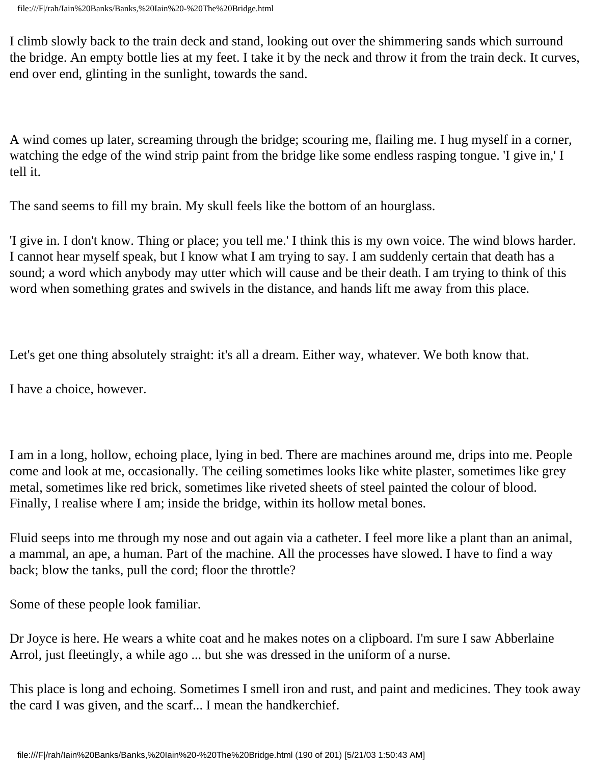I climb slowly back to the train deck and stand, looking out over the shimmering sands which surround the bridge. An empty bottle lies at my feet. I take it by the neck and throw it from the train deck. It curves, end over end, glinting in the sunlight, towards the sand.

A wind comes up later, screaming through the bridge; scouring me, flailing me. I hug myself in a corner, watching the edge of the wind strip paint from the bridge like some endless rasping tongue. 'I give in,' I tell it.

The sand seems to fill my brain. My skull feels like the bottom of an hourglass.

'I give in. I don't know. Thing or place; you tell me.' I think this is my own voice. The wind blows harder. I cannot hear myself speak, but I know what I am trying to say. I am suddenly certain that death has a sound; a word which anybody may utter which will cause and be their death. I am trying to think of this word when something grates and swivels in the distance, and hands lift me away from this place.

Let's get one thing absolutely straight: it's all a dream. Either way, whatever. We both know that.

I have a choice, however.

I am in a long, hollow, echoing place, lying in bed. There are machines around me, drips into me. People come and look at me, occasionally. The ceiling sometimes looks like white plaster, sometimes like grey metal, sometimes like red brick, sometimes like riveted sheets of steel painted the colour of blood. Finally, I realise where I am; inside the bridge, within its hollow metal bones.

Fluid seeps into me through my nose and out again via a catheter. I feel more like a plant than an animal, a mammal, an ape, a human. Part of the machine. All the processes have slowed. I have to find a way back; blow the tanks, pull the cord; floor the throttle?

Some of these people look familiar.

Dr Joyce is here. He wears a white coat and he makes notes on a clipboard. I'm sure I saw Abberlaine Arrol, just fleetingly, a while ago ... but she was dressed in the uniform of a nurse.

This place is long and echoing. Sometimes I smell iron and rust, and paint and medicines. They took away the card I was given, and the scarf... I mean the handkerchief.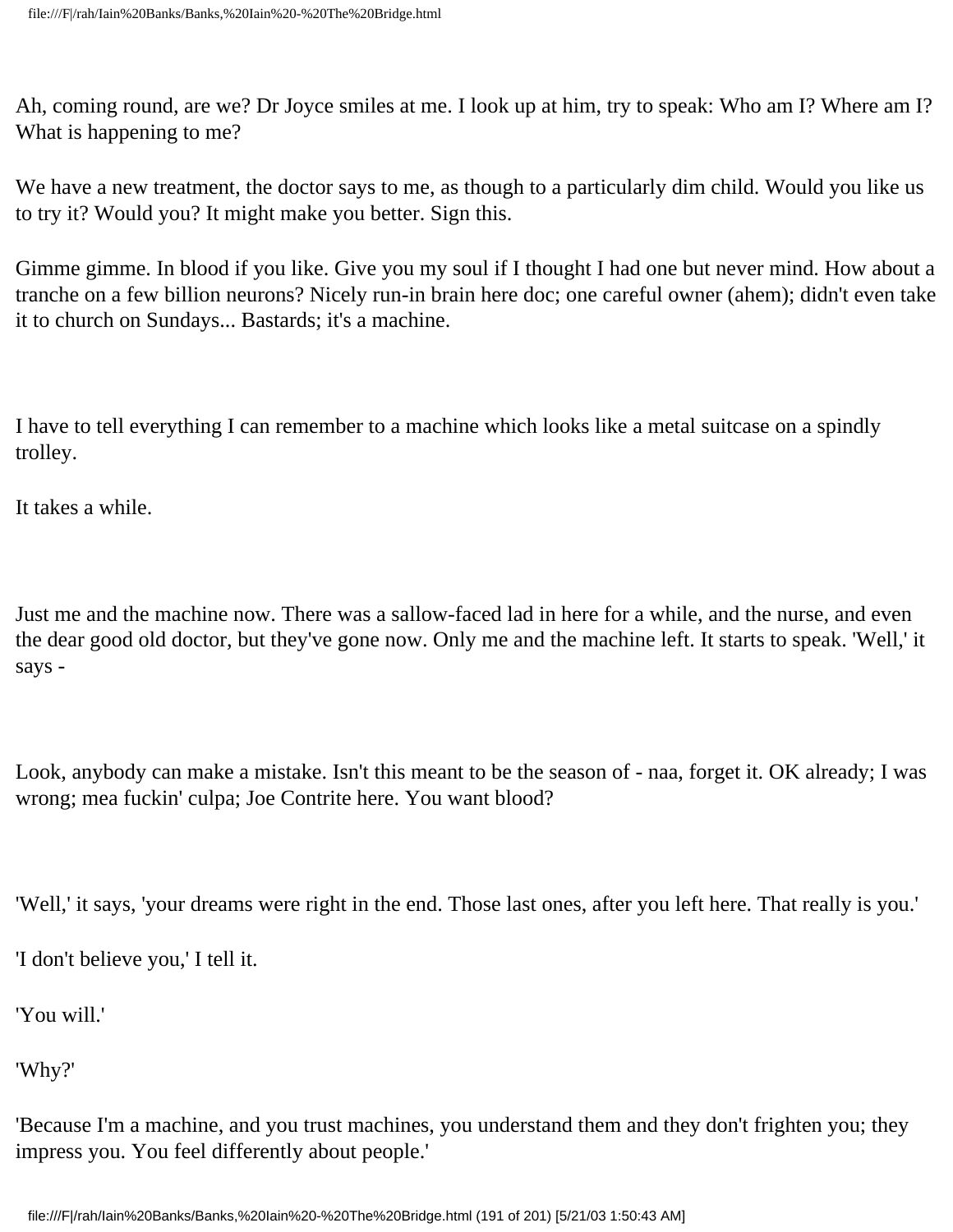Ah, coming round, are we? Dr Joyce smiles at me. I look up at him, try to speak: Who am I? Where am I? What is happening to me?

We have a new treatment, the doctor says to me, as though to a particularly dim child. Would you like us to try it? Would you? It might make you better. Sign this.

Gimme gimme. In blood if you like. Give you my soul if I thought I had one but never mind. How about a tranche on a few billion neurons? Nicely run-in brain here doc; one careful owner (ahem); didn't even take it to church on Sundays... Bastards; it's a machine.

I have to tell everything I can remember to a machine which looks like a metal suitcase on a spindly trolley.

It takes a while.

Just me and the machine now. There was a sallow-faced lad in here for a while, and the nurse, and even the dear good old doctor, but they've gone now. Only me and the machine left. It starts to speak. 'Well,' it says -

Look, anybody can make a mistake. Isn't this meant to be the season of - naa, forget it. OK already; I was wrong; mea fuckin' culpa; Joe Contrite here. You want blood?

'Well,' it says, 'your dreams were right in the end. Those last ones, after you left here. That really is you.'

'I don't believe you,' I tell it.

'You will.'

'Why?'

'Because I'm a machine, and you trust machines, you understand them and they don't frighten you; they impress you. You feel differently about people.'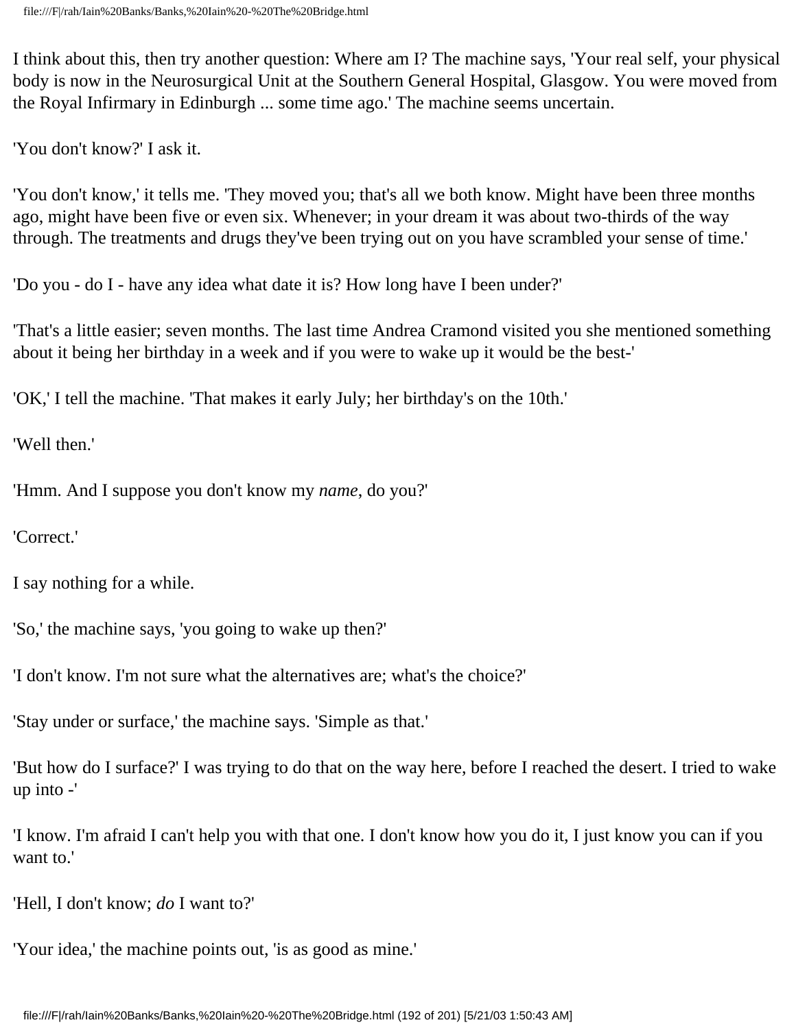I think about this, then try another question: Where am I? The machine says, 'Your real self, your physical body is now in the Neurosurgical Unit at the Southern General Hospital, Glasgow. You were moved from the Royal Infirmary in Edinburgh ... some time ago.' The machine seems uncertain.

'You don't know?' I ask it.

'You don't know,' it tells me. 'They moved you; that's all we both know. Might have been three months ago, might have been five or even six. Whenever; in your dream it was about two-thirds of the way through. The treatments and drugs they've been trying out on you have scrambled your sense of time.'

'Do you - do I - have any idea what date it is? How long have I been under?'

'That's a little easier; seven months. The last time Andrea Cramond visited you she mentioned something about it being her birthday in a week and if you were to wake up it would be the best-'

'OK,' I tell the machine. 'That makes it early July; her birthday's on the 10th.'

'Well then.'

'Hmm. And I suppose you don't know my *name*, do you?'

'Correct.'

I say nothing for a while.

'So,' the machine says, 'you going to wake up then?'

'I don't know. I'm not sure what the alternatives are; what's the choice?'

'Stay under or surface,' the machine says. 'Simple as that.'

'But how do I surface?' I was trying to do that on the way here, before I reached the desert. I tried to wake up into -'

'I know. I'm afraid I can't help you with that one. I don't know how you do it, I just know you can if you want to.'

'Hell, I don't know; *do* I want to?'

'Your idea,' the machine points out, 'is as good as mine.'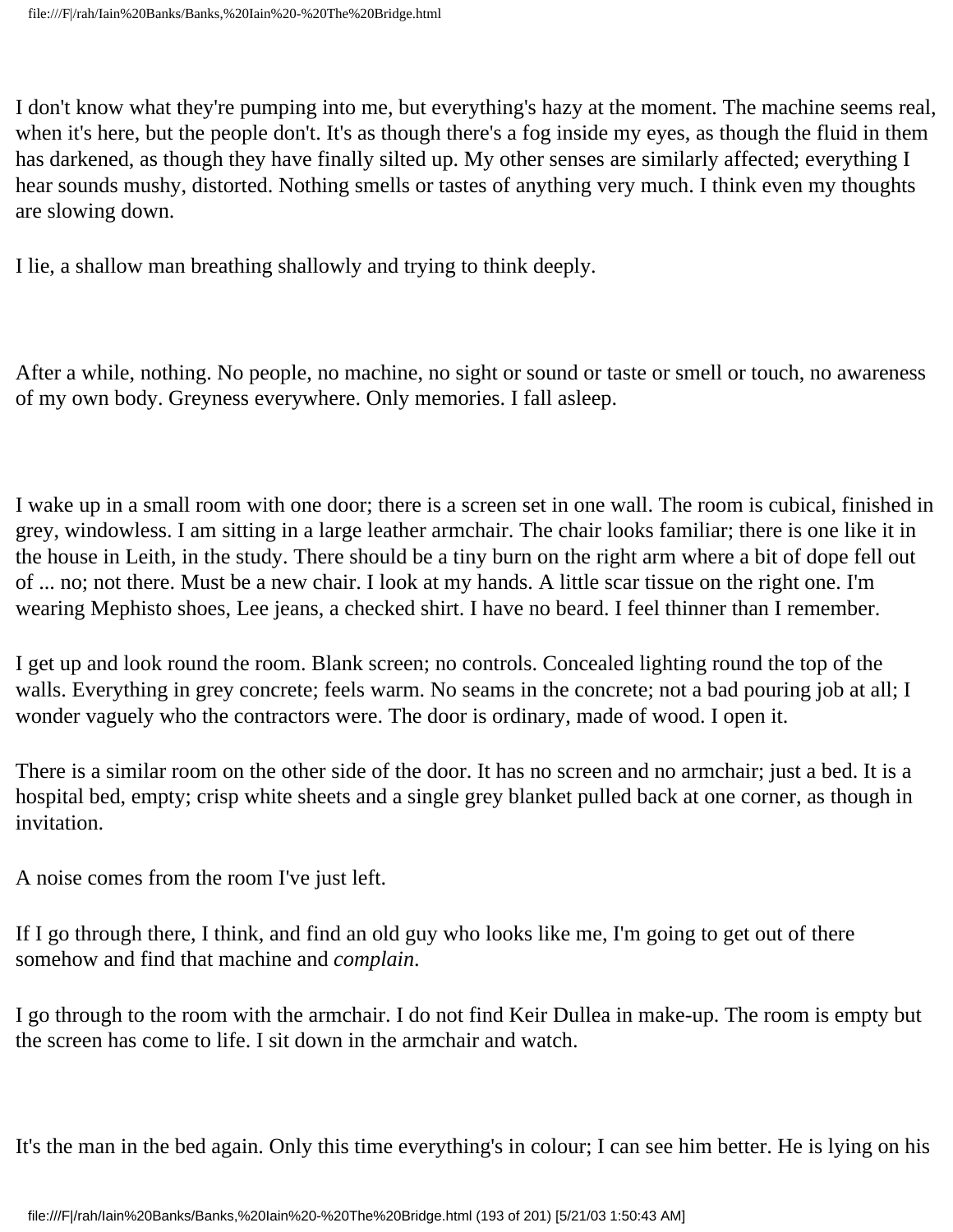I don't know what they're pumping into me, but everything's hazy at the moment. The machine seems real, when it's here, but the people don't. It's as though there's a fog inside my eyes, as though the fluid in them has darkened, as though they have finally silted up. My other senses are similarly affected; everything I hear sounds mushy, distorted. Nothing smells or tastes of anything very much. I think even my thoughts are slowing down.

I lie, a shallow man breathing shallowly and trying to think deeply.

After a while, nothing. No people, no machine, no sight or sound or taste or smell or touch, no awareness of my own body. Greyness everywhere. Only memories. I fall asleep.

I wake up in a small room with one door; there is a screen set in one wall. The room is cubical, finished in grey, windowless. I am sitting in a large leather armchair. The chair looks familiar; there is one like it in the house in Leith, in the study. There should be a tiny burn on the right arm where a bit of dope fell out of ... no; not there. Must be a new chair. I look at my hands. A little scar tissue on the right one. I'm wearing Mephisto shoes, Lee jeans, a checked shirt. I have no beard. I feel thinner than I remember.

I get up and look round the room. Blank screen; no controls. Concealed lighting round the top of the walls. Everything in grey concrete; feels warm. No seams in the concrete; not a bad pouring job at all; I wonder vaguely who the contractors were. The door is ordinary, made of wood. I open it.

There is a similar room on the other side of the door. It has no screen and no armchair; just a bed. It is a hospital bed, empty; crisp white sheets and a single grey blanket pulled back at one corner, as though in invitation.

A noise comes from the room I've just left.

If I go through there, I think, and find an old guy who looks like me, I'm going to get out of there somehow and find that machine and *complain*.

I go through to the room with the armchair. I do not find Keir Dullea in make-up. The room is empty but the screen has come to life. I sit down in the armchair and watch.

It's the man in the bed again. Only this time everything's in colour; I can see him better. He is lying on his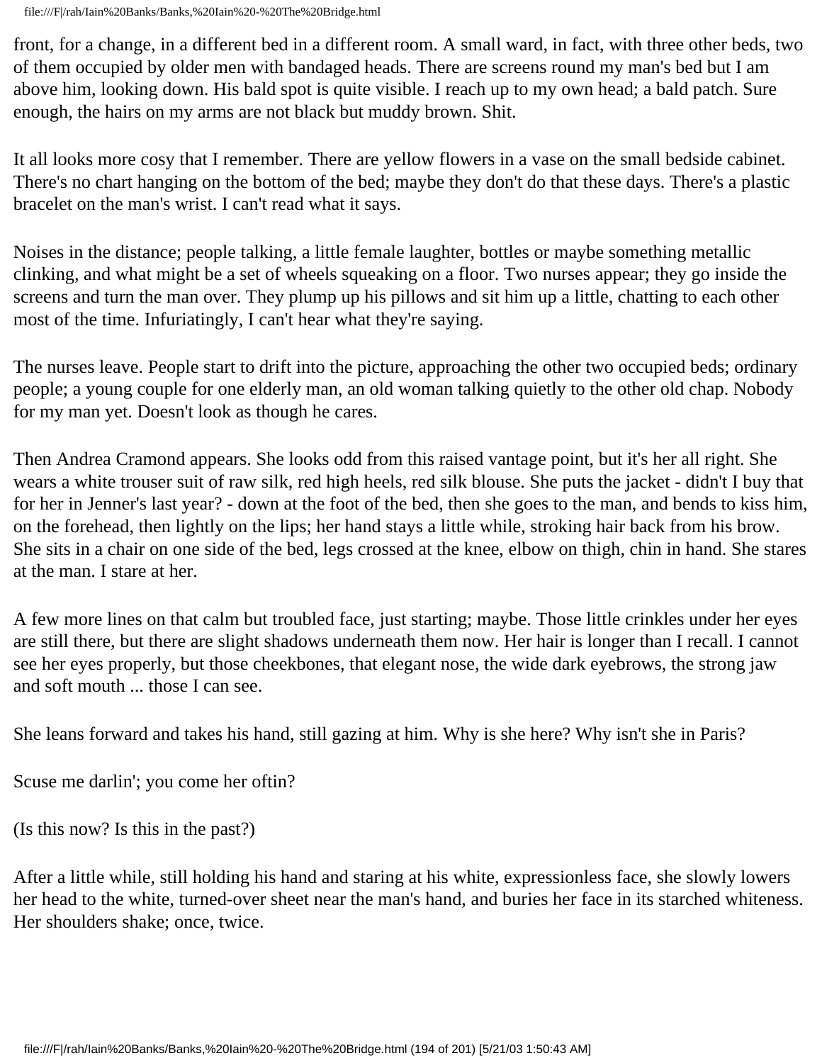front, for a change, in a different bed in a different room. A small ward, in fact, with three other beds, two of them occupied by older men with bandaged heads. There are screens round my man's bed but I am above him, looking down. His bald spot is quite visible. I reach up to my own head; a bald patch. Sure enough, the hairs on my arms are not black but muddy brown. Shit.

It all looks more cosy that I remember. There are yellow flowers in a vase on the small bedside cabinet. There's no chart hanging on the bottom of the bed; maybe they don't do that these days. There's a plastic bracelet on the man's wrist. I can't read what it says.

Noises in the distance; people talking, a little female laughter, bottles or maybe something metallic clinking, and what might be a set of wheels squeaking on a floor. Two nurses appear; they go inside the screens and turn the man over. They plump up his pillows and sit him up a little, chatting to each other most of the time. Infuriatingly, I can't hear what they're saying.

The nurses leave. People start to drift into the picture, approaching the other two occupied beds; ordinary people; a young couple for one elderly man, an old woman talking quietly to the other old chap. Nobody for my man yet. Doesn't look as though he cares.

Then Andrea Cramond appears. She looks odd from this raised vantage point, but it's her all right. She wears a white trouser suit of raw silk, red high heels, red silk blouse. She puts the jacket - didn't I buy that for her in Jenner's last year? - down at the foot of the bed, then she goes to the man, and bends to kiss him, on the forehead, then lightly on the lips; her hand stays a little while, stroking hair back from his brow. She sits in a chair on one side of the bed, legs crossed at the knee, elbow on thigh, chin in hand. She stares at the man. I stare at her.

A few more lines on that calm but troubled face, just starting; maybe. Those little crinkles under her eyes are still there, but there are slight shadows underneath them now. Her hair is longer than I recall. I cannot see her eyes properly, but those cheekbones, that elegant nose, the wide dark eyebrows, the strong jaw and soft mouth ... those I can see.

She leans forward and takes his hand, still gazing at him. Why is she here? Why isn't she in Paris?

Scuse me darlin'; you come her oftin?

(Is this now? Is this in the past?)

After a little while, still holding his hand and staring at his white, expressionless face, she slowly lowers her head to the white, turned-over sheet near the man's hand, and buries her face in its starched whiteness. Her shoulders shake; once, twice.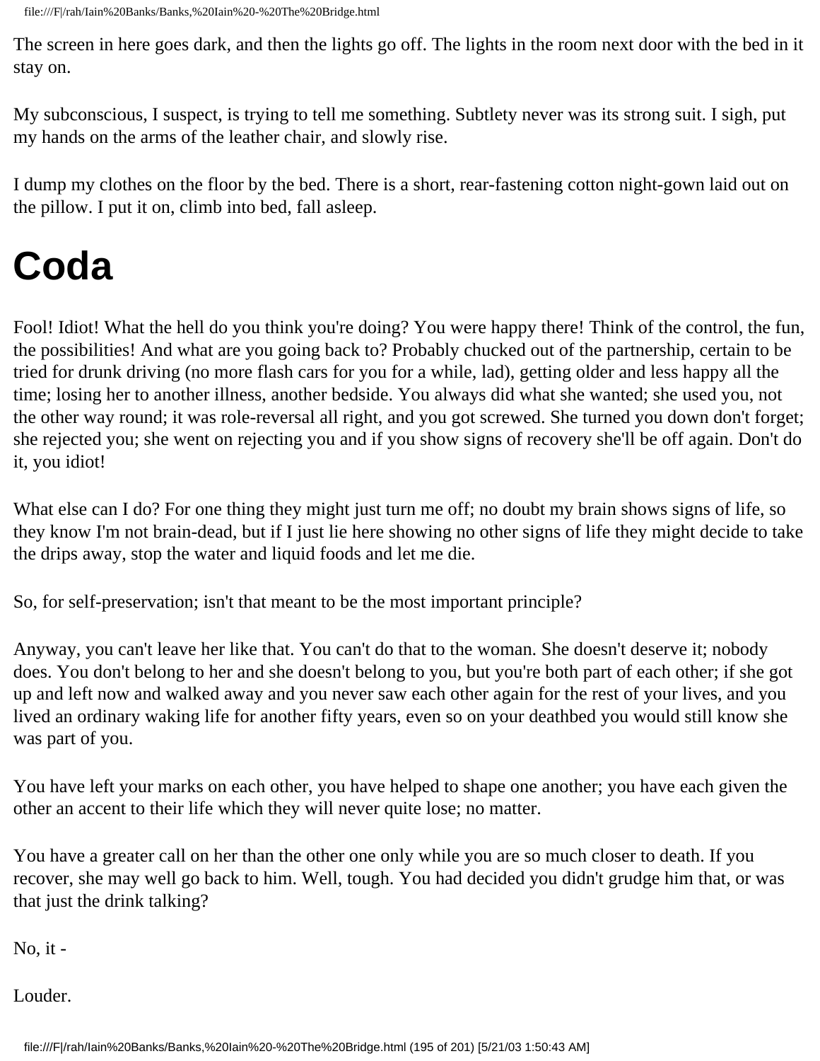The screen in here goes dark, and then the lights go off. The lights in the room next door with the bed in it stay on.

My subconscious, I suspect, is trying to tell me something. Subtlety never was its strong suit. I sigh, put my hands on the arms of the leather chair, and slowly rise.

I dump my clothes on the floor by the bed. There is a short, rear-fastening cotton night-gown laid out on the pillow. I put it on, climb into bed, fall asleep.

# Coda

Fool! Idiot! What the hell do you think you're doing? You were happy there! Think of the control, the fun, the possibilities! And what are you going back to? Probably chucked out of the partnership, certain to be tried for drunk driving (no more flash cars for you for a while, lad), getting older and less happy all the time; losing her to another illness, another bedside. You always did what she wanted; she used you, not the other way round; it was role-reversal all right, and you got screwed. She turned you down don't forget; she rejected you; she went on rejecting you and if you show signs of recovery she'll be off again. Don't do it, you idiot!

What else can I do? For one thing they might just turn me off; no doubt my brain shows signs of life, so they know I'm not brain-dead, but if I just lie here showing no other signs of life they might decide to take the drips away, stop the water and liquid foods and let me die.

So, for self-preservation; isn't that meant to be the most important principle?

Anyway, you can't leave her like that. You can't do that to the woman. She doesn't deserve it; nobody does. You don't belong to her and she doesn't belong to you, but you're both part of each other; if she got up and left now and walked away and you never saw each other again for the rest of your lives, and you lived an ordinary waking life for another fifty years, even so on your deathbed you would still know she was part of you.

You have left your marks on each other, you have helped to shape one another; you have each given the other an accent to their life which they will never quite lose; no matter.

You have a greater call on her than the other one only while you are so much closer to death. If you recover, she may well go back to him. Well, tough. You had decided you didn't grudge him that, or was that just the drink talking?

No, it -

Louder.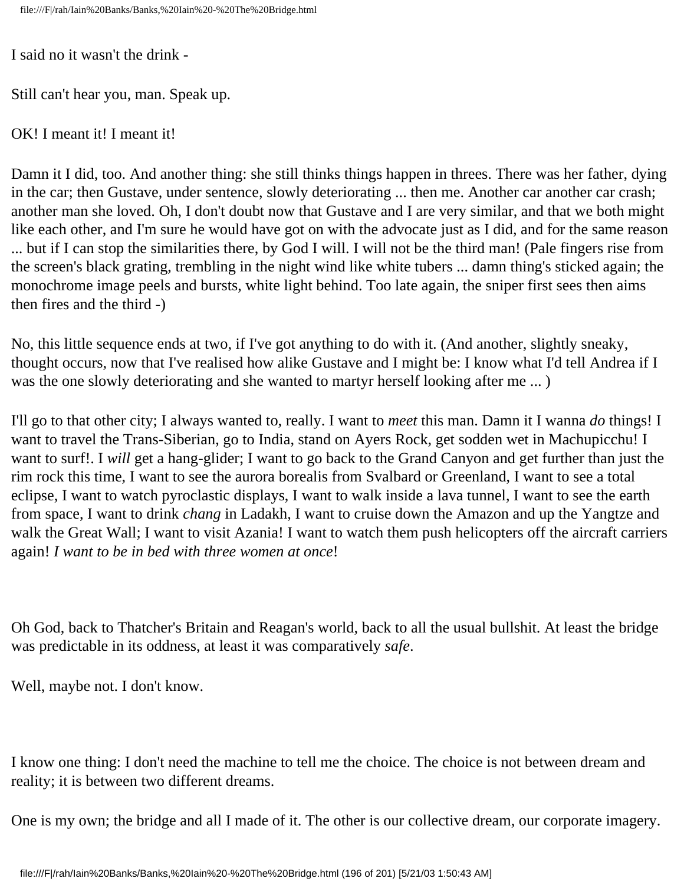I said no it wasn't the drink -

Still can't hear you, man. Speak up.

OK! I meant it! I meant it!

Damn it I did, too. And another thing: she still thinks things happen in threes. There was her father, dying in the car; then Gustave, under sentence, slowly deteriorating ... then me. Another car another car crash; another man she loved. Oh, I don't doubt now that Gustave and I are very similar, and that we both might like each other, and I'm sure he would have got on with the advocate just as I did, and for the same reason ... but if I can stop the similarities there, by God I will. I will not be the third man! (Pale fingers rise from the screen's black grating, trembling in the night wind like white tubers ... damn thing's sticked again; the monochrome image peels and bursts, white light behind. Too late again, the sniper first sees then aims then fires and the third -)

No, this little sequence ends at two, if I've got anything to do with it. (And another, slightly sneaky, thought occurs, now that I've realised how alike Gustave and I might be: I know what I'd tell Andrea if I was the one slowly deteriorating and she wanted to martyr herself looking after me ... )

I'll go to that other city; I always wanted to, really. I want to *meet* this man. Damn it I wanna *do* things! I want to travel the Trans-Siberian, go to India, stand on Ayers Rock, get sodden wet in Machupicchu! I want to surf!. I *will* get a hang-glider; I want to go back to the Grand Canyon and get further than just the rim rock this time, I want to see the aurora borealis from Svalbard or Greenland, I want to see a total eclipse, I want to watch pyroclastic displays, I want to walk inside a lava tunnel, I want to see the earth from space, I want to drink *chang* in Ladakh, I want to cruise down the Amazon and up the Yangtze and walk the Great Wall; I want to visit Azania! I want to watch them push helicopters off the aircraft carriers again! *I want to be in bed with three women at once*!

Oh God, back to Thatcher's Britain and Reagan's world, back to all the usual bullshit. At least the bridge was predictable in its oddness, at least it was comparatively *safe*.

Well, maybe not. I don't know.

I know one thing: I don't need the machine to tell me the choice. The choice is not between dream and reality; it is between two different dreams.

One is my own; the bridge and all I made of it. The other is our collective dream, our corporate imagery.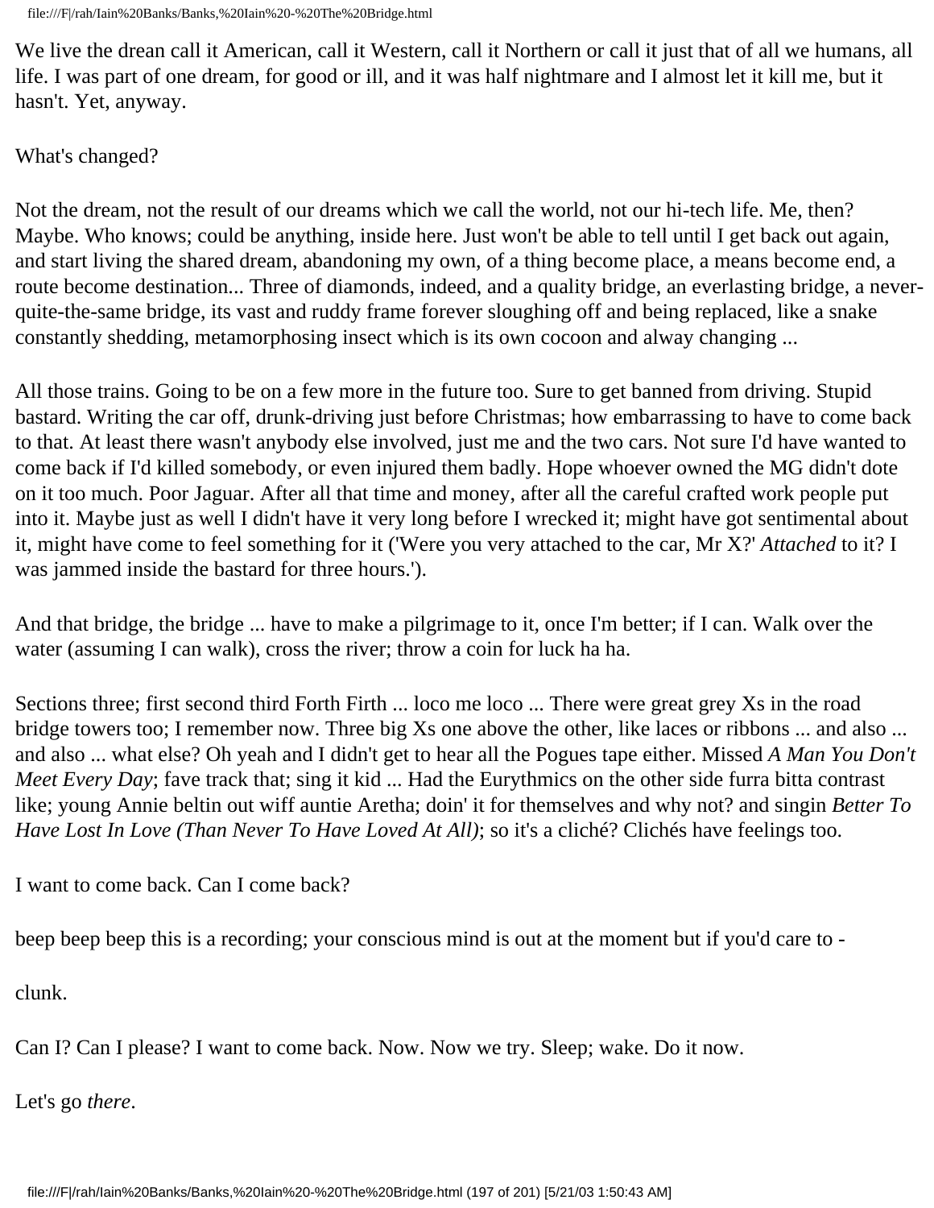We live the drean call it American, call it Western, call it Northern or call it just that of all we humans, all life. I was part of one dream, for good or ill, and it was half nightmare and I almost let it kill me, but it hasn't. Yet, anyway.

What's changed?

Not the dream, not the result of our dreams which we call the world, not our hi-tech life. Me, then? Maybe. Who knows; could be anything, inside here. Just won't be able to tell until I get back out again, and start living the shared dream, abandoning my own, of a thing become place, a means become end, a route become destination... Three of diamonds, indeed, and a quality bridge, an everlasting bridge, a never-quite-the-same bridge, its vast and ruddy frame forever sloughing off and being replaced, like a snake constantly shedding, metamorphosing insect which is its own cocoon and alway changing ...

All those trains. Going to be on a few more in the future too. Sure to get banned from driving. Stupid bastard. Writing the car off, drunk-driving just before Christmas; how embarrassing to have to come back to that. At least there wasn't anybody else involved, just me and the two cars. Not sure I'd have wanted to come back if I'd killed somebody, or even injured them badly. Hope whoever owned the MG didn't dote on it too much. Poor Jaguar. After all that time and money, after all the careful crafted work people put into it. Maybe just as well I didn't have it very long before I wrecked it; might have got sentimental about it, might have come to feel something for it ('Were you very attached to the car, Mr X?' *Attached* to it? I was jammed inside the bastard for three hours.').

And that bridge, the bridge ... have to make a pilgrimage to it, once I'm better; if I can. Walk over the water (assuming I can walk), cross the river; throw a coin for luck ha ha.

Sections three; first second third Forth Firth ... loco me loco ... There were great grey Xs in the road bridge towers too; I remember now. Three big Xs one above the other, like laces or ribbons ... and also ... and also ... what else? Oh yeah and I didn't get to hear all the Pogues tape either. Missed *A Man You Don't Meet Every Day*; fave track that; sing it kid ... Had the Eurythmics on the other side furra bitta contrast like; young Annie beltin out wiff auntie Aretha; doin' it for themselves and why not? and singin *Better To Have Lost In Love (Than Never To Have Loved At All)*; so it's a cliché? Clichés have feelings too.

I want to come back. Can I come back?

beep beep beep this is a recording; your conscious mind is out at the moment but if you'd care to -

clunk.

Can I? Can I please? I want to come back. Now. Now we try. Sleep; wake. Do it now.

Let's go *there*.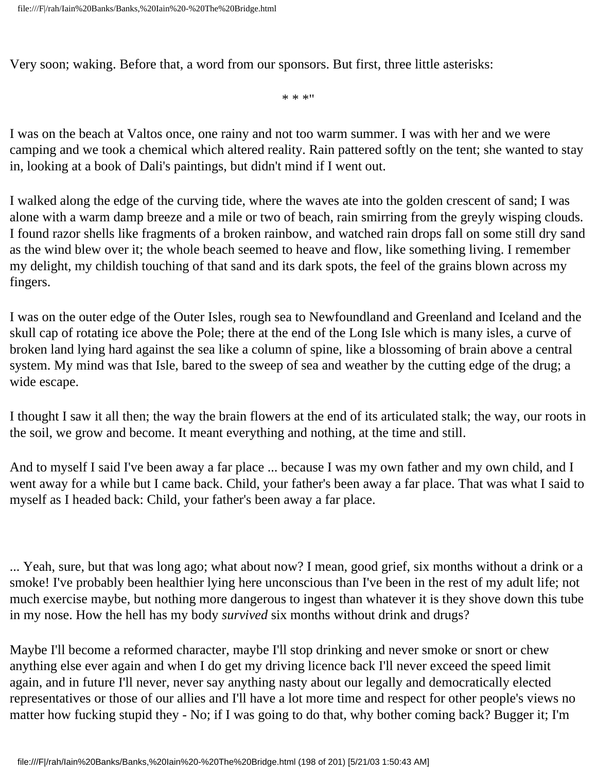Very soon; waking. Before that, a word from our sponsors. But first, three little asterisks:

* * *"

I was on the beach at Valtos once, one rainy and not too warm summer. I was with her and we were camping and we took a chemical which altered reality. Rain pattered softly on the tent; she wanted to stay in, looking at a book of Dali's paintings, but didn't mind if I went out.

I walked along the edge of the curving tide, where the waves ate into the golden crescent of sand; I was alone with a warm damp breeze and a mile or two of beach, rain smirring from the greyly wisping clouds. I found razor shells like fragments of a broken rainbow, and watched rain drops fall on some still dry sand as the wind blew over it; the whole beach seemed to heave and flow, like something living. I remember my delight, my childish touching of that sand and its dark spots, the feel of the grains blown across my fingers.

I was on the outer edge of the Outer Isles, rough sea to Newfoundland and Greenland and Iceland and the skull cap of rotating ice above the Pole; there at the end of the Long Isle which is many isles, a curve of broken land lying hard against the sea like a column of spine, like a blossoming of brain above a central system. My mind was that Isle, bared to the sweep of sea and weather by the cutting edge of the drug; a wide escape.

I thought I saw it all then; the way the brain flowers at the end of its articulated stalk; the way, our roots in the soil, we grow and become. It meant everything and nothing, at the time and still.

And to myself I said I've been away a far place ... because I was my own father and my own child, and I went away for a while but I came back. Child, your father's been away a far place. That was what I said to myself as I headed back: Child, your father's been away a far place.

... Yeah, sure, but that was long ago; what about now? I mean, good grief, six months without a drink or a smoke! I've probably been healthier lying here unconscious than I've been in the rest of my adult life; not much exercise maybe, but nothing more dangerous to ingest than whatever it is they shove down this tube in my nose. How the hell has my body *survived* six months without drink and drugs?

Maybe I'll become a reformed character, maybe I'll stop drinking and never smoke or snort or chew anything else ever again and when I do get my driving licence back I'll never exceed the speed limit again, and in future I'll never, never say anything nasty about our legally and democratically elected representatives or those of our allies and I'll have a lot more time and respect for other people's views no matter how fucking stupid they - No; if I was going to do that, why bother coming back? Bugger it; I'm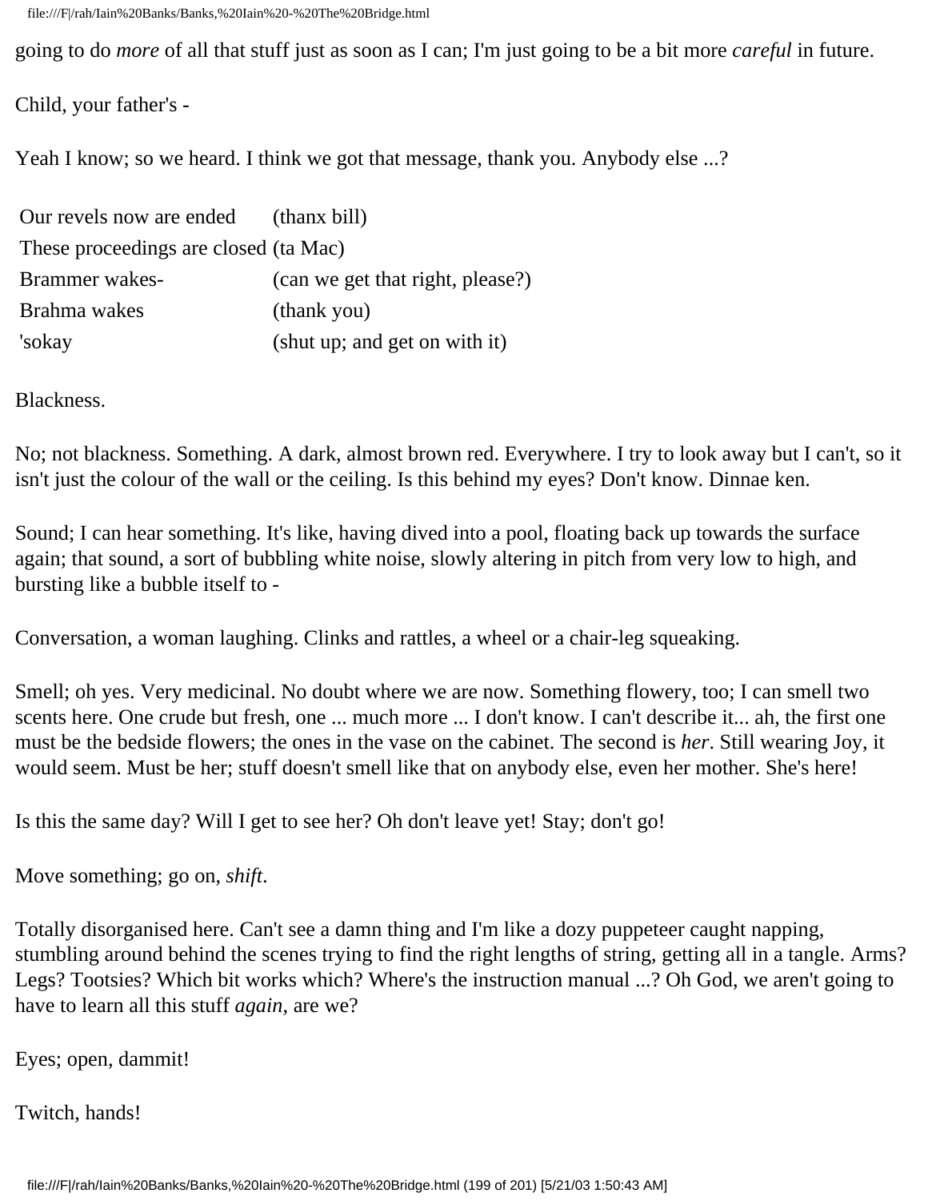going to do *more* of all that stuff just as soon as I can; I'm just going to be a bit more *careful* in future.

Child, your father's -

Yeah I know; so we heard. I think we got that message, thank you. Anybody else ...?

| | |
|---|---|
| Our revels now are ended | (thanx bill) |
| These proceedings are closed | (ta Mac) |
| Brammer wakes- | (can we get that right, please?) |
| Brahma wakes | (thank you) |
| 'sokay | (shut up; and get on with it) |

Blackness.

No; not blackness. Something. A dark, almost brown red. Everywhere. I try to look away but I can't, so it isn't just the colour of the wall or the ceiling. Is this behind my eyes? Don't know. Dinnae ken.

Sound; I can hear something. It's like, having dived into a pool, floating back up towards the surface again; that sound, a sort of bubbling white noise, slowly altering in pitch from very low to high, and bursting like a bubble itself to -

Conversation, a woman laughing. Clinks and rattles, a wheel or a chair-leg squeaking.

Smell; oh yes. Very medicinal. No doubt where we are now. Something flowery, too; I can smell two scents here. One crude but fresh, one ... much more ... I don't know. I can't describe it... ah, the first one must be the bedside flowers; the ones in the vase on the cabinet. The second is *her*. Still wearing Joy, it would seem. Must be her; stuff doesn't smell like that on anybody else, even her mother. She's here!

Is this the same day? Will I get to see her? Oh don't leave yet! Stay; don't go!

Move something; go on, *shift*.

Totally disorganised here. Can't see a damn thing and I'm like a dozy puppeteer caught napping, stumbling around behind the scenes trying to find the right lengths of string, getting all in a tangle. Arms? Legs? Tootsies? Which bit works which? Where's the instruction manual ...? Oh God, we aren't going to have to learn all this stuff *again*, are we?

Eyes; open, dammit!

Twitch, hands!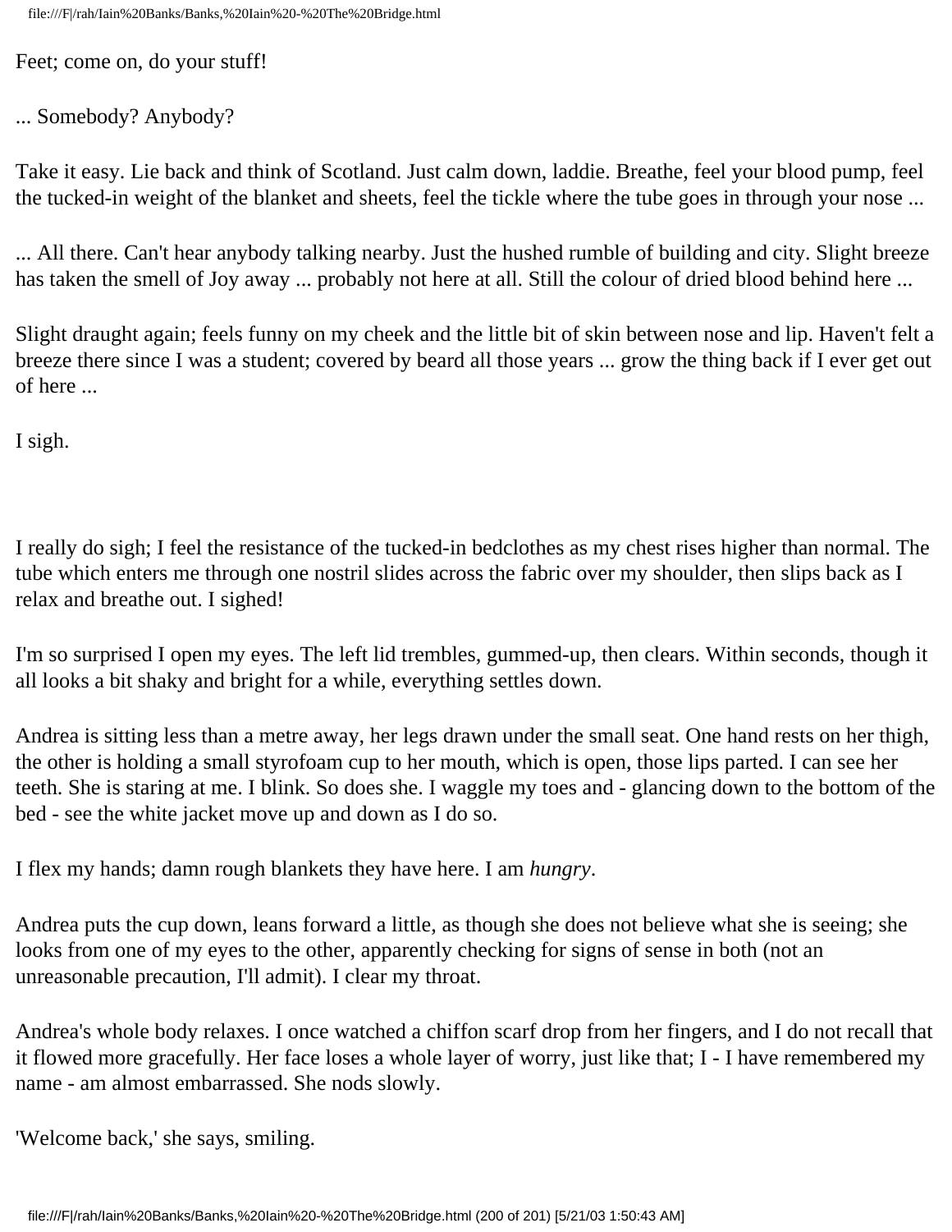Feet; come on, do your stuff!

... Somebody? Anybody?

Take it easy. Lie back and think of Scotland. Just calm down, laddie. Breathe, feel your blood pump, feel the tucked-in weight of the blanket and sheets, feel the tickle where the tube goes in through your nose ...

... All there. Can't hear anybody talking nearby. Just the hushed rumble of building and city. Slight breeze has taken the smell of Joy away ... probably not here at all. Still the colour of dried blood behind here ...

Slight draught again; feels funny on my cheek and the little bit of skin between nose and lip. Haven't felt a breeze there since I was a student; covered by beard all those years ... grow the thing back if I ever get out of here ...

I sigh.

I really do sigh; I feel the resistance of the tucked-in bedclothes as my chest rises higher than normal. The tube which enters me through one nostril slides across the fabric over my shoulder, then slips back as I relax and breathe out. I sighed!

I'm so surprised I open my eyes. The left lid trembles, gummed-up, then clears. Within seconds, though it all looks a bit shaky and bright for a while, everything settles down.

Andrea is sitting less than a metre away, her legs drawn under the small seat. One hand rests on her thigh, the other is holding a small styrofoam cup to her mouth, which is open, those lips parted. I can see her teeth. She is staring at me. I blink. So does she. I waggle my toes and - glancing down to the bottom of the bed - see the white jacket move up and down as I do so.

I flex my hands; damn rough blankets they have here. I am *hungry*.

Andrea puts the cup down, leans forward a little, as though she does not believe what she is seeing; she looks from one of my eyes to the other, apparently checking for signs of sense in both (not an unreasonable precaution, I'll admit). I clear my throat.

Andrea's whole body relaxes. I once watched a chiffon scarf drop from her fingers, and I do not recall that it flowed more gracefully. Her face loses a whole layer of worry, just like that; I - I have remembered my name - am almost embarrassed. She nods slowly.

'Welcome back,' she says, smiling.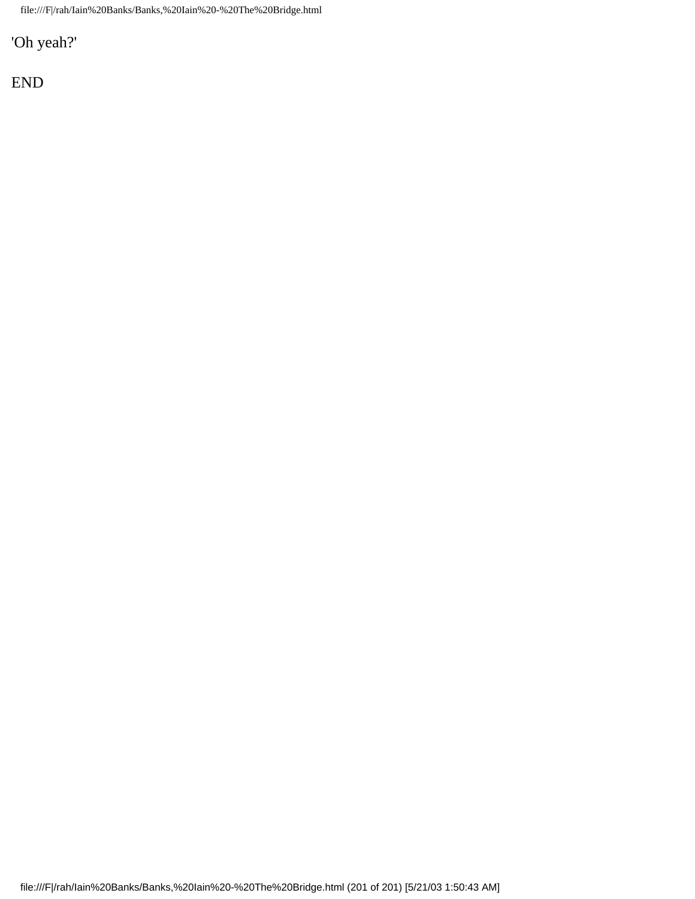'Oh yeah?'

END